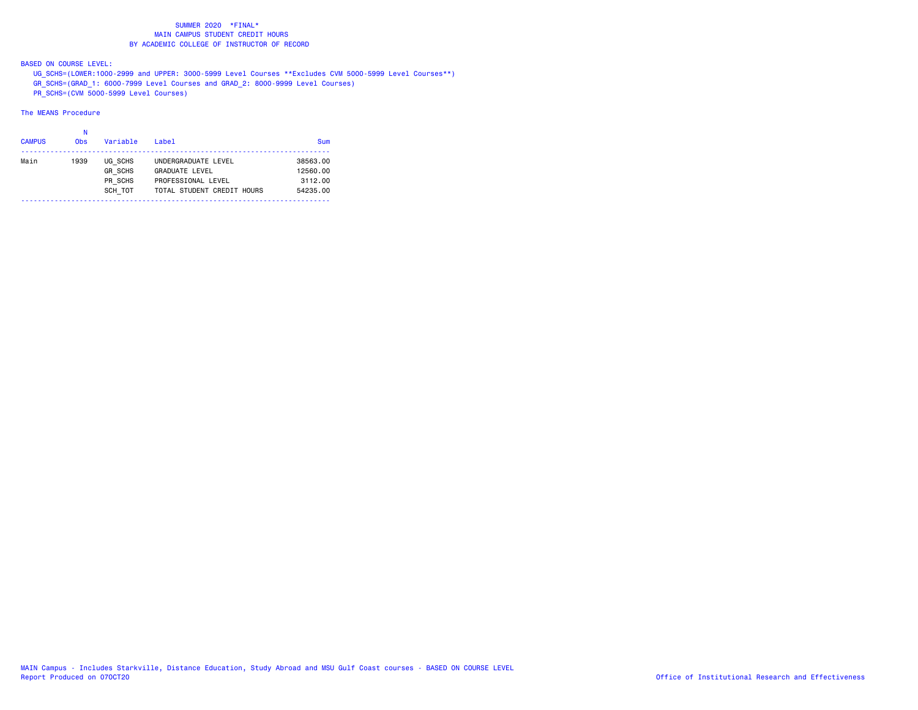# SUMMER 2020 *FINAL*

## MAIN CAMPUS STUDENT CREDIT HOURS

## BY ACADEMIC COLLEGE OF INSTRUCTOR OF RECORD

BASED ON COURSE LEVEL:

UG_SCHS=(LOWER:1000-2999 and UPPER: 3000-5999 Level Courses **Excludes CVM 5000-5999 Level Courses**)

GR_SCHS=(GRAD_1: 6000-7999 Level Courses and GRAD_2: 8000-9999 Level Courses)

PR_SCHS=(CVM 5000-5999 Level Courses)

The MEANS Procedure

| CAMPUS | N Obs | Variable | Label | Sum |
|---|---|---|---|---|
| Main | 1939 | UG_SCHS | UNDERGRADUATE LEVEL | 38563.00 |
| | | GR_SCHS | GRADUATE LEVEL | 12560.00 |
| | | PR_SCHS | PROFESSIONAL LEVEL | 3112.00 |
| | | SCH_TOT | TOTAL STUDENT CREDIT HOURS | 54235.00 |

MAIN Campus - Includes Starkville, Distance Education, Study Abroad and MSU Gulf Coast courses - BASED ON COURSE LEVEL

Report Produced on 07OCT20

Office of Institutional Research and Effectiveness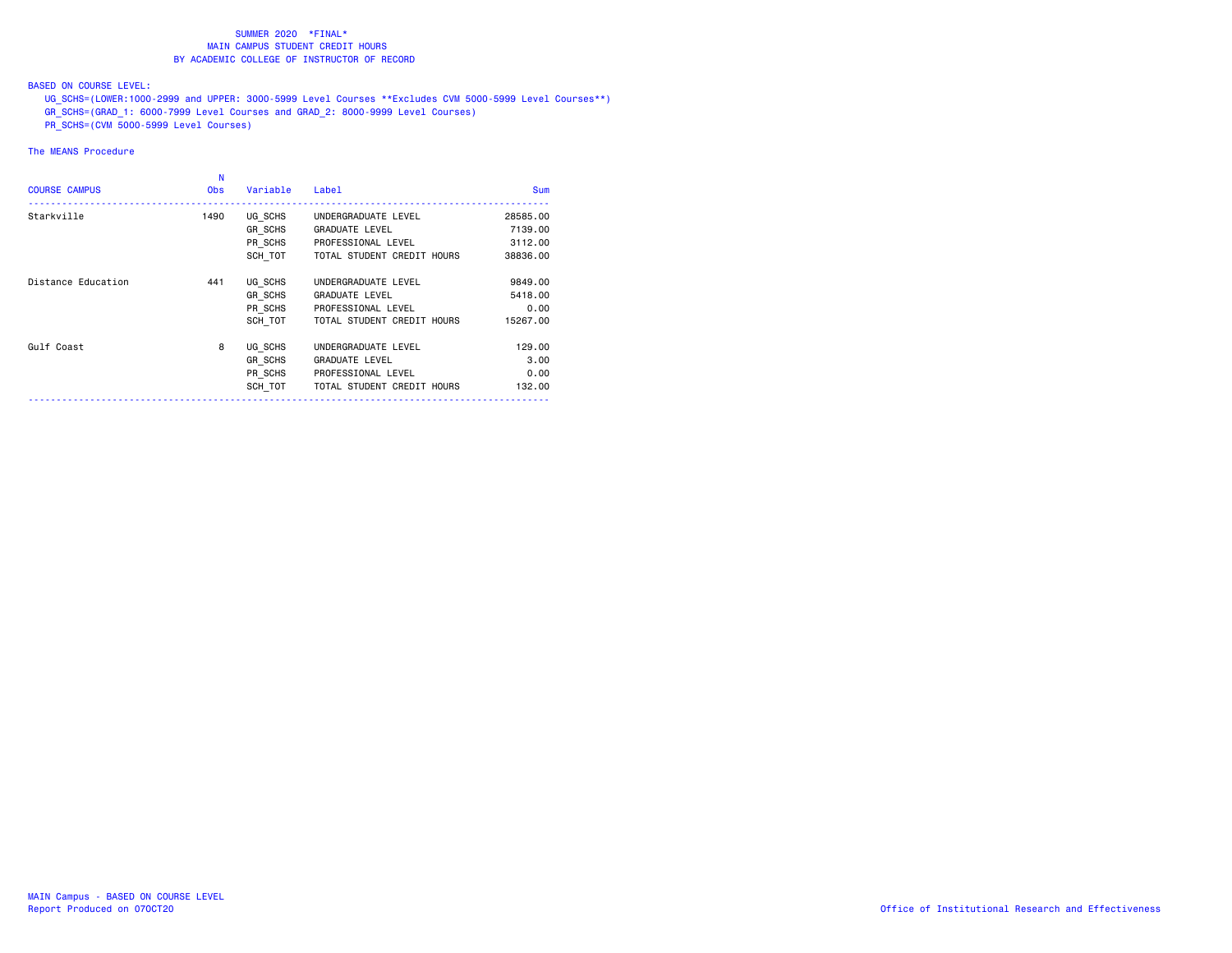SUMMER 2020 *FINAL*
MAIN CAMPUS STUDENT CREDIT HOURS
BY ACADEMIC COLLEGE OF INSTRUCTOR OF RECORD

BASED ON COURSE LEVEL:
UG_SCHS=(LOWER:1000-2999 and UPPER: 3000-5999 Level Courses **Excludes CVM 5000-5999 Level Courses**)
GR_SCHS=(GRAD_1: 6000-7999 Level Courses and GRAD_2: 8000-9999 Level Courses)
PR_SCHS=(CVM 5000-5999 Level Courses)

The MEANS Procedure

| COURSE CAMPUS | N Obs | Variable | Label | Sum |
|---|---|---|---|---|
| Starkville | 1490 | UG_SCHS | UNDERGRADUATE LEVEL | 28585.00 |
| | | GR_SCHS | GRADUATE LEVEL | 7139.00 |
| | | PR_SCHS | PROFESSIONAL LEVEL | 3112.00 |
| | | SCH_TOT | TOTAL STUDENT CREDIT HOURS | 38836.00 |
| Distance Education | 441 | UG_SCHS | UNDERGRADUATE LEVEL | 9849.00 |
| | | GR_SCHS | GRADUATE LEVEL | 5418.00 |
| | | PR_SCHS | PROFESSIONAL LEVEL | 0.00 |
| | | SCH_TOT | TOTAL STUDENT CREDIT HOURS | 15267.00 |
| Gulf Coast | 8 | UG_SCHS | UNDERGRADUATE LEVEL | 129.00 |
| | | GR_SCHS | GRADUATE LEVEL | 3.00 |
| | | PR_SCHS | PROFESSIONAL LEVEL | 0.00 |
| | | SCH_TOT | TOTAL STUDENT CREDIT HOURS | 132.00 |

MAIN Campus - BASED ON COURSE LEVEL
Report Produced on 07OCT20

Office of Institutional Research and Effectiveness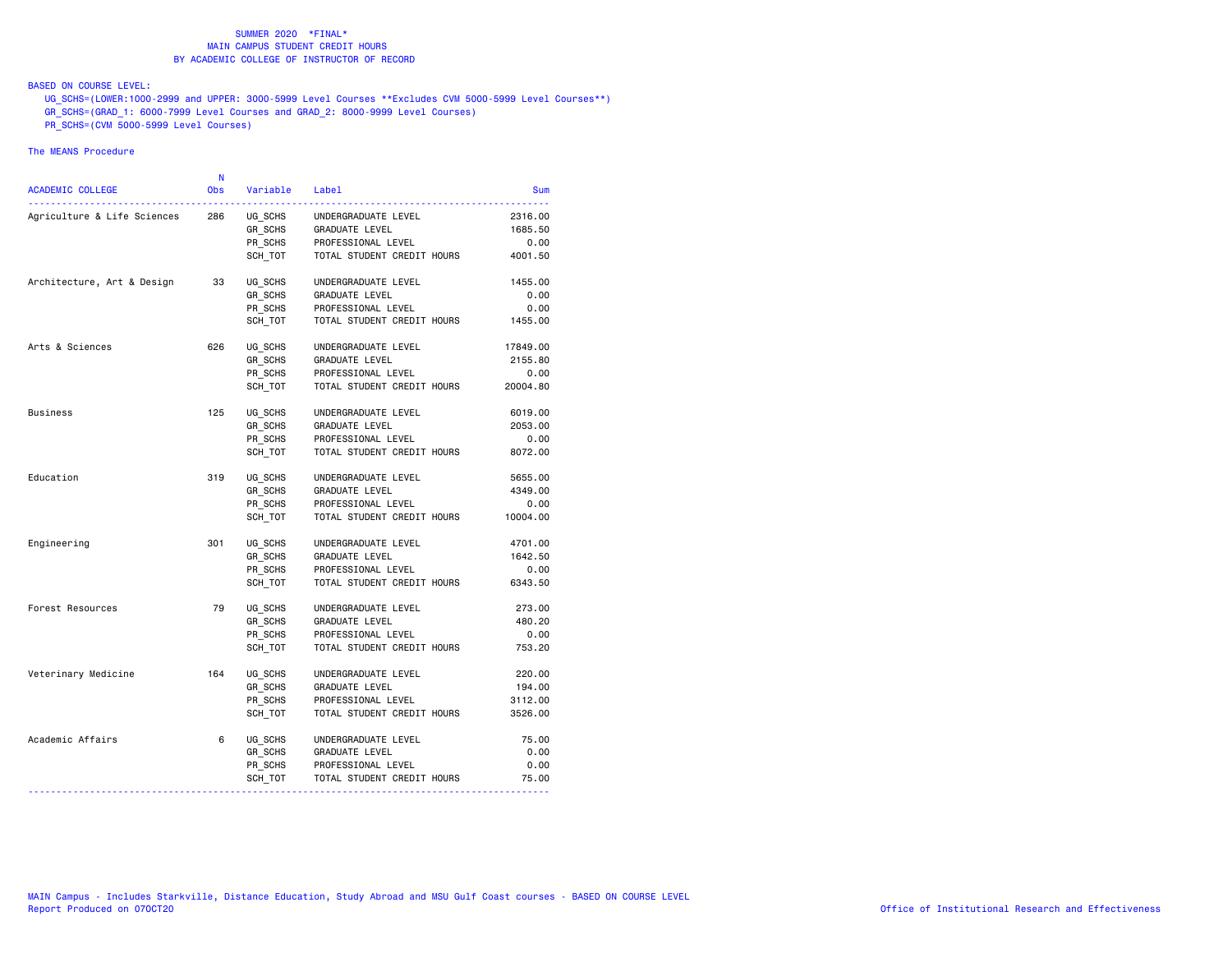# SUMMER 2020 *FINAL*

## MAIN CAMPUS STUDENT CREDIT HOURS

## BY ACADEMIC COLLEGE OF INSTRUCTOR OF RECORD

BASED ON COURSE LEVEL:

UG_SCHS=(LOWER:1000-2999 and UPPER: 3000-5999 Level Courses **Excludes CVM 5000-5999 Level Courses**)
GR_SCHS=(GRAD_1: 6000-7999 Level Courses and GRAD_2: 8000-9999 Level Courses)
PR_SCHS=(CVM 5000-5999 Level Courses)

The MEANS Procedure

| ACADEMIC COLLEGE | N Obs | Variable | Label | Sum |
|---|---|---|---|---|
| Agriculture & Life Sciences | 286 | UG_SCHS | UNDERGRADUATE LEVEL | 2316.00 |
| | | GR_SCHS | GRADUATE LEVEL | 1685.50 |
| | | PR_SCHS | PROFESSIONAL LEVEL | 0.00 |
| | | SCH_TOT | TOTAL STUDENT CREDIT HOURS | 4001.50 |
| Architecture, Art & Design | 33 | UG_SCHS | UNDERGRADUATE LEVEL | 1455.00 |
| | | GR_SCHS | GRADUATE LEVEL | 0.00 |
| | | PR_SCHS | PROFESSIONAL LEVEL | 0.00 |
| | | SCH_TOT | TOTAL STUDENT CREDIT HOURS | 1455.00 |
| Arts & Sciences | 626 | UG_SCHS | UNDERGRADUATE LEVEL | 17849.00 |
| | | GR_SCHS | GRADUATE LEVEL | 2155.80 |
| | | PR_SCHS | PROFESSIONAL LEVEL | 0.00 |
| | | SCH_TOT | TOTAL STUDENT CREDIT HOURS | 20004.80 |
| Business | 125 | UG_SCHS | UNDERGRADUATE LEVEL | 6019.00 |
| | | GR_SCHS | GRADUATE LEVEL | 2053.00 |
| | | PR_SCHS | PROFESSIONAL LEVEL | 0.00 |
| | | SCH_TOT | TOTAL STUDENT CREDIT HOURS | 8072.00 |
| Education | 319 | UG_SCHS | UNDERGRADUATE LEVEL | 5655.00 |
| | | GR_SCHS | GRADUATE LEVEL | 4349.00 |
| | | PR_SCHS | PROFESSIONAL LEVEL | 0.00 |
| | | SCH_TOT | TOTAL STUDENT CREDIT HOURS | 10004.00 |
| Engineering | 301 | UG_SCHS | UNDERGRADUATE LEVEL | 4701.00 |
| | | GR_SCHS | GRADUATE LEVEL | 1642.50 |
| | | PR_SCHS | PROFESSIONAL LEVEL | 0.00 |
| | | SCH_TOT | TOTAL STUDENT CREDIT HOURS | 6343.50 |
| Forest Resources | 79 | UG_SCHS | UNDERGRADUATE LEVEL | 273.00 |
| | | GR_SCHS | GRADUATE LEVEL | 480.20 |
| | | PR_SCHS | PROFESSIONAL LEVEL | 0.00 |
| | | SCH_TOT | TOTAL STUDENT CREDIT HOURS | 753.20 |
| Veterinary Medicine | 164 | UG_SCHS | UNDERGRADUATE LEVEL | 220.00 |
| | | GR_SCHS | GRADUATE LEVEL | 194.00 |
| | | PR_SCHS | PROFESSIONAL LEVEL | 3112.00 |
| | | SCH_TOT | TOTAL STUDENT CREDIT HOURS | 3526.00 |
| Academic Affairs | 6 | UG_SCHS | UNDERGRADUATE LEVEL | 75.00 |
| | | GR_SCHS | GRADUATE LEVEL | 0.00 |
| | | PR_SCHS | PROFESSIONAL LEVEL | 0.00 |
| | | SCH_TOT | TOTAL STUDENT CREDIT HOURS | 75.00 |

MAIN Campus - Includes Starkville, Distance Education, Study Abroad and MSU Gulf Coast courses - BASED ON COURSE LEVEL
Report Produced on 07OCT20

Office of Institutional Research and Effectiveness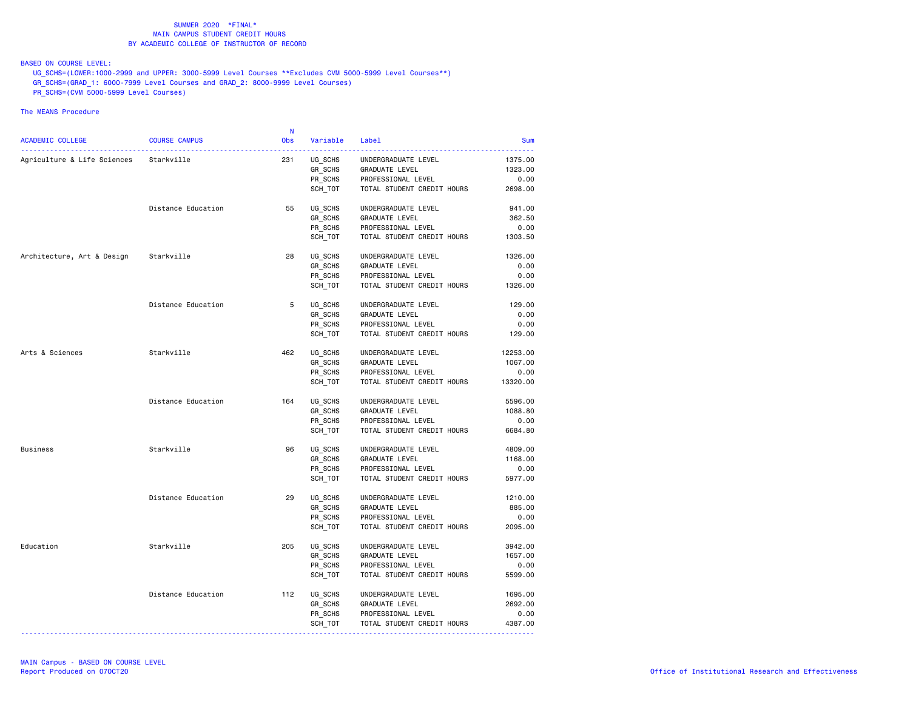SUMMER 2020 *FINAL*
MAIN CAMPUS STUDENT CREDIT HOURS
BY ACADEMIC COLLEGE OF INSTRUCTOR OF RECORD

BASED ON COURSE LEVEL:
UG_SCHS=(LOWER:1000-2999 and UPPER: 3000-5999 Level Courses **Excludes CVM 5000-5999 Level Courses**)
GR_SCHS=(GRAD_1: 6000-7999 Level Courses and GRAD_2: 8000-9999 Level Courses)
PR_SCHS=(CVM 5000-5999 Level Courses)

The MEANS Procedure

| ACADEMIC COLLEGE | COURSE CAMPUS | N Obs | Variable | Label | Sum |
|---|---|---|---|---|---|
| Agriculture & Life Sciences | Starkville | 231 | UG_SCHS | UNDERGRADUATE LEVEL | 1375.00 |
| | | | GR_SCHS | GRADUATE LEVEL | 1323.00 |
| | | | PR_SCHS | PROFESSIONAL LEVEL | 0.00 |
| | | | SCH_TOT | TOTAL STUDENT CREDIT HOURS | 2698.00 |
| | Distance Education | 55 | UG_SCHS | UNDERGRADUATE LEVEL | 941.00 |
| | | | GR_SCHS | GRADUATE LEVEL | 362.50 |
| | | | PR_SCHS | PROFESSIONAL LEVEL | 0.00 |
| | | | SCH_TOT | TOTAL STUDENT CREDIT HOURS | 1303.50 |
| Architecture, Art & Design | Starkville | 28 | UG_SCHS | UNDERGRADUATE LEVEL | 1326.00 |
| | | | GR_SCHS | GRADUATE LEVEL | 0.00 |
| | | | PR_SCHS | PROFESSIONAL LEVEL | 0.00 |
| | | | SCH_TOT | TOTAL STUDENT CREDIT HOURS | 1326.00 |
| | Distance Education | 5 | UG_SCHS | UNDERGRADUATE LEVEL | 129.00 |
| | | | GR_SCHS | GRADUATE LEVEL | 0.00 |
| | | | PR_SCHS | PROFESSIONAL LEVEL | 0.00 |
| | | | SCH_TOT | TOTAL STUDENT CREDIT HOURS | 129.00 |
| Arts & Sciences | Starkville | 462 | UG_SCHS | UNDERGRADUATE LEVEL | 12253.00 |
| | | | GR_SCHS | GRADUATE LEVEL | 1067.00 |
| | | | PR_SCHS | PROFESSIONAL LEVEL | 0.00 |
| | | | SCH_TOT | TOTAL STUDENT CREDIT HOURS | 13320.00 |
| | Distance Education | 164 | UG_SCHS | UNDERGRADUATE LEVEL | 5596.00 |
| | | | GR_SCHS | GRADUATE LEVEL | 1088.80 |
| | | | PR_SCHS | PROFESSIONAL LEVEL | 0.00 |
| | | | SCH_TOT | TOTAL STUDENT CREDIT HOURS | 6684.80 |
| Business | Starkville | 96 | UG_SCHS | UNDERGRADUATE LEVEL | 4809.00 |
| | | | GR_SCHS | GRADUATE LEVEL | 1168.00 |
| | | | PR_SCHS | PROFESSIONAL LEVEL | 0.00 |
| | | | SCH_TOT | TOTAL STUDENT CREDIT HOURS | 5977.00 |
| | Distance Education | 29 | UG_SCHS | UNDERGRADUATE LEVEL | 1210.00 |
| | | | GR_SCHS | GRADUATE LEVEL | 885.00 |
| | | | PR_SCHS | PROFESSIONAL LEVEL | 0.00 |
| | | | SCH_TOT | TOTAL STUDENT CREDIT HOURS | 2095.00 |
| Education | Starkville | 205 | UG_SCHS | UNDERGRADUATE LEVEL | 3942.00 |
| | | | GR_SCHS | GRADUATE LEVEL | 1657.00 |
| | | | PR_SCHS | PROFESSIONAL LEVEL | 0.00 |
| | | | SCH_TOT | TOTAL STUDENT CREDIT HOURS | 5599.00 |
| | Distance Education | 112 | UG_SCHS | UNDERGRADUATE LEVEL | 1695.00 |
| | | | GR_SCHS | GRADUATE LEVEL | 2692.00 |
| | | | PR_SCHS | PROFESSIONAL LEVEL | 0.00 |
| | | | SCH_TOT | TOTAL STUDENT CREDIT HOURS | 4387.00 |

MAIN Campus - BASED ON COURSE LEVEL
Report Produced on 07OCT20

Office of Institutional Research and Effectiveness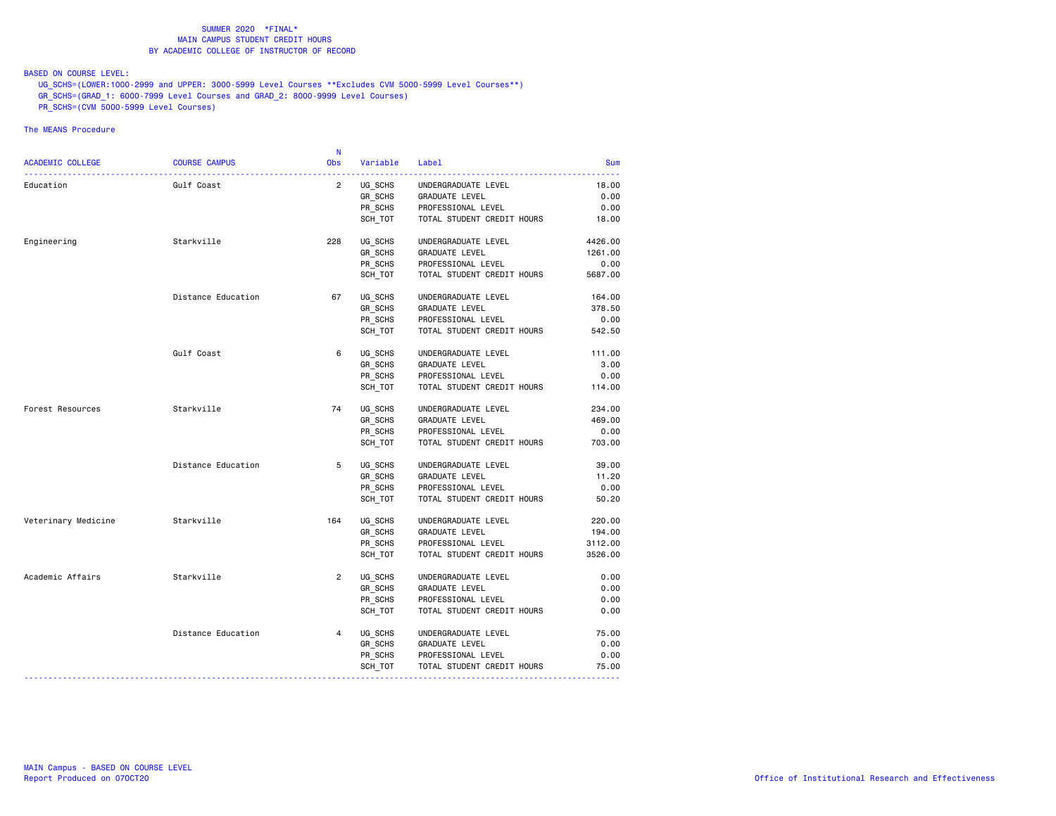SUMMER 2020 *FINAL*
MAIN CAMPUS STUDENT CREDIT HOURS
BY ACADEMIC COLLEGE OF INSTRUCTOR OF RECORD

BASED ON COURSE LEVEL:
UG_SCHS=(LOWER:1000-2999 and UPPER: 3000-5999 Level Courses **Excludes CVM 5000-5999 Level Courses**)
GR_SCHS=(GRAD_1: 6000-7999 Level Courses and GRAD_2: 8000-9999 Level Courses)
PR_SCHS=(CVM 5000-5999 Level Courses)

The MEANS Procedure

| ACADEMIC COLLEGE | COURSE CAMPUS | N Obs | Variable | Label | Sum |
|---|---|---|---|---|---|
| Education | Gulf Coast | 2 | UG_SCHS | UNDERGRADUATE LEVEL | 18.00 |
| | | | GR_SCHS | GRADUATE LEVEL | 0.00 |
| | | | PR_SCHS | PROFESSIONAL LEVEL | 0.00 |
| | | | SCH_TOT | TOTAL STUDENT CREDIT HOURS | 18.00 |
| Engineering | Starkville | 228 | UG_SCHS | UNDERGRADUATE LEVEL | 4426.00 |
| | | | GR_SCHS | GRADUATE LEVEL | 1261.00 |
| | | | PR_SCHS | PROFESSIONAL LEVEL | 0.00 |
| | | | SCH_TOT | TOTAL STUDENT CREDIT HOURS | 5687.00 |
| | Distance Education | 67 | UG_SCHS | UNDERGRADUATE LEVEL | 164.00 |
| | | | GR_SCHS | GRADUATE LEVEL | 378.50 |
| | | | PR_SCHS | PROFESSIONAL LEVEL | 0.00 |
| | | | SCH_TOT | TOTAL STUDENT CREDIT HOURS | 542.50 |
| | Gulf Coast | 6 | UG_SCHS | UNDERGRADUATE LEVEL | 111.00 |
| | | | GR_SCHS | GRADUATE LEVEL | 3.00 |
| | | | PR_SCHS | PROFESSIONAL LEVEL | 0.00 |
| | | | SCH_TOT | TOTAL STUDENT CREDIT HOURS | 114.00 |
| Forest Resources | Starkville | 74 | UG_SCHS | UNDERGRADUATE LEVEL | 234.00 |
| | | | GR_SCHS | GRADUATE LEVEL | 469.00 |
| | | | PR_SCHS | PROFESSIONAL LEVEL | 0.00 |
| | | | SCH_TOT | TOTAL STUDENT CREDIT HOURS | 703.00 |
| | Distance Education | 5 | UG_SCHS | UNDERGRADUATE LEVEL | 39.00 |
| | | | GR_SCHS | GRADUATE LEVEL | 11.20 |
| | | | PR_SCHS | PROFESSIONAL LEVEL | 0.00 |
| | | | SCH_TOT | TOTAL STUDENT CREDIT HOURS | 50.20 |
| Veterinary Medicine | Starkville | 164 | UG_SCHS | UNDERGRADUATE LEVEL | 220.00 |
| | | | GR_SCHS | GRADUATE LEVEL | 194.00 |
| | | | PR_SCHS | PROFESSIONAL LEVEL | 3112.00 |
| | | | SCH_TOT | TOTAL STUDENT CREDIT HOURS | 3526.00 |
| Academic Affairs | Starkville | 2 | UG_SCHS | UNDERGRADUATE LEVEL | 0.00 |
| | | | GR_SCHS | GRADUATE LEVEL | 0.00 |
| | | | PR_SCHS | PROFESSIONAL LEVEL | 0.00 |
| | | | SCH_TOT | TOTAL STUDENT CREDIT HOURS | 0.00 |
| | Distance Education | 4 | UG_SCHS | UNDERGRADUATE LEVEL | 75.00 |
| | | | GR_SCHS | GRADUATE LEVEL | 0.00 |
| | | | PR_SCHS | PROFESSIONAL LEVEL | 0.00 |
| | | | SCH_TOT | TOTAL STUDENT CREDIT HOURS | 75.00 |

MAIN Campus - BASED ON COURSE LEVEL
Report Produced on 07OCT20

Office of Institutional Research and Effectiveness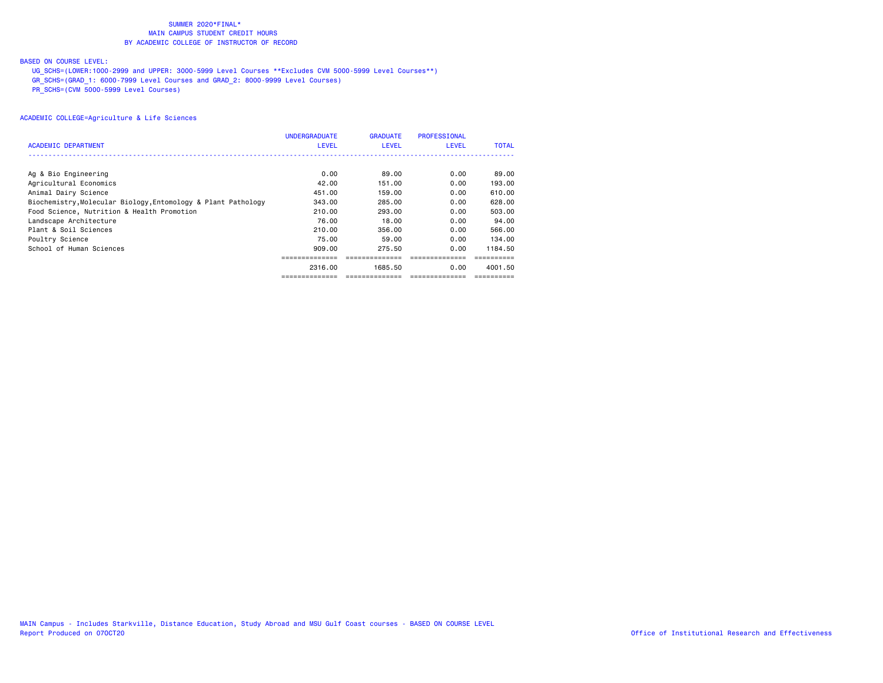SUMMER 2020*FINAL*
MAIN CAMPUS STUDENT CREDIT HOURS
BY ACADEMIC COLLEGE OF INSTRUCTOR OF RECORD

BASED ON COURSE LEVEL:

UG_SCHS=(LOWER:1000-2999 and UPPER: 3000-5999 Level Courses **Excludes CVM 5000-5999 Level Courses**)
GR_SCHS=(GRAD_1: 6000-7999 Level Courses and GRAD_2: 8000-9999 Level Courses)
PR_SCHS=(CVM 5000-5999 Level Courses)

ACADEMIC COLLEGE=Agriculture & Life Sciences

| ACADEMIC DEPARTMENT | UNDERGRADUATE LEVEL | GRADUATE LEVEL | PROFESSIONAL LEVEL | TOTAL |
|---|---|---|---|---|
| Ag & Bio Engineering | 0.00 | 89.00 | 0.00 | 89.00 |
| Agricultural Economics | 42.00 | 151.00 | 0.00 | 193.00 |
| Animal Dairy Science | 451.00 | 159.00 | 0.00 | 610.00 |
| Biochemistry,Molecular Biology,Entomology & Plant Pathology | 343.00 | 285.00 | 0.00 | 628.00 |
| Food Science, Nutrition & Health Promotion | 210.00 | 293.00 | 0.00 | 503.00 |
| Landscape Architecture | 76.00 | 18.00 | 0.00 | 94.00 |
| Plant & Soil Sciences | 210.00 | 356.00 | 0.00 | 566.00 |
| Poultry Science | 75.00 | 59.00 | 0.00 | 134.00 |
| School of Human Sciences | 909.00 | 275.50 | 0.00 | 1184.50 |
| | 2316.00 | 1685.50 | 0.00 | 4001.50 |

MAIN Campus - Includes Starkville, Distance Education, Study Abroad and MSU Gulf Coast courses - BASED ON COURSE LEVEL
Report Produced on 07OCT20

Office of Institutional Research and Effectiveness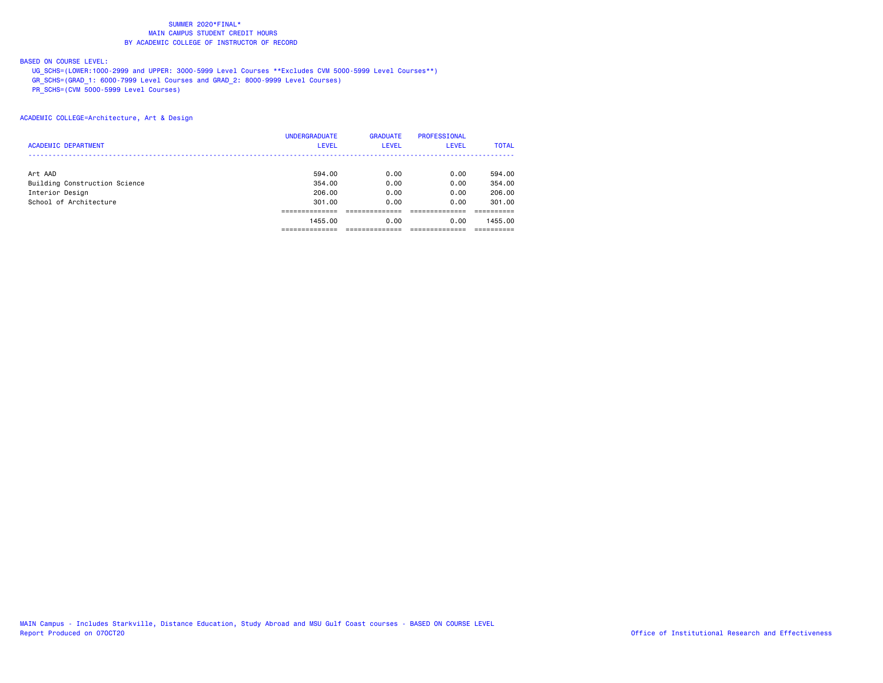SUMMER 2020*FINAL*
MAIN CAMPUS STUDENT CREDIT HOURS
BY ACADEMIC COLLEGE OF INSTRUCTOR OF RECORD

BASED ON COURSE LEVEL:
UG_SCHS=(LOWER:1000-2999 and UPPER: 3000-5999 Level Courses **Excludes CVM 5000-5999 Level Courses**)
GR_SCHS=(GRAD_1: 6000-7999 Level Courses and GRAD_2: 8000-9999 Level Courses)
PR_SCHS=(CVM 5000-5999 Level Courses)

ACADEMIC COLLEGE=Architecture, Art & Design

| ACADEMIC DEPARTMENT | UNDERGRADUATE LEVEL | GRADUATE LEVEL | PROFESSIONAL LEVEL | TOTAL |
|---|---|---|---|---|
| Art AAD | 594.00 | 0.00 | 0.00 | 594.00 |
| Building Construction Science | 354.00 | 0.00 | 0.00 | 354.00 |
| Interior Design | 206.00 | 0.00 | 0.00 | 206.00 |
| School of Architecture | 301.00 | 0.00 | 0.00 | 301.00 |
| | 1455.00 | 0.00 | 0.00 | 1455.00 |

MAIN Campus - Includes Starkville, Distance Education, Study Abroad and MSU Gulf Coast courses - BASED ON COURSE LEVEL
Report Produced on 07OCT20

Office of Institutional Research and Effectiveness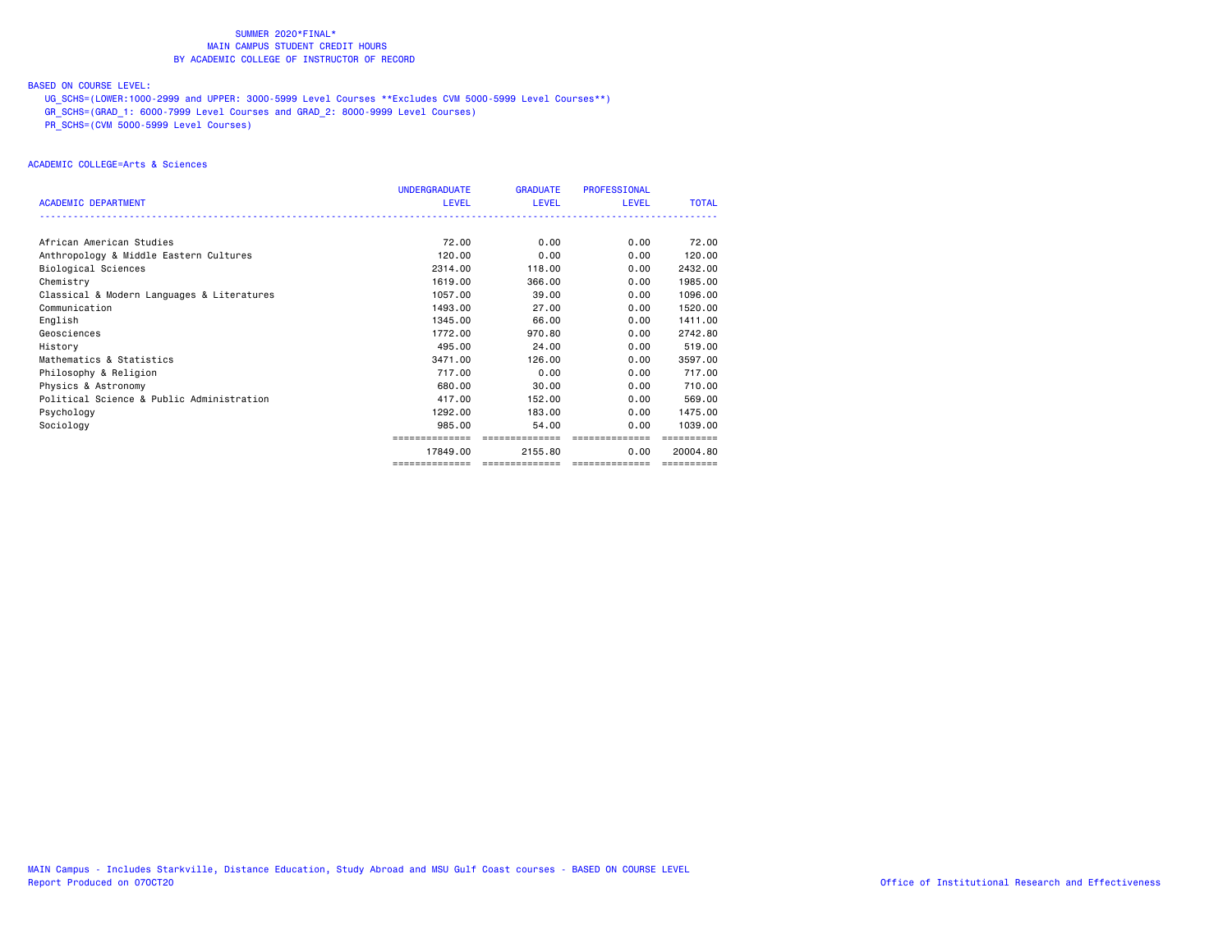SUMMER 2020*FINAL*
MAIN CAMPUS STUDENT CREDIT HOURS
BY ACADEMIC COLLEGE OF INSTRUCTOR OF RECORD

BASED ON COURSE LEVEL:

UG_SCHS=(LOWER:1000-2999 and UPPER: 3000-5999 Level Courses **Excludes CVM 5000-5999 Level Courses**)
GR_SCHS=(GRAD_1: 6000-7999 Level Courses and GRAD_2: 8000-9999 Level Courses)
PR_SCHS=(CVM 5000-5999 Level Courses)

ACADEMIC COLLEGE=Arts & Sciences

| ACADEMIC DEPARTMENT | UNDERGRADUATE LEVEL | GRADUATE LEVEL | PROFESSIONAL LEVEL | TOTAL |
|---|---|---|---|---|
| African American Studies | 72.00 | 0.00 | 0.00 | 72.00 |
| Anthropology & Middle Eastern Cultures | 120.00 | 0.00 | 0.00 | 120.00 |
| Biological Sciences | 2314.00 | 118.00 | 0.00 | 2432.00 |
| Chemistry | 1619.00 | 366.00 | 0.00 | 1985.00 |
| Classical & Modern Languages & Literatures | 1057.00 | 39.00 | 0.00 | 1096.00 |
| Communication | 1493.00 | 27.00 | 0.00 | 1520.00 |
| English | 1345.00 | 66.00 | 0.00 | 1411.00 |
| Geosciences | 1772.00 | 970.80 | 0.00 | 2742.80 |
| History | 495.00 | 24.00 | 0.00 | 519.00 |
| Mathematics & Statistics | 3471.00 | 126.00 | 0.00 | 3597.00 |
| Philosophy & Religion | 717.00 | 0.00 | 0.00 | 717.00 |
| Physics & Astronomy | 680.00 | 30.00 | 0.00 | 710.00 |
| Political Science & Public Administration | 417.00 | 152.00 | 0.00 | 569.00 |
| Psychology | 1292.00 | 183.00 | 0.00 | 1475.00 |
| Sociology | 985.00 | 54.00 | 0.00 | 1039.00 |
| | 17849.00 | 2155.80 | 0.00 | 20004.80 |

MAIN Campus - Includes Starkville, Distance Education, Study Abroad and MSU Gulf Coast courses - BASED ON COURSE LEVEL
Report Produced on 07OCT20

Office of Institutional Research and Effectiveness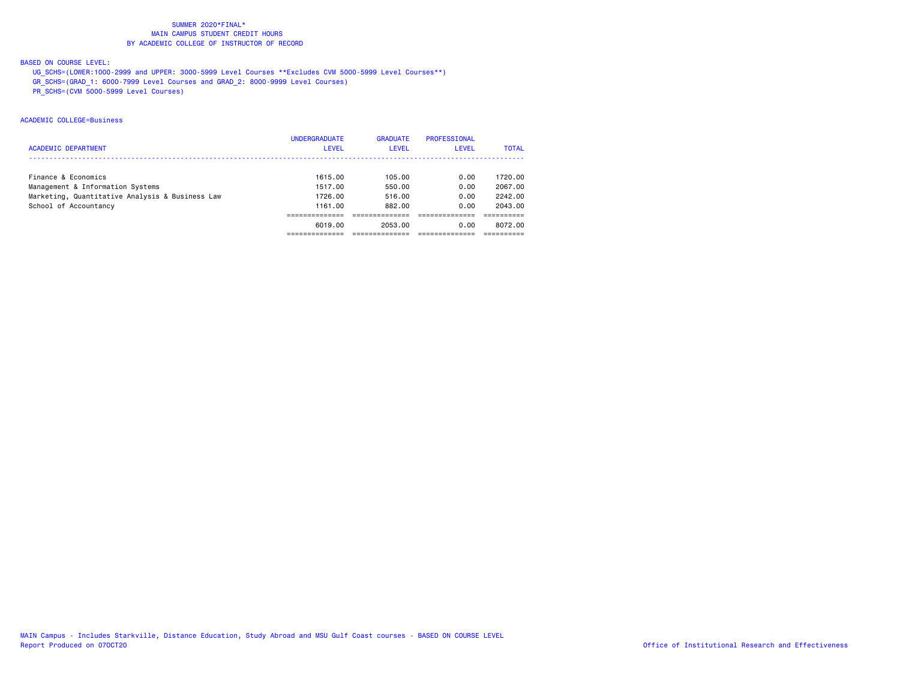SUMMER 2020*FINAL*
MAIN CAMPUS STUDENT CREDIT HOURS
BY ACADEMIC COLLEGE OF INSTRUCTOR OF RECORD

BASED ON COURSE LEVEL:
UG_SCHS=(LOWER:1000-2999 and UPPER: 3000-5999 Level Courses **Excludes CVM 5000-5999 Level Courses**)
GR_SCHS=(GRAD_1: 6000-7999 Level Courses and GRAD_2: 8000-9999 Level Courses)
PR_SCHS=(CVM 5000-5999 Level Courses)

ACADEMIC COLLEGE=Business

| ACADEMIC DEPARTMENT | UNDERGRADUATE LEVEL | GRADUATE LEVEL | PROFESSIONAL LEVEL | TOTAL |
|---|---|---|---|---|
| Finance & Economics | 1615.00 | 105.00 | 0.00 | 1720.00 |
| Management & Information Systems | 1517.00 | 550.00 | 0.00 | 2067.00 |
| Marketing, Quantitative Analysis & Business Law | 1726.00 | 516.00 | 0.00 | 2242.00 |
| School of Accountancy | 1161.00 | 882.00 | 0.00 | 2043.00 |
| | 6019.00 | 2053.00 | 0.00 | 8072.00 |

MAIN Campus - Includes Starkville, Distance Education, Study Abroad and MSU Gulf Coast courses - BASED ON COURSE LEVEL
Report Produced on 07OCT20

Office of Institutional Research and Effectiveness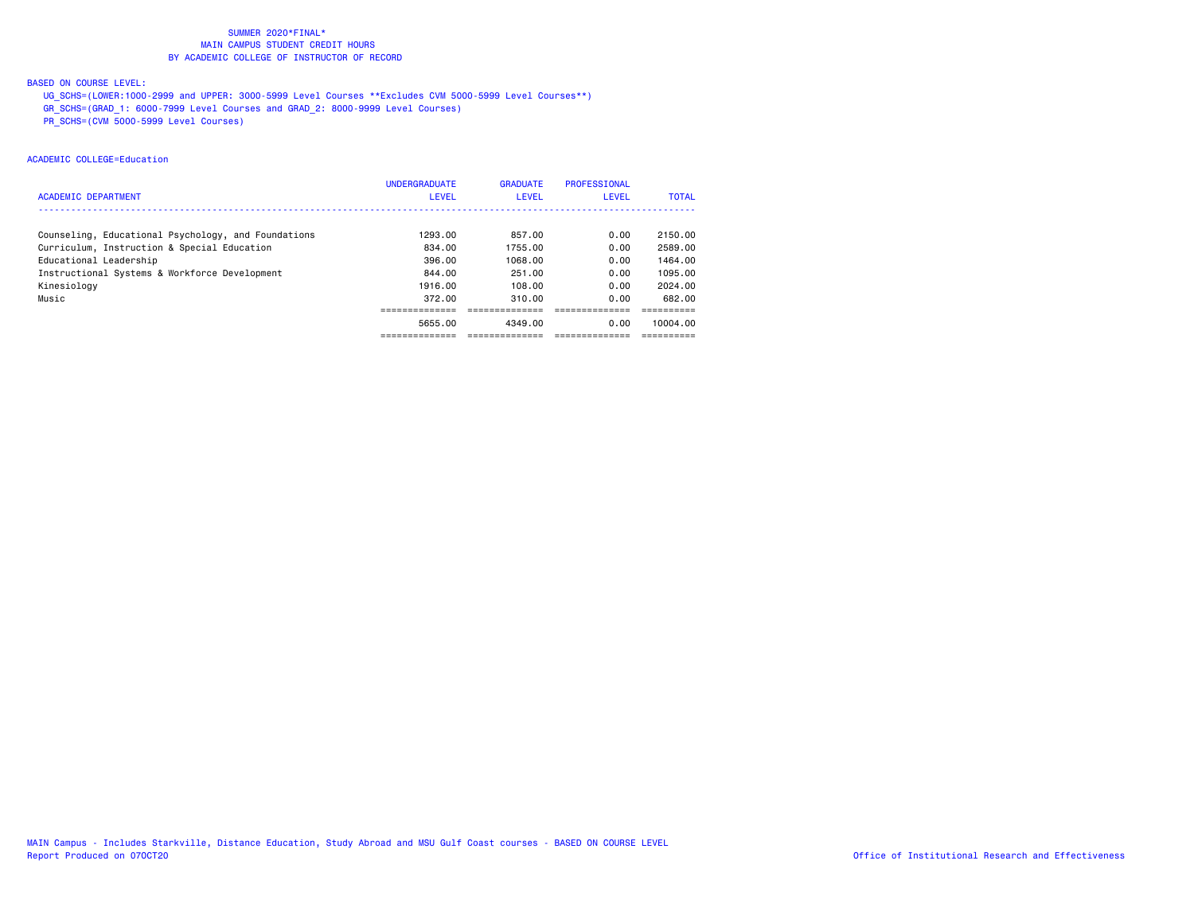SUMMER 2020*FINAL*
MAIN CAMPUS STUDENT CREDIT HOURS
BY ACADEMIC COLLEGE OF INSTRUCTOR OF RECORD

BASED ON COURSE LEVEL:
UG_SCHS=(LOWER:1000-2999 and UPPER: 3000-5999 Level Courses **Excludes CVM 5000-5999 Level Courses**)
GR_SCHS=(GRAD_1: 6000-7999 Level Courses and GRAD_2: 8000-9999 Level Courses)
PR_SCHS=(CVM 5000-5999 Level Courses)

ACADEMIC COLLEGE=Education

| ACADEMIC DEPARTMENT | UNDERGRADUATE LEVEL | GRADUATE LEVEL | PROFESSIONAL LEVEL | TOTAL |
|---|---|---|---|---|
| Counseling, Educational Psychology, and Foundations | 1293.00 | 857.00 | 0.00 | 2150.00 |
| Curriculum, Instruction & Special Education | 834.00 | 1755.00 | 0.00 | 2589.00 |
| Educational Leadership | 396.00 | 1068.00 | 0.00 | 1464.00 |
| Instructional Systems & Workforce Development | 844.00 | 251.00 | 0.00 | 1095.00 |
| Kinesiology | 1916.00 | 108.00 | 0.00 | 2024.00 |
| Music | 372.00 | 310.00 | 0.00 | 682.00 |
| | 5655.00 | 4349.00 | 0.00 | 10004.00 |

MAIN Campus - Includes Starkville, Distance Education, Study Abroad and MSU Gulf Coast courses - BASED ON COURSE LEVEL
Report Produced on 07OCT20
Office of Institutional Research and Effectiveness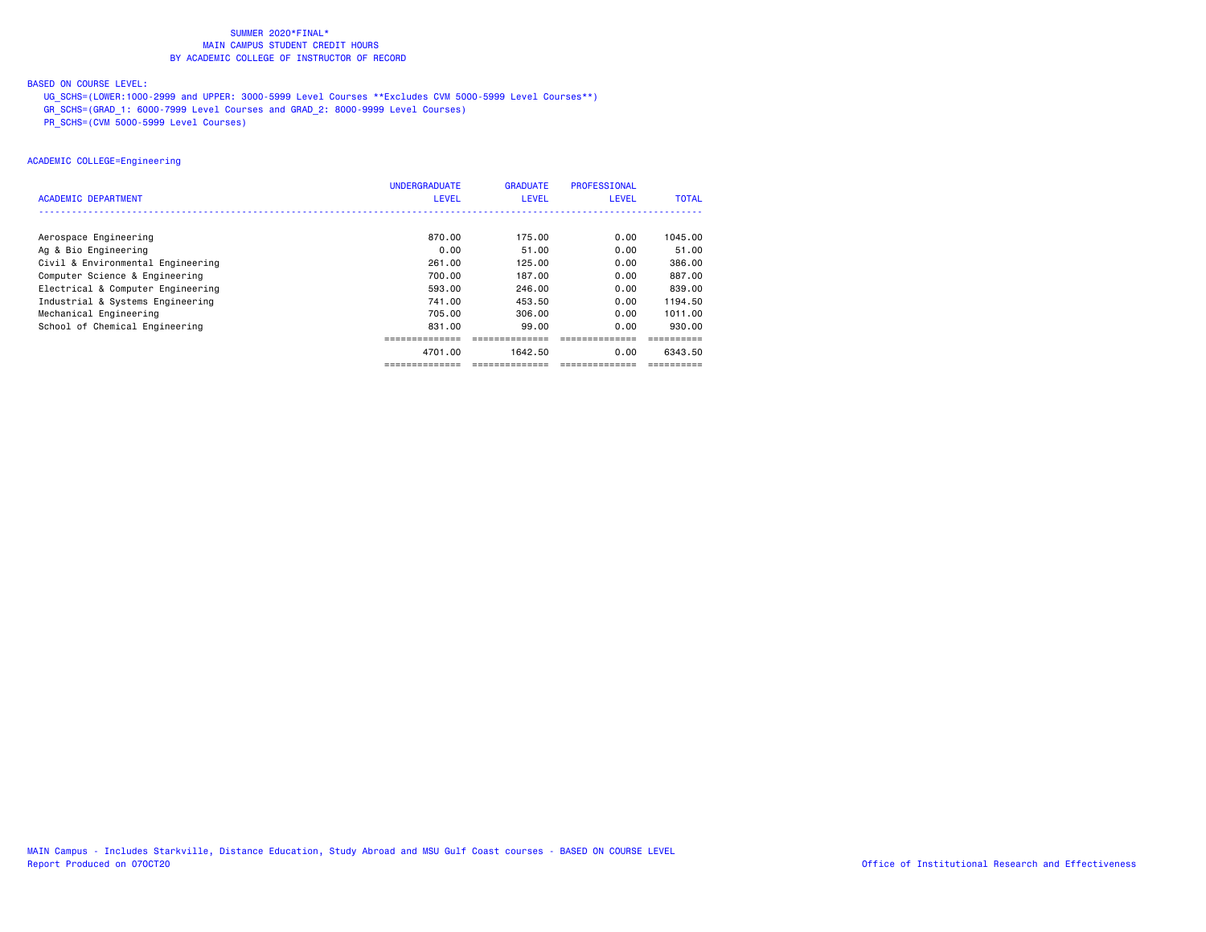SUMMER 2020*FINAL*
MAIN CAMPUS STUDENT CREDIT HOURS
BY ACADEMIC COLLEGE OF INSTRUCTOR OF RECORD

BASED ON COURSE LEVEL:

UG_SCHS=(LOWER:1000-2999 and UPPER: 3000-5999 Level Courses **Excludes CVM 5000-5999 Level Courses**)
GR_SCHS=(GRAD_1: 6000-7999 Level Courses and GRAD_2: 8000-9999 Level Courses)
PR_SCHS=(CVM 5000-5999 Level Courses)

ACADEMIC COLLEGE=Engineering

| ACADEMIC DEPARTMENT | UNDERGRADUATE LEVEL | GRADUATE LEVEL | PROFESSIONAL LEVEL | TOTAL |
|---|---|---|---|---|
| Aerospace Engineering | 870.00 | 175.00 | 0.00 | 1045.00 |
| Ag & Bio Engineering | 0.00 | 51.00 | 0.00 | 51.00 |
| Civil & Environmental Engineering | 261.00 | 125.00 | 0.00 | 386.00 |
| Computer Science & Engineering | 700.00 | 187.00 | 0.00 | 887.00 |
| Electrical & Computer Engineering | 593.00 | 246.00 | 0.00 | 839.00 |
| Industrial & Systems Engineering | 741.00 | 453.50 | 0.00 | 1194.50 |
| Mechanical Engineering | 705.00 | 306.00 | 0.00 | 1011.00 |
| School of Chemical Engineering | 831.00 | 99.00 | 0.00 | 930.00 |
| | 4701.00 | 1642.50 | 0.00 | 6343.50 |

MAIN Campus - Includes Starkville, Distance Education, Study Abroad and MSU Gulf Coast courses - BASED ON COURSE LEVEL
Report Produced on 07OCT20

Office of Institutional Research and Effectiveness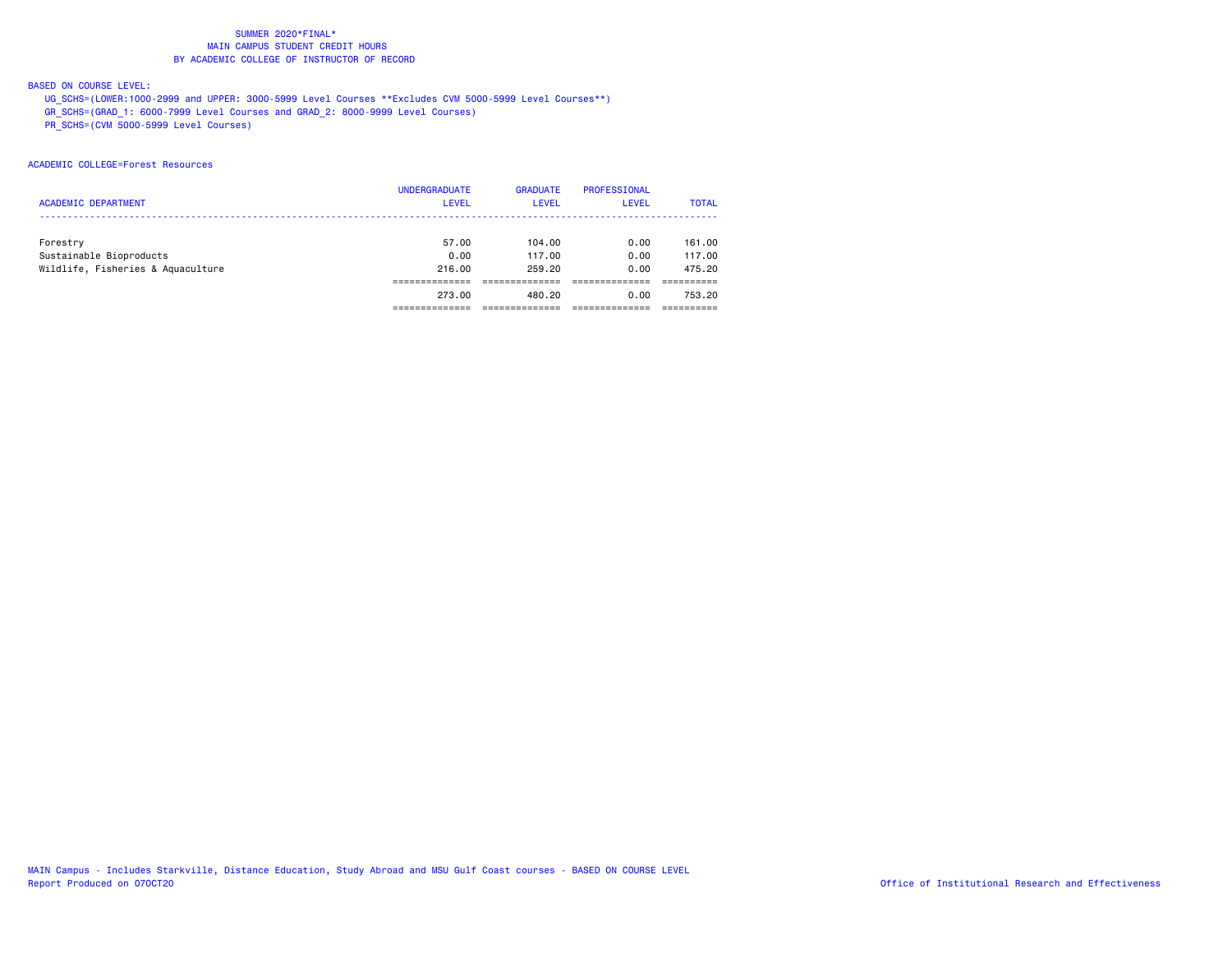SUMMER 2020*FINAL*
MAIN CAMPUS STUDENT CREDIT HOURS
BY ACADEMIC COLLEGE OF INSTRUCTOR OF RECORD

BASED ON COURSE LEVEL:
UG_SCHS=(LOWER:1000-2999 and UPPER: 3000-5999 Level Courses **Excludes CVM 5000-5999 Level Courses**)
GR_SCHS=(GRAD_1: 6000-7999 Level Courses and GRAD_2: 8000-9999 Level Courses)
PR_SCHS=(CVM 5000-5999 Level Courses)

ACADEMIC COLLEGE=Forest Resources

| ACADEMIC DEPARTMENT | UNDERGRADUATE LEVEL | GRADUATE LEVEL | PROFESSIONAL LEVEL | TOTAL |
|---|---|---|---|---|
| Forestry | 57.00 | 104.00 | 0.00 | 161.00 |
| Sustainable Bioproducts | 0.00 | 117.00 | 0.00 | 117.00 |
| Wildlife, Fisheries & Aquaculture | 216.00 | 259.20 | 0.00 | 475.20 |
| | 273.00 | 480.20 | 0.00 | 753.20 |

MAIN Campus - Includes Starkville, Distance Education, Study Abroad and MSU Gulf Coast courses - BASED ON COURSE LEVEL
Report Produced on 07OCT20

Office of Institutional Research and Effectiveness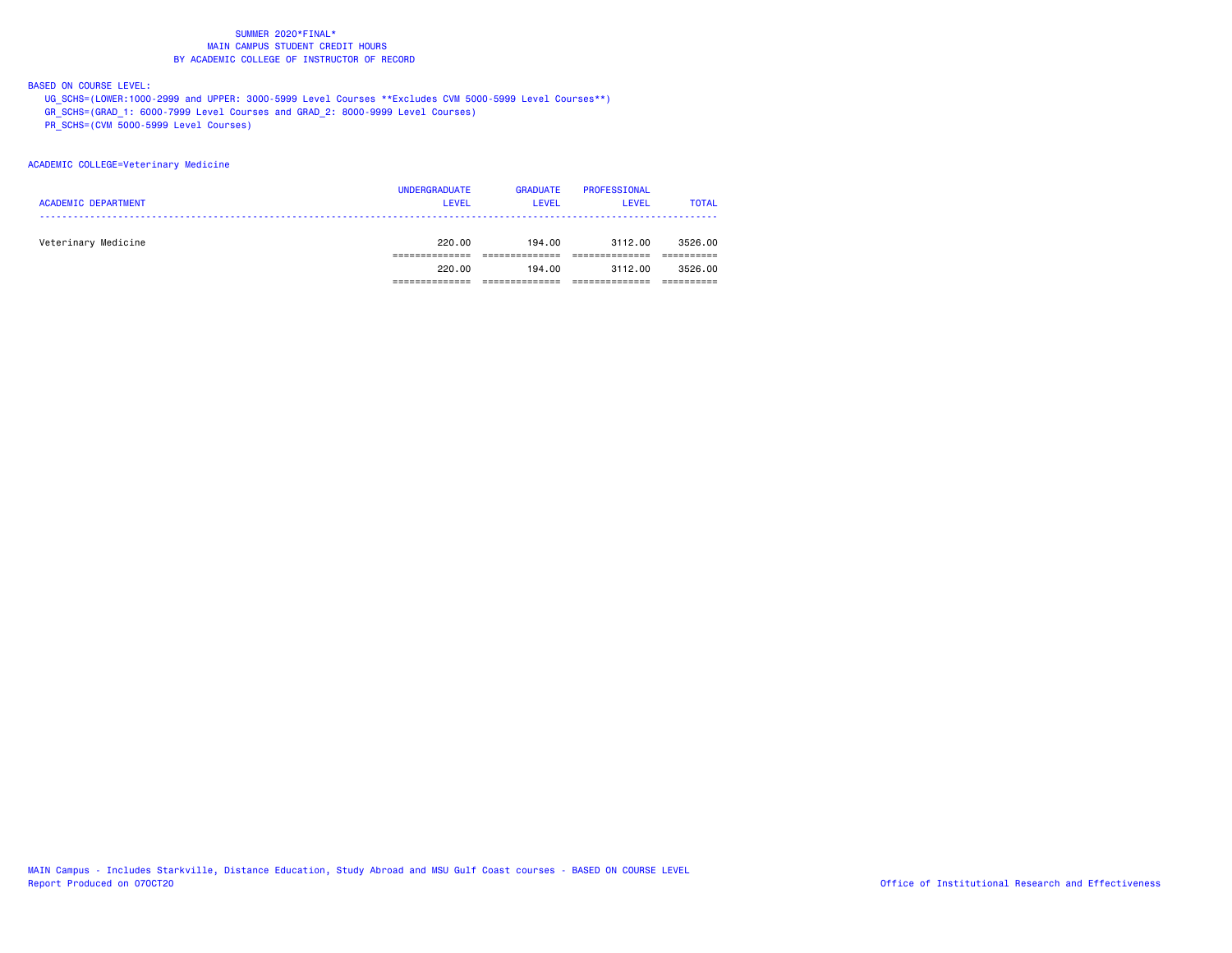SUMMER 2020*FINAL*
MAIN CAMPUS STUDENT CREDIT HOURS
BY ACADEMIC COLLEGE OF INSTRUCTOR OF RECORD

BASED ON COURSE LEVEL:

UG_SCHS=(LOWER:1000-2999 and UPPER: 3000-5999 Level Courses **Excludes CVM 5000-5999 Level Courses**)
GR_SCHS=(GRAD_1: 6000-7999 Level Courses and GRAD_2: 8000-9999 Level Courses)
PR_SCHS=(CVM 5000-5999 Level Courses)

ACADEMIC COLLEGE=Veterinary Medicine

| ACADEMIC DEPARTMENT | UNDERGRADUATE LEVEL | GRADUATE LEVEL | PROFESSIONAL LEVEL | TOTAL |
|---|---|---|---|---|
| Veterinary Medicine | 220.00 | 194.00 | 3112.00 | 3526.00 |
| | 220.00 | 194.00 | 3112.00 | 3526.00 |

MAIN Campus - Includes Starkville, Distance Education, Study Abroad and MSU Gulf Coast courses - BASED ON COURSE LEVEL
Report Produced on 07OCT20

Office of Institutional Research and Effectiveness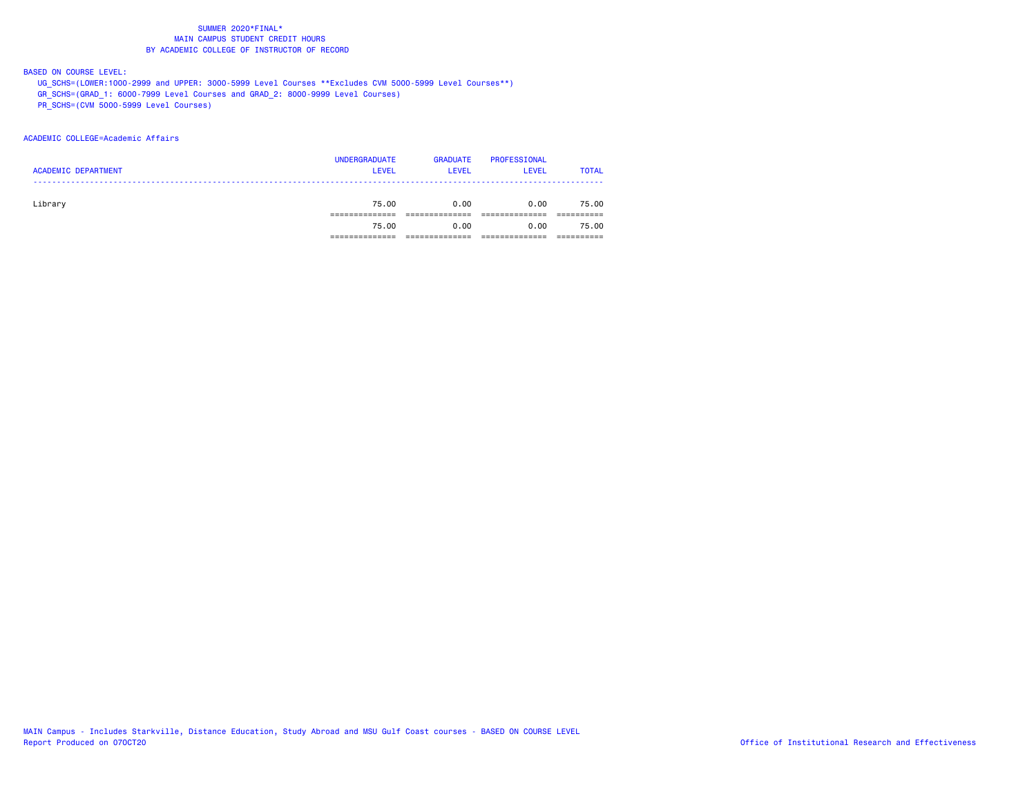SUMMER 2020*FINAL*
MAIN CAMPUS STUDENT CREDIT HOURS
BY ACADEMIC COLLEGE OF INSTRUCTOR OF RECORD

BASED ON COURSE LEVEL:
UG_SCHS=(LOWER:1000-2999 and UPPER: 3000-5999 Level Courses **Excludes CVM 5000-5999 Level Courses**)
GR_SCHS=(GRAD_1: 6000-7999 Level Courses and GRAD_2: 8000-9999 Level Courses)
PR_SCHS=(CVM 5000-5999 Level Courses)

ACADEMIC COLLEGE=Academic Affairs

| ACADEMIC DEPARTMENT | UNDERGRADUATE LEVEL | GRADUATE LEVEL | PROFESSIONAL LEVEL | TOTAL |
|---|---|---|---|---|
| Library | 75.00 | 0.00 | 0.00 | 75.00 |
| | 75.00 | 0.00 | 0.00 | 75.00 |

MAIN Campus - Includes Starkville, Distance Education, Study Abroad and MSU Gulf Coast courses - BASED ON COURSE LEVEL
Report Produced on 07OCT20
Office of Institutional Research and Effectiveness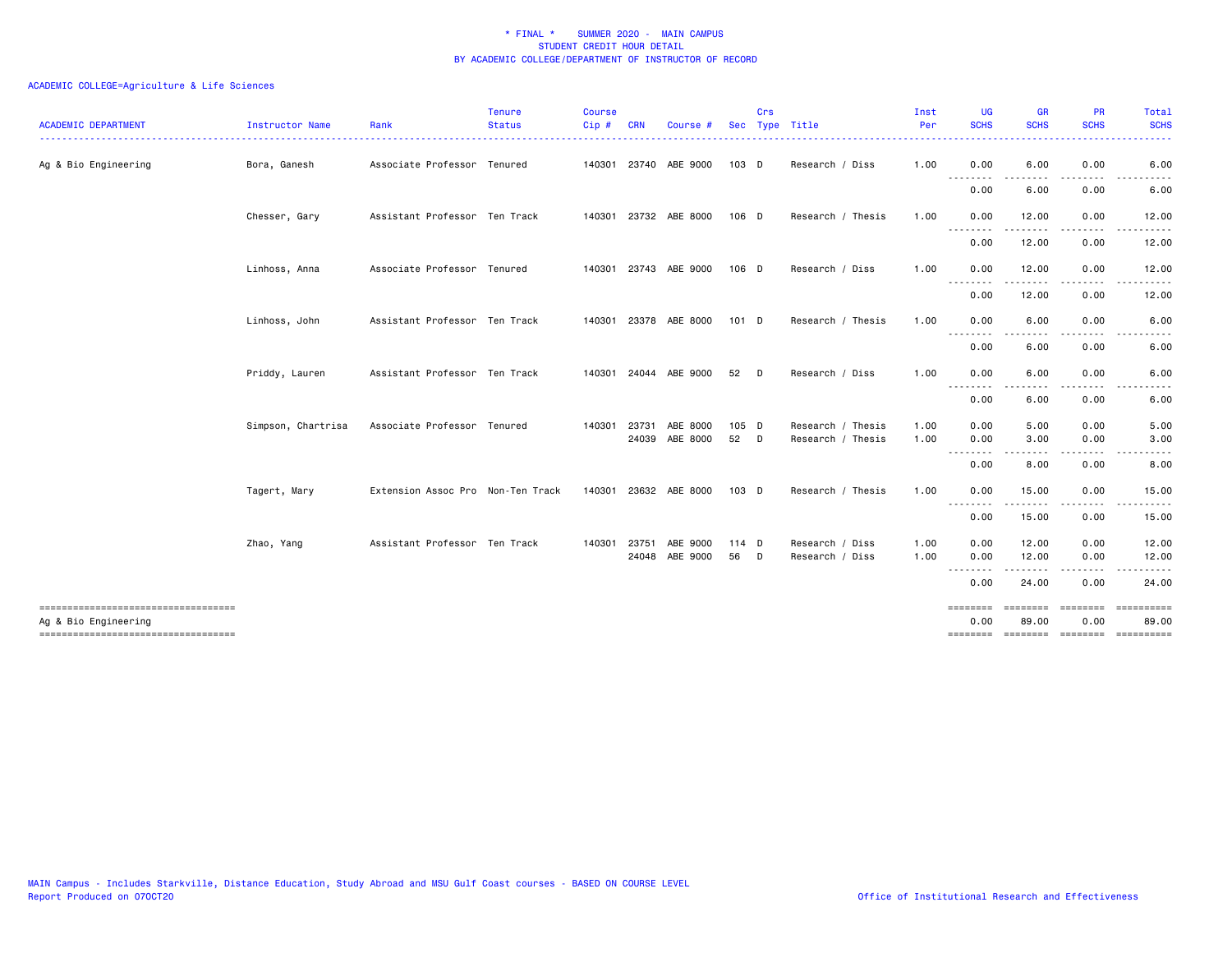\* FINAL \* SUMMER 2020 - MAIN CAMPUS
STUDENT CREDIT HOUR DETAIL
BY ACADEMIC COLLEGE/DEPARTMENT OF INSTRUCTOR OF RECORD

ACADEMIC COLLEGE=Agriculture & Life Sciences

| ACADEMIC DEPARTMENT | Instructor Name | Rank | Tenure Status | Course Cip # | CRN | Course # | Sec | Crs Type | Title | Inst Per | UG SCHS | GR SCHS | PR SCHS | Total SCHS |
|---|---|---|---|---|---|---|---|---|---|---|---|---|---|---|
| Ag & Bio Engineering | Bora, Ganesh | Associate Professor | Tenured | 140301 | 23740 | ABE 9000 | 103 | D | Research / Diss | 1.00 | 0.00 | 6.00 | 0.00 | 6.00 |
| | | | | | | | | | | | 0.00 | 6.00 | 0.00 | 6.00 |
| | Chesser, Gary | Assistant Professor | Ten Track | 140301 | 23732 | ABE 8000 | 106 | D | Research / Thesis | 1.00 | 0.00 | 12.00 | 0.00 | 12.00 |
| | | | | | | | | | | | 0.00 | 12.00 | 0.00 | 12.00 |
| | Linhoss, Anna | Associate Professor | Tenured | 140301 | 23743 | ABE 9000 | 106 | D | Research / Diss | 1.00 | 0.00 | 12.00 | 0.00 | 12.00 |
| | | | | | | | | | | | 0.00 | 12.00 | 0.00 | 12.00 |
| | Linhoss, John | Assistant Professor | Ten Track | 140301 | 23378 | ABE 8000 | 101 | D | Research / Thesis | 1.00 | 0.00 | 6.00 | 0.00 | 6.00 |
| | | | | | | | | | | | 0.00 | 6.00 | 0.00 | 6.00 |
| | Priddy, Lauren | Assistant Professor | Ten Track | 140301 | 24044 | ABE 9000 | 52 | D | Research / Diss | 1.00 | 0.00 | 6.00 | 0.00 | 6.00 |
| | | | | | | | | | | | 0.00 | 6.00 | 0.00 | 6.00 |
| | Simpson, Chartrisa | Associate Professor | Tenured | 140301 | 23731 | ABE 8000 | 105 | D | Research / Thesis | 1.00 | 0.00 | 5.00 | 0.00 | 5.00 |
| | | | | | 24039 | ABE 8000 | 52 | D | Research / Thesis | 1.00 | 0.00 | 3.00 | 0.00 | 3.00 |
| | | | | | | | | | | | 0.00 | 8.00 | 0.00 | 8.00 |
| | Tagert, Mary | Extension Assoc Pro | Non-Ten Track | 140301 | 23632 | ABE 8000 | 103 | D | Research / Thesis | 1.00 | 0.00 | 15.00 | 0.00 | 15.00 |
| | | | | | | | | | | | 0.00 | 15.00 | 0.00 | 15.00 |
| | Zhao, Yang | Assistant Professor | Ten Track | 140301 | 23751 | ABE 9000 | 114 | D | Research / Diss | 1.00 | 0.00 | 12.00 | 0.00 | 12.00 |
| | | | | | 24048 | ABE 9000 | 56 | D | Research / Diss | 1.00 | 0.00 | 12.00 | 0.00 | 12.00 |
| | | | | | | | | | | | 0.00 | 24.00 | 0.00 | 24.00 |
| Ag & Bio Engineering | | | | | | | | | | | 0.00 | 89.00 | 0.00 | 89.00 |

MAIN Campus - Includes Starkville, Distance Education, Study Abroad and MSU Gulf Coast courses - BASED ON COURSE LEVEL
Report Produced on 07OCT20

Office of Institutional Research and Effectiveness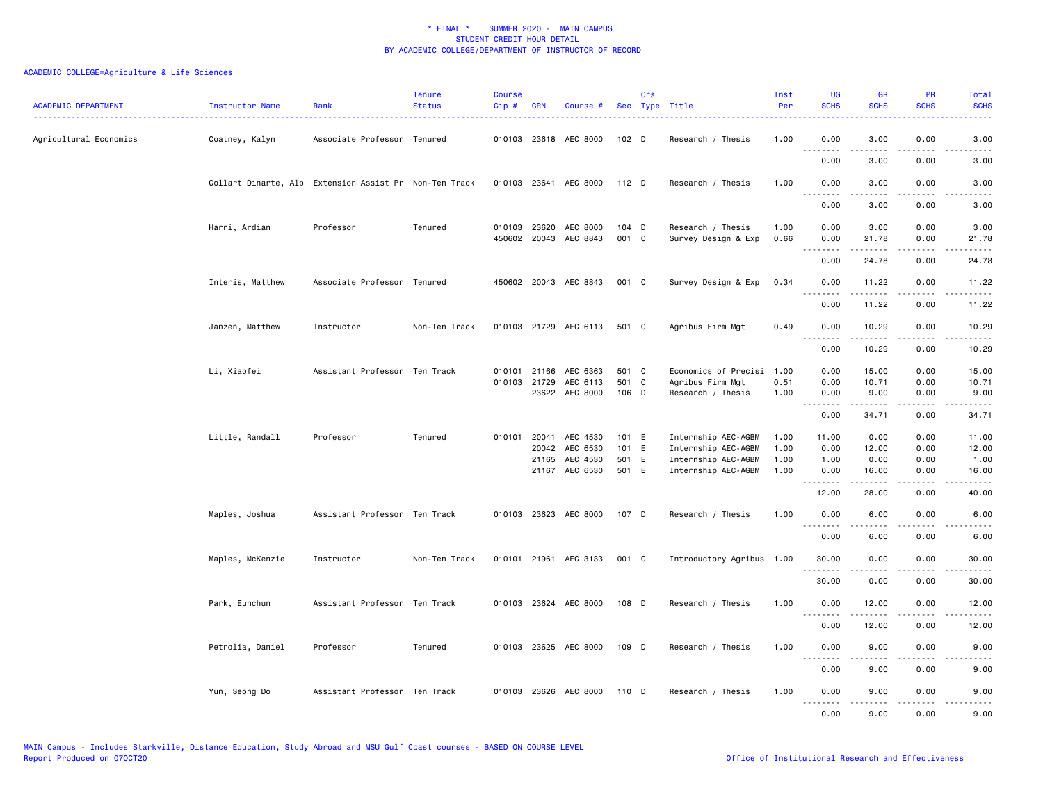# * FINAL * SUMMER 2020 - MAIN CAMPUS
## STUDENT CREDIT HOUR DETAIL
## BY ACADEMIC COLLEGE/DEPARTMENT OF INSTRUCTOR OF RECORD

ACADEMIC COLLEGE=Agriculture & Life Sciences

| ACADEMIC DEPARTMENT | Instructor Name | Rank | Tenure Status | Course Cip # | CRN | Course # | Sec | Crs Type | Title | Inst Per | UG SCHS | GR SCHS | PR SCHS | Total SCHS |
|---|---|---|---|---|---|---|---|---|---|---|---|---|---|---|
| Agricultural Economics | Coatney, Kalyn | Associate Professor | Tenured | 010103 | 23618 | AEC 8000 | 102 | D | Research / Thesis | 1.00 | 0.00 | 3.00 | 0.00 | 3.00 |
| | | | | | | | | | | | 0.00 | 3.00 | 0.00 | 3.00 |
| | Collart Dinarte, Alb | Extension Assist Pr | Non-Ten Track | 010103 | 23641 | AEC 8000 | 112 | D | Research / Thesis | 1.00 | 0.00 | 3.00 | 0.00 | 3.00 |
| | | | | | | | | | | | 0.00 | 3.00 | 0.00 | 3.00 |
| | Harri, Ardian | Professor | Tenured | 010103 | 23620 | AEC 8000 | 104 | D | Research / Thesis | 1.00 | 0.00 | 3.00 | 0.00 | 3.00 |
| | | | | 450602 | 20043 | AEC 8843 | 001 | C | Survey Design & Exp | 0.66 | 0.00 | 21.78 | 0.00 | 21.78 |
| | | | | | | | | | | | 0.00 | 24.78 | 0.00 | 24.78 |
| | Interis, Matthew | Associate Professor | Tenured | 450602 | 20043 | AEC 8843 | 001 | C | Survey Design & Exp | 0.34 | 0.00 | 11.22 | 0.00 | 11.22 |
| | | | | | | | | | | | 0.00 | 11.22 | 0.00 | 11.22 |
| | Janzen, Matthew | Instructor | Non-Ten Track | 010103 | 21729 | AEC 6113 | 501 | C | Agribus Firm Mgt | 0.49 | 0.00 | 10.29 | 0.00 | 10.29 |
| | | | | | | | | | | | 0.00 | 10.29 | 0.00 | 10.29 |
| | Li, Xiaofei | Assistant Professor | Ten Track | 010101 | 21166 | AEC 6363 | 501 | C | Economics of Precisi | 1.00 | 0.00 | 15.00 | 0.00 | 15.00 |
| | | | | 010103 | 21729 | AEC 6113 | 501 | C | Agribus Firm Mgt | 0.51 | 0.00 | 10.71 | 0.00 | 10.71 |
| | | | | | 23622 | AEC 8000 | 106 | D | Research / Thesis | 1.00 | 0.00 | 9.00 | 0.00 | 9.00 |
| | | | | | | | | | | | 0.00 | 34.71 | 0.00 | 34.71 |
| | Little, Randall | Professor | Tenured | 010101 | 20041 | AEC 4530 | 101 | E | Internship AEC-AGBM | 1.00 | 11.00 | 0.00 | 0.00 | 11.00 |
| | | | | | 20042 | AEC 6530 | 101 | E | Internship AEC-AGBM | 1.00 | 0.00 | 12.00 | 0.00 | 12.00 |
| | | | | | 21165 | AEC 4530 | 501 | E | Internship AEC-AGBM | 1.00 | 1.00 | 0.00 | 0.00 | 1.00 |
| | | | | | 21167 | AEC 6530 | 501 | E | Internship AEC-AGBM | 1.00 | 0.00 | 16.00 | 0.00 | 16.00 |
| | | | | | | | | | | | 12.00 | 28.00 | 0.00 | 40.00 |
| | Maples, Joshua | Assistant Professor | Ten Track | 010103 | 23623 | AEC 8000 | 107 | D | Research / Thesis | 1.00 | 0.00 | 6.00 | 0.00 | 6.00 |
| | | | | | | | | | | | 0.00 | 6.00 | 0.00 | 6.00 |
| | Maples, McKenzie | Instructor | Non-Ten Track | 010101 | 21961 | AEC 3133 | 001 | C | Introductory Agribus | 1.00 | 30.00 | 0.00 | 0.00 | 30.00 |
| | | | | | | | | | | | 30.00 | 0.00 | 0.00 | 30.00 |
| | Park, Eunchun | Assistant Professor | Ten Track | 010103 | 23624 | AEC 8000 | 108 | D | Research / Thesis | 1.00 | 0.00 | 12.00 | 0.00 | 12.00 |
| | | | | | | | | | | | 0.00 | 12.00 | 0.00 | 12.00 |
| | Petrolia, Daniel | Professor | Tenured | 010103 | 23625 | AEC 8000 | 109 | D | Research / Thesis | 1.00 | 0.00 | 9.00 | 0.00 | 9.00 |
| | | | | | | | | | | | 0.00 | 9.00 | 0.00 | 9.00 |
| | Yun, Seong Do | Assistant Professor | Ten Track | 010103 | 23626 | AEC 8000 | 110 | D | Research / Thesis | 1.00 | 0.00 | 9.00 | 0.00 | 9.00 |
| | | | | | | | | | | | 0.00 | 9.00 | 0.00 | 9.00 |

MAIN Campus - Includes Starkville, Distance Education, Study Abroad and MSU Gulf Coast courses - BASED ON COURSE LEVEL
Report Produced on 07OCT20 — Office of Institutional Research and Effectiveness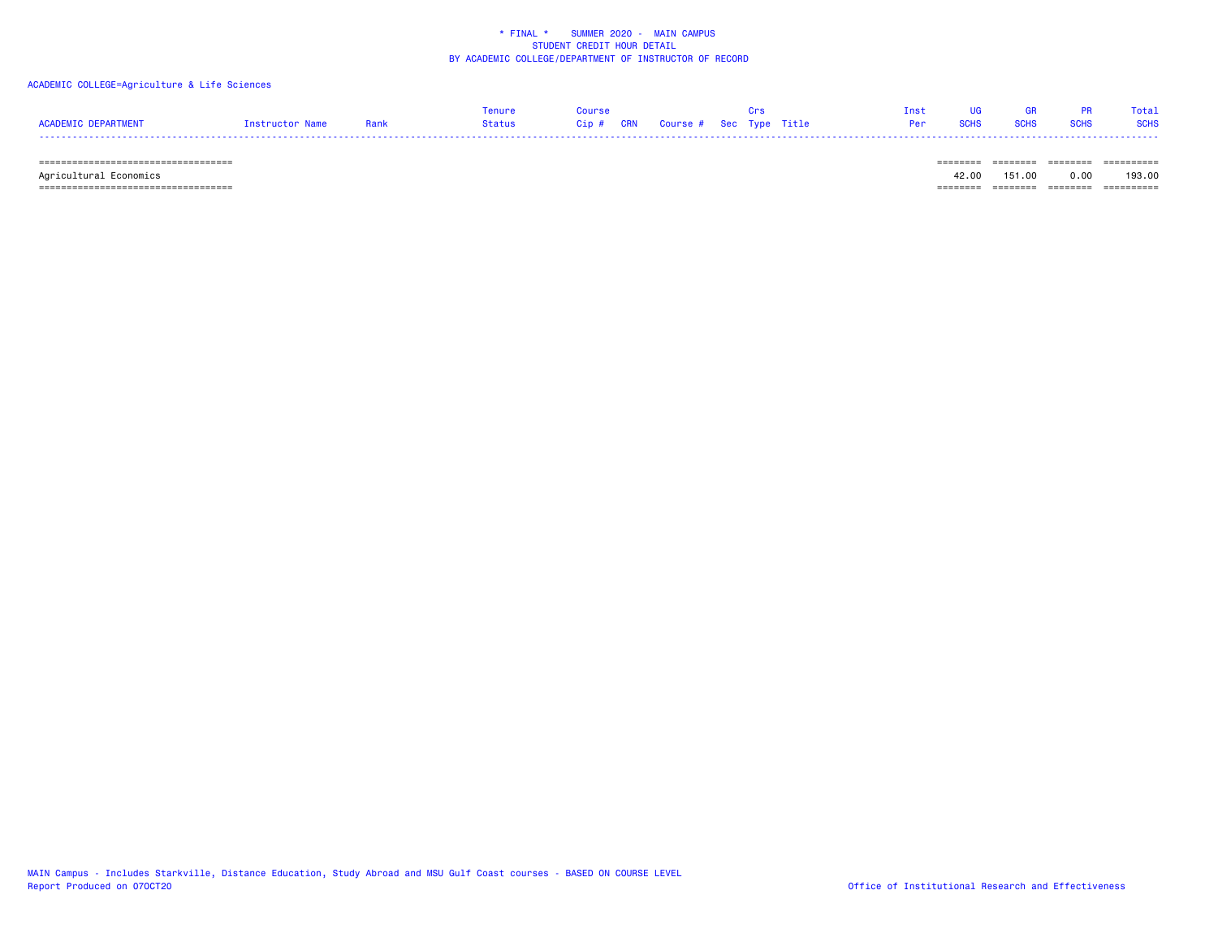\* FINAL \*    SUMMER 2020 -  MAIN CAMPUS
STUDENT CREDIT HOUR DETAIL
BY ACADEMIC COLLEGE/DEPARTMENT OF INSTRUCTOR OF RECORD

ACADEMIC COLLEGE=Agriculture & Life Sciences

| ACADEMIC DEPARTMENT | Instructor Name | Rank | Tenure Status | Course Cip # | CRN | Course # | Sec | Crs Type | Title | Inst Per | UG SCHS | GR SCHS | PR SCHS | Total SCHS |
|---|---|---|---|---|---|---|---|---|---|---|---|---|---|---|
| Agricultural Economics | | | | | | | | | | | 42.00 | 151.00 | 0.00 | 193.00 |

MAIN Campus - Includes Starkville, Distance Education, Study Abroad and MSU Gulf Coast courses - BASED ON COURSE LEVEL
Report Produced on 07OCT20

Office of Institutional Research and Effectiveness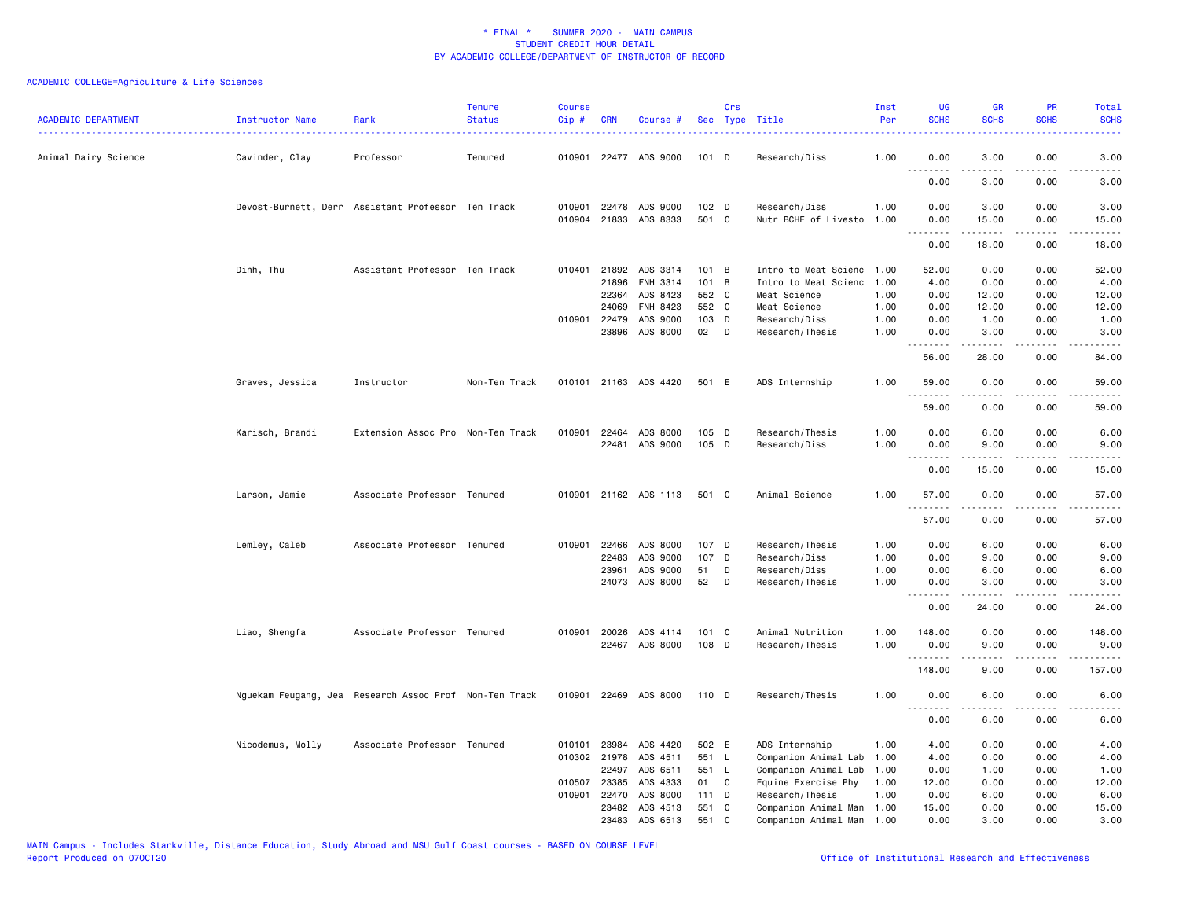\* FINAL \* SUMMER 2020 - MAIN CAMPUS
STUDENT CREDIT HOUR DETAIL
BY ACADEMIC COLLEGE/DEPARTMENT OF INSTRUCTOR OF RECORD

ACADEMIC COLLEGE=Agriculture & Life Sciences

| ACADEMIC DEPARTMENT | Instructor Name | Rank | Tenure Status | Course Cip # | CRN | Course # | Sec | Crs Type | Title | Inst Per | UG SCHS | GR SCHS | PR SCHS | Total SCHS |
|---|---|---|---|---|---|---|---|---|---|---|---|---|---|---|
| Animal Dairy Science | Cavinder, Clay | Professor | Tenured | 010901 | 22477 | ADS 9000 | 101 | D | Research/Diss | 1.00 | 0.00 | 3.00 | 0.00 | 3.00 |
| | | | | | | | | | | | 0.00 | 3.00 | 0.00 | 3.00 |
| | Devost-Burnett, Derr | Assistant Professor | Ten Track | 010901 | 22478 | ADS 9000 | 102 | D | Research/Diss | 1.00 | 0.00 | 3.00 | 0.00 | 3.00 |
| | | | | 010904 | 21833 | ADS 8333 | 501 | C | Nutr BCHE of Livesto | 1.00 | 0.00 | 15.00 | 0.00 | 15.00 |
| | | | | | | | | | | | 0.00 | 18.00 | 0.00 | 18.00 |
| | Dinh, Thu | Assistant Professor | Ten Track | 010401 | 21892 | ADS 3314 | 101 | B | Intro to Meat Scienc | 1.00 | 52.00 | 0.00 | 0.00 | 52.00 |
| | | | | | 21896 | FNH 3314 | 101 | B | Intro to Meat Scienc | 1.00 | 4.00 | 0.00 | 0.00 | 4.00 |
| | | | | | 22364 | ADS 8423 | 552 | C | Meat Science | 1.00 | 0.00 | 12.00 | 0.00 | 12.00 |
| | | | | | 24069 | FNH 8423 | 552 | C | Meat Science | 1.00 | 0.00 | 12.00 | 0.00 | 12.00 |
| | | | | 010901 | 22479 | ADS 9000 | 103 | D | Research/Diss | 1.00 | 0.00 | 1.00 | 0.00 | 1.00 |
| | | | | | 23896 | ADS 8000 | 02 | D | Research/Thesis | 1.00 | 0.00 | 3.00 | 0.00 | 3.00 |
| | | | | | | | | | | | 56.00 | 28.00 | 0.00 | 84.00 |
| | Graves, Jessica | Instructor | Non-Ten Track | 010101 | 21163 | ADS 4420 | 501 | E | ADS Internship | 1.00 | 59.00 | 0.00 | 0.00 | 59.00 |
| | | | | | | | | | | | 59.00 | 0.00 | 0.00 | 59.00 |
| | Karisch, Brandi | Extension Assoc Pro | Non-Ten Track | 010901 | 22464 | ADS 8000 | 105 | D | Research/Thesis | 1.00 | 0.00 | 6.00 | 0.00 | 6.00 |
| | | | | | 22481 | ADS 9000 | 105 | D | Research/Diss | 1.00 | 0.00 | 9.00 | 0.00 | 9.00 |
| | | | | | | | | | | | 0.00 | 15.00 | 0.00 | 15.00 |
| | Larson, Jamie | Associate Professor | Tenured | 010901 | 21162 | ADS 1113 | 501 | C | Animal Science | 1.00 | 57.00 | 0.00 | 0.00 | 57.00 |
| | | | | | | | | | | | 57.00 | 0.00 | 0.00 | 57.00 |
| | Lemley, Caleb | Associate Professor | Tenured | 010901 | 22466 | ADS 8000 | 107 | D | Research/Thesis | 1.00 | 0.00 | 6.00 | 0.00 | 6.00 |
| | | | | | 22483 | ADS 9000 | 107 | D | Research/Diss | 1.00 | 0.00 | 9.00 | 0.00 | 9.00 |
| | | | | | 23961 | ADS 9000 | 51 | D | Research/Diss | 1.00 | 0.00 | 6.00 | 0.00 | 6.00 |
| | | | | | 24073 | ADS 8000 | 52 | D | Research/Thesis | 1.00 | 0.00 | 3.00 | 0.00 | 3.00 |
| | | | | | | | | | | | 0.00 | 24.00 | 0.00 | 24.00 |
| | Liao, Shengfa | Associate Professor | Tenured | 010901 | 20026 | ADS 4114 | 101 | C | Animal Nutrition | 1.00 | 148.00 | 0.00 | 0.00 | 148.00 |
| | | | | | 22467 | ADS 8000 | 108 | D | Research/Thesis | 1.00 | 0.00 | 9.00 | 0.00 | 9.00 |
| | | | | | | | | | | | 148.00 | 9.00 | 0.00 | 157.00 |
| | Nguekam Feugang, Jea | Research Assoc Prof | Non-Ten Track | 010901 | 22469 | ADS 8000 | 110 | D | Research/Thesis | 1.00 | 0.00 | 6.00 | 0.00 | 6.00 |
| | | | | | | | | | | | 0.00 | 6.00 | 0.00 | 6.00 |
| | Nicodemus, Molly | Associate Professor | Tenured | 010101 | 23984 | ADS 4420 | 502 | E | ADS Internship | 1.00 | 4.00 | 0.00 | 0.00 | 4.00 |
| | | | | 010302 | 21978 | ADS 4511 | 551 | L | Companion Animal Lab | 1.00 | 4.00 | 0.00 | 0.00 | 4.00 |
| | | | | | 22497 | ADS 6511 | 551 | L | Companion Animal Lab | 1.00 | 0.00 | 1.00 | 0.00 | 1.00 |
| | | | | 010507 | 23385 | ADS 4333 | 01 | C | Equine Exercise Phy | 1.00 | 12.00 | 0.00 | 0.00 | 12.00 |
| | | | | 010901 | 22470 | ADS 8000 | 111 | D | Research/Thesis | 1.00 | 0.00 | 6.00 | 0.00 | 6.00 |
| | | | | | 23482 | ADS 4513 | 551 | C | Companion Animal Man | 1.00 | 15.00 | 0.00 | 0.00 | 15.00 |
| | | | | | 23483 | ADS 6513 | 551 | C | Companion Animal Man | 1.00 | 0.00 | 3.00 | 0.00 | 3.00 |

MAIN Campus - Includes Starkville, Distance Education, Study Abroad and MSU Gulf Coast courses - BASED ON COURSE LEVEL
Report Produced on 07OCT20 — Office of Institutional Research and Effectiveness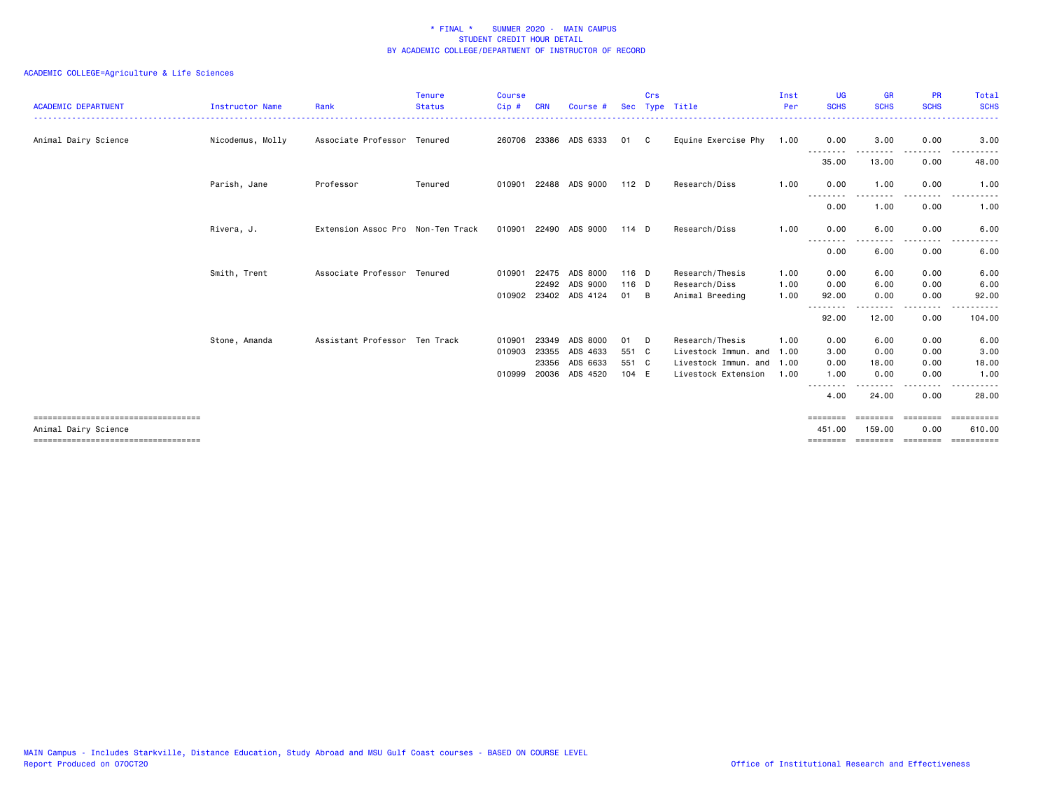\* FINAL \* SUMMER 2020 - MAIN CAMPUS
STUDENT CREDIT HOUR DETAIL
BY ACADEMIC COLLEGE/DEPARTMENT OF INSTRUCTOR OF RECORD

ACADEMIC COLLEGE=Agriculture & Life Sciences

| ACADEMIC DEPARTMENT | Instructor Name | Rank | Tenure Status | Course Cip # | CRN | Course # | Sec | Crs Type | Title | Inst Per | UG SCHS | GR SCHS | PR SCHS | Total SCHS |
|---|---|---|---|---|---|---|---|---|---|---|---|---|---|---|
| Animal Dairy Science | Nicodemus, Molly | Associate Professor | Tenured | 260706 | 23386 | ADS 6333 | 01 | C | Equine Exercise Phy | 1.00 | 0.00 | 3.00 | 0.00 | 3.00 |
| | | | | | | | | | | | 35.00 | 13.00 | 0.00 | 48.00 |
| | Parish, Jane | Professor | Tenured | 010901 | 22488 | ADS 9000 | 112 | D | Research/Diss | 1.00 | 0.00 | 1.00 | 0.00 | 1.00 |
| | | | | | | | | | | | 0.00 | 1.00 | 0.00 | 1.00 |
| | Rivera, J. | Extension Assoc Pro | Non-Ten Track | 010901 | 22490 | ADS 9000 | 114 | D | Research/Diss | 1.00 | 0.00 | 6.00 | 0.00 | 6.00 |
| | | | | | | | | | | | 0.00 | 6.00 | 0.00 | 6.00 |
| | Smith, Trent | Associate Professor | Tenured | 010901 | 22475 | ADS 8000 | 116 | D | Research/Thesis | 1.00 | 0.00 | 6.00 | 0.00 | 6.00 |
| | | | | | 22492 | ADS 9000 | 116 | D | Research/Diss | 1.00 | 0.00 | 6.00 | 0.00 | 6.00 |
| | | | | 010902 | 23402 | ADS 4124 | 01 | B | Animal Breeding | 1.00 | 92.00 | 0.00 | 0.00 | 92.00 |
| | | | | | | | | | | | 92.00 | 12.00 | 0.00 | 104.00 |
| | Stone, Amanda | Assistant Professor | Ten Track | 010901 | 23349 | ADS 8000 | 01 | D | Research/Thesis | 1.00 | 0.00 | 6.00 | 0.00 | 6.00 |
| | | | | 010903 | 23355 | ADS 4633 | 551 | C | Livestock Immun. and | 1.00 | 3.00 | 0.00 | 0.00 | 3.00 |
| | | | | | 23356 | ADS 6633 | 551 | C | Livestock Immun. and | 1.00 | 0.00 | 18.00 | 0.00 | 18.00 |
| | | | | 010999 | 20036 | ADS 4520 | 104 | E | Livestock Extension | 1.00 | 1.00 | 0.00 | 0.00 | 1.00 |
| | | | | | | | | | | | 4.00 | 24.00 | 0.00 | 28.00 |
| Animal Dairy Science | | | | | | | | | | | 451.00 | 159.00 | 0.00 | 610.00 |

MAIN Campus - Includes Starkville, Distance Education, Study Abroad and MSU Gulf Coast courses - BASED ON COURSE LEVEL
Report Produced on 07OCT20

Office of Institutional Research and Effectiveness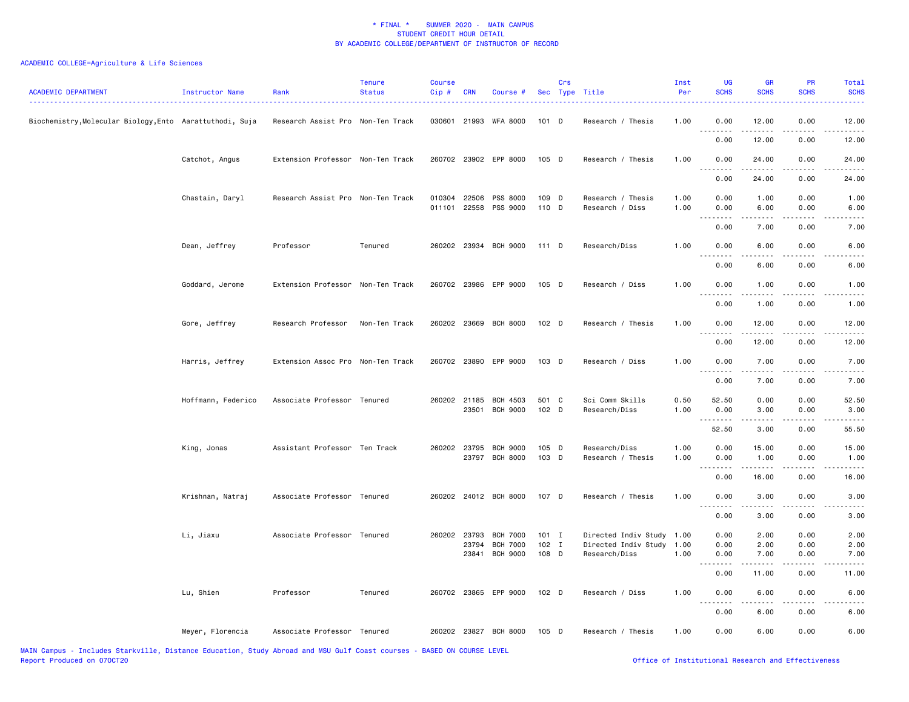\* FINAL \* SUMMER 2020 - MAIN CAMPUS
STUDENT CREDIT HOUR DETAIL
BY ACADEMIC COLLEGE/DEPARTMENT OF INSTRUCTOR OF RECORD

ACADEMIC COLLEGE=Agriculture & Life Sciences

| ACADEMIC DEPARTMENT | Instructor Name | Rank | Tenure Status | Course Cip # | CRN | Course # | Sec | Crs Type | Title | Inst Per | UG SCHS | GR SCHS | PR SCHS | Total SCHS |
|---|---|---|---|---|---|---|---|---|---|---|---|---|---|---|
| Biochemistry,Molecular Biology,Ento | Aarattuthodi, Suja | Research Assist Pro | Non-Ten Track | 030601 | 21993 | WFA 8000 | 101 | D | Research / Thesis | 1.00 | 0.00 | 12.00 | 0.00 | 12.00 |
| | | | | | | | | | | | 0.00 | 12.00 | 0.00 | 12.00 |
| | Catchot, Angus | Extension Professor | Non-Ten Track | 260702 | 23902 | EPP 8000 | 105 | D | Research / Thesis | 1.00 | 0.00 | 24.00 | 0.00 | 24.00 |
| | | | | | | | | | | | 0.00 | 24.00 | 0.00 | 24.00 |
| | Chastain, Daryl | Research Assist Pro | Non-Ten Track | 010304 | 22506 | PSS 8000 | 109 | D | Research / Thesis | 1.00 | 0.00 | 1.00 | 0.00 | 1.00 |
| | | | | 011101 | 22558 | PSS 9000 | 110 | D | Research / Diss | 1.00 | 0.00 | 6.00 | 0.00 | 6.00 |
| | | | | | | | | | | | 0.00 | 7.00 | 0.00 | 7.00 |
| | Dean, Jeffrey | Professor | Tenured | 260202 | 23934 | BCH 9000 | 111 | D | Research/Diss | 1.00 | 0.00 | 6.00 | 0.00 | 6.00 |
| | | | | | | | | | | | 0.00 | 6.00 | 0.00 | 6.00 |
| | Goddard, Jerome | Extension Professor | Non-Ten Track | 260702 | 23986 | EPP 9000 | 105 | D | Research / Diss | 1.00 | 0.00 | 1.00 | 0.00 | 1.00 |
| | | | | | | | | | | | 0.00 | 1.00 | 0.00 | 1.00 |
| | Gore, Jeffrey | Research Professor | Non-Ten Track | 260202 | 23669 | BCH 8000 | 102 | D | Research / Thesis | 1.00 | 0.00 | 12.00 | 0.00 | 12.00 |
| | | | | | | | | | | | 0.00 | 12.00 | 0.00 | 12.00 |
| | Harris, Jeffrey | Extension Assoc Pro | Non-Ten Track | 260702 | 23890 | EPP 9000 | 103 | D | Research / Diss | 1.00 | 0.00 | 7.00 | 0.00 | 7.00 |
| | | | | | | | | | | | 0.00 | 7.00 | 0.00 | 7.00 |
| | Hoffmann, Federico | Associate Professor | Tenured | 260202 | 21185 | BCH 4503 | 501 | C | Sci Comm Skills | 0.50 | 52.50 | 0.00 | 0.00 | 52.50 |
| | | | | | 23501 | BCH 9000 | 102 | D | Research/Diss | 1.00 | 0.00 | 3.00 | 0.00 | 3.00 |
| | | | | | | | | | | | 52.50 | 3.00 | 0.00 | 55.50 |
| | King, Jonas | Assistant Professor | Ten Track | 260202 | 23795 | BCH 9000 | 105 | D | Research/Diss | 1.00 | 0.00 | 15.00 | 0.00 | 15.00 |
| | | | | | 23797 | BCH 8000 | 103 | D | Research / Thesis | 1.00 | 0.00 | 1.00 | 0.00 | 1.00 |
| | | | | | | | | | | | 0.00 | 16.00 | 0.00 | 16.00 |
| | Krishnan, Natraj | Associate Professor | Tenured | 260202 | 24012 | BCH 8000 | 107 | D | Research / Thesis | 1.00 | 0.00 | 3.00 | 0.00 | 3.00 |
| | | | | | | | | | | | 0.00 | 3.00 | 0.00 | 3.00 |
| | Li, Jiaxu | Associate Professor | Tenured | 260202 | 23793 | BCH 7000 | 101 | I | Directed Indiv Study | 1.00 | 0.00 | 2.00 | 0.00 | 2.00 |
| | | | | | 23794 | BCH 7000 | 102 | I | Directed Indiv Study | 1.00 | 0.00 | 2.00 | 0.00 | 2.00 |
| | | | | | 23841 | BCH 9000 | 108 | D | Research/Diss | 1.00 | 0.00 | 7.00 | 0.00 | 7.00 |
| | | | | | | | | | | | 0.00 | 11.00 | 0.00 | 11.00 |
| | Lu, Shien | Professor | Tenured | 260702 | 23865 | EPP 9000 | 102 | D | Research / Diss | 1.00 | 0.00 | 6.00 | 0.00 | 6.00 |
| | | | | | | | | | | | 0.00 | 6.00 | 0.00 | 6.00 |
| | Meyer, Florencia | Associate Professor | Tenured | 260202 | 23827 | BCH 8000 | 105 | D | Research / Thesis | 1.00 | 0.00 | 6.00 | 0.00 | 6.00 |

MAIN Campus - Includes Starkville, Distance Education, Study Abroad and MSU Gulf Coast courses - BASED ON COURSE LEVEL
Report Produced on 07OCT20

Office of Institutional Research and Effectiveness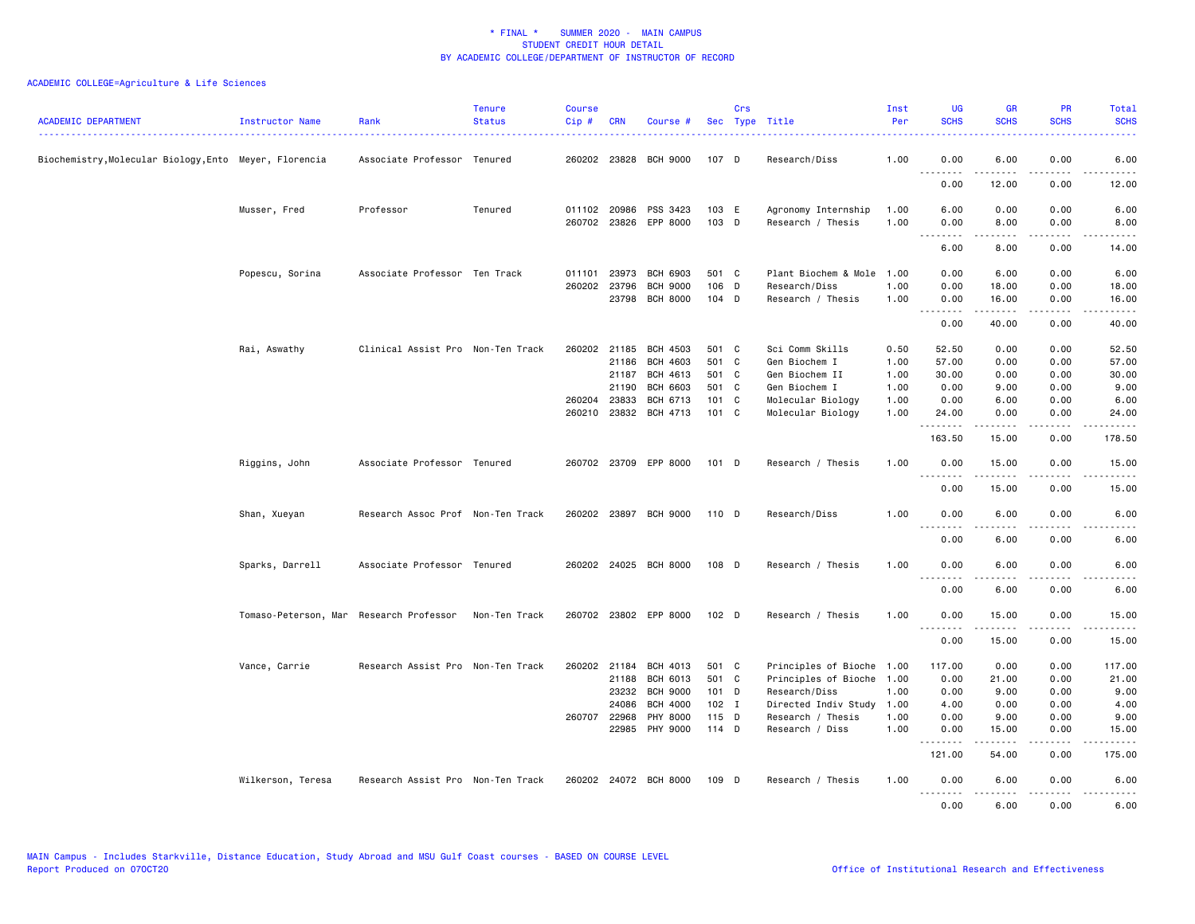\* FINAL \* SUMMER 2020 - MAIN CAMPUS
STUDENT CREDIT HOUR DETAIL
BY ACADEMIC COLLEGE/DEPARTMENT OF INSTRUCTOR OF RECORD

ACADEMIC COLLEGE=Agriculture & Life Sciences

| ACADEMIC DEPARTMENT | Instructor Name | Rank | Tenure Status | Course Cip # | CRN | Course # | Sec | Crs Type | Title | Inst Per | UG SCHS | GR SCHS | PR SCHS | Total SCHS |
|---|---|---|---|---|---|---|---|---|---|---|---|---|---|---|
| Biochemistry,Molecular Biology,Ento | Meyer, Florencia | Associate Professor | Tenured | 260202 | 23828 | BCH 9000 | 107 | D | Research/Diss | 1.00 | 0.00 | 6.00 | 0.00 | 6.00 |
| | | | | | | | | | | | 0.00 | 12.00 | 0.00 | 12.00 |
| | Musser, Fred | Professor | Tenured | 011102 | 20986 | PSS 3423 | 103 | E | Agronomy Internship | 1.00 | 6.00 | 0.00 | 0.00 | 6.00 |
| | | | | 260702 | 23826 | EPP 8000 | 103 | D | Research / Thesis | 1.00 | 0.00 | 8.00 | 0.00 | 8.00 |
| | | | | | | | | | | | 6.00 | 8.00 | 0.00 | 14.00 |
| | Popescu, Sorina | Associate Professor | Ten Track | 011101 | 23973 | BCH 6903 | 501 | C | Plant Biochem & Mole | 1.00 | 0.00 | 6.00 | 0.00 | 6.00 |
| | | | | 260202 | 23796 | BCH 9000 | 106 | D | Research/Diss | 1.00 | 0.00 | 18.00 | 0.00 | 18.00 |
| | | | | | 23798 | BCH 8000 | 104 | D | Research / Thesis | 1.00 | 0.00 | 16.00 | 0.00 | 16.00 |
| | | | | | | | | | | | 0.00 | 40.00 | 0.00 | 40.00 |
| | Rai, Aswathy | Clinical Assist Pro | Non-Ten Track | 260202 | 21185 | BCH 4503 | 501 | C | Sci Comm Skills | 0.50 | 52.50 | 0.00 | 0.00 | 52.50 |
| | | | | | 21186 | BCH 4603 | 501 | C | Gen Biochem I | 1.00 | 57.00 | 0.00 | 0.00 | 57.00 |
| | | | | | 21187 | BCH 4613 | 501 | C | Gen Biochem II | 1.00 | 30.00 | 0.00 | 0.00 | 30.00 |
| | | | | | 21190 | BCH 6603 | 501 | C | Gen Biochem I | 1.00 | 0.00 | 9.00 | 0.00 | 9.00 |
| | | | | 260204 | 23833 | BCH 6713 | 101 | C | Molecular Biology | 1.00 | 0.00 | 6.00 | 0.00 | 6.00 |
| | | | | 260210 | 23832 | BCH 4713 | 101 | C | Molecular Biology | 1.00 | 24.00 | 0.00 | 0.00 | 24.00 |
| | | | | | | | | | | | 163.50 | 15.00 | 0.00 | 178.50 |
| | Riggins, John | Associate Professor | Tenured | 260702 | 23709 | EPP 8000 | 101 | D | Research / Thesis | 1.00 | 0.00 | 15.00 | 0.00 | 15.00 |
| | | | | | | | | | | | 0.00 | 15.00 | 0.00 | 15.00 |
| | Shan, Xueyan | Research Assoc Prof | Non-Ten Track | 260202 | 23897 | BCH 9000 | 110 | D | Research/Diss | 1.00 | 0.00 | 6.00 | 0.00 | 6.00 |
| | | | | | | | | | | | 0.00 | 6.00 | 0.00 | 6.00 |
| | Sparks, Darrell | Associate Professor | Tenured | 260202 | 24025 | BCH 8000 | 108 | D | Research / Thesis | 1.00 | 0.00 | 6.00 | 0.00 | 6.00 |
| | | | | | | | | | | | 0.00 | 6.00 | 0.00 | 6.00 |
| | Tomaso-Peterson, Mar | Research Professor | Non-Ten Track | 260702 | 23802 | EPP 8000 | 102 | D | Research / Thesis | 1.00 | 0.00 | 15.00 | 0.00 | 15.00 |
| | | | | | | | | | | | 0.00 | 15.00 | 0.00 | 15.00 |
| | Vance, Carrie | Research Assist Pro | Non-Ten Track | 260202 | 21184 | BCH 4013 | 501 | C | Principles of Bioche | 1.00 | 117.00 | 0.00 | 0.00 | 117.00 |
| | | | | | 21188 | BCH 6013 | 501 | C | Principles of Bioche | 1.00 | 0.00 | 21.00 | 0.00 | 21.00 |
| | | | | | 23232 | BCH 9000 | 101 | D | Research/Diss | 1.00 | 0.00 | 9.00 | 0.00 | 9.00 |
| | | | | | 24086 | BCH 4000 | 102 | I | Directed Indiv Study | 1.00 | 4.00 | 0.00 | 0.00 | 4.00 |
| | | | | 260707 | 22968 | PHY 8000 | 115 | D | Research / Thesis | 1.00 | 0.00 | 9.00 | 0.00 | 9.00 |
| | | | | | 22985 | PHY 9000 | 114 | D | Research / Diss | 1.00 | 0.00 | 15.00 | 0.00 | 15.00 |
| | | | | | | | | | | | 121.00 | 54.00 | 0.00 | 175.00 |
| | Wilkerson, Teresa | Research Assist Pro | Non-Ten Track | 260202 | 24072 | BCH 8000 | 109 | D | Research / Thesis | 1.00 | 0.00 | 6.00 | 0.00 | 6.00 |
| | | | | | | | | | | | 0.00 | 6.00 | 0.00 | 6.00 |

MAIN Campus - Includes Starkville, Distance Education, Study Abroad and MSU Gulf Coast courses - BASED ON COURSE LEVEL
Report Produced on 07OCT20

Office of Institutional Research and Effectiveness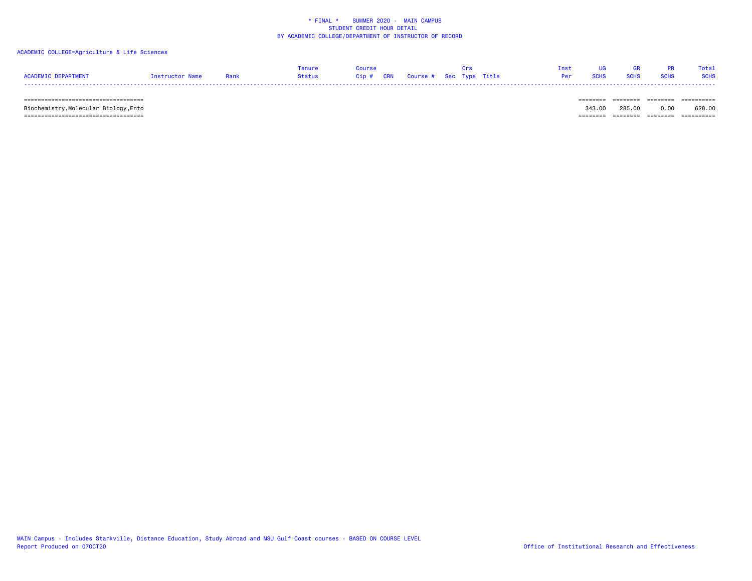* FINAL * SUMMER 2020 - MAIN CAMPUS
STUDENT CREDIT HOUR DETAIL
BY ACADEMIC COLLEGE/DEPARTMENT OF INSTRUCTOR OF RECORD

ACADEMIC COLLEGE=Agriculture & Life Sciences

| ACADEMIC DEPARTMENT | Instructor Name | Rank | Tenure Status | Course Cip # | CRN | Course # | Sec | Crs Type | Title | Inst Per | UG SCHS | GR SCHS | PR SCHS | Total SCHS |
|---|---|---|---|---|---|---|---|---|---|---|---|---|---|---|
| Biochemistry,Molecular Biology,Ento | | | | | | | | | | | 343.00 | 285.00 | 0.00 | 628.00 |

MAIN Campus - Includes Starkville, Distance Education, Study Abroad and MSU Gulf Coast courses - BASED ON COURSE LEVEL
Report Produced on 07OCT20

Office of Institutional Research and Effectiveness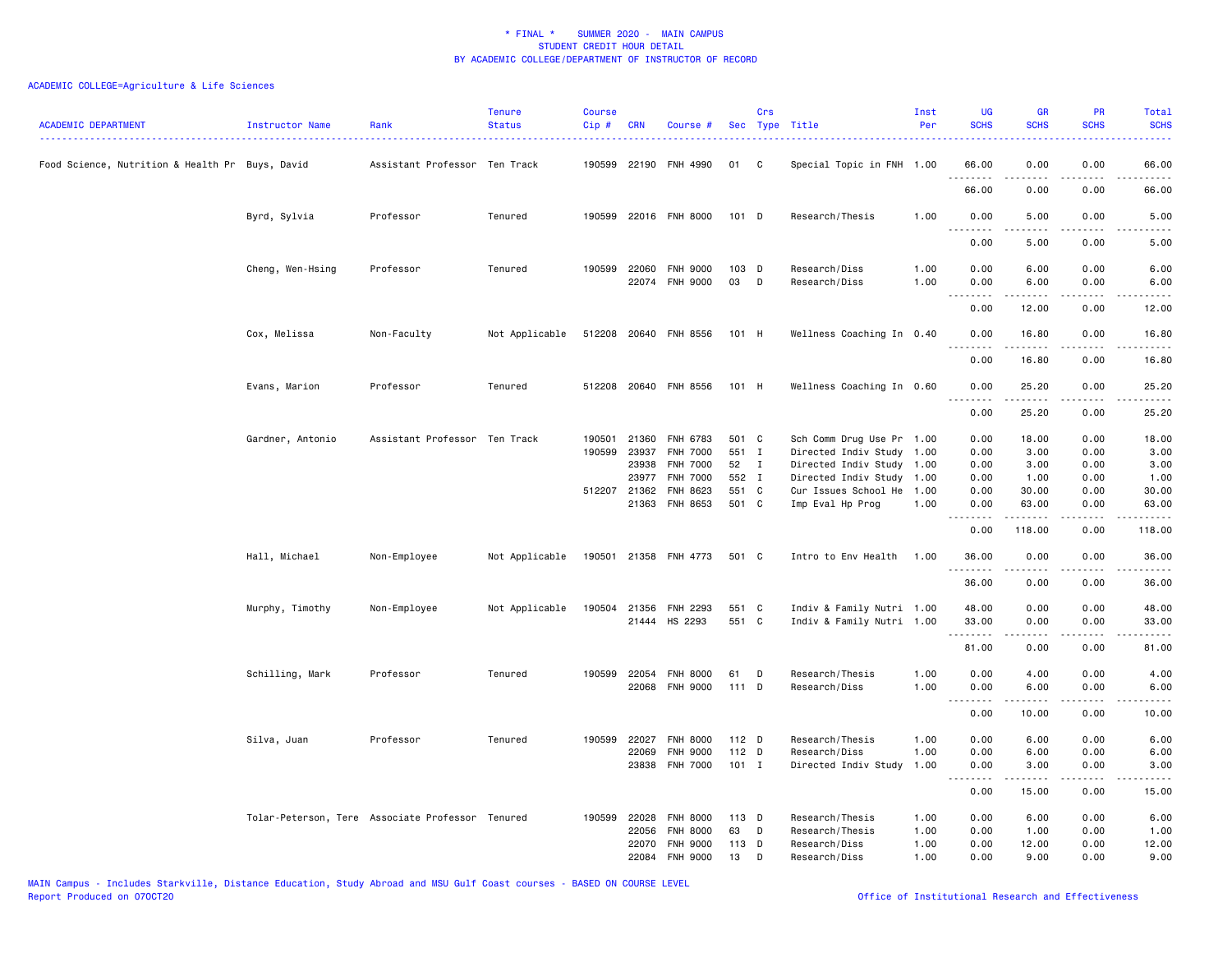\* FINAL \* SUMMER 2020 - MAIN CAMPUS
STUDENT CREDIT HOUR DETAIL
BY ACADEMIC COLLEGE/DEPARTMENT OF INSTRUCTOR OF RECORD

ACADEMIC COLLEGE=Agriculture & Life Sciences

| ACADEMIC DEPARTMENT | Instructor Name | Rank | Tenure Status | Course Cip # | CRN | Course # | Sec | Crs Type | Title | Inst Per | UG SCHS | GR SCHS | PR SCHS | Total SCHS |
|---|---|---|---|---|---|---|---|---|---|---|---|---|---|---|
| Food Science, Nutrition & Health Pr | Buys, David | Assistant Professor | Ten Track | 190599 | 22190 | FNH 4990 | 01 | C | Special Topic in FNH | 1.00 | 66.00 | 0.00 | 0.00 | 66.00 |
| | | | | | | | | | | | 66.00 | 0.00 | 0.00 | 66.00 |
| | Byrd, Sylvia | Professor | Tenured | 190599 | 22016 | FNH 8000 | 101 | D | Research/Thesis | 1.00 | 0.00 | 5.00 | 0.00 | 5.00 |
| | | | | | | | | | | | 0.00 | 5.00 | 0.00 | 5.00 |
| | Cheng, Wen-Hsing | Professor | Tenured | 190599 | 22060 | FNH 9000 | 103 | D | Research/Diss | 1.00 | 0.00 | 6.00 | 0.00 | 6.00 |
| | | | | | 22074 | FNH 9000 | 03 | D | Research/Diss | 1.00 | 0.00 | 6.00 | 0.00 | 6.00 |
| | | | | | | | | | | | 0.00 | 12.00 | 0.00 | 12.00 |
| | Cox, Melissa | Non-Faculty | Not Applicable | 512208 | 20640 | FNH 8556 | 101 | H | Wellness Coaching In | 0.40 | 0.00 | 16.80 | 0.00 | 16.80 |
| | | | | | | | | | | | 0.00 | 16.80 | 0.00 | 16.80 |
| | Evans, Marion | Professor | Tenured | 512208 | 20640 | FNH 8556 | 101 | H | Wellness Coaching In | 0.60 | 0.00 | 25.20 | 0.00 | 25.20 |
| | | | | | | | | | | | 0.00 | 25.20 | 0.00 | 25.20 |
| | Gardner, Antonio | Assistant Professor | Ten Track | 190501 | 21360 | FNH 6783 | 501 | C | Sch Comm Drug Use Pr | 1.00 | 0.00 | 18.00 | 0.00 | 18.00 |
| | | | | 190599 | 23937 | FNH 7000 | 551 | I | Directed Indiv Study | 1.00 | 0.00 | 3.00 | 0.00 | 3.00 |
| | | | | | 23938 | FNH 7000 | 52 | I | Directed Indiv Study | 1.00 | 0.00 | 3.00 | 0.00 | 3.00 |
| | | | | | 23977 | FNH 7000 | 552 | I | Directed Indiv Study | 1.00 | 0.00 | 1.00 | 0.00 | 1.00 |
| | | | | 512207 | 21362 | FNH 8623 | 551 | C | Cur Issues School He | 1.00 | 0.00 | 30.00 | 0.00 | 30.00 |
| | | | | | 21363 | FNH 8653 | 501 | C | Imp Eval Hp Prog | 1.00 | 0.00 | 63.00 | 0.00 | 63.00 |
| | | | | | | | | | | | 0.00 | 118.00 | 0.00 | 118.00 |
| | Hall, Michael | Non-Employee | Not Applicable | 190501 | 21358 | FNH 4773 | 501 | C | Intro to Env Health | 1.00 | 36.00 | 0.00 | 0.00 | 36.00 |
| | | | | | | | | | | | 36.00 | 0.00 | 0.00 | 36.00 |
| | Murphy, Timothy | Non-Employee | Not Applicable | 190504 | 21356 | FNH 2293 | 551 | C | Indiv & Family Nutri | 1.00 | 48.00 | 0.00 | 0.00 | 48.00 |
| | | | | | 21444 | HS 2293 | 551 | C | Indiv & Family Nutri | 1.00 | 33.00 | 0.00 | 0.00 | 33.00 |
| | | | | | | | | | | | 81.00 | 0.00 | 0.00 | 81.00 |
| | Schilling, Mark | Professor | Tenured | 190599 | 22054 | FNH 8000 | 61 | D | Research/Thesis | 1.00 | 0.00 | 4.00 | 0.00 | 4.00 |
| | | | | | 22068 | FNH 9000 | 111 | D | Research/Diss | 1.00 | 0.00 | 6.00 | 0.00 | 6.00 |
| | | | | | | | | | | | 0.00 | 10.00 | 0.00 | 10.00 |
| | Silva, Juan | Professor | Tenured | 190599 | 22027 | FNH 8000 | 112 | D | Research/Thesis | 1.00 | 0.00 | 6.00 | 0.00 | 6.00 |
| | | | | | 22069 | FNH 9000 | 112 | D | Research/Diss | 1.00 | 0.00 | 6.00 | 0.00 | 6.00 |
| | | | | | 23838 | FNH 7000 | 101 | I | Directed Indiv Study | 1.00 | 0.00 | 3.00 | 0.00 | 3.00 |
| | | | | | | | | | | | 0.00 | 15.00 | 0.00 | 15.00 |
| | Tolar-Peterson, Tere | Associate Professor | Tenured | 190599 | 22028 | FNH 8000 | 113 | D | Research/Thesis | 1.00 | 0.00 | 6.00 | 0.00 | 6.00 |
| | | | | | 22056 | FNH 8000 | 63 | D | Research/Thesis | 1.00 | 0.00 | 1.00 | 0.00 | 1.00 |
| | | | | | 22070 | FNH 9000 | 113 | D | Research/Diss | 1.00 | 0.00 | 12.00 | 0.00 | 12.00 |
| | | | | | 22084 | FNH 9000 | 13 | D | Research/Diss | 1.00 | 0.00 | 9.00 | 0.00 | 9.00 |

MAIN Campus - Includes Starkville, Distance Education, Study Abroad and MSU Gulf Coast courses - BASED ON COURSE LEVEL
Report Produced on 07OCT20 | Office of Institutional Research and Effectiveness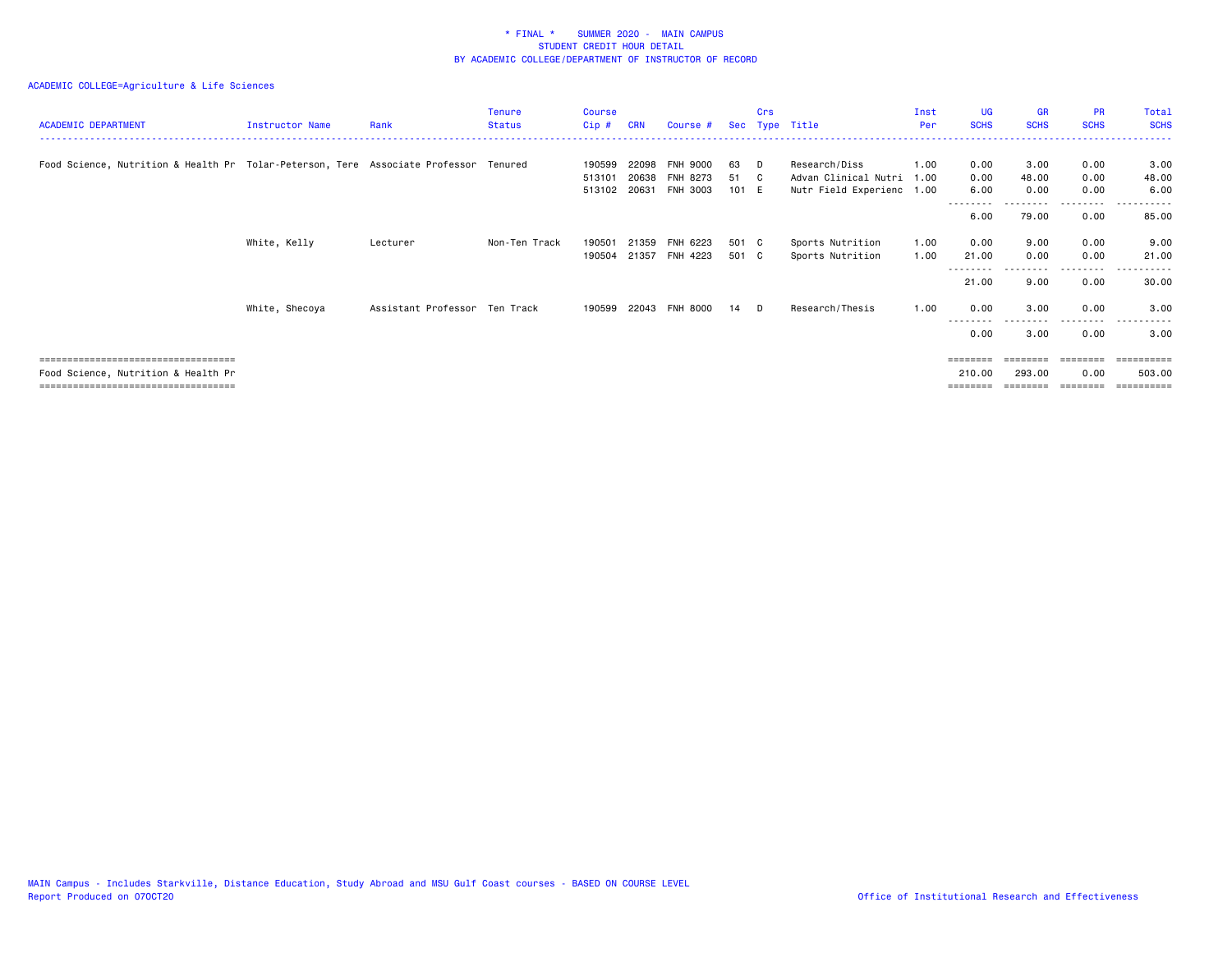\* FINAL \* SUMMER 2020 - MAIN CAMPUS
STUDENT CREDIT HOUR DETAIL
BY ACADEMIC COLLEGE/DEPARTMENT OF INSTRUCTOR OF RECORD

ACADEMIC COLLEGE=Agriculture & Life Sciences

| ACADEMIC DEPARTMENT | Instructor Name | Rank | Tenure Status | Course Cip # | CRN | Course # | Sec | Crs Type | Title | Inst Per | UG SCHS | GR SCHS | PR SCHS | Total SCHS |
|---|---|---|---|---|---|---|---|---|---|---|---|---|---|---|
| Food Science, Nutrition & Health Pr | Tolar-Peterson, Tere | Associate Professor | Tenured | 190599 | 22098 | FNH 9000 | 63 | D | Research/Diss | 1.00 | 0.00 | 3.00 | 0.00 | 3.00 |
| | | | | 513101 | 20638 | FNH 8273 | 51 | C | Advan Clinical Nutri | 1.00 | 0.00 | 48.00 | 0.00 | 48.00 |
| | | | | 513102 | 20631 | FNH 3003 | 101 | E | Nutr Field Experienc | 1.00 | 6.00 | 0.00 | 0.00 | 6.00 |
| | | | | | | | | | | | 6.00 | 79.00 | 0.00 | 85.00 |
| | White, Kelly | Lecturer | Non-Ten Track | 190501 | 21359 | FNH 6223 | 501 | C | Sports Nutrition | 1.00 | 0.00 | 9.00 | 0.00 | 9.00 |
| | | | | 190504 | 21357 | FNH 4223 | 501 | C | Sports Nutrition | 1.00 | 21.00 | 0.00 | 0.00 | 21.00 |
| | | | | | | | | | | | 21.00 | 9.00 | 0.00 | 30.00 |
| | White, Shecoya | Assistant Professor | Ten Track | 190599 | 22043 | FNH 8000 | 14 | D | Research/Thesis | 1.00 | 0.00 | 3.00 | 0.00 | 3.00 |
| | | | | | | | | | | | 0.00 | 3.00 | 0.00 | 3.00 |
| Food Science, Nutrition & Health Pr | | | | | | | | | | | 210.00 | 293.00 | 0.00 | 503.00 |

MAIN Campus - Includes Starkville, Distance Education, Study Abroad and MSU Gulf Coast courses - BASED ON COURSE LEVEL
Report Produced on 07OCT20

Office of Institutional Research and Effectiveness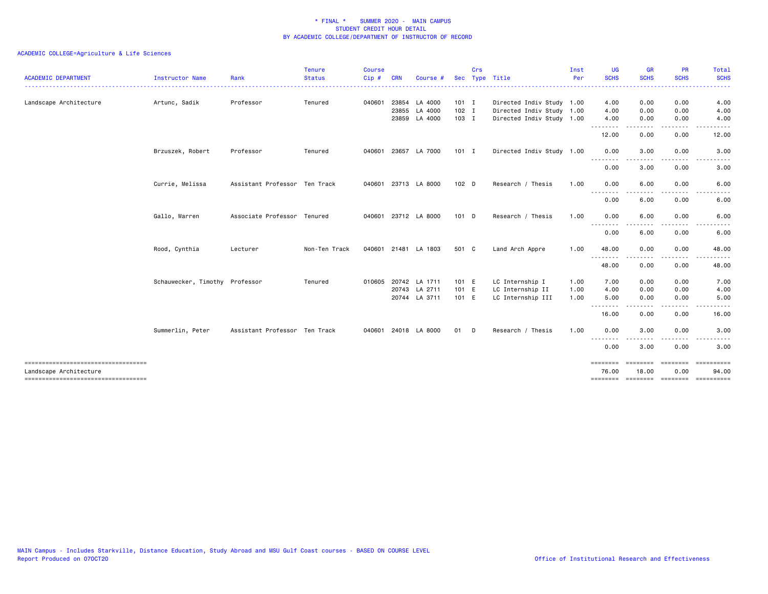\* FINAL \* SUMMER 2020 - MAIN CAMPUS
STUDENT CREDIT HOUR DETAIL
BY ACADEMIC COLLEGE/DEPARTMENT OF INSTRUCTOR OF RECORD

ACADEMIC COLLEGE=Agriculture & Life Sciences

| ACADEMIC DEPARTMENT | Instructor Name | Rank | Tenure Status | Course Cip # | CRN | Course # | Sec | Crs Type | Title | Inst Per | UG SCHS | GR SCHS | PR SCHS | Total SCHS |
|---|---|---|---|---|---|---|---|---|---|---|---|---|---|---|
| Landscape Architecture | Artunc, Sadik | Professor | Tenured | 040601 | 23854 | LA 4000 | 101 | I | Directed Indiv Study | 1.00 | 4.00 | 0.00 | 0.00 | 4.00 |
| | | | | | 23855 | LA 4000 | 102 | I | Directed Indiv Study | 1.00 | 4.00 | 0.00 | 0.00 | 4.00 |
| | | | | | 23859 | LA 4000 | 103 | I | Directed Indiv Study | 1.00 | 4.00 | 0.00 | 0.00 | 4.00 |
| | | | | | | | | | | | 12.00 | 0.00 | 0.00 | 12.00 |
| | Brzuszek, Robert | Professor | Tenured | 040601 | 23657 | LA 7000 | 101 | I | Directed Indiv Study | 1.00 | 0.00 | 3.00 | 0.00 | 3.00 |
| | | | | | | | | | | | 0.00 | 3.00 | 0.00 | 3.00 |
| | Currie, Melissa | Assistant Professor | Ten Track | 040601 | 23713 | LA 8000 | 102 | D | Research / Thesis | 1.00 | 0.00 | 6.00 | 0.00 | 6.00 |
| | | | | | | | | | | | 0.00 | 6.00 | 0.00 | 6.00 |
| | Gallo, Warren | Associate Professor | Tenured | 040601 | 23712 | LA 8000 | 101 | D | Research / Thesis | 1.00 | 0.00 | 6.00 | 0.00 | 6.00 |
| | | | | | | | | | | | 0.00 | 6.00 | 0.00 | 6.00 |
| | Rood, Cynthia | Lecturer | Non-Ten Track | 040601 | 21481 | LA 1803 | 501 | C | Land Arch Appre | 1.00 | 48.00 | 0.00 | 0.00 | 48.00 |
| | | | | | | | | | | | 48.00 | 0.00 | 0.00 | 48.00 |
| | Schauwecker, Timothy | Professor | Tenured | 010605 | 20742 | LA 1711 | 101 | E | LC Internship I | 1.00 | 7.00 | 0.00 | 0.00 | 7.00 |
| | | | | | 20743 | LA 2711 | 101 | E | LC Internship II | 1.00 | 4.00 | 0.00 | 0.00 | 4.00 |
| | | | | | 20744 | LA 3711 | 101 | E | LC Internship III | 1.00 | 5.00 | 0.00 | 0.00 | 5.00 |
| | | | | | | | | | | | 16.00 | 0.00 | 0.00 | 16.00 |
| | Summerlin, Peter | Assistant Professor | Ten Track | 040601 | 24018 | LA 8000 | 01 | D | Research / Thesis | 1.00 | 0.00 | 3.00 | 0.00 | 3.00 |
| | | | | | | | | | | | 0.00 | 3.00 | 0.00 | 3.00 |
| Landscape Architecture | | | | | | | | | | | 76.00 | 18.00 | 0.00 | 94.00 |

MAIN Campus - Includes Starkville, Distance Education, Study Abroad and MSU Gulf Coast courses - BASED ON COURSE LEVEL
Report Produced on 07OCT20

Office of Institutional Research and Effectiveness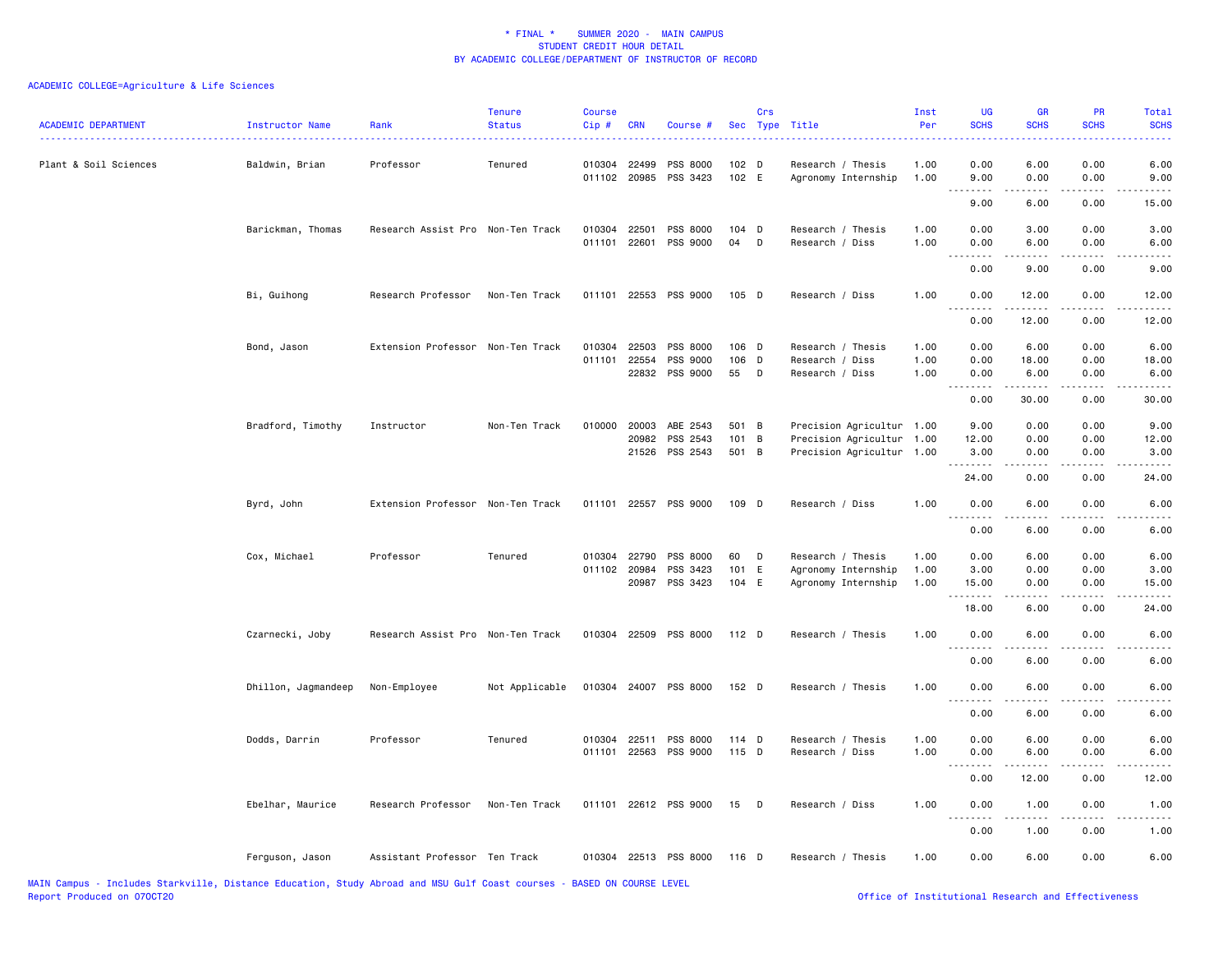\* FINAL \* SUMMER 2020 - MAIN CAMPUS
STUDENT CREDIT HOUR DETAIL
BY ACADEMIC COLLEGE/DEPARTMENT OF INSTRUCTOR OF RECORD

ACADEMIC COLLEGE=Agriculture & Life Sciences

| ACADEMIC DEPARTMENT | Instructor Name | Rank | Tenure Status | Course Cip # | CRN | Course # | Sec | Crs Type | Title | Inst Per | UG SCHS | GR SCHS | PR SCHS | Total SCHS |
|---|---|---|---|---|---|---|---|---|---|---|---|---|---|---|
| Plant & Soil Sciences | Baldwin, Brian | Professor | Tenured | 010304 | 22499 | PSS 8000 | 102 | D | Research / Thesis | 1.00 | 0.00 | 6.00 | 0.00 | 6.00 |
| | | | | 011102 | 20985 | PSS 3423 | 102 | E | Agronomy Internship | 1.00 | 9.00 | 0.00 | 0.00 | 9.00 |
| | | | | | | | | | | | 9.00 | 6.00 | 0.00 | 15.00 |
| | Barickman, Thomas | Research Assist Pro | Non-Ten Track | 010304 | 22501 | PSS 8000 | 104 | D | Research / Thesis | 1.00 | 0.00 | 3.00 | 0.00 | 3.00 |
| | | | | 011101 | 22601 | PSS 9000 | 04 | D | Research / Diss | 1.00 | 0.00 | 6.00 | 0.00 | 6.00 |
| | | | | | | | | | | | 0.00 | 9.00 | 0.00 | 9.00 |
| | Bi, Guihong | Research Professor | Non-Ten Track | 011101 | 22553 | PSS 9000 | 105 | D | Research / Diss | 1.00 | 0.00 | 12.00 | 0.00 | 12.00 |
| | | | | | | | | | | | 0.00 | 12.00 | 0.00 | 12.00 |
| | Bond, Jason | Extension Professor | Non-Ten Track | 010304 | 22503 | PSS 8000 | 106 | D | Research / Thesis | 1.00 | 0.00 | 6.00 | 0.00 | 6.00 |
| | | | | 011101 | 22554 | PSS 9000 | 106 | D | Research / Diss | 1.00 | 0.00 | 18.00 | 0.00 | 18.00 |
| | | | | | 22832 | PSS 9000 | 55 | D | Research / Diss | 1.00 | 0.00 | 6.00 | 0.00 | 6.00 |
| | | | | | | | | | | | 0.00 | 30.00 | 0.00 | 30.00 |
| | Bradford, Timothy | Instructor | Non-Ten Track | 010000 | 20003 | ABE 2543 | 501 | B | Precision Agricultur | 1.00 | 9.00 | 0.00 | 0.00 | 9.00 |
| | | | | | 20982 | PSS 2543 | 101 | B | Precision Agricultur | 1.00 | 12.00 | 0.00 | 0.00 | 12.00 |
| | | | | | 21526 | PSS 2543 | 501 | B | Precision Agricultur | 1.00 | 3.00 | 0.00 | 0.00 | 3.00 |
| | | | | | | | | | | | 24.00 | 0.00 | 0.00 | 24.00 |
| | Byrd, John | Extension Professor | Non-Ten Track | 011101 | 22557 | PSS 9000 | 109 | D | Research / Diss | 1.00 | 0.00 | 6.00 | 0.00 | 6.00 |
| | | | | | | | | | | | 0.00 | 6.00 | 0.00 | 6.00 |
| | Cox, Michael | Professor | Tenured | 010304 | 22790 | PSS 8000 | 60 | D | Research / Thesis | 1.00 | 0.00 | 6.00 | 0.00 | 6.00 |
| | | | | 011102 | 20984 | PSS 3423 | 101 | E | Agronomy Internship | 1.00 | 3.00 | 0.00 | 0.00 | 3.00 |
| | | | | | 20987 | PSS 3423 | 104 | E | Agronomy Internship | 1.00 | 15.00 | 0.00 | 0.00 | 15.00 |
| | | | | | | | | | | | 18.00 | 6.00 | 0.00 | 24.00 |
| | Czarnecki, Joby | Research Assist Pro | Non-Ten Track | 010304 | 22509 | PSS 8000 | 112 | D | Research / Thesis | 1.00 | 0.00 | 6.00 | 0.00 | 6.00 |
| | | | | | | | | | | | 0.00 | 6.00 | 0.00 | 6.00 |
| | Dhillon, Jagmandeep | Non-Employee | Not Applicable | 010304 | 24007 | PSS 8000 | 152 | D | Research / Thesis | 1.00 | 0.00 | 6.00 | 0.00 | 6.00 |
| | | | | | | | | | | | 0.00 | 6.00 | 0.00 | 6.00 |
| | Dodds, Darrin | Professor | Tenured | 010304 | 22511 | PSS 8000 | 114 | D | Research / Thesis | 1.00 | 0.00 | 6.00 | 0.00 | 6.00 |
| | | | | 011101 | 22563 | PSS 9000 | 115 | D | Research / Diss | 1.00 | 0.00 | 6.00 | 0.00 | 6.00 |
| | | | | | | | | | | | 0.00 | 12.00 | 0.00 | 12.00 |
| | Ebelhar, Maurice | Research Professor | Non-Ten Track | 011101 | 22612 | PSS 9000 | 15 | D | Research / Diss | 1.00 | 0.00 | 1.00 | 0.00 | 1.00 |
| | | | | | | | | | | | 0.00 | 1.00 | 0.00 | 1.00 |
| | Ferguson, Jason | Assistant Professor | Ten Track | 010304 | 22513 | PSS 8000 | 116 | D | Research / Thesis | 1.00 | 0.00 | 6.00 | 0.00 | 6.00 |

MAIN Campus - Includes Starkville, Distance Education, Study Abroad and MSU Gulf Coast courses - BASED ON COURSE LEVEL
Report Produced on 07OCT20 | Office of Institutional Research and Effectiveness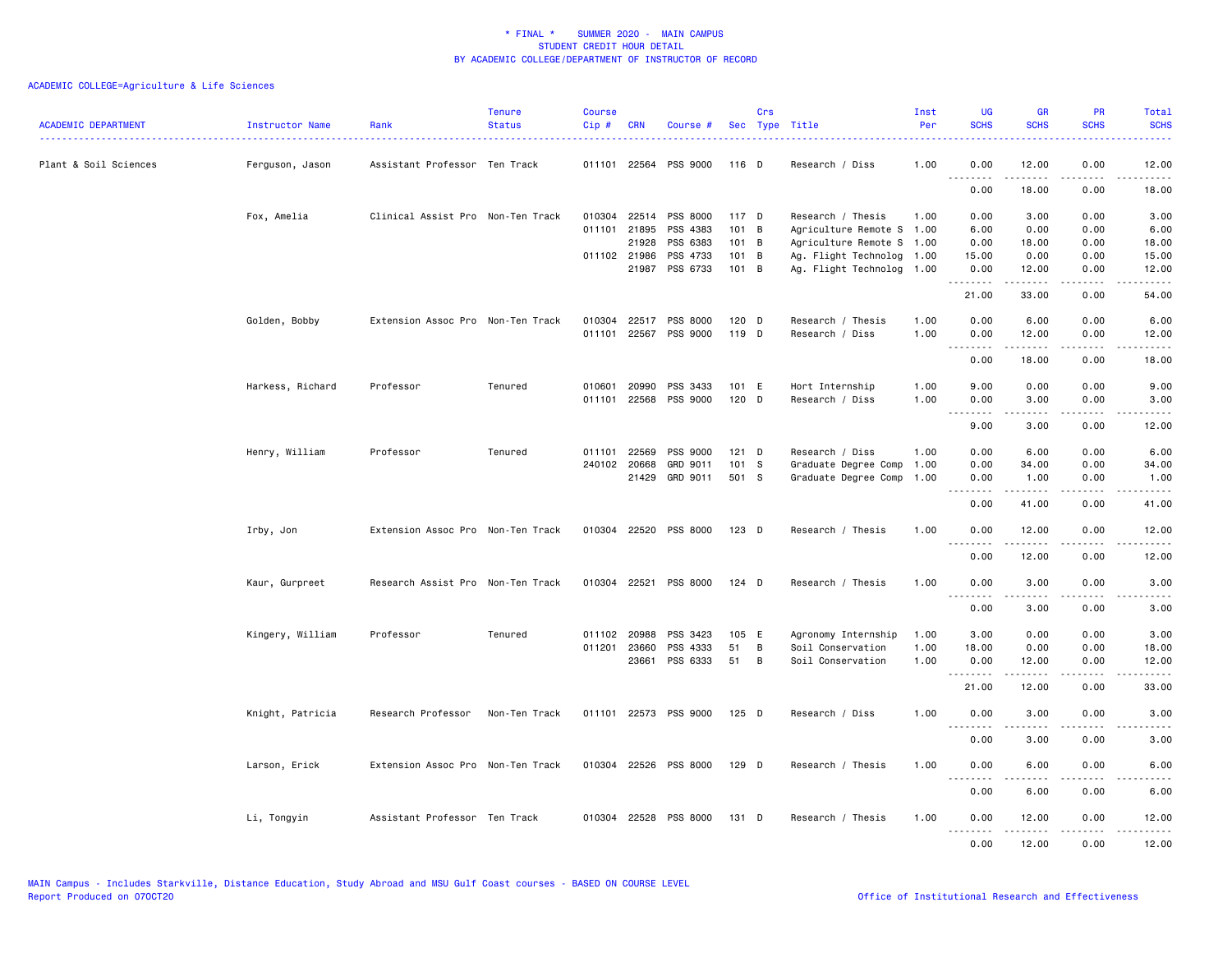**\* FINAL \* SUMMER 2020 - MAIN CAMPUS**
**STUDENT CREDIT HOUR DETAIL**
**BY ACADEMIC COLLEGE/DEPARTMENT OF INSTRUCTOR OF RECORD**

ACADEMIC COLLEGE=Agriculture & Life Sciences

| ACADEMIC DEPARTMENT | Instructor Name | Rank | Tenure Status | Course Cip # | CRN | Course # | Sec | Crs Type | Title | Inst Per | UG SCHS | GR SCHS | PR SCHS | Total SCHS |
|---|---|---|---|---|---|---|---|---|---|---|---|---|---|---|
| Plant & Soil Sciences | Ferguson, Jason | Assistant Professor | Ten Track | 011101 | 22564 | PSS 9000 | 116 | D | Research / Diss | 1.00 | 0.00 | 12.00 | 0.00 | 12.00 |
| | | | | | | | | | | | 0.00 | 18.00 | 0.00 | 18.00 |
| | Fox, Amelia | Clinical Assist Pro | Non-Ten Track | 010304 | 22514 | PSS 8000 | 117 | D | Research / Thesis | 1.00 | 0.00 | 3.00 | 0.00 | 3.00 |
| | | | | 011101 | 21895 | PSS 4383 | 101 | B | Agriculture Remote S | 1.00 | 6.00 | 0.00 | 0.00 | 6.00 |
| | | | | | 21928 | PSS 6383 | 101 | B | Agriculture Remote S | 1.00 | 0.00 | 18.00 | 0.00 | 18.00 |
| | | | | 011102 | 21986 | PSS 4733 | 101 | B | Ag. Flight Technolog | 1.00 | 15.00 | 0.00 | 0.00 | 15.00 |
| | | | | | 21987 | PSS 6733 | 101 | B | Ag. Flight Technolog | 1.00 | 0.00 | 12.00 | 0.00 | 12.00 |
| | | | | | | | | | | | 21.00 | 33.00 | 0.00 | 54.00 |
| | Golden, Bobby | Extension Assoc Pro | Non-Ten Track | 010304 | 22517 | PSS 8000 | 120 | D | Research / Thesis | 1.00 | 0.00 | 6.00 | 0.00 | 6.00 |
| | | | | 011101 | 22567 | PSS 9000 | 119 | D | Research / Diss | 1.00 | 0.00 | 12.00 | 0.00 | 12.00 |
| | | | | | | | | | | | 0.00 | 18.00 | 0.00 | 18.00 |
| | Harkess, Richard | Professor | Tenured | 010601 | 20990 | PSS 3433 | 101 | E | Hort Internship | 1.00 | 9.00 | 0.00 | 0.00 | 9.00 |
| | | | | 011101 | 22568 | PSS 9000 | 120 | D | Research / Diss | 1.00 | 0.00 | 3.00 | 0.00 | 3.00 |
| | | | | | | | | | | | 9.00 | 3.00 | 0.00 | 12.00 |
| | Henry, William | Professor | Tenured | 011101 | 22569 | PSS 9000 | 121 | D | Research / Diss | 1.00 | 0.00 | 6.00 | 0.00 | 6.00 |
| | | | | 240102 | 20668 | GRD 9011 | 101 | S | Graduate Degree Comp | 1.00 | 0.00 | 34.00 | 0.00 | 34.00 |
| | | | | | 21429 | GRD 9011 | 501 | S | Graduate Degree Comp | 1.00 | 0.00 | 1.00 | 0.00 | 1.00 |
| | | | | | | | | | | | 0.00 | 41.00 | 0.00 | 41.00 |
| | Irby, Jon | Extension Assoc Pro | Non-Ten Track | 010304 | 22520 | PSS 8000 | 123 | D | Research / Thesis | 1.00 | 0.00 | 12.00 | 0.00 | 12.00 |
| | | | | | | | | | | | 0.00 | 12.00 | 0.00 | 12.00 |
| | Kaur, Gurpreet | Research Assist Pro | Non-Ten Track | 010304 | 22521 | PSS 8000 | 124 | D | Research / Thesis | 1.00 | 0.00 | 3.00 | 0.00 | 3.00 |
| | | | | | | | | | | | 0.00 | 3.00 | 0.00 | 3.00 |
| | Kingery, William | Professor | Tenured | 011102 | 20988 | PSS 3423 | 105 | E | Agronomy Internship | 1.00 | 3.00 | 0.00 | 0.00 | 3.00 |
| | | | | 011201 | 23660 | PSS 4333 | 51 | B | Soil Conservation | 1.00 | 18.00 | 0.00 | 0.00 | 18.00 |
| | | | | | 23661 | PSS 6333 | 51 | B | Soil Conservation | 1.00 | 0.00 | 12.00 | 0.00 | 12.00 |
| | | | | | | | | | | | 21.00 | 12.00 | 0.00 | 33.00 |
| | Knight, Patricia | Research Professor | Non-Ten Track | 011101 | 22573 | PSS 9000 | 125 | D | Research / Diss | 1.00 | 0.00 | 3.00 | 0.00 | 3.00 |
| | | | | | | | | | | | 0.00 | 3.00 | 0.00 | 3.00 |
| | Larson, Erick | Extension Assoc Pro | Non-Ten Track | 010304 | 22526 | PSS 8000 | 129 | D | Research / Thesis | 1.00 | 0.00 | 6.00 | 0.00 | 6.00 |
| | | | | | | | | | | | 0.00 | 6.00 | 0.00 | 6.00 |
| | Li, Tongyin | Assistant Professor | Ten Track | 010304 | 22528 | PSS 8000 | 131 | D | Research / Thesis | 1.00 | 0.00 | 12.00 | 0.00 | 12.00 |
| | | | | | | | | | | | 0.00 | 12.00 | 0.00 | 12.00 |

MAIN Campus - Includes Starkville, Distance Education, Study Abroad and MSU Gulf Coast courses - BASED ON COURSE LEVEL
Report Produced on 07OCT20

Office of Institutional Research and Effectiveness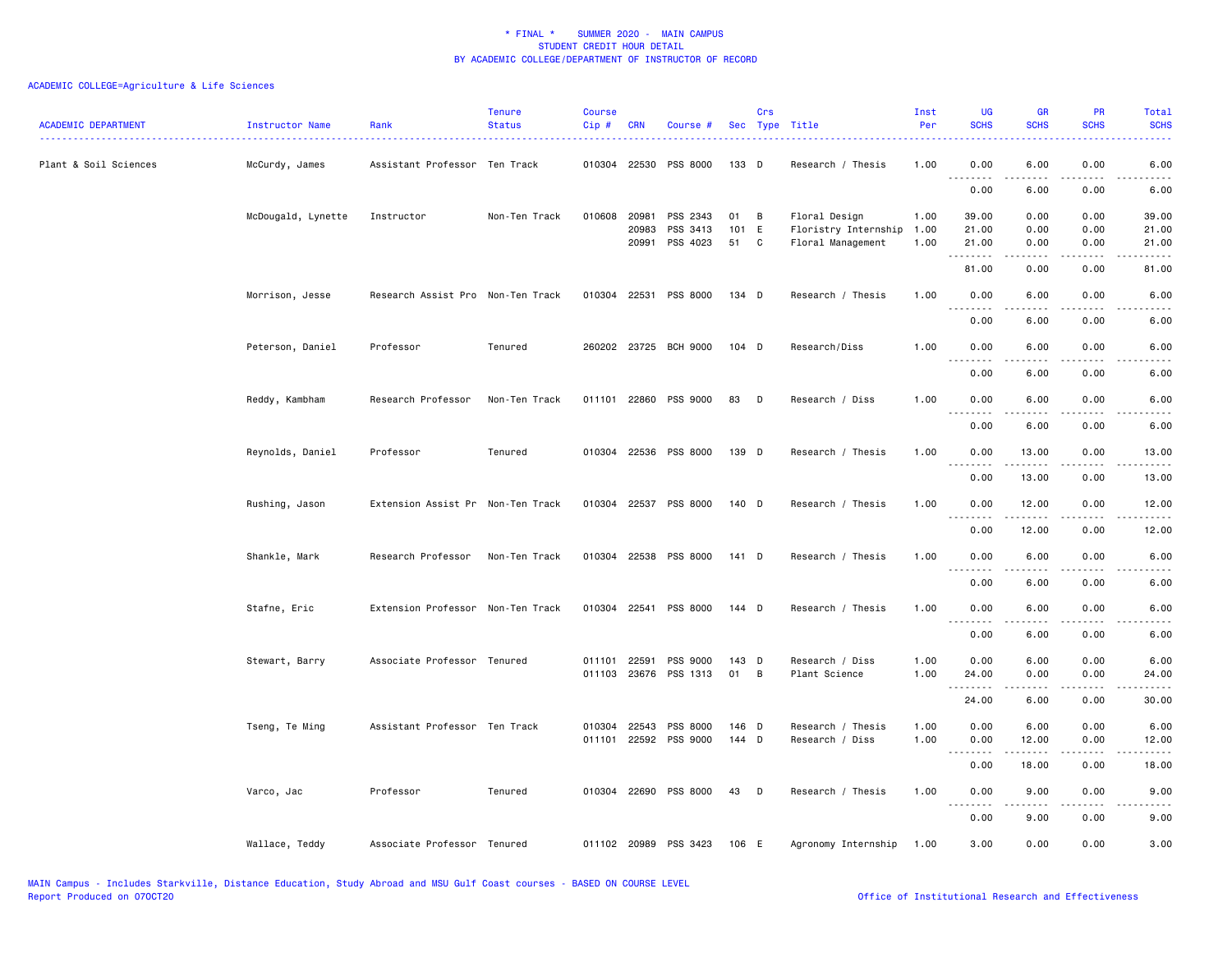\* FINAL \* SUMMER 2020 - MAIN CAMPUS
STUDENT CREDIT HOUR DETAIL
BY ACADEMIC COLLEGE/DEPARTMENT OF INSTRUCTOR OF RECORD

ACADEMIC COLLEGE=Agriculture & Life Sciences

| ACADEMIC DEPARTMENT | Instructor Name | Rank | Tenure Status | Course Cip # | CRN | Course # | Sec | Crs Type | Title | Inst Per | UG SCHS | GR SCHS | PR SCHS | Total SCHS |
|---|---|---|---|---|---|---|---|---|---|---|---|---|---|---|
| Plant & Soil Sciences | McCurdy, James | Assistant Professor | Ten Track | 010304 | 22530 | PSS 8000 | 133 | D | Research / Thesis | 1.00 | 0.00 | 6.00 | 0.00 | 6.00 |
| | | | | | | | | | | | 0.00 | 6.00 | 0.00 | 6.00 |
| | McDougald, Lynette | Instructor | Non-Ten Track | 010608 | 20981 | PSS 2343 | 01 | B | Floral Design | 1.00 | 39.00 | 0.00 | 0.00 | 39.00 |
| | | | | | 20983 | PSS 3413 | 101 | E | Floristry Internship | 1.00 | 21.00 | 0.00 | 0.00 | 21.00 |
| | | | | | 20991 | PSS 4023 | 51 | C | Floral Management | 1.00 | 21.00 | 0.00 | 0.00 | 21.00 |
| | | | | | | | | | | | 81.00 | 0.00 | 0.00 | 81.00 |
| | Morrison, Jesse | Research Assist Pro | Non-Ten Track | 010304 | 22531 | PSS 8000 | 134 | D | Research / Thesis | 1.00 | 0.00 | 6.00 | 0.00 | 6.00 |
| | | | | | | | | | | | 0.00 | 6.00 | 0.00 | 6.00 |
| | Peterson, Daniel | Professor | Tenured | 260202 | 23725 | BCH 9000 | 104 | D | Research/Diss | 1.00 | 0.00 | 6.00 | 0.00 | 6.00 |
| | | | | | | | | | | | 0.00 | 6.00 | 0.00 | 6.00 |
| | Reddy, Kambham | Research Professor | Non-Ten Track | 011101 | 22860 | PSS 9000 | 83 | D | Research / Diss | 1.00 | 0.00 | 6.00 | 0.00 | 6.00 |
| | | | | | | | | | | | 0.00 | 6.00 | 0.00 | 6.00 |
| | Reynolds, Daniel | Professor | Tenured | 010304 | 22536 | PSS 8000 | 139 | D | Research / Thesis | 1.00 | 0.00 | 13.00 | 0.00 | 13.00 |
| | | | | | | | | | | | 0.00 | 13.00 | 0.00 | 13.00 |
| | Rushing, Jason | Extension Assist Pr | Non-Ten Track | 010304 | 22537 | PSS 8000 | 140 | D | Research / Thesis | 1.00 | 0.00 | 12.00 | 0.00 | 12.00 |
| | | | | | | | | | | | 0.00 | 12.00 | 0.00 | 12.00 |
| | Shankle, Mark | Research Professor | Non-Ten Track | 010304 | 22538 | PSS 8000 | 141 | D | Research / Thesis | 1.00 | 0.00 | 6.00 | 0.00 | 6.00 |
| | | | | | | | | | | | 0.00 | 6.00 | 0.00 | 6.00 |
| | Stafne, Eric | Extension Professor | Non-Ten Track | 010304 | 22541 | PSS 8000 | 144 | D | Research / Thesis | 1.00 | 0.00 | 6.00 | 0.00 | 6.00 |
| | | | | | | | | | | | 0.00 | 6.00 | 0.00 | 6.00 |
| | Stewart, Barry | Associate Professor | Tenured | 011101 | 22591 | PSS 9000 | 143 | D | Research / Diss | 1.00 | 0.00 | 6.00 | 0.00 | 6.00 |
| | | | | 011103 | 23676 | PSS 1313 | 01 | B | Plant Science | 1.00 | 24.00 | 0.00 | 0.00 | 24.00 |
| | | | | | | | | | | | 24.00 | 6.00 | 0.00 | 30.00 |
| | Tseng, Te Ming | Assistant Professor | Ten Track | 010304 | 22543 | PSS 8000 | 146 | D | Research / Thesis | 1.00 | 0.00 | 6.00 | 0.00 | 6.00 |
| | | | | 011101 | 22592 | PSS 9000 | 144 | D | Research / Diss | 1.00 | 0.00 | 12.00 | 0.00 | 12.00 |
| | | | | | | | | | | | 0.00 | 18.00 | 0.00 | 18.00 |
| | Varco, Jac | Professor | Tenured | 010304 | 22690 | PSS 8000 | 43 | D | Research / Thesis | 1.00 | 0.00 | 9.00 | 0.00 | 9.00 |
| | | | | | | | | | | | 0.00 | 9.00 | 0.00 | 9.00 |
| | Wallace, Teddy | Associate Professor | Tenured | 011102 | 20989 | PSS 3423 | 106 | E | Agronomy Internship | 1.00 | 3.00 | 0.00 | 0.00 | 3.00 |

MAIN Campus - Includes Starkville, Distance Education, Study Abroad and MSU Gulf Coast courses - BASED ON COURSE LEVEL
Report Produced on 07OCT20

Office of Institutional Research and Effectiveness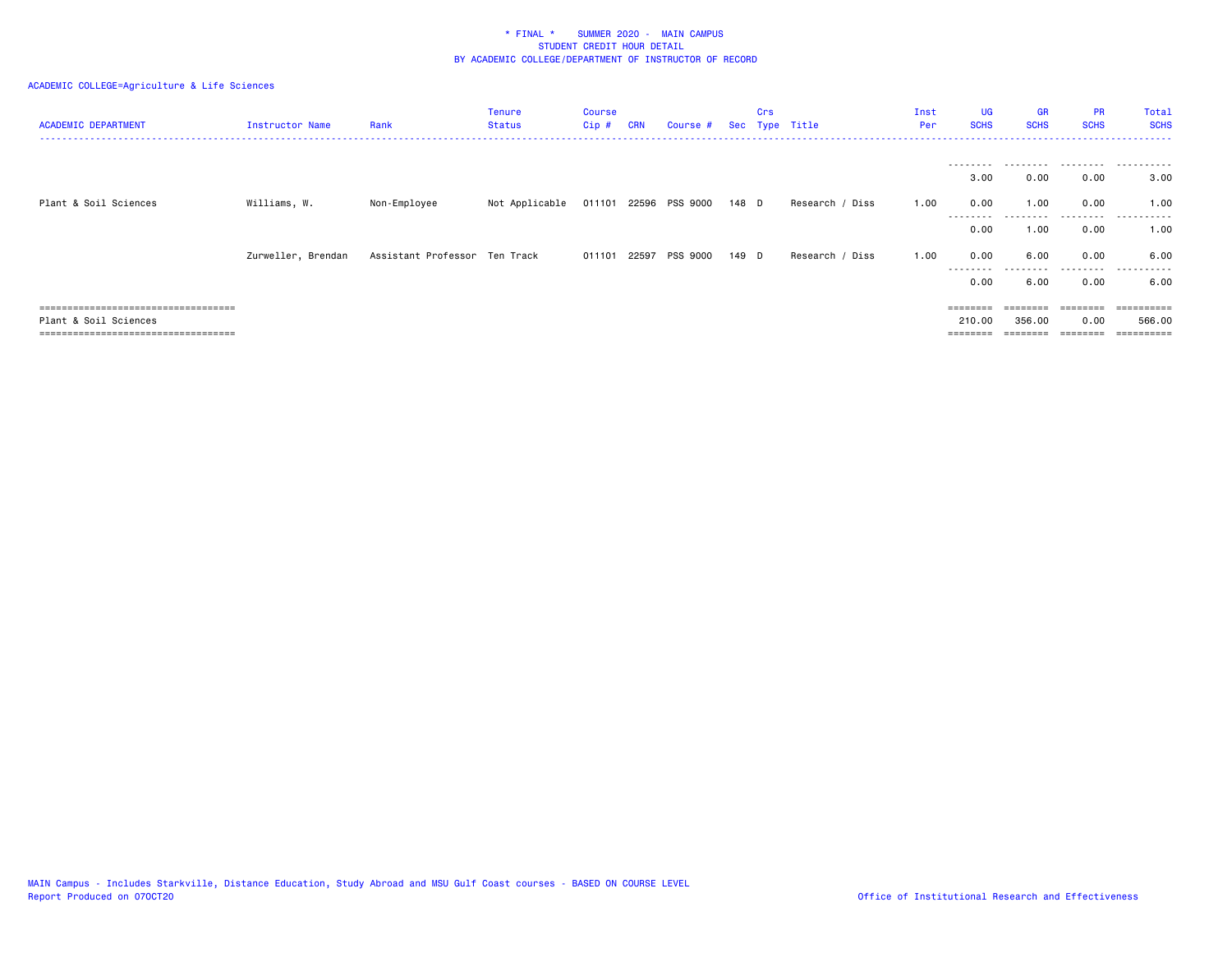\* FINAL \* SUMMER 2020 - MAIN CAMPUS
STUDENT CREDIT HOUR DETAIL
BY ACADEMIC COLLEGE/DEPARTMENT OF INSTRUCTOR OF RECORD

ACADEMIC COLLEGE=Agriculture & Life Sciences

| ACADEMIC DEPARTMENT | Instructor Name | Rank | Tenure Status | Course Cip # | CRN | Course # | Sec | Crs Type | Title | Inst Per | UG SCHS | GR SCHS | PR SCHS | Total SCHS |
|---|---|---|---|---|---|---|---|---|---|---|---|---|---|---|
| | | | | | | | | | | | 3.00 | 0.00 | 0.00 | 3.00 |
| Plant & Soil Sciences | Williams, W. | Non-Employee | Not Applicable | 011101 | 22596 | PSS 9000 | 148 | D | Research / Diss | 1.00 | 0.00 | 1.00 | 0.00 | 1.00 |
| | | | | | | | | | | | 0.00 | 1.00 | 0.00 | 1.00 |
| | Zurweller, Brendan | Assistant Professor | Ten Track | 011101 | 22597 | PSS 9000 | 149 | D | Research / Diss | 1.00 | 0.00 | 6.00 | 0.00 | 6.00 |
| | | | | | | | | | | | 0.00 | 6.00 | 0.00 | 6.00 |
| Plant & Soil Sciences | | | | | | | | | | | 210.00 | 356.00 | 0.00 | 566.00 |

MAIN Campus - Includes Starkville, Distance Education, Study Abroad and MSU Gulf Coast courses - BASED ON COURSE LEVEL
Report Produced on 07OCT20

Office of Institutional Research and Effectiveness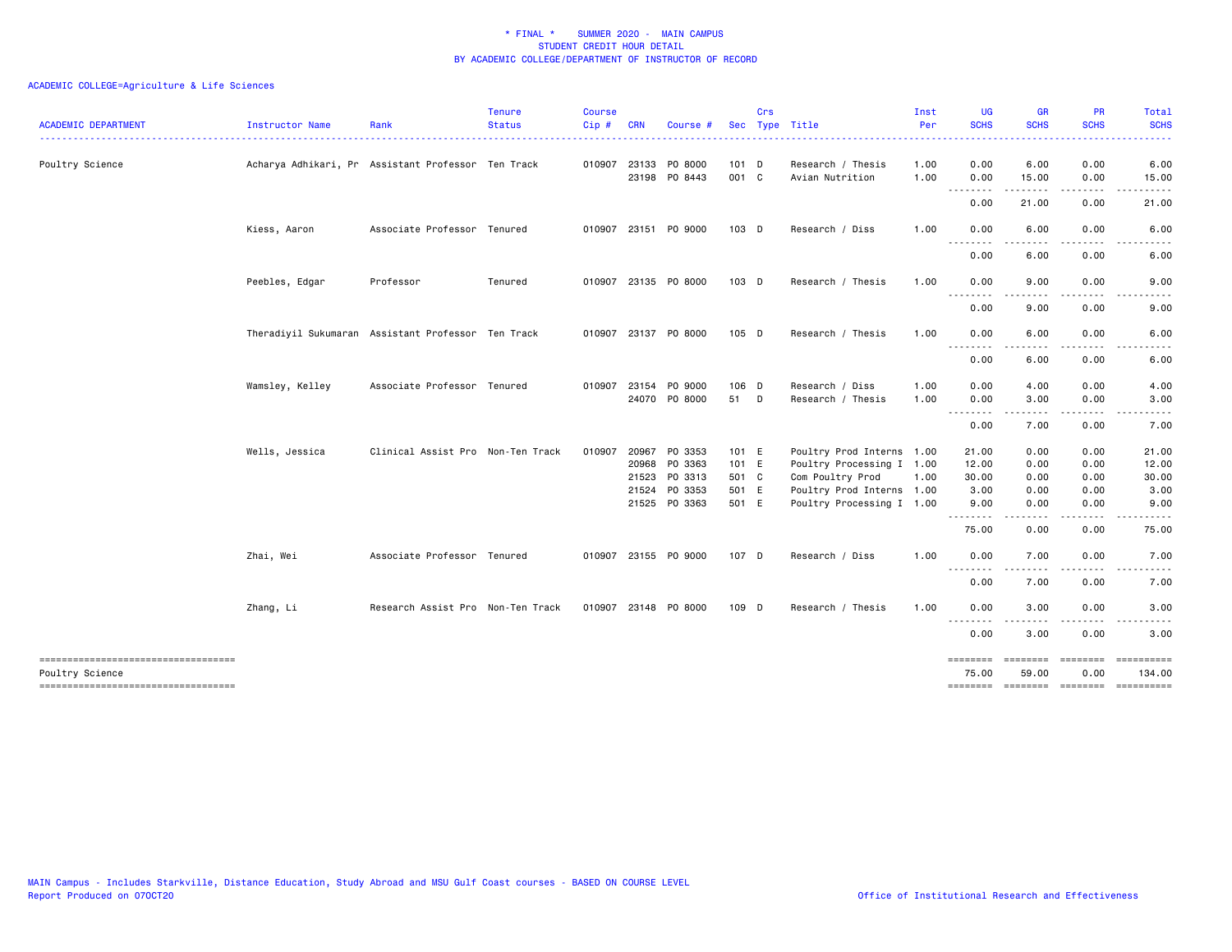\* FINAL \* SUMMER 2020 - MAIN CAMPUS
STUDENT CREDIT HOUR DETAIL
BY ACADEMIC COLLEGE/DEPARTMENT OF INSTRUCTOR OF RECORD

ACADEMIC COLLEGE=Agriculture & Life Sciences

| ACADEMIC DEPARTMENT | Instructor Name | Rank | Tenure Status | Course Cip # | CRN | Course # | Sec | Crs Type | Title | Inst Per | UG SCHS | GR SCHS | PR SCHS | Total SCHS |
|---|---|---|---|---|---|---|---|---|---|---|---|---|---|---|
| Poultry Science | Acharya Adhikari, Pr | Assistant Professor | Ten Track | 010907 | 23133 | PO 8000 | 101 | D | Research / Thesis | 1.00 | 0.00 | 6.00 | 0.00 | 6.00 |
| | | | | | 23198 | PO 8443 | 001 | C | Avian Nutrition | 1.00 | 0.00 | 15.00 | 0.00 | 15.00 |
| | | | | | | | | | | | 0.00 | 21.00 | 0.00 | 21.00 |
| | Kiess, Aaron | Associate Professor | Tenured | 010907 | 23151 | PO 9000 | 103 | D | Research / Diss | 1.00 | 0.00 | 6.00 | 0.00 | 6.00 |
| | | | | | | | | | | | 0.00 | 6.00 | 0.00 | 6.00 |
| | Peebles, Edgar | Professor | Tenured | 010907 | 23135 | PO 8000 | 103 | D | Research / Thesis | 1.00 | 0.00 | 9.00 | 0.00 | 9.00 |
| | | | | | | | | | | | 0.00 | 9.00 | 0.00 | 9.00 |
| | Theradiyil Sukumaran | Assistant Professor | Ten Track | 010907 | 23137 | PO 8000 | 105 | D | Research / Thesis | 1.00 | 0.00 | 6.00 | 0.00 | 6.00 |
| | | | | | | | | | | | 0.00 | 6.00 | 0.00 | 6.00 |
| | Wamsley, Kelley | Associate Professor | Tenured | 010907 | 23154 | PO 9000 | 106 | D | Research / Diss | 1.00 | 0.00 | 4.00 | 0.00 | 4.00 |
| | | | | | 24070 | PO 8000 | 51 | D | Research / Thesis | 1.00 | 0.00 | 3.00 | 0.00 | 3.00 |
| | | | | | | | | | | | 0.00 | 7.00 | 0.00 | 7.00 |
| | Wells, Jessica | Clinical Assist Pro | Non-Ten Track | 010907 | 20967 | PO 3353 | 101 | E | Poultry Prod Interns | 1.00 | 21.00 | 0.00 | 0.00 | 21.00 |
| | | | | | 20968 | PO 3363 | 101 | E | Poultry Processing I | 1.00 | 12.00 | 0.00 | 0.00 | 12.00 |
| | | | | | 21523 | PO 3313 | 501 | C | Com Poultry Prod | 1.00 | 30.00 | 0.00 | 0.00 | 30.00 |
| | | | | | 21524 | PO 3353 | 501 | E | Poultry Prod Interns | 1.00 | 3.00 | 0.00 | 0.00 | 3.00 |
| | | | | | 21525 | PO 3363 | 501 | E | Poultry Processing I | 1.00 | 9.00 | 0.00 | 0.00 | 9.00 |
| | | | | | | | | | | | 75.00 | 0.00 | 0.00 | 75.00 |
| | Zhai, Wei | Associate Professor | Tenured | 010907 | 23155 | PO 9000 | 107 | D | Research / Diss | 1.00 | 0.00 | 7.00 | 0.00 | 7.00 |
| | | | | | | | | | | | 0.00 | 7.00 | 0.00 | 7.00 |
| | Zhang, Li | Research Assist Pro | Non-Ten Track | 010907 | 23148 | PO 8000 | 109 | D | Research / Thesis | 1.00 | 0.00 | 3.00 | 0.00 | 3.00 |
| | | | | | | | | | | | 0.00 | 3.00 | 0.00 | 3.00 |
| Poultry Science | | | | | | | | | | | 75.00 | 59.00 | 0.00 | 134.00 |

MAIN Campus - Includes Starkville, Distance Education, Study Abroad and MSU Gulf Coast courses - BASED ON COURSE LEVEL
Report Produced on 07OCT20

Office of Institutional Research and Effectiveness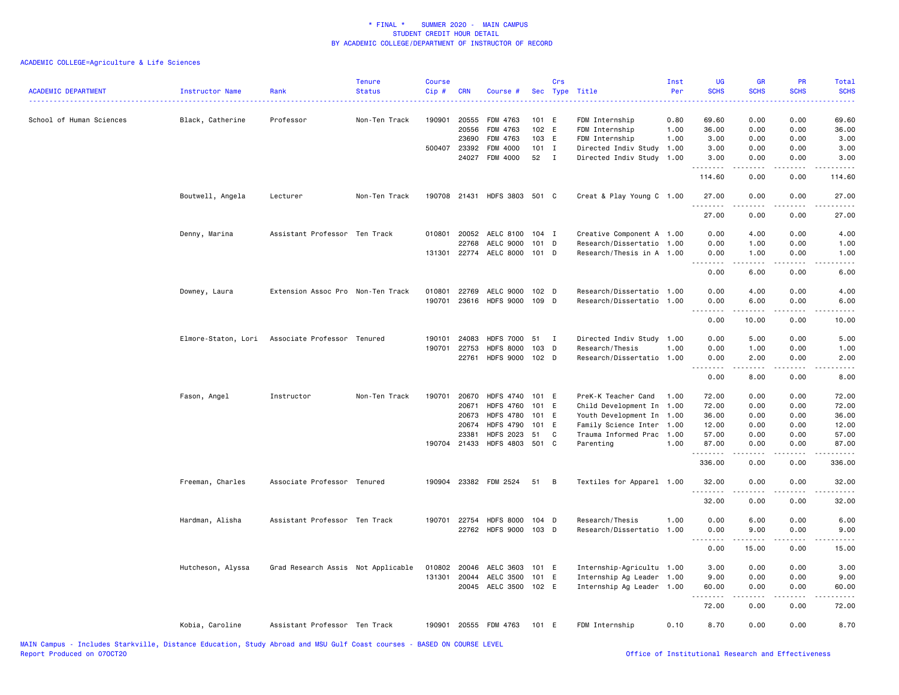# * FINAL * SUMMER 2020 - MAIN CAMPUS
## STUDENT CREDIT HOUR DETAIL
## BY ACADEMIC COLLEGE/DEPARTMENT OF INSTRUCTOR OF RECORD

ACADEMIC COLLEGE=Agriculture & Life Sciences

| ACADEMIC DEPARTMENT | Instructor Name | Rank | Tenure Status | Course Cip # | CRN | Course # | Sec | Crs Type | Title | Inst Per | UG SCHS | GR SCHS | PR SCHS | Total SCHS |
|---|---|---|---|---|---|---|---|---|---|---|---|---|---|---|
| School of Human Sciences | Black, Catherine | Professor | Non-Ten Track | 190901 | 20555 | FDM 4763 | 101 | E | FDM Internship | 0.80 | 69.60 | 0.00 | 0.00 | 69.60 |
| | | | | | 20556 | FDM 4763 | 102 | E | FDM Internship | 1.00 | 36.00 | 0.00 | 0.00 | 36.00 |
| | | | | | 23690 | FDM 4763 | 103 | E | FDM Internship | 1.00 | 3.00 | 0.00 | 0.00 | 3.00 |
| | | | | 500407 | 23392 | FDM 4000 | 101 | I | Directed Indiv Study | 1.00 | 3.00 | 0.00 | 0.00 | 3.00 |
| | | | | | 24027 | FDM 4000 | 52 | I | Directed Indiv Study | 1.00 | 3.00 | 0.00 | 0.00 | 3.00 |
| | | | | | | | | | | | 114.60 | 0.00 | 0.00 | 114.60 |
| | Boutwell, Angela | Lecturer | Non-Ten Track | 190708 | 21431 | HDFS 3803 | 501 | C | Creat & Play Young C | 1.00 | 27.00 | 0.00 | 0.00 | 27.00 |
| | | | | | | | | | | | 27.00 | 0.00 | 0.00 | 27.00 |
| | Denny, Marina | Assistant Professor | Ten Track | 010801 | 20052 | AELC 8100 | 104 | I | Creative Component A | 1.00 | 0.00 | 4.00 | 0.00 | 4.00 |
| | | | | | 22768 | AELC 9000 | 101 | D | Research/Dissertatio | 1.00 | 0.00 | 1.00 | 0.00 | 1.00 |
| | | | | 131301 | 22774 | AELC 8000 | 101 | D | Research/Thesis in A | 1.00 | 0.00 | 1.00 | 0.00 | 1.00 |
| | | | | | | | | | | | 0.00 | 6.00 | 0.00 | 6.00 |
| | Downey, Laura | Extension Assoc Pro | Non-Ten Track | 010801 | 22769 | AELC 9000 | 102 | D | Research/Dissertatio | 1.00 | 0.00 | 4.00 | 0.00 | 4.00 |
| | | | | 190701 | 23616 | HDFS 9000 | 109 | D | Research/Dissertatio | 1.00 | 0.00 | 6.00 | 0.00 | 6.00 |
| | | | | | | | | | | | 0.00 | 10.00 | 0.00 | 10.00 |
| | Elmore-Staton, Lori | Associate Professor | Tenured | 190101 | 24083 | HDFS 7000 | 51 | I | Directed Indiv Study | 1.00 | 0.00 | 5.00 | 0.00 | 5.00 |
| | | | | 190701 | 22753 | HDFS 8000 | 103 | D | Research/Thesis | 1.00 | 0.00 | 1.00 | 0.00 | 1.00 |
| | | | | | 22761 | HDFS 9000 | 102 | D | Research/Dissertatio | 1.00 | 0.00 | 2.00 | 0.00 | 2.00 |
| | | | | | | | | | | | 0.00 | 8.00 | 0.00 | 8.00 |
| | Fason, Angel | Instructor | Non-Ten Track | 190701 | 20670 | HDFS 4740 | 101 | E | PreK-K Teacher Cand | 1.00 | 72.00 | 0.00 | 0.00 | 72.00 |
| | | | | | 20671 | HDFS 4760 | 101 | E | Child Development In | 1.00 | 72.00 | 0.00 | 0.00 | 72.00 |
| | | | | | 20673 | HDFS 4780 | 101 | E | Youth Development In | 1.00 | 36.00 | 0.00 | 0.00 | 36.00 |
| | | | | | 20674 | HDFS 4790 | 101 | E | Family Science Inter | 1.00 | 12.00 | 0.00 | 0.00 | 12.00 |
| | | | | | 23381 | HDFS 2023 | 51 | C | Trauma Informed Prac | 1.00 | 57.00 | 0.00 | 0.00 | 57.00 |
| | | | | 190704 | 21433 | HDFS 4803 | 501 | C | Parenting | 1.00 | 87.00 | 0.00 | 0.00 | 87.00 |
| | | | | | | | | | | | 336.00 | 0.00 | 0.00 | 336.00 |
| | Freeman, Charles | Associate Professor | Tenured | 190904 | 23382 | FDM 2524 | 51 | B | Textiles for Apparel | 1.00 | 32.00 | 0.00 | 0.00 | 32.00 |
| | | | | | | | | | | | 32.00 | 0.00 | 0.00 | 32.00 |
| | Hardman, Alisha | Assistant Professor | Ten Track | 190701 | 22754 | HDFS 8000 | 104 | D | Research/Thesis | 1.00 | 0.00 | 6.00 | 0.00 | 6.00 |
| | | | | | 22762 | HDFS 9000 | 103 | D | Research/Dissertatio | 1.00 | 0.00 | 9.00 | 0.00 | 9.00 |
| | | | | | | | | | | | 0.00 | 15.00 | 0.00 | 15.00 |
| | Hutcheson, Alyssa | Grad Research Assis | Not Applicable | 010802 | 20046 | AELC 3603 | 101 | E | Internship-Agricultu | 1.00 | 3.00 | 0.00 | 0.00 | 3.00 |
| | | | | 131301 | 20044 | AELC 3500 | 101 | E | Internship Ag Leader | 1.00 | 9.00 | 0.00 | 0.00 | 9.00 |
| | | | | | 20045 | AELC 3500 | 102 | E | Internship Ag Leader | 1.00 | 60.00 | 0.00 | 0.00 | 60.00 |
| | | | | | | | | | | | 72.00 | 0.00 | 0.00 | 72.00 |
| | Kobia, Caroline | Assistant Professor | Ten Track | 190901 | 20555 | FDM 4763 | 101 | E | FDM Internship | 0.10 | 8.70 | 0.00 | 0.00 | 8.70 |

MAIN Campus - Includes Starkville, Distance Education, Study Abroad and MSU Gulf Coast courses - BASED ON COURSE LEVEL
Report Produced on 07OCT20 Office of Institutional Research and Effectiveness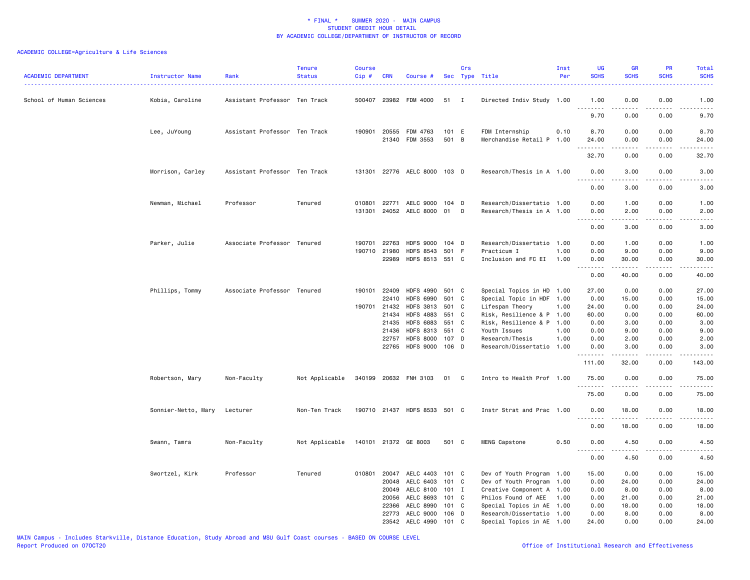# * FINAL * SUMMER 2020 - MAIN CAMPUS
## STUDENT CREDIT HOUR DETAIL
## BY ACADEMIC COLLEGE/DEPARTMENT OF INSTRUCTOR OF RECORD

ACADEMIC COLLEGE=Agriculture & Life Sciences

| ACADEMIC DEPARTMENT | Instructor Name | Rank | Tenure Status | Course Cip # | CRN | Course # | Sec | Crs Type | Title | Inst Per | UG SCHS | GR SCHS | PR SCHS | Total SCHS |
|---|---|---|---|---|---|---|---|---|---|---|---|---|---|---|
| School of Human Sciences | Kobia, Caroline | Assistant Professor | Ten Track | 500407 | 23982 | FDM 4000 | 51 | I | Directed Indiv Study | 1.00 | 1.00 | 0.00 | 0.00 | 1.00 |
| | | | | | | | | | | | 9.70 | 0.00 | 0.00 | 9.70 |
| | Lee, JuYoung | Assistant Professor | Ten Track | 190901 | 20555 | FDM 4763 | 101 | E | FDM Internship | 0.10 | 8.70 | 0.00 | 0.00 | 8.70 |
| | | | | | 21340 | FDM 3553 | 501 | B | Merchandise Retail P | 1.00 | 24.00 | 0.00 | 0.00 | 24.00 |
| | | | | | | | | | | | 32.70 | 0.00 | 0.00 | 32.70 |
| | Morrison, Carley | Assistant Professor | Ten Track | 131301 | 22776 | AELC 8000 | 103 | D | Research/Thesis in A | 1.00 | 0.00 | 3.00 | 0.00 | 3.00 |
| | | | | | | | | | | | 0.00 | 3.00 | 0.00 | 3.00 |
| | Newman, Michael | Professor | Tenured | 010801 | 22771 | AELC 9000 | 104 | D | Research/Dissertatio | 1.00 | 0.00 | 1.00 | 0.00 | 1.00 |
| | | | | 131301 | 24052 | AELC 8000 | 01 | D | Research/Thesis in A | 1.00 | 0.00 | 2.00 | 0.00 | 2.00 |
| | | | | | | | | | | | 0.00 | 3.00 | 0.00 | 3.00 |
| | Parker, Julie | Associate Professor | Tenured | 190701 | 22763 | HDFS 9000 | 104 | D | Research/Dissertatio | 1.00 | 0.00 | 1.00 | 0.00 | 1.00 |
| | | | | 190710 | 21980 | HDFS 8543 | 501 | F | Practicum I | 1.00 | 0.00 | 9.00 | 0.00 | 9.00 |
| | | | | | 22989 | HDFS 8513 | 551 | C | Inclusion and FC EI | 1.00 | 0.00 | 30.00 | 0.00 | 30.00 |
| | | | | | | | | | | | 0.00 | 40.00 | 0.00 | 40.00 |
| | Phillips, Tommy | Associate Professor | Tenured | 190101 | 22409 | HDFS 4990 | 501 | C | Special Topics in HD | 1.00 | 27.00 | 0.00 | 0.00 | 27.00 |
| | | | | | 22410 | HDFS 6990 | 501 | C | Special Topic in HDF | 1.00 | 0.00 | 15.00 | 0.00 | 15.00 |
| | | | | 190701 | 21432 | HDFS 3813 | 501 | C | Lifespan Theory | 1.00 | 24.00 | 0.00 | 0.00 | 24.00 |
| | | | | | 21434 | HDFS 4883 | 551 | C | Risk, Resilience & P | 1.00 | 60.00 | 0.00 | 0.00 | 60.00 |
| | | | | | 21435 | HDFS 6883 | 551 | C | Risk, Resilience & P | 1.00 | 0.00 | 3.00 | 0.00 | 3.00 |
| | | | | | 21436 | HDFS 8313 | 551 | C | Youth Issues | 1.00 | 0.00 | 9.00 | 0.00 | 9.00 |
| | | | | | 22757 | HDFS 8000 | 107 | D | Research/Thesis | 1.00 | 0.00 | 2.00 | 0.00 | 2.00 |
| | | | | | 22765 | HDFS 9000 | 106 | D | Research/Dissertatio | 1.00 | 0.00 | 3.00 | 0.00 | 3.00 |
| | | | | | | | | | | | 111.00 | 32.00 | 0.00 | 143.00 |
| | Robertson, Mary | Non-Faculty | Not Applicable | 340199 | 20632 | FNH 3103 | 01 | C | Intro to Health Prof | 1.00 | 75.00 | 0.00 | 0.00 | 75.00 |
| | | | | | | | | | | | 75.00 | 0.00 | 0.00 | 75.00 |
| | Sonnier-Netto, Mary | Lecturer | Non-Ten Track | 190710 | 21437 | HDFS 8533 | 501 | C | Instr Strat and Prac | 1.00 | 0.00 | 18.00 | 0.00 | 18.00 |
| | | | | | | | | | | | 0.00 | 18.00 | 0.00 | 18.00 |
| | Swann, Tamra | Non-Faculty | Not Applicable | 140101 | 21372 | GE 8003 | 501 | C | MENG Capstone | 0.50 | 0.00 | 4.50 | 0.00 | 4.50 |
| | | | | | | | | | | | 0.00 | 4.50 | 0.00 | 4.50 |
| | Swortzel, Kirk | Professor | Tenured | 010801 | 20047 | AELC 4403 | 101 | C | Dev of Youth Program | 1.00 | 15.00 | 0.00 | 0.00 | 15.00 |
| | | | | | 20048 | AELC 6403 | 101 | C | Dev of Youth Program | 1.00 | 0.00 | 24.00 | 0.00 | 24.00 |
| | | | | | 20049 | AELC 8100 | 101 | I | Creative Component A | 1.00 | 0.00 | 8.00 | 0.00 | 8.00 |
| | | | | | 20056 | AELC 8693 | 101 | C | Philos Found of AEE | 1.00 | 0.00 | 21.00 | 0.00 | 21.00 |
| | | | | | 22366 | AELC 8990 | 101 | C | Special Topics in AE | 1.00 | 0.00 | 18.00 | 0.00 | 18.00 |
| | | | | | 22773 | AELC 9000 | 106 | D | Research/Dissertatio | 1.00 | 0.00 | 8.00 | 0.00 | 8.00 |
| | | | | | 23542 | AELC 4990 | 101 | C | Special Topics in AE | 1.00 | 24.00 | 0.00 | 0.00 | 24.00 |

MAIN Campus - Includes Starkville, Distance Education, Study Abroad and MSU Gulf Coast courses - BASED ON COURSE LEVEL
Report Produced on 07OCT20

Office of Institutional Research and Effectiveness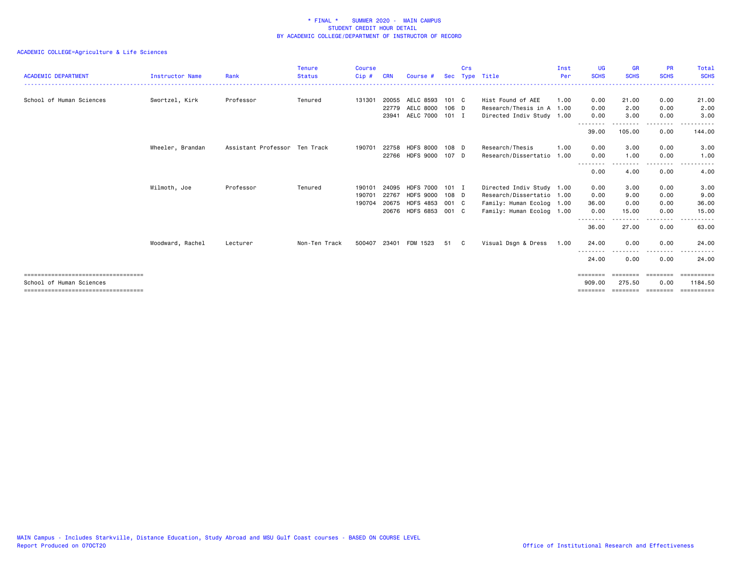\* FINAL \* SUMMER 2020 - MAIN CAMPUS
STUDENT CREDIT HOUR DETAIL
BY ACADEMIC COLLEGE/DEPARTMENT OF INSTRUCTOR OF RECORD

ACADEMIC COLLEGE=Agriculture & Life Sciences

| ACADEMIC DEPARTMENT | Instructor Name | Rank | Tenure Status | Course Cip # | CRN | Course # | Sec | Crs Type | Title | Inst Per | UG SCHS | GR SCHS | PR SCHS | Total SCHS |
|---|---|---|---|---|---|---|---|---|---|---|---|---|---|---|
| School of Human Sciences | Swortzel, Kirk | Professor | Tenured | 131301 | 20055 | AELC 8593 | 101 | C | Hist Found of AEE | 1.00 | 0.00 | 21.00 | 0.00 | 21.00 |
| | | | | | 22779 | AELC 8000 | 106 | D | Research/Thesis in A | 1.00 | 0.00 | 2.00 | 0.00 | 2.00 |
| | | | | | 23941 | AELC 7000 | 101 | I | Directed Indiv Study | 1.00 | 0.00 | 3.00 | 0.00 | 3.00 |
| | | | | | | | | | | | 39.00 | 105.00 | 0.00 | 144.00 |
| | Wheeler, Brandan | Assistant Professor | Ten Track | 190701 | 22758 | HDFS 8000 | 108 | D | Research/Thesis | 1.00 | 0.00 | 3.00 | 0.00 | 3.00 |
| | | | | | 22766 | HDFS 9000 | 107 | D | Research/Dissertatio | 1.00 | 0.00 | 1.00 | 0.00 | 1.00 |
| | | | | | | | | | | | 0.00 | 4.00 | 0.00 | 4.00 |
| | Wilmoth, Joe | Professor | Tenured | 190101 | 24095 | HDFS 7000 | 101 | I | Directed Indiv Study | 1.00 | 0.00 | 3.00 | 0.00 | 3.00 |
| | | | | 190701 | 22767 | HDFS 9000 | 108 | D | Research/Dissertatio | 1.00 | 0.00 | 9.00 | 0.00 | 9.00 |
| | | | | 190704 | 20675 | HDFS 4853 | 001 | C | Family: Human Ecolog | 1.00 | 36.00 | 0.00 | 0.00 | 36.00 |
| | | | | | 20676 | HDFS 6853 | 001 | C | Family: Human Ecolog | 1.00 | 0.00 | 15.00 | 0.00 | 15.00 |
| | | | | | | | | | | | 36.00 | 27.00 | 0.00 | 63.00 |
| | Woodward, Rachel | Lecturer | Non-Ten Track | 500407 | 23401 | FDM 1523 | 51 | C | Visual Dsgn & Dress | 1.00 | 24.00 | 0.00 | 0.00 | 24.00 |
| | | | | | | | | | | | 24.00 | 0.00 | 0.00 | 24.00 |
| School of Human Sciences | | | | | | | | | | | 909.00 | 275.50 | 0.00 | 1184.50 |

MAIN Campus - Includes Starkville, Distance Education, Study Abroad and MSU Gulf Coast courses - BASED ON COURSE LEVEL
Report Produced on 07OCT20

Office of Institutional Research and Effectiveness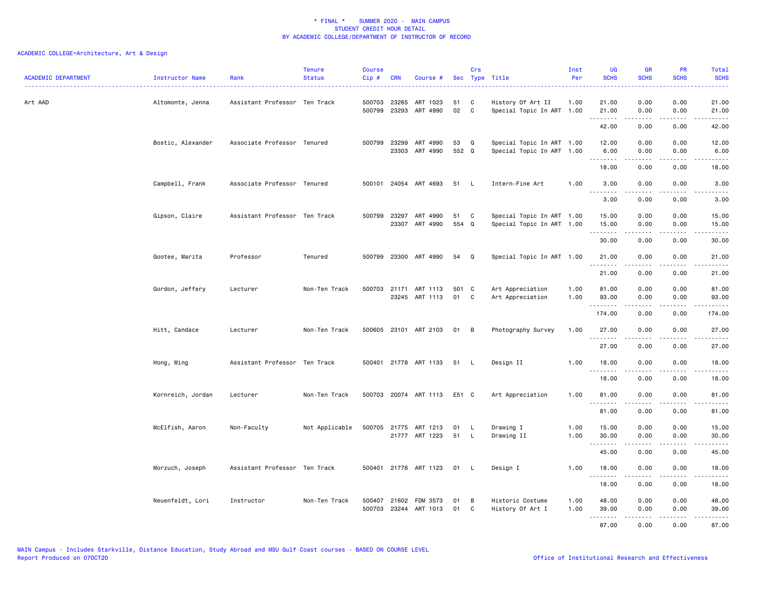\* FINAL \* SUMMER 2020 - MAIN CAMPUS
STUDENT CREDIT HOUR DETAIL
BY ACADEMIC COLLEGE/DEPARTMENT OF INSTRUCTOR OF RECORD

ACADEMIC COLLEGE=Architecture, Art & Design

| ACADEMIC DEPARTMENT | Instructor Name | Rank | Tenure Status | Course Cip # | CRN | Course # | Sec | Crs Type | Title | Inst Per | UG SCHS | GR SCHS | PR SCHS | Total SCHS |
|---|---|---|---|---|---|---|---|---|---|---|---|---|---|---|
| Art AAD | Altomonte, Jenna | Assistant Professor | Ten Track | 500703 | 23265 | ART 1023 | 51 | C | History Of Art II | 1.00 | 21.00 | 0.00 | 0.00 | 21.00 |
| | | | | 500799 | 23293 | ART 4990 | 02 | C | Special Topic In ART | 1.00 | 21.00 | 0.00 | 0.00 | 21.00 |
| | | | | | | | | | | | 42.00 | 0.00 | 0.00 | 42.00 |
| | Bostic, Alexander | Associate Professor | Tenured | 500799 | 23299 | ART 4990 | 53 | Q | Special Topic In ART | 1.00 | 12.00 | 0.00 | 0.00 | 12.00 |
| | | | | | 23303 | ART 4990 | 552 | Q | Special Topic In ART | 1.00 | 6.00 | 0.00 | 0.00 | 6.00 |
| | | | | | | | | | | | 18.00 | 0.00 | 0.00 | 18.00 |
| | Campbell, Frank | Associate Professor | Tenured | 500101 | 24054 | ART 4693 | 51 | L | Intern-Fine Art | 1.00 | 3.00 | 0.00 | 0.00 | 3.00 |
| | | | | | | | | | | | 3.00 | 0.00 | 0.00 | 3.00 |
| | Gipson, Claire | Assistant Professor | Ten Track | 500799 | 23297 | ART 4990 | 51 | C | Special Topic In ART | 1.00 | 15.00 | 0.00 | 0.00 | 15.00 |
| | | | | | 23307 | ART 4990 | 554 | Q | Special Topic In ART | 1.00 | 15.00 | 0.00 | 0.00 | 15.00 |
| | | | | | | | | | | | 30.00 | 0.00 | 0.00 | 30.00 |
| | Gootee, Marita | Professor | Tenured | 500799 | 23300 | ART 4990 | 54 | Q | Special Topic In ART | 1.00 | 21.00 | 0.00 | 0.00 | 21.00 |
| | | | | | | | | | | | 21.00 | 0.00 | 0.00 | 21.00 |
| | Gordon, Jeffery | Lecturer | Non-Ten Track | 500703 | 21171 | ART 1113 | 501 | C | Art Appreciation | 1.00 | 81.00 | 0.00 | 0.00 | 81.00 |
| | | | | | 23245 | ART 1113 | 01 | C | Art Appreciation | 1.00 | 93.00 | 0.00 | 0.00 | 93.00 |
| | | | | | | | | | | | 174.00 | 0.00 | 0.00 | 174.00 |
| | Hitt, Candace | Lecturer | Non-Ten Track | 500605 | 23101 | ART 2103 | 01 | B | Photography Survey | 1.00 | 27.00 | 0.00 | 0.00 | 27.00 |
| | | | | | | | | | | | 27.00 | 0.00 | 0.00 | 27.00 |
| | Hong, Ming | Assistant Professor | Ten Track | 500401 | 21778 | ART 1133 | 51 | L | Design II | 1.00 | 18.00 | 0.00 | 0.00 | 18.00 |
| | | | | | | | | | | | 18.00 | 0.00 | 0.00 | 18.00 |
| | Kornreich, Jordan | Lecturer | Non-Ten Track | 500703 | 20074 | ART 1113 | E51 | C | Art Appreciation | 1.00 | 81.00 | 0.00 | 0.00 | 81.00 |
| | | | | | | | | | | | 81.00 | 0.00 | 0.00 | 81.00 |
| | McElfish, Aaron | Non-Faculty | Not Applicable | 500705 | 21775 | ART 1213 | 01 | L | Drawing I | 1.00 | 15.00 | 0.00 | 0.00 | 15.00 |
| | | | | | 21777 | ART 1223 | 51 | L | Drawing II | 1.00 | 30.00 | 0.00 | 0.00 | 30.00 |
| | | | | | | | | | | | 45.00 | 0.00 | 0.00 | 45.00 |
| | Morzuch, Joseph | Assistant Professor | Ten Track | 500401 | 21776 | ART 1123 | 01 | L | Design I | 1.00 | 18.00 | 0.00 | 0.00 | 18.00 |
| | | | | | | | | | | | 18.00 | 0.00 | 0.00 | 18.00 |
| | Neuenfeldt, Lori | Instructor | Non-Ten Track | 500407 | 21602 | FDM 3573 | 01 | B | Historic Costume | 1.00 | 48.00 | 0.00 | 0.00 | 48.00 |
| | | | | 500703 | 23244 | ART 1013 | 01 | C | History Of Art I | 1.00 | 39.00 | 0.00 | 0.00 | 39.00 |
| | | | | | | | | | | | 87.00 | 0.00 | 0.00 | 87.00 |

MAIN Campus - Includes Starkville, Distance Education, Study Abroad and MSU Gulf Coast courses - BASED ON COURSE LEVEL
Report Produced on 07OCT20

Office of Institutional Research and Effectiveness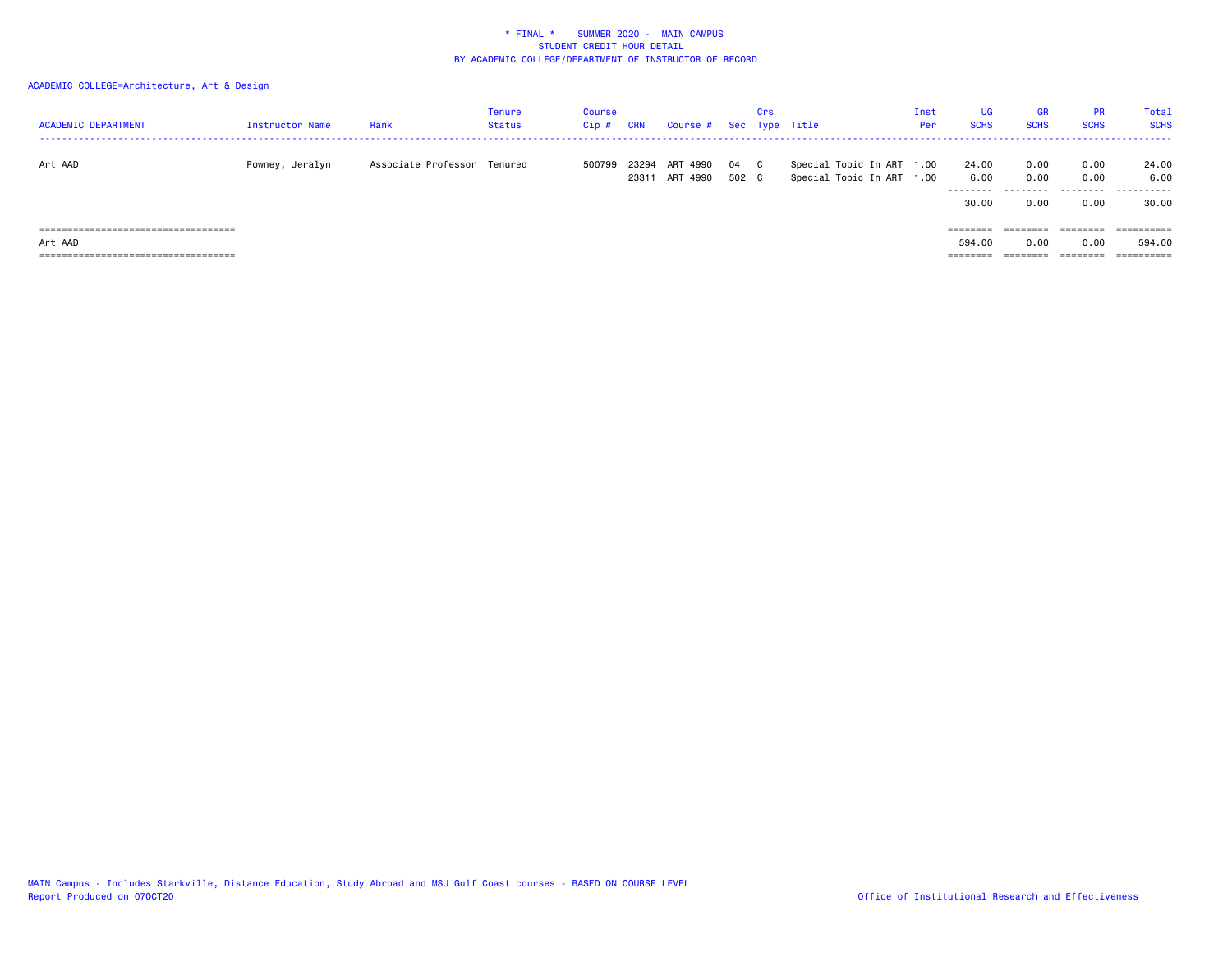\* FINAL \*    SUMMER 2020 -  MAIN CAMPUS
STUDENT CREDIT HOUR DETAIL
BY ACADEMIC COLLEGE/DEPARTMENT OF INSTRUCTOR OF RECORD

ACADEMIC COLLEGE=Architecture, Art & Design

| ACADEMIC DEPARTMENT | Instructor Name | Rank | Tenure Status | Course Cip # | CRN | Course # | Sec | Crs Type | Title | Inst Per | UG SCHS | GR SCHS | PR SCHS | Total SCHS |
|---|---|---|---|---|---|---|---|---|---|---|---|---|---|---|
| Art AAD | Powney, Jeralyn | Associate Professor | Tenured | 500799 | 23294 | ART 4990 | 04 | C | Special Topic In ART | 1.00 | 24.00 | 0.00 | 0.00 | 24.00 |
| | | | | | 23311 | ART 4990 | 502 | C | Special Topic In ART | 1.00 | 6.00 | 0.00 | 0.00 | 6.00 |
| | | | | | | | | | | | 30.00 | 0.00 | 0.00 | 30.00 |
| Art AAD | | | | | | | | | | | 594.00 | 0.00 | 0.00 | 594.00 |

MAIN Campus - Includes Starkville, Distance Education, Study Abroad and MSU Gulf Coast courses - BASED ON COURSE LEVEL
Report Produced on 07OCT20

Office of Institutional Research and Effectiveness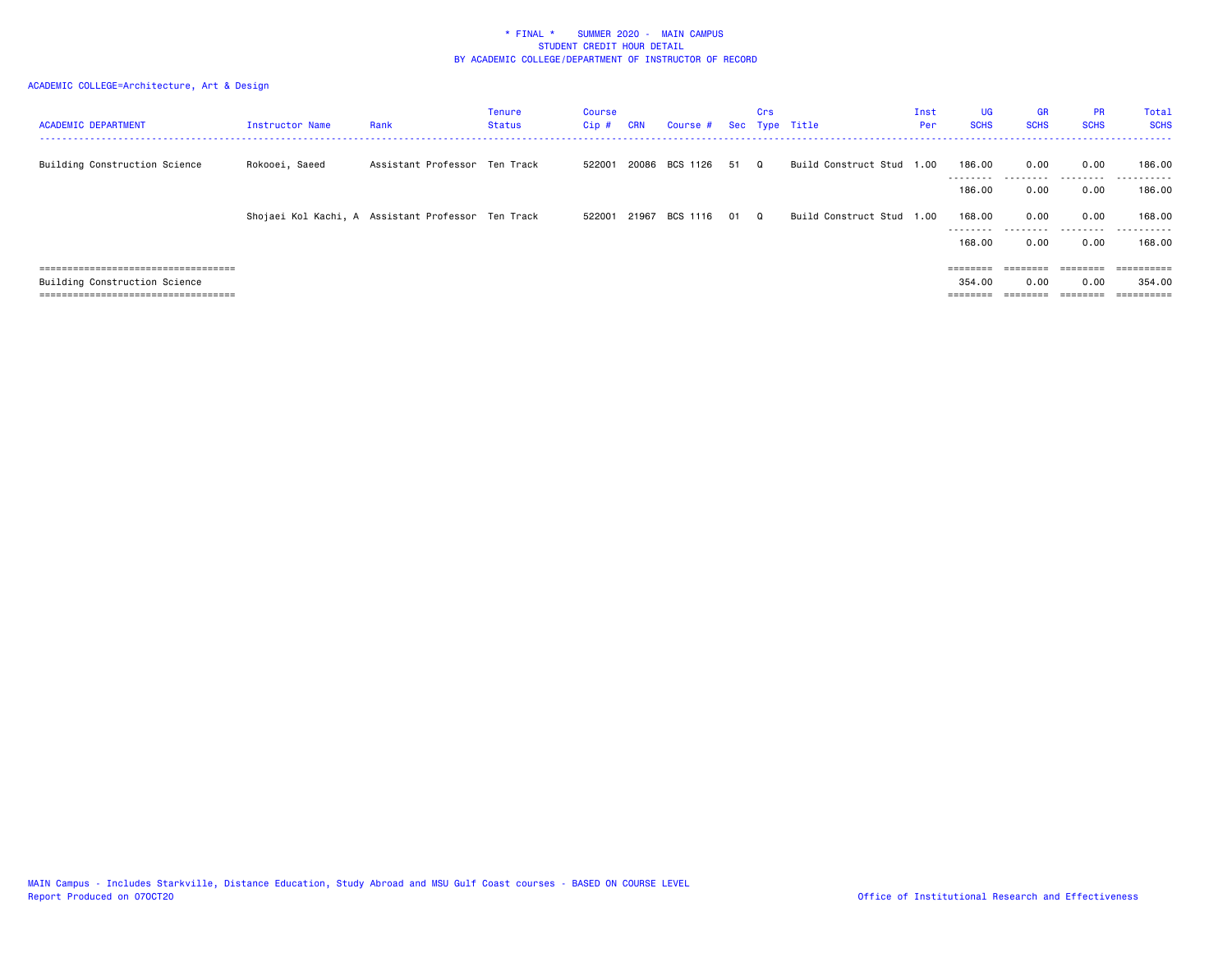\* FINAL \*    SUMMER 2020 -  MAIN CAMPUS
STUDENT CREDIT HOUR DETAIL
BY ACADEMIC COLLEGE/DEPARTMENT OF INSTRUCTOR OF RECORD

ACADEMIC COLLEGE=Architecture, Art & Design

| ACADEMIC DEPARTMENT | Instructor Name | Rank | Tenure Status | Course Cip # | CRN | Course # | Sec | Crs Type | Title | Inst Per | UG SCHS | GR SCHS | PR SCHS | Total SCHS |
|---|---|---|---|---|---|---|---|---|---|---|---|---|---|---|
| Building Construction Science | Rokooei, Saeed | Assistant Professor | Ten Track | 522001 | 20086 | BCS 1126 | 51 | Q | Build Construct Stud | 1.00 | 186.00 | 0.00 | 0.00 | 186.00 |
| | | | | | | | | | | | 186.00 | 0.00 | 0.00 | 186.00 |
| | Shojaei Kol Kachi, A | Assistant Professor | Ten Track | 522001 | 21967 | BCS 1116 | 01 | Q | Build Construct Stud | 1.00 | 168.00 | 0.00 | 0.00 | 168.00 |
| | | | | | | | | | | | 168.00 | 0.00 | 0.00 | 168.00 |
| Building Construction Science | | | | | | | | | | | 354.00 | 0.00 | 0.00 | 354.00 |

MAIN Campus - Includes Starkville, Distance Education, Study Abroad and MSU Gulf Coast courses - BASED ON COURSE LEVEL
Report Produced on 07OCT20

Office of Institutional Research and Effectiveness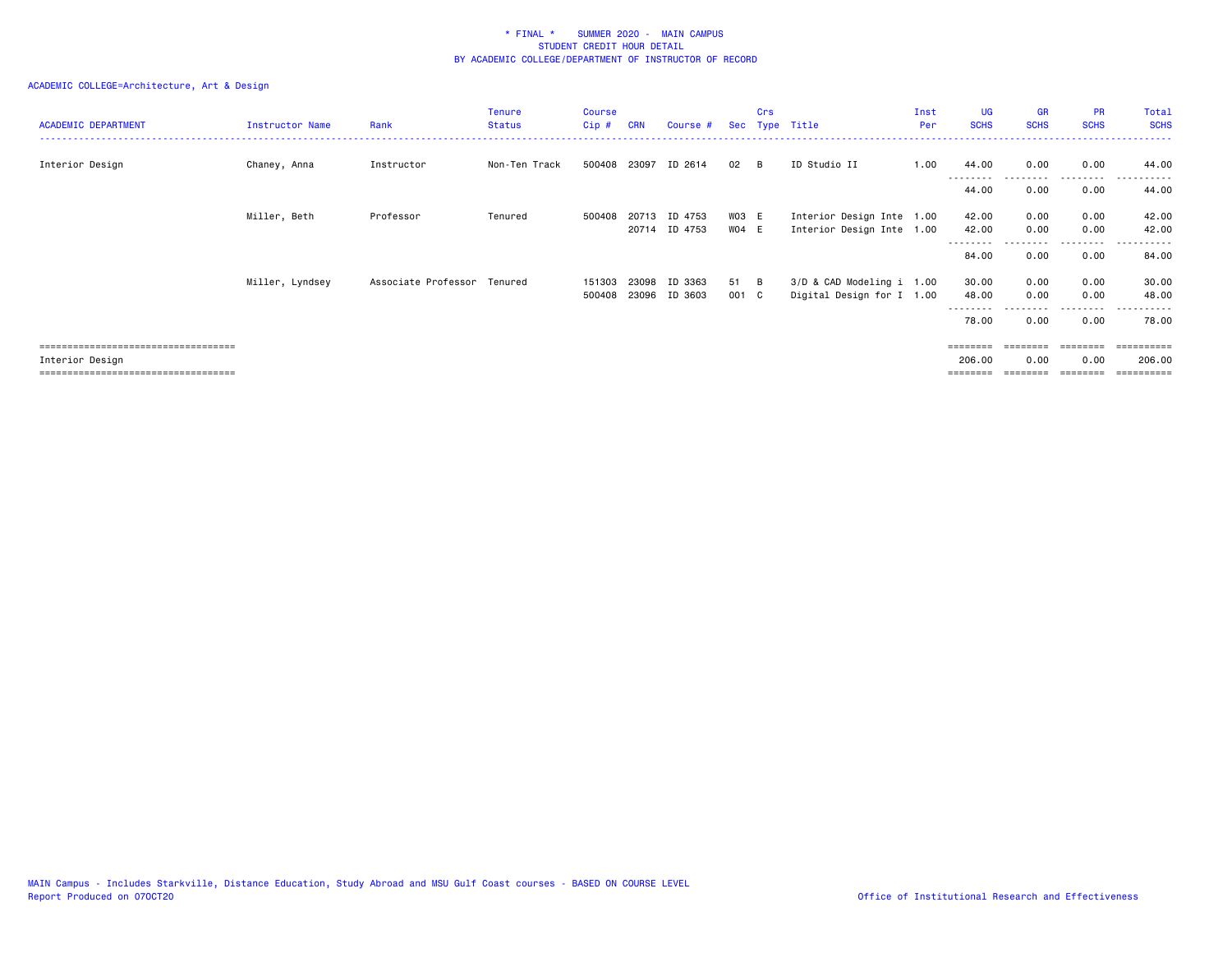* FINAL * SUMMER 2020 - MAIN CAMPUS
STUDENT CREDIT HOUR DETAIL
BY ACADEMIC COLLEGE/DEPARTMENT OF INSTRUCTOR OF RECORD

ACADEMIC COLLEGE=Architecture, Art & Design

| ACADEMIC DEPARTMENT | Instructor Name | Rank | Tenure Status | Course Cip # | CRN | Course # | Sec | Crs Type | Title | Inst Per | UG SCHS | GR SCHS | PR SCHS | Total SCHS |
|---|---|---|---|---|---|---|---|---|---|---|---|---|---|---|
| Interior Design | Chaney, Anna | Instructor | Non-Ten Track | 500408 | 23097 | ID 2614 | 02 | B | ID Studio II | 1.00 | 44.00 | 0.00 | 0.00 | 44.00 |
| | | | | | | | | | | | 44.00 | 0.00 | 0.00 | 44.00 |
| | Miller, Beth | Professor | Tenured | 500408 | 20713 | ID 4753 | W03 | E | Interior Design Inte | 1.00 | 42.00 | 0.00 | 0.00 | 42.00 |
| | | | | | 20714 | ID 4753 | W04 | E | Interior Design Inte | 1.00 | 42.00 | 0.00 | 0.00 | 42.00 |
| | | | | | | | | | | | 84.00 | 0.00 | 0.00 | 84.00 |
| | Miller, Lyndsey | Associate Professor | Tenured | 151303 | 23098 | ID 3363 | 51 | B | 3/D & CAD Modeling i | 1.00 | 30.00 | 0.00 | 0.00 | 30.00 |
| | | | | 500408 | 23096 | ID 3603 | 001 | C | Digital Design for I | 1.00 | 48.00 | 0.00 | 0.00 | 48.00 |
| | | | | | | | | | | | 78.00 | 0.00 | 0.00 | 78.00 |
| Interior Design | | | | | | | | | | | 206.00 | 0.00 | 0.00 | 206.00 |

MAIN Campus - Includes Starkville, Distance Education, Study Abroad and MSU Gulf Coast courses - BASED ON COURSE LEVEL
Report Produced on 07OCT20

Office of Institutional Research and Effectiveness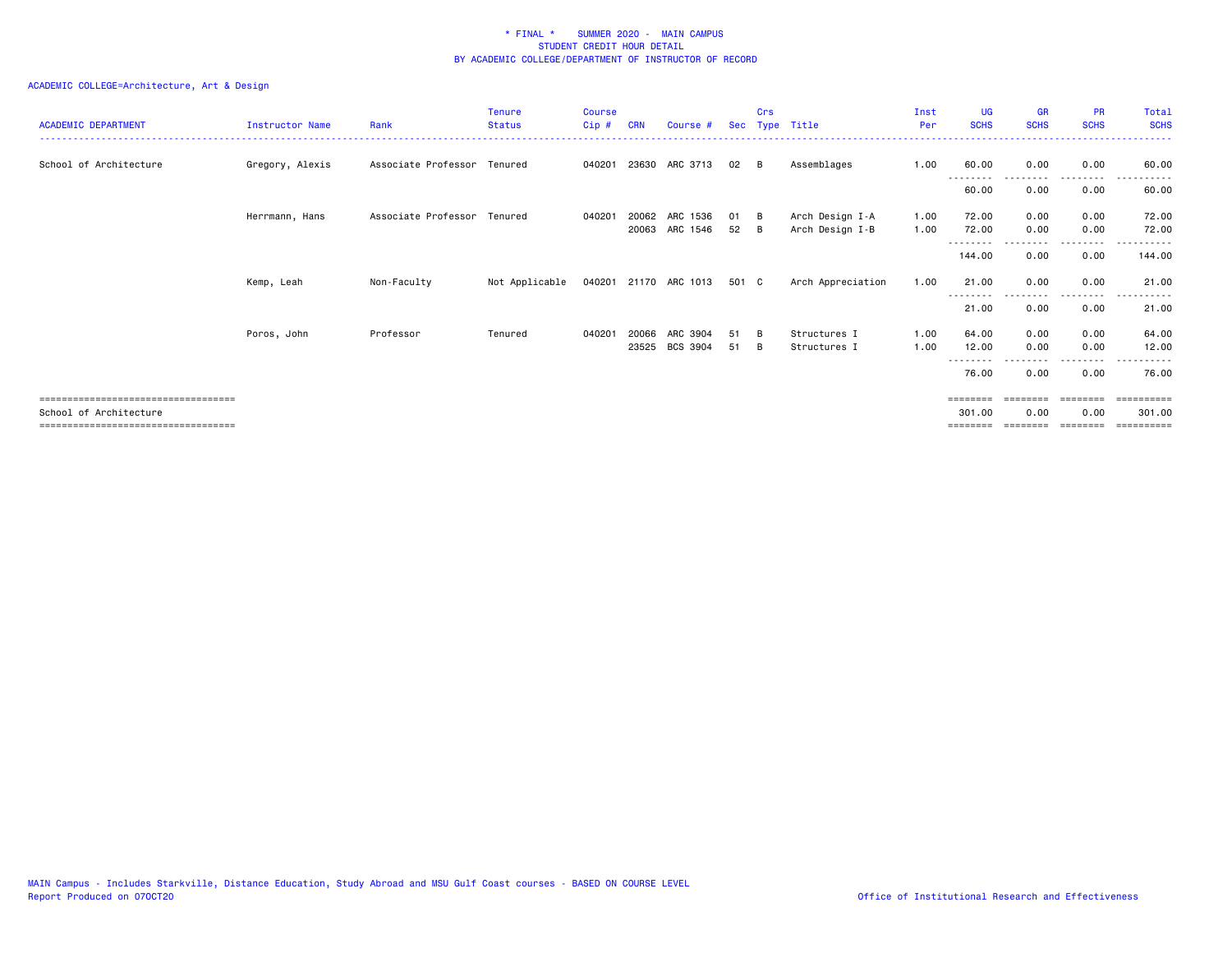\* FINAL \* SUMMER 2020 - MAIN CAMPUS
STUDENT CREDIT HOUR DETAIL
BY ACADEMIC COLLEGE/DEPARTMENT OF INSTRUCTOR OF RECORD

ACADEMIC COLLEGE=Architecture, Art & Design

| ACADEMIC DEPARTMENT | Instructor Name | Rank | Tenure Status | Course Cip # | CRN | Course # | Sec | Crs Type | Title | Inst Per | UG SCHS | GR SCHS | PR SCHS | Total SCHS |
|---|---|---|---|---|---|---|---|---|---|---|---|---|---|---|
| School of Architecture | Gregory, Alexis | Associate Professor | Tenured | 040201 | 23630 | ARC 3713 | 02 | B | Assemblages | 1.00 | 60.00 | 0.00 | 0.00 | 60.00 |
| | | | | | | | | | | | 60.00 | 0.00 | 0.00 | 60.00 |
| | Herrmann, Hans | Associate Professor | Tenured | 040201 | 20062 | ARC 1536 | 01 | B | Arch Design I-A | 1.00 | 72.00 | 0.00 | 0.00 | 72.00 |
| | | | | | 20063 | ARC 1546 | 52 | B | Arch Design I-B | 1.00 | 72.00 | 0.00 | 0.00 | 72.00 |
| | | | | | | | | | | | 144.00 | 0.00 | 0.00 | 144.00 |
| | Kemp, Leah | Non-Faculty | Not Applicable | 040201 | 21170 | ARC 1013 | 501 | C | Arch Appreciation | 1.00 | 21.00 | 0.00 | 0.00 | 21.00 |
| | | | | | | | | | | | 21.00 | 0.00 | 0.00 | 21.00 |
| | Poros, John | Professor | Tenured | 040201 | 20066 | ARC 3904 | 51 | B | Structures I | 1.00 | 64.00 | 0.00 | 0.00 | 64.00 |
| | | | | | 23525 | BCS 3904 | 51 | B | Structures I | 1.00 | 12.00 | 0.00 | 0.00 | 12.00 |
| | | | | | | | | | | | 76.00 | 0.00 | 0.00 | 76.00 |
| School of Architecture | | | | | | | | | | | 301.00 | 0.00 | 0.00 | 301.00 |

MAIN Campus - Includes Starkville, Distance Education, Study Abroad and MSU Gulf Coast courses - BASED ON COURSE LEVEL
Report Produced on 07OCT20

Office of Institutional Research and Effectiveness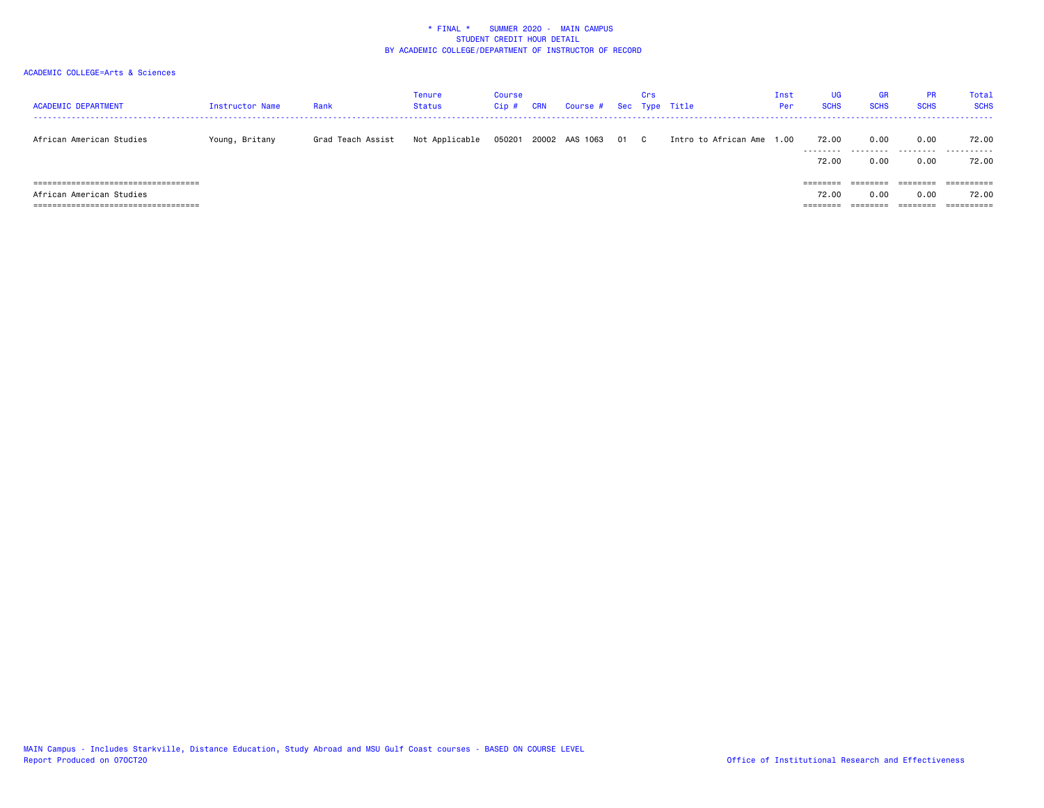\* FINAL \*    SUMMER 2020 -  MAIN CAMPUS
STUDENT CREDIT HOUR DETAIL
BY ACADEMIC COLLEGE/DEPARTMENT OF INSTRUCTOR OF RECORD

ACADEMIC COLLEGE=Arts & Sciences

| ACADEMIC DEPARTMENT | Instructor Name | Rank | Tenure Status | Course Cip # | CRN | Course # | Sec | Crs Type | Title | Inst Per | UG SCHS | GR SCHS | PR SCHS | Total SCHS |
|---|---|---|---|---|---|---|---|---|---|---|---|---|---|---|
| African American Studies | Young, Britany | Grad Teach Assist | Not Applicable | 050201 | 20002 | AAS 1063 | 01 | C | Intro to African Ame | 1.00 | 72.00 | 0.00 | 0.00 | 72.00 |
| | | | | | | | | | | | 72.00 | 0.00 | 0.00 | 72.00 |
| African American Studies | | | | | | | | | | | 72.00 | 0.00 | 0.00 | 72.00 |

MAIN Campus - Includes Starkville, Distance Education, Study Abroad and MSU Gulf Coast courses - BASED ON COURSE LEVEL
Report Produced on 07OCT20

Office of Institutional Research and Effectiveness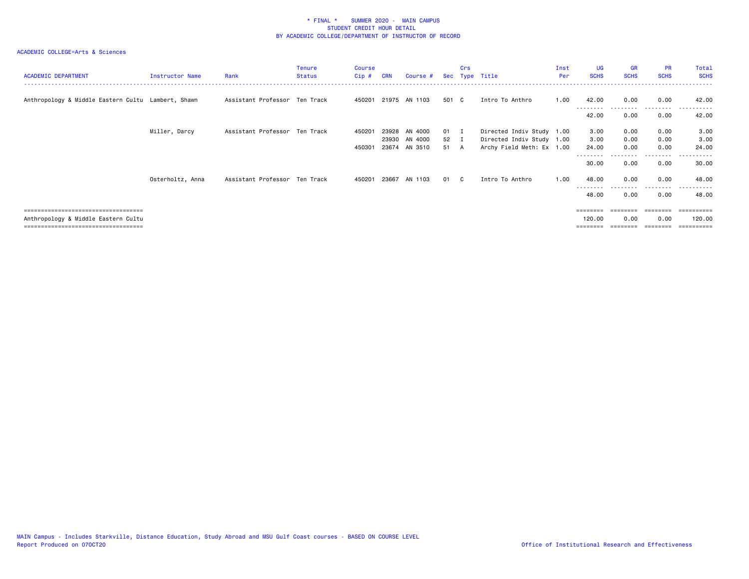\* FINAL \*    SUMMER 2020 -  MAIN CAMPUS
STUDENT CREDIT HOUR DETAIL
BY ACADEMIC COLLEGE/DEPARTMENT OF INSTRUCTOR OF RECORD

ACADEMIC COLLEGE=Arts & Sciences

| ACADEMIC DEPARTMENT | Instructor Name | Rank | Tenure Status | Course Cip # | CRN | Course # | Sec | Crs Type | Title | Inst Per | UG SCHS | GR SCHS | PR SCHS | Total SCHS |
|---|---|---|---|---|---|---|---|---|---|---|---|---|---|---|
| Anthropology & Middle Eastern Cultu | Lambert, Shawn | Assistant Professor | Ten Track | 450201 | 21975 | AN 1103 | 501 | C | Intro To Anthro | 1.00 | 42.00 | 0.00 | 0.00 | 42.00 |
| | | | | | | | | | | | 42.00 | 0.00 | 0.00 | 42.00 |
| | Miller, Darcy | Assistant Professor | Ten Track | 450201 | 23928 | AN 4000 | 01 | I | Directed Indiv Study | 1.00 | 3.00 | 0.00 | 0.00 | 3.00 |
| | | | | | 23930 | AN 4000 | 52 | I | Directed Indiv Study | 1.00 | 3.00 | 0.00 | 0.00 | 3.00 |
| | | | | 450301 | 23674 | AN 3510 | 51 | A | Archy Field Meth: Ex | 1.00 | 24.00 | 0.00 | 0.00 | 24.00 |
| | | | | | | | | | | | 30.00 | 0.00 | 0.00 | 30.00 |
| | Osterholtz, Anna | Assistant Professor | Ten Track | 450201 | 23667 | AN 1103 | 01 | C | Intro To Anthro | 1.00 | 48.00 | 0.00 | 0.00 | 48.00 |
| | | | | | | | | | | | 48.00 | 0.00 | 0.00 | 48.00 |
| Anthropology & Middle Eastern Cultu | | | | | | | | | | | 120.00 | 0.00 | 0.00 | 120.00 |

MAIN Campus - Includes Starkville, Distance Education, Study Abroad and MSU Gulf Coast courses - BASED ON COURSE LEVEL
Report Produced on 07OCT20

Office of Institutional Research and Effectiveness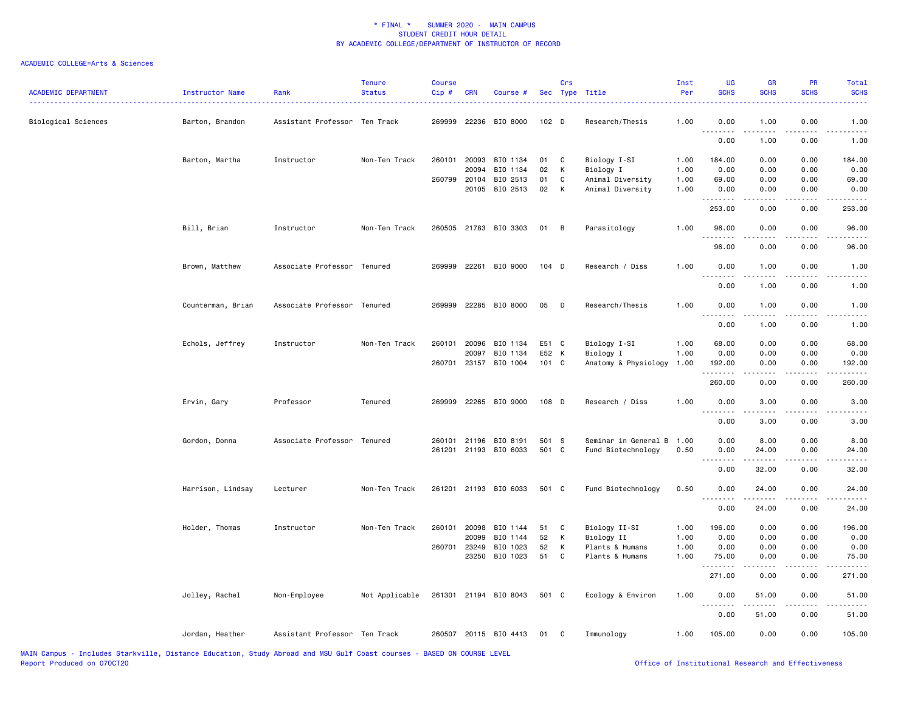# * FINAL * SUMMER 2020 - MAIN CAMPUS
## STUDENT CREDIT HOUR DETAIL
### BY ACADEMIC COLLEGE/DEPARTMENT OF INSTRUCTOR OF RECORD

ACADEMIC COLLEGE=Arts & Sciences

| ACADEMIC DEPARTMENT | Instructor Name | Rank | Tenure Status | Course Cip # | CRN | Course # | Sec | Crs Type | Title | Inst Per | UG SCHS | GR SCHS | PR SCHS | Total SCHS |
|---|---|---|---|---|---|---|---|---|---|---|---|---|---|---|
| Biological Sciences | Barton, Brandon | Assistant Professor | Ten Track | 269999 | 22236 | BIO 8000 | 102 | D | Research/Thesis | 1.00 | 0.00 | 1.00 | 0.00 | 1.00 |
| | | | | | | | | | | | 0.00 | 1.00 | 0.00 | 1.00 |
| | Barton, Martha | Instructor | Non-Ten Track | 260101 | 20093 | BIO 1134 | 01 | C | Biology I-SI | 1.00 | 184.00 | 0.00 | 0.00 | 184.00 |
| | | | | | 20094 | BIO 1134 | 02 | K | Biology I | 1.00 | 0.00 | 0.00 | 0.00 | 0.00 |
| | | | | 260799 | 20104 | BIO 2513 | 01 | C | Animal Diversity | 1.00 | 69.00 | 0.00 | 0.00 | 69.00 |
| | | | | | 20105 | BIO 2513 | 02 | K | Animal Diversity | 1.00 | 0.00 | 0.00 | 0.00 | 0.00 |
| | | | | | | | | | | | 253.00 | 0.00 | 0.00 | 253.00 |
| | Bill, Brian | Instructor | Non-Ten Track | 260505 | 21783 | BIO 3303 | 01 | B | Parasitology | 1.00 | 96.00 | 0.00 | 0.00 | 96.00 |
| | | | | | | | | | | | 96.00 | 0.00 | 0.00 | 96.00 |
| | Brown, Matthew | Associate Professor | Tenured | 269999 | 22261 | BIO 9000 | 104 | D | Research / Diss | 1.00 | 0.00 | 1.00 | 0.00 | 1.00 |
| | | | | | | | | | | | 0.00 | 1.00 | 0.00 | 1.00 |
| | Counterman, Brian | Associate Professor | Tenured | 269999 | 22285 | BIO 8000 | 05 | D | Research/Thesis | 1.00 | 0.00 | 1.00 | 0.00 | 1.00 |
| | | | | | | | | | | | 0.00 | 1.00 | 0.00 | 1.00 |
| | Echols, Jeffrey | Instructor | Non-Ten Track | 260101 | 20096 | BIO 1134 | E51 | C | Biology I-SI | 1.00 | 68.00 | 0.00 | 0.00 | 68.00 |
| | | | | | 20097 | BIO 1134 | E52 | K | Biology I | 1.00 | 0.00 | 0.00 | 0.00 | 0.00 |
| | | | | 260701 | 23157 | BIO 1004 | 101 | C | Anatomy & Physiology | 1.00 | 192.00 | 0.00 | 0.00 | 192.00 |
| | | | | | | | | | | | 260.00 | 0.00 | 0.00 | 260.00 |
| | Ervin, Gary | Professor | Tenured | 269999 | 22265 | BIO 9000 | 108 | D | Research / Diss | 1.00 | 0.00 | 3.00 | 0.00 | 3.00 |
| | | | | | | | | | | | 0.00 | 3.00 | 0.00 | 3.00 |
| | Gordon, Donna | Associate Professor | Tenured | 260101 | 21196 | BIO 8191 | 501 | S | Seminar in General B | 1.00 | 0.00 | 8.00 | 0.00 | 8.00 |
| | | | | 261201 | 21193 | BIO 6033 | 501 | C | Fund Biotechnology | 0.50 | 0.00 | 24.00 | 0.00 | 24.00 |
| | | | | | | | | | | | 0.00 | 32.00 | 0.00 | 32.00 |
| | Harrison, Lindsay | Lecturer | Non-Ten Track | 261201 | 21193 | BIO 6033 | 501 | C | Fund Biotechnology | 0.50 | 0.00 | 24.00 | 0.00 | 24.00 |
| | | | | | | | | | | | 0.00 | 24.00 | 0.00 | 24.00 |
| | Holder, Thomas | Instructor | Non-Ten Track | 260101 | 20098 | BIO 1144 | 51 | C | Biology II-SI | 1.00 | 196.00 | 0.00 | 0.00 | 196.00 |
| | | | | | 20099 | BIO 1144 | 52 | K | Biology II | 1.00 | 0.00 | 0.00 | 0.00 | 0.00 |
| | | | | 260701 | 23249 | BIO 1023 | 52 | K | Plants & Humans | 1.00 | 0.00 | 0.00 | 0.00 | 0.00 |
| | | | | | 23250 | BIO 1023 | 51 | C | Plants & Humans | 1.00 | 75.00 | 0.00 | 0.00 | 75.00 |
| | | | | | | | | | | | 271.00 | 0.00 | 0.00 | 271.00 |
| | Jolley, Rachel | Non-Employee | Not Applicable | 261301 | 21194 | BIO 8043 | 501 | C | Ecology & Environ | 1.00 | 0.00 | 51.00 | 0.00 | 51.00 |
| | | | | | | | | | | | 0.00 | 51.00 | 0.00 | 51.00 |
| | Jordan, Heather | Assistant Professor | Ten Track | 260507 | 20115 | BIO 4413 | 01 | C | Immunology | 1.00 | 105.00 | 0.00 | 0.00 | 105.00 |

MAIN Campus - Includes Starkville, Distance Education, Study Abroad and MSU Gulf Coast courses - BASED ON COURSE LEVEL
Report Produced on 07OCT20 — Office of Institutional Research and Effectiveness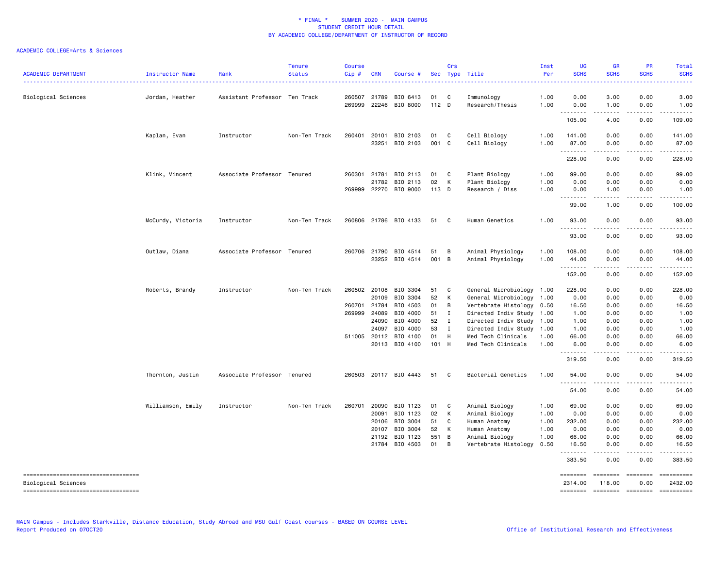# * FINAL * SUMMER 2020 - MAIN CAMPUS
## STUDENT CREDIT HOUR DETAIL
## BY ACADEMIC COLLEGE/DEPARTMENT OF INSTRUCTOR OF RECORD

ACADEMIC COLLEGE=Arts & Sciences

| ACADEMIC DEPARTMENT | Instructor Name | Rank | Tenure Status | Course Cip # | CRN | Course # | Sec | Crs Type | Title | Inst Per | UG SCHS | GR SCHS | PR SCHS | Total SCHS |
|---|---|---|---|---|---|---|---|---|---|---|---|---|---|---|
| Biological Sciences | Jordan, Heather | Assistant Professor | Ten Track | 260507 | 21789 | BIO 6413 | 01 | C | Immunology | 1.00 | 0.00 | 3.00 | 0.00 | 3.00 |
| | | | | 269999 | 22246 | BIO 8000 | 112 | D | Research/Thesis | 1.00 | 0.00 | 1.00 | 0.00 | 1.00 |
| | | | | | | | | | | | 105.00 | 4.00 | 0.00 | 109.00 |
| | Kaplan, Evan | Instructor | Non-Ten Track | 260401 | 20101 | BIO 2103 | 01 | C | Cell Biology | 1.00 | 141.00 | 0.00 | 0.00 | 141.00 |
| | | | | | 23251 | BIO 2103 | 001 | C | Cell Biology | 1.00 | 87.00 | 0.00 | 0.00 | 87.00 |
| | | | | | | | | | | | 228.00 | 0.00 | 0.00 | 228.00 |
| | Klink, Vincent | Associate Professor | Tenured | 260301 | 21781 | BIO 2113 | 01 | C | Plant Biology | 1.00 | 99.00 | 0.00 | 0.00 | 99.00 |
| | | | | | 21782 | BIO 2113 | 02 | K | Plant Biology | 1.00 | 0.00 | 0.00 | 0.00 | 0.00 |
| | | | | 269999 | 22270 | BIO 9000 | 113 | D | Research / Diss | 1.00 | 0.00 | 1.00 | 0.00 | 1.00 |
| | | | | | | | | | | | 99.00 | 1.00 | 0.00 | 100.00 |
| | McCurdy, Victoria | Instructor | Non-Ten Track | 260806 | 21786 | BIO 4133 | 51 | C | Human Genetics | 1.00 | 93.00 | 0.00 | 0.00 | 93.00 |
| | | | | | | | | | | | 93.00 | 0.00 | 0.00 | 93.00 |
| | Outlaw, Diana | Associate Professor | Tenured | 260706 | 21790 | BIO 4514 | 51 | B | Animal Physiology | 1.00 | 108.00 | 0.00 | 0.00 | 108.00 |
| | | | | | 23252 | BIO 4514 | 001 | B | Animal Physiology | 1.00 | 44.00 | 0.00 | 0.00 | 44.00 |
| | | | | | | | | | | | 152.00 | 0.00 | 0.00 | 152.00 |
| | Roberts, Brandy | Instructor | Non-Ten Track | 260502 | 20108 | BIO 3304 | 51 | C | General Microbiology | 1.00 | 228.00 | 0.00 | 0.00 | 228.00 |
| | | | | | 20109 | BIO 3304 | 52 | K | General Microbiology | 1.00 | 0.00 | 0.00 | 0.00 | 0.00 |
| | | | | 260701 | 21784 | BIO 4503 | 01 | B | Vertebrate Histology | 0.50 | 16.50 | 0.00 | 0.00 | 16.50 |
| | | | | 269999 | 24089 | BIO 4000 | 51 | I | Directed Indiv Study | 1.00 | 1.00 | 0.00 | 0.00 | 1.00 |
| | | | | | 24090 | BIO 4000 | 52 | I | Directed Indiv Study | 1.00 | 1.00 | 0.00 | 0.00 | 1.00 |
| | | | | | 24097 | BIO 4000 | 53 | I | Directed Indiv Study | 1.00 | 1.00 | 0.00 | 0.00 | 1.00 |
| | | | | 511005 | 20112 | BIO 4100 | 01 | H | Med Tech Clinicals | 1.00 | 66.00 | 0.00 | 0.00 | 66.00 |
| | | | | | 20113 | BIO 4100 | 101 | H | Med Tech Clinicals | 1.00 | 6.00 | 0.00 | 0.00 | 6.00 |
| | | | | | | | | | | | 319.50 | 0.00 | 0.00 | 319.50 |
| | Thornton, Justin | Associate Professor | Tenured | 260503 | 20117 | BIO 4443 | 51 | C | Bacterial Genetics | 1.00 | 54.00 | 0.00 | 0.00 | 54.00 |
| | | | | | | | | | | | 54.00 | 0.00 | 0.00 | 54.00 |
| | Williamson, Emily | Instructor | Non-Ten Track | 260701 | 20090 | BIO 1123 | 01 | C | Animal Biology | 1.00 | 69.00 | 0.00 | 0.00 | 69.00 |
| | | | | | 20091 | BIO 1123 | 02 | K | Animal Biology | 1.00 | 0.00 | 0.00 | 0.00 | 0.00 |
| | | | | | 20106 | BIO 3004 | 51 | C | Human Anatomy | 1.00 | 232.00 | 0.00 | 0.00 | 232.00 |
| | | | | | 20107 | BIO 3004 | 52 | K | Human Anatomy | 1.00 | 0.00 | 0.00 | 0.00 | 0.00 |
| | | | | | 21192 | BIO 1123 | 551 | B | Animal Biology | 1.00 | 66.00 | 0.00 | 0.00 | 66.00 |
| | | | | | 21784 | BIO 4503 | 01 | B | Vertebrate Histology | 0.50 | 16.50 | 0.00 | 0.00 | 16.50 |
| | | | | | | | | | | | 383.50 | 0.00 | 0.00 | 383.50 |
| Biological Sciences | | | | | | | | | | | 2314.00 | 118.00 | 0.00 | 2432.00 |

MAIN Campus - Includes Starkville, Distance Education, Study Abroad and MSU Gulf Coast courses - BASED ON COURSE LEVEL
Report Produced on 07OCT20

Office of Institutional Research and Effectiveness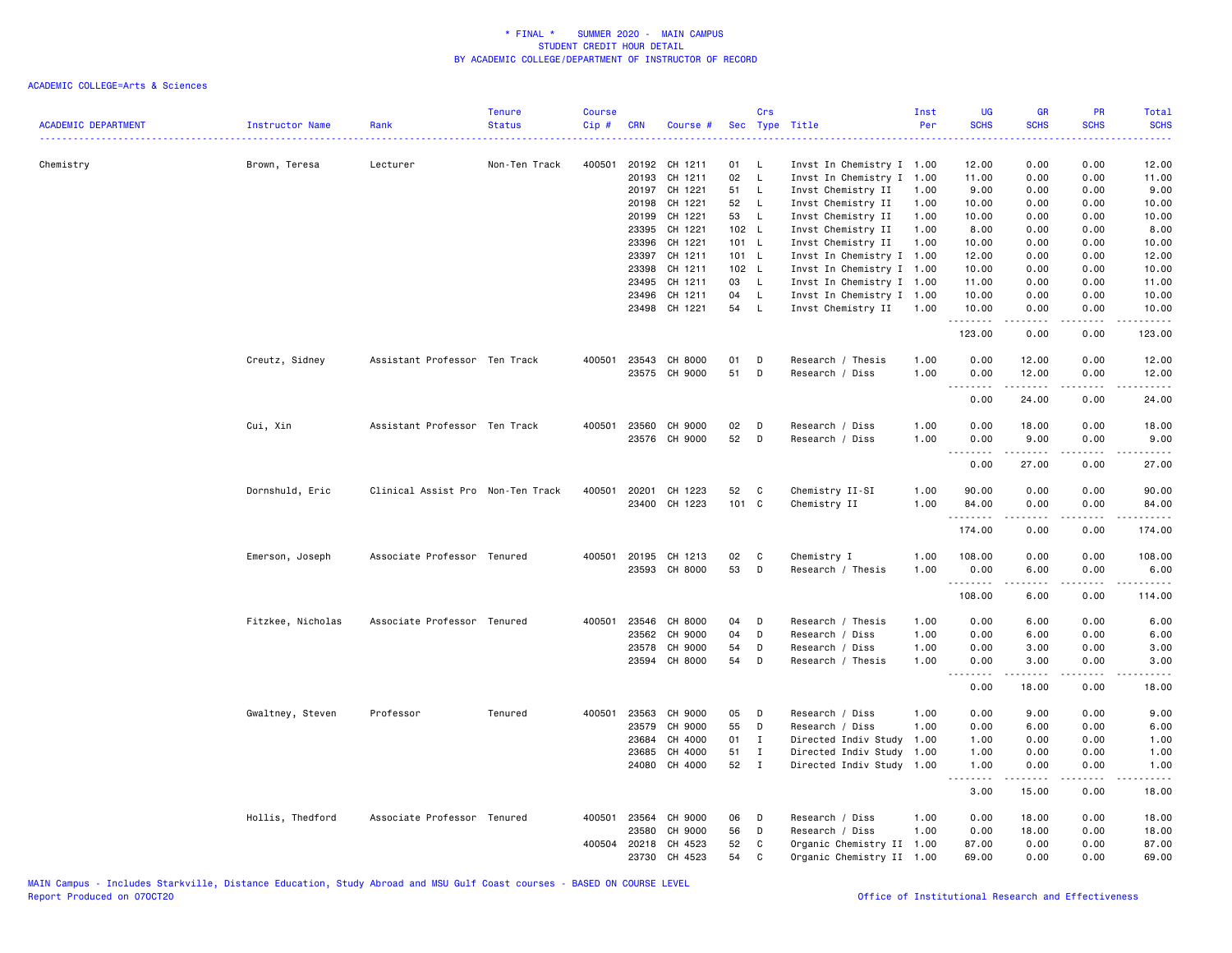# * FINAL * SUMMER 2020 - MAIN CAMPUS
## STUDENT CREDIT HOUR DETAIL
## BY ACADEMIC COLLEGE/DEPARTMENT OF INSTRUCTOR OF RECORD

ACADEMIC COLLEGE=Arts & Sciences

| ACADEMIC DEPARTMENT | Instructor Name | Rank | Tenure Status | Course Cip # | CRN | Course # | Sec | Crs Type | Title | Inst Per | UG SCHS | GR SCHS | PR SCHS | Total SCHS |
|---|---|---|---|---|---|---|---|---|---|---|---|---|---|---|
| Chemistry | Brown, Teresa | Lecturer | Non-Ten Track | 400501 | 20192 | CH 1211 | 01 | L | Invst In Chemistry I | 1.00 | 12.00 | 0.00 | 0.00 | 12.00 |
| | | | | | 20193 | CH 1211 | 02 | L | Invst In Chemistry I | 1.00 | 11.00 | 0.00 | 0.00 | 11.00 |
| | | | | | 20197 | CH 1221 | 51 | L | Invst Chemistry II | 1.00 | 9.00 | 0.00 | 0.00 | 9.00 |
| | | | | | 20198 | CH 1221 | 52 | L | Invst Chemistry II | 1.00 | 10.00 | 0.00 | 0.00 | 10.00 |
| | | | | | 20199 | CH 1221 | 53 | L | Invst Chemistry II | 1.00 | 10.00 | 0.00 | 0.00 | 10.00 |
| | | | | | 23395 | CH 1221 | 102 | L | Invst Chemistry II | 1.00 | 8.00 | 0.00 | 0.00 | 8.00 |
| | | | | | 23396 | CH 1221 | 101 | L | Invst Chemistry II | 1.00 | 10.00 | 0.00 | 0.00 | 10.00 |
| | | | | | 23397 | CH 1211 | 101 | L | Invst In Chemistry I | 1.00 | 12.00 | 0.00 | 0.00 | 12.00 |
| | | | | | 23398 | CH 1211 | 102 | L | Invst In Chemistry I | 1.00 | 10.00 | 0.00 | 0.00 | 10.00 |
| | | | | | 23495 | CH 1211 | 03 | L | Invst In Chemistry I | 1.00 | 11.00 | 0.00 | 0.00 | 11.00 |
| | | | | | 23496 | CH 1211 | 04 | L | Invst In Chemistry I | 1.00 | 10.00 | 0.00 | 0.00 | 10.00 |
| | | | | | 23498 | CH 1221 | 54 | L | Invst Chemistry II | 1.00 | 10.00 | 0.00 | 0.00 | 10.00 |
| | | | | | | | | | | | 123.00 | 0.00 | 0.00 | 123.00 |
| | Creutz, Sidney | Assistant Professor | Ten Track | 400501 | 23543 | CH 8000 | 01 | D | Research / Thesis | 1.00 | 0.00 | 12.00 | 0.00 | 12.00 |
| | | | | | 23575 | CH 9000 | 51 | D | Research / Diss | 1.00 | 0.00 | 12.00 | 0.00 | 12.00 |
| | | | | | | | | | | | 0.00 | 24.00 | 0.00 | 24.00 |
| | Cui, Xin | Assistant Professor | Ten Track | 400501 | 23560 | CH 9000 | 02 | D | Research / Diss | 1.00 | 0.00 | 18.00 | 0.00 | 18.00 |
| | | | | | 23576 | CH 9000 | 52 | D | Research / Diss | 1.00 | 0.00 | 9.00 | 0.00 | 9.00 |
| | | | | | | | | | | | 0.00 | 27.00 | 0.00 | 27.00 |
| | Dornshuld, Eric | Clinical Assist Pro | Non-Ten Track | 400501 | 20201 | CH 1223 | 52 | C | Chemistry II-SI | 1.00 | 90.00 | 0.00 | 0.00 | 90.00 |
| | | | | | 23400 | CH 1223 | 101 | C | Chemistry II | 1.00 | 84.00 | 0.00 | 0.00 | 84.00 |
| | | | | | | | | | | | 174.00 | 0.00 | 0.00 | 174.00 |
| | Emerson, Joseph | Associate Professor | Tenured | 400501 | 20195 | CH 1213 | 02 | C | Chemistry I | 1.00 | 108.00 | 0.00 | 0.00 | 108.00 |
| | | | | | 23593 | CH 8000 | 53 | D | Research / Thesis | 1.00 | 0.00 | 6.00 | 0.00 | 6.00 |
| | | | | | | | | | | | 108.00 | 6.00 | 0.00 | 114.00 |
| | Fitzkee, Nicholas | Associate Professor | Tenured | 400501 | 23546 | CH 8000 | 04 | D | Research / Thesis | 1.00 | 0.00 | 6.00 | 0.00 | 6.00 |
| | | | | | 23562 | CH 9000 | 04 | D | Research / Diss | 1.00 | 0.00 | 6.00 | 0.00 | 6.00 |
| | | | | | 23578 | CH 9000 | 54 | D | Research / Diss | 1.00 | 0.00 | 3.00 | 0.00 | 3.00 |
| | | | | | 23594 | CH 8000 | 54 | D | Research / Thesis | 1.00 | 0.00 | 3.00 | 0.00 | 3.00 |
| | | | | | | | | | | | 0.00 | 18.00 | 0.00 | 18.00 |
| | Gwaltney, Steven | Professor | Tenured | 400501 | 23563 | CH 9000 | 05 | D | Research / Diss | 1.00 | 0.00 | 9.00 | 0.00 | 9.00 |
| | | | | | 23579 | CH 9000 | 55 | D | Research / Diss | 1.00 | 0.00 | 6.00 | 0.00 | 6.00 |
| | | | | | 23684 | CH 4000 | 01 | I | Directed Indiv Study | 1.00 | 1.00 | 0.00 | 0.00 | 1.00 |
| | | | | | 23685 | CH 4000 | 51 | I | Directed Indiv Study | 1.00 | 1.00 | 0.00 | 0.00 | 1.00 |
| | | | | | 24080 | CH 4000 | 52 | I | Directed Indiv Study | 1.00 | 1.00 | 0.00 | 0.00 | 1.00 |
| | | | | | | | | | | | 3.00 | 15.00 | 0.00 | 18.00 |
| | Hollis, Thedford | Associate Professor | Tenured | 400501 | 23564 | CH 9000 | 06 | D | Research / Diss | 1.00 | 0.00 | 18.00 | 0.00 | 18.00 |
| | | | | | 23580 | CH 9000 | 56 | D | Research / Diss | 1.00 | 0.00 | 18.00 | 0.00 | 18.00 |
| | | | | 400504 | 20218 | CH 4523 | 52 | C | Organic Chemistry II | 1.00 | 87.00 | 0.00 | 0.00 | 87.00 |
| | | | | | 23730 | CH 4523 | 54 | C | Organic Chemistry II | 1.00 | 69.00 | 0.00 | 0.00 | 69.00 |

MAIN Campus - Includes Starkville, Distance Education, Study Abroad and MSU Gulf Coast courses - BASED ON COURSE LEVEL
Report Produced on 07OCT20 Office of Institutional Research and Effectiveness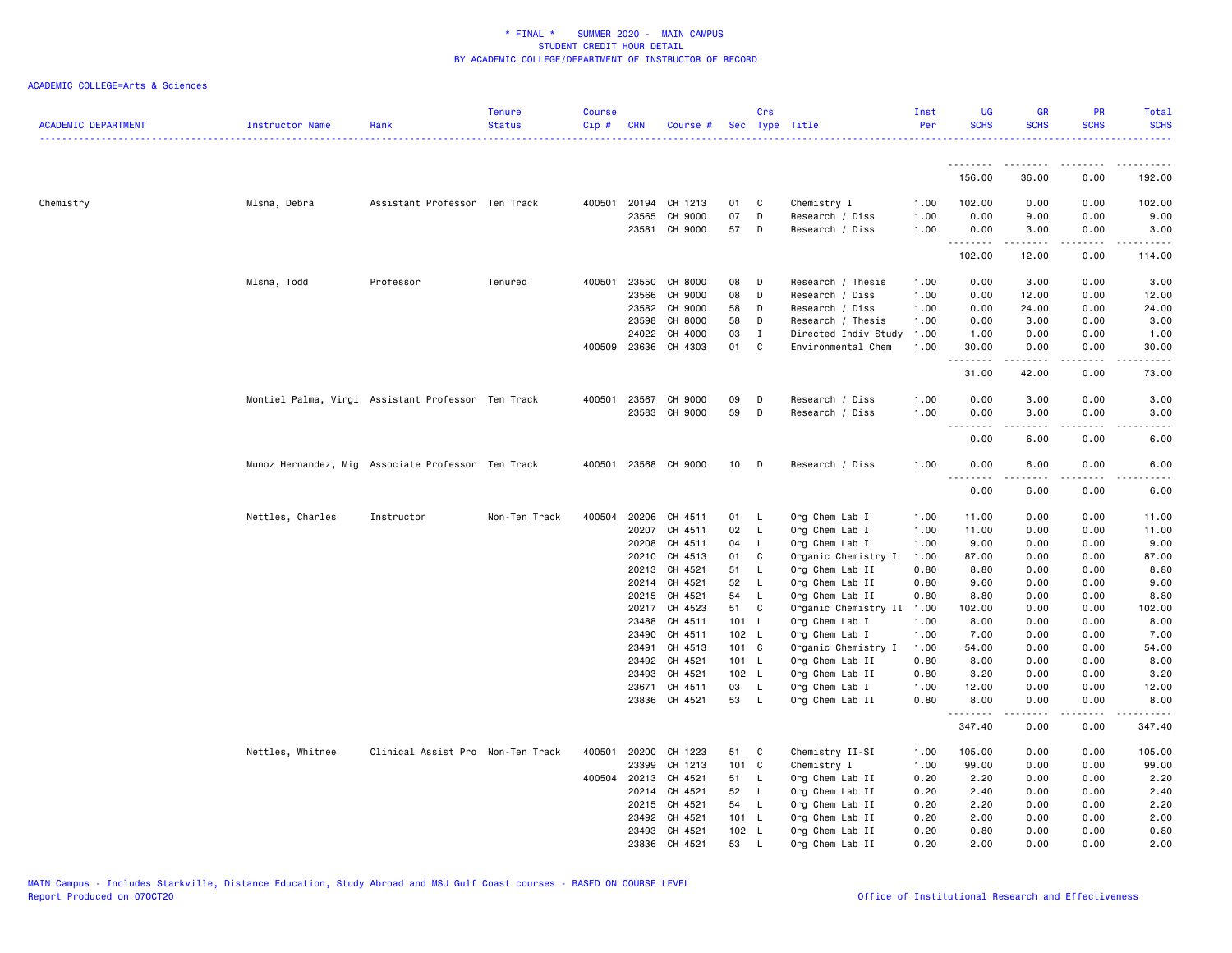* FINAL * SUMMER 2020 - MAIN CAMPUS
STUDENT CREDIT HOUR DETAIL
BY ACADEMIC COLLEGE/DEPARTMENT OF INSTRUCTOR OF RECORD

ACADEMIC COLLEGE=Arts & Sciences

| ACADEMIC DEPARTMENT | Instructor Name | Rank | Tenure Status | Course Cip # | CRN | Course # | Sec | Crs Type | Title | Inst Per | UG SCHS | GR SCHS | PR SCHS | Total SCHS |
|---|---|---|---|---|---|---|---|---|---|---|---|---|---|---|
| | | | | | | | | | | | 156.00 | 36.00 | 0.00 | 192.00 |
| Chemistry | Mlsna, Debra | Assistant Professor | Ten Track | 400501 | 20194 | CH 1213 | 01 | C | Chemistry I | 1.00 | 102.00 | 0.00 | 0.00 | 102.00 |
| | | | | | 23565 | CH 9000 | 07 | D | Research / Diss | 1.00 | 0.00 | 9.00 | 0.00 | 9.00 |
| | | | | | 23581 | CH 9000 | 57 | D | Research / Diss | 1.00 | 0.00 | 3.00 | 0.00 | 3.00 |
| | | | | | | | | | | | 102.00 | 12.00 | 0.00 | 114.00 |
| | Mlsna, Todd | Professor | Tenured | 400501 | 23550 | CH 8000 | 08 | D | Research / Thesis | 1.00 | 0.00 | 3.00 | 0.00 | 3.00 |
| | | | | | 23566 | CH 9000 | 08 | D | Research / Diss | 1.00 | 0.00 | 12.00 | 0.00 | 12.00 |
| | | | | | 23582 | CH 9000 | 58 | D | Research / Diss | 1.00 | 0.00 | 24.00 | 0.00 | 24.00 |
| | | | | | 23598 | CH 8000 | 58 | D | Research / Thesis | 1.00 | 0.00 | 3.00 | 0.00 | 3.00 |
| | | | | | 24022 | CH 4000 | 03 | I | Directed Indiv Study | 1.00 | 1.00 | 0.00 | 0.00 | 1.00 |
| | | | | 400509 | 23636 | CH 4303 | 01 | C | Environmental Chem | 1.00 | 30.00 | 0.00 | 0.00 | 30.00 |
| | | | | | | | | | | | 31.00 | 42.00 | 0.00 | 73.00 |
| | Montiel Palma, Virgi | Assistant Professor | Ten Track | 400501 | 23567 | CH 9000 | 09 | D | Research / Diss | 1.00 | 0.00 | 3.00 | 0.00 | 3.00 |
| | | | | | 23583 | CH 9000 | 59 | D | Research / Diss | 1.00 | 0.00 | 3.00 | 0.00 | 3.00 |
| | | | | | | | | | | | 0.00 | 6.00 | 0.00 | 6.00 |
| | Munoz Hernandez, Mig | Associate Professor | Ten Track | 400501 | 23568 | CH 9000 | 10 | D | Research / Diss | 1.00 | 0.00 | 6.00 | 0.00 | 6.00 |
| | | | | | | | | | | | 0.00 | 6.00 | 0.00 | 6.00 |
| | Nettles, Charles | Instructor | Non-Ten Track | 400504 | 20206 | CH 4511 | 01 | L | Org Chem Lab I | 1.00 | 11.00 | 0.00 | 0.00 | 11.00 |
| | | | | | 20207 | CH 4511 | 02 | L | Org Chem Lab I | 1.00 | 11.00 | 0.00 | 0.00 | 11.00 |
| | | | | | 20208 | CH 4511 | 04 | L | Org Chem Lab I | 1.00 | 9.00 | 0.00 | 0.00 | 9.00 |
| | | | | | 20210 | CH 4513 | 01 | C | Organic Chemistry I | 1.00 | 87.00 | 0.00 | 0.00 | 87.00 |
| | | | | | 20213 | CH 4521 | 51 | L | Org Chem Lab II | 0.80 | 8.80 | 0.00 | 0.00 | 8.80 |
| | | | | | 20214 | CH 4521 | 52 | L | Org Chem Lab II | 0.80 | 9.60 | 0.00 | 0.00 | 9.60 |
| | | | | | 20215 | CH 4521 | 54 | L | Org Chem Lab II | 0.80 | 8.80 | 0.00 | 0.00 | 8.80 |
| | | | | | 20217 | CH 4523 | 51 | C | Organic Chemistry II | 1.00 | 102.00 | 0.00 | 0.00 | 102.00 |
| | | | | | 23488 | CH 4511 | 101 | L | Org Chem Lab I | 1.00 | 8.00 | 0.00 | 0.00 | 8.00 |
| | | | | | 23490 | CH 4511 | 102 | L | Org Chem Lab I | 1.00 | 7.00 | 0.00 | 0.00 | 7.00 |
| | | | | | 23491 | CH 4513 | 101 | C | Organic Chemistry I | 1.00 | 54.00 | 0.00 | 0.00 | 54.00 |
| | | | | | 23492 | CH 4521 | 101 | L | Org Chem Lab II | 0.80 | 8.00 | 0.00 | 0.00 | 8.00 |
| | | | | | 23493 | CH 4521 | 102 | L | Org Chem Lab II | 0.80 | 3.20 | 0.00 | 0.00 | 3.20 |
| | | | | | 23671 | CH 4511 | 03 | L | Org Chem Lab I | 1.00 | 12.00 | 0.00 | 0.00 | 12.00 |
| | | | | | 23836 | CH 4521 | 53 | L | Org Chem Lab II | 0.80 | 8.00 | 0.00 | 0.00 | 8.00 |
| | | | | | | | | | | | 347.40 | 0.00 | 0.00 | 347.40 |
| | Nettles, Whitnee | Clinical Assist Pro | Non-Ten Track | 400501 | 20200 | CH 1223 | 51 | C | Chemistry II-SI | 1.00 | 105.00 | 0.00 | 0.00 | 105.00 |
| | | | | | 23399 | CH 1213 | 101 | C | Chemistry I | 1.00 | 99.00 | 0.00 | 0.00 | 99.00 |
| | | | | 400504 | 20213 | CH 4521 | 51 | L | Org Chem Lab II | 0.20 | 2.20 | 0.00 | 0.00 | 2.20 |
| | | | | | 20214 | CH 4521 | 52 | L | Org Chem Lab II | 0.20 | 2.40 | 0.00 | 0.00 | 2.40 |
| | | | | | 20215 | CH 4521 | 54 | L | Org Chem Lab II | 0.20 | 2.20 | 0.00 | 0.00 | 2.20 |
| | | | | | 23492 | CH 4521 | 101 | L | Org Chem Lab II | 0.20 | 2.00 | 0.00 | 0.00 | 2.00 |
| | | | | | 23493 | CH 4521 | 102 | L | Org Chem Lab II | 0.20 | 0.80 | 0.00 | 0.00 | 0.80 |
| | | | | | 23836 | CH 4521 | 53 | L | Org Chem Lab II | 0.20 | 2.00 | 0.00 | 0.00 | 2.00 |

MAIN Campus - Includes Starkville, Distance Education, Study Abroad and MSU Gulf Coast courses - BASED ON COURSE LEVEL
Report Produced on 07OCT20 Office of Institutional Research and Effectiveness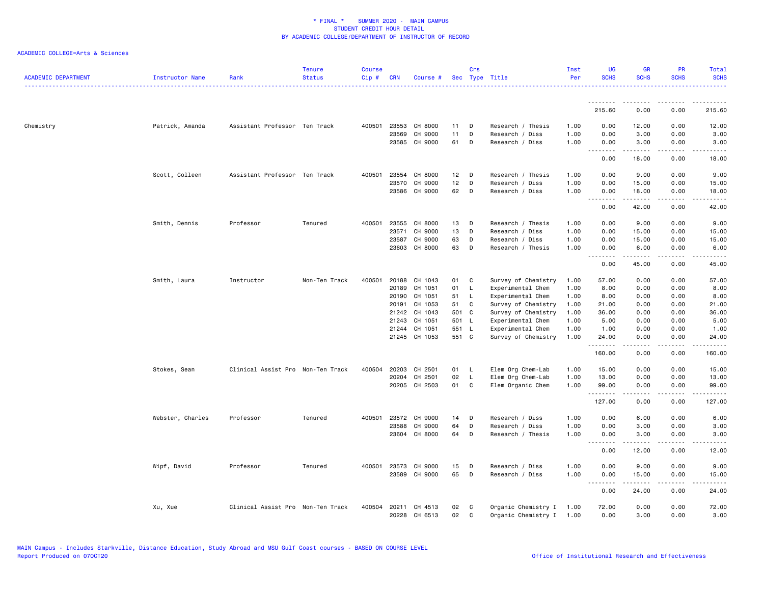* FINAL * SUMMER 2020 - MAIN CAMPUS
STUDENT CREDIT HOUR DETAIL
BY ACADEMIC COLLEGE/DEPARTMENT OF INSTRUCTOR OF RECORD

ACADEMIC COLLEGE=Arts & Sciences

| ACADEMIC DEPARTMENT | Instructor Name | Rank | Tenure Status | Course Cip # | CRN | Course # | Sec | Crs Type | Title | Inst Per | UG SCHS | GR SCHS | PR SCHS | Total SCHS |
|---|---|---|---|---|---|---|---|---|---|---|---|---|---|---|
| | | | | | | | | | | | 215.60 | 0.00 | 0.00 | 215.60 |
| Chemistry | Patrick, Amanda | Assistant Professor | Ten Track | 400501 | 23553 | CH 8000 | 11 | D | Research / Thesis | 1.00 | 0.00 | 12.00 | 0.00 | 12.00 |
| | | | | | 23569 | CH 9000 | 11 | D | Research / Diss | 1.00 | 0.00 | 3.00 | 0.00 | 3.00 |
| | | | | | 23585 | CH 9000 | 61 | D | Research / Diss | 1.00 | 0.00 | 3.00 | 0.00 | 3.00 |
| | | | | | | | | | | | 0.00 | 18.00 | 0.00 | 18.00 |
| | Scott, Colleen | Assistant Professor | Ten Track | 400501 | 23554 | CH 8000 | 12 | D | Research / Thesis | 1.00 | 0.00 | 9.00 | 0.00 | 9.00 |
| | | | | | 23570 | CH 9000 | 12 | D | Research / Diss | 1.00 | 0.00 | 15.00 | 0.00 | 15.00 |
| | | | | | 23586 | CH 9000 | 62 | D | Research / Diss | 1.00 | 0.00 | 18.00 | 0.00 | 18.00 |
| | | | | | | | | | | | 0.00 | 42.00 | 0.00 | 42.00 |
| | Smith, Dennis | Professor | Tenured | 400501 | 23555 | CH 8000 | 13 | D | Research / Thesis | 1.00 | 0.00 | 9.00 | 0.00 | 9.00 |
| | | | | | 23571 | CH 9000 | 13 | D | Research / Diss | 1.00 | 0.00 | 15.00 | 0.00 | 15.00 |
| | | | | | 23587 | CH 9000 | 63 | D | Research / Diss | 1.00 | 0.00 | 15.00 | 0.00 | 15.00 |
| | | | | | 23603 | CH 8000 | 63 | D | Research / Thesis | 1.00 | 0.00 | 6.00 | 0.00 | 6.00 |
| | | | | | | | | | | | 0.00 | 45.00 | 0.00 | 45.00 |
| | Smith, Laura | Instructor | Non-Ten Track | 400501 | 20188 | CH 1043 | 01 | C | Survey of Chemistry | 1.00 | 57.00 | 0.00 | 0.00 | 57.00 |
| | | | | | 20189 | CH 1051 | 01 | L | Experimental Chem | 1.00 | 8.00 | 0.00 | 0.00 | 8.00 |
| | | | | | 20190 | CH 1051 | 51 | L | Experimental Chem | 1.00 | 8.00 | 0.00 | 0.00 | 8.00 |
| | | | | | 20191 | CH 1053 | 51 | C | Survey of Chemistry | 1.00 | 21.00 | 0.00 | 0.00 | 21.00 |
| | | | | | 21242 | CH 1043 | 501 | C | Survey of Chemistry | 1.00 | 36.00 | 0.00 | 0.00 | 36.00 |
| | | | | | 21243 | CH 1051 | 501 | L | Experimental Chem | 1.00 | 5.00 | 0.00 | 0.00 | 5.00 |
| | | | | | 21244 | CH 1051 | 551 | L | Experimental Chem | 1.00 | 1.00 | 0.00 | 0.00 | 1.00 |
| | | | | | 21245 | CH 1053 | 551 | C | Survey of Chemistry | 1.00 | 24.00 | 0.00 | 0.00 | 24.00 |
| | | | | | | | | | | | 160.00 | 0.00 | 0.00 | 160.00 |
| | Stokes, Sean | Clinical Assist Pro | Non-Ten Track | 400504 | 20203 | CH 2501 | 01 | L | Elem Org Chem-Lab | 1.00 | 15.00 | 0.00 | 0.00 | 15.00 |
| | | | | | 20204 | CH 2501 | 02 | L | Elem Org Chem-Lab | 1.00 | 13.00 | 0.00 | 0.00 | 13.00 |
| | | | | | 20205 | CH 2503 | 01 | C | Elem Organic Chem | 1.00 | 99.00 | 0.00 | 0.00 | 99.00 |
| | | | | | | | | | | | 127.00 | 0.00 | 0.00 | 127.00 |
| | Webster, Charles | Professor | Tenured | 400501 | 23572 | CH 9000 | 14 | D | Research / Diss | 1.00 | 0.00 | 6.00 | 0.00 | 6.00 |
| | | | | | 23588 | CH 9000 | 64 | D | Research / Diss | 1.00 | 0.00 | 3.00 | 0.00 | 3.00 |
| | | | | | 23604 | CH 8000 | 64 | D | Research / Thesis | 1.00 | 0.00 | 3.00 | 0.00 | 3.00 |
| | | | | | | | | | | | 0.00 | 12.00 | 0.00 | 12.00 |
| | Wipf, David | Professor | Tenured | 400501 | 23573 | CH 9000 | 15 | D | Research / Diss | 1.00 | 0.00 | 9.00 | 0.00 | 9.00 |
| | | | | | 23589 | CH 9000 | 65 | D | Research / Diss | 1.00 | 0.00 | 15.00 | 0.00 | 15.00 |
| | | | | | | | | | | | 0.00 | 24.00 | 0.00 | 24.00 |
| | Xu, Xue | Clinical Assist Pro | Non-Ten Track | 400504 | 20211 | CH 4513 | 02 | C | Organic Chemistry I | 1.00 | 72.00 | 0.00 | 0.00 | 72.00 |
| | | | | | 20228 | CH 6513 | 02 | C | Organic Chemistry I | 1.00 | 0.00 | 3.00 | 0.00 | 3.00 |

MAIN Campus - Includes Starkville, Distance Education, Study Abroad and MSU Gulf Coast courses - BASED ON COURSE LEVEL
Report Produced on 07OCT20

Office of Institutional Research and Effectiveness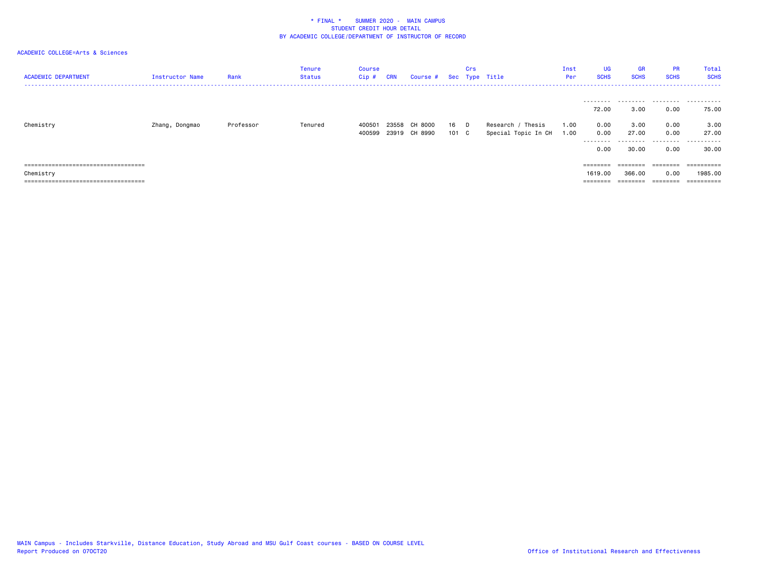* FINAL * SUMMER 2020 - MAIN CAMPUS
STUDENT CREDIT HOUR DETAIL
BY ACADEMIC COLLEGE/DEPARTMENT OF INSTRUCTOR OF RECORD

ACADEMIC COLLEGE=Arts & Sciences

| ACADEMIC DEPARTMENT | Instructor Name | Rank | Tenure Status | Course Cip # | CRN | Course # | Sec | Crs Type | Title | Inst Per | UG SCHS | GR SCHS | PR SCHS | Total SCHS |
|---|---|---|---|---|---|---|---|---|---|---|---|---|---|---|
| | | | | | | | | | | | 72.00 | 3.00 | 0.00 | 75.00 |
| Chemistry | Zhang, Dongmao | Professor | Tenured | 400501 | 23558 | CH 8000 | 16 | D | Research / Thesis | 1.00 | 0.00 | 3.00 | 0.00 | 3.00 |
| | | | | 400599 | 23919 | CH 8990 | 101 | C | Special Topic In CH | 1.00 | 0.00 | 27.00 | 0.00 | 27.00 |
| | | | | | | | | | | | 0.00 | 30.00 | 0.00 | 30.00 |
| Chemistry | | | | | | | | | | | 1619.00 | 366.00 | 0.00 | 1985.00 |

MAIN Campus - Includes Starkville, Distance Education, Study Abroad and MSU Gulf Coast courses - BASED ON COURSE LEVEL
Report Produced on 07OCT20

Office of Institutional Research and Effectiveness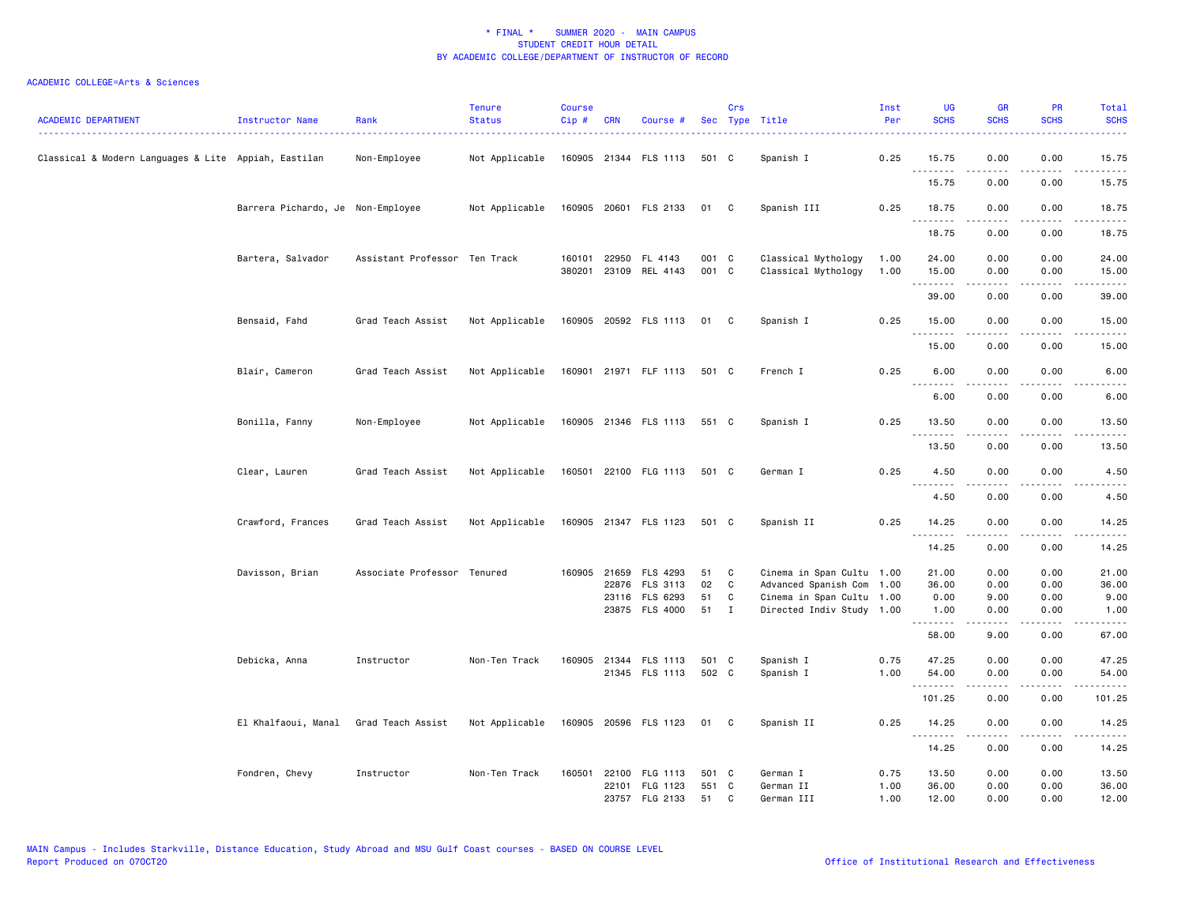\* FINAL \* SUMMER 2020 - MAIN CAMPUS
STUDENT CREDIT HOUR DETAIL
BY ACADEMIC COLLEGE/DEPARTMENT OF INSTRUCTOR OF RECORD

ACADEMIC COLLEGE=Arts & Sciences

| ACADEMIC DEPARTMENT | Instructor Name | Rank | Tenure Status | Course Cip # | CRN | Course # | Sec | Crs Type | Title | Inst Per | UG SCHS | GR SCHS | PR SCHS | Total SCHS |
|---|---|---|---|---|---|---|---|---|---|---|---|---|---|---|
| Classical & Modern Languages & Lite | Appiah, Eastilan | Non-Employee | Not Applicable | 160905 | 21344 | FLS 1113 | 501 | C | Spanish I | 0.25 | 15.75 | 0.00 | 0.00 | 15.75 |
| | | | | | | | | | | | 15.75 | 0.00 | 0.00 | 15.75 |
| | Barrera Pichardo, Je | Non-Employee | Not Applicable | 160905 | 20601 | FLS 2133 | 01 | C | Spanish III | 0.25 | 18.75 | 0.00 | 0.00 | 18.75 |
| | | | | | | | | | | | 18.75 | 0.00 | 0.00 | 18.75 |
| | Bartera, Salvador | Assistant Professor | Ten Track | 160101 | 22950 | FL 4143 | 001 | C | Classical Mythology | 1.00 | 24.00 | 0.00 | 0.00 | 24.00 |
| | | | | 380201 | 23109 | REL 4143 | 001 | C | Classical Mythology | 1.00 | 15.00 | 0.00 | 0.00 | 15.00 |
| | | | | | | | | | | | 39.00 | 0.00 | 0.00 | 39.00 |
| | Bensaid, Fahd | Grad Teach Assist | Not Applicable | 160905 | 20592 | FLS 1113 | 01 | C | Spanish I | 0.25 | 15.00 | 0.00 | 0.00 | 15.00 |
| | | | | | | | | | | | 15.00 | 0.00 | 0.00 | 15.00 |
| | Blair, Cameron | Grad Teach Assist | Not Applicable | 160901 | 21971 | FLF 1113 | 501 | C | French I | 0.25 | 6.00 | 0.00 | 0.00 | 6.00 |
| | | | | | | | | | | | 6.00 | 0.00 | 0.00 | 6.00 |
| | Bonilla, Fanny | Non-Employee | Not Applicable | 160905 | 21346 | FLS 1113 | 551 | C | Spanish I | 0.25 | 13.50 | 0.00 | 0.00 | 13.50 |
| | | | | | | | | | | | 13.50 | 0.00 | 0.00 | 13.50 |
| | Clear, Lauren | Grad Teach Assist | Not Applicable | 160501 | 22100 | FLG 1113 | 501 | C | German I | 0.25 | 4.50 | 0.00 | 0.00 | 4.50 |
| | | | | | | | | | | | 4.50 | 0.00 | 0.00 | 4.50 |
| | Crawford, Frances | Grad Teach Assist | Not Applicable | 160905 | 21347 | FLS 1123 | 501 | C | Spanish II | 0.25 | 14.25 | 0.00 | 0.00 | 14.25 |
| | | | | | | | | | | | 14.25 | 0.00 | 0.00 | 14.25 |
| | Davisson, Brian | Associate Professor | Tenured | 160905 | 21659 | FLS 4293 | 51 | C | Cinema in Span Cultu | 1.00 | 21.00 | 0.00 | 0.00 | 21.00 |
| | | | | | 22876 | FLS 3113 | 02 | C | Advanced Spanish Com | 1.00 | 36.00 | 0.00 | 0.00 | 36.00 |
| | | | | | 23116 | FLS 6293 | 51 | C | Cinema in Span Cultu | 1.00 | 0.00 | 9.00 | 0.00 | 9.00 |
| | | | | | 23875 | FLS 4000 | 51 | I | Directed Indiv Study | 1.00 | 1.00 | 0.00 | 0.00 | 1.00 |
| | | | | | | | | | | | 58.00 | 9.00 | 0.00 | 67.00 |
| | Debicka, Anna | Instructor | Non-Ten Track | 160905 | 21344 | FLS 1113 | 501 | C | Spanish I | 0.75 | 47.25 | 0.00 | 0.00 | 47.25 |
| | | | | | 21345 | FLS 1113 | 502 | C | Spanish I | 1.00 | 54.00 | 0.00 | 0.00 | 54.00 |
| | | | | | | | | | | | 101.25 | 0.00 | 0.00 | 101.25 |
| | El Khalfaoui, Manal | Grad Teach Assist | Not Applicable | 160905 | 20596 | FLS 1123 | 01 | C | Spanish II | 0.25 | 14.25 | 0.00 | 0.00 | 14.25 |
| | | | | | | | | | | | 14.25 | 0.00 | 0.00 | 14.25 |
| | Fondren, Chevy | Instructor | Non-Ten Track | 160501 | 22100 | FLG 1113 | 501 | C | German I | 0.75 | 13.50 | 0.00 | 0.00 | 13.50 |
| | | | | | 22101 | FLG 1123 | 551 | C | German II | 1.00 | 36.00 | 0.00 | 0.00 | 36.00 |
| | | | | | 23757 | FLG 2133 | 51 | C | German III | 1.00 | 12.00 | 0.00 | 0.00 | 12.00 |

MAIN Campus - Includes Starkville, Distance Education, Study Abroad and MSU Gulf Coast courses - BASED ON COURSE LEVEL
Report Produced on 07OCT20 — Office of Institutional Research and Effectiveness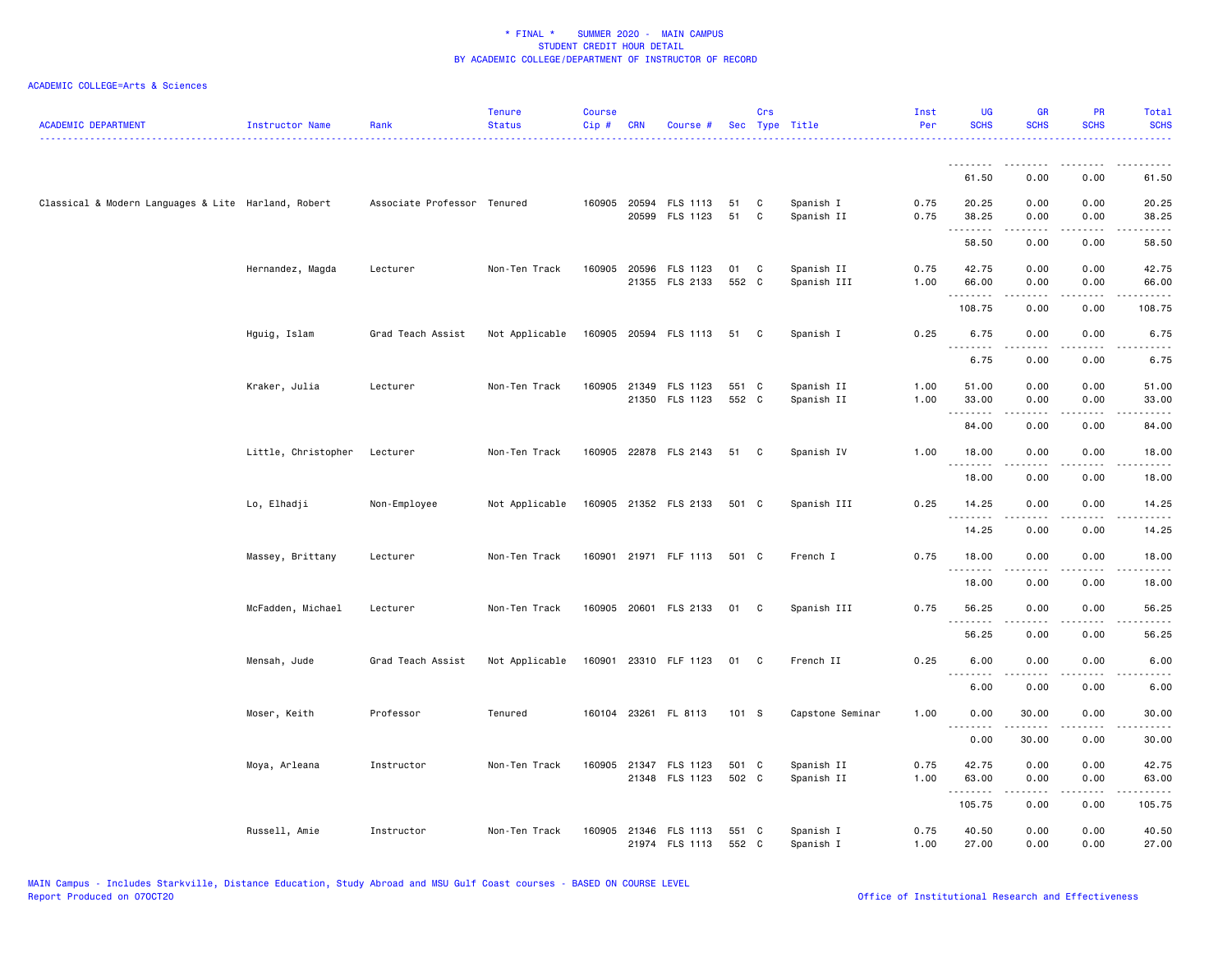\* FINAL \* SUMMER 2020 - MAIN CAMPUS
STUDENT CREDIT HOUR DETAIL
BY ACADEMIC COLLEGE/DEPARTMENT OF INSTRUCTOR OF RECORD

ACADEMIC COLLEGE=Arts & Sciences

| ACADEMIC DEPARTMENT | Instructor Name | Rank | Tenure Status | Course Cip # | CRN | Course # | Sec | Crs Type | Title | Inst Per | UG SCHS | GR SCHS | PR SCHS | Total SCHS |
|---|---|---|---|---|---|---|---|---|---|---|---|---|---|---|
| | | | | | | | | | | | 61.50 | 0.00 | 0.00 | 61.50 |
| Classical & Modern Languages & Lite | Harland, Robert | Associate Professor | Tenured | 160905 | 20594 | FLS 1113 | 51 | C | Spanish I | 0.75 | 20.25 | 0.00 | 0.00 | 20.25 |
| | | | | | 20599 | FLS 1123 | 51 | C | Spanish II | 0.75 | 38.25 | 0.00 | 0.00 | 38.25 |
| | | | | | | | | | | | 58.50 | 0.00 | 0.00 | 58.50 |
| | Hernandez, Magda | Lecturer | Non-Ten Track | 160905 | 20596 | FLS 1123 | 01 | C | Spanish II | 0.75 | 42.75 | 0.00 | 0.00 | 42.75 |
| | | | | | 21355 | FLS 2133 | 552 | C | Spanish III | 1.00 | 66.00 | 0.00 | 0.00 | 66.00 |
| | | | | | | | | | | | 108.75 | 0.00 | 0.00 | 108.75 |
| | Hguig, Islam | Grad Teach Assist | Not Applicable | 160905 | 20594 | FLS 1113 | 51 | C | Spanish I | 0.25 | 6.75 | 0.00 | 0.00 | 6.75 |
| | | | | | | | | | | | 6.75 | 0.00 | 0.00 | 6.75 |
| | Kraker, Julia | Lecturer | Non-Ten Track | 160905 | 21349 | FLS 1123 | 551 | C | Spanish II | 1.00 | 51.00 | 0.00 | 0.00 | 51.00 |
| | | | | | 21350 | FLS 1123 | 552 | C | Spanish II | 1.00 | 33.00 | 0.00 | 0.00 | 33.00 |
| | | | | | | | | | | | 84.00 | 0.00 | 0.00 | 84.00 |
| | Little, Christopher | Lecturer | Non-Ten Track | 160905 | 22878 | FLS 2143 | 51 | C | Spanish IV | 1.00 | 18.00 | 0.00 | 0.00 | 18.00 |
| | | | | | | | | | | | 18.00 | 0.00 | 0.00 | 18.00 |
| | Lo, Elhadji | Non-Employee | Not Applicable | 160905 | 21352 | FLS 2133 | 501 | C | Spanish III | 0.25 | 14.25 | 0.00 | 0.00 | 14.25 |
| | | | | | | | | | | | 14.25 | 0.00 | 0.00 | 14.25 |
| | Massey, Brittany | Lecturer | Non-Ten Track | 160901 | 21971 | FLF 1113 | 501 | C | French I | 0.75 | 18.00 | 0.00 | 0.00 | 18.00 |
| | | | | | | | | | | | 18.00 | 0.00 | 0.00 | 18.00 |
| | McFadden, Michael | Lecturer | Non-Ten Track | 160905 | 20601 | FLS 2133 | 01 | C | Spanish III | 0.75 | 56.25 | 0.00 | 0.00 | 56.25 |
| | | | | | | | | | | | 56.25 | 0.00 | 0.00 | 56.25 |
| | Mensah, Jude | Grad Teach Assist | Not Applicable | 160901 | 23310 | FLF 1123 | 01 | C | French II | 0.25 | 6.00 | 0.00 | 0.00 | 6.00 |
| | | | | | | | | | | | 6.00 | 0.00 | 0.00 | 6.00 |
| | Moser, Keith | Professor | Tenured | 160104 | 23261 | FL 8113 | 101 | S | Capstone Seminar | 1.00 | 0.00 | 30.00 | 0.00 | 30.00 |
| | | | | | | | | | | | 0.00 | 30.00 | 0.00 | 30.00 |
| | Moya, Arleana | Instructor | Non-Ten Track | 160905 | 21347 | FLS 1123 | 501 | C | Spanish II | 0.75 | 42.75 | 0.00 | 0.00 | 42.75 |
| | | | | | 21348 | FLS 1123 | 502 | C | Spanish II | 1.00 | 63.00 | 0.00 | 0.00 | 63.00 |
| | | | | | | | | | | | 105.75 | 0.00 | 0.00 | 105.75 |
| | Russell, Amie | Instructor | Non-Ten Track | 160905 | 21346 | FLS 1113 | 551 | C | Spanish I | 0.75 | 40.50 | 0.00 | 0.00 | 40.50 |
| | | | | | 21974 | FLS 1113 | 552 | C | Spanish I | 1.00 | 27.00 | 0.00 | 0.00 | 27.00 |

MAIN Campus - Includes Starkville, Distance Education, Study Abroad and MSU Gulf Coast courses - BASED ON COURSE LEVEL
Report Produced on 07OCT20 Office of Institutional Research and Effectiveness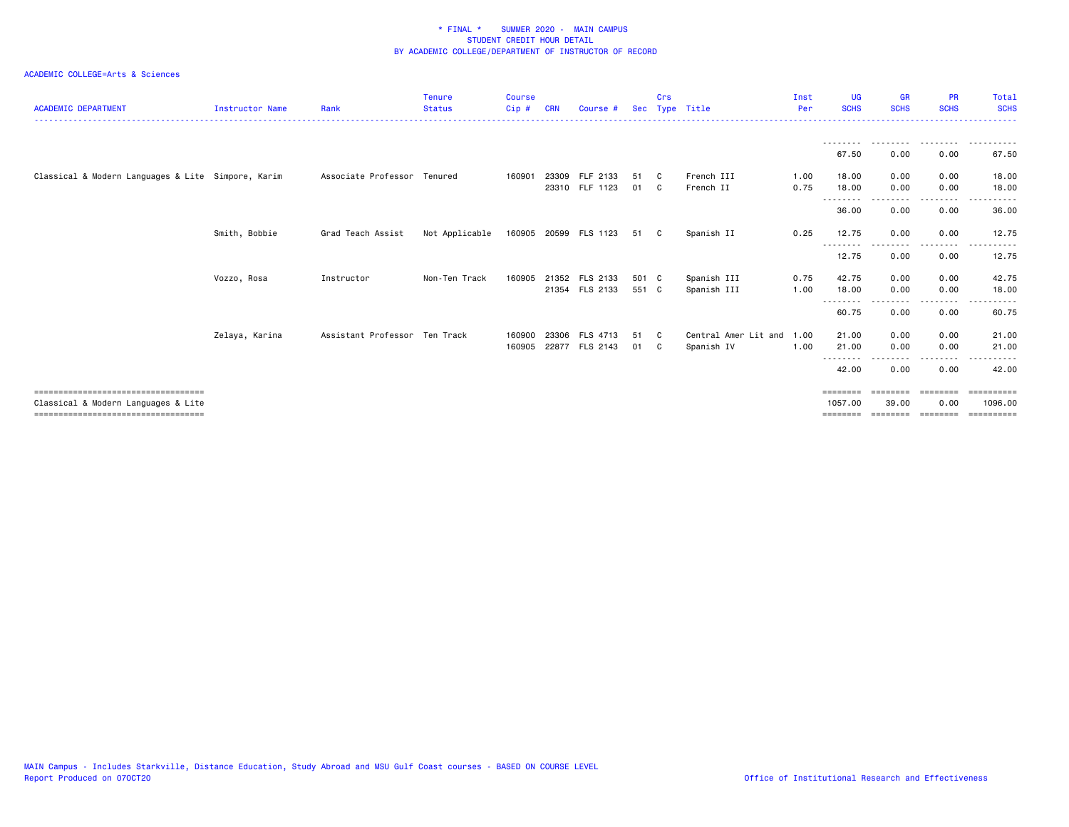# * FINAL * SUMMER 2020 - MAIN CAMPUS
## STUDENT CREDIT HOUR DETAIL
## BY ACADEMIC COLLEGE/DEPARTMENT OF INSTRUCTOR OF RECORD

ACADEMIC COLLEGE=Arts & Sciences

| ACADEMIC DEPARTMENT | Instructor Name | Rank | Tenure Status | Course Cip # | CRN | Course # | Sec | Crs Type | Title | Inst Per | UG SCHS | GR SCHS | PR SCHS | Total SCHS |
|---|---|---|---|---|---|---|---|---|---|---|---|---|---|---|
| | | | | | | | | | | | 67.50 | 0.00 | 0.00 | 67.50 |
| Classical & Modern Languages & Lite | Simpore, Karim | Associate Professor | Tenured | 160901 | 23309 | FLF 2133 | 51 | C | French III | 1.00 | 18.00 | 0.00 | 0.00 | 18.00 |
| | | | | | 23310 | FLF 1123 | 01 | C | French II | 0.75 | 18.00 | 0.00 | 0.00 | 18.00 |
| | | | | | | | | | | | 36.00 | 0.00 | 0.00 | 36.00 |
| | Smith, Bobbie | Grad Teach Assist | Not Applicable | 160905 | 20599 | FLS 1123 | 51 | C | Spanish II | 0.25 | 12.75 | 0.00 | 0.00 | 12.75 |
| | | | | | | | | | | | 12.75 | 0.00 | 0.00 | 12.75 |
| | Vozzo, Rosa | Instructor | Non-Ten Track | 160905 | 21352 | FLS 2133 | 501 | C | Spanish III | 0.75 | 42.75 | 0.00 | 0.00 | 42.75 |
| | | | | | 21354 | FLS 2133 | 551 | C | Spanish III | 1.00 | 18.00 | 0.00 | 0.00 | 18.00 |
| | | | | | | | | | | | 60.75 | 0.00 | 0.00 | 60.75 |
| | Zelaya, Karina | Assistant Professor | Ten Track | 160900 | 23306 | FLS 4713 | 51 | C | Central Amer Lit and | 1.00 | 21.00 | 0.00 | 0.00 | 21.00 |
| | | | | 160905 | 22877 | FLS 2143 | 01 | C | Spanish IV | 1.00 | 21.00 | 0.00 | 0.00 | 21.00 |
| | | | | | | | | | | | 42.00 | 0.00 | 0.00 | 42.00 |
| Classical & Modern Languages & Lite | | | | | | | | | | | 1057.00 | 39.00 | 0.00 | 1096.00 |

MAIN Campus - Includes Starkville, Distance Education, Study Abroad and MSU Gulf Coast courses - BASED ON COURSE LEVEL
Report Produced on 07OCT20

Office of Institutional Research and Effectiveness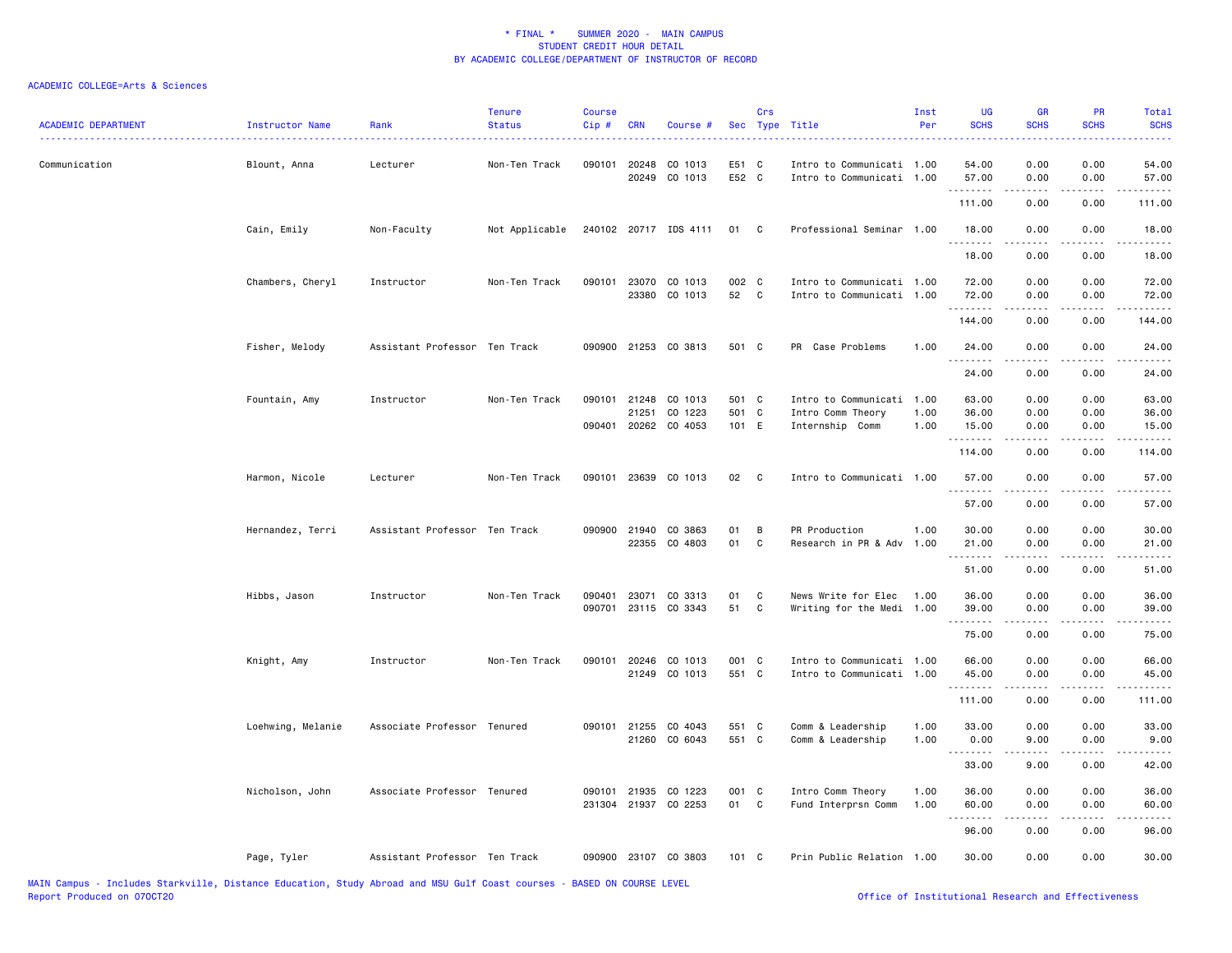# * FINAL * SUMMER 2020 - MAIN CAMPUS
## STUDENT CREDIT HOUR DETAIL
## BY ACADEMIC COLLEGE/DEPARTMENT OF INSTRUCTOR OF RECORD

ACADEMIC COLLEGE=Arts & Sciences

| ACADEMIC DEPARTMENT | Instructor Name | Rank | Tenure Status | Course Cip # | CRN | Course # | Sec | Crs Type | Title | Inst Per | UG SCHS | GR SCHS | PR SCHS | Total SCHS |
|---|---|---|---|---|---|---|---|---|---|---|---|---|---|---|
| Communication | Blount, Anna | Lecturer | Non-Ten Track | 090101 | 20248 | CO 1013 | E51 | C | Intro to Communicati | 1.00 | 54.00 | 0.00 | 0.00 | 54.00 |
| | | | | | 20249 | CO 1013 | E52 | C | Intro to Communicati | 1.00 | 57.00 | 0.00 | 0.00 | 57.00 |
| | | | | | | | | | | | 111.00 | 0.00 | 0.00 | 111.00 |
| | Cain, Emily | Non-Faculty | Not Applicable | 240102 | 20717 | IDS 4111 | 01 | C | Professional Seminar | 1.00 | 18.00 | 0.00 | 0.00 | 18.00 |
| | | | | | | | | | | | 18.00 | 0.00 | 0.00 | 18.00 |
| | Chambers, Cheryl | Instructor | Non-Ten Track | 090101 | 23070 | CO 1013 | 002 | C | Intro to Communicati | 1.00 | 72.00 | 0.00 | 0.00 | 72.00 |
| | | | | | 23380 | CO 1013 | 52 | C | Intro to Communicati | 1.00 | 72.00 | 0.00 | 0.00 | 72.00 |
| | | | | | | | | | | | 144.00 | 0.00 | 0.00 | 144.00 |
| | Fisher, Melody | Assistant Professor | Ten Track | 090900 | 21253 | CO 3813 | 501 | C | PR Case Problems | 1.00 | 24.00 | 0.00 | 0.00 | 24.00 |
| | | | | | | | | | | | 24.00 | 0.00 | 0.00 | 24.00 |
| | Fountain, Amy | Instructor | Non-Ten Track | 090101 | 21248 | CO 1013 | 501 | C | Intro to Communicati | 1.00 | 63.00 | 0.00 | 0.00 | 63.00 |
| | | | | | 21251 | CO 1223 | 501 | C | Intro Comm Theory | 1.00 | 36.00 | 0.00 | 0.00 | 36.00 |
| | | | | 090401 | 20262 | CO 4053 | 101 | E | Internship Comm | 1.00 | 15.00 | 0.00 | 0.00 | 15.00 |
| | | | | | | | | | | | 114.00 | 0.00 | 0.00 | 114.00 |
| | Harmon, Nicole | Lecturer | Non-Ten Track | 090101 | 23639 | CO 1013 | 02 | C | Intro to Communicati | 1.00 | 57.00 | 0.00 | 0.00 | 57.00 |
| | | | | | | | | | | | 57.00 | 0.00 | 0.00 | 57.00 |
| | Hernandez, Terri | Assistant Professor | Ten Track | 090900 | 21940 | CO 3863 | 01 | B | PR Production | 1.00 | 30.00 | 0.00 | 0.00 | 30.00 |
| | | | | | 22355 | CO 4803 | 01 | C | Research in PR & Adv | 1.00 | 21.00 | 0.00 | 0.00 | 21.00 |
| | | | | | | | | | | | 51.00 | 0.00 | 0.00 | 51.00 |
| | Hibbs, Jason | Instructor | Non-Ten Track | 090401 | 23071 | CO 3313 | 01 | C | News Write for Elec | 1.00 | 36.00 | 0.00 | 0.00 | 36.00 |
| | | | | 090701 | 23115 | CO 3343 | 51 | C | Writing for the Medi | 1.00 | 39.00 | 0.00 | 0.00 | 39.00 |
| | | | | | | | | | | | 75.00 | 0.00 | 0.00 | 75.00 |
| | Knight, Amy | Instructor | Non-Ten Track | 090101 | 20246 | CO 1013 | 001 | C | Intro to Communicati | 1.00 | 66.00 | 0.00 | 0.00 | 66.00 |
| | | | | | 21249 | CO 1013 | 551 | C | Intro to Communicati | 1.00 | 45.00 | 0.00 | 0.00 | 45.00 |
| | | | | | | | | | | | 111.00 | 0.00 | 0.00 | 111.00 |
| | Loehwing, Melanie | Associate Professor | Tenured | 090101 | 21255 | CO 4043 | 551 | C | Comm & Leadership | 1.00 | 33.00 | 0.00 | 0.00 | 33.00 |
| | | | | | 21260 | CO 6043 | 551 | C | Comm & Leadership | 1.00 | 0.00 | 9.00 | 0.00 | 9.00 |
| | | | | | | | | | | | 33.00 | 9.00 | 0.00 | 42.00 |
| | Nicholson, John | Associate Professor | Tenured | 090101 | 21935 | CO 1223 | 001 | C | Intro Comm Theory | 1.00 | 36.00 | 0.00 | 0.00 | 36.00 |
| | | | | 231304 | 21937 | CO 2253 | 01 | C | Fund Interprsn Comm | 1.00 | 60.00 | 0.00 | 0.00 | 60.00 |
| | | | | | | | | | | | 96.00 | 0.00 | 0.00 | 96.00 |
| | Page, Tyler | Assistant Professor | Ten Track | 090900 | 23107 | CO 3803 | 101 | C | Prin Public Relation | 1.00 | 30.00 | 0.00 | 0.00 | 30.00 |

MAIN Campus - Includes Starkville, Distance Education, Study Abroad and MSU Gulf Coast courses - BASED ON COURSE LEVEL
Report Produced on 07OCT20

Office of Institutional Research and Effectiveness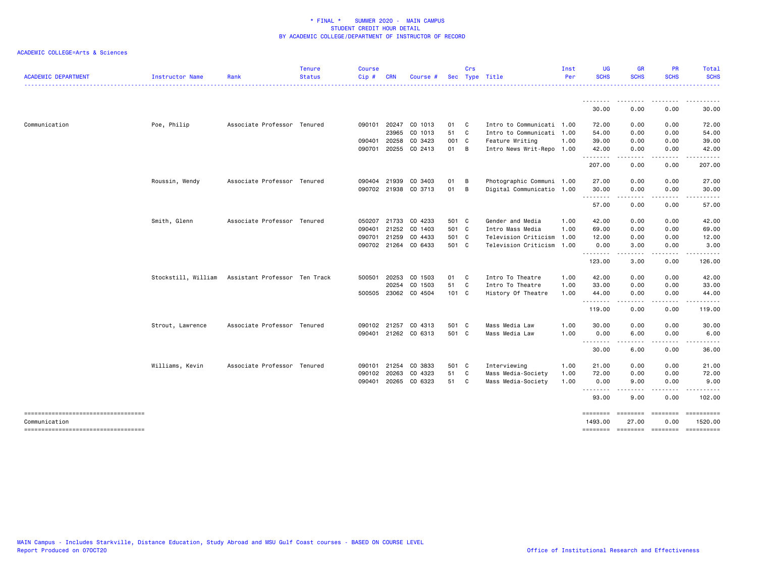\* FINAL \* SUMMER 2020 - MAIN CAMPUS
STUDENT CREDIT HOUR DETAIL
BY ACADEMIC COLLEGE/DEPARTMENT OF INSTRUCTOR OF RECORD

ACADEMIC COLLEGE=Arts & Sciences

| ACADEMIC DEPARTMENT | Instructor Name | Rank | Tenure Status | Course Cip # | CRN | Course # | Sec | Crs Type | Title | Inst Per | UG SCHS | GR SCHS | PR SCHS | Total SCHS |
|---|---|---|---|---|---|---|---|---|---|---|---|---|---|---|
| | | | | | | | | | | | 30.00 | 0.00 | 0.00 | 30.00 |
| Communication | Poe, Philip | Associate Professor | Tenured | 090101 | 20247 | CO 1013 | 01 | C | Intro to Communicati | 1.00 | 72.00 | 0.00 | 0.00 | 72.00 |
| | | | | | 23965 | CO 1013 | 51 | C | Intro to Communicati | 1.00 | 54.00 | 0.00 | 0.00 | 54.00 |
| | | | | 090401 | 20258 | CO 3423 | 001 | C | Feature Writing | 1.00 | 39.00 | 0.00 | 0.00 | 39.00 |
| | | | | 090701 | 20255 | CO 2413 | 01 | B | Intro News Writ-Repo | 1.00 | 42.00 | 0.00 | 0.00 | 42.00 |
| | | | | | | | | | | | 207.00 | 0.00 | 0.00 | 207.00 |
| | Roussin, Wendy | Associate Professor | Tenured | 090404 | 21939 | CO 3403 | 01 | B | Photographic Communi | 1.00 | 27.00 | 0.00 | 0.00 | 27.00 |
| | | | | 090702 | 21938 | CO 3713 | 01 | B | Digital Communicatio | 1.00 | 30.00 | 0.00 | 0.00 | 30.00 |
| | | | | | | | | | | | 57.00 | 0.00 | 0.00 | 57.00 |
| | Smith, Glenn | Associate Professor | Tenured | 050207 | 21733 | CO 4233 | 501 | C | Gender and Media | 1.00 | 42.00 | 0.00 | 0.00 | 42.00 |
| | | | | 090401 | 21252 | CO 1403 | 501 | C | Intro Mass Media | 1.00 | 69.00 | 0.00 | 0.00 | 69.00 |
| | | | | 090701 | 21259 | CO 4433 | 501 | C | Television Criticism | 1.00 | 12.00 | 0.00 | 0.00 | 12.00 |
| | | | | 090702 | 21264 | CO 6433 | 501 | C | Television Criticism | 1.00 | 0.00 | 3.00 | 0.00 | 3.00 |
| | | | | | | | | | | | 123.00 | 3.00 | 0.00 | 126.00 |
| | Stockstill, William | Assistant Professor | Ten Track | 500501 | 20253 | CO 1503 | 01 | C | Intro To Theatre | 1.00 | 42.00 | 0.00 | 0.00 | 42.00 |
| | | | | | 20254 | CO 1503 | 51 | C | Intro To Theatre | 1.00 | 33.00 | 0.00 | 0.00 | 33.00 |
| | | | | 500505 | 23062 | CO 4504 | 101 | C | History Of Theatre | 1.00 | 44.00 | 0.00 | 0.00 | 44.00 |
| | | | | | | | | | | | 119.00 | 0.00 | 0.00 | 119.00 |
| | Strout, Lawrence | Associate Professor | Tenured | 090102 | 21257 | CO 4313 | 501 | C | Mass Media Law | 1.00 | 30.00 | 0.00 | 0.00 | 30.00 |
| | | | | 090401 | 21262 | CO 6313 | 501 | C | Mass Media Law | 1.00 | 0.00 | 6.00 | 0.00 | 6.00 |
| | | | | | | | | | | | 30.00 | 6.00 | 0.00 | 36.00 |
| | Williams, Kevin | Associate Professor | Tenured | 090101 | 21254 | CO 3833 | 501 | C | Interviewing | 1.00 | 21.00 | 0.00 | 0.00 | 21.00 |
| | | | | 090102 | 20263 | CO 4323 | 51 | C | Mass Media-Society | 1.00 | 72.00 | 0.00 | 0.00 | 72.00 |
| | | | | 090401 | 20265 | CO 6323 | 51 | C | Mass Media-Society | 1.00 | 0.00 | 9.00 | 0.00 | 9.00 |
| | | | | | | | | | | | 93.00 | 9.00 | 0.00 | 102.00 |
| Communication | | | | | | | | | | | 1493.00 | 27.00 | 0.00 | 1520.00 |

MAIN Campus - Includes Starkville, Distance Education, Study Abroad and MSU Gulf Coast courses - BASED ON COURSE LEVEL
Report Produced on 07OCT20

Office of Institutional Research and Effectiveness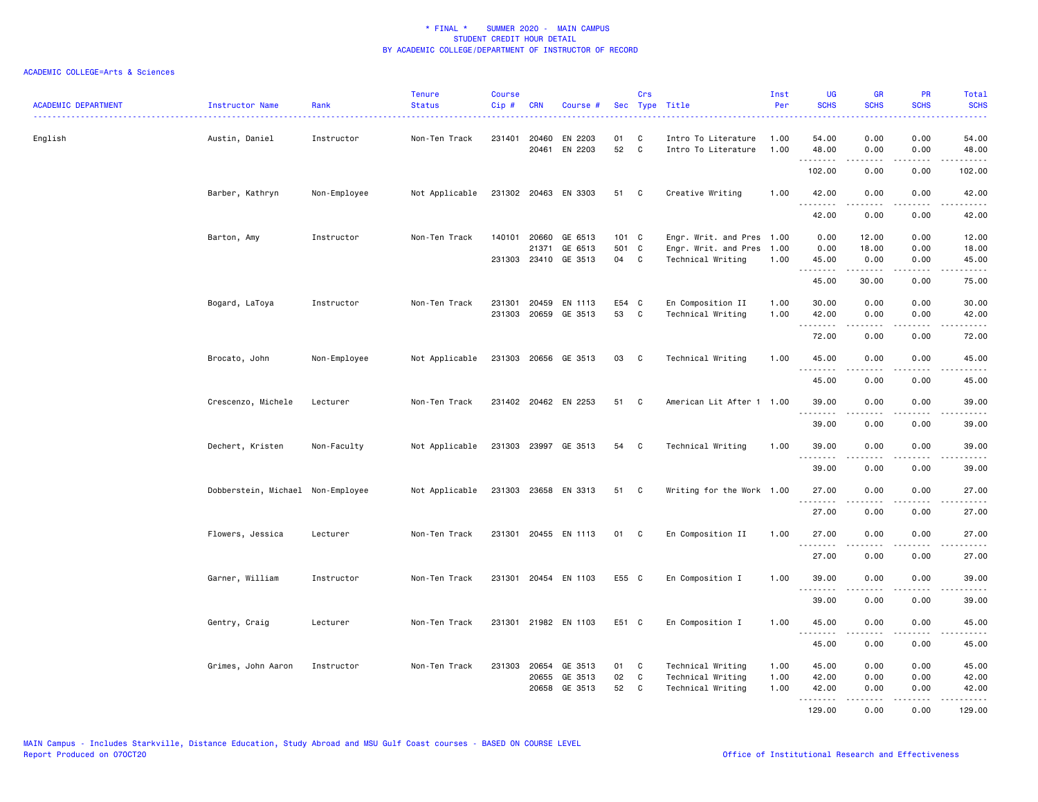\* FINAL \* SUMMER 2020 - MAIN CAMPUS
STUDENT CREDIT HOUR DETAIL
BY ACADEMIC COLLEGE/DEPARTMENT OF INSTRUCTOR OF RECORD

ACADEMIC COLLEGE=Arts & Sciences

| ACADEMIC DEPARTMENT | Instructor Name | Rank | Tenure Status | Course Cip # | CRN | Course # | Sec | Crs Type | Title | Inst Per | UG SCHS | GR SCHS | PR SCHS | Total SCHS |
|---|---|---|---|---|---|---|---|---|---|---|---|---|---|---|
| English | Austin, Daniel | Instructor | Non-Ten Track | 231401 | 20460 | EN 2203 | 01 | C | Intro To Literature | 1.00 | 54.00 | 0.00 | 0.00 | 54.00 |
| | | | | | 20461 | EN 2203 | 52 | C | Intro To Literature | 1.00 | 48.00 | 0.00 | 0.00 | 48.00 |
| | | | | | | | | | | | 102.00 | 0.00 | 0.00 | 102.00 |
| | Barber, Kathryn | Non-Employee | Not Applicable | 231302 | 20463 | EN 3303 | 51 | C | Creative Writing | 1.00 | 42.00 | 0.00 | 0.00 | 42.00 |
| | | | | | | | | | | | 42.00 | 0.00 | 0.00 | 42.00 |
| | Barton, Amy | Instructor | Non-Ten Track | 140101 | 20660 | GE 6513 | 101 | C | Engr. Writ. and Pres | 1.00 | 0.00 | 12.00 | 0.00 | 12.00 |
| | | | | | 21371 | GE 6513 | 501 | C | Engr. Writ. and Pres | 1.00 | 0.00 | 18.00 | 0.00 | 18.00 |
| | | | | 231303 | 23410 | GE 3513 | 04 | C | Technical Writing | 1.00 | 45.00 | 0.00 | 0.00 | 45.00 |
| | | | | | | | | | | | 45.00 | 30.00 | 0.00 | 75.00 |
| | Bogard, LaToya | Instructor | Non-Ten Track | 231301 | 20459 | EN 1113 | E54 | C | En Composition II | 1.00 | 30.00 | 0.00 | 0.00 | 30.00 |
| | | | | 231303 | 20659 | GE 3513 | 53 | C | Technical Writing | 1.00 | 42.00 | 0.00 | 0.00 | 42.00 |
| | | | | | | | | | | | 72.00 | 0.00 | 0.00 | 72.00 |
| | Brocato, John | Non-Employee | Not Applicable | 231303 | 20656 | GE 3513 | 03 | C | Technical Writing | 1.00 | 45.00 | 0.00 | 0.00 | 45.00 |
| | | | | | | | | | | | 45.00 | 0.00 | 0.00 | 45.00 |
| | Crescenzo, Michele | Lecturer | Non-Ten Track | 231402 | 20462 | EN 2253 | 51 | C | American Lit After 1 | 1.00 | 39.00 | 0.00 | 0.00 | 39.00 |
| | | | | | | | | | | | 39.00 | 0.00 | 0.00 | 39.00 |
| | Dechert, Kristen | Non-Faculty | Not Applicable | 231303 | 23997 | GE 3513 | 54 | C | Technical Writing | 1.00 | 39.00 | 0.00 | 0.00 | 39.00 |
| | | | | | | | | | | | 39.00 | 0.00 | 0.00 | 39.00 |
| | Dobberstein, Michael | Non-Employee | Not Applicable | 231303 | 23658 | EN 3313 | 51 | C | Writing for the Work | 1.00 | 27.00 | 0.00 | 0.00 | 27.00 |
| | | | | | | | | | | | 27.00 | 0.00 | 0.00 | 27.00 |
| | Flowers, Jessica | Lecturer | Non-Ten Track | 231301 | 20455 | EN 1113 | 01 | C | En Composition II | 1.00 | 27.00 | 0.00 | 0.00 | 27.00 |
| | | | | | | | | | | | 27.00 | 0.00 | 0.00 | 27.00 |
| | Garner, William | Instructor | Non-Ten Track | 231301 | 20454 | EN 1103 | E55 | C | En Composition I | 1.00 | 39.00 | 0.00 | 0.00 | 39.00 |
| | | | | | | | | | | | 39.00 | 0.00 | 0.00 | 39.00 |
| | Gentry, Craig | Lecturer | Non-Ten Track | 231301 | 21982 | EN 1103 | E51 | C | En Composition I | 1.00 | 45.00 | 0.00 | 0.00 | 45.00 |
| | | | | | | | | | | | 45.00 | 0.00 | 0.00 | 45.00 |
| | Grimes, John Aaron | Instructor | Non-Ten Track | 231303 | 20654 | GE 3513 | 01 | C | Technical Writing | 1.00 | 45.00 | 0.00 | 0.00 | 45.00 |
| | | | | | 20655 | GE 3513 | 02 | C | Technical Writing | 1.00 | 42.00 | 0.00 | 0.00 | 42.00 |
| | | | | | 20658 | GE 3513 | 52 | C | Technical Writing | 1.00 | 42.00 | 0.00 | 0.00 | 42.00 |
| | | | | | | | | | | | 129.00 | 0.00 | 0.00 | 129.00 |

MAIN Campus - Includes Starkville, Distance Education, Study Abroad and MSU Gulf Coast courses - BASED ON COURSE LEVEL
Report Produced on 07OCT20

Office of Institutional Research and Effectiveness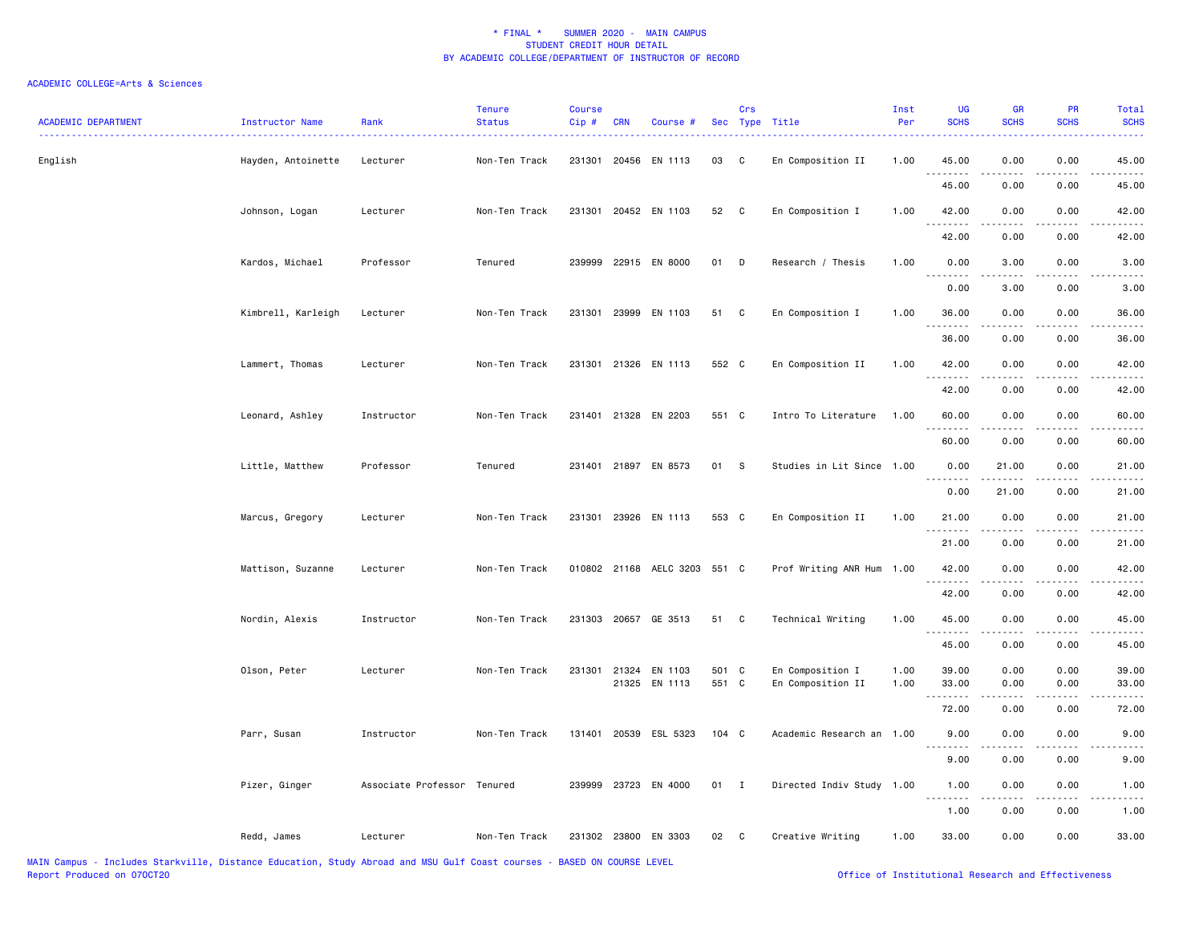# * FINAL * SUMMER 2020 - MAIN CAMPUS
## STUDENT CREDIT HOUR DETAIL
## BY ACADEMIC COLLEGE/DEPARTMENT OF INSTRUCTOR OF RECORD

ACADEMIC COLLEGE=Arts & Sciences

| ACADEMIC DEPARTMENT | Instructor Name | Rank | Tenure Status | Course Cip # | CRN | Course # | Sec | Crs Type | Title | Inst Per | UG SCHS | GR SCHS | PR SCHS | Total SCHS |
|---|---|---|---|---|---|---|---|---|---|---|---|---|---|---|
| English | Hayden, Antoinette | Lecturer | Non-Ten Track | 231301 | 20456 | EN 1113 | 03 | C | En Composition II | 1.00 | 45.00 | 0.00 | 0.00 | 45.00 |
| | | | | | | | | | | | 45.00 | 0.00 | 0.00 | 45.00 |
| | Johnson, Logan | Lecturer | Non-Ten Track | 231301 | 20452 | EN 1103 | 52 | C | En Composition I | 1.00 | 42.00 | 0.00 | 0.00 | 42.00 |
| | | | | | | | | | | | 42.00 | 0.00 | 0.00 | 42.00 |
| | Kardos, Michael | Professor | Tenured | 239999 | 22915 | EN 8000 | 01 | D | Research / Thesis | 1.00 | 0.00 | 3.00 | 0.00 | 3.00 |
| | | | | | | | | | | | 0.00 | 3.00 | 0.00 | 3.00 |
| | Kimbrell, Karleigh | Lecturer | Non-Ten Track | 231301 | 23999 | EN 1103 | 51 | C | En Composition I | 1.00 | 36.00 | 0.00 | 0.00 | 36.00 |
| | | | | | | | | | | | 36.00 | 0.00 | 0.00 | 36.00 |
| | Lammert, Thomas | Lecturer | Non-Ten Track | 231301 | 21326 | EN 1113 | 552 | C | En Composition II | 1.00 | 42.00 | 0.00 | 0.00 | 42.00 |
| | | | | | | | | | | | 42.00 | 0.00 | 0.00 | 42.00 |
| | Leonard, Ashley | Instructor | Non-Ten Track | 231401 | 21328 | EN 2203 | 551 | C | Intro To Literature | 1.00 | 60.00 | 0.00 | 0.00 | 60.00 |
| | | | | | | | | | | | 60.00 | 0.00 | 0.00 | 60.00 |
| | Little, Matthew | Professor | Tenured | 231401 | 21897 | EN 8573 | 01 | S | Studies in Lit Since | 1.00 | 0.00 | 21.00 | 0.00 | 21.00 |
| | | | | | | | | | | | 0.00 | 21.00 | 0.00 | 21.00 |
| | Marcus, Gregory | Lecturer | Non-Ten Track | 231301 | 23926 | EN 1113 | 553 | C | En Composition II | 1.00 | 21.00 | 0.00 | 0.00 | 21.00 |
| | | | | | | | | | | | 21.00 | 0.00 | 0.00 | 21.00 |
| | Mattison, Suzanne | Lecturer | Non-Ten Track | 010802 | 21168 | AELC 3203 | 551 | C | Prof Writing ANR Hum | 1.00 | 42.00 | 0.00 | 0.00 | 42.00 |
| | | | | | | | | | | | 42.00 | 0.00 | 0.00 | 42.00 |
| | Nordin, Alexis | Instructor | Non-Ten Track | 231303 | 20657 | GE 3513 | 51 | C | Technical Writing | 1.00 | 45.00 | 0.00 | 0.00 | 45.00 |
| | | | | | | | | | | | 45.00 | 0.00 | 0.00 | 45.00 |
| | Olson, Peter | Lecturer | Non-Ten Track | 231301 | 21324 | EN 1103 | 501 | C | En Composition I | 1.00 | 39.00 | 0.00 | 0.00 | 39.00 |
| | | | | | 21325 | EN 1113 | 551 | C | En Composition II | 1.00 | 33.00 | 0.00 | 0.00 | 33.00 |
| | | | | | | | | | | | 72.00 | 0.00 | 0.00 | 72.00 |
| | Parr, Susan | Instructor | Non-Ten Track | 131401 | 20539 | ESL 5323 | 104 | C | Academic Research an | 1.00 | 9.00 | 0.00 | 0.00 | 9.00 |
| | | | | | | | | | | | 9.00 | 0.00 | 0.00 | 9.00 |
| | Pizer, Ginger | Associate Professor | Tenured | 239999 | 23723 | EN 4000 | 01 | I | Directed Indiv Study | 1.00 | 1.00 | 0.00 | 0.00 | 1.00 |
| | | | | | | | | | | | 1.00 | 0.00 | 0.00 | 1.00 |
| | Redd, James | Lecturer | Non-Ten Track | 231302 | 23800 | EN 3303 | 02 | C | Creative Writing | 1.00 | 33.00 | 0.00 | 0.00 | 33.00 |

MAIN Campus - Includes Starkville, Distance Education, Study Abroad and MSU Gulf Coast courses - BASED ON COURSE LEVEL
Report Produced on 07OCT20 Office of Institutional Research and Effectiveness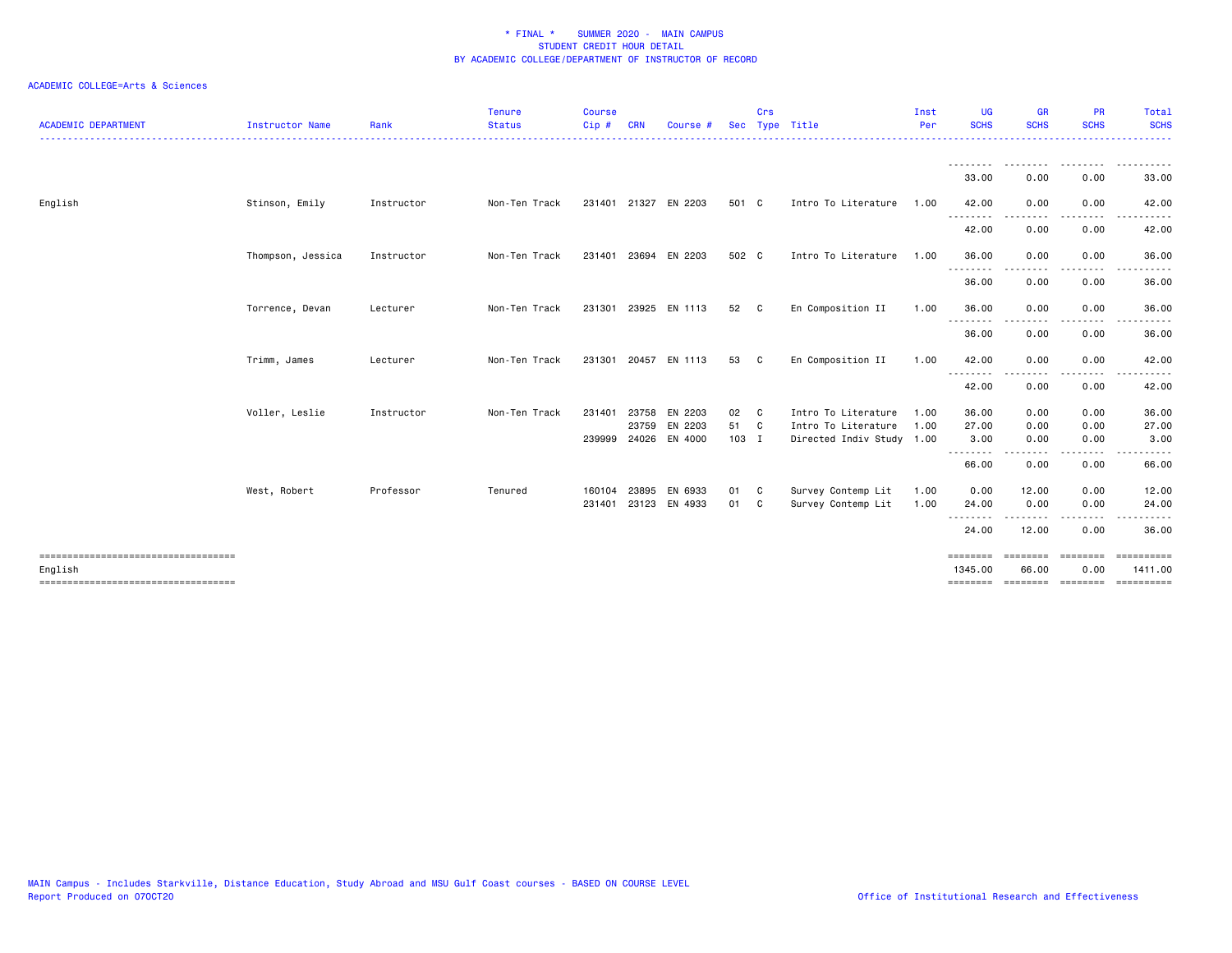\* FINAL \*    SUMMER 2020 -  MAIN CAMPUS
STUDENT CREDIT HOUR DETAIL
BY ACADEMIC COLLEGE/DEPARTMENT OF INSTRUCTOR OF RECORD

ACADEMIC COLLEGE=Arts & Sciences

| ACADEMIC DEPARTMENT | Instructor Name | Rank | Tenure Status | Course Cip # | CRN | Course # | Sec | Crs Type | Title | Inst Per | UG SCHS | GR SCHS | PR SCHS | Total SCHS |
|---|---|---|---|---|---|---|---|---|---|---|---|---|---|---|
| | | | | | | | | | | | 33.00 | 0.00 | 0.00 | 33.00 |
| English | Stinson, Emily | Instructor | Non-Ten Track | 231401 | 21327 | EN 2203 | 501 | C | Intro To Literature | 1.00 | 42.00 | 0.00 | 0.00 | 42.00 |
| | | | | | | | | | | | 42.00 | 0.00 | 0.00 | 42.00 |
| | Thompson, Jessica | Instructor | Non-Ten Track | 231401 | 23694 | EN 2203 | 502 | C | Intro To Literature | 1.00 | 36.00 | 0.00 | 0.00 | 36.00 |
| | | | | | | | | | | | 36.00 | 0.00 | 0.00 | 36.00 |
| | Torrence, Devan | Lecturer | Non-Ten Track | 231301 | 23925 | EN 1113 | 52 | C | En Composition II | 1.00 | 36.00 | 0.00 | 0.00 | 36.00 |
| | | | | | | | | | | | 36.00 | 0.00 | 0.00 | 36.00 |
| | Trimm, James | Lecturer | Non-Ten Track | 231301 | 20457 | EN 1113 | 53 | C | En Composition II | 1.00 | 42.00 | 0.00 | 0.00 | 42.00 |
| | | | | | | | | | | | 42.00 | 0.00 | 0.00 | 42.00 |
| | Voller, Leslie | Instructor | Non-Ten Track | 231401 | 23758 | EN 2203 | 02 | C | Intro To Literature | 1.00 | 36.00 | 0.00 | 0.00 | 36.00 |
| | | | | | 23759 | EN 2203 | 51 | C | Intro To Literature | 1.00 | 27.00 | 0.00 | 0.00 | 27.00 |
| | | | | 239999 | 24026 | EN 4000 | 103 | I | Directed Indiv Study | 1.00 | 3.00 | 0.00 | 0.00 | 3.00 |
| | | | | | | | | | | | 66.00 | 0.00 | 0.00 | 66.00 |
| | West, Robert | Professor | Tenured | 160104 | 23895 | EN 6933 | 01 | C | Survey Contemp Lit | 1.00 | 0.00 | 12.00 | 0.00 | 12.00 |
| | | | | 231401 | 23123 | EN 4933 | 01 | C | Survey Contemp Lit | 1.00 | 24.00 | 0.00 | 0.00 | 24.00 |
| | | | | | | | | | | | 24.00 | 12.00 | 0.00 | 36.00 |
| English | | | | | | | | | | | 1345.00 | 66.00 | 0.00 | 1411.00 |

MAIN Campus - Includes Starkville, Distance Education, Study Abroad and MSU Gulf Coast courses - BASED ON COURSE LEVEL
Report Produced on 07OCT20

Office of Institutional Research and Effectiveness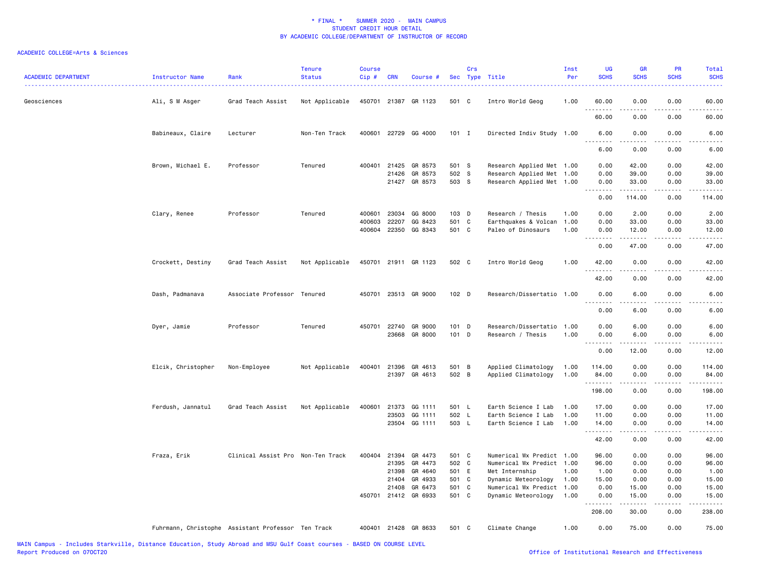# * FINAL * SUMMER 2020 - MAIN CAMPUS
## STUDENT CREDIT HOUR DETAIL
## BY ACADEMIC COLLEGE/DEPARTMENT OF INSTRUCTOR OF RECORD

ACADEMIC COLLEGE=Arts & Sciences

| ACADEMIC DEPARTMENT | Instructor Name | Rank | Tenure Status | Course Cip # | CRN | Course # | Sec | Crs Type | Title | Inst Per | UG SCHS | GR SCHS | PR SCHS | Total SCHS |
|---|---|---|---|---|---|---|---|---|---|---|---|---|---|---|
| Geosciences | Ali, S M Asger | Grad Teach Assist | Not Applicable | 450701 | 21387 | GR 1123 | 501 | C | Intro World Geog | 1.00 | 60.00 | 0.00 | 0.00 | 60.00 |
| | | | | | | | | | | | 60.00 | 0.00 | 0.00 | 60.00 |
| | Babineaux, Claire | Lecturer | Non-Ten Track | 400601 | 22729 | GG 4000 | 101 | I | Directed Indiv Study | 1.00 | 6.00 | 0.00 | 0.00 | 6.00 |
| | | | | | | | | | | | 6.00 | 0.00 | 0.00 | 6.00 |
| | Brown, Michael E. | Professor | Tenured | 400401 | 21425 | GR 8573 | 501 | S | Research Applied Met | 1.00 | 0.00 | 42.00 | 0.00 | 42.00 |
| | | | | | 21426 | GR 8573 | 502 | S | Research Applied Met | 1.00 | 0.00 | 39.00 | 0.00 | 39.00 |
| | | | | | 21427 | GR 8573 | 503 | S | Research Applied Met | 1.00 | 0.00 | 33.00 | 0.00 | 33.00 |
| | | | | | | | | | | | 0.00 | 114.00 | 0.00 | 114.00 |
| | Clary, Renee | Professor | Tenured | 400601 | 23034 | GG 8000 | 103 | D | Research / Thesis | 1.00 | 0.00 | 2.00 | 0.00 | 2.00 |
| | | | | 400603 | 22207 | GG 8423 | 501 | C | Earthquakes & Volcan | 1.00 | 0.00 | 33.00 | 0.00 | 33.00 |
| | | | | 400604 | 22350 | GG 8343 | 501 | C | Paleo of Dinosaurs | 1.00 | 0.00 | 12.00 | 0.00 | 12.00 |
| | | | | | | | | | | | 0.00 | 47.00 | 0.00 | 47.00 |
| | Crockett, Destiny | Grad Teach Assist | Not Applicable | 450701 | 21911 | GR 1123 | 502 | C | Intro World Geog | 1.00 | 42.00 | 0.00 | 0.00 | 42.00 |
| | | | | | | | | | | | 42.00 | 0.00 | 0.00 | 42.00 |
| | Dash, Padmanava | Associate Professor | Tenured | 450701 | 23513 | GR 9000 | 102 | D | Research/Dissertatio | 1.00 | 0.00 | 6.00 | 0.00 | 6.00 |
| | | | | | | | | | | | 0.00 | 6.00 | 0.00 | 6.00 |
| | Dyer, Jamie | Professor | Tenured | 450701 | 22740 | GR 9000 | 101 | D | Research/Dissertatio | 1.00 | 0.00 | 6.00 | 0.00 | 6.00 |
| | | | | | 23668 | GR 8000 | 101 | D | Research / Thesis | 1.00 | 0.00 | 6.00 | 0.00 | 6.00 |
| | | | | | | | | | | | 0.00 | 12.00 | 0.00 | 12.00 |
| | Elcik, Christopher | Non-Employee | Not Applicable | 400401 | 21396 | GR 4613 | 501 | B | Applied Climatology | 1.00 | 114.00 | 0.00 | 0.00 | 114.00 |
| | | | | | 21397 | GR 4613 | 502 | B | Applied Climatology | 1.00 | 84.00 | 0.00 | 0.00 | 84.00 |
| | | | | | | | | | | | 198.00 | 0.00 | 0.00 | 198.00 |
| | Ferdush, Jannatul | Grad Teach Assist | Not Applicable | 400601 | 21373 | GG 1111 | 501 | L | Earth Science I Lab | 1.00 | 17.00 | 0.00 | 0.00 | 17.00 |
| | | | | | 23503 | GG 1111 | 502 | L | Earth Science I Lab | 1.00 | 11.00 | 0.00 | 0.00 | 11.00 |
| | | | | | 23504 | GG 1111 | 503 | L | Earth Science I Lab | 1.00 | 14.00 | 0.00 | 0.00 | 14.00 |
| | | | | | | | | | | | 42.00 | 0.00 | 0.00 | 42.00 |
| | Fraza, Erik | Clinical Assist Pro | Non-Ten Track | 400404 | 21394 | GR 4473 | 501 | C | Numerical Wx Predict | 1.00 | 96.00 | 0.00 | 0.00 | 96.00 |
| | | | | | 21395 | GR 4473 | 502 | C | Numerical Wx Predict | 1.00 | 96.00 | 0.00 | 0.00 | 96.00 |
| | | | | | 21398 | GR 4640 | 501 | E | Met Internship | 1.00 | 1.00 | 0.00 | 0.00 | 1.00 |
| | | | | | 21404 | GR 4933 | 501 | C | Dynamic Meteorology | 1.00 | 15.00 | 0.00 | 0.00 | 15.00 |
| | | | | | 21408 | GR 6473 | 501 | C | Numerical Wx Predict | 1.00 | 0.00 | 15.00 | 0.00 | 15.00 |
| | | | | 450701 | 21412 | GR 6933 | 501 | C | Dynamic Meteorology | 1.00 | 0.00 | 15.00 | 0.00 | 15.00 |
| | | | | | | | | | | | 208.00 | 30.00 | 0.00 | 238.00 |
| | Fuhrmann, Christophe | Assistant Professor | Ten Track | 400401 | 21428 | GR 8633 | 501 | C | Climate Change | 1.00 | 0.00 | 75.00 | 0.00 | 75.00 |

MAIN Campus - Includes Starkville, Distance Education, Study Abroad and MSU Gulf Coast courses - BASED ON COURSE LEVEL
Report Produced on 07OCT20 Office of Institutional Research and Effectiveness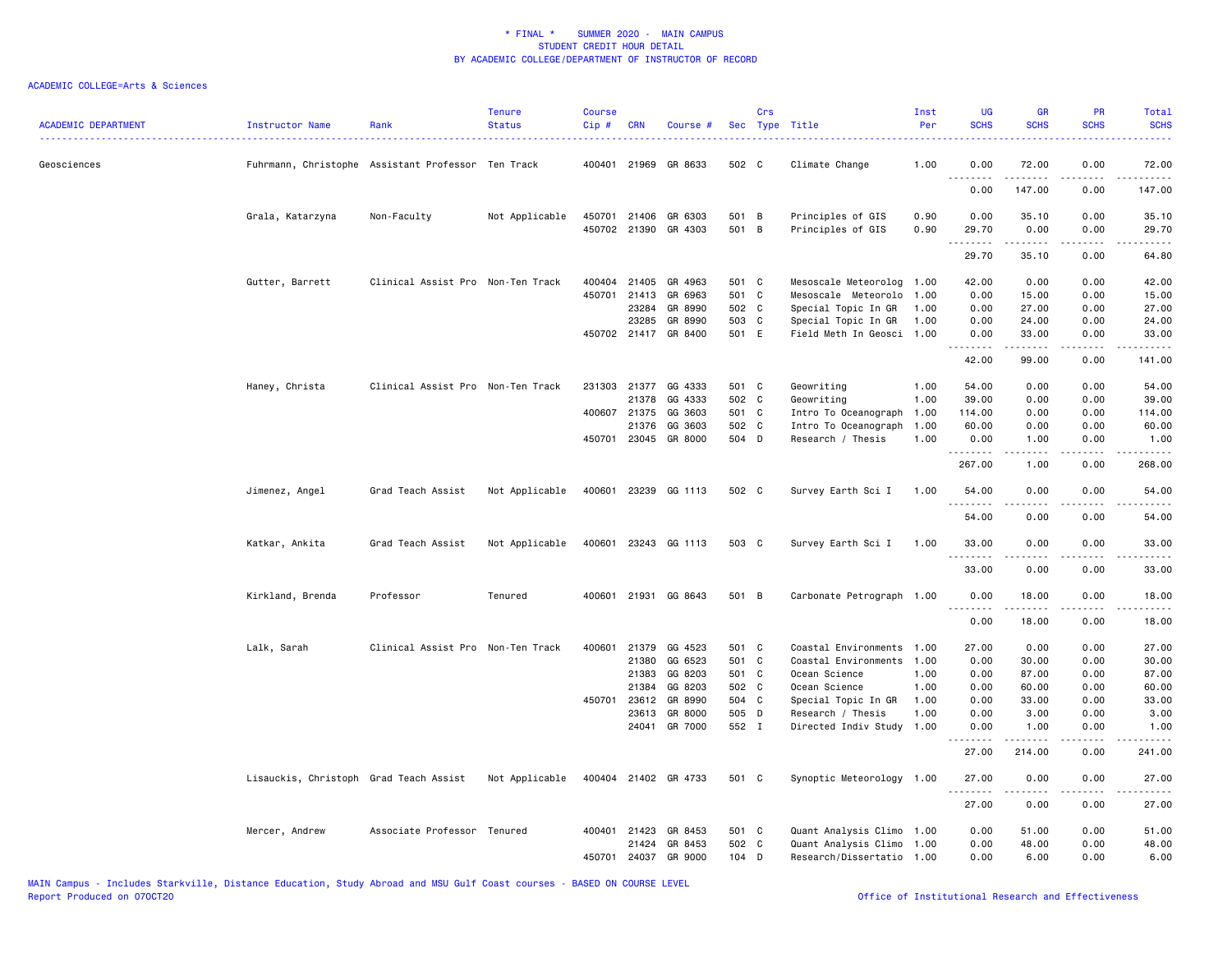# * FINAL * SUMMER 2020 - MAIN CAMPUS
## STUDENT CREDIT HOUR DETAIL
## BY ACADEMIC COLLEGE/DEPARTMENT OF INSTRUCTOR OF RECORD

ACADEMIC COLLEGE=Arts & Sciences

| ACADEMIC DEPARTMENT | Instructor Name | Rank | Tenure Status | Course Cip # | CRN | Course # | Sec | Crs Type | Title | Inst Per | UG SCHS | GR SCHS | PR SCHS | Total SCHS |
|---|---|---|---|---|---|---|---|---|---|---|---|---|---|---|
| Geosciences | Fuhrmann, Christophe | Assistant Professor | Ten Track | 400401 | 21969 | GR 8633 | 502 | C | Climate Change | 1.00 | 0.00 | 72.00 | 0.00 | 72.00 |
| | | | | | | | | | | | 0.00 | 147.00 | 0.00 | 147.00 |
| | Grala, Katarzyna | Non-Faculty | Not Applicable | 450701 | 21406 | GR 6303 | 501 | B | Principles of GIS | 0.90 | 0.00 | 35.10 | 0.00 | 35.10 |
| | | | | 450702 | 21390 | GR 4303 | 501 | B | Principles of GIS | 0.90 | 29.70 | 0.00 | 0.00 | 29.70 |
| | | | | | | | | | | | 29.70 | 35.10 | 0.00 | 64.80 |
| | Gutter, Barrett | Clinical Assist Pro | Non-Ten Track | 400404 | 21405 | GR 4963 | 501 | C | Mesoscale Meteorolog | 1.00 | 42.00 | 0.00 | 0.00 | 42.00 |
| | | | | 450701 | 21413 | GR 6963 | 501 | C | Mesoscale Meteorolo | 1.00 | 0.00 | 15.00 | 0.00 | 15.00 |
| | | | | | 23284 | GR 8990 | 502 | C | Special Topic In GR | 1.00 | 0.00 | 27.00 | 0.00 | 27.00 |
| | | | | | 23285 | GR 8990 | 503 | C | Special Topic In GR | 1.00 | 0.00 | 24.00 | 0.00 | 24.00 |
| | | | | 450702 | 21417 | GR 8400 | 501 | E | Field Meth In Geosci | 1.00 | 0.00 | 33.00 | 0.00 | 33.00 |
| | | | | | | | | | | | 42.00 | 99.00 | 0.00 | 141.00 |
| | Haney, Christa | Clinical Assist Pro | Non-Ten Track | 231303 | 21377 | GG 4333 | 501 | C | Geowriting | 1.00 | 54.00 | 0.00 | 0.00 | 54.00 |
| | | | | | 21378 | GG 4333 | 502 | C | Geowriting | 1.00 | 39.00 | 0.00 | 0.00 | 39.00 |
| | | | | 400607 | 21375 | GG 3603 | 501 | C | Intro To Oceanograph | 1.00 | 114.00 | 0.00 | 0.00 | 114.00 |
| | | | | | 21376 | GG 3603 | 502 | C | Intro To Oceanograph | 1.00 | 60.00 | 0.00 | 0.00 | 60.00 |
| | | | | 450701 | 23045 | GR 8000 | 504 | D | Research / Thesis | 1.00 | 0.00 | 1.00 | 0.00 | 1.00 |
| | | | | | | | | | | | 267.00 | 1.00 | 0.00 | 268.00 |
| | Jimenez, Angel | Grad Teach Assist | Not Applicable | 400601 | 23239 | GG 1113 | 502 | C | Survey Earth Sci I | 1.00 | 54.00 | 0.00 | 0.00 | 54.00 |
| | | | | | | | | | | | 54.00 | 0.00 | 0.00 | 54.00 |
| | Katkar, Ankita | Grad Teach Assist | Not Applicable | 400601 | 23243 | GG 1113 | 503 | C | Survey Earth Sci I | 1.00 | 33.00 | 0.00 | 0.00 | 33.00 |
| | | | | | | | | | | | 33.00 | 0.00 | 0.00 | 33.00 |
| | Kirkland, Brenda | Professor | Tenured | 400601 | 21931 | GG 8643 | 501 | B | Carbonate Petrograph | 1.00 | 0.00 | 18.00 | 0.00 | 18.00 |
| | | | | | | | | | | | 0.00 | 18.00 | 0.00 | 18.00 |
| | Lalk, Sarah | Clinical Assist Pro | Non-Ten Track | 400601 | 21379 | GG 4523 | 501 | C | Coastal Environments | 1.00 | 27.00 | 0.00 | 0.00 | 27.00 |
| | | | | | 21380 | GG 6523 | 501 | C | Coastal Environments | 1.00 | 0.00 | 30.00 | 0.00 | 30.00 |
| | | | | | 21383 | GG 8203 | 501 | C | Ocean Science | 1.00 | 0.00 | 87.00 | 0.00 | 87.00 |
| | | | | | 21384 | GG 8203 | 502 | C | Ocean Science | 1.00 | 0.00 | 60.00 | 0.00 | 60.00 |
| | | | | 450701 | 23612 | GR 8990 | 504 | C | Special Topic In GR | 1.00 | 0.00 | 33.00 | 0.00 | 33.00 |
| | | | | | 23613 | GR 8000 | 505 | D | Research / Thesis | 1.00 | 0.00 | 3.00 | 0.00 | 3.00 |
| | | | | | 24041 | GR 7000 | 552 | I | Directed Indiv Study | 1.00 | 0.00 | 1.00 | 0.00 | 1.00 |
| | | | | | | | | | | | 27.00 | 214.00 | 0.00 | 241.00 |
| | Lisauckis, Christoph | Grad Teach Assist | Not Applicable | 400404 | 21402 | GR 4733 | 501 | C | Synoptic Meteorology | 1.00 | 27.00 | 0.00 | 0.00 | 27.00 |
| | | | | | | | | | | | 27.00 | 0.00 | 0.00 | 27.00 |
| | Mercer, Andrew | Associate Professor | Tenured | 400401 | 21423 | GR 8453 | 501 | C | Quant Analysis Climo | 1.00 | 0.00 | 51.00 | 0.00 | 51.00 |
| | | | | | 21424 | GR 8453 | 502 | C | Quant Analysis Climo | 1.00 | 0.00 | 48.00 | 0.00 | 48.00 |
| | | | | 450701 | 24037 | GR 9000 | 104 | D | Research/Dissertatio | 1.00 | 0.00 | 6.00 | 0.00 | 6.00 |

MAIN Campus - Includes Starkville, Distance Education, Study Abroad and MSU Gulf Coast courses - BASED ON COURSE LEVEL
Report Produced on 07OCT20 Office of Institutional Research and Effectiveness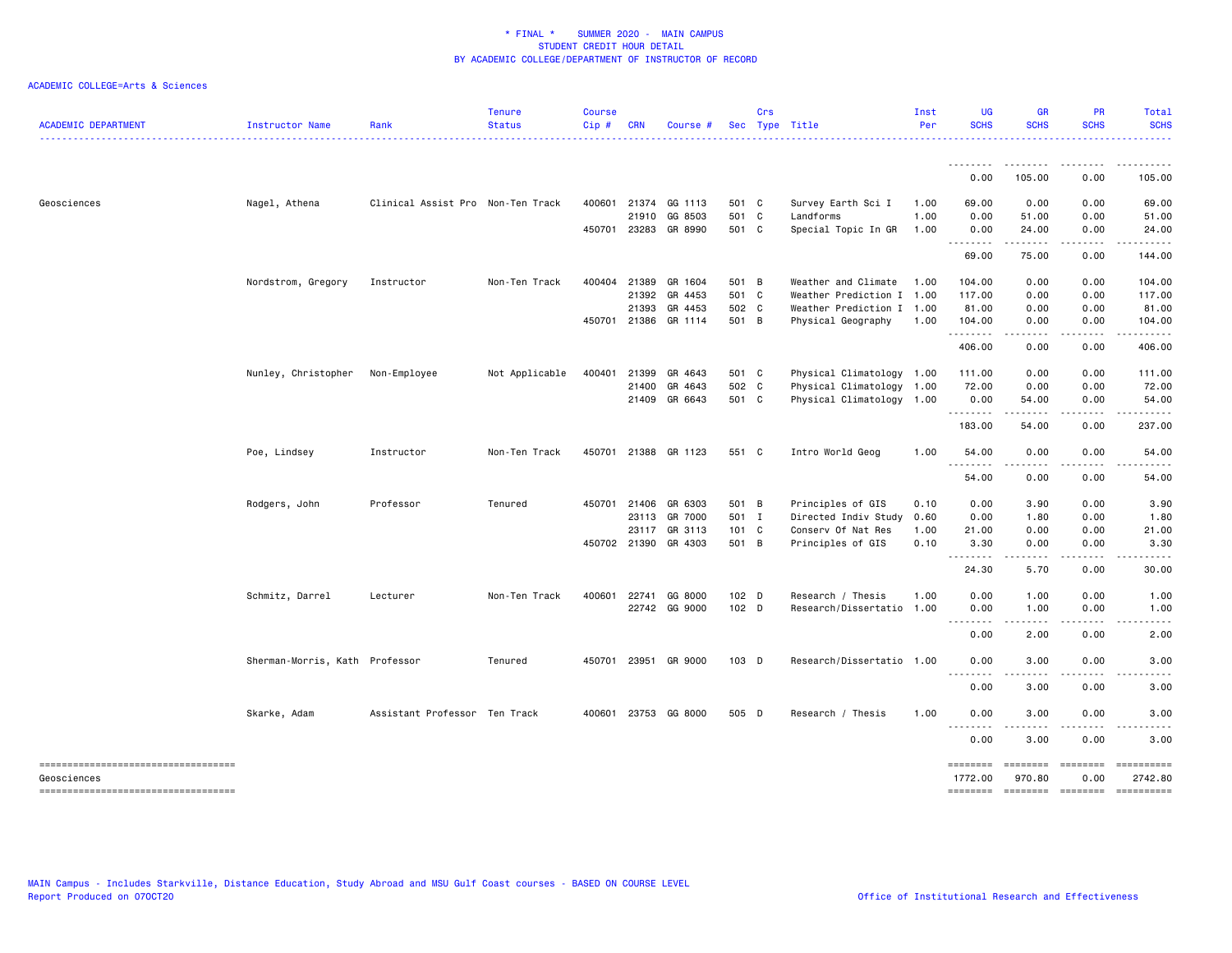# * FINAL * SUMMER 2020 - MAIN CAMPUS
## STUDENT CREDIT HOUR DETAIL
## BY ACADEMIC COLLEGE/DEPARTMENT OF INSTRUCTOR OF RECORD

ACADEMIC COLLEGE=Arts & Sciences

| ACADEMIC DEPARTMENT | Instructor Name | Rank | Tenure Status | Course Cip # | CRN | Course # | Sec | Crs Type | Title | Inst Per | UG SCHS | GR SCHS | PR SCHS | Total SCHS |
|---|---|---|---|---|---|---|---|---|---|---|---|---|---|---|
| | | | | | | | | | | | 0.00 | 105.00 | 0.00 | 105.00 |
| Geosciences | Nagel, Athena | Clinical Assist Pro | Non-Ten Track | 400601 | 21374 | GG 1113 | 501 | C | Survey Earth Sci I | 1.00 | 69.00 | 0.00 | 0.00 | 69.00 |
| | | | | | 21910 | GG 8503 | 501 | C | Landforms | 1.00 | 0.00 | 51.00 | 0.00 | 51.00 |
| | | | | 450701 | 23283 | GR 8990 | 501 | C | Special Topic In GR | 1.00 | 0.00 | 24.00 | 0.00 | 24.00 |
| | | | | | | | | | | | 69.00 | 75.00 | 0.00 | 144.00 |
| | Nordstrom, Gregory | Instructor | Non-Ten Track | 400404 | 21389 | GR 1604 | 501 | B | Weather and Climate | 1.00 | 104.00 | 0.00 | 0.00 | 104.00 |
| | | | | | 21392 | GR 4453 | 501 | C | Weather Prediction I | 1.00 | 117.00 | 0.00 | 0.00 | 117.00 |
| | | | | | 21393 | GR 4453 | 502 | C | Weather Prediction I | 1.00 | 81.00 | 0.00 | 0.00 | 81.00 |
| | | | | 450701 | 21386 | GR 1114 | 501 | B | Physical Geography | 1.00 | 104.00 | 0.00 | 0.00 | 104.00 |
| | | | | | | | | | | | 406.00 | 0.00 | 0.00 | 406.00 |
| | Nunley, Christopher | Non-Employee | Not Applicable | 400401 | 21399 | GR 4643 | 501 | C | Physical Climatology | 1.00 | 111.00 | 0.00 | 0.00 | 111.00 |
| | | | | | 21400 | GR 4643 | 502 | C | Physical Climatology | 1.00 | 72.00 | 0.00 | 0.00 | 72.00 |
| | | | | | 21409 | GR 6643 | 501 | C | Physical Climatology | 1.00 | 0.00 | 54.00 | 0.00 | 54.00 |
| | | | | | | | | | | | 183.00 | 54.00 | 0.00 | 237.00 |
| | Poe, Lindsey | Instructor | Non-Ten Track | 450701 | 21388 | GR 1123 | 551 | C | Intro World Geog | 1.00 | 54.00 | 0.00 | 0.00 | 54.00 |
| | | | | | | | | | | | 54.00 | 0.00 | 0.00 | 54.00 |
| | Rodgers, John | Professor | Tenured | 450701 | 21406 | GR 6303 | 501 | B | Principles of GIS | 0.10 | 0.00 | 3.90 | 0.00 | 3.90 |
| | | | | | 23113 | GR 7000 | 501 | I | Directed Indiv Study | 0.60 | 0.00 | 1.80 | 0.00 | 1.80 |
| | | | | | 23117 | GR 3113 | 101 | C | Conserv Of Nat Res | 1.00 | 21.00 | 0.00 | 0.00 | 21.00 |
| | | | | 450702 | 21390 | GR 4303 | 501 | B | Principles of GIS | 0.10 | 3.30 | 0.00 | 0.00 | 3.30 |
| | | | | | | | | | | | 24.30 | 5.70 | 0.00 | 30.00 |
| | Schmitz, Darrel | Lecturer | Non-Ten Track | 400601 | 22741 | GG 8000 | 102 | D | Research / Thesis | 1.00 | 0.00 | 1.00 | 0.00 | 1.00 |
| | | | | | 22742 | GG 9000 | 102 | D | Research/Dissertatio | 1.00 | 0.00 | 1.00 | 0.00 | 1.00 |
| | | | | | | | | | | | 0.00 | 2.00 | 0.00 | 2.00 |
| | Sherman-Morris, Kath | Professor | Tenured | 450701 | 23951 | GR 9000 | 103 | D | Research/Dissertatio | 1.00 | 0.00 | 3.00 | 0.00 | 3.00 |
| | | | | | | | | | | | 0.00 | 3.00 | 0.00 | 3.00 |
| | Skarke, Adam | Assistant Professor | Ten Track | 400601 | 23753 | GG 8000 | 505 | D | Research / Thesis | 1.00 | 0.00 | 3.00 | 0.00 | 3.00 |
| | | | | | | | | | | | 0.00 | 3.00 | 0.00 | 3.00 |
| Geosciences | | | | | | | | | | | 1772.00 | 970.80 | 0.00 | 2742.80 |

MAIN Campus - Includes Starkville, Distance Education, Study Abroad and MSU Gulf Coast courses - BASED ON COURSE LEVEL
Report Produced on 07OCT20 Office of Institutional Research and Effectiveness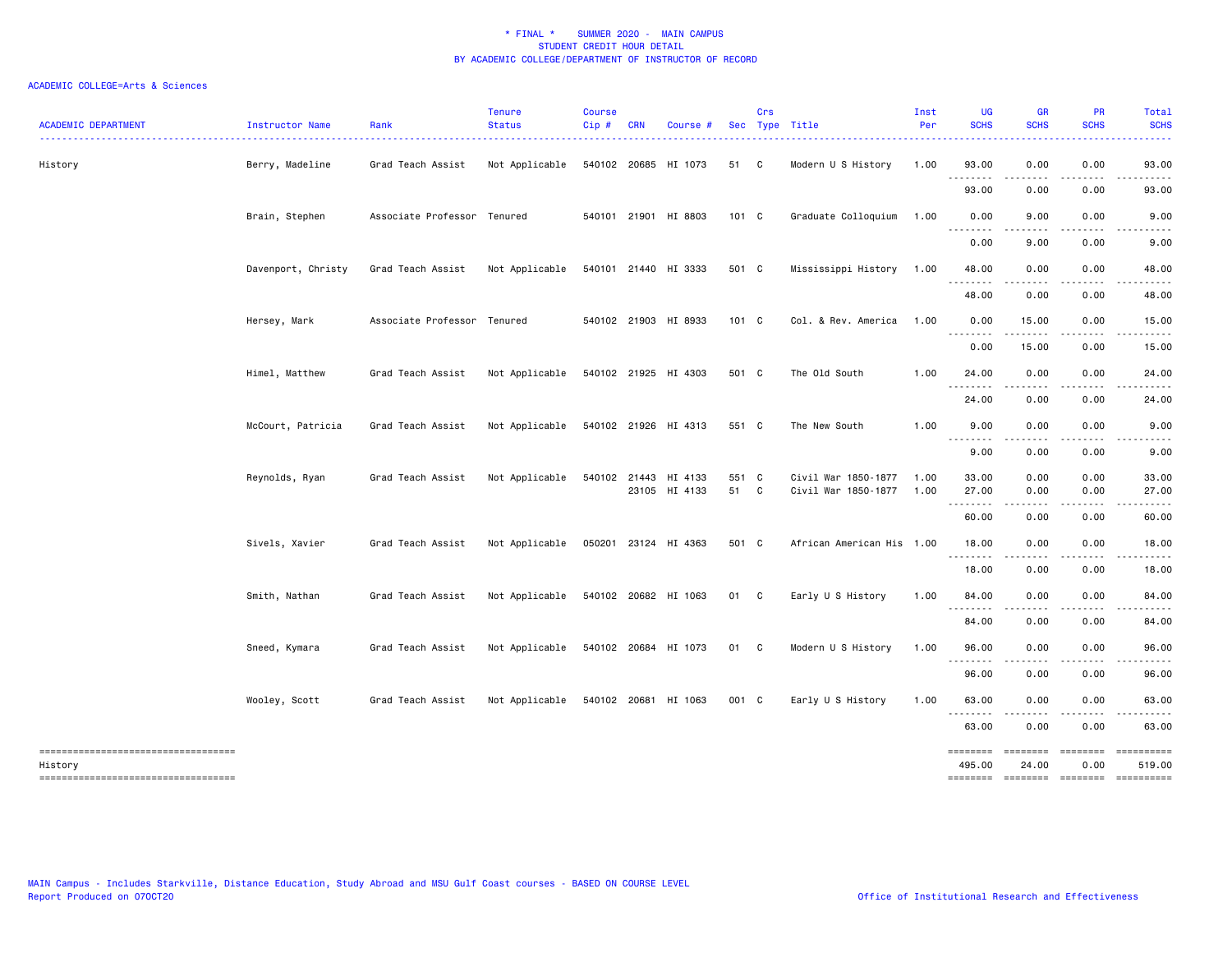\* FINAL \* SUMMER 2020 - MAIN CAMPUS
STUDENT CREDIT HOUR DETAIL
BY ACADEMIC COLLEGE/DEPARTMENT OF INSTRUCTOR OF RECORD

ACADEMIC COLLEGE=Arts & Sciences

| ACADEMIC DEPARTMENT | Instructor Name | Rank | Tenure Status | Course Cip # | CRN | Course # | Sec | Crs Type | Title | Inst Per | UG SCHS | GR SCHS | PR SCHS | Total SCHS |
|---|---|---|---|---|---|---|---|---|---|---|---|---|---|---|
| History | Berry, Madeline | Grad Teach Assist | Not Applicable | 540102 | 20685 | HI 1073 | 51 | C | Modern U S History | 1.00 | 93.00 | 0.00 | 0.00 | 93.00 |
| | | | | | | | | | | | 93.00 | 0.00 | 0.00 | 93.00 |
| | Brain, Stephen | Associate Professor | Tenured | 540101 | 21901 | HI 8803 | 101 | C | Graduate Colloquium | 1.00 | 0.00 | 9.00 | 0.00 | 9.00 |
| | | | | | | | | | | | 0.00 | 9.00 | 0.00 | 9.00 |
| | Davenport, Christy | Grad Teach Assist | Not Applicable | 540101 | 21440 | HI 3333 | 501 | C | Mississippi History | 1.00 | 48.00 | 0.00 | 0.00 | 48.00 |
| | | | | | | | | | | | 48.00 | 0.00 | 0.00 | 48.00 |
| | Hersey, Mark | Associate Professor | Tenured | 540102 | 21903 | HI 8933 | 101 | C | Col. & Rev. America | 1.00 | 0.00 | 15.00 | 0.00 | 15.00 |
| | | | | | | | | | | | 0.00 | 15.00 | 0.00 | 15.00 |
| | Himel, Matthew | Grad Teach Assist | Not Applicable | 540102 | 21925 | HI 4303 | 501 | C | The Old South | 1.00 | 24.00 | 0.00 | 0.00 | 24.00 |
| | | | | | | | | | | | 24.00 | 0.00 | 0.00 | 24.00 |
| | McCourt, Patricia | Grad Teach Assist | Not Applicable | 540102 | 21926 | HI 4313 | 551 | C | The New South | 1.00 | 9.00 | 0.00 | 0.00 | 9.00 |
| | | | | | | | | | | | 9.00 | 0.00 | 0.00 | 9.00 |
| | Reynolds, Ryan | Grad Teach Assist | Not Applicable | 540102 | 21443 | HI 4133 | 551 | C | Civil War 1850-1877 | 1.00 | 33.00 | 0.00 | 0.00 | 33.00 |
| | | | | | 23105 | HI 4133 | 51 | C | Civil War 1850-1877 | 1.00 | 27.00 | 0.00 | 0.00 | 27.00 |
| | | | | | | | | | | | 60.00 | 0.00 | 0.00 | 60.00 |
| | Sivels, Xavier | Grad Teach Assist | Not Applicable | 050201 | 23124 | HI 4363 | 501 | C | African American His | 1.00 | 18.00 | 0.00 | 0.00 | 18.00 |
| | | | | | | | | | | | 18.00 | 0.00 | 0.00 | 18.00 |
| | Smith, Nathan | Grad Teach Assist | Not Applicable | 540102 | 20682 | HI 1063 | 01 | C | Early U S History | 1.00 | 84.00 | 0.00 | 0.00 | 84.00 |
| | | | | | | | | | | | 84.00 | 0.00 | 0.00 | 84.00 |
| | Sneed, Kymara | Grad Teach Assist | Not Applicable | 540102 | 20684 | HI 1073 | 01 | C | Modern U S History | 1.00 | 96.00 | 0.00 | 0.00 | 96.00 |
| | | | | | | | | | | | 96.00 | 0.00 | 0.00 | 96.00 |
| | Wooley, Scott | Grad Teach Assist | Not Applicable | 540102 | 20681 | HI 1063 | 001 | C | Early U S History | 1.00 | 63.00 | 0.00 | 0.00 | 63.00 |
| | | | | | | | | | | | 63.00 | 0.00 | 0.00 | 63.00 |
| History | | | | | | | | | | | 495.00 | 24.00 | 0.00 | 519.00 |

MAIN Campus - Includes Starkville, Distance Education, Study Abroad and MSU Gulf Coast courses - BASED ON COURSE LEVEL
Report Produced on 07OCT20

Office of Institutional Research and Effectiveness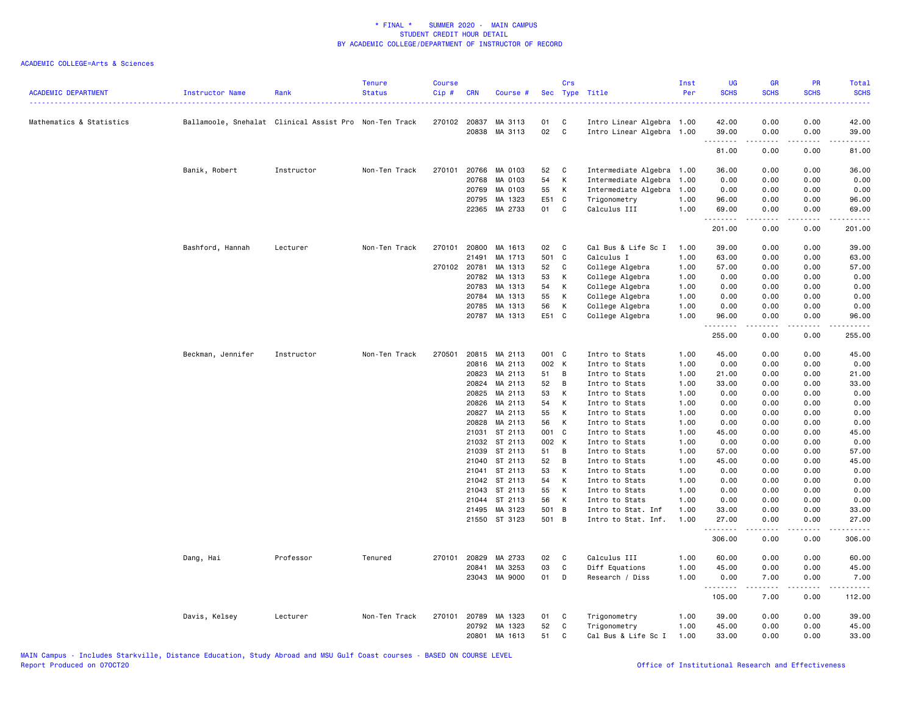# * FINAL * SUMMER 2020 - MAIN CAMPUS
## STUDENT CREDIT HOUR DETAIL
### BY ACADEMIC COLLEGE/DEPARTMENT OF INSTRUCTOR OF RECORD

ACADEMIC COLLEGE=Arts & Sciences

| ACADEMIC DEPARTMENT | Instructor Name | Rank | Tenure Status | Course Cip # | CRN | Course # | Sec | Crs Type | Title | Inst Per | UG SCHS | GR SCHS | PR SCHS | Total SCHS |
|---|---|---|---|---|---|---|---|---|---|---|---|---|---|---|
| Mathematics & Statistics | Ballamoole, Snehalat | Clinical Assist Pro | Non-Ten Track | 270102 | 20837 | MA 3113 | 01 | C | Intro Linear Algebra | 1.00 | 42.00 | 0.00 | 0.00 | 42.00 |
| | | | | | 20838 | MA 3113 | 02 | C | Intro Linear Algebra | 1.00 | 39.00 | 0.00 | 0.00 | 39.00 |
| | | | | | | | | | | | 81.00 | 0.00 | 0.00 | 81.00 |
| | Banik, Robert | Instructor | Non-Ten Track | 270101 | 20766 | MA 0103 | 52 | C | Intermediate Algebra | 1.00 | 36.00 | 0.00 | 0.00 | 36.00 |
| | | | | | 20768 | MA 0103 | 54 | K | Intermediate Algebra | 1.00 | 0.00 | 0.00 | 0.00 | 0.00 |
| | | | | | 20769 | MA 0103 | 55 | K | Intermediate Algebra | 1.00 | 0.00 | 0.00 | 0.00 | 0.00 |
| | | | | | 20795 | MA 1323 | E51 | C | Trigonometry | 1.00 | 96.00 | 0.00 | 0.00 | 96.00 |
| | | | | | 22365 | MA 2733 | 01 | C | Calculus III | 1.00 | 69.00 | 0.00 | 0.00 | 69.00 |
| | | | | | | | | | | | 201.00 | 0.00 | 0.00 | 201.00 |
| | Bashford, Hannah | Lecturer | Non-Ten Track | 270101 | 20800 | MA 1613 | 02 | C | Cal Bus & Life Sc I | 1.00 | 39.00 | 0.00 | 0.00 | 39.00 |
| | | | | | 21491 | MA 1713 | 501 | C | Calculus I | 1.00 | 63.00 | 0.00 | 0.00 | 63.00 |
| | | | | 270102 | 20781 | MA 1313 | 52 | C | College Algebra | 1.00 | 57.00 | 0.00 | 0.00 | 57.00 |
| | | | | | 20782 | MA 1313 | 53 | K | College Algebra | 1.00 | 0.00 | 0.00 | 0.00 | 0.00 |
| | | | | | 20783 | MA 1313 | 54 | K | College Algebra | 1.00 | 0.00 | 0.00 | 0.00 | 0.00 |
| | | | | | 20784 | MA 1313 | 55 | K | College Algebra | 1.00 | 0.00 | 0.00 | 0.00 | 0.00 |
| | | | | | 20785 | MA 1313 | 56 | K | College Algebra | 1.00 | 0.00 | 0.00 | 0.00 | 0.00 |
| | | | | | 20787 | MA 1313 | E51 | C | College Algebra | 1.00 | 96.00 | 0.00 | 0.00 | 96.00 |
| | | | | | | | | | | | 255.00 | 0.00 | 0.00 | 255.00 |
| | Beckman, Jennifer | Instructor | Non-Ten Track | 270501 | 20815 | MA 2113 | 001 | C | Intro to Stats | 1.00 | 45.00 | 0.00 | 0.00 | 45.00 |
| | | | | | 20816 | MA 2113 | 002 | K | Intro to Stats | 1.00 | 0.00 | 0.00 | 0.00 | 0.00 |
| | | | | | 20823 | MA 2113 | 51 | B | Intro to Stats | 1.00 | 21.00 | 0.00 | 0.00 | 21.00 |
| | | | | | 20824 | MA 2113 | 52 | B | Intro to Stats | 1.00 | 33.00 | 0.00 | 0.00 | 33.00 |
| | | | | | 20825 | MA 2113 | 53 | K | Intro to Stats | 1.00 | 0.00 | 0.00 | 0.00 | 0.00 |
| | | | | | 20826 | MA 2113 | 54 | K | Intro to Stats | 1.00 | 0.00 | 0.00 | 0.00 | 0.00 |
| | | | | | 20827 | MA 2113 | 55 | K | Intro to Stats | 1.00 | 0.00 | 0.00 | 0.00 | 0.00 |
| | | | | | 20828 | MA 2113 | 56 | K | Intro to Stats | 1.00 | 0.00 | 0.00 | 0.00 | 0.00 |
| | | | | | 21031 | ST 2113 | 001 | C | Intro to Stats | 1.00 | 45.00 | 0.00 | 0.00 | 45.00 |
| | | | | | 21032 | ST 2113 | 002 | K | Intro to Stats | 1.00 | 0.00 | 0.00 | 0.00 | 0.00 |
| | | | | | 21039 | ST 2113 | 51 | B | Intro to Stats | 1.00 | 57.00 | 0.00 | 0.00 | 57.00 |
| | | | | | 21040 | ST 2113 | 52 | B | Intro to Stats | 1.00 | 45.00 | 0.00 | 0.00 | 45.00 |
| | | | | | 21041 | ST 2113 | 53 | K | Intro to Stats | 1.00 | 0.00 | 0.00 | 0.00 | 0.00 |
| | | | | | 21042 | ST 2113 | 54 | K | Intro to Stats | 1.00 | 0.00 | 0.00 | 0.00 | 0.00 |
| | | | | | 21043 | ST 2113 | 55 | K | Intro to Stats | 1.00 | 0.00 | 0.00 | 0.00 | 0.00 |
| | | | | | 21044 | ST 2113 | 56 | K | Intro to Stats | 1.00 | 0.00 | 0.00 | 0.00 | 0.00 |
| | | | | | 21495 | MA 3123 | 501 | B | Intro to Stat. Inf | 1.00 | 33.00 | 0.00 | 0.00 | 33.00 |
| | | | | | 21550 | ST 3123 | 501 | B | Intro to Stat. Inf. | 1.00 | 27.00 | 0.00 | 0.00 | 27.00 |
| | | | | | | | | | | | 306.00 | 0.00 | 0.00 | 306.00 |
| | Dang, Hai | Professor | Tenured | 270101 | 20829 | MA 2733 | 02 | C | Calculus III | 1.00 | 60.00 | 0.00 | 0.00 | 60.00 |
| | | | | | 20841 | MA 3253 | 03 | C | Diff Equations | 1.00 | 45.00 | 0.00 | 0.00 | 45.00 |
| | | | | | 23043 | MA 9000 | 01 | D | Research / Diss | 1.00 | 0.00 | 7.00 | 0.00 | 7.00 |
| | | | | | | | | | | | 105.00 | 7.00 | 0.00 | 112.00 |
| | Davis, Kelsey | Lecturer | Non-Ten Track | 270101 | 20789 | MA 1323 | 01 | C | Trigonometry | 1.00 | 39.00 | 0.00 | 0.00 | 39.00 |
| | | | | | 20792 | MA 1323 | 52 | C | Trigonometry | 1.00 | 45.00 | 0.00 | 0.00 | 45.00 |
| | | | | | 20801 | MA 1613 | 51 | C | Cal Bus & Life Sc I | 1.00 | 33.00 | 0.00 | 0.00 | 33.00 |

MAIN Campus - Includes Starkville, Distance Education, Study Abroad and MSU Gulf Coast courses - BASED ON COURSE LEVEL
Report Produced on 07OCT20 — Office of Institutional Research and Effectiveness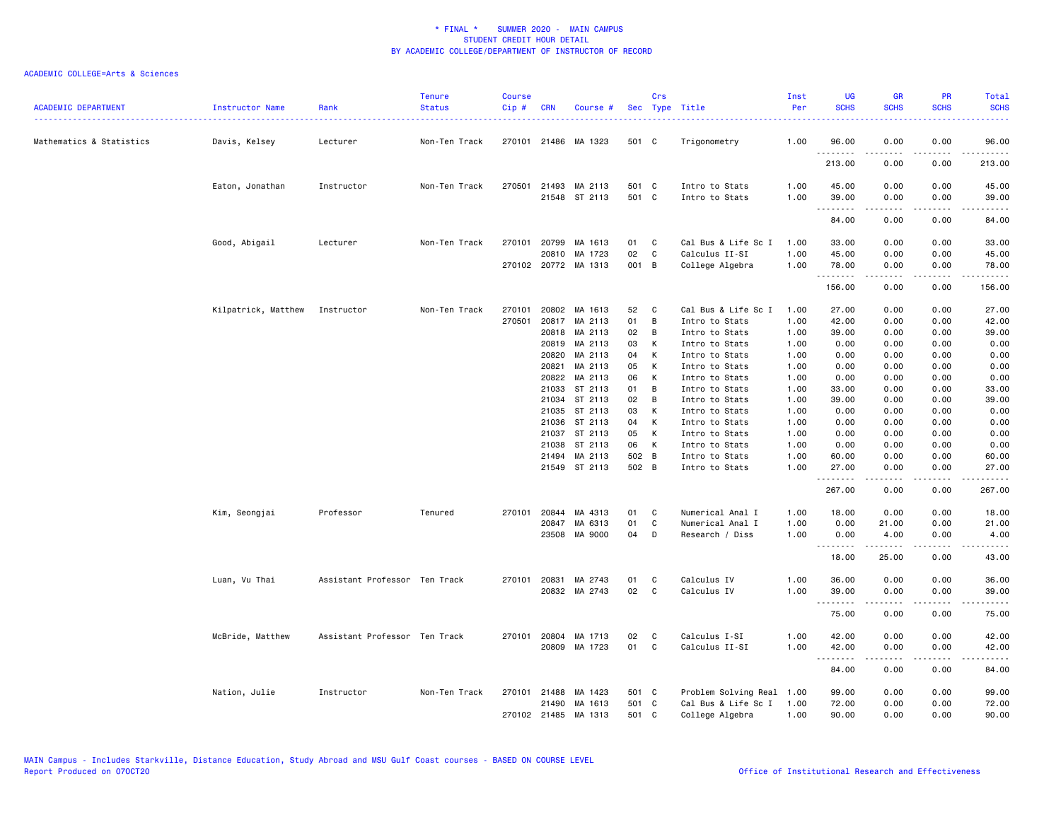# * FINAL * SUMMER 2020 - MAIN CAMPUS
## STUDENT CREDIT HOUR DETAIL
## BY ACADEMIC COLLEGE/DEPARTMENT OF INSTRUCTOR OF RECORD

ACADEMIC COLLEGE=Arts & Sciences

| ACADEMIC DEPARTMENT | Instructor Name | Rank | Tenure Status | Course Cip # | CRN | Course # | Sec | Crs Type | Title | Inst Per | UG SCHS | GR SCHS | PR SCHS | Total SCHS |
|---|---|---|---|---|---|---|---|---|---|---|---|---|---|---|
| Mathematics & Statistics | Davis, Kelsey | Lecturer | Non-Ten Track | 270101 | 21486 | MA 1323 | 501 | C | Trigonometry | 1.00 | 96.00 | 0.00 | 0.00 | 96.00 |
| | | | | | | | | | | | 213.00 | 0.00 | 0.00 | 213.00 |
| | Eaton, Jonathan | Instructor | Non-Ten Track | 270501 | 21493 | MA 2113 | 501 | C | Intro to Stats | 1.00 | 45.00 | 0.00 | 0.00 | 45.00 |
| | | | | | 21548 | ST 2113 | 501 | C | Intro to Stats | 1.00 | 39.00 | 0.00 | 0.00 | 39.00 |
| | | | | | | | | | | | 84.00 | 0.00 | 0.00 | 84.00 |
| | Good, Abigail | Lecturer | Non-Ten Track | 270101 | 20799 | MA 1613 | 01 | C | Cal Bus & Life Sc I | 1.00 | 33.00 | 0.00 | 0.00 | 33.00 |
| | | | | | 20810 | MA 1723 | 02 | C | Calculus II-SI | 1.00 | 45.00 | 0.00 | 0.00 | 45.00 |
| | | | | 270102 | 20772 | MA 1313 | 001 | B | College Algebra | 1.00 | 78.00 | 0.00 | 0.00 | 78.00 |
| | | | | | | | | | | | 156.00 | 0.00 | 0.00 | 156.00 |
| | Kilpatrick, Matthew | Instructor | Non-Ten Track | 270101 | 20802 | MA 1613 | 52 | C | Cal Bus & Life Sc I | 1.00 | 27.00 | 0.00 | 0.00 | 27.00 |
| | | | | 270501 | 20817 | MA 2113 | 01 | B | Intro to Stats | 1.00 | 42.00 | 0.00 | 0.00 | 42.00 |
| | | | | | 20818 | MA 2113 | 02 | B | Intro to Stats | 1.00 | 39.00 | 0.00 | 0.00 | 39.00 |
| | | | | | 20819 | MA 2113 | 03 | K | Intro to Stats | 1.00 | 0.00 | 0.00 | 0.00 | 0.00 |
| | | | | | 20820 | MA 2113 | 04 | K | Intro to Stats | 1.00 | 0.00 | 0.00 | 0.00 | 0.00 |
| | | | | | 20821 | MA 2113 | 05 | K | Intro to Stats | 1.00 | 0.00 | 0.00 | 0.00 | 0.00 |
| | | | | | 20822 | MA 2113 | 06 | K | Intro to Stats | 1.00 | 0.00 | 0.00 | 0.00 | 0.00 |
| | | | | | 21033 | ST 2113 | 01 | B | Intro to Stats | 1.00 | 33.00 | 0.00 | 0.00 | 33.00 |
| | | | | | 21034 | ST 2113 | 02 | B | Intro to Stats | 1.00 | 39.00 | 0.00 | 0.00 | 39.00 |
| | | | | | 21035 | ST 2113 | 03 | K | Intro to Stats | 1.00 | 0.00 | 0.00 | 0.00 | 0.00 |
| | | | | | 21036 | ST 2113 | 04 | K | Intro to Stats | 1.00 | 0.00 | 0.00 | 0.00 | 0.00 |
| | | | | | 21037 | ST 2113 | 05 | K | Intro to Stats | 1.00 | 0.00 | 0.00 | 0.00 | 0.00 |
| | | | | | 21038 | ST 2113 | 06 | K | Intro to Stats | 1.00 | 0.00 | 0.00 | 0.00 | 0.00 |
| | | | | | 21494 | MA 2113 | 502 | B | Intro to Stats | 1.00 | 60.00 | 0.00 | 0.00 | 60.00 |
| | | | | | 21549 | ST 2113 | 502 | B | Intro to Stats | 1.00 | 27.00 | 0.00 | 0.00 | 27.00 |
| | | | | | | | | | | | 267.00 | 0.00 | 0.00 | 267.00 |
| | Kim, Seongjai | Professor | Tenured | 270101 | 20844 | MA 4313 | 01 | C | Numerical Anal I | 1.00 | 18.00 | 0.00 | 0.00 | 18.00 |
| | | | | | 20847 | MA 6313 | 01 | C | Numerical Anal I | 1.00 | 0.00 | 21.00 | 0.00 | 21.00 |
| | | | | | 23508 | MA 9000 | 04 | D | Research / Diss | 1.00 | 0.00 | 4.00 | 0.00 | 4.00 |
| | | | | | | | | | | | 18.00 | 25.00 | 0.00 | 43.00 |
| | Luan, Vu Thai | Assistant Professor | Ten Track | 270101 | 20831 | MA 2743 | 01 | C | Calculus IV | 1.00 | 36.00 | 0.00 | 0.00 | 36.00 |
| | | | | | 20832 | MA 2743 | 02 | C | Calculus IV | 1.00 | 39.00 | 0.00 | 0.00 | 39.00 |
| | | | | | | | | | | | 75.00 | 0.00 | 0.00 | 75.00 |
| | McBride, Matthew | Assistant Professor | Ten Track | 270101 | 20804 | MA 1713 | 02 | C | Calculus I-SI | 1.00 | 42.00 | 0.00 | 0.00 | 42.00 |
| | | | | | 20809 | MA 1723 | 01 | C | Calculus II-SI | 1.00 | 42.00 | 0.00 | 0.00 | 42.00 |
| | | | | | | | | | | | 84.00 | 0.00 | 0.00 | 84.00 |
| | Nation, Julie | Instructor | Non-Ten Track | 270101 | 21488 | MA 1423 | 501 | C | Problem Solving Real | 1.00 | 99.00 | 0.00 | 0.00 | 99.00 |
| | | | | | 21490 | MA 1613 | 501 | C | Cal Bus & Life Sc I | 1.00 | 72.00 | 0.00 | 0.00 | 72.00 |
| | | | | 270102 | 21485 | MA 1313 | 501 | C | College Algebra | 1.00 | 90.00 | 0.00 | 0.00 | 90.00 |

MAIN Campus - Includes Starkville, Distance Education, Study Abroad and MSU Gulf Coast courses - BASED ON COURSE LEVEL
Report Produced on 07OCT20

Office of Institutional Research and Effectiveness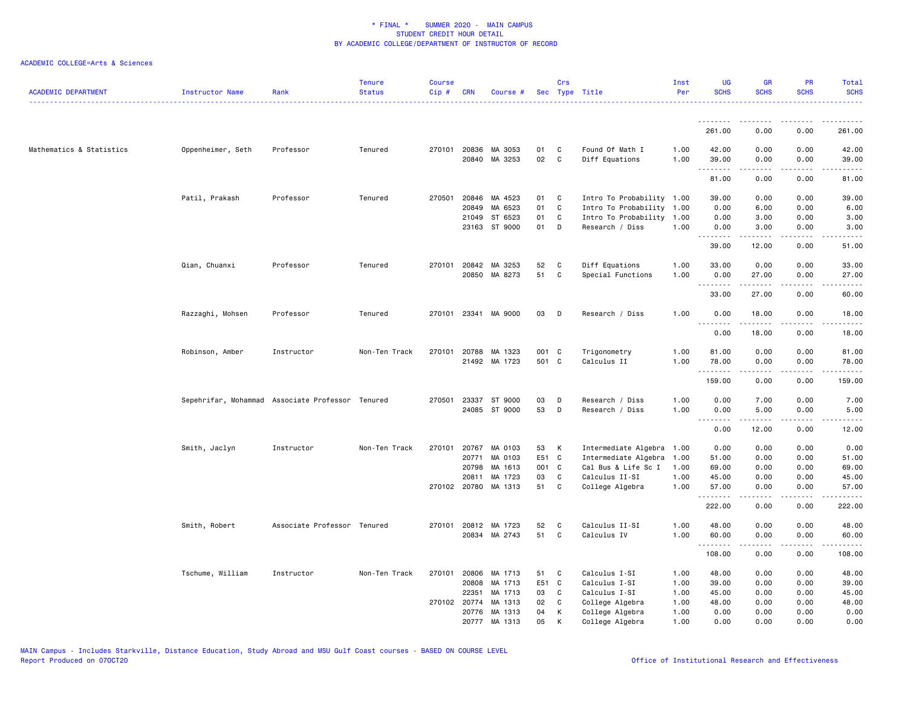* FINAL * SUMMER 2020 - MAIN CAMPUS
STUDENT CREDIT HOUR DETAIL
BY ACADEMIC COLLEGE/DEPARTMENT OF INSTRUCTOR OF RECORD

ACADEMIC COLLEGE=Arts & Sciences

| ACADEMIC DEPARTMENT | Instructor Name | Rank | Tenure Status | Course Cip # | CRN | Course # | Sec | Crs Type | Title | Inst Per | UG SCHS | GR SCHS | PR SCHS | Total SCHS |
|---|---|---|---|---|---|---|---|---|---|---|---|---|---|---|
| | | | | | | | | | | | 261.00 | 0.00 | 0.00 | 261.00 |
| Mathematics & Statistics | Oppenheimer, Seth | Professor | Tenured | 270101 | 20836 | MA 3053 | 01 | C | Found Of Math I | 1.00 | 42.00 | 0.00 | 0.00 | 42.00 |
| | | | | | 20840 | MA 3253 | 02 | C | Diff Equations | 1.00 | 39.00 | 0.00 | 0.00 | 39.00 |
| | | | | | | | | | | | 81.00 | 0.00 | 0.00 | 81.00 |
| | Patil, Prakash | Professor | Tenured | 270501 | 20846 | MA 4523 | 01 | C | Intro To Probability | 1.00 | 39.00 | 0.00 | 0.00 | 39.00 |
| | | | | | 20849 | MA 6523 | 01 | C | Intro To Probability | 1.00 | 0.00 | 6.00 | 0.00 | 6.00 |
| | | | | | 21049 | ST 6523 | 01 | C | Intro To Probability | 1.00 | 0.00 | 3.00 | 0.00 | 3.00 |
| | | | | | 23163 | ST 9000 | 01 | D | Research / Diss | 1.00 | 0.00 | 3.00 | 0.00 | 3.00 |
| | | | | | | | | | | | 39.00 | 12.00 | 0.00 | 51.00 |
| | Qian, Chuanxi | Professor | Tenured | 270101 | 20842 | MA 3253 | 52 | C | Diff Equations | 1.00 | 33.00 | 0.00 | 0.00 | 33.00 |
| | | | | | 20850 | MA 8273 | 51 | C | Special Functions | 1.00 | 0.00 | 27.00 | 0.00 | 27.00 |
| | | | | | | | | | | | 33.00 | 27.00 | 0.00 | 60.00 |
| | Razzaghi, Mohsen | Professor | Tenured | 270101 | 23341 | MA 9000 | 03 | D | Research / Diss | 1.00 | 0.00 | 18.00 | 0.00 | 18.00 |
| | | | | | | | | | | | 0.00 | 18.00 | 0.00 | 18.00 |
| | Robinson, Amber | Instructor | Non-Ten Track | 270101 | 20788 | MA 1323 | 001 | C | Trigonometry | 1.00 | 81.00 | 0.00 | 0.00 | 81.00 |
| | | | | | 21492 | MA 1723 | 501 | C | Calculus II | 1.00 | 78.00 | 0.00 | 0.00 | 78.00 |
| | | | | | | | | | | | 159.00 | 0.00 | 0.00 | 159.00 |
| | Sepehrifar, Mohammad | Associate Professor | Tenured | 270501 | 23337 | ST 9000 | 03 | D | Research / Diss | 1.00 | 0.00 | 7.00 | 0.00 | 7.00 |
| | | | | | 24085 | ST 9000 | 53 | D | Research / Diss | 1.00 | 0.00 | 5.00 | 0.00 | 5.00 |
| | | | | | | | | | | | 0.00 | 12.00 | 0.00 | 12.00 |
| | Smith, Jaclyn | Instructor | Non-Ten Track | 270101 | 20767 | MA 0103 | 53 | K | Intermediate Algebra | 1.00 | 0.00 | 0.00 | 0.00 | 0.00 |
| | | | | | 20771 | MA 0103 | E51 | C | Intermediate Algebra | 1.00 | 51.00 | 0.00 | 0.00 | 51.00 |
| | | | | | 20798 | MA 1613 | 001 | C | Cal Bus & Life Sc I | 1.00 | 69.00 | 0.00 | 0.00 | 69.00 |
| | | | | | 20811 | MA 1723 | 03 | C | Calculus II-SI | 1.00 | 45.00 | 0.00 | 0.00 | 45.00 |
| | | | | 270102 | 20780 | MA 1313 | 51 | C | College Algebra | 1.00 | 57.00 | 0.00 | 0.00 | 57.00 |
| | | | | | | | | | | | 222.00 | 0.00 | 0.00 | 222.00 |
| | Smith, Robert | Associate Professor | Tenured | 270101 | 20812 | MA 1723 | 52 | C | Calculus II-SI | 1.00 | 48.00 | 0.00 | 0.00 | 48.00 |
| | | | | | 20834 | MA 2743 | 51 | C | Calculus IV | 1.00 | 60.00 | 0.00 | 0.00 | 60.00 |
| | | | | | | | | | | | 108.00 | 0.00 | 0.00 | 108.00 |
| | Tschume, William | Instructor | Non-Ten Track | 270101 | 20806 | MA 1713 | 51 | C | Calculus I-SI | 1.00 | 48.00 | 0.00 | 0.00 | 48.00 |
| | | | | | 20808 | MA 1713 | E51 | C | Calculus I-SI | 1.00 | 39.00 | 0.00 | 0.00 | 39.00 |
| | | | | | 22351 | MA 1713 | 03 | C | Calculus I-SI | 1.00 | 45.00 | 0.00 | 0.00 | 45.00 |
| | | | | 270102 | 20774 | MA 1313 | 02 | C | College Algebra | 1.00 | 48.00 | 0.00 | 0.00 | 48.00 |
| | | | | | 20776 | MA 1313 | 04 | K | College Algebra | 1.00 | 0.00 | 0.00 | 0.00 | 0.00 |
| | | | | | 20777 | MA 1313 | 05 | K | College Algebra | 1.00 | 0.00 | 0.00 | 0.00 | 0.00 |

MAIN Campus - Includes Starkville, Distance Education, Study Abroad and MSU Gulf Coast courses - BASED ON COURSE LEVEL
Report Produced on 07OCT20 Office of Institutional Research and Effectiveness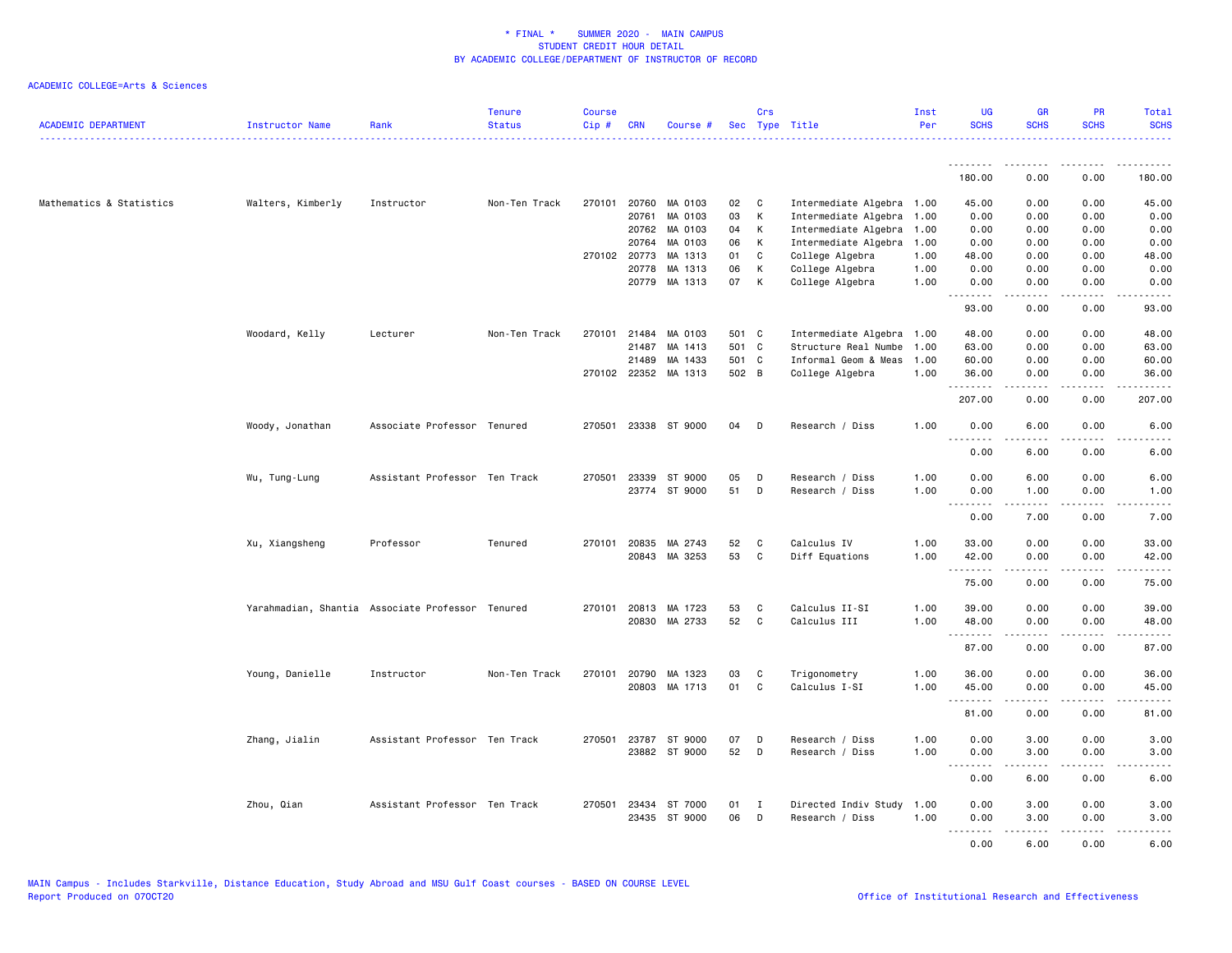# * FINAL * SUMMER 2020 - MAIN CAMPUS
## STUDENT CREDIT HOUR DETAIL
## BY ACADEMIC COLLEGE/DEPARTMENT OF INSTRUCTOR OF RECORD

ACADEMIC COLLEGE=Arts & Sciences

| ACADEMIC DEPARTMENT | Instructor Name | Rank | Tenure Status | Course Cip # | CRN | Course # | Sec | Crs Type | Title | Inst Per | UG SCHS | GR SCHS | PR SCHS | Total SCHS |
|---|---|---|---|---|---|---|---|---|---|---|---|---|---|---|
| | | | | | | | | | | | 180.00 | 0.00 | 0.00 | 180.00 |
| Mathematics & Statistics | Walters, Kimberly | Instructor | Non-Ten Track | 270101 | 20760 | MA 0103 | 02 | C | Intermediate Algebra | 1.00 | 45.00 | 0.00 | 0.00 | 45.00 |
| | | | | | 20761 | MA 0103 | 03 | K | Intermediate Algebra | 1.00 | 0.00 | 0.00 | 0.00 | 0.00 |
| | | | | | 20762 | MA 0103 | 04 | K | Intermediate Algebra | 1.00 | 0.00 | 0.00 | 0.00 | 0.00 |
| | | | | | 20764 | MA 0103 | 06 | K | Intermediate Algebra | 1.00 | 0.00 | 0.00 | 0.00 | 0.00 |
| | | | | 270102 | 20773 | MA 1313 | 01 | C | College Algebra | 1.00 | 48.00 | 0.00 | 0.00 | 48.00 |
| | | | | | 20778 | MA 1313 | 06 | K | College Algebra | 1.00 | 0.00 | 0.00 | 0.00 | 0.00 |
| | | | | | 20779 | MA 1313 | 07 | K | College Algebra | 1.00 | 0.00 | 0.00 | 0.00 | 0.00 |
| | | | | | | | | | | | 93.00 | 0.00 | 0.00 | 93.00 |
| | Woodard, Kelly | Lecturer | Non-Ten Track | 270101 | 21484 | MA 0103 | 501 | C | Intermediate Algebra | 1.00 | 48.00 | 0.00 | 0.00 | 48.00 |
| | | | | | 21487 | MA 1413 | 501 | C | Structure Real Numbe | 1.00 | 63.00 | 0.00 | 0.00 | 63.00 |
| | | | | | 21489 | MA 1433 | 501 | C | Informal Geom & Meas | 1.00 | 60.00 | 0.00 | 0.00 | 60.00 |
| | | | | 270102 | 22352 | MA 1313 | 502 | B | College Algebra | 1.00 | 36.00 | 0.00 | 0.00 | 36.00 |
| | | | | | | | | | | | 207.00 | 0.00 | 0.00 | 207.00 |
| | Woody, Jonathan | Associate Professor | Tenured | 270501 | 23338 | ST 9000 | 04 | D | Research / Diss | 1.00 | 0.00 | 6.00 | 0.00 | 6.00 |
| | | | | | | | | | | | 0.00 | 6.00 | 0.00 | 6.00 |
| | Wu, Tung-Lung | Assistant Professor | Ten Track | 270501 | 23339 | ST 9000 | 05 | D | Research / Diss | 1.00 | 0.00 | 6.00 | 0.00 | 6.00 |
| | | | | | 23774 | ST 9000 | 51 | D | Research / Diss | 1.00 | 0.00 | 1.00 | 0.00 | 1.00 |
| | | | | | | | | | | | 0.00 | 7.00 | 0.00 | 7.00 |
| | Xu, Xiangsheng | Professor | Tenured | 270101 | 20835 | MA 2743 | 52 | C | Calculus IV | 1.00 | 33.00 | 0.00 | 0.00 | 33.00 |
| | | | | | 20843 | MA 3253 | 53 | C | Diff Equations | 1.00 | 42.00 | 0.00 | 0.00 | 42.00 |
| | | | | | | | | | | | 75.00 | 0.00 | 0.00 | 75.00 |
| | Yarahmadian, Shantia | Associate Professor | Tenured | 270101 | 20813 | MA 1723 | 53 | C | Calculus II-SI | 1.00 | 39.00 | 0.00 | 0.00 | 39.00 |
| | | | | | 20830 | MA 2733 | 52 | C | Calculus III | 1.00 | 48.00 | 0.00 | 0.00 | 48.00 |
| | | | | | | | | | | | 87.00 | 0.00 | 0.00 | 87.00 |
| | Young, Danielle | Instructor | Non-Ten Track | 270101 | 20790 | MA 1323 | 03 | C | Trigonometry | 1.00 | 36.00 | 0.00 | 0.00 | 36.00 |
| | | | | | 20803 | MA 1713 | 01 | C | Calculus I-SI | 1.00 | 45.00 | 0.00 | 0.00 | 45.00 |
| | | | | | | | | | | | 81.00 | 0.00 | 0.00 | 81.00 |
| | Zhang, Jialin | Assistant Professor | Ten Track | 270501 | 23787 | ST 9000 | 07 | D | Research / Diss | 1.00 | 0.00 | 3.00 | 0.00 | 3.00 |
| | | | | | 23882 | ST 9000 | 52 | D | Research / Diss | 1.00 | 0.00 | 3.00 | 0.00 | 3.00 |
| | | | | | | | | | | | 0.00 | 6.00 | 0.00 | 6.00 |
| | Zhou, Qian | Assistant Professor | Ten Track | 270501 | 23434 | ST 7000 | 01 | I | Directed Indiv Study | 1.00 | 0.00 | 3.00 | 0.00 | 3.00 |
| | | | | | 23435 | ST 9000 | 06 | D | Research / Diss | 1.00 | 0.00 | 3.00 | 0.00 | 3.00 |
| | | | | | | | | | | | 0.00 | 6.00 | 0.00 | 6.00 |

MAIN Campus - Includes Starkville, Distance Education, Study Abroad and MSU Gulf Coast courses - BASED ON COURSE LEVEL
Report Produced on 07OCT20

Office of Institutional Research and Effectiveness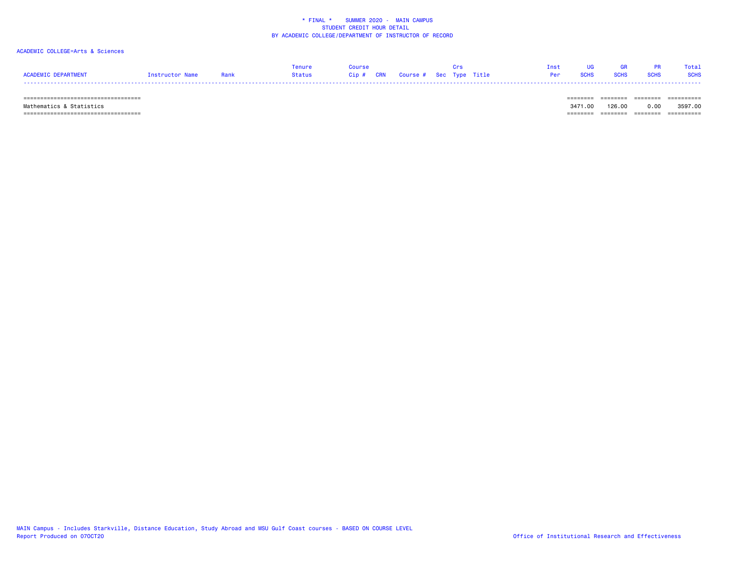\* FINAL \* SUMMER 2020 - MAIN CAMPUS
STUDENT CREDIT HOUR DETAIL
BY ACADEMIC COLLEGE/DEPARTMENT OF INSTRUCTOR OF RECORD

ACADEMIC COLLEGE=Arts & Sciences

| ACADEMIC DEPARTMENT | Instructor Name | Rank | Tenure Status | Course Cip # | CRN | Course # | Sec | Crs Type | Title | Inst Per | UG SCHS | GR SCHS | PR SCHS | Total SCHS |
|---|---|---|---|---|---|---|---|---|---|---|---|---|---|---|
| Mathematics & Statistics | | | | | | | | | | | 3471.00 | 126.00 | 0.00 | 3597.00 |

MAIN Campus - Includes Starkville, Distance Education, Study Abroad and MSU Gulf Coast courses - BASED ON COURSE LEVEL
Report Produced on 07OCT20

Office of Institutional Research and Effectiveness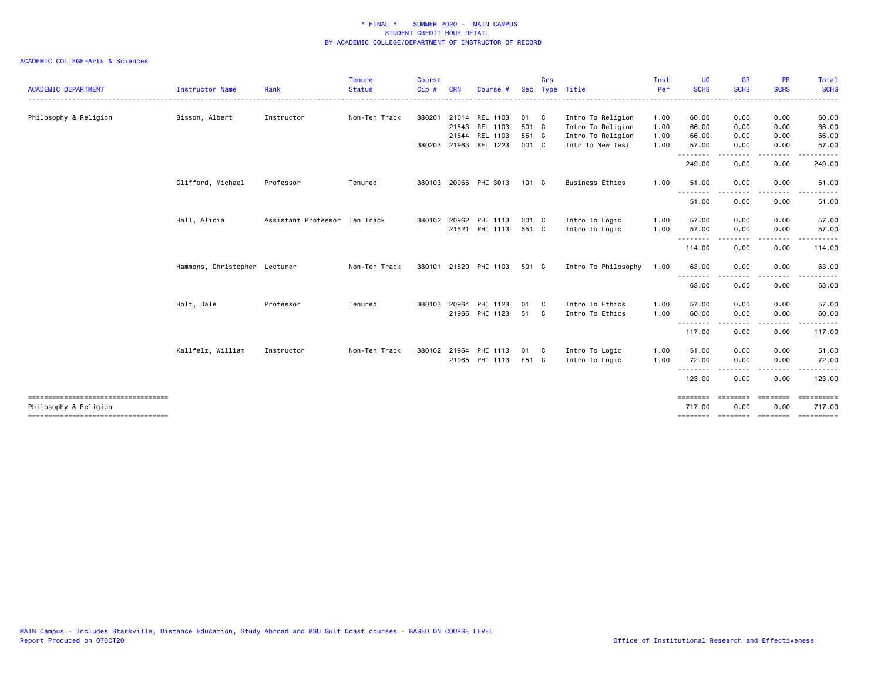\* FINAL \* SUMMER 2020 - MAIN CAMPUS
STUDENT CREDIT HOUR DETAIL
BY ACADEMIC COLLEGE/DEPARTMENT OF INSTRUCTOR OF RECORD

ACADEMIC COLLEGE=Arts & Sciences

| ACADEMIC DEPARTMENT | Instructor Name | Rank | Tenure Status | Course Cip # | CRN | Course # | Sec | Crs Type | Title | Inst Per | UG SCHS | GR SCHS | PR SCHS | Total SCHS |
|---|---|---|---|---|---|---|---|---|---|---|---|---|---|---|
| Philosophy & Religion | Bisson, Albert | Instructor | Non-Ten Track | 380201 | 21014 | REL 1103 | 01 | C | Intro To Religion | 1.00 | 60.00 | 0.00 | 0.00 | 60.00 |
| | | | | | 21543 | REL 1103 | 501 | C | Intro To Religion | 1.00 | 66.00 | 0.00 | 0.00 | 66.00 |
| | | | | | 21544 | REL 1103 | 551 | C | Intro To Religion | 1.00 | 66.00 | 0.00 | 0.00 | 66.00 |
| | | | | 380203 | 21963 | REL 1223 | 001 | C | Intr To New Test | 1.00 | 57.00 | 0.00 | 0.00 | 57.00 |
| | | | | | | | | | | | 249.00 | 0.00 | 0.00 | 249.00 |
| | Clifford, Michael | Professor | Tenured | 380103 | 20965 | PHI 3013 | 101 | C | Business Ethics | 1.00 | 51.00 | 0.00 | 0.00 | 51.00 |
| | | | | | | | | | | | 51.00 | 0.00 | 0.00 | 51.00 |
| | Hall, Alicia | Assistant Professor | Ten Track | 380102 | 20962 | PHI 1113 | 001 | C | Intro To Logic | 1.00 | 57.00 | 0.00 | 0.00 | 57.00 |
| | | | | | 21521 | PHI 1113 | 551 | C | Intro To Logic | 1.00 | 57.00 | 0.00 | 0.00 | 57.00 |
| | | | | | | | | | | | 114.00 | 0.00 | 0.00 | 114.00 |
| | Hammons, Christopher | Lecturer | Non-Ten Track | 380101 | 21520 | PHI 1103 | 501 | C | Intro To Philosophy | 1.00 | 63.00 | 0.00 | 0.00 | 63.00 |
| | | | | | | | | | | | 63.00 | 0.00 | 0.00 | 63.00 |
| | Holt, Dale | Professor | Tenured | 380103 | 20964 | PHI 1123 | 01 | C | Intro To Ethics | 1.00 | 57.00 | 0.00 | 0.00 | 57.00 |
| | | | | | 21966 | PHI 1123 | 51 | C | Intro To Ethics | 1.00 | 60.00 | 0.00 | 0.00 | 60.00 |
| | | | | | | | | | | | 117.00 | 0.00 | 0.00 | 117.00 |
| | Kallfelz, William | Instructor | Non-Ten Track | 380102 | 21964 | PHI 1113 | 01 | C | Intro To Logic | 1.00 | 51.00 | 0.00 | 0.00 | 51.00 |
| | | | | | 21965 | PHI 1113 | E51 | C | Intro To Logic | 1.00 | 72.00 | 0.00 | 0.00 | 72.00 |
| | | | | | | | | | | | 123.00 | 0.00 | 0.00 | 123.00 |
| Philosophy & Religion | | | | | | | | | | | 717.00 | 0.00 | 0.00 | 717.00 |

MAIN Campus - Includes Starkville, Distance Education, Study Abroad and MSU Gulf Coast courses - BASED ON COURSE LEVEL
Report Produced on 07OCT20

Office of Institutional Research and Effectiveness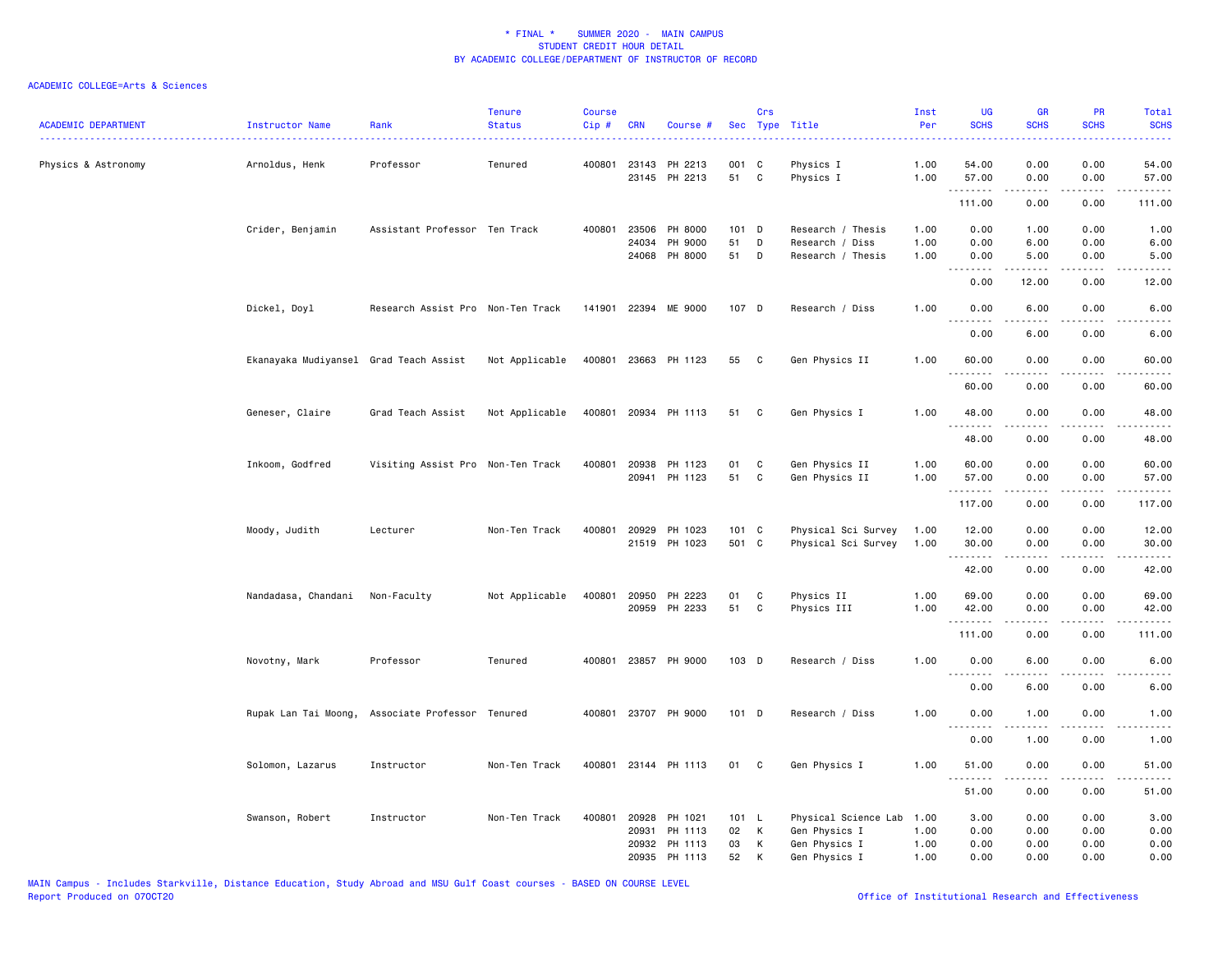# \* FINAL \* SUMMER 2020 - MAIN CAMPUS
## STUDENT CREDIT HOUR DETAIL
## BY ACADEMIC COLLEGE/DEPARTMENT OF INSTRUCTOR OF RECORD

ACADEMIC COLLEGE=Arts & Sciences

| ACADEMIC DEPARTMENT | Instructor Name | Rank | Tenure Status | Course Cip # | CRN | Course # | Sec | Crs Type | Title | Inst Per | UG SCHS | GR SCHS | PR SCHS | Total SCHS |
|---|---|---|---|---|---|---|---|---|---|---|---|---|---|---|
| Physics & Astronomy | Arnoldus, Henk | Professor | Tenured | 400801 | 23143 | PH 2213 | 001 | C | Physics I | 1.00 | 54.00 | 0.00 | 0.00 | 54.00 |
| | | | | | 23145 | PH 2213 | 51 | C | Physics I | 1.00 | 57.00 | 0.00 | 0.00 | 57.00 |
| | | | | | | | | | | | 111.00 | 0.00 | 0.00 | 111.00 |
| | Crider, Benjamin | Assistant Professor | Ten Track | 400801 | 23506 | PH 8000 | 101 | D | Research / Thesis | 1.00 | 0.00 | 1.00 | 0.00 | 1.00 |
| | | | | | 24034 | PH 9000 | 51 | D | Research / Diss | 1.00 | 0.00 | 6.00 | 0.00 | 6.00 |
| | | | | | 24068 | PH 8000 | 51 | D | Research / Thesis | 1.00 | 0.00 | 5.00 | 0.00 | 5.00 |
| | | | | | | | | | | | 0.00 | 12.00 | 0.00 | 12.00 |
| | Dickel, Doyl | Research Assist Pro | Non-Ten Track | 141901 | 22394 | ME 9000 | 107 | D | Research / Diss | 1.00 | 0.00 | 6.00 | 0.00 | 6.00 |
| | | | | | | | | | | | 0.00 | 6.00 | 0.00 | 6.00 |
| | Ekanayaka Mudiyansel | Grad Teach Assist | Not Applicable | 400801 | 23663 | PH 1123 | 55 | C | Gen Physics II | 1.00 | 60.00 | 0.00 | 0.00 | 60.00 |
| | | | | | | | | | | | 60.00 | 0.00 | 0.00 | 60.00 |
| | Geneser, Claire | Grad Teach Assist | Not Applicable | 400801 | 20934 | PH 1113 | 51 | C | Gen Physics I | 1.00 | 48.00 | 0.00 | 0.00 | 48.00 |
| | | | | | | | | | | | 48.00 | 0.00 | 0.00 | 48.00 |
| | Inkoom, Godfred | Visiting Assist Pro | Non-Ten Track | 400801 | 20938 | PH 1123 | 01 | C | Gen Physics II | 1.00 | 60.00 | 0.00 | 0.00 | 60.00 |
| | | | | | 20941 | PH 1123 | 51 | C | Gen Physics II | 1.00 | 57.00 | 0.00 | 0.00 | 57.00 |
| | | | | | | | | | | | 117.00 | 0.00 | 0.00 | 117.00 |
| | Moody, Judith | Lecturer | Non-Ten Track | 400801 | 20929 | PH 1023 | 101 | C | Physical Sci Survey | 1.00 | 12.00 | 0.00 | 0.00 | 12.00 |
| | | | | | 21519 | PH 1023 | 501 | C | Physical Sci Survey | 1.00 | 30.00 | 0.00 | 0.00 | 30.00 |
| | | | | | | | | | | | 42.00 | 0.00 | 0.00 | 42.00 |
| | Nandadasa, Chandani | Non-Faculty | Not Applicable | 400801 | 20950 | PH 2223 | 01 | C | Physics II | 1.00 | 69.00 | 0.00 | 0.00 | 69.00 |
| | | | | | 20959 | PH 2233 | 51 | C | Physics III | 1.00 | 42.00 | 0.00 | 0.00 | 42.00 |
| | | | | | | | | | | | 111.00 | 0.00 | 0.00 | 111.00 |
| | Novotny, Mark | Professor | Tenured | 400801 | 23857 | PH 9000 | 103 | D | Research / Diss | 1.00 | 0.00 | 6.00 | 0.00 | 6.00 |
| | | | | | | | | | | | 0.00 | 6.00 | 0.00 | 6.00 |
| | Rupak Lan Tai Moong, | Associate Professor | Tenured | 400801 | 23707 | PH 9000 | 101 | D | Research / Diss | 1.00 | 0.00 | 1.00 | 0.00 | 1.00 |
| | | | | | | | | | | | 0.00 | 1.00 | 0.00 | 1.00 |
| | Solomon, Lazarus | Instructor | Non-Ten Track | 400801 | 23144 | PH 1113 | 01 | C | Gen Physics I | 1.00 | 51.00 | 0.00 | 0.00 | 51.00 |
| | | | | | | | | | | | 51.00 | 0.00 | 0.00 | 51.00 |
| | Swanson, Robert | Instructor | Non-Ten Track | 400801 | 20928 | PH 1021 | 101 | L | Physical Science Lab | 1.00 | 3.00 | 0.00 | 0.00 | 3.00 |
| | | | | | 20931 | PH 1113 | 02 | K | Gen Physics I | 1.00 | 0.00 | 0.00 | 0.00 | 0.00 |
| | | | | | 20932 | PH 1113 | 03 | K | Gen Physics I | 1.00 | 0.00 | 0.00 | 0.00 | 0.00 |
| | | | | | 20935 | PH 1113 | 52 | K | Gen Physics I | 1.00 | 0.00 | 0.00 | 0.00 | 0.00 |

MAIN Campus - Includes Starkville, Distance Education, Study Abroad and MSU Gulf Coast courses - BASED ON COURSE LEVEL
Report Produced on 07OCT20 Office of Institutional Research and Effectiveness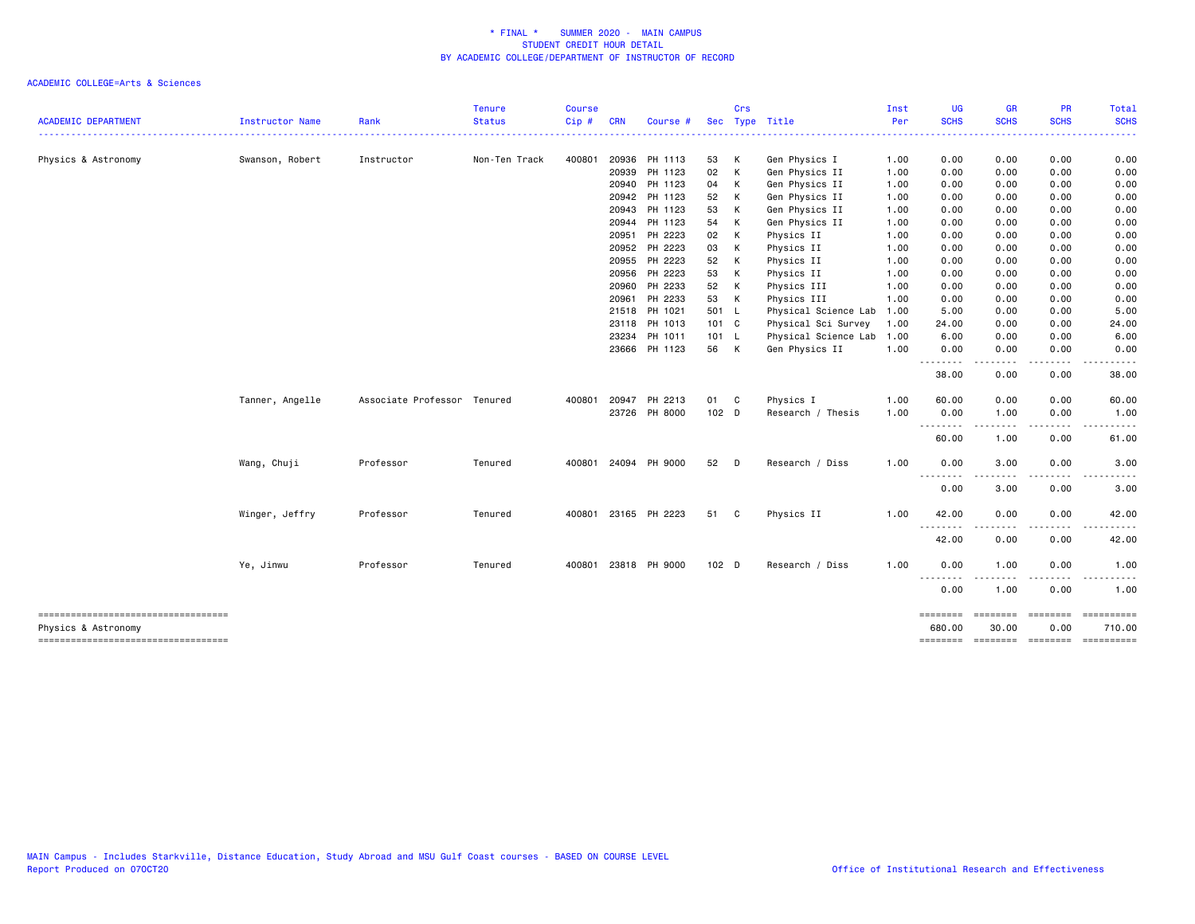# * FINAL * SUMMER 2020 - MAIN CAMPUS
## STUDENT CREDIT HOUR DETAIL
## BY ACADEMIC COLLEGE/DEPARTMENT OF INSTRUCTOR OF RECORD

ACADEMIC COLLEGE=Arts & Sciences

| ACADEMIC DEPARTMENT | Instructor Name | Rank | Tenure Status | Course Cip # | CRN | Course # | Sec | Crs Type | Title | Inst Per | UG SCHS | GR SCHS | PR SCHS | Total SCHS |
|---|---|---|---|---|---|---|---|---|---|---|---|---|---|---|
| Physics & Astronomy | Swanson, Robert | Instructor | Non-Ten Track | 400801 | 20936 | PH 1113 | 53 | K | Gen Physics I | 1.00 | 0.00 | 0.00 | 0.00 | 0.00 |
| | | | | | 20939 | PH 1123 | 02 | K | Gen Physics II | 1.00 | 0.00 | 0.00 | 0.00 | 0.00 |
| | | | | | 20940 | PH 1123 | 04 | K | Gen Physics II | 1.00 | 0.00 | 0.00 | 0.00 | 0.00 |
| | | | | | 20942 | PH 1123 | 52 | K | Gen Physics II | 1.00 | 0.00 | 0.00 | 0.00 | 0.00 |
| | | | | | 20943 | PH 1123 | 53 | K | Gen Physics II | 1.00 | 0.00 | 0.00 | 0.00 | 0.00 |
| | | | | | 20944 | PH 1123 | 54 | K | Gen Physics II | 1.00 | 0.00 | 0.00 | 0.00 | 0.00 |
| | | | | | 20951 | PH 2223 | 02 | K | Physics II | 1.00 | 0.00 | 0.00 | 0.00 | 0.00 |
| | | | | | 20952 | PH 2223 | 03 | K | Physics II | 1.00 | 0.00 | 0.00 | 0.00 | 0.00 |
| | | | | | 20955 | PH 2223 | 52 | K | Physics II | 1.00 | 0.00 | 0.00 | 0.00 | 0.00 |
| | | | | | 20956 | PH 2223 | 53 | K | Physics II | 1.00 | 0.00 | 0.00 | 0.00 | 0.00 |
| | | | | | 20960 | PH 2233 | 52 | K | Physics III | 1.00 | 0.00 | 0.00 | 0.00 | 0.00 |
| | | | | | 20961 | PH 2233 | 53 | K | Physics III | 1.00 | 0.00 | 0.00 | 0.00 | 0.00 |
| | | | | | 21518 | PH 1021 | 501 | L | Physical Science Lab | 1.00 | 5.00 | 0.00 | 0.00 | 5.00 |
| | | | | | 23118 | PH 1013 | 101 | C | Physical Sci Survey | 1.00 | 24.00 | 0.00 | 0.00 | 24.00 |
| | | | | | 23234 | PH 1011 | 101 | L | Physical Science Lab | 1.00 | 6.00 | 0.00 | 0.00 | 6.00 |
| | | | | | 23666 | PH 1123 | 56 | K | Gen Physics II | 1.00 | 0.00 | 0.00 | 0.00 | 0.00 |
| | | | | | | | | | | | 38.00 | 0.00 | 0.00 | 38.00 |
| | Tanner, Angelle | Associate Professor | Tenured | 400801 | 20947 | PH 2213 | 01 | C | Physics I | 1.00 | 60.00 | 0.00 | 0.00 | 60.00 |
| | | | | | 23726 | PH 8000 | 102 | D | Research / Thesis | 1.00 | 0.00 | 1.00 | 0.00 | 1.00 |
| | | | | | | | | | | | 60.00 | 1.00 | 0.00 | 61.00 |
| | Wang, Chuji | Professor | Tenured | 400801 | 24094 | PH 9000 | 52 | D | Research / Diss | 1.00 | 0.00 | 3.00 | 0.00 | 3.00 |
| | | | | | | | | | | | 0.00 | 3.00 | 0.00 | 3.00 |
| | Winger, Jeffry | Professor | Tenured | 400801 | 23165 | PH 2223 | 51 | C | Physics II | 1.00 | 42.00 | 0.00 | 0.00 | 42.00 |
| | | | | | | | | | | | 42.00 | 0.00 | 0.00 | 42.00 |
| | Ye, Jinwu | Professor | Tenured | 400801 | 23818 | PH 9000 | 102 | D | Research / Diss | 1.00 | 0.00 | 1.00 | 0.00 | 1.00 |
| | | | | | | | | | | | 0.00 | 1.00 | 0.00 | 1.00 |
| Physics & Astronomy | | | | | | | | | | | 680.00 | 30.00 | 0.00 | 710.00 |

MAIN Campus - Includes Starkville, Distance Education, Study Abroad and MSU Gulf Coast courses - BASED ON COURSE LEVEL
Report Produced on 07OCT20

Office of Institutional Research and Effectiveness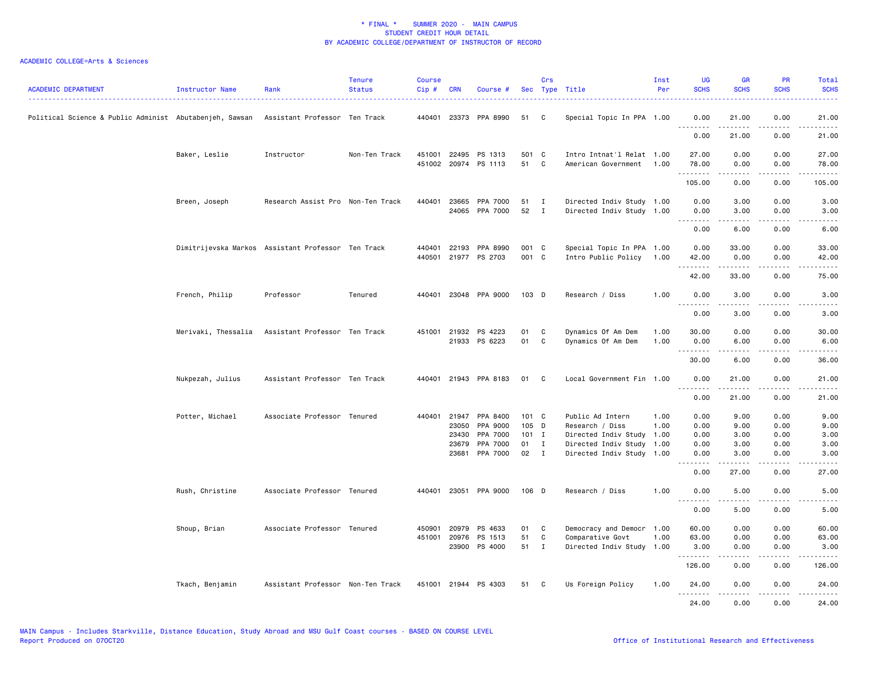\* FINAL \* SUMMER 2020 - MAIN CAMPUS
STUDENT CREDIT HOUR DETAIL
BY ACADEMIC COLLEGE/DEPARTMENT OF INSTRUCTOR OF RECORD

ACADEMIC COLLEGE=Arts & Sciences

| ACADEMIC DEPARTMENT | Instructor Name | Rank | Tenure Status | Course Cip # | CRN | Course # | Sec | Crs Type | Title | Inst Per | UG SCHS | GR SCHS | PR SCHS | Total SCHS |
|---|---|---|---|---|---|---|---|---|---|---|---|---|---|---|
| Political Science & Public Administ | Abutabenjeh, Sawsan | Assistant Professor | Ten Track | 440401 | 23373 | PPA 8990 | 51 | C | Special Topic In PPA | 1.00 | 0.00 | 21.00 | 0.00 | 21.00 |
| | | | | | | | | | | | 0.00 | 21.00 | 0.00 | 21.00 |
| | Baker, Leslie | Instructor | Non-Ten Track | 451001 | 22495 | PS 1313 | 501 | C | Intro Intnat'l Relat | 1.00 | 27.00 | 0.00 | 0.00 | 27.00 |
| | | | | 451002 | 20974 | PS 1113 | 51 | C | American Government | 1.00 | 78.00 | 0.00 | 0.00 | 78.00 |
| | | | | | | | | | | | 105.00 | 0.00 | 0.00 | 105.00 |
| | Breen, Joseph | Research Assist Pro | Non-Ten Track | 440401 | 23665 | PPA 7000 | 51 | I | Directed Indiv Study | 1.00 | 0.00 | 3.00 | 0.00 | 3.00 |
| | | | | | 24065 | PPA 7000 | 52 | I | Directed Indiv Study | 1.00 | 0.00 | 3.00 | 0.00 | 3.00 |
| | | | | | | | | | | | 0.00 | 6.00 | 0.00 | 6.00 |
| | Dimitrijevska Markos | Assistant Professor | Ten Track | 440401 | 22193 | PPA 8990 | 001 | C | Special Topic In PPA | 1.00 | 0.00 | 33.00 | 0.00 | 33.00 |
| | | | | 440501 | 21977 | PS 2703 | 001 | C | Intro Public Policy | 1.00 | 42.00 | 0.00 | 0.00 | 42.00 |
| | | | | | | | | | | | 42.00 | 33.00 | 0.00 | 75.00 |
| | French, Philip | Professor | Tenured | 440401 | 23048 | PPA 9000 | 103 | D | Research / Diss | 1.00 | 0.00 | 3.00 | 0.00 | 3.00 |
| | | | | | | | | | | | 0.00 | 3.00 | 0.00 | 3.00 |
| | Merivaki, Thessalia | Assistant Professor | Ten Track | 451001 | 21932 | PS 4223 | 01 | C | Dynamics Of Am Dem | 1.00 | 30.00 | 0.00 | 0.00 | 30.00 |
| | | | | | 21933 | PS 6223 | 01 | C | Dynamics Of Am Dem | 1.00 | 0.00 | 6.00 | 0.00 | 6.00 |
| | | | | | | | | | | | 30.00 | 6.00 | 0.00 | 36.00 |
| | Nukpezah, Julius | Assistant Professor | Ten Track | 440401 | 21943 | PPA 8183 | 01 | C | Local Government Fin | 1.00 | 0.00 | 21.00 | 0.00 | 21.00 |
| | | | | | | | | | | | 0.00 | 21.00 | 0.00 | 21.00 |
| | Potter, Michael | Associate Professor | Tenured | 440401 | 21947 | PPA 8400 | 101 | C | Public Ad Intern | 1.00 | 0.00 | 9.00 | 0.00 | 9.00 |
| | | | | | 23050 | PPA 9000 | 105 | D | Research / Diss | 1.00 | 0.00 | 9.00 | 0.00 | 9.00 |
| | | | | | 23430 | PPA 7000 | 101 | I | Directed Indiv Study | 1.00 | 0.00 | 3.00 | 0.00 | 3.00 |
| | | | | | 23679 | PPA 7000 | 01 | I | Directed Indiv Study | 1.00 | 0.00 | 3.00 | 0.00 | 3.00 |
| | | | | | 23681 | PPA 7000 | 02 | I | Directed Indiv Study | 1.00 | 0.00 | 3.00 | 0.00 | 3.00 |
| | | | | | | | | | | | 0.00 | 27.00 | 0.00 | 27.00 |
| | Rush, Christine | Associate Professor | Tenured | 440401 | 23051 | PPA 9000 | 106 | D | Research / Diss | 1.00 | 0.00 | 5.00 | 0.00 | 5.00 |
| | | | | | | | | | | | 0.00 | 5.00 | 0.00 | 5.00 |
| | Shoup, Brian | Associate Professor | Tenured | 450901 | 20979 | PS 4633 | 01 | C | Democracy and Democr | 1.00 | 60.00 | 0.00 | 0.00 | 60.00 |
| | | | | 451001 | 20976 | PS 1513 | 51 | C | Comparative Govt | 1.00 | 63.00 | 0.00 | 0.00 | 63.00 |
| | | | | | 23900 | PS 4000 | 51 | I | Directed Indiv Study | 1.00 | 3.00 | 0.00 | 0.00 | 3.00 |
| | | | | | | | | | | | 126.00 | 0.00 | 0.00 | 126.00 |
| | Tkach, Benjamin | Assistant Professor | Non-Ten Track | 451001 | 21944 | PS 4303 | 51 | C | Us Foreign Policy | 1.00 | 24.00 | 0.00 | 0.00 | 24.00 |
| | | | | | | | | | | | 24.00 | 0.00 | 0.00 | 24.00 |

MAIN Campus - Includes Starkville, Distance Education, Study Abroad and MSU Gulf Coast courses - BASED ON COURSE LEVEL
Report Produced on 07OCT20

Office of Institutional Research and Effectiveness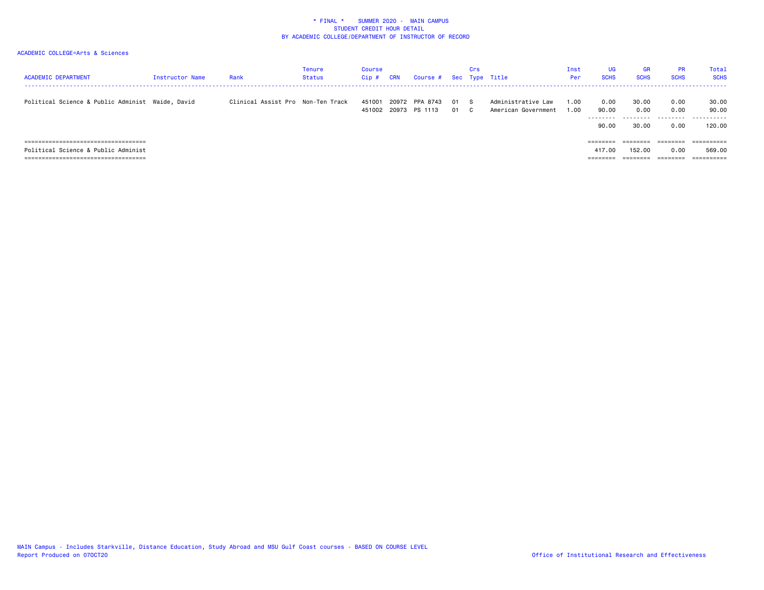\* FINAL \* SUMMER 2020 - MAIN CAMPUS
STUDENT CREDIT HOUR DETAIL
BY ACADEMIC COLLEGE/DEPARTMENT OF INSTRUCTOR OF RECORD

ACADEMIC COLLEGE=Arts & Sciences

| ACADEMIC DEPARTMENT | Instructor Name | Rank | Tenure Status | Course Cip # | CRN | Course # | Sec | Crs Type | Title | Inst Per | UG SCHS | GR SCHS | PR SCHS | Total SCHS |
|---|---|---|---|---|---|---|---|---|---|---|---|---|---|---|
| Political Science & Public Administ | Waide, David | Clinical Assist Pro | Non-Ten Track | 451001 | 20972 | PPA 8743 | 01 | S | Administrative Law | 1.00 | 0.00 | 30.00 | 0.00 | 30.00 |
| | | | | 451002 | 20973 | PS 1113 | 01 | C | American Government | 1.00 | 90.00 | 0.00 | 0.00 | 90.00 |
| | | | | | | | | | | | 90.00 | 30.00 | 0.00 | 120.00 |
| Political Science & Public Administ | | | | | | | | | | | 417.00 | 152.00 | 0.00 | 569.00 |

MAIN Campus - Includes Starkville, Distance Education, Study Abroad and MSU Gulf Coast courses - BASED ON COURSE LEVEL
Report Produced on 07OCT20

Office of Institutional Research and Effectiveness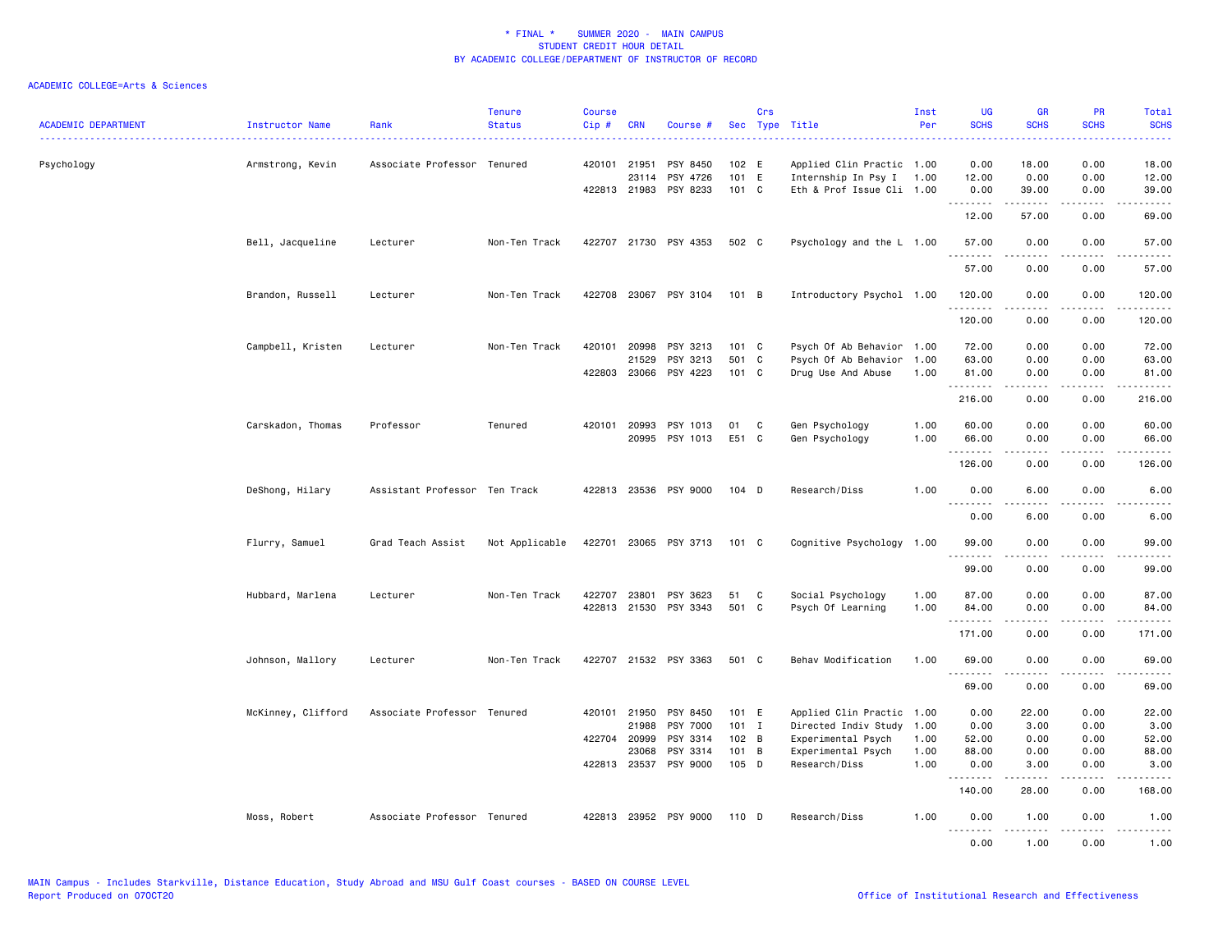\* FINAL \* SUMMER 2020 - MAIN CAMPUS
STUDENT CREDIT HOUR DETAIL
BY ACADEMIC COLLEGE/DEPARTMENT OF INSTRUCTOR OF RECORD

ACADEMIC COLLEGE=Arts & Sciences

| ACADEMIC DEPARTMENT | Instructor Name | Rank | Tenure Status | Course Cip # | CRN | Course # | Sec | Crs Type | Title | Inst Per | UG SCHS | GR SCHS | PR SCHS | Total SCHS |
|---|---|---|---|---|---|---|---|---|---|---|---|---|---|---|
| Psychology | Armstrong, Kevin | Associate Professor | Tenured | 420101 | 21951 | PSY 8450 | 102 | E | Applied Clin Practic | 1.00 | 0.00 | 18.00 | 0.00 | 18.00 |
| | | | | | 23114 | PSY 4726 | 101 | E | Internship In Psy I | 1.00 | 12.00 | 0.00 | 0.00 | 12.00 |
| | | | | 422813 | 21983 | PSY 8233 | 101 | C | Eth & Prof Issue Cli | 1.00 | 0.00 | 39.00 | 0.00 | 39.00 |
| | | | | | | | | | | | 12.00 | 57.00 | 0.00 | 69.00 |
| | Bell, Jacqueline | Lecturer | Non-Ten Track | 422707 | 21730 | PSY 4353 | 502 | C | Psychology and the L | 1.00 | 57.00 | 0.00 | 0.00 | 57.00 |
| | | | | | | | | | | | 57.00 | 0.00 | 0.00 | 57.00 |
| | Brandon, Russell | Lecturer | Non-Ten Track | 422708 | 23067 | PSY 3104 | 101 | B | Introductory Psychol | 1.00 | 120.00 | 0.00 | 0.00 | 120.00 |
| | | | | | | | | | | | 120.00 | 0.00 | 0.00 | 120.00 |
| | Campbell, Kristen | Lecturer | Non-Ten Track | 420101 | 20998 | PSY 3213 | 101 | C | Psych Of Ab Behavior | 1.00 | 72.00 | 0.00 | 0.00 | 72.00 |
| | | | | | 21529 | PSY 3213 | 501 | C | Psych Of Ab Behavior | 1.00 | 63.00 | 0.00 | 0.00 | 63.00 |
| | | | | 422803 | 23066 | PSY 4223 | 101 | C | Drug Use And Abuse | 1.00 | 81.00 | 0.00 | 0.00 | 81.00 |
| | | | | | | | | | | | 216.00 | 0.00 | 0.00 | 216.00 |
| | Carskadon, Thomas | Professor | Tenured | 420101 | 20993 | PSY 1013 | 01 | C | Gen Psychology | 1.00 | 60.00 | 0.00 | 0.00 | 60.00 |
| | | | | | 20995 | PSY 1013 | E51 | C | Gen Psychology | 1.00 | 66.00 | 0.00 | 0.00 | 66.00 |
| | | | | | | | | | | | 126.00 | 0.00 | 0.00 | 126.00 |
| | DeShong, Hilary | Assistant Professor | Ten Track | 422813 | 23536 | PSY 9000 | 104 | D | Research/Diss | 1.00 | 0.00 | 6.00 | 0.00 | 6.00 |
| | | | | | | | | | | | 0.00 | 6.00 | 0.00 | 6.00 |
| | Flurry, Samuel | Grad Teach Assist | Not Applicable | 422701 | 23065 | PSY 3713 | 101 | C | Cognitive Psychology | 1.00 | 99.00 | 0.00 | 0.00 | 99.00 |
| | | | | | | | | | | | 99.00 | 0.00 | 0.00 | 99.00 |
| | Hubbard, Marlena | Lecturer | Non-Ten Track | 422707 | 23801 | PSY 3623 | 51 | C | Social Psychology | 1.00 | 87.00 | 0.00 | 0.00 | 87.00 |
| | | | | 422813 | 21530 | PSY 3343 | 501 | C | Psych Of Learning | 1.00 | 84.00 | 0.00 | 0.00 | 84.00 |
| | | | | | | | | | | | 171.00 | 0.00 | 0.00 | 171.00 |
| | Johnson, Mallory | Lecturer | Non-Ten Track | 422707 | 21532 | PSY 3363 | 501 | C | Behav Modification | 1.00 | 69.00 | 0.00 | 0.00 | 69.00 |
| | | | | | | | | | | | 69.00 | 0.00 | 0.00 | 69.00 |
| | McKinney, Clifford | Associate Professor | Tenured | 420101 | 21950 | PSY 8450 | 101 | E | Applied Clin Practic | 1.00 | 0.00 | 22.00 | 0.00 | 22.00 |
| | | | | | 21988 | PSY 7000 | 101 | I | Directed Indiv Study | 1.00 | 0.00 | 3.00 | 0.00 | 3.00 |
| | | | | 422704 | 20999 | PSY 3314 | 102 | B | Experimental Psych | 1.00 | 52.00 | 0.00 | 0.00 | 52.00 |
| | | | | | 23068 | PSY 3314 | 101 | B | Experimental Psych | 1.00 | 88.00 | 0.00 | 0.00 | 88.00 |
| | | | | 422813 | 23537 | PSY 9000 | 105 | D | Research/Diss | 1.00 | 0.00 | 3.00 | 0.00 | 3.00 |
| | | | | | | | | | | | 140.00 | 28.00 | 0.00 | 168.00 |
| | Moss, Robert | Associate Professor | Tenured | 422813 | 23952 | PSY 9000 | 110 | D | Research/Diss | 1.00 | 0.00 | 1.00 | 0.00 | 1.00 |
| | | | | | | | | | | | 0.00 | 1.00 | 0.00 | 1.00 |

MAIN Campus - Includes Starkville, Distance Education, Study Abroad and MSU Gulf Coast courses - BASED ON COURSE LEVEL
Report Produced on 07OCT20

Office of Institutional Research and Effectiveness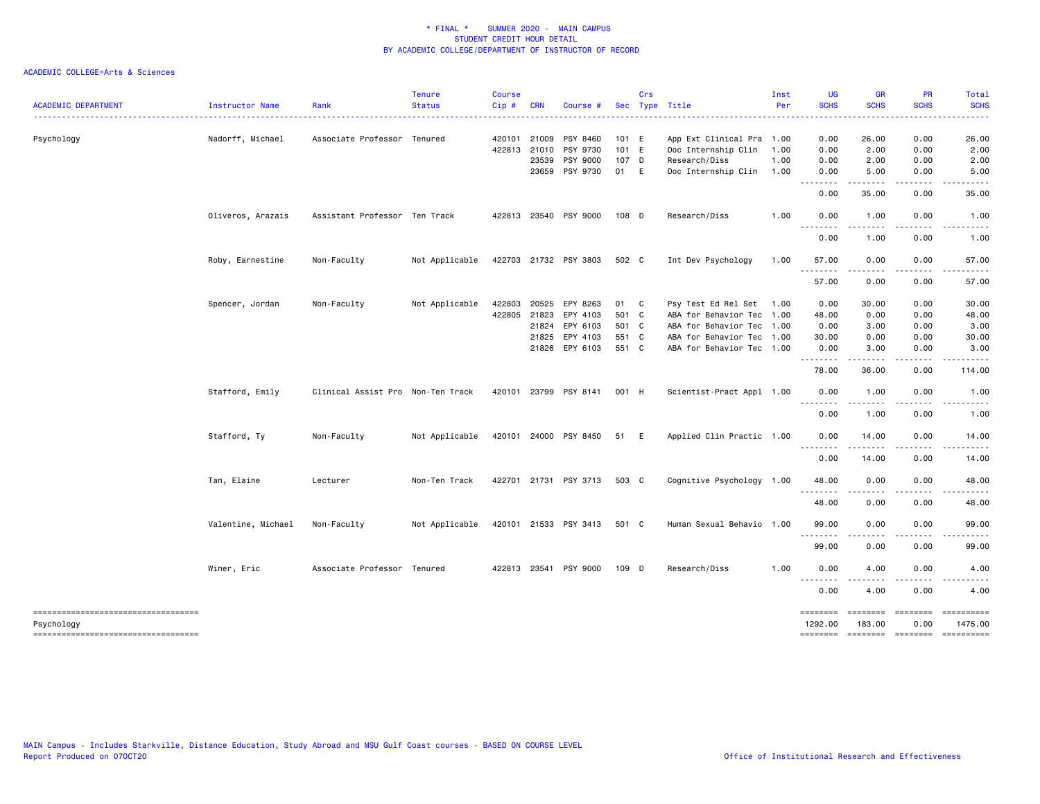\* FINAL \* SUMMER 2020 - MAIN CAMPUS
STUDENT CREDIT HOUR DETAIL
BY ACADEMIC COLLEGE/DEPARTMENT OF INSTRUCTOR OF RECORD

ACADEMIC COLLEGE=Arts & Sciences

| ACADEMIC DEPARTMENT | Instructor Name | Rank | Tenure Status | Course Cip # | CRN | Course # | Sec | Crs Type | Title | Inst Per | UG SCHS | GR SCHS | PR SCHS | Total SCHS |
|---|---|---|---|---|---|---|---|---|---|---|---|---|---|---|
| Psychology | Nadorff, Michael | Associate Professor | Tenured | 420101 | 21009 | PSY 8460 | 101 | E | App Ext Clinical Pra | 1.00 | 0.00 | 26.00 | 0.00 | 26.00 |
| | | | | 422813 | 21010 | PSY 9730 | 101 | E | Doc Internship Clin | 1.00 | 0.00 | 2.00 | 0.00 | 2.00 |
| | | | | | 23539 | PSY 9000 | 107 | D | Research/Diss | 1.00 | 0.00 | 2.00 | 0.00 | 2.00 |
| | | | | | 23659 | PSY 9730 | 01 | E | Doc Internship Clin | 1.00 | 0.00 | 5.00 | 0.00 | 5.00 |
| | | | | | | | | | | | 0.00 | 35.00 | 0.00 | 35.00 |
| | Oliveros, Arazais | Assistant Professor | Ten Track | 422813 | 23540 | PSY 9000 | 108 | D | Research/Diss | 1.00 | 0.00 | 1.00 | 0.00 | 1.00 |
| | | | | | | | | | | | 0.00 | 1.00 | 0.00 | 1.00 |
| | Roby, Earnestine | Non-Faculty | Not Applicable | 422703 | 21732 | PSY 3803 | 502 | C | Int Dev Psychology | 1.00 | 57.00 | 0.00 | 0.00 | 57.00 |
| | | | | | | | | | | | 57.00 | 0.00 | 0.00 | 57.00 |
| | Spencer, Jordan | Non-Faculty | Not Applicable | 422803 | 20525 | EPY 8263 | 01 | C | Psy Test Ed Rel Set | 1.00 | 0.00 | 30.00 | 0.00 | 30.00 |
| | | | | 422805 | 21823 | EPY 4103 | 501 | C | ABA for Behavior Tec | 1.00 | 48.00 | 0.00 | 0.00 | 48.00 |
| | | | | | 21824 | EPY 6103 | 501 | C | ABA for Behavior Tec | 1.00 | 0.00 | 3.00 | 0.00 | 3.00 |
| | | | | | 21825 | EPY 4103 | 551 | C | ABA for Behavior Tec | 1.00 | 30.00 | 0.00 | 0.00 | 30.00 |
| | | | | | 21826 | EPY 6103 | 551 | C | ABA for Behavior Tec | 1.00 | 0.00 | 3.00 | 0.00 | 3.00 |
| | | | | | | | | | | | 78.00 | 36.00 | 0.00 | 114.00 |
| | Stafford, Emily | Clinical Assist Pro | Non-Ten Track | 420101 | 23799 | PSY 8141 | 001 | H | Scientist-Pract Appl | 1.00 | 0.00 | 1.00 | 0.00 | 1.00 |
| | | | | | | | | | | | 0.00 | 1.00 | 0.00 | 1.00 |
| | Stafford, Ty | Non-Faculty | Not Applicable | 420101 | 24000 | PSY 8450 | 51 | E | Applied Clin Practic | 1.00 | 0.00 | 14.00 | 0.00 | 14.00 |
| | | | | | | | | | | | 0.00 | 14.00 | 0.00 | 14.00 |
| | Tan, Elaine | Lecturer | Non-Ten Track | 422701 | 21731 | PSY 3713 | 503 | C | Cognitive Psychology | 1.00 | 48.00 | 0.00 | 0.00 | 48.00 |
| | | | | | | | | | | | 48.00 | 0.00 | 0.00 | 48.00 |
| | Valentine, Michael | Non-Faculty | Not Applicable | 420101 | 21533 | PSY 3413 | 501 | C | Human Sexual Behavio | 1.00 | 99.00 | 0.00 | 0.00 | 99.00 |
| | | | | | | | | | | | 99.00 | 0.00 | 0.00 | 99.00 |
| | Winer, Eric | Associate Professor | Tenured | 422813 | 23541 | PSY 9000 | 109 | D | Research/Diss | 1.00 | 0.00 | 4.00 | 0.00 | 4.00 |
| | | | | | | | | | | | 0.00 | 4.00 | 0.00 | 4.00 |
| Psychology | | | | | | | | | | | 1292.00 | 183.00 | 0.00 | 1475.00 |

MAIN Campus - Includes Starkville, Distance Education, Study Abroad and MSU Gulf Coast courses - BASED ON COURSE LEVEL
Report Produced on 07OCT20

Office of Institutional Research and Effectiveness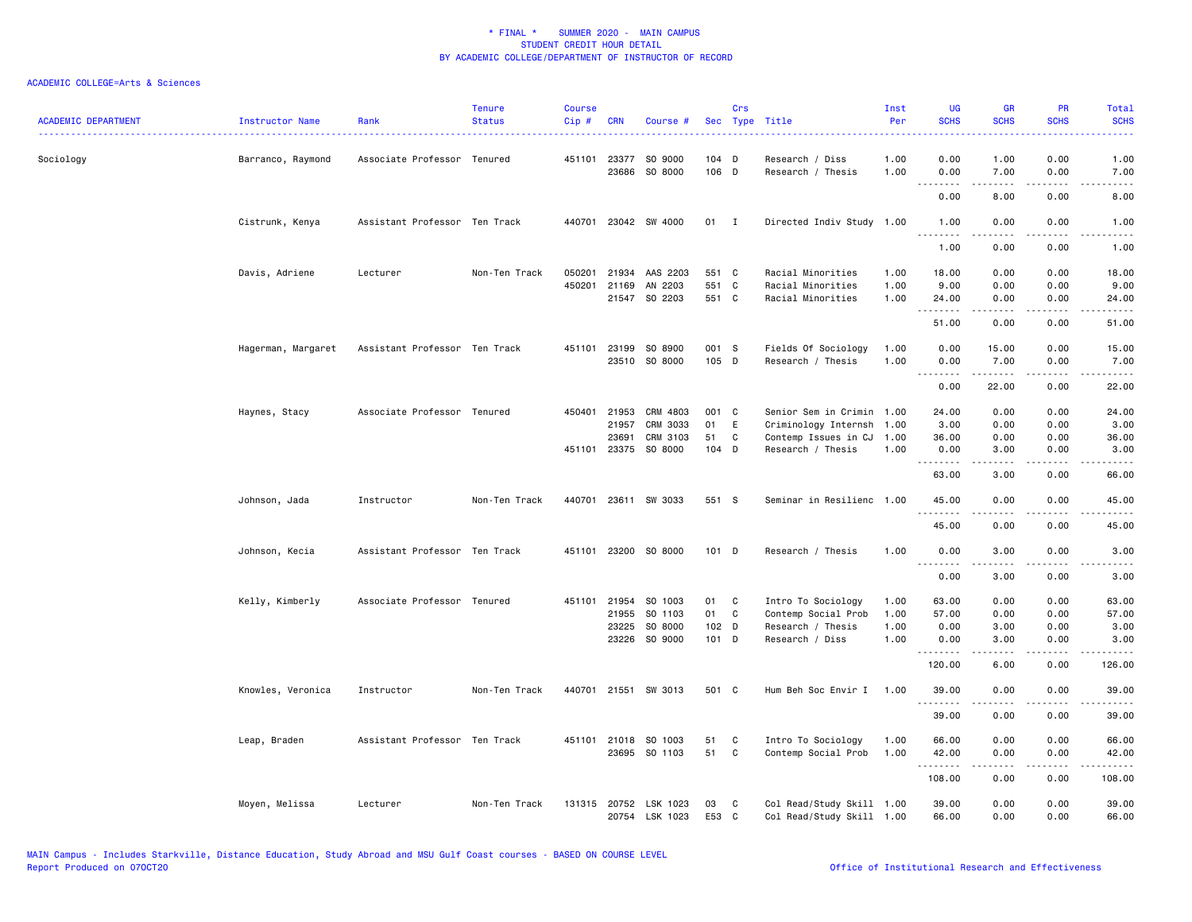\* FINAL \* SUMMER 2020 - MAIN CAMPUS
STUDENT CREDIT HOUR DETAIL
BY ACADEMIC COLLEGE/DEPARTMENT OF INSTRUCTOR OF RECORD

ACADEMIC COLLEGE=Arts & Sciences

| ACADEMIC DEPARTMENT | Instructor Name | Rank | Tenure Status | Course Cip # | CRN | Course # | Sec | Crs Type | Title | Inst Per | UG SCHS | GR SCHS | PR SCHS | Total SCHS |
|---|---|---|---|---|---|---|---|---|---|---|---|---|---|---|
| Sociology | Barranco, Raymond | Associate Professor | Tenured | 451101 | 23377 | SO 9000 | 104 | D | Research / Diss | 1.00 | 0.00 | 1.00 | 0.00 | 1.00 |
| | | | | | 23686 | SO 8000 | 106 | D | Research / Thesis | 1.00 | 0.00 | 7.00 | 0.00 | 7.00 |
| | | | | | | | | | | | 0.00 | 8.00 | 0.00 | 8.00 |
| | Cistrunk, Kenya | Assistant Professor | Ten Track | 440701 | 23042 | SW 4000 | 01 | I | Directed Indiv Study | 1.00 | 1.00 | 0.00 | 0.00 | 1.00 |
| | | | | | | | | | | | 1.00 | 0.00 | 0.00 | 1.00 |
| | Davis, Adriene | Lecturer | Non-Ten Track | 050201 | 21934 | AAS 2203 | 551 | C | Racial Minorities | 1.00 | 18.00 | 0.00 | 0.00 | 18.00 |
| | | | | 450201 | 21169 | AN 2203 | 551 | C | Racial Minorities | 1.00 | 9.00 | 0.00 | 0.00 | 9.00 |
| | | | | | 21547 | SO 2203 | 551 | C | Racial Minorities | 1.00 | 24.00 | 0.00 | 0.00 | 24.00 |
| | | | | | | | | | | | 51.00 | 0.00 | 0.00 | 51.00 |
| | Hagerman, Margaret | Assistant Professor | Ten Track | 451101 | 23199 | SO 8900 | 001 | S | Fields Of Sociology | 1.00 | 0.00 | 15.00 | 0.00 | 15.00 |
| | | | | | 23510 | SO 8000 | 105 | D | Research / Thesis | 1.00 | 0.00 | 7.00 | 0.00 | 7.00 |
| | | | | | | | | | | | 0.00 | 22.00 | 0.00 | 22.00 |
| | Haynes, Stacy | Associate Professor | Tenured | 450401 | 21953 | CRM 4803 | 001 | C | Senior Sem in Crimin | 1.00 | 24.00 | 0.00 | 0.00 | 24.00 |
| | | | | | 21957 | CRM 3033 | 01 | E | Criminology Internsh | 1.00 | 3.00 | 0.00 | 0.00 | 3.00 |
| | | | | | 23691 | CRM 3103 | 51 | C | Contemp Issues in CJ | 1.00 | 36.00 | 0.00 | 0.00 | 36.00 |
| | | | | 451101 | 23375 | SO 8000 | 104 | D | Research / Thesis | 1.00 | 0.00 | 3.00 | 0.00 | 3.00 |
| | | | | | | | | | | | 63.00 | 3.00 | 0.00 | 66.00 |
| | Johnson, Jada | Instructor | Non-Ten Track | 440701 | 23611 | SW 3033 | 551 | S | Seminar in Resilienc | 1.00 | 45.00 | 0.00 | 0.00 | 45.00 |
| | | | | | | | | | | | 45.00 | 0.00 | 0.00 | 45.00 |
| | Johnson, Kecia | Assistant Professor | Ten Track | 451101 | 23200 | SO 8000 | 101 | D | Research / Thesis | 1.00 | 0.00 | 3.00 | 0.00 | 3.00 |
| | | | | | | | | | | | 0.00 | 3.00 | 0.00 | 3.00 |
| | Kelly, Kimberly | Associate Professor | Tenured | 451101 | 21954 | SO 1003 | 01 | C | Intro To Sociology | 1.00 | 63.00 | 0.00 | 0.00 | 63.00 |
| | | | | | 21955 | SO 1103 | 01 | C | Contemp Social Prob | 1.00 | 57.00 | 0.00 | 0.00 | 57.00 |
| | | | | | 23225 | SO 8000 | 102 | D | Research / Thesis | 1.00 | 0.00 | 3.00 | 0.00 | 3.00 |
| | | | | | 23226 | SO 9000 | 101 | D | Research / Diss | 1.00 | 0.00 | 3.00 | 0.00 | 3.00 |
| | | | | | | | | | | | 120.00 | 6.00 | 0.00 | 126.00 |
| | Knowles, Veronica | Instructor | Non-Ten Track | 440701 | 21551 | SW 3013 | 501 | C | Hum Beh Soc Envir I | 1.00 | 39.00 | 0.00 | 0.00 | 39.00 |
| | | | | | | | | | | | 39.00 | 0.00 | 0.00 | 39.00 |
| | Leap, Braden | Assistant Professor | Ten Track | 451101 | 21018 | SO 1003 | 51 | C | Intro To Sociology | 1.00 | 66.00 | 0.00 | 0.00 | 66.00 |
| | | | | | 23695 | SO 1103 | 51 | C | Contemp Social Prob | 1.00 | 42.00 | 0.00 | 0.00 | 42.00 |
| | | | | | | | | | | | 108.00 | 0.00 | 0.00 | 108.00 |
| | Moyen, Melissa | Lecturer | Non-Ten Track | 131315 | 20752 | LSK 1023 | 03 | C | Col Read/Study Skill | 1.00 | 39.00 | 0.00 | 0.00 | 39.00 |
| | | | | | 20754 | LSK 1023 | E53 | C | Col Read/Study Skill | 1.00 | 66.00 | 0.00 | 0.00 | 66.00 |

MAIN Campus - Includes Starkville, Distance Education, Study Abroad and MSU Gulf Coast courses - BASED ON COURSE LEVEL
Report Produced on 07OCT20

Office of Institutional Research and Effectiveness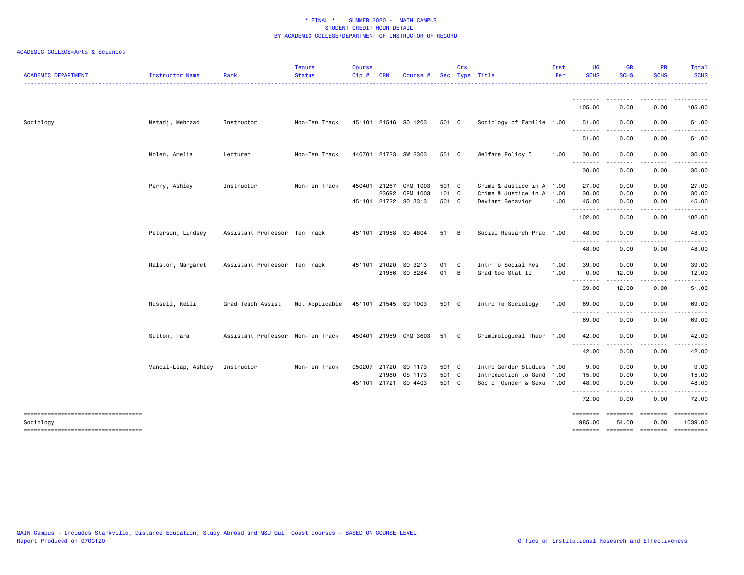\* FINAL \* SUMMER 2020 - MAIN CAMPUS
STUDENT CREDIT HOUR DETAIL
BY ACADEMIC COLLEGE/DEPARTMENT OF INSTRUCTOR OF RECORD

ACADEMIC COLLEGE=Arts & Sciences

| ACADEMIC DEPARTMENT | Instructor Name | Rank | Tenure Status | Course Cip # | CRN | Course # | Sec | Crs Type | Title | Inst Per | UG SCHS | GR SCHS | PR SCHS | Total SCHS |
|---|---|---|---|---|---|---|---|---|---|---|---|---|---|---|
| | | | | | | | | | | | 105.00 | 0.00 | 0.00 | 105.00 |
| Sociology | Netadj, Mehrzad | Instructor | Non-Ten Track | 451101 | 21546 | SO 1203 | 501 | C | Sociology of Familie | 1.00 | 51.00 | 0.00 | 0.00 | 51.00 |
| | | | | | | | | | | | 51.00 | 0.00 | 0.00 | 51.00 |
| | Nolen, Amelia | Lecturer | Non-Ten Track | 440701 | 21723 | SW 2303 | 551 | C | Welfare Policy I | 1.00 | 30.00 | 0.00 | 0.00 | 30.00 |
| | | | | | | | | | | | 30.00 | 0.00 | 0.00 | 30.00 |
| | Perry, Ashley | Instructor | Non-Ten Track | 450401 | 21267 | CRM 1003 | 501 | C | Crime & Justice in A | 1.00 | 27.00 | 0.00 | 0.00 | 27.00 |
| | | | | | 23692 | CRM 1003 | 101 | C | Crime & Justice in A | 1.00 | 30.00 | 0.00 | 0.00 | 30.00 |
| | | | | 451101 | 21722 | SO 3313 | 501 | C | Deviant Behavior | 1.00 | 45.00 | 0.00 | 0.00 | 45.00 |
| | | | | | | | | | | | 102.00 | 0.00 | 0.00 | 102.00 |
| | Peterson, Lindsey | Assistant Professor | Ten Track | 451101 | 21958 | SO 4804 | 51 | B | Social Research Prac | 1.00 | 48.00 | 0.00 | 0.00 | 48.00 |
| | | | | | | | | | | | 48.00 | 0.00 | 0.00 | 48.00 |
| | Ralston, Margaret | Assistant Professor | Ten Track | 451101 | 21020 | SO 3213 | 01 | C | Intr To Social Res | 1.00 | 39.00 | 0.00 | 0.00 | 39.00 |
| | | | | | 21956 | SO 8284 | 01 | B | Grad Soc Stat II | 1.00 | 0.00 | 12.00 | 0.00 | 12.00 |
| | | | | | | | | | | | 39.00 | 12.00 | 0.00 | 51.00 |
| | Russell, Kelli | Grad Teach Assist | Not Applicable | 451101 | 21545 | SO 1003 | 501 | C | Intro To Sociology | 1.00 | 69.00 | 0.00 | 0.00 | 69.00 |
| | | | | | | | | | | | 69.00 | 0.00 | 0.00 | 69.00 |
| | Sutton, Tara | Assistant Professor | Non-Ten Track | 450401 | 21959 | CRM 3603 | 51 | C | Criminological Theor | 1.00 | 42.00 | 0.00 | 0.00 | 42.00 |
| | | | | | | | | | | | 42.00 | 0.00 | 0.00 | 42.00 |
| | Vancil-Leap, Ashley | Instructor | Non-Ten Track | 050207 | 21720 | SO 1173 | 501 | C | Intro Gender Studies | 1.00 | 9.00 | 0.00 | 0.00 | 9.00 |
| | | | | | 21960 | GS 1173 | 501 | C | Introduction to Gend | 1.00 | 15.00 | 0.00 | 0.00 | 15.00 |
| | | | | 451101 | 21721 | SO 4403 | 501 | C | Soc of Gender & Sexu | 1.00 | 48.00 | 0.00 | 0.00 | 48.00 |
| | | | | | | | | | | | 72.00 | 0.00 | 0.00 | 72.00 |
| Sociology | | | | | | | | | | | 985.00 | 54.00 | 0.00 | 1039.00 |

MAIN Campus - Includes Starkville, Distance Education, Study Abroad and MSU Gulf Coast courses - BASED ON COURSE LEVEL
Report Produced on 07OCT20 Office of Institutional Research and Effectiveness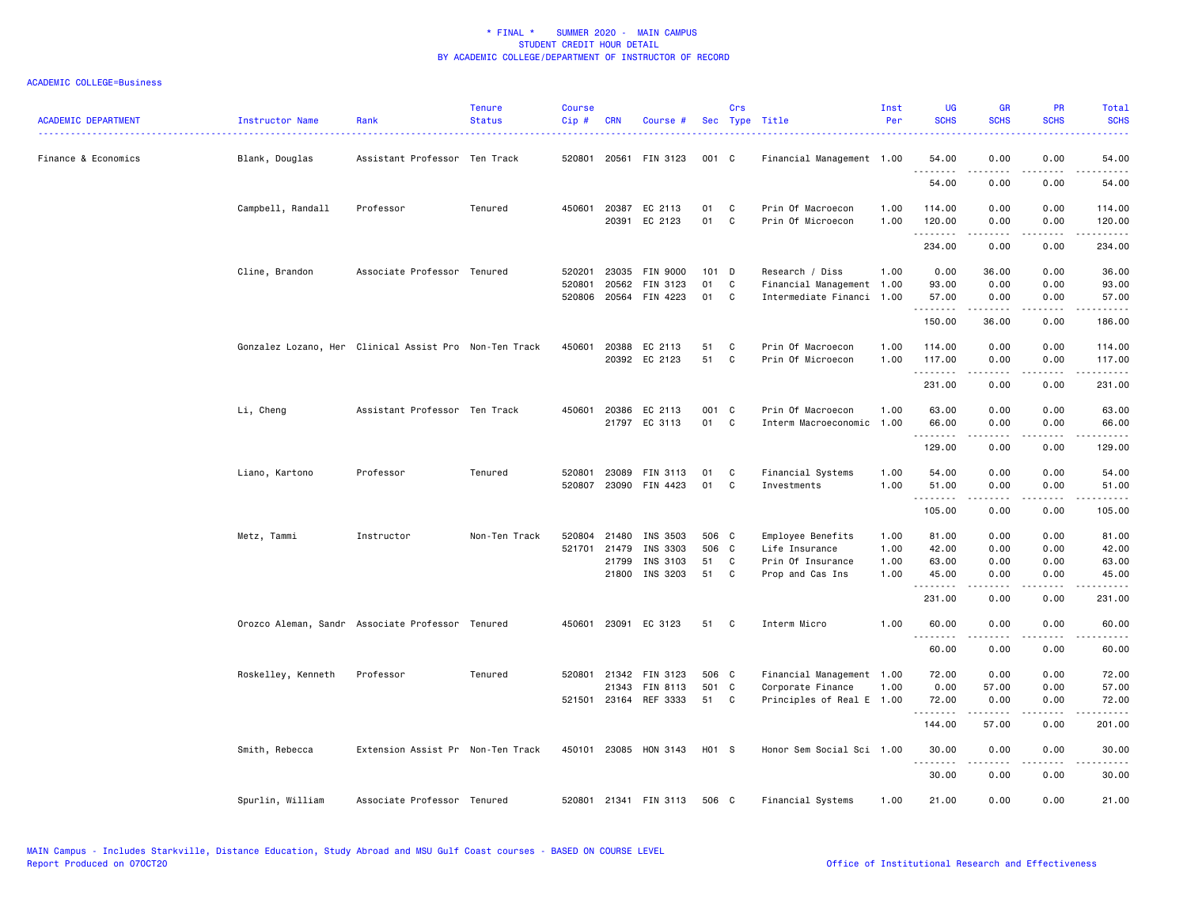\* FINAL \* SUMMER 2020 - MAIN CAMPUS
STUDENT CREDIT HOUR DETAIL
BY ACADEMIC COLLEGE/DEPARTMENT OF INSTRUCTOR OF RECORD

ACADEMIC COLLEGE=Business

| ACADEMIC DEPARTMENT | Instructor Name | Rank | Tenure Status | Course Cip # | CRN | Course # | Sec | Crs Type | Title | Inst Per | UG SCHS | GR SCHS | PR SCHS | Total SCHS |
|---|---|---|---|---|---|---|---|---|---|---|---|---|---|---|
| Finance & Economics | Blank, Douglas | Assistant Professor | Ten Track | 520801 | 20561 | FIN 3123 | 001 | C | Financial Management | 1.00 | 54.00 | 0.00 | 0.00 | 54.00 |
| | | | | | | | | | | | 54.00 | 0.00 | 0.00 | 54.00 |
| | Campbell, Randall | Professor | Tenured | 450601 | 20387 | EC 2113 | 01 | C | Prin Of Macroecon | 1.00 | 114.00 | 0.00 | 0.00 | 114.00 |
| | | | | | 20391 | EC 2123 | 01 | C | Prin Of Microecon | 1.00 | 120.00 | 0.00 | 0.00 | 120.00 |
| | | | | | | | | | | | 234.00 | 0.00 | 0.00 | 234.00 |
| | Cline, Brandon | Associate Professor | Tenured | 520201 | 23035 | FIN 9000 | 101 | D | Research / Diss | 1.00 | 0.00 | 36.00 | 0.00 | 36.00 |
| | | | | 520801 | 20562 | FIN 3123 | 01 | C | Financial Management | 1.00 | 93.00 | 0.00 | 0.00 | 93.00 |
| | | | | 520806 | 20564 | FIN 4223 | 01 | C | Intermediate Financi | 1.00 | 57.00 | 0.00 | 0.00 | 57.00 |
| | | | | | | | | | | | 150.00 | 36.00 | 0.00 | 186.00 |
| | Gonzalez Lozano, Her | Clinical Assist Pro | Non-Ten Track | 450601 | 20388 | EC 2113 | 51 | C | Prin Of Macroecon | 1.00 | 114.00 | 0.00 | 0.00 | 114.00 |
| | | | | | 20392 | EC 2123 | 51 | C | Prin Of Microecon | 1.00 | 117.00 | 0.00 | 0.00 | 117.00 |
| | | | | | | | | | | | 231.00 | 0.00 | 0.00 | 231.00 |
| | Li, Cheng | Assistant Professor | Ten Track | 450601 | 20386 | EC 2113 | 001 | C | Prin Of Macroecon | 1.00 | 63.00 | 0.00 | 0.00 | 63.00 |
| | | | | | 21797 | EC 3113 | 01 | C | Interm Macroeconomic | 1.00 | 66.00 | 0.00 | 0.00 | 66.00 |
| | | | | | | | | | | | 129.00 | 0.00 | 0.00 | 129.00 |
| | Liano, Kartono | Professor | Tenured | 520801 | 23089 | FIN 3113 | 01 | C | Financial Systems | 1.00 | 54.00 | 0.00 | 0.00 | 54.00 |
| | | | | 520807 | 23090 | FIN 4423 | 01 | C | Investments | 1.00 | 51.00 | 0.00 | 0.00 | 51.00 |
| | | | | | | | | | | | 105.00 | 0.00 | 0.00 | 105.00 |
| | Metz, Tammi | Instructor | Non-Ten Track | 520804 | 21480 | INS 3503 | 506 | C | Employee Benefits | 1.00 | 81.00 | 0.00 | 0.00 | 81.00 |
| | | | | 521701 | 21479 | INS 3303 | 506 | C | Life Insurance | 1.00 | 42.00 | 0.00 | 0.00 | 42.00 |
| | | | | | 21799 | INS 3103 | 51 | C | Prin Of Insurance | 1.00 | 63.00 | 0.00 | 0.00 | 63.00 |
| | | | | | 21800 | INS 3203 | 51 | C | Prop and Cas Ins | 1.00 | 45.00 | 0.00 | 0.00 | 45.00 |
| | | | | | | | | | | | 231.00 | 0.00 | 0.00 | 231.00 |
| | Orozco Aleman, Sandr | Associate Professor | Tenured | 450601 | 23091 | EC 3123 | 51 | C | Interm Micro | 1.00 | 60.00 | 0.00 | 0.00 | 60.00 |
| | | | | | | | | | | | 60.00 | 0.00 | 0.00 | 60.00 |
| | Roskelley, Kenneth | Professor | Tenured | 520801 | 21342 | FIN 3123 | 506 | C | Financial Management | 1.00 | 72.00 | 0.00 | 0.00 | 72.00 |
| | | | | | 21343 | FIN 8113 | 501 | C | Corporate Finance | 1.00 | 0.00 | 57.00 | 0.00 | 57.00 |
| | | | | 521501 | 23164 | REF 3333 | 51 | C | Principles of Real E | 1.00 | 72.00 | 0.00 | 0.00 | 72.00 |
| | | | | | | | | | | | 144.00 | 57.00 | 0.00 | 201.00 |
| | Smith, Rebecca | Extension Assist Pr | Non-Ten Track | 450101 | 23085 | HON 3143 | H01 | S | Honor Sem Social Sci | 1.00 | 30.00 | 0.00 | 0.00 | 30.00 |
| | | | | | | | | | | | 30.00 | 0.00 | 0.00 | 30.00 |
| | Spurlin, William | Associate Professor | Tenured | 520801 | 21341 | FIN 3113 | 506 | C | Financial Systems | 1.00 | 21.00 | 0.00 | 0.00 | 21.00 |

MAIN Campus - Includes Starkville, Distance Education, Study Abroad and MSU Gulf Coast courses - BASED ON COURSE LEVEL
Report Produced on 07OCT20 Office of Institutional Research and Effectiveness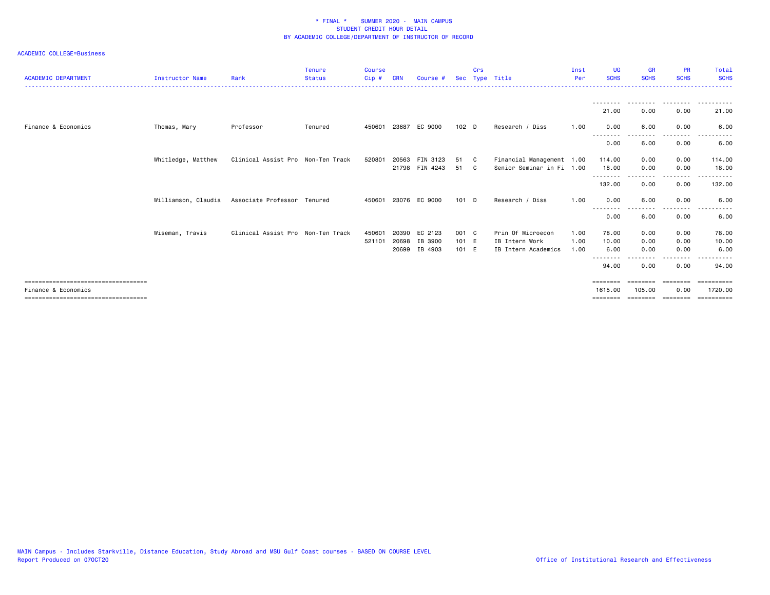* FINAL * SUMMER 2020 - MAIN CAMPUS
STUDENT CREDIT HOUR DETAIL
BY ACADEMIC COLLEGE/DEPARTMENT OF INSTRUCTOR OF RECORD

ACADEMIC COLLEGE=Business

| ACADEMIC DEPARTMENT | Instructor Name | Rank | Tenure Status | Course Cip # | CRN | Course # | Sec | Crs Type | Title | Inst Per | UG SCHS | GR SCHS | PR SCHS | Total SCHS |
|---|---|---|---|---|---|---|---|---|---|---|---|---|---|---|
| | | | | | | | | | | | 21.00 | 0.00 | 0.00 | 21.00 |
| Finance & Economics | Thomas, Mary | Professor | Tenured | 450601 | 23687 | EC 9000 | 102 | D | Research / Diss | 1.00 | 0.00 | 6.00 | 0.00 | 6.00 |
| | | | | | | | | | | | 0.00 | 6.00 | 0.00 | 6.00 |
| | Whitledge, Matthew | Clinical Assist Pro | Non-Ten Track | 520801 | 20563 | FIN 3123 | 51 | C | Financial Management | 1.00 | 114.00 | 0.00 | 0.00 | 114.00 |
| | | | | | 21798 | FIN 4243 | 51 | C | Senior Seminar in Fi | 1.00 | 18.00 | 0.00 | 0.00 | 18.00 |
| | | | | | | | | | | | 132.00 | 0.00 | 0.00 | 132.00 |
| | Williamson, Claudia | Associate Professor | Tenured | 450601 | 23076 | EC 9000 | 101 | D | Research / Diss | 1.00 | 0.00 | 6.00 | 0.00 | 6.00 |
| | | | | | | | | | | | 0.00 | 6.00 | 0.00 | 6.00 |
| | Wiseman, Travis | Clinical Assist Pro | Non-Ten Track | 450601 | 20390 | EC 2123 | 001 | C | Prin Of Microecon | 1.00 | 78.00 | 0.00 | 0.00 | 78.00 |
| | | | | 521101 | 20698 | IB 3900 | 101 | E | IB Intern Work | 1.00 | 10.00 | 0.00 | 0.00 | 10.00 |
| | | | | | 20699 | IB 4903 | 101 | E | IB Intern Academics | 1.00 | 6.00 | 0.00 | 0.00 | 6.00 |
| | | | | | | | | | | | 94.00 | 0.00 | 0.00 | 94.00 |
| Finance & Economics | | | | | | | | | | | 1615.00 | 105.00 | 0.00 | 1720.00 |

MAIN Campus - Includes Starkville, Distance Education, Study Abroad and MSU Gulf Coast courses - BASED ON COURSE LEVEL
Report Produced on 07OCT20

Office of Institutional Research and Effectiveness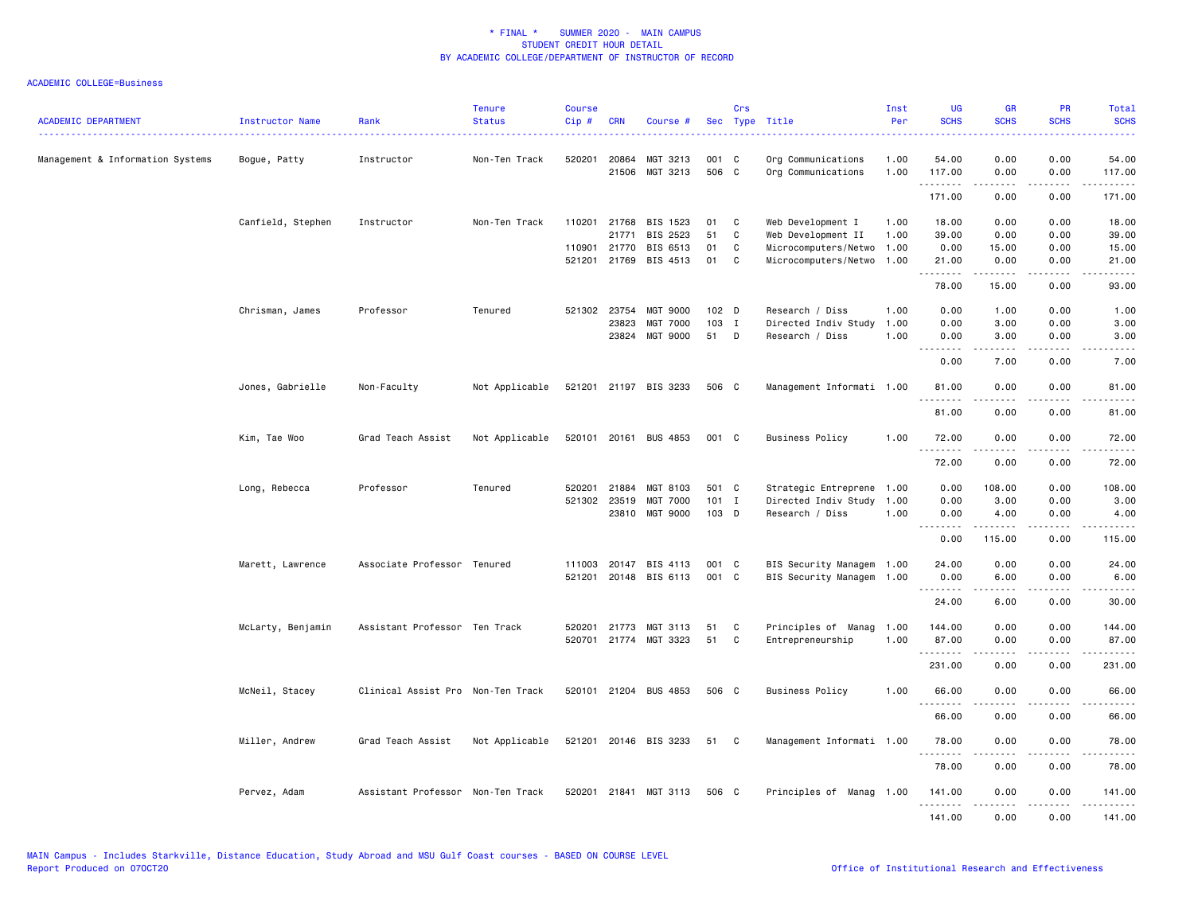\* FINAL \* SUMMER 2020 - MAIN CAMPUS
STUDENT CREDIT HOUR DETAIL
BY ACADEMIC COLLEGE/DEPARTMENT OF INSTRUCTOR OF RECORD

ACADEMIC COLLEGE=Business

| ACADEMIC DEPARTMENT | Instructor Name | Rank | Tenure Status | Course Cip # | CRN | Course # | Sec | Crs Type | Title | Inst Per | UG SCHS | GR SCHS | PR SCHS | Total SCHS |
|---|---|---|---|---|---|---|---|---|---|---|---|---|---|---|
| Management & Information Systems | Bogue, Patty | Instructor | Non-Ten Track | 520201 | 20864 | MGT 3213 | 001 | C | Org Communications | 1.00 | 54.00 | 0.00 | 0.00 | 54.00 |
| | | | | | 21506 | MGT 3213 | 506 | C | Org Communications | 1.00 | 117.00 | 0.00 | 0.00 | 117.00 |
| | | | | | | | | | | | 171.00 | 0.00 | 0.00 | 171.00 |
| | Canfield, Stephen | Instructor | Non-Ten Track | 110201 | 21768 | BIS 1523 | 01 | C | Web Development I | 1.00 | 18.00 | 0.00 | 0.00 | 18.00 |
| | | | | | 21771 | BIS 2523 | 51 | C | Web Development II | 1.00 | 39.00 | 0.00 | 0.00 | 39.00 |
| | | | | 110901 | 21770 | BIS 6513 | 01 | C | Microcomputers/Netwo | 1.00 | 0.00 | 15.00 | 0.00 | 15.00 |
| | | | | 521201 | 21769 | BIS 4513 | 01 | C | Microcomputers/Netwo | 1.00 | 21.00 | 0.00 | 0.00 | 21.00 |
| | | | | | | | | | | | 78.00 | 15.00 | 0.00 | 93.00 |
| | Chrisman, James | Professor | Tenured | 521302 | 23754 | MGT 9000 | 102 | D | Research / Diss | 1.00 | 0.00 | 1.00 | 0.00 | 1.00 |
| | | | | | 23823 | MGT 7000 | 103 | I | Directed Indiv Study | 1.00 | 0.00 | 3.00 | 0.00 | 3.00 |
| | | | | | 23824 | MGT 9000 | 51 | D | Research / Diss | 1.00 | 0.00 | 3.00 | 0.00 | 3.00 |
| | | | | | | | | | | | 0.00 | 7.00 | 0.00 | 7.00 |
| | Jones, Gabrielle | Non-Faculty | Not Applicable | 521201 | 21197 | BIS 3233 | 506 | C | Management Informati | 1.00 | 81.00 | 0.00 | 0.00 | 81.00 |
| | | | | | | | | | | | 81.00 | 0.00 | 0.00 | 81.00 |
| | Kim, Tae Woo | Grad Teach Assist | Not Applicable | 520101 | 20161 | BUS 4853 | 001 | C | Business Policy | 1.00 | 72.00 | 0.00 | 0.00 | 72.00 |
| | | | | | | | | | | | 72.00 | 0.00 | 0.00 | 72.00 |
| | Long, Rebecca | Professor | Tenured | 520201 | 21884 | MGT 8103 | 501 | C | Strategic Entreprene | 1.00 | 0.00 | 108.00 | 0.00 | 108.00 |
| | | | | 521302 | 23519 | MGT 7000 | 101 | I | Directed Indiv Study | 1.00 | 0.00 | 3.00 | 0.00 | 3.00 |
| | | | | | 23810 | MGT 9000 | 103 | D | Research / Diss | 1.00 | 0.00 | 4.00 | 0.00 | 4.00 |
| | | | | | | | | | | | 0.00 | 115.00 | 0.00 | 115.00 |
| | Marett, Lawrence | Associate Professor | Tenured | 111003 | 20147 | BIS 4113 | 001 | C | BIS Security Managem | 1.00 | 24.00 | 0.00 | 0.00 | 24.00 |
| | | | | 521201 | 20148 | BIS 6113 | 001 | C | BIS Security Managem | 1.00 | 0.00 | 6.00 | 0.00 | 6.00 |
| | | | | | | | | | | | 24.00 | 6.00 | 0.00 | 30.00 |
| | McLarty, Benjamin | Assistant Professor | Ten Track | 520201 | 21773 | MGT 3113 | 51 | C | Principles of Manag | 1.00 | 144.00 | 0.00 | 0.00 | 144.00 |
| | | | | 520701 | 21774 | MGT 3323 | 51 | C | Entrepreneurship | 1.00 | 87.00 | 0.00 | 0.00 | 87.00 |
| | | | | | | | | | | | 231.00 | 0.00 | 0.00 | 231.00 |
| | McNeil, Stacey | Clinical Assist Pro | Non-Ten Track | 520101 | 21204 | BUS 4853 | 506 | C | Business Policy | 1.00 | 66.00 | 0.00 | 0.00 | 66.00 |
| | | | | | | | | | | | 66.00 | 0.00 | 0.00 | 66.00 |
| | Miller, Andrew | Grad Teach Assist | Not Applicable | 521201 | 20146 | BIS 3233 | 51 | C | Management Informati | 1.00 | 78.00 | 0.00 | 0.00 | 78.00 |
| | | | | | | | | | | | 78.00 | 0.00 | 0.00 | 78.00 |
| | Pervez, Adam | Assistant Professor | Non-Ten Track | 520201 | 21841 | MGT 3113 | 506 | C | Principles of Manag | 1.00 | 141.00 | 0.00 | 0.00 | 141.00 |
| | | | | | | | | | | | 141.00 | 0.00 | 0.00 | 141.00 |

MAIN Campus - Includes Starkville, Distance Education, Study Abroad and MSU Gulf Coast courses - BASED ON COURSE LEVEL
Report Produced on 07OCT20 Office of Institutional Research and Effectiveness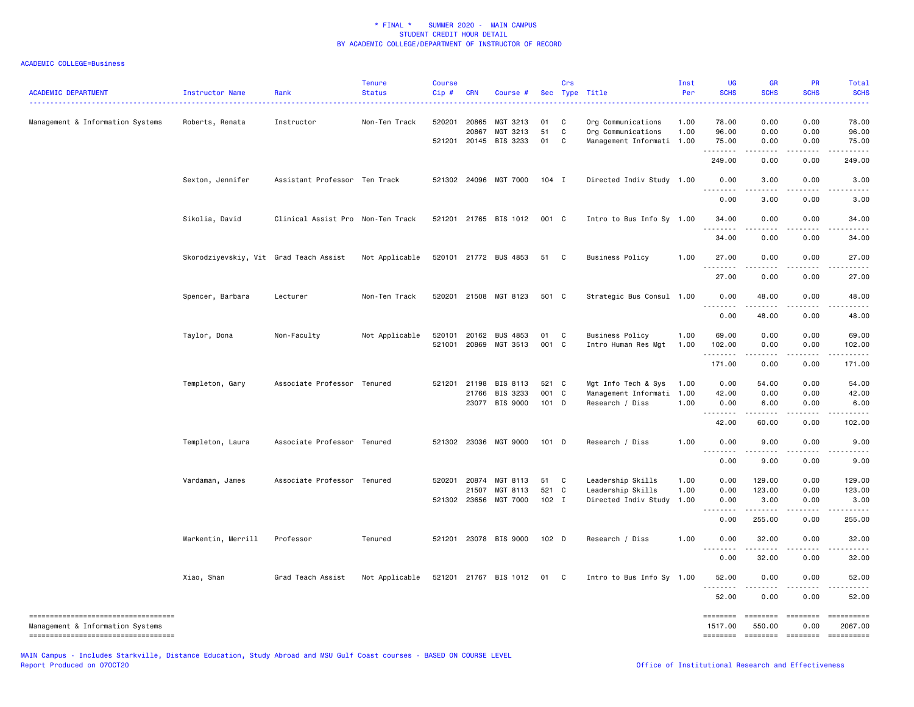\* FINAL \* SUMMER 2020 - MAIN CAMPUS
STUDENT CREDIT HOUR DETAIL
BY ACADEMIC COLLEGE/DEPARTMENT OF INSTRUCTOR OF RECORD

ACADEMIC COLLEGE=Business

| ACADEMIC DEPARTMENT | Instructor Name | Rank | Tenure Status | Course Cip # | CRN | Course # | Sec | Crs Type | Title | Inst Per | UG SCHS | GR SCHS | PR SCHS | Total SCHS |
|---|---|---|---|---|---|---|---|---|---|---|---|---|---|---|
| Management & Information Systems | Roberts, Renata | Instructor | Non-Ten Track | 520201 | 20865 | MGT 3213 | 01 | C | Org Communications | 1.00 | 78.00 | 0.00 | 0.00 | 78.00 |
| | | | | | 20867 | MGT 3213 | 51 | C | Org Communications | 1.00 | 96.00 | 0.00 | 0.00 | 96.00 |
| | | | | 521201 | 20145 | BIS 3233 | 01 | C | Management Informati | 1.00 | 75.00 | 0.00 | 0.00 | 75.00 |
| | | | | | | | | | | | 249.00 | 0.00 | 0.00 | 249.00 |
| | Sexton, Jennifer | Assistant Professor | Ten Track | 521302 | 24096 | MGT 7000 | 104 | I | Directed Indiv Study | 1.00 | 0.00 | 3.00 | 0.00 | 3.00 |
| | | | | | | | | | | | 0.00 | 3.00 | 0.00 | 3.00 |
| | Sikolia, David | Clinical Assist Pro | Non-Ten Track | 521201 | 21765 | BIS 1012 | 001 | C | Intro to Bus Info Sy | 1.00 | 34.00 | 0.00 | 0.00 | 34.00 |
| | | | | | | | | | | | 34.00 | 0.00 | 0.00 | 34.00 |
| | Skorodziyevskiy, Vit | Grad Teach Assist | Not Applicable | 520101 | 21772 | BUS 4853 | 51 | C | Business Policy | 1.00 | 27.00 | 0.00 | 0.00 | 27.00 |
| | | | | | | | | | | | 27.00 | 0.00 | 0.00 | 27.00 |
| | Spencer, Barbara | Lecturer | Non-Ten Track | 520201 | 21508 | MGT 8123 | 501 | C | Strategic Bus Consul | 1.00 | 0.00 | 48.00 | 0.00 | 48.00 |
| | | | | | | | | | | | 0.00 | 48.00 | 0.00 | 48.00 |
| | Taylor, Dona | Non-Faculty | Not Applicable | 520101 | 20162 | BUS 4853 | 01 | C | Business Policy | 1.00 | 69.00 | 0.00 | 0.00 | 69.00 |
| | | | | 521001 | 20869 | MGT 3513 | 001 | C | Intro Human Res Mgt | 1.00 | 102.00 | 0.00 | 0.00 | 102.00 |
| | | | | | | | | | | | 171.00 | 0.00 | 0.00 | 171.00 |
| | Templeton, Gary | Associate Professor | Tenured | 521201 | 21198 | BIS 8113 | 521 | C | Mgt Info Tech & Sys | 1.00 | 0.00 | 54.00 | 0.00 | 54.00 |
| | | | | | 21766 | BIS 3233 | 001 | C | Management Informati | 1.00 | 42.00 | 0.00 | 0.00 | 42.00 |
| | | | | | 23077 | BIS 9000 | 101 | D | Research / Diss | 1.00 | 0.00 | 6.00 | 0.00 | 6.00 |
| | | | | | | | | | | | 42.00 | 60.00 | 0.00 | 102.00 |
| | Templeton, Laura | Associate Professor | Tenured | 521302 | 23036 | MGT 9000 | 101 | D | Research / Diss | 1.00 | 0.00 | 9.00 | 0.00 | 9.00 |
| | | | | | | | | | | | 0.00 | 9.00 | 0.00 | 9.00 |
| | Vardaman, James | Associate Professor | Tenured | 520201 | 20874 | MGT 8113 | 51 | C | Leadership Skills | 1.00 | 0.00 | 129.00 | 0.00 | 129.00 |
| | | | | | 21507 | MGT 8113 | 521 | C | Leadership Skills | 1.00 | 0.00 | 123.00 | 0.00 | 123.00 |
| | | | | 521302 | 23656 | MGT 7000 | 102 | I | Directed Indiv Study | 1.00 | 0.00 | 3.00 | 0.00 | 3.00 |
| | | | | | | | | | | | 0.00 | 255.00 | 0.00 | 255.00 |
| | Warkentin, Merrill | Professor | Tenured | 521201 | 23078 | BIS 9000 | 102 | D | Research / Diss | 1.00 | 0.00 | 32.00 | 0.00 | 32.00 |
| | | | | | | | | | | | 0.00 | 32.00 | 0.00 | 32.00 |
| | Xiao, Shan | Grad Teach Assist | Not Applicable | 521201 | 21767 | BIS 1012 | 01 | C | Intro to Bus Info Sy | 1.00 | 52.00 | 0.00 | 0.00 | 52.00 |
| | | | | | | | | | | | 52.00 | 0.00 | 0.00 | 52.00 |
| Management & Information Systems | | | | | | | | | | | 1517.00 | 550.00 | 0.00 | 2067.00 |

MAIN Campus - Includes Starkville, Distance Education, Study Abroad and MSU Gulf Coast courses - BASED ON COURSE LEVEL
Report Produced on 07OCT20

Office of Institutional Research and Effectiveness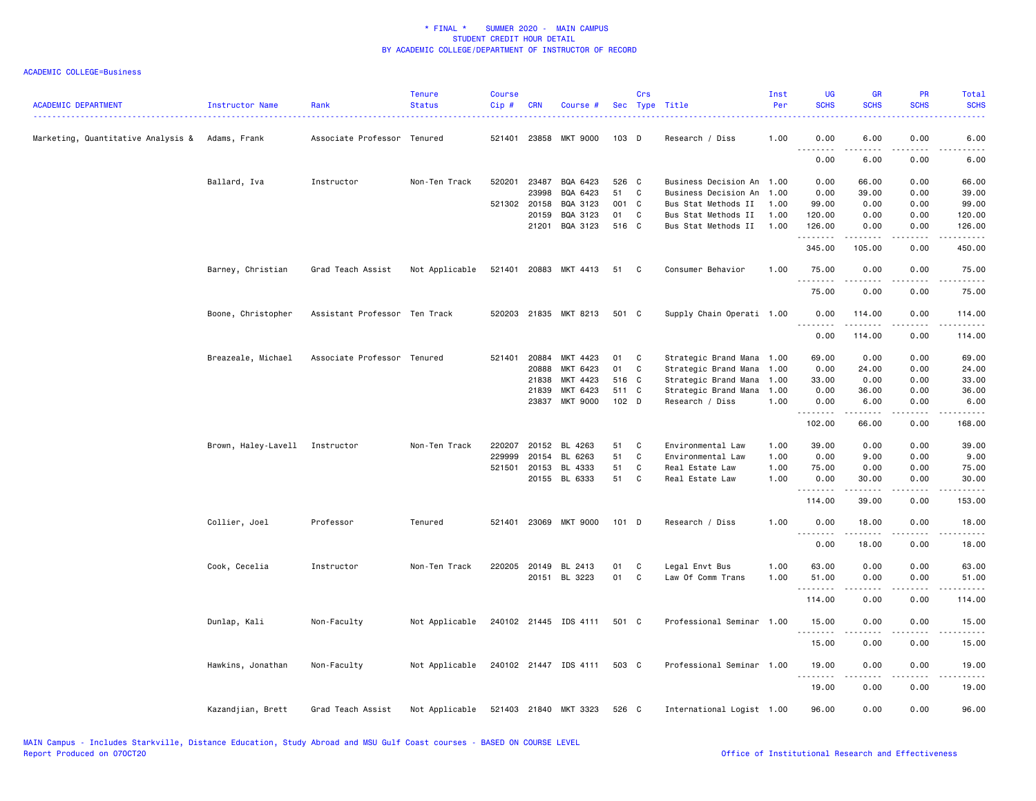\* FINAL \* SUMMER 2020 - MAIN CAMPUS
STUDENT CREDIT HOUR DETAIL
BY ACADEMIC COLLEGE/DEPARTMENT OF INSTRUCTOR OF RECORD

ACADEMIC COLLEGE=Business

| ACADEMIC DEPARTMENT | Instructor Name | Rank | Tenure Status | Course Cip # | CRN | Course # | Sec | Crs Type | Title | Inst Per | UG SCHS | GR SCHS | PR SCHS | Total SCHS |
|---|---|---|---|---|---|---|---|---|---|---|---|---|---|---|
| Marketing, Quantitative Analysis & | Adams, Frank | Associate Professor | Tenured | 521401 | 23858 | MKT 9000 | 103 | D | Research / Diss | 1.00 | 0.00 | 6.00 | 0.00 | 6.00 |
| | | | | | | | | | | | 0.00 | 6.00 | 0.00 | 6.00 |
| | Ballard, Iva | Instructor | Non-Ten Track | 520201 | 23487 | BQA 6423 | 526 | C | Business Decision An | 1.00 | 0.00 | 66.00 | 0.00 | 66.00 |
| | | | | | 23998 | BQA 6423 | 51 | C | Business Decision An | 1.00 | 0.00 | 39.00 | 0.00 | 39.00 |
| | | | | 521302 | 20158 | BQA 3123 | 001 | C | Bus Stat Methods II | 1.00 | 99.00 | 0.00 | 0.00 | 99.00 |
| | | | | | 20159 | BQA 3123 | 01 | C | Bus Stat Methods II | 1.00 | 120.00 | 0.00 | 0.00 | 120.00 |
| | | | | | 21201 | BQA 3123 | 516 | C | Bus Stat Methods II | 1.00 | 126.00 | 0.00 | 0.00 | 126.00 |
| | | | | | | | | | | | 345.00 | 105.00 | 0.00 | 450.00 |
| | Barney, Christian | Grad Teach Assist | Not Applicable | 521401 | 20883 | MKT 4413 | 51 | C | Consumer Behavior | 1.00 | 75.00 | 0.00 | 0.00 | 75.00 |
| | | | | | | | | | | | 75.00 | 0.00 | 0.00 | 75.00 |
| | Boone, Christopher | Assistant Professor | Ten Track | 520203 | 21835 | MKT 8213 | 501 | C | Supply Chain Operati | 1.00 | 0.00 | 114.00 | 0.00 | 114.00 |
| | | | | | | | | | | | 0.00 | 114.00 | 0.00 | 114.00 |
| | Breazeale, Michael | Associate Professor | Tenured | 521401 | 20884 | MKT 4423 | 01 | C | Strategic Brand Mana | 1.00 | 69.00 | 0.00 | 0.00 | 69.00 |
| | | | | | 20888 | MKT 6423 | 01 | C | Strategic Brand Mana | 1.00 | 0.00 | 24.00 | 0.00 | 24.00 |
| | | | | | 21838 | MKT 4423 | 516 | C | Strategic Brand Mana | 1.00 | 33.00 | 0.00 | 0.00 | 33.00 |
| | | | | | 21839 | MKT 6423 | 511 | C | Strategic Brand Mana | 1.00 | 0.00 | 36.00 | 0.00 | 36.00 |
| | | | | | 23837 | MKT 9000 | 102 | D | Research / Diss | 1.00 | 0.00 | 6.00 | 0.00 | 6.00 |
| | | | | | | | | | | | 102.00 | 66.00 | 0.00 | 168.00 |
| | Brown, Haley-Lavell | Instructor | Non-Ten Track | 220207 | 20152 | BL 4263 | 51 | C | Environmental Law | 1.00 | 39.00 | 0.00 | 0.00 | 39.00 |
| | | | | 229999 | 20154 | BL 6263 | 51 | C | Environmental Law | 1.00 | 0.00 | 9.00 | 0.00 | 9.00 |
| | | | | 521501 | 20153 | BL 4333 | 51 | C | Real Estate Law | 1.00 | 75.00 | 0.00 | 0.00 | 75.00 |
| | | | | | 20155 | BL 6333 | 51 | C | Real Estate Law | 1.00 | 0.00 | 30.00 | 0.00 | 30.00 |
| | | | | | | | | | | | 114.00 | 39.00 | 0.00 | 153.00 |
| | Collier, Joel | Professor | Tenured | 521401 | 23069 | MKT 9000 | 101 | D | Research / Diss | 1.00 | 0.00 | 18.00 | 0.00 | 18.00 |
| | | | | | | | | | | | 0.00 | 18.00 | 0.00 | 18.00 |
| | Cook, Cecelia | Instructor | Non-Ten Track | 220205 | 20149 | BL 2413 | 01 | C | Legal Envt Bus | 1.00 | 63.00 | 0.00 | 0.00 | 63.00 |
| | | | | | 20151 | BL 3223 | 01 | C | Law Of Comm Trans | 1.00 | 51.00 | 0.00 | 0.00 | 51.00 |
| | | | | | | | | | | | 114.00 | 0.00 | 0.00 | 114.00 |
| | Dunlap, Kali | Non-Faculty | Not Applicable | 240102 | 21445 | IDS 4111 | 501 | C | Professional Seminar | 1.00 | 15.00 | 0.00 | 0.00 | 15.00 |
| | | | | | | | | | | | 15.00 | 0.00 | 0.00 | 15.00 |
| | Hawkins, Jonathan | Non-Faculty | Not Applicable | 240102 | 21447 | IDS 4111 | 503 | C | Professional Seminar | 1.00 | 19.00 | 0.00 | 0.00 | 19.00 |
| | | | | | | | | | | | 19.00 | 0.00 | 0.00 | 19.00 |
| | Kazandjian, Brett | Grad Teach Assist | Not Applicable | 521403 | 21840 | MKT 3323 | 526 | C | International Logist | 1.00 | 96.00 | 0.00 | 0.00 | 96.00 |

MAIN Campus - Includes Starkville, Distance Education, Study Abroad and MSU Gulf Coast courses - BASED ON COURSE LEVEL
Report Produced on 07OCT20

Office of Institutional Research and Effectiveness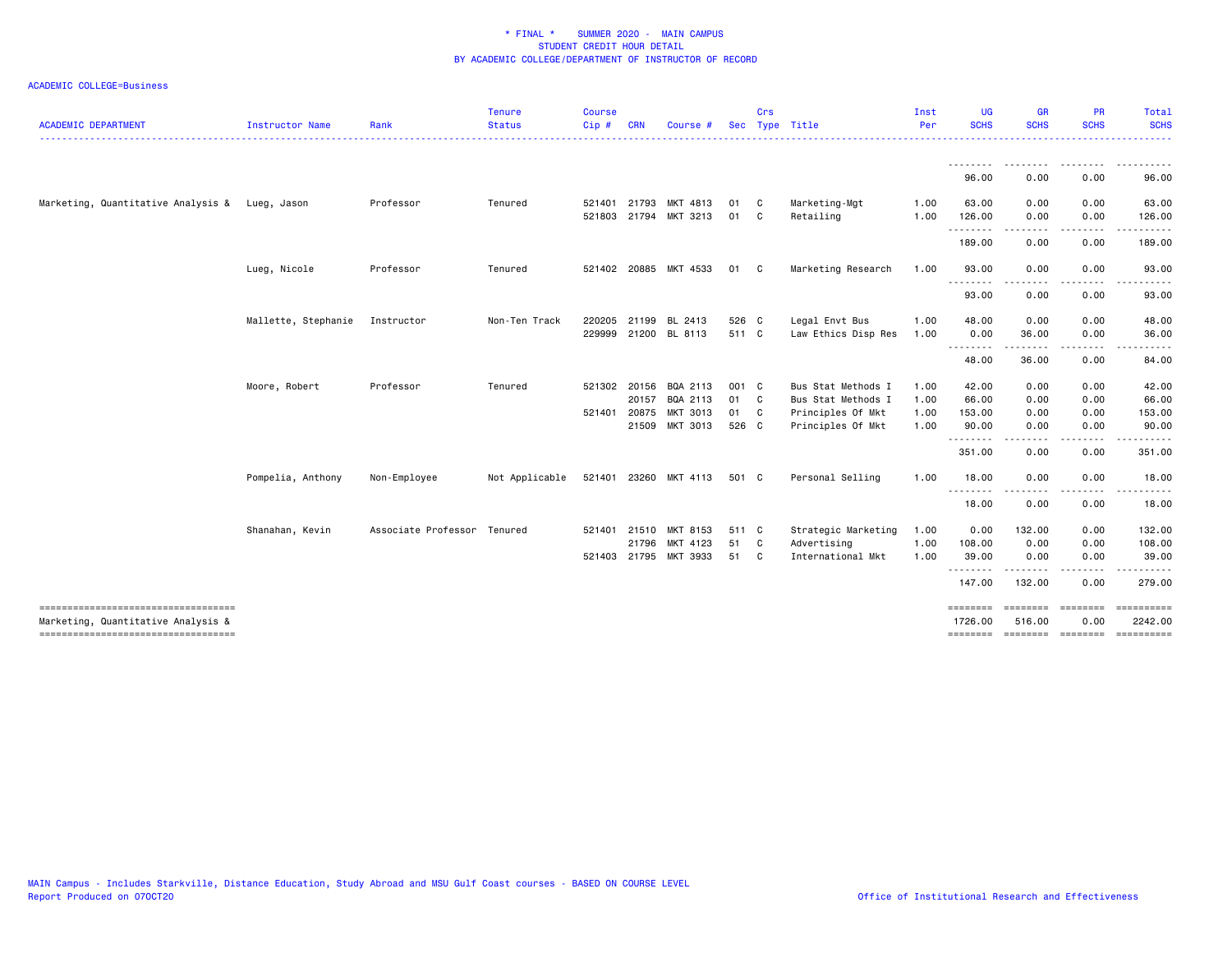\* FINAL \* SUMMER 2020 - MAIN CAMPUS
STUDENT CREDIT HOUR DETAIL
BY ACADEMIC COLLEGE/DEPARTMENT OF INSTRUCTOR OF RECORD

ACADEMIC COLLEGE=Business

| ACADEMIC DEPARTMENT | Instructor Name | Rank | Tenure Status | Course Cip # | CRN | Course # | Sec | Crs Type | Title | Inst Per | UG SCHS | GR SCHS | PR SCHS | Total SCHS |
|---|---|---|---|---|---|---|---|---|---|---|---|---|---|---|
| | | | | | | | | | | | 96.00 | 0.00 | 0.00 | 96.00 |
| Marketing, Quantitative Analysis & | Lueg, Jason | Professor | Tenured | 521401 | 21793 | MKT 4813 | 01 | C | Marketing-Mgt | 1.00 | 63.00 | 0.00 | 0.00 | 63.00 |
| | | | | 521803 | 21794 | MKT 3213 | 01 | C | Retailing | 1.00 | 126.00 | 0.00 | 0.00 | 126.00 |
| | | | | | | | | | | | 189.00 | 0.00 | 0.00 | 189.00 |
| | Lueg, Nicole | Professor | Tenured | 521402 | 20885 | MKT 4533 | 01 | C | Marketing Research | 1.00 | 93.00 | 0.00 | 0.00 | 93.00 |
| | | | | | | | | | | | 93.00 | 0.00 | 0.00 | 93.00 |
| | Mallette, Stephanie | Instructor | Non-Ten Track | 220205 | 21199 | BL 2413 | 526 | C | Legal Envt Bus | 1.00 | 48.00 | 0.00 | 0.00 | 48.00 |
| | | | | 229999 | 21200 | BL 8113 | 511 | C | Law Ethics Disp Res | 1.00 | 0.00 | 36.00 | 0.00 | 36.00 |
| | | | | | | | | | | | 48.00 | 36.00 | 0.00 | 84.00 |
| | Moore, Robert | Professor | Tenured | 521302 | 20156 | BQA 2113 | 001 | C | Bus Stat Methods I | 1.00 | 42.00 | 0.00 | 0.00 | 42.00 |
| | | | | | 20157 | BQA 2113 | 01 | C | Bus Stat Methods I | 1.00 | 66.00 | 0.00 | 0.00 | 66.00 |
| | | | | 521401 | 20875 | MKT 3013 | 01 | C | Principles Of Mkt | 1.00 | 153.00 | 0.00 | 0.00 | 153.00 |
| | | | | | 21509 | MKT 3013 | 526 | C | Principles Of Mkt | 1.00 | 90.00 | 0.00 | 0.00 | 90.00 |
| | | | | | | | | | | | 351.00 | 0.00 | 0.00 | 351.00 |
| | Pompelia, Anthony | Non-Employee | Not Applicable | 521401 | 23260 | MKT 4113 | 501 | C | Personal Selling | 1.00 | 18.00 | 0.00 | 0.00 | 18.00 |
| | | | | | | | | | | | 18.00 | 0.00 | 0.00 | 18.00 |
| | Shanahan, Kevin | Associate Professor | Tenured | 521401 | 21510 | MKT 8153 | 511 | C | Strategic Marketing | 1.00 | 0.00 | 132.00 | 0.00 | 132.00 |
| | | | | | 21796 | MKT 4123 | 51 | C | Advertising | 1.00 | 108.00 | 0.00 | 0.00 | 108.00 |
| | | | | 521403 | 21795 | MKT 3933 | 51 | C | International Mkt | 1.00 | 39.00 | 0.00 | 0.00 | 39.00 |
| | | | | | | | | | | | 147.00 | 132.00 | 0.00 | 279.00 |
| Marketing, Quantitative Analysis & | | | | | | | | | | | 1726.00 | 516.00 | 0.00 | 2242.00 |

MAIN Campus - Includes Starkville, Distance Education, Study Abroad and MSU Gulf Coast courses - BASED ON COURSE LEVEL
Report Produced on 07OCT20

Office of Institutional Research and Effectiveness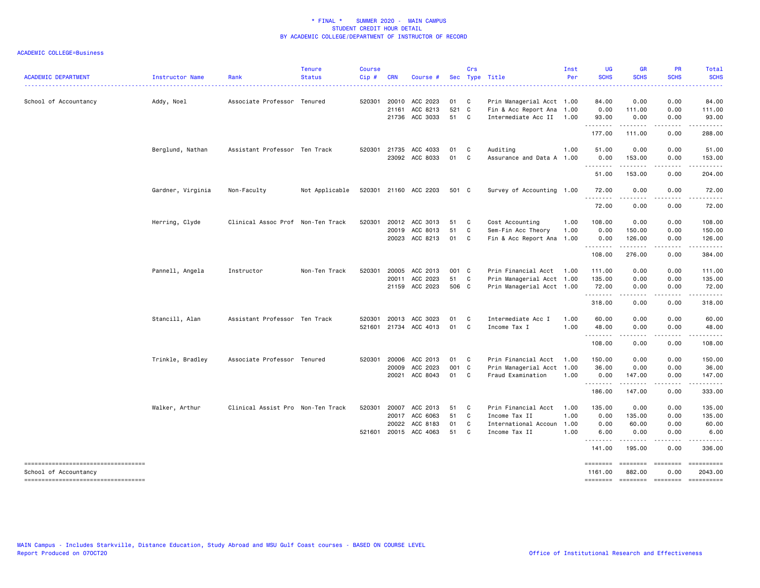\* FINAL \* SUMMER 2020 - MAIN CAMPUS
STUDENT CREDIT HOUR DETAIL
BY ACADEMIC COLLEGE/DEPARTMENT OF INSTRUCTOR OF RECORD

ACADEMIC COLLEGE=Business

| ACADEMIC DEPARTMENT | Instructor Name | Rank | Tenure Status | Course Cip # | CRN | Course # | Sec | Crs Type | Title | Inst Per | UG SCHS | GR SCHS | PR SCHS | Total SCHS |
|---|---|---|---|---|---|---|---|---|---|---|---|---|---|---|
| School of Accountancy | Addy, Noel | Associate Professor | Tenured | 520301 | 20010 | ACC 2023 | 01 | C | Prin Managerial Acct | 1.00 | 84.00 | 0.00 | 0.00 | 84.00 |
| | | | | | 21161 | ACC 8213 | 521 | C | Fin & Acc Report Ana | 1.00 | 0.00 | 111.00 | 0.00 | 111.00 |
| | | | | | 21736 | ACC 3033 | 51 | C | Intermediate Acc II | 1.00 | 93.00 | 0.00 | 0.00 | 93.00 |
| | | | | | | | | | | | 177.00 | 111.00 | 0.00 | 288.00 |
| | Berglund, Nathan | Assistant Professor | Ten Track | 520301 | 21735 | ACC 4033 | 01 | C | Auditing | 1.00 | 51.00 | 0.00 | 0.00 | 51.00 |
| | | | | | 23092 | ACC 8033 | 01 | C | Assurance and Data A | 1.00 | 0.00 | 153.00 | 0.00 | 153.00 |
| | | | | | | | | | | | 51.00 | 153.00 | 0.00 | 204.00 |
| | Gardner, Virginia | Non-Faculty | Not Applicable | 520301 | 21160 | ACC 2203 | 501 | C | Survey of Accounting | 1.00 | 72.00 | 0.00 | 0.00 | 72.00 |
| | | | | | | | | | | | 72.00 | 0.00 | 0.00 | 72.00 |
| | Herring, Clyde | Clinical Assoc Prof | Non-Ten Track | 520301 | 20012 | ACC 3013 | 51 | C | Cost Accounting | 1.00 | 108.00 | 0.00 | 0.00 | 108.00 |
| | | | | | 20019 | ACC 8013 | 51 | C | Sem-Fin Acc Theory | 1.00 | 0.00 | 150.00 | 0.00 | 150.00 |
| | | | | | 20023 | ACC 8213 | 01 | C | Fin & Acc Report Ana | 1.00 | 0.00 | 126.00 | 0.00 | 126.00 |
| | | | | | | | | | | | 108.00 | 276.00 | 0.00 | 384.00 |
| | Pannell, Angela | Instructor | Non-Ten Track | 520301 | 20005 | ACC 2013 | 001 | C | Prin Financial Acct | 1.00 | 111.00 | 0.00 | 0.00 | 111.00 |
| | | | | | 20011 | ACC 2023 | 51 | C | Prin Managerial Acct | 1.00 | 135.00 | 0.00 | 0.00 | 135.00 |
| | | | | | 21159 | ACC 2023 | 506 | C | Prin Managerial Acct | 1.00 | 72.00 | 0.00 | 0.00 | 72.00 |
| | | | | | | | | | | | 318.00 | 0.00 | 0.00 | 318.00 |
| | Stancill, Alan | Assistant Professor | Ten Track | 520301 | 20013 | ACC 3023 | 01 | C | Intermediate Acc I | 1.00 | 60.00 | 0.00 | 0.00 | 60.00 |
| | | | | 521601 | 21734 | ACC 4013 | 01 | C | Income Tax I | 1.00 | 48.00 | 0.00 | 0.00 | 48.00 |
| | | | | | | | | | | | 108.00 | 0.00 | 0.00 | 108.00 |
| | Trinkle, Bradley | Associate Professor | Tenured | 520301 | 20006 | ACC 2013 | 01 | C | Prin Financial Acct | 1.00 | 150.00 | 0.00 | 0.00 | 150.00 |
| | | | | | 20009 | ACC 2023 | 001 | C | Prin Managerial Acct | 1.00 | 36.00 | 0.00 | 0.00 | 36.00 |
| | | | | | 20021 | ACC 8043 | 01 | C | Fraud Examination | 1.00 | 0.00 | 147.00 | 0.00 | 147.00 |
| | | | | | | | | | | | 186.00 | 147.00 | 0.00 | 333.00 |
| | Walker, Arthur | Clinical Assist Pro | Non-Ten Track | 520301 | 20007 | ACC 2013 | 51 | C | Prin Financial Acct | 1.00 | 135.00 | 0.00 | 0.00 | 135.00 |
| | | | | | 20017 | ACC 6063 | 51 | C | Income Tax II | 1.00 | 0.00 | 135.00 | 0.00 | 135.00 |
| | | | | | 20022 | ACC 8183 | 01 | C | International Accoun | 1.00 | 0.00 | 60.00 | 0.00 | 60.00 |
| | | | | 521601 | 20015 | ACC 4063 | 51 | C | Income Tax II | 1.00 | 6.00 | 0.00 | 0.00 | 6.00 |
| | | | | | | | | | | | 141.00 | 195.00 | 0.00 | 336.00 |
| School of Accountancy | | | | | | | | | | | 1161.00 | 882.00 | 0.00 | 2043.00 |

MAIN Campus - Includes Starkville, Distance Education, Study Abroad and MSU Gulf Coast courses - BASED ON COURSE LEVEL
Report Produced on 07OCT20

Office of Institutional Research and Effectiveness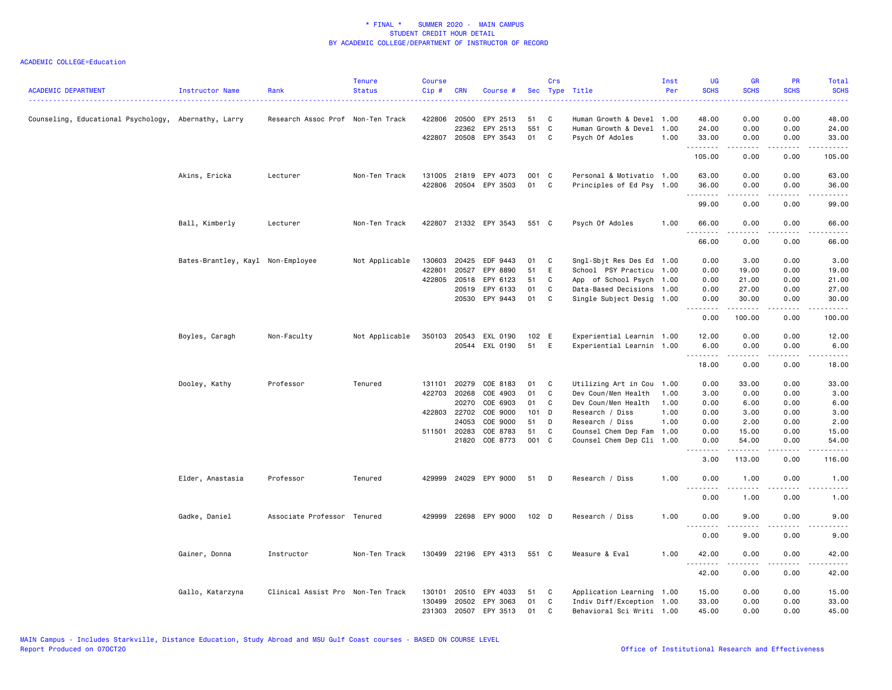\* FINAL \* SUMMER 2020 - MAIN CAMPUS
STUDENT CREDIT HOUR DETAIL
BY ACADEMIC COLLEGE/DEPARTMENT OF INSTRUCTOR OF RECORD

ACADEMIC COLLEGE=Education

| ACADEMIC DEPARTMENT | Instructor Name | Rank | Tenure Status | Course Cip # | CRN | Course # | Sec | Crs Type | Title | Inst Per | UG SCHS | GR SCHS | PR SCHS | Total SCHS |
|---|---|---|---|---|---|---|---|---|---|---|---|---|---|---|
| Counseling, Educational Psychology, | Abernathy, Larry | Research Assoc Prof | Non-Ten Track | 422806 | 20500 | EPY 2513 | 51 | C | Human Growth & Devel | 1.00 | 48.00 | 0.00 | 0.00 | 48.00 |
| | | | | | 22362 | EPY 2513 | 551 | C | Human Growth & Devel | 1.00 | 24.00 | 0.00 | 0.00 | 24.00 |
| | | | | 422807 | 20508 | EPY 3543 | 01 | C | Psych Of Adoles | 1.00 | 33.00 | 0.00 | 0.00 | 33.00 |
| | | | | | | | | | | | 105.00 | 0.00 | 0.00 | 105.00 |
| | Akins, Ericka | Lecturer | Non-Ten Track | 131005 | 21819 | EPY 4073 | 001 | C | Personal & Motivatio | 1.00 | 63.00 | 0.00 | 0.00 | 63.00 |
| | | | | 422806 | 20504 | EPY 3503 | 01 | C | Principles of Ed Psy | 1.00 | 36.00 | 0.00 | 0.00 | 36.00 |
| | | | | | | | | | | | 99.00 | 0.00 | 0.00 | 99.00 |
| | Ball, Kimberly | Lecturer | Non-Ten Track | 422807 | 21332 | EPY 3543 | 551 | C | Psych Of Adoles | 1.00 | 66.00 | 0.00 | 0.00 | 66.00 |
| | | | | | | | | | | | 66.00 | 0.00 | 0.00 | 66.00 |
| | Bates-Brantley, Kayl | Non-Employee | Not Applicable | 130603 | 20425 | EDF 9443 | 01 | C | Sngl-Sbjt Res Des Ed | 1.00 | 0.00 | 3.00 | 0.00 | 3.00 |
| | | | | 422801 | 20527 | EPY 8890 | 51 | E | School PSY Practicu | 1.00 | 0.00 | 19.00 | 0.00 | 19.00 |
| | | | | 422805 | 20518 | EPY 6123 | 51 | C | App of School Psych | 1.00 | 0.00 | 21.00 | 0.00 | 21.00 |
| | | | | | 20519 | EPY 6133 | 01 | C | Data-Based Decisions | 1.00 | 0.00 | 27.00 | 0.00 | 27.00 |
| | | | | | 20530 | EPY 9443 | 01 | C | Single Subject Desig | 1.00 | 0.00 | 30.00 | 0.00 | 30.00 |
| | | | | | | | | | | | 0.00 | 100.00 | 0.00 | 100.00 |
| | Boyles, Caragh | Non-Faculty | Not Applicable | 350103 | 20543 | EXL 0190 | 102 | E | Experiential Learnin | 1.00 | 12.00 | 0.00 | 0.00 | 12.00 |
| | | | | | 20544 | EXL 0190 | 51 | E | Experiential Learnin | 1.00 | 6.00 | 0.00 | 0.00 | 6.00 |
| | | | | | | | | | | | 18.00 | 0.00 | 0.00 | 18.00 |
| | Dooley, Kathy | Professor | Tenured | 131101 | 20279 | COE 8183 | 01 | C | Utilizing Art in Cou | 1.00 | 0.00 | 33.00 | 0.00 | 33.00 |
| | | | | 422703 | 20268 | COE 4903 | 01 | C | Dev Coun/Men Health | 1.00 | 3.00 | 0.00 | 0.00 | 3.00 |
| | | | | | 20270 | COE 6903 | 01 | C | Dev Coun/Men Health | 1.00 | 0.00 | 6.00 | 0.00 | 6.00 |
| | | | | 422803 | 22702 | COE 9000 | 101 | D | Research / Diss | 1.00 | 0.00 | 3.00 | 0.00 | 3.00 |
| | | | | | 24053 | COE 9000 | 51 | D | Research / Diss | 1.00 | 0.00 | 2.00 | 0.00 | 2.00 |
| | | | | 511501 | 20283 | COE 8783 | 51 | C | Counsel Chem Dep Fam | 1.00 | 0.00 | 15.00 | 0.00 | 15.00 |
| | | | | | 21820 | COE 8773 | 001 | C | Counsel Chem Dep Cli | 1.00 | 0.00 | 54.00 | 0.00 | 54.00 |
| | | | | | | | | | | | 3.00 | 113.00 | 0.00 | 116.00 |
| | Elder, Anastasia | Professor | Tenured | 429999 | 24029 | EPY 9000 | 51 | D | Research / Diss | 1.00 | 0.00 | 1.00 | 0.00 | 1.00 |
| | | | | | | | | | | | 0.00 | 1.00 | 0.00 | 1.00 |
| | Gadke, Daniel | Associate Professor | Tenured | 429999 | 22698 | EPY 9000 | 102 | D | Research / Diss | 1.00 | 0.00 | 9.00 | 0.00 | 9.00 |
| | | | | | | | | | | | 0.00 | 9.00 | 0.00 | 9.00 |
| | Gainer, Donna | Instructor | Non-Ten Track | 130499 | 22196 | EPY 4313 | 551 | C | Measure & Eval | 1.00 | 42.00 | 0.00 | 0.00 | 42.00 |
| | | | | | | | | | | | 42.00 | 0.00 | 0.00 | 42.00 |
| | Gallo, Katarzyna | Clinical Assist Pro | Non-Ten Track | 130101 | 20510 | EPY 4033 | 51 | C | Application Learning | 1.00 | 15.00 | 0.00 | 0.00 | 15.00 |
| | | | | 130499 | 20502 | EPY 3063 | 01 | C | Indiv Diff/Exception | 1.00 | 33.00 | 0.00 | 0.00 | 33.00 |
| | | | | 231303 | 20507 | EPY 3513 | 01 | C | Behavioral Sci Writi | 1.00 | 45.00 | 0.00 | 0.00 | 45.00 |

MAIN Campus - Includes Starkville, Distance Education, Study Abroad and MSU Gulf Coast courses - BASED ON COURSE LEVEL
Report Produced on 07OCT20 Office of Institutional Research and Effectiveness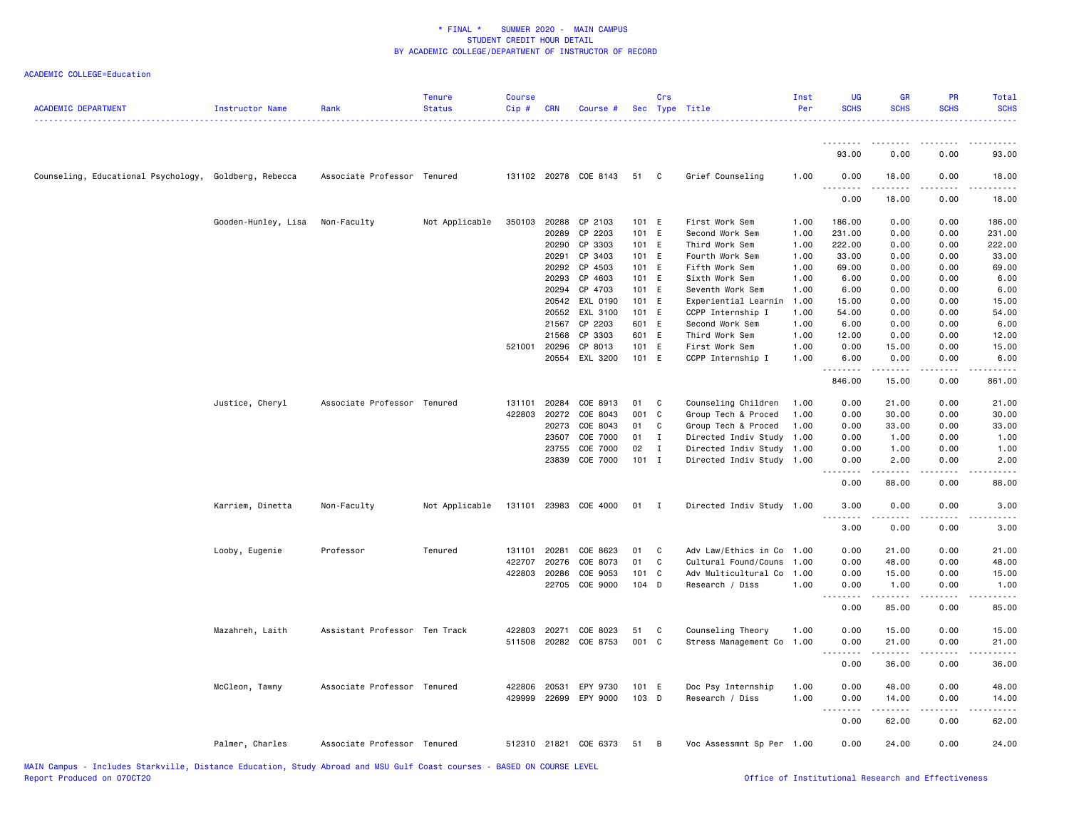\* FINAL \* SUMMER 2020 - MAIN CAMPUS
STUDENT CREDIT HOUR DETAIL
BY ACADEMIC COLLEGE/DEPARTMENT OF INSTRUCTOR OF RECORD

ACADEMIC COLLEGE=Education

| ACADEMIC DEPARTMENT | Instructor Name | Rank | Tenure Status | Course Cip # | CRN | Course # | Sec | Crs Type | Title | Inst Per | UG SCHS | GR SCHS | PR SCHS | Total SCHS |
|---|---|---|---|---|---|---|---|---|---|---|---|---|---|---|
| | | | | | | | | | | | 93.00 | 0.00 | 0.00 | 93.00 |
| Counseling, Educational Psychology, | Goldberg, Rebecca | Associate Professor | Tenured | 131102 | 20278 | COE 8143 | 51 | C | Grief Counseling | 1.00 | 0.00 | 18.00 | 0.00 | 18.00 |
| | | | | | | | | | | | 0.00 | 18.00 | 0.00 | 18.00 |
| | Gooden-Hunley, Lisa | Non-Faculty | Not Applicable | 350103 | 20288 | CP 2103 | 101 | E | First Work Sem | 1.00 | 186.00 | 0.00 | 0.00 | 186.00 |
| | | | | | 20289 | CP 2203 | 101 | E | Second Work Sem | 1.00 | 231.00 | 0.00 | 0.00 | 231.00 |
| | | | | | 20290 | CP 3303 | 101 | E | Third Work Sem | 1.00 | 222.00 | 0.00 | 0.00 | 222.00 |
| | | | | | 20291 | CP 3403 | 101 | E | Fourth Work Sem | 1.00 | 33.00 | 0.00 | 0.00 | 33.00 |
| | | | | | 20292 | CP 4503 | 101 | E | Fifth Work Sem | 1.00 | 69.00 | 0.00 | 0.00 | 69.00 |
| | | | | | 20293 | CP 4603 | 101 | E | Sixth Work Sem | 1.00 | 6.00 | 0.00 | 0.00 | 6.00 |
| | | | | | 20294 | CP 4703 | 101 | E | Seventh Work Sem | 1.00 | 6.00 | 0.00 | 0.00 | 6.00 |
| | | | | | 20542 | EXL 0190 | 101 | E | Experiential Learnin | 1.00 | 15.00 | 0.00 | 0.00 | 15.00 |
| | | | | | 20552 | EXL 3100 | 101 | E | CCPP Internship I | 1.00 | 54.00 | 0.00 | 0.00 | 54.00 |
| | | | | | 21567 | CP 2203 | 601 | E | Second Work Sem | 1.00 | 6.00 | 0.00 | 0.00 | 6.00 |
| | | | | | 21568 | CP 3303 | 601 | E | Third Work Sem | 1.00 | 12.00 | 0.00 | 0.00 | 12.00 |
| | | | | 521001 | 20296 | CP 8013 | 101 | E | First Work Sem | 1.00 | 0.00 | 15.00 | 0.00 | 15.00 |
| | | | | | 20554 | EXL 3200 | 101 | E | CCPP Internship I | 1.00 | 6.00 | 0.00 | 0.00 | 6.00 |
| | | | | | | | | | | | 846.00 | 15.00 | 0.00 | 861.00 |
| | Justice, Cheryl | Associate Professor | Tenured | 131101 | 20284 | COE 8913 | 01 | C | Counseling Children | 1.00 | 0.00 | 21.00 | 0.00 | 21.00 |
| | | | | 422803 | 20272 | COE 8043 | 001 | C | Group Tech & Proced | 1.00 | 0.00 | 30.00 | 0.00 | 30.00 |
| | | | | | 20273 | COE 8043 | 01 | C | Group Tech & Proced | 1.00 | 0.00 | 33.00 | 0.00 | 33.00 |
| | | | | | 23507 | COE 7000 | 01 | I | Directed Indiv Study | 1.00 | 0.00 | 1.00 | 0.00 | 1.00 |
| | | | | | 23755 | COE 7000 | 02 | I | Directed Indiv Study | 1.00 | 0.00 | 1.00 | 0.00 | 1.00 |
| | | | | | 23839 | COE 7000 | 101 | I | Directed Indiv Study | 1.00 | 0.00 | 2.00 | 0.00 | 2.00 |
| | | | | | | | | | | | 0.00 | 88.00 | 0.00 | 88.00 |
| | Karriem, Dinetta | Non-Faculty | Not Applicable | 131101 | 23983 | COE 4000 | 01 | I | Directed Indiv Study | 1.00 | 3.00 | 0.00 | 0.00 | 3.00 |
| | | | | | | | | | | | 3.00 | 0.00 | 0.00 | 3.00 |
| | Looby, Eugenie | Professor | Tenured | 131101 | 20281 | COE 8623 | 01 | C | Adv Law/Ethics in Co | 1.00 | 0.00 | 21.00 | 0.00 | 21.00 |
| | | | | 422707 | 20276 | COE 8073 | 01 | C | Cultural Found/Couns | 1.00 | 0.00 | 48.00 | 0.00 | 48.00 |
| | | | | 422803 | 20286 | COE 9053 | 101 | C | Adv Multicultural Co | 1.00 | 0.00 | 15.00 | 0.00 | 15.00 |
| | | | | | 22705 | COE 9000 | 104 | D | Research / Diss | 1.00 | 0.00 | 1.00 | 0.00 | 1.00 |
| | | | | | | | | | | | 0.00 | 85.00 | 0.00 | 85.00 |
| | Mazahreh, Laith | Assistant Professor | Ten Track | 422803 | 20271 | COE 8023 | 51 | C | Counseling Theory | 1.00 | 0.00 | 15.00 | 0.00 | 15.00 |
| | | | | 511508 | 20282 | COE 8753 | 001 | C | Stress Management Co | 1.00 | 0.00 | 21.00 | 0.00 | 21.00 |
| | | | | | | | | | | | 0.00 | 36.00 | 0.00 | 36.00 |
| | McCleon, Tawny | Associate Professor | Tenured | 422806 | 20531 | EPY 9730 | 101 | E | Doc Psy Internship | 1.00 | 0.00 | 48.00 | 0.00 | 48.00 |
| | | | | 429999 | 22699 | EPY 9000 | 103 | D | Research / Diss | 1.00 | 0.00 | 14.00 | 0.00 | 14.00 |
| | | | | | | | | | | | 0.00 | 62.00 | 0.00 | 62.00 |
| | Palmer, Charles | Associate Professor | Tenured | 512310 | 21821 | COE 6373 | 51 | B | Voc Assessmnt Sp Per | 1.00 | 0.00 | 24.00 | 0.00 | 24.00 |

MAIN Campus - Includes Starkville, Distance Education, Study Abroad and MSU Gulf Coast courses - BASED ON COURSE LEVEL
Report Produced on 07OCT20 Office of Institutional Research and Effectiveness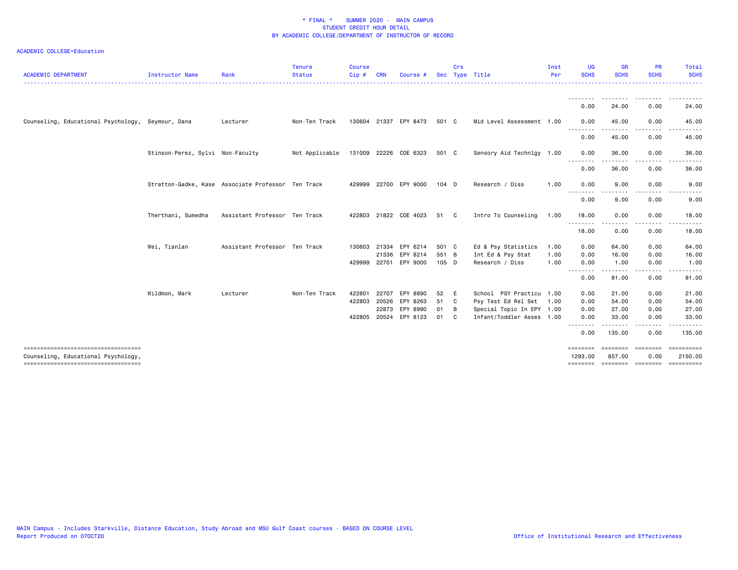**\* FINAL \* SUMMER 2020 - MAIN CAMPUS**
**STUDENT CREDIT HOUR DETAIL**
**BY ACADEMIC COLLEGE/DEPARTMENT OF INSTRUCTOR OF RECORD**

ACADEMIC COLLEGE=Education

| ACADEMIC DEPARTMENT | Instructor Name | Rank | Tenure Status | Course Cip # | CRN | Course # | Sec | Crs Type | Title | Inst Per | UG SCHS | GR SCHS | PR SCHS | Total SCHS |
|---|---|---|---|---|---|---|---|---|---|---|---|---|---|---|
| | | | | | | | | | | | 0.00 | 24.00 | 0.00 | 24.00 |
| Counseling, Educational Psychology, | Seymour, Dana | Lecturer | Non-Ten Track | 130604 | 21337 | EPY 8473 | 501 | C | Mid Level Assessment | 1.00 | 0.00 | 45.00 | 0.00 | 45.00 |
| | | | | | | | | | | | 0.00 | 45.00 | 0.00 | 45.00 |
| | Stinson-Perez, Sylvi | Non-Faculty | Not Applicable | 131009 | 22226 | COE 6323 | 501 | C | Sensory Aid Technlgy | 1.00 | 0.00 | 36.00 | 0.00 | 36.00 |
| | | | | | | | | | | | 0.00 | 36.00 | 0.00 | 36.00 |
| | Stratton-Gadke, Kase | Associate Professor | Ten Track | 429999 | 22700 | EPY 9000 | 104 | D | Research / Diss | 1.00 | 0.00 | 9.00 | 0.00 | 9.00 |
| | | | | | | | | | | | 0.00 | 9.00 | 0.00 | 9.00 |
| | Therthani, Sumedha | Assistant Professor | Ten Track | 422803 | 21822 | COE 4023 | 51 | C | Intro To Counseling | 1.00 | 18.00 | 0.00 | 0.00 | 18.00 |
| | | | | | | | | | | | 18.00 | 0.00 | 0.00 | 18.00 |
| | Wei, Tianlan | Assistant Professor | Ten Track | 130603 | 21334 | EPY 6214 | 501 | C | Ed & Psy Statistics | 1.00 | 0.00 | 64.00 | 0.00 | 64.00 |
| | | | | | 21336 | EPY 8214 | 551 | B | Int Ed & Psy Stat | 1.00 | 0.00 | 16.00 | 0.00 | 16.00 |
| | | | | 429999 | 22701 | EPY 9000 | 105 | D | Research / Diss | 1.00 | 0.00 | 1.00 | 0.00 | 1.00 |
| | | | | | | | | | | | 0.00 | 81.00 | 0.00 | 81.00 |
| | Wildmon, Mark | Lecturer | Non-Ten Track | 422801 | 22707 | EPY 8890 | 52 | E | School PSY Practicu | 1.00 | 0.00 | 21.00 | 0.00 | 21.00 |
| | | | | 422803 | 20526 | EPY 8263 | 51 | C | Psy Test Ed Rel Set | 1.00 | 0.00 | 54.00 | 0.00 | 54.00 |
| | | | | | 22873 | EPY 8990 | 01 | B | Special Topic In EPY | 1.00 | 0.00 | 27.00 | 0.00 | 27.00 |
| | | | | 422805 | 20524 | EPY 8123 | 01 | C | Infant/Toddler Asses | 1.00 | 0.00 | 33.00 | 0.00 | 33.00 |
| | | | | | | | | | | | 0.00 | 135.00 | 0.00 | 135.00 |
| Counseling, Educational Psychology, | | | | | | | | | | | 1293.00 | 857.00 | 0.00 | 2150.00 |

MAIN Campus - Includes Starkville, Distance Education, Study Abroad and MSU Gulf Coast courses - BASED ON COURSE LEVEL
Report Produced on 07OCT20

Office of Institutional Research and Effectiveness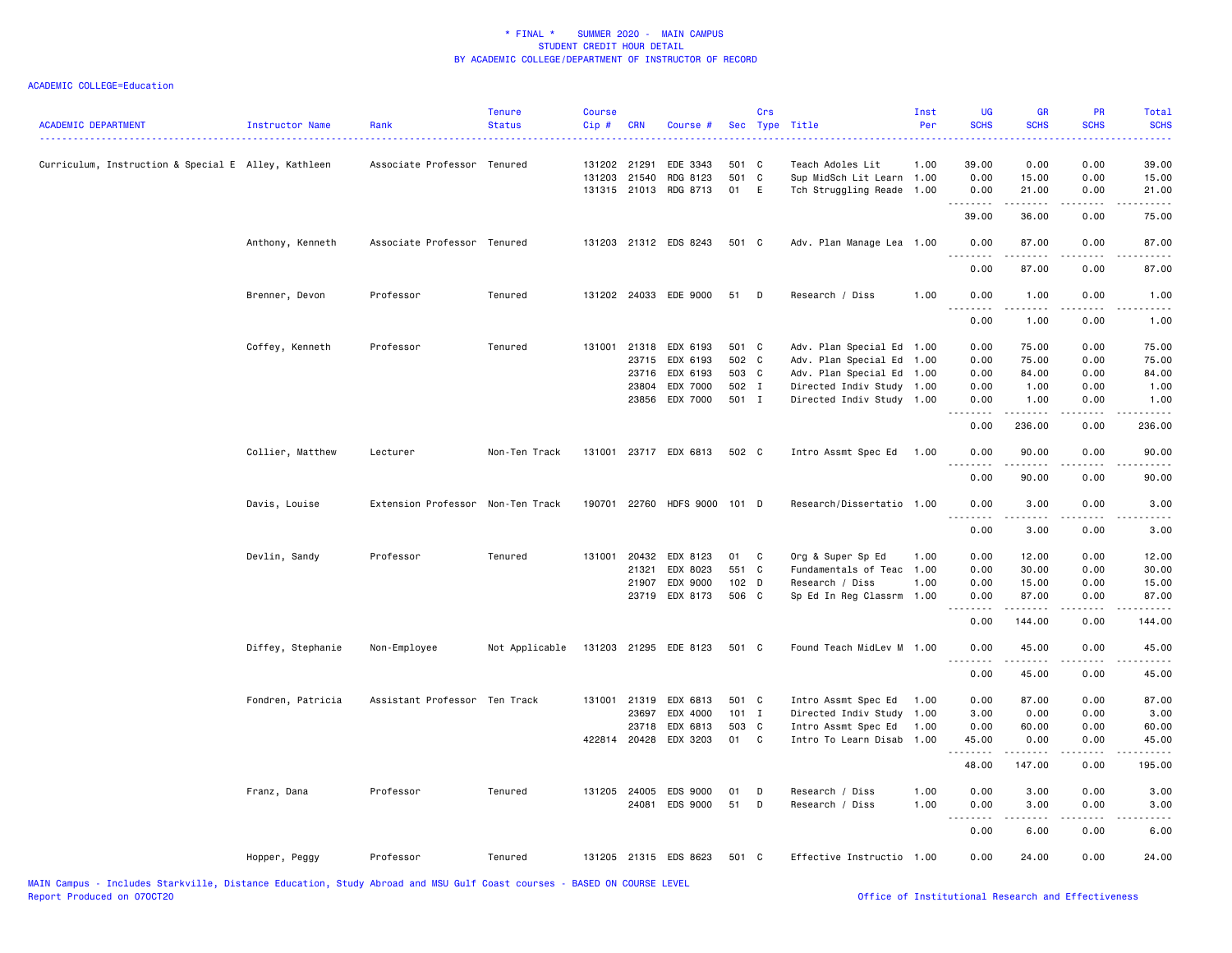\* FINAL \* SUMMER 2020 - MAIN CAMPUS
STUDENT CREDIT HOUR DETAIL
BY ACADEMIC COLLEGE/DEPARTMENT OF INSTRUCTOR OF RECORD

ACADEMIC COLLEGE=Education

| ACADEMIC DEPARTMENT | Instructor Name | Rank | Tenure Status | Course Cip # | CRN | Course # | Sec | Crs Type | Title | Inst Per | UG SCHS | GR SCHS | PR SCHS | Total SCHS |
|---|---|---|---|---|---|---|---|---|---|---|---|---|---|---|
| Curriculum, Instruction & Special E | Alley, Kathleen | Associate Professor | Tenured | 131202 | 21291 | EDE 3343 | 501 | C | Teach Adoles Lit | 1.00 | 39.00 | 0.00 | 0.00 | 39.00 |
| | | | | 131203 | 21540 | RDG 8123 | 501 | C | Sup MidSch Lit Learn | 1.00 | 0.00 | 15.00 | 0.00 | 15.00 |
| | | | | 131315 | 21013 | RDG 8713 | 01 | E | Tch Struggling Reade | 1.00 | 0.00 | 21.00 | 0.00 | 21.00 |
| | | | | | | | | | | | 39.00 | 36.00 | 0.00 | 75.00 |
| | Anthony, Kenneth | Associate Professor | Tenured | 131203 | 21312 | EDS 8243 | 501 | C | Adv. Plan Manage Lea | 1.00 | 0.00 | 87.00 | 0.00 | 87.00 |
| | | | | | | | | | | | 0.00 | 87.00 | 0.00 | 87.00 |
| | Brenner, Devon | Professor | Tenured | 131202 | 24033 | EDE 9000 | 51 | D | Research / Diss | 1.00 | 0.00 | 1.00 | 0.00 | 1.00 |
| | | | | | | | | | | | 0.00 | 1.00 | 0.00 | 1.00 |
| | Coffey, Kenneth | Professor | Tenured | 131001 | 21318 | EDX 6193 | 501 | C | Adv. Plan Special Ed | 1.00 | 0.00 | 75.00 | 0.00 | 75.00 |
| | | | | | 23715 | EDX 6193 | 502 | C | Adv. Plan Special Ed | 1.00 | 0.00 | 75.00 | 0.00 | 75.00 |
| | | | | | 23716 | EDX 6193 | 503 | C | Adv. Plan Special Ed | 1.00 | 0.00 | 84.00 | 0.00 | 84.00 |
| | | | | | 23804 | EDX 7000 | 502 | I | Directed Indiv Study | 1.00 | 0.00 | 1.00 | 0.00 | 1.00 |
| | | | | | 23856 | EDX 7000 | 501 | I | Directed Indiv Study | 1.00 | 0.00 | 1.00 | 0.00 | 1.00 |
| | | | | | | | | | | | 0.00 | 236.00 | 0.00 | 236.00 |
| | Collier, Matthew | Lecturer | Non-Ten Track | 131001 | 23717 | EDX 6813 | 502 | C | Intro Assmt Spec Ed | 1.00 | 0.00 | 90.00 | 0.00 | 90.00 |
| | | | | | | | | | | | 0.00 | 90.00 | 0.00 | 90.00 |
| | Davis, Louise | Extension Professor | Non-Ten Track | 190701 | 22760 | HDFS 9000 | 101 | D | Research/Dissertatio | 1.00 | 0.00 | 3.00 | 0.00 | 3.00 |
| | | | | | | | | | | | 0.00 | 3.00 | 0.00 | 3.00 |
| | Devlin, Sandy | Professor | Tenured | 131001 | 20432 | EDX 8123 | 01 | C | Org & Super Sp Ed | 1.00 | 0.00 | 12.00 | 0.00 | 12.00 |
| | | | | | 21321 | EDX 8023 | 551 | C | Fundamentals of Teac | 1.00 | 0.00 | 30.00 | 0.00 | 30.00 |
| | | | | | 21907 | EDX 9000 | 102 | D | Research / Diss | 1.00 | 0.00 | 15.00 | 0.00 | 15.00 |
| | | | | | 23719 | EDX 8173 | 506 | C | Sp Ed In Reg Classrm | 1.00 | 0.00 | 87.00 | 0.00 | 87.00 |
| | | | | | | | | | | | 0.00 | 144.00 | 0.00 | 144.00 |
| | Diffey, Stephanie | Non-Employee | Not Applicable | 131203 | 21295 | EDE 8123 | 501 | C | Found Teach MidLev M | 1.00 | 0.00 | 45.00 | 0.00 | 45.00 |
| | | | | | | | | | | | 0.00 | 45.00 | 0.00 | 45.00 |
| | Fondren, Patricia | Assistant Professor | Ten Track | 131001 | 21319 | EDX 6813 | 501 | C | Intro Assmt Spec Ed | 1.00 | 0.00 | 87.00 | 0.00 | 87.00 |
| | | | | | 23697 | EDX 4000 | 101 | I | Directed Indiv Study | 1.00 | 3.00 | 0.00 | 0.00 | 3.00 |
| | | | | | 23718 | EDX 6813 | 503 | C | Intro Assmt Spec Ed | 1.00 | 0.00 | 60.00 | 0.00 | 60.00 |
| | | | | 422814 | 20428 | EDX 3203 | 01 | C | Intro To Learn Disab | 1.00 | 45.00 | 0.00 | 0.00 | 45.00 |
| | | | | | | | | | | | 48.00 | 147.00 | 0.00 | 195.00 |
| | Franz, Dana | Professor | Tenured | 131205 | 24005 | EDS 9000 | 01 | D | Research / Diss | 1.00 | 0.00 | 3.00 | 0.00 | 3.00 |
| | | | | | 24081 | EDS 9000 | 51 | D | Research / Diss | 1.00 | 0.00 | 3.00 | 0.00 | 3.00 |
| | | | | | | | | | | | 0.00 | 6.00 | 0.00 | 6.00 |
| | Hopper, Peggy | Professor | Tenured | 131205 | 21315 | EDS 8623 | 501 | C | Effective Instructio | 1.00 | 0.00 | 24.00 | 0.00 | 24.00 |

MAIN Campus - Includes Starkville, Distance Education, Study Abroad and MSU Gulf Coast courses - BASED ON COURSE LEVEL
Report Produced on 07OCT20
Office of Institutional Research and Effectiveness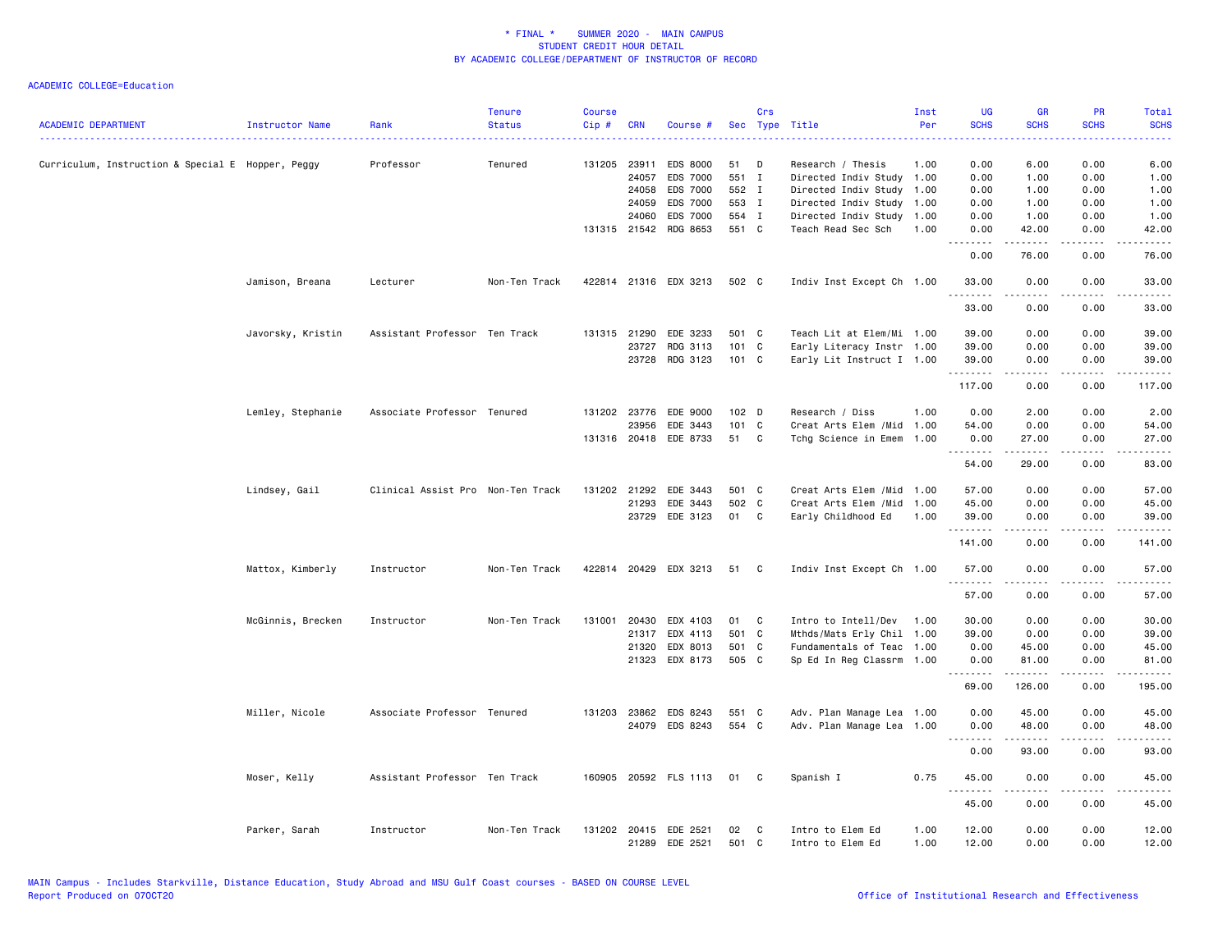\* FINAL \* SUMMER 2020 - MAIN CAMPUS
STUDENT CREDIT HOUR DETAIL
BY ACADEMIC COLLEGE/DEPARTMENT OF INSTRUCTOR OF RECORD

ACADEMIC COLLEGE=Education

| ACADEMIC DEPARTMENT | Instructor Name | Rank | Tenure Status | Course Cip # | CRN | Course # | Sec | Crs Type | Title | Inst Per | UG SCHS | GR SCHS | PR SCHS | Total SCHS |
|---|---|---|---|---|---|---|---|---|---|---|---|---|---|---|
| Curriculum, Instruction & Special E | Hopper, Peggy | Professor | Tenured | 131205 | 23911 | EDS 8000 | 51 | D | Research / Thesis | 1.00 | 0.00 | 6.00 | 0.00 | 6.00 |
| | | | | | 24057 | EDS 7000 | 551 | I | Directed Indiv Study | 1.00 | 0.00 | 1.00 | 0.00 | 1.00 |
| | | | | | 24058 | EDS 7000 | 552 | I | Directed Indiv Study | 1.00 | 0.00 | 1.00 | 0.00 | 1.00 |
| | | | | | 24059 | EDS 7000 | 553 | I | Directed Indiv Study | 1.00 | 0.00 | 1.00 | 0.00 | 1.00 |
| | | | | | 24060 | EDS 7000 | 554 | I | Directed Indiv Study | 1.00 | 0.00 | 1.00 | 0.00 | 1.00 |
| | | | | 131315 | 21542 | RDG 8653 | 551 | C | Teach Read Sec Sch | 1.00 | 0.00 | 42.00 | 0.00 | 42.00 |
| | | | | | | | | | | | 0.00 | 76.00 | 0.00 | 76.00 |
| | Jamison, Breana | Lecturer | Non-Ten Track | 422814 | 21316 | EDX 3213 | 502 | C | Indiv Inst Except Ch | 1.00 | 33.00 | 0.00 | 0.00 | 33.00 |
| | | | | | | | | | | | 33.00 | 0.00 | 0.00 | 33.00 |
| | Javorsky, Kristin | Assistant Professor | Ten Track | 131315 | 21290 | EDE 3233 | 501 | C | Teach Lit at Elem/Mi | 1.00 | 39.00 | 0.00 | 0.00 | 39.00 |
| | | | | | 23727 | RDG 3113 | 101 | C | Early Literacy Instr | 1.00 | 39.00 | 0.00 | 0.00 | 39.00 |
| | | | | | 23728 | RDG 3123 | 101 | C | Early Lit Instruct I | 1.00 | 39.00 | 0.00 | 0.00 | 39.00 |
| | | | | | | | | | | | 117.00 | 0.00 | 0.00 | 117.00 |
| | Lemley, Stephanie | Associate Professor | Tenured | 131202 | 23776 | EDE 9000 | 102 | D | Research / Diss | 1.00 | 0.00 | 2.00 | 0.00 | 2.00 |
| | | | | | 23956 | EDE 3443 | 101 | C | Creat Arts Elem /Mid | 1.00 | 54.00 | 0.00 | 0.00 | 54.00 |
| | | | | 131316 | 20418 | EDE 8733 | 51 | C | Tchg Science in Emem | 1.00 | 0.00 | 27.00 | 0.00 | 27.00 |
| | | | | | | | | | | | 54.00 | 29.00 | 0.00 | 83.00 |
| | Lindsey, Gail | Clinical Assist Pro | Non-Ten Track | 131202 | 21292 | EDE 3443 | 501 | C | Creat Arts Elem /Mid | 1.00 | 57.00 | 0.00 | 0.00 | 57.00 |
| | | | | | 21293 | EDE 3443 | 502 | C | Creat Arts Elem /Mid | 1.00 | 45.00 | 0.00 | 0.00 | 45.00 |
| | | | | | 23729 | EDE 3123 | 01 | C | Early Childhood Ed | 1.00 | 39.00 | 0.00 | 0.00 | 39.00 |
| | | | | | | | | | | | 141.00 | 0.00 | 0.00 | 141.00 |
| | Mattox, Kimberly | Instructor | Non-Ten Track | 422814 | 20429 | EDX 3213 | 51 | C | Indiv Inst Except Ch | 1.00 | 57.00 | 0.00 | 0.00 | 57.00 |
| | | | | | | | | | | | 57.00 | 0.00 | 0.00 | 57.00 |
| | McGinnis, Brecken | Instructor | Non-Ten Track | 131001 | 20430 | EDX 4103 | 01 | C | Intro to Intell/Dev | 1.00 | 30.00 | 0.00 | 0.00 | 30.00 |
| | | | | | 21317 | EDX 4113 | 501 | C | Mthds/Mats Erly Chil | 1.00 | 39.00 | 0.00 | 0.00 | 39.00 |
| | | | | | 21320 | EDX 8013 | 501 | C | Fundamentals of Teac | 1.00 | 0.00 | 45.00 | 0.00 | 45.00 |
| | | | | | 21323 | EDX 8173 | 505 | C | Sp Ed In Reg Classrm | 1.00 | 0.00 | 81.00 | 0.00 | 81.00 |
| | | | | | | | | | | | 69.00 | 126.00 | 0.00 | 195.00 |
| | Miller, Nicole | Associate Professor | Tenured | 131203 | 23862 | EDS 8243 | 551 | C | Adv. Plan Manage Lea | 1.00 | 0.00 | 45.00 | 0.00 | 45.00 |
| | | | | | 24079 | EDS 8243 | 554 | C | Adv. Plan Manage Lea | 1.00 | 0.00 | 48.00 | 0.00 | 48.00 |
| | | | | | | | | | | | 0.00 | 93.00 | 0.00 | 93.00 |
| | Moser, Kelly | Assistant Professor | Ten Track | 160905 | 20592 | FLS 1113 | 01 | C | Spanish I | 0.75 | 45.00 | 0.00 | 0.00 | 45.00 |
| | | | | | | | | | | | 45.00 | 0.00 | 0.00 | 45.00 |
| | Parker, Sarah | Instructor | Non-Ten Track | 131202 | 20415 | EDE 2521 | 02 | C | Intro to Elem Ed | 1.00 | 12.00 | 0.00 | 0.00 | 12.00 |
| | | | | | 21289 | EDE 2521 | 501 | C | Intro to Elem Ed | 1.00 | 12.00 | 0.00 | 0.00 | 12.00 |

MAIN Campus - Includes Starkville, Distance Education, Study Abroad and MSU Gulf Coast courses - BASED ON COURSE LEVEL
Report Produced on 07OCT20

Office of Institutional Research and Effectiveness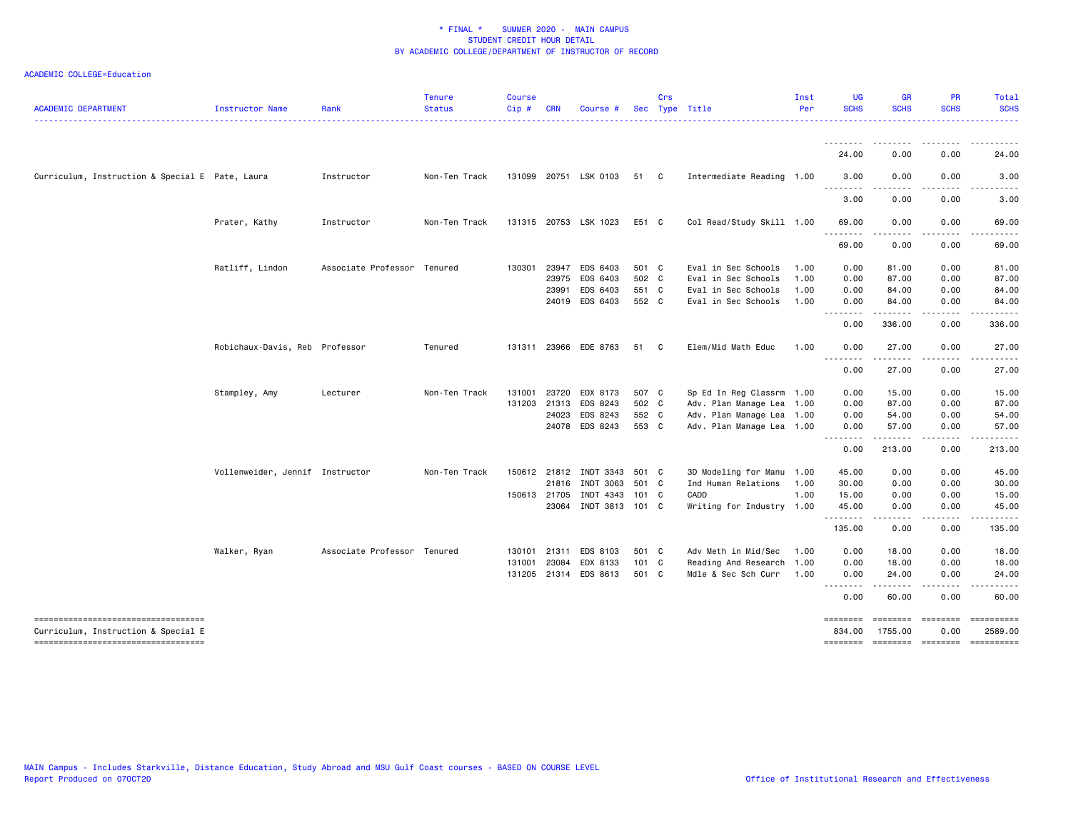\* FINAL \* SUMMER 2020 - MAIN CAMPUS
STUDENT CREDIT HOUR DETAIL
BY ACADEMIC COLLEGE/DEPARTMENT OF INSTRUCTOR OF RECORD

ACADEMIC COLLEGE=Education

| ACADEMIC DEPARTMENT | Instructor Name | Rank | Tenure Status | Course Cip # | CRN | Course # | Sec | Crs Type | Title | Inst Per | UG SCHS | GR SCHS | PR SCHS | Total SCHS |
|---|---|---|---|---|---|---|---|---|---|---|---|---|---|---|
| | | | | | | | | | | | 24.00 | 0.00 | 0.00 | 24.00 |
| Curriculum, Instruction & Special E | Pate, Laura | Instructor | Non-Ten Track | 131099 | 20751 | LSK 0103 | 51 | C | Intermediate Reading | 1.00 | 3.00 | 0.00 | 0.00 | 3.00 |
| | | | | | | | | | | | 3.00 | 0.00 | 0.00 | 3.00 |
| | Prater, Kathy | Instructor | Non-Ten Track | 131315 | 20753 | LSK 1023 | E51 | C | Col Read/Study Skill | 1.00 | 69.00 | 0.00 | 0.00 | 69.00 |
| | | | | | | | | | | | 69.00 | 0.00 | 0.00 | 69.00 |
| | Ratliff, Lindon | Associate Professor | Tenured | 130301 | 23947 | EDS 6403 | 501 | C | Eval in Sec Schools | 1.00 | 0.00 | 81.00 | 0.00 | 81.00 |
| | | | | | 23975 | EDS 6403 | 502 | C | Eval in Sec Schools | 1.00 | 0.00 | 87.00 | 0.00 | 87.00 |
| | | | | | 23991 | EDS 6403 | 551 | C | Eval in Sec Schools | 1.00 | 0.00 | 84.00 | 0.00 | 84.00 |
| | | | | | 24019 | EDS 6403 | 552 | C | Eval in Sec Schools | 1.00 | 0.00 | 84.00 | 0.00 | 84.00 |
| | | | | | | | | | | | 0.00 | 336.00 | 0.00 | 336.00 |
| | Robichaux-Davis, Reb | Professor | Tenured | 131311 | 23966 | EDE 8763 | 51 | C | Elem/Mid Math Educ | 1.00 | 0.00 | 27.00 | 0.00 | 27.00 |
| | | | | | | | | | | | 0.00 | 27.00 | 0.00 | 27.00 |
| | Stampley, Amy | Lecturer | Non-Ten Track | 131001 | 23720 | EDX 8173 | 507 | C | Sp Ed In Reg Classrm | 1.00 | 0.00 | 15.00 | 0.00 | 15.00 |
| | | | | 131203 | 21313 | EDS 8243 | 502 | C | Adv. Plan Manage Lea | 1.00 | 0.00 | 87.00 | 0.00 | 87.00 |
| | | | | | 24023 | EDS 8243 | 552 | C | Adv. Plan Manage Lea | 1.00 | 0.00 | 54.00 | 0.00 | 54.00 |
| | | | | | 24078 | EDS 8243 | 553 | C | Adv. Plan Manage Lea | 1.00 | 0.00 | 57.00 | 0.00 | 57.00 |
| | | | | | | | | | | | 0.00 | 213.00 | 0.00 | 213.00 |
| | Vollenweider, Jennif | Instructor | Non-Ten Track | 150612 | 21812 | INDT 3343 | 501 | C | 3D Modeling for Manu | 1.00 | 45.00 | 0.00 | 0.00 | 45.00 |
| | | | | | 21816 | INDT 3063 | 501 | C | Ind Human Relations | 1.00 | 30.00 | 0.00 | 0.00 | 30.00 |
| | | | | 150613 | 21705 | INDT 4343 | 101 | C | CADD | 1.00 | 15.00 | 0.00 | 0.00 | 15.00 |
| | | | | | 23064 | INDT 3813 | 101 | C | Writing for Industry | 1.00 | 45.00 | 0.00 | 0.00 | 45.00 |
| | | | | | | | | | | | 135.00 | 0.00 | 0.00 | 135.00 |
| | Walker, Ryan | Associate Professor | Tenured | 130101 | 21311 | EDS 8103 | 501 | C | Adv Meth in Mid/Sec | 1.00 | 0.00 | 18.00 | 0.00 | 18.00 |
| | | | | 131001 | 23084 | EDX 8133 | 101 | C | Reading And Research | 1.00 | 0.00 | 18.00 | 0.00 | 18.00 |
| | | | | 131205 | 21314 | EDS 8613 | 501 | C | Mdle & Sec Sch Curr | 1.00 | 0.00 | 24.00 | 0.00 | 24.00 |
| | | | | | | | | | | | 0.00 | 60.00 | 0.00 | 60.00 |
| Curriculum, Instruction & Special E | | | | | | | | | | | 834.00 | 1755.00 | 0.00 | 2589.00 |

MAIN Campus - Includes Starkville, Distance Education, Study Abroad and MSU Gulf Coast courses - BASED ON COURSE LEVEL
Report Produced on 07OCT20

Office of Institutional Research and Effectiveness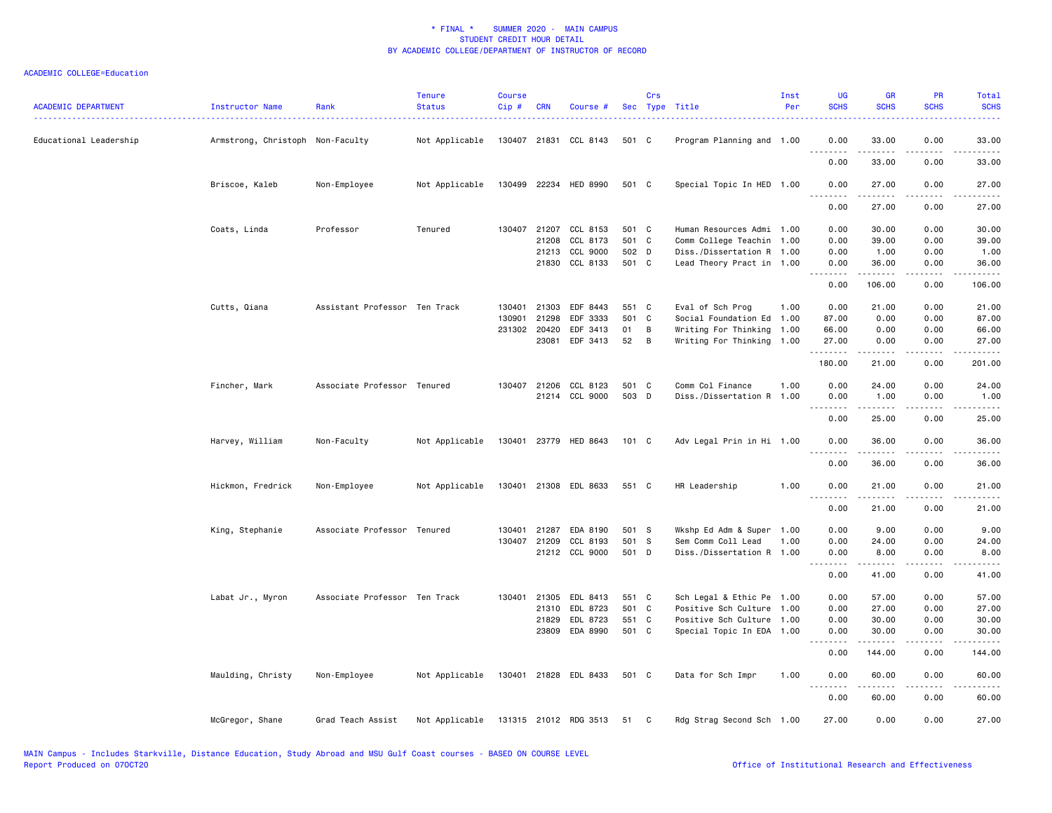# * FINAL * SUMMER 2020 - MAIN CAMPUS
## STUDENT CREDIT HOUR DETAIL
## BY ACADEMIC COLLEGE/DEPARTMENT OF INSTRUCTOR OF RECORD

ACADEMIC COLLEGE=Education

| ACADEMIC DEPARTMENT | Instructor Name | Rank | Tenure Status | Course Cip # | CRN | Course # | Sec | Crs Type | Title | Inst Per | UG SCHS | GR SCHS | PR SCHS | Total SCHS |
|---|---|---|---|---|---|---|---|---|---|---|---|---|---|---|
| Educational Leadership | Armstrong, Christoph | Non-Faculty | Not Applicable | 130407 | 21831 | CCL 8143 | 501 | C | Program Planning and | 1.00 | 0.00 | 33.00 | 0.00 | 33.00 |
| | | | | | | | | | | | 0.00 | 33.00 | 0.00 | 33.00 |
| | Briscoe, Kaleb | Non-Employee | Not Applicable | 130499 | 22234 | HED 8990 | 501 | C | Special Topic In HED | 1.00 | 0.00 | 27.00 | 0.00 | 27.00 |
| | | | | | | | | | | | 0.00 | 27.00 | 0.00 | 27.00 |
| | Coats, Linda | Professor | Tenured | 130407 | 21207 | CCL 8153 | 501 | C | Human Resources Admi | 1.00 | 0.00 | 30.00 | 0.00 | 30.00 |
| | | | | | 21208 | CCL 8173 | 501 | C | Comm College Teachin | 1.00 | 0.00 | 39.00 | 0.00 | 39.00 |
| | | | | | 21213 | CCL 9000 | 502 | D | Diss./Dissertation R | 1.00 | 0.00 | 1.00 | 0.00 | 1.00 |
| | | | | | 21830 | CCL 8133 | 501 | C | Lead Theory Pract in | 1.00 | 0.00 | 36.00 | 0.00 | 36.00 |
| | | | | | | | | | | | 0.00 | 106.00 | 0.00 | 106.00 |
| | Cutts, Qiana | Assistant Professor | Ten Track | 130401 | 21303 | EDF 8443 | 551 | C | Eval of Sch Prog | 1.00 | 0.00 | 21.00 | 0.00 | 21.00 |
| | | | | 130901 | 21298 | EDF 3333 | 501 | C | Social Foundation Ed | 1.00 | 87.00 | 0.00 | 0.00 | 87.00 |
| | | | | 231302 | 20420 | EDF 3413 | 01 | B | Writing For Thinking | 1.00 | 66.00 | 0.00 | 0.00 | 66.00 |
| | | | | | 23081 | EDF 3413 | 52 | B | Writing For Thinking | 1.00 | 27.00 | 0.00 | 0.00 | 27.00 |
| | | | | | | | | | | | 180.00 | 21.00 | 0.00 | 201.00 |
| | Fincher, Mark | Associate Professor | Tenured | 130407 | 21206 | CCL 8123 | 501 | C | Comm Col Finance | 1.00 | 0.00 | 24.00 | 0.00 | 24.00 |
| | | | | | 21214 | CCL 9000 | 503 | D | Diss./Dissertation R | 1.00 | 0.00 | 1.00 | 0.00 | 1.00 |
| | | | | | | | | | | | 0.00 | 25.00 | 0.00 | 25.00 |
| | Harvey, William | Non-Faculty | Not Applicable | 130401 | 23779 | HED 8643 | 101 | C | Adv Legal Prin in Hi | 1.00 | 0.00 | 36.00 | 0.00 | 36.00 |
| | | | | | | | | | | | 0.00 | 36.00 | 0.00 | 36.00 |
| | Hickmon, Fredrick | Non-Employee | Not Applicable | 130401 | 21308 | EDL 8633 | 551 | C | HR Leadership | 1.00 | 0.00 | 21.00 | 0.00 | 21.00 |
| | | | | | | | | | | | 0.00 | 21.00 | 0.00 | 21.00 |
| | King, Stephanie | Associate Professor | Tenured | 130401 | 21287 | EDA 8190 | 501 | S | Wkshp Ed Adm & Super | 1.00 | 0.00 | 9.00 | 0.00 | 9.00 |
| | | | | 130407 | 21209 | CCL 8193 | 501 | S | Sem Comm Coll Lead | 1.00 | 0.00 | 24.00 | 0.00 | 24.00 |
| | | | | | 21212 | CCL 9000 | 501 | D | Diss./Dissertation R | 1.00 | 0.00 | 8.00 | 0.00 | 8.00 |
| | | | | | | | | | | | 0.00 | 41.00 | 0.00 | 41.00 |
| | Labat Jr., Myron | Associate Professor | Ten Track | 130401 | 21305 | EDL 8413 | 551 | C | Sch Legal & Ethic Pe | 1.00 | 0.00 | 57.00 | 0.00 | 57.00 |
| | | | | | 21310 | EDL 8723 | 501 | C | Positive Sch Culture | 1.00 | 0.00 | 27.00 | 0.00 | 27.00 |
| | | | | | 21829 | EDL 8723 | 551 | C | Positive Sch Culture | 1.00 | 0.00 | 30.00 | 0.00 | 30.00 |
| | | | | | 23809 | EDA 8990 | 501 | C | Special Topic In EDA | 1.00 | 0.00 | 30.00 | 0.00 | 30.00 |
| | | | | | | | | | | | 0.00 | 144.00 | 0.00 | 144.00 |
| | Maulding, Christy | Non-Employee | Not Applicable | 130401 | 21828 | EDL 8433 | 501 | C | Data for Sch Impr | 1.00 | 0.00 | 60.00 | 0.00 | 60.00 |
| | | | | | | | | | | | 0.00 | 60.00 | 0.00 | 60.00 |
| | McGregor, Shane | Grad Teach Assist | Not Applicable | 131315 | 21012 | RDG 3513 | 51 | C | Rdg Strag Second Sch | 1.00 | 27.00 | 0.00 | 0.00 | 27.00 |

MAIN Campus - Includes Starkville, Distance Education, Study Abroad and MSU Gulf Coast courses - BASED ON COURSE LEVEL
Report Produced on 07OCT20 | Office of Institutional Research and Effectiveness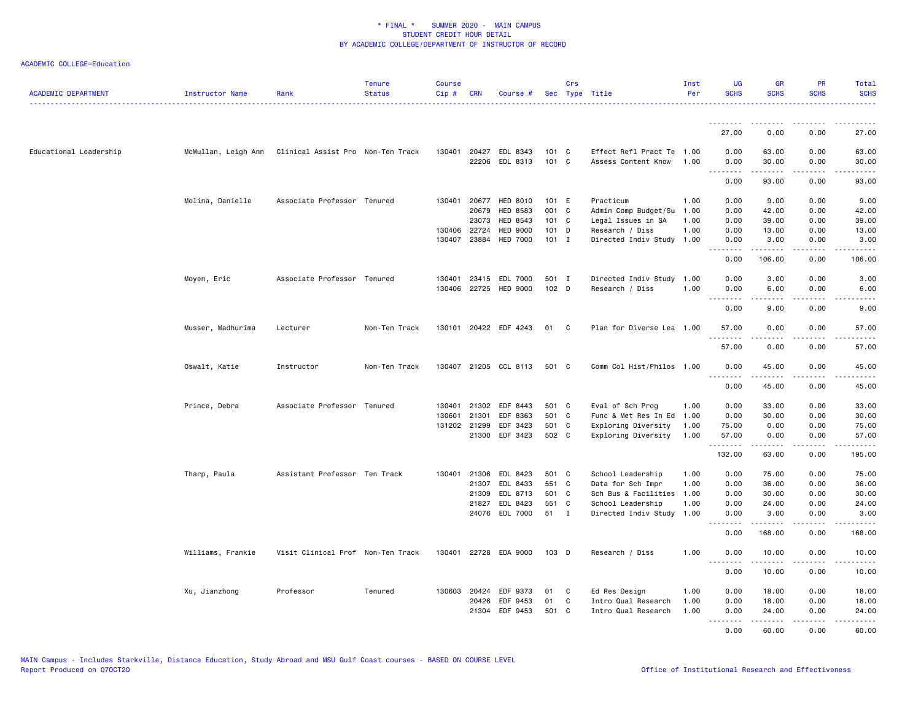# * FINAL * SUMMER 2020 - MAIN CAMPUS
## STUDENT CREDIT HOUR DETAIL
## BY ACADEMIC COLLEGE/DEPARTMENT OF INSTRUCTOR OF RECORD

ACADEMIC COLLEGE=Education

| ACADEMIC DEPARTMENT | Instructor Name | Rank | Tenure Status | Course Cip # | CRN | Course # | Sec | Crs Type | Title | Inst Per | UG SCHS | GR SCHS | PR SCHS | Total SCHS |
|---|---|---|---|---|---|---|---|---|---|---|---|---|---|---|
| | | | | | | | | | | | 27.00 | 0.00 | 0.00 | 27.00 |
| Educational Leadership | McMullan, Leigh Ann | Clinical Assist Pro | Non-Ten Track | 130401 | 20427 | EDL 8343 | 101 | C | Effect Refl Pract Te | 1.00 | 0.00 | 63.00 | 0.00 | 63.00 |
| | | | | | 22206 | EDL 8313 | 101 | C | Assess Content Know | 1.00 | 0.00 | 30.00 | 0.00 | 30.00 |
| | | | | | | | | | | | 0.00 | 93.00 | 0.00 | 93.00 |
| | Molina, Danielle | Associate Professor | Tenured | 130401 | 20677 | HED 8010 | 101 | E | Practicum | 1.00 | 0.00 | 9.00 | 0.00 | 9.00 |
| | | | | | 20679 | HED 8583 | 001 | C | Admin Comp Budget/Su | 1.00 | 0.00 | 42.00 | 0.00 | 42.00 |
| | | | | | 23073 | HED 8543 | 101 | C | Legal Issues in SA | 1.00 | 0.00 | 39.00 | 0.00 | 39.00 |
| | | | | 130406 | 22724 | HED 9000 | 101 | D | Research / Diss | 1.00 | 0.00 | 13.00 | 0.00 | 13.00 |
| | | | | 130407 | 23884 | HED 7000 | 101 | I | Directed Indiv Study | 1.00 | 0.00 | 3.00 | 0.00 | 3.00 |
| | | | | | | | | | | | 0.00 | 106.00 | 0.00 | 106.00 |
| | Moyen, Eric | Associate Professor | Tenured | 130401 | 23415 | EDL 7000 | 501 | I | Directed Indiv Study | 1.00 | 0.00 | 3.00 | 0.00 | 3.00 |
| | | | | 130406 | 22725 | HED 9000 | 102 | D | Research / Diss | 1.00 | 0.00 | 6.00 | 0.00 | 6.00 |
| | | | | | | | | | | | 0.00 | 9.00 | 0.00 | 9.00 |
| | Musser, Madhurima | Lecturer | Non-Ten Track | 130101 | 20422 | EDF 4243 | 01 | C | Plan for Diverse Lea | 1.00 | 57.00 | 0.00 | 0.00 | 57.00 |
| | | | | | | | | | | | 57.00 | 0.00 | 0.00 | 57.00 |
| | Oswalt, Katie | Instructor | Non-Ten Track | 130407 | 21205 | CCL 8113 | 501 | C | Comm Col Hist/Philos | 1.00 | 0.00 | 45.00 | 0.00 | 45.00 |
| | | | | | | | | | | | 0.00 | 45.00 | 0.00 | 45.00 |
| | Prince, Debra | Associate Professor | Tenured | 130401 | 21302 | EDF 8443 | 501 | C | Eval of Sch Prog | 1.00 | 0.00 | 33.00 | 0.00 | 33.00 |
| | | | | 130601 | 21301 | EDF 8363 | 501 | C | Func & Met Res In Ed | 1.00 | 0.00 | 30.00 | 0.00 | 30.00 |
| | | | | 131202 | 21299 | EDF 3423 | 501 | C | Exploring Diversity | 1.00 | 75.00 | 0.00 | 0.00 | 75.00 |
| | | | | | 21300 | EDF 3423 | 502 | C | Exploring Diversity | 1.00 | 57.00 | 0.00 | 0.00 | 57.00 |
| | | | | | | | | | | | 132.00 | 63.00 | 0.00 | 195.00 |
| | Tharp, Paula | Assistant Professor | Ten Track | 130401 | 21306 | EDL 8423 | 501 | C | School Leadership | 1.00 | 0.00 | 75.00 | 0.00 | 75.00 |
| | | | | | 21307 | EDL 8433 | 551 | C | Data for Sch Impr | 1.00 | 0.00 | 36.00 | 0.00 | 36.00 |
| | | | | | 21309 | EDL 8713 | 501 | C | Sch Bus & Facilities | 1.00 | 0.00 | 30.00 | 0.00 | 30.00 |
| | | | | | 21827 | EDL 8423 | 551 | C | School Leadership | 1.00 | 0.00 | 24.00 | 0.00 | 24.00 |
| | | | | | 24076 | EDL 7000 | 51 | I | Directed Indiv Study | 1.00 | 0.00 | 3.00 | 0.00 | 3.00 |
| | | | | | | | | | | | 0.00 | 168.00 | 0.00 | 168.00 |
| | Williams, Frankie | Visit Clinical Prof | Non-Ten Track | 130401 | 22728 | EDA 9000 | 103 | D | Research / Diss | 1.00 | 0.00 | 10.00 | 0.00 | 10.00 |
| | | | | | | | | | | | 0.00 | 10.00 | 0.00 | 10.00 |
| | Xu, Jianzhong | Professor | Tenured | 130603 | 20424 | EDF 9373 | 01 | C | Ed Res Design | 1.00 | 0.00 | 18.00 | 0.00 | 18.00 |
| | | | | | 20426 | EDF 9453 | 01 | C | Intro Qual Research | 1.00 | 0.00 | 18.00 | 0.00 | 18.00 |
| | | | | | 21304 | EDF 9453 | 501 | C | Intro Qual Research | 1.00 | 0.00 | 24.00 | 0.00 | 24.00 |
| | | | | | | | | | | | 0.00 | 60.00 | 0.00 | 60.00 |

MAIN Campus - Includes Starkville, Distance Education, Study Abroad and MSU Gulf Coast courses - BASED ON COURSE LEVEL
Report Produced on 07OCT20

Office of Institutional Research and Effectiveness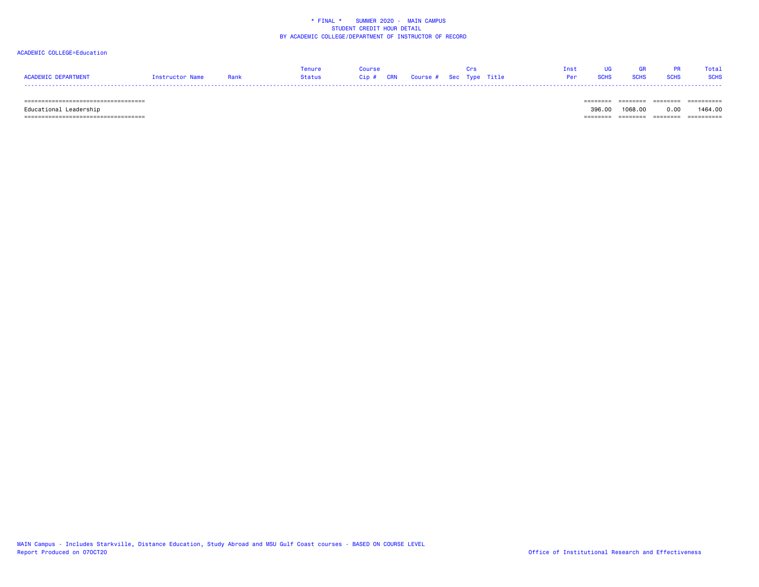* FINAL * SUMMER 2020 - MAIN CAMPUS
STUDENT CREDIT HOUR DETAIL
BY ACADEMIC COLLEGE/DEPARTMENT OF INSTRUCTOR OF RECORD

ACADEMIC COLLEGE=Education

| ACADEMIC DEPARTMENT | Instructor Name | Rank | Tenure Status | Course Cip # | CRN | Course # | Sec | Crs Type | Title | Inst Per | UG SCHS | GR SCHS | PR SCHS | Total SCHS |
|---|---|---|---|---|---|---|---|---|---|---|---|---|---|---|
| Educational Leadership | | | | | | | | | | | 396.00 | 1068.00 | 0.00 | 1464.00 |

MAIN Campus - Includes Starkville, Distance Education, Study Abroad and MSU Gulf Coast courses - BASED ON COURSE LEVEL
Report Produced on 07OCT20

Office of Institutional Research and Effectiveness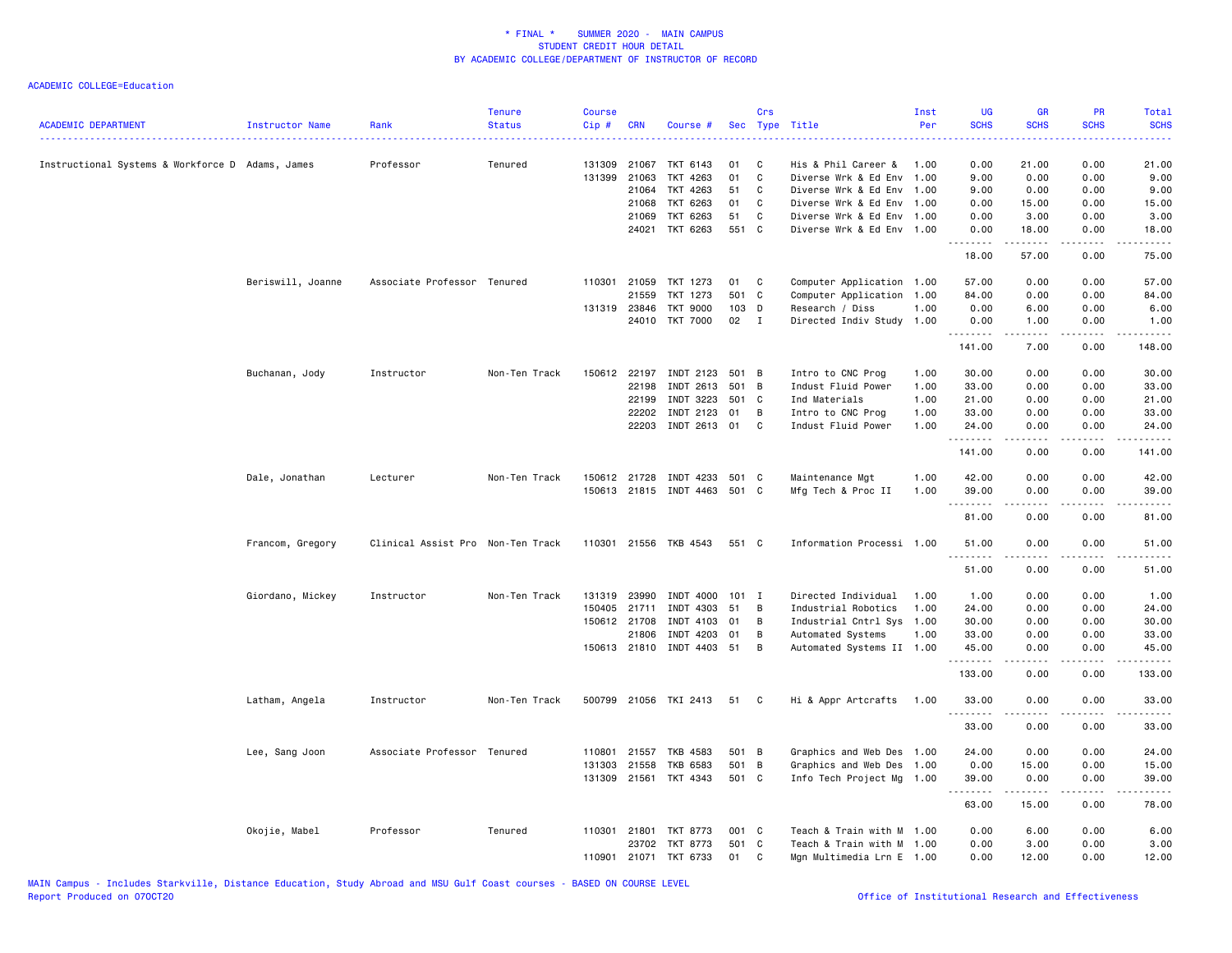\* FINAL \* SUMMER 2020 - MAIN CAMPUS
STUDENT CREDIT HOUR DETAIL
BY ACADEMIC COLLEGE/DEPARTMENT OF INSTRUCTOR OF RECORD

ACADEMIC COLLEGE=Education

| ACADEMIC DEPARTMENT | Instructor Name | Rank | Tenure Status | Course Cip # | CRN | Course # | Sec | Crs Type | Title | Inst Per | UG SCHS | GR SCHS | PR SCHS | Total SCHS |
|---|---|---|---|---|---|---|---|---|---|---|---|---|---|---|
| Instructional Systems & Workforce D | Adams, James | Professor | Tenured | 131309 | 21067 | TKT 6143 | 01 | C | His & Phil Career & | 1.00 | 0.00 | 21.00 | 0.00 | 21.00 |
| | | | | 131399 | 21063 | TKT 4263 | 01 | C | Diverse Wrk & Ed Env | 1.00 | 9.00 | 0.00 | 0.00 | 9.00 |
| | | | | | 21064 | TKT 4263 | 51 | C | Diverse Wrk & Ed Env | 1.00 | 9.00 | 0.00 | 0.00 | 9.00 |
| | | | | | 21068 | TKT 6263 | 01 | C | Diverse Wrk & Ed Env | 1.00 | 0.00 | 15.00 | 0.00 | 15.00 |
| | | | | | 21069 | TKT 6263 | 51 | C | Diverse Wrk & Ed Env | 1.00 | 0.00 | 3.00 | 0.00 | 3.00 |
| | | | | | 24021 | TKT 6263 | 551 | C | Diverse Wrk & Ed Env | 1.00 | 0.00 | 18.00 | 0.00 | 18.00 |
| | | | | | | | | | | | 18.00 | 57.00 | 0.00 | 75.00 |
| | Beriswill, Joanne | Associate Professor | Tenured | 110301 | 21059 | TKT 1273 | 01 | C | Computer Application | 1.00 | 57.00 | 0.00 | 0.00 | 57.00 |
| | | | | | 21559 | TKT 1273 | 501 | C | Computer Application | 1.00 | 84.00 | 0.00 | 0.00 | 84.00 |
| | | | | 131319 | 23846 | TKT 9000 | 103 | D | Research / Diss | 1.00 | 0.00 | 6.00 | 0.00 | 6.00 |
| | | | | | 24010 | TKT 7000 | 02 | I | Directed Indiv Study | 1.00 | 0.00 | 1.00 | 0.00 | 1.00 |
| | | | | | | | | | | | 141.00 | 7.00 | 0.00 | 148.00 |
| | Buchanan, Jody | Instructor | Non-Ten Track | 150612 | 22197 | INDT 2123 | 501 | B | Intro to CNC Prog | 1.00 | 30.00 | 0.00 | 0.00 | 30.00 |
| | | | | | 22198 | INDT 2613 | 501 | B | Indust Fluid Power | 1.00 | 33.00 | 0.00 | 0.00 | 33.00 |
| | | | | | 22199 | INDT 3223 | 501 | C | Ind Materials | 1.00 | 21.00 | 0.00 | 0.00 | 21.00 |
| | | | | | 22202 | INDT 2123 | 01 | B | Intro to CNC Prog | 1.00 | 33.00 | 0.00 | 0.00 | 33.00 |
| | | | | | 22203 | INDT 2613 | 01 | C | Indust Fluid Power | 1.00 | 24.00 | 0.00 | 0.00 | 24.00 |
| | | | | | | | | | | | 141.00 | 0.00 | 0.00 | 141.00 |
| | Dale, Jonathan | Lecturer | Non-Ten Track | 150612 | 21728 | INDT 4233 | 501 | C | Maintenance Mgt | 1.00 | 42.00 | 0.00 | 0.00 | 42.00 |
| | | | | 150613 | 21815 | INDT 4463 | 501 | C | Mfg Tech & Proc II | 1.00 | 39.00 | 0.00 | 0.00 | 39.00 |
| | | | | | | | | | | | 81.00 | 0.00 | 0.00 | 81.00 |
| | Francom, Gregory | Clinical Assist Pro | Non-Ten Track | 110301 | 21556 | TKB 4543 | 551 | C | Information Processi | 1.00 | 51.00 | 0.00 | 0.00 | 51.00 |
| | | | | | | | | | | | 51.00 | 0.00 | 0.00 | 51.00 |
| | Giordano, Mickey | Instructor | Non-Ten Track | 131319 | 23990 | INDT 4000 | 101 | I | Directed Individual | 1.00 | 1.00 | 0.00 | 0.00 | 1.00 |
| | | | | 150405 | 21711 | INDT 4303 | 51 | B | Industrial Robotics | 1.00 | 24.00 | 0.00 | 0.00 | 24.00 |
| | | | | 150612 | 21708 | INDT 4103 | 01 | B | Industrial Cntrl Sys | 1.00 | 30.00 | 0.00 | 0.00 | 30.00 |
| | | | | | 21806 | INDT 4203 | 01 | B | Automated Systems | 1.00 | 33.00 | 0.00 | 0.00 | 33.00 |
| | | | | 150613 | 21810 | INDT 4403 | 51 | B | Automated Systems II | 1.00 | 45.00 | 0.00 | 0.00 | 45.00 |
| | | | | | | | | | | | 133.00 | 0.00 | 0.00 | 133.00 |
| | Latham, Angela | Instructor | Non-Ten Track | 500799 | 21056 | TKI 2413 | 51 | C | Hi & Appr Artcrafts | 1.00 | 33.00 | 0.00 | 0.00 | 33.00 |
| | | | | | | | | | | | 33.00 | 0.00 | 0.00 | 33.00 |
| | Lee, Sang Joon | Associate Professor | Tenured | 110801 | 21557 | TKB 4583 | 501 | B | Graphics and Web Des | 1.00 | 24.00 | 0.00 | 0.00 | 24.00 |
| | | | | 131303 | 21558 | TKB 6583 | 501 | B | Graphics and Web Des | 1.00 | 0.00 | 15.00 | 0.00 | 15.00 |
| | | | | 131309 | 21561 | TKT 4343 | 501 | C | Info Tech Project Mg | 1.00 | 39.00 | 0.00 | 0.00 | 39.00 |
| | | | | | | | | | | | 63.00 | 15.00 | 0.00 | 78.00 |
| | Okojie, Mabel | Professor | Tenured | 110301 | 21801 | TKT 8773 | 001 | C | Teach & Train with M | 1.00 | 0.00 | 6.00 | 0.00 | 6.00 |
| | | | | | 23702 | TKT 8773 | 501 | C | Teach & Train with M | 1.00 | 0.00 | 3.00 | 0.00 | 3.00 |
| | | | | 110901 | 21071 | TKT 6733 | 01 | C | Mgn Multimedia Lrn E | 1.00 | 0.00 | 12.00 | 0.00 | 12.00 |

MAIN Campus - Includes Starkville, Distance Education, Study Abroad and MSU Gulf Coast courses - BASED ON COURSE LEVEL
Report Produced on 07OCT20
Office of Institutional Research and Effectiveness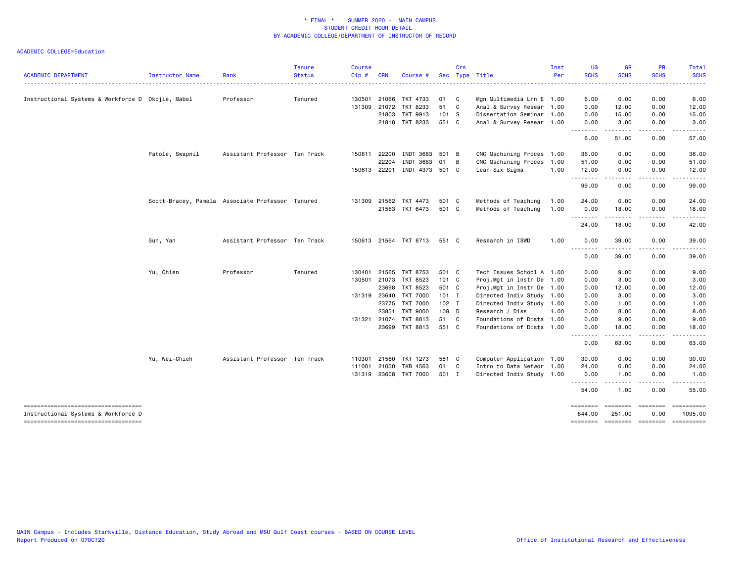\* FINAL \* SUMMER 2020 - MAIN CAMPUS
STUDENT CREDIT HOUR DETAIL
BY ACADEMIC COLLEGE/DEPARTMENT OF INSTRUCTOR OF RECORD

ACADEMIC COLLEGE=Education

| ACADEMIC DEPARTMENT | Instructor Name | Rank | Tenure Status | Course Cip # | CRN | Course # | Sec | Crs Type | Title | Inst Per | UG SCHS | GR SCHS | PR SCHS | Total SCHS |
|---|---|---|---|---|---|---|---|---|---|---|---|---|---|---|
| Instructional Systems & Workforce D | Okojie, Mabel | Professor | Tenured | 130501 | 21066 | TKT 4733 | 01 | C | Mgn Multimedia Lrn E | 1.00 | 6.00 | 0.00 | 0.00 | 6.00 |
| | | | | 131309 | 21072 | TKT 8233 | 51 | C | Anal & Survey Resear | 1.00 | 0.00 | 12.00 | 0.00 | 12.00 |
| | | | | | 21803 | TKT 9913 | 101 | S | Dissertation Seminar | 1.00 | 0.00 | 15.00 | 0.00 | 15.00 |
| | | | | | 21818 | TKT 8233 | 551 | C | Anal & Survey Resear | 1.00 | 0.00 | 3.00 | 0.00 | 3.00 |
| | | | | | | | | | | | 6.00 | 51.00 | 0.00 | 57.00 |
| | Patole, Swapnil | Assistant Professor | Ten Track | 150611 | 22200 | INDT 3683 | 501 | B | CNC Machining Proces | 1.00 | 36.00 | 0.00 | 0.00 | 36.00 |
| | | | | | 22204 | INDT 3683 | 01 | B | CNC Machining Proces | 1.00 | 51.00 | 0.00 | 0.00 | 51.00 |
| | | | | 150613 | 22201 | INDT 4373 | 501 | C | Lean Six Sigma | 1.00 | 12.00 | 0.00 | 0.00 | 12.00 |
| | | | | | | | | | | | 99.00 | 0.00 | 0.00 | 99.00 |
| | Scott-Bracey, Pamela | Associate Professor | Tenured | 131309 | 21562 | TKT 4473 | 501 | C | Methods of Teaching | 1.00 | 24.00 | 0.00 | 0.00 | 24.00 |
| | | | | | 21563 | TKT 6473 | 501 | C | Methods of Teaching | 1.00 | 0.00 | 18.00 | 0.00 | 18.00 |
| | | | | | | | | | | | 24.00 | 18.00 | 0.00 | 42.00 |
| | Sun, Yan | Assistant Professor | Ten Track | 150613 | 21564 | TKT 8713 | 551 | C | Research in ISWD | 1.00 | 0.00 | 39.00 | 0.00 | 39.00 |
| | | | | | | | | | | | 0.00 | 39.00 | 0.00 | 39.00 |
| | Yu, Chien | Professor | Tenured | 130401 | 21565 | TKT 8753 | 501 | C | Tech Issues School A | 1.00 | 0.00 | 9.00 | 0.00 | 9.00 |
| | | | | 130501 | 21073 | TKT 8523 | 101 | C | Proj.Mgt in Instr De | 1.00 | 0.00 | 3.00 | 0.00 | 3.00 |
| | | | | | 23698 | TKT 8523 | 501 | C | Proj.Mgt in Instr De | 1.00 | 0.00 | 12.00 | 0.00 | 12.00 |
| | | | | 131319 | 23640 | TKT 7000 | 101 | I | Directed Indiv Study | 1.00 | 0.00 | 3.00 | 0.00 | 3.00 |
| | | | | | 23775 | TKT 7000 | 102 | I | Directed Indiv Study | 1.00 | 0.00 | 1.00 | 0.00 | 1.00 |
| | | | | | 23851 | TKT 9000 | 108 | D | Research / Diss | 1.00 | 0.00 | 8.00 | 0.00 | 8.00 |
| | | | | 131321 | 21074 | TKT 8813 | 51 | C | Foundations of Dista | 1.00 | 0.00 | 9.00 | 0.00 | 9.00 |
| | | | | | 23699 | TKT 8813 | 551 | C | Foundations of Dista | 1.00 | 0.00 | 18.00 | 0.00 | 18.00 |
| | | | | | | | | | | | 0.00 | 63.00 | 0.00 | 63.00 |
| | Yu, Wei-Chieh | Assistant Professor | Ten Track | 110301 | 21560 | TKT 1273 | 551 | C | Computer Application | 1.00 | 30.00 | 0.00 | 0.00 | 30.00 |
| | | | | 111001 | 21050 | TKB 4563 | 01 | C | Intro to Data Networ | 1.00 | 24.00 | 0.00 | 0.00 | 24.00 |
| | | | | 131319 | 23608 | TKT 7000 | 501 | I | Directed Indiv Study | 1.00 | 0.00 | 1.00 | 0.00 | 1.00 |
| | | | | | | | | | | | 54.00 | 1.00 | 0.00 | 55.00 |
| Instructional Systems & Workforce D | | | | | | | | | | | 844.00 | 251.00 | 0.00 | 1095.00 |

MAIN Campus - Includes Starkville, Distance Education, Study Abroad and MSU Gulf Coast courses - BASED ON COURSE LEVEL
Report Produced on 07OCT20
Office of Institutional Research and Effectiveness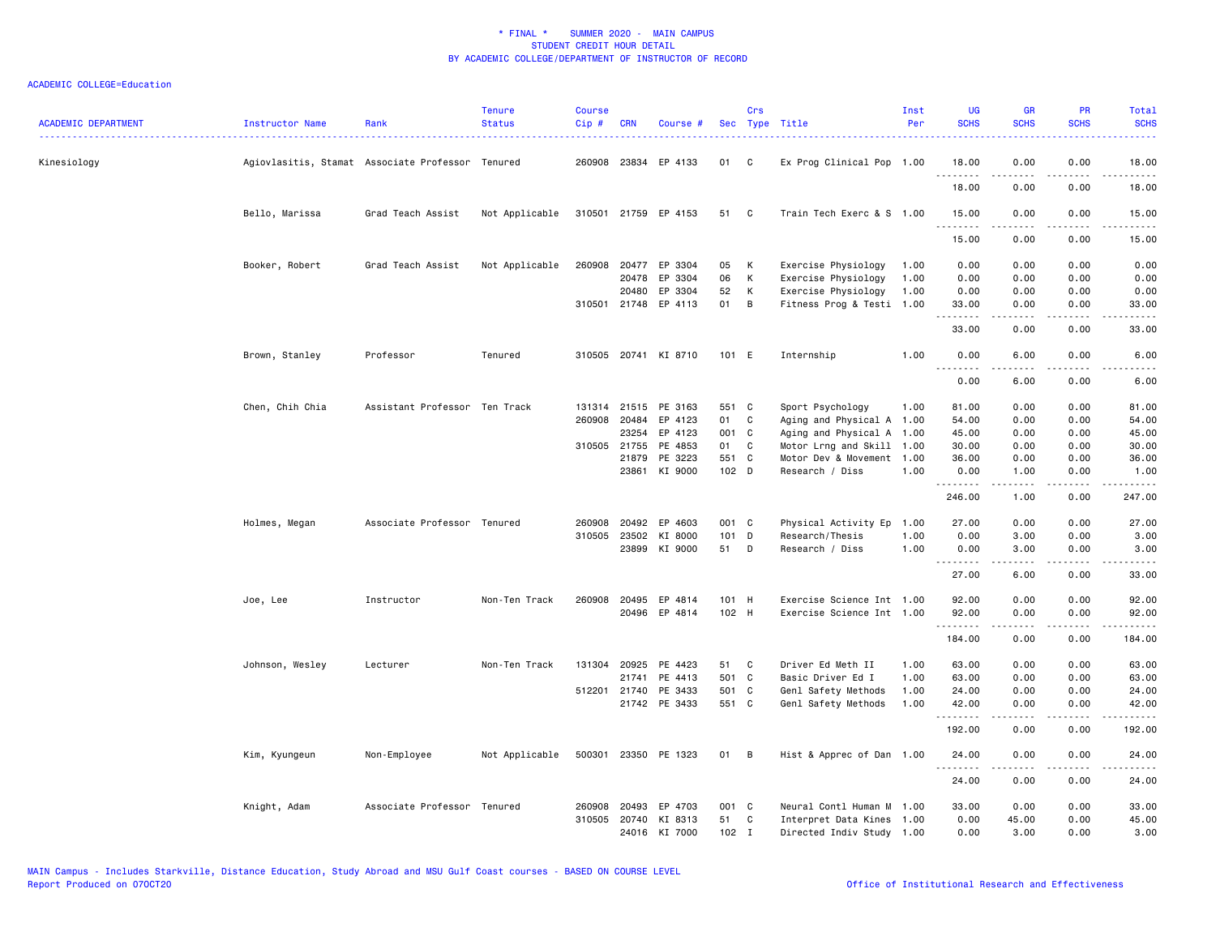\* FINAL \* SUMMER 2020 - MAIN CAMPUS
STUDENT CREDIT HOUR DETAIL
BY ACADEMIC COLLEGE/DEPARTMENT OF INSTRUCTOR OF RECORD

ACADEMIC COLLEGE=Education

| ACADEMIC DEPARTMENT | Instructor Name | Rank | Tenure Status | Course Cip # | CRN | Course # | Sec | Crs Type | Title | Inst Per | UG SCHS | GR SCHS | PR SCHS | Total SCHS |
|---|---|---|---|---|---|---|---|---|---|---|---|---|---|---|
| Kinesiology | Agiovlasitis, Stamat | Associate Professor | Tenured | 260908 | 23834 | EP 4133 | 01 | C | Ex Prog Clinical Pop | 1.00 | 18.00 | 0.00 | 0.00 | 18.00 |
| | | | | | | | | | | | 18.00 | 0.00 | 0.00 | 18.00 |
| | Bello, Marissa | Grad Teach Assist | Not Applicable | 310501 | 21759 | EP 4153 | 51 | C | Train Tech Exerc & S | 1.00 | 15.00 | 0.00 | 0.00 | 15.00 |
| | | | | | | | | | | | 15.00 | 0.00 | 0.00 | 15.00 |
| | Booker, Robert | Grad Teach Assist | Not Applicable | 260908 | 20477 | EP 3304 | 05 | K | Exercise Physiology | 1.00 | 0.00 | 0.00 | 0.00 | 0.00 |
| | | | | | 20478 | EP 3304 | 06 | K | Exercise Physiology | 1.00 | 0.00 | 0.00 | 0.00 | 0.00 |
| | | | | | 20480 | EP 3304 | 52 | K | Exercise Physiology | 1.00 | 0.00 | 0.00 | 0.00 | 0.00 |
| | | | | 310501 | 21748 | EP 4113 | 01 | B | Fitness Prog & Testi | 1.00 | 33.00 | 0.00 | 0.00 | 33.00 |
| | | | | | | | | | | | 33.00 | 0.00 | 0.00 | 33.00 |
| | Brown, Stanley | Professor | Tenured | 310505 | 20741 | KI 8710 | 101 | E | Internship | 1.00 | 0.00 | 6.00 | 0.00 | 6.00 |
| | | | | | | | | | | | 0.00 | 6.00 | 0.00 | 6.00 |
| | Chen, Chih Chia | Assistant Professor | Ten Track | 131314 | 21515 | PE 3163 | 551 | C | Sport Psychology | 1.00 | 81.00 | 0.00 | 0.00 | 81.00 |
| | | | | 260908 | 20484 | EP 4123 | 01 | C | Aging and Physical A | 1.00 | 54.00 | 0.00 | 0.00 | 54.00 |
| | | | | | 23254 | EP 4123 | 001 | C | Aging and Physical A | 1.00 | 45.00 | 0.00 | 0.00 | 45.00 |
| | | | | 310505 | 21755 | PE 4853 | 01 | C | Motor Lrng and Skill | 1.00 | 30.00 | 0.00 | 0.00 | 30.00 |
| | | | | | 21879 | PE 3223 | 551 | C | Motor Dev & Movement | 1.00 | 36.00 | 0.00 | 0.00 | 36.00 |
| | | | | | 23861 | KI 9000 | 102 | D | Research / Diss | 1.00 | 0.00 | 1.00 | 0.00 | 1.00 |
| | | | | | | | | | | | 246.00 | 1.00 | 0.00 | 247.00 |
| | Holmes, Megan | Associate Professor | Tenured | 260908 | 20492 | EP 4603 | 001 | C | Physical Activity Ep | 1.00 | 27.00 | 0.00 | 0.00 | 27.00 |
| | | | | 310505 | 23502 | KI 8000 | 101 | D | Research/Thesis | 1.00 | 0.00 | 3.00 | 0.00 | 3.00 |
| | | | | | 23899 | KI 9000 | 51 | D | Research / Diss | 1.00 | 0.00 | 3.00 | 0.00 | 3.00 |
| | | | | | | | | | | | 27.00 | 6.00 | 0.00 | 33.00 |
| | Joe, Lee | Instructor | Non-Ten Track | 260908 | 20495 | EP 4814 | 101 | H | Exercise Science Int | 1.00 | 92.00 | 0.00 | 0.00 | 92.00 |
| | | | | | 20496 | EP 4814 | 102 | H | Exercise Science Int | 1.00 | 92.00 | 0.00 | 0.00 | 92.00 |
| | | | | | | | | | | | 184.00 | 0.00 | 0.00 | 184.00 |
| | Johnson, Wesley | Lecturer | Non-Ten Track | 131304 | 20925 | PE 4423 | 51 | C | Driver Ed Meth II | 1.00 | 63.00 | 0.00 | 0.00 | 63.00 |
| | | | | | 21741 | PE 4413 | 501 | C | Basic Driver Ed I | 1.00 | 63.00 | 0.00 | 0.00 | 63.00 |
| | | | | 512201 | 21740 | PE 3433 | 501 | C | Genl Safety Methods | 1.00 | 24.00 | 0.00 | 0.00 | 24.00 |
| | | | | | 21742 | PE 3433 | 551 | C | Genl Safety Methods | 1.00 | 42.00 | 0.00 | 0.00 | 42.00 |
| | | | | | | | | | | | 192.00 | 0.00 | 0.00 | 192.00 |
| | Kim, Kyungeun | Non-Employee | Not Applicable | 500301 | 23350 | PE 1323 | 01 | B | Hist & Apprec of Dan | 1.00 | 24.00 | 0.00 | 0.00 | 24.00 |
| | | | | | | | | | | | 24.00 | 0.00 | 0.00 | 24.00 |
| | Knight, Adam | Associate Professor | Tenured | 260908 | 20493 | EP 4703 | 001 | C | Neural Contl Human M | 1.00 | 33.00 | 0.00 | 0.00 | 33.00 |
| | | | | 310505 | 20740 | KI 8313 | 51 | C | Interpret Data Kines | 1.00 | 0.00 | 45.00 | 0.00 | 45.00 |
| | | | | | 24016 | KI 7000 | 102 | I | Directed Indiv Study | 1.00 | 0.00 | 3.00 | 0.00 | 3.00 |

MAIN Campus - Includes Starkville, Distance Education, Study Abroad and MSU Gulf Coast courses - BASED ON COURSE LEVEL
Report Produced on 07OCT20 Office of Institutional Research and Effectiveness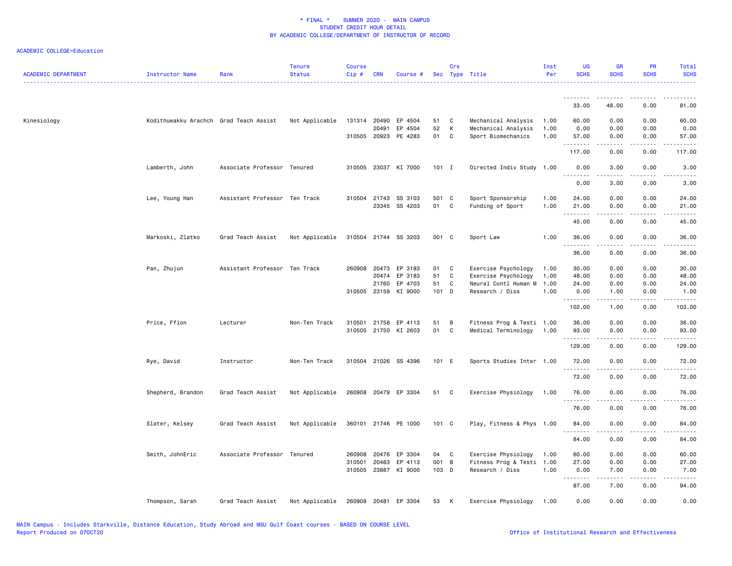# * FINAL * SUMMER 2020 - MAIN CAMPUS
## STUDENT CREDIT HOUR DETAIL
### BY ACADEMIC COLLEGE/DEPARTMENT OF INSTRUCTOR OF RECORD

ACADEMIC COLLEGE=Education

| ACADEMIC DEPARTMENT | Instructor Name | Rank | Tenure Status | Course Cip # | CRN | Course # | Sec | Crs Type | Title | Inst Per | UG SCHS | GR SCHS | PR SCHS | Total SCHS |
|---|---|---|---|---|---|---|---|---|---|---|---|---|---|---|
| | | | | | | | | | | | 33.00 | 48.00 | 0.00 | 81.00 |
| Kinesiology | Kodithuwakku Arachch | Grad Teach Assist | Not Applicable | 131314 | 20490 | EP 4504 | 51 | C | Mechanical Analysis | 1.00 | 60.00 | 0.00 | 0.00 | 60.00 |
| | | | | | 20491 | EP 4504 | 52 | K | Mechanical Analysis | 1.00 | 0.00 | 0.00 | 0.00 | 0.00 |
| | | | | 310505 | 20923 | PE 4283 | 01 | C | Sport Biomechanics | 1.00 | 57.00 | 0.00 | 0.00 | 57.00 |
| | | | | | | | | | | | 117.00 | 0.00 | 0.00 | 117.00 |
| | Lamberth, John | Associate Professor | Tenured | 310505 | 23037 | KI 7000 | 101 | I | Directed Indiv Study | 1.00 | 0.00 | 3.00 | 0.00 | 3.00 |
| | | | | | | | | | | | 0.00 | 3.00 | 0.00 | 3.00 |
| | Lee, Young Han | Assistant Professor | Ten Track | 310504 | 21743 | SS 3103 | 501 | C | Sport Sponsorship | 1.00 | 24.00 | 0.00 | 0.00 | 24.00 |
| | | | | | 23345 | SS 4203 | 01 | C | Funding of Sport | 1.00 | 21.00 | 0.00 | 0.00 | 21.00 |
| | | | | | | | | | | | 45.00 | 0.00 | 0.00 | 45.00 |
| | Markoski, Zlatko | Grad Teach Assist | Not Applicable | 310504 | 21744 | SS 3203 | 001 | C | Sport Law | 1.00 | 36.00 | 0.00 | 0.00 | 36.00 |
| | | | | | | | | | | | 36.00 | 0.00 | 0.00 | 36.00 |
| | Pan, Zhujun | Assistant Professor | Ten Track | 260908 | 20473 | EP 3183 | 01 | C | Exercise Psychology | 1.00 | 30.00 | 0.00 | 0.00 | 30.00 |
| | | | | | 20474 | EP 3183 | 51 | C | Exercise Psychology | 1.00 | 48.00 | 0.00 | 0.00 | 48.00 |
| | | | | | 21760 | EP 4703 | 51 | C | Neural Contl Human M | 1.00 | 24.00 | 0.00 | 0.00 | 24.00 |
| | | | | 310505 | 23159 | KI 9000 | 101 | D | Research / Diss | 1.00 | 0.00 | 1.00 | 0.00 | 1.00 |
| | | | | | | | | | | | 102.00 | 1.00 | 0.00 | 103.00 |
| | Price, Ffion | Lecturer | Non-Ten Track | 310501 | 21758 | EP 4113 | 51 | B | Fitness Prog & Testi | 1.00 | 36.00 | 0.00 | 0.00 | 36.00 |
| | | | | 310505 | 21750 | KI 2603 | 01 | C | Medical Terminology | 1.00 | 93.00 | 0.00 | 0.00 | 93.00 |
| | | | | | | | | | | | 129.00 | 0.00 | 0.00 | 129.00 |
| | Rye, David | Instructor | Non-Ten Track | 310504 | 21026 | SS 4396 | 101 | E | Sports Studies Inter | 1.00 | 72.00 | 0.00 | 0.00 | 72.00 |
| | | | | | | | | | | | 72.00 | 0.00 | 0.00 | 72.00 |
| | Shepherd, Brandon | Grad Teach Assist | Not Applicable | 260908 | 20479 | EP 3304 | 51 | C | Exercise Physiology | 1.00 | 76.00 | 0.00 | 0.00 | 76.00 |
| | | | | | | | | | | | 76.00 | 0.00 | 0.00 | 76.00 |
| | Slater, Kelsey | Grad Teach Assist | Not Applicable | 360101 | 21746 | PE 1000 | 101 | C | Play, Fitness & Phys | 1.00 | 84.00 | 0.00 | 0.00 | 84.00 |
| | | | | | | | | | | | 84.00 | 0.00 | 0.00 | 84.00 |
| | Smith, JohnEric | Associate Professor | Tenured | 260908 | 20476 | EP 3304 | 04 | C | Exercise Physiology | 1.00 | 60.00 | 0.00 | 0.00 | 60.00 |
| | | | | 310501 | 20483 | EP 4113 | 001 | B | Fitness Prog & Testi | 1.00 | 27.00 | 0.00 | 0.00 | 27.00 |
| | | | | 310505 | 23887 | KI 9000 | 103 | D | Research / Diss | 1.00 | 0.00 | 7.00 | 0.00 | 7.00 |
| | | | | | | | | | | | 87.00 | 7.00 | 0.00 | 94.00 |
| | Thompson, Sarah | Grad Teach Assist | Not Applicable | 260908 | 20481 | EP 3304 | 53 | K | Exercise Physiology | 1.00 | 0.00 | 0.00 | 0.00 | 0.00 |

MAIN Campus - Includes Starkville, Distance Education, Study Abroad and MSU Gulf Coast courses - BASED ON COURSE LEVEL
Report Produced on 07OCT20 — Office of Institutional Research and Effectiveness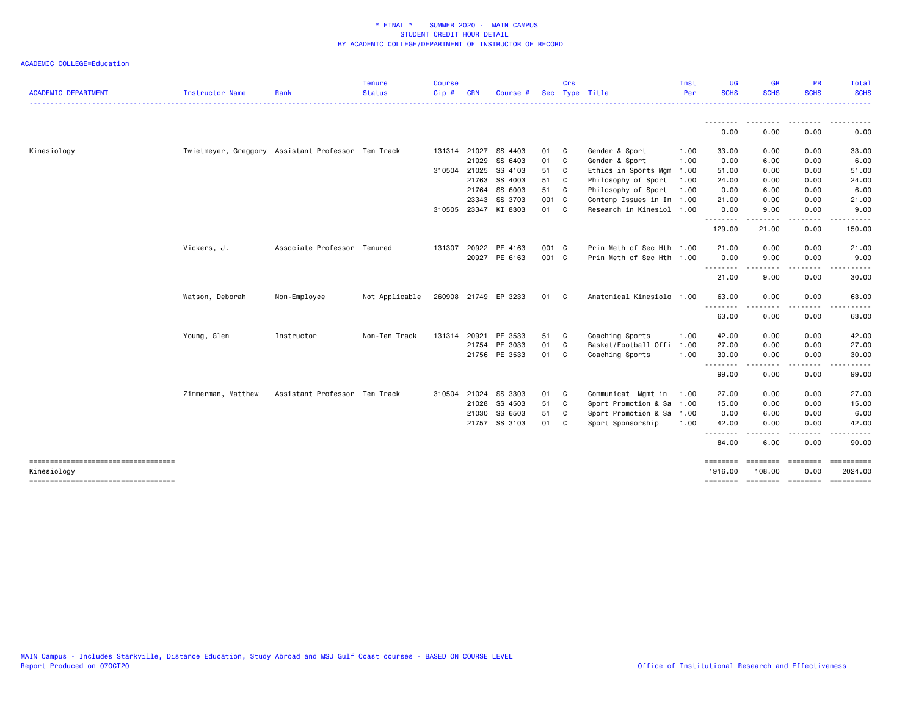* FINAL * SUMMER 2020 - MAIN CAMPUS
STUDENT CREDIT HOUR DETAIL
BY ACADEMIC COLLEGE/DEPARTMENT OF INSTRUCTOR OF RECORD

ACADEMIC COLLEGE=Education

| ACADEMIC DEPARTMENT | Instructor Name | Rank | Tenure Status | Course Cip # | CRN | Course # | Sec | Crs Type | Title | Inst Per | UG SCHS | GR SCHS | PR SCHS | Total SCHS |
|---|---|---|---|---|---|---|---|---|---|---|---|---|---|---|
| | | | | | | | | | | | 0.00 | 0.00 | 0.00 | 0.00 |
| Kinesiology | Twietmeyer, Greggory | Assistant Professor | Ten Track | 131314 | 21027 | SS 4403 | 01 | C | Gender & Sport | 1.00 | 33.00 | 0.00 | 0.00 | 33.00 |
| | | | | | 21029 | SS 6403 | 01 | C | Gender & Sport | 1.00 | 0.00 | 6.00 | 0.00 | 6.00 |
| | | | | 310504 | 21025 | SS 4103 | 51 | C | Ethics in Sports Mgm | 1.00 | 51.00 | 0.00 | 0.00 | 51.00 |
| | | | | | 21763 | SS 4003 | 51 | C | Philosophy of Sport | 1.00 | 24.00 | 0.00 | 0.00 | 24.00 |
| | | | | | 21764 | SS 6003 | 51 | C | Philosophy of Sport | 1.00 | 0.00 | 6.00 | 0.00 | 6.00 |
| | | | | | 23343 | SS 3703 | 001 | C | Contemp Issues in In | 1.00 | 21.00 | 0.00 | 0.00 | 21.00 |
| | | | | 310505 | 23347 | KI 8303 | 01 | C | Research in Kinesiol | 1.00 | 0.00 | 9.00 | 0.00 | 9.00 |
| | | | | | | | | | | | 129.00 | 21.00 | 0.00 | 150.00 |
| | Vickers, J. | Associate Professor | Tenured | 131307 | 20922 | PE 4163 | 001 | C | Prin Meth of Sec Hth | 1.00 | 21.00 | 0.00 | 0.00 | 21.00 |
| | | | | | 20927 | PE 6163 | 001 | C | Prin Meth of Sec Hth | 1.00 | 0.00 | 9.00 | 0.00 | 9.00 |
| | | | | | | | | | | | 21.00 | 9.00 | 0.00 | 30.00 |
| | Watson, Deborah | Non-Employee | Not Applicable | 260908 | 21749 | EP 3233 | 01 | C | Anatomical Kinesiolo | 1.00 | 63.00 | 0.00 | 0.00 | 63.00 |
| | | | | | | | | | | | 63.00 | 0.00 | 0.00 | 63.00 |
| | Young, Glen | Instructor | Non-Ten Track | 131314 | 20921 | PE 3533 | 51 | C | Coaching Sports | 1.00 | 42.00 | 0.00 | 0.00 | 42.00 |
| | | | | | 21754 | PE 3033 | 01 | C | Basket/Football Offi | 1.00 | 27.00 | 0.00 | 0.00 | 27.00 |
| | | | | | 21756 | PE 3533 | 01 | C | Coaching Sports | 1.00 | 30.00 | 0.00 | 0.00 | 30.00 |
| | | | | | | | | | | | 99.00 | 0.00 | 0.00 | 99.00 |
| | Zimmerman, Matthew | Assistant Professor | Ten Track | 310504 | 21024 | SS 3303 | 01 | C | Communicat Mgmt in | 1.00 | 27.00 | 0.00 | 0.00 | 27.00 |
| | | | | | 21028 | SS 4503 | 51 | C | Sport Promotion & Sa | 1.00 | 15.00 | 0.00 | 0.00 | 15.00 |
| | | | | | 21030 | SS 6503 | 51 | C | Sport Promotion & Sa | 1.00 | 0.00 | 6.00 | 0.00 | 6.00 |
| | | | | | 21757 | SS 3103 | 01 | C | Sport Sponsorship | 1.00 | 42.00 | 0.00 | 0.00 | 42.00 |
| | | | | | | | | | | | 84.00 | 6.00 | 0.00 | 90.00 |
| Kinesiology | | | | | | | | | | | 1916.00 | 108.00 | 0.00 | 2024.00 |

MAIN Campus - Includes Starkville, Distance Education, Study Abroad and MSU Gulf Coast courses - BASED ON COURSE LEVEL
Report Produced on 07OCT20

Office of Institutional Research and Effectiveness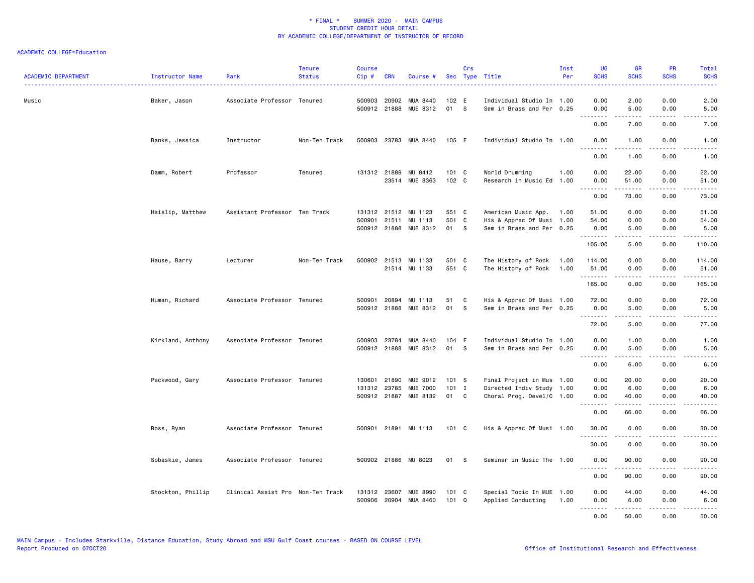# * FINAL * SUMMER 2020 - MAIN CAMPUS
## STUDENT CREDIT HOUR DETAIL
## BY ACADEMIC COLLEGE/DEPARTMENT OF INSTRUCTOR OF RECORD

ACADEMIC COLLEGE=Education

| ACADEMIC DEPARTMENT | Instructor Name | Rank | Tenure Status | Course Cip # | CRN | Course # | Sec | Crs Type | Title | Inst Per | UG SCHS | GR SCHS | PR SCHS | Total SCHS |
|---|---|---|---|---|---|---|---|---|---|---|---|---|---|---|
| Music | Baker, Jason | Associate Professor | Tenured | 500903 | 20902 | MUA 8440 | 102 | E | Individual Studio In | 1.00 | 0.00 | 2.00 | 0.00 | 2.00 |
| | | | | 500912 | 21888 | MUE 8312 | 01 | S | Sem in Brass and Per | 0.25 | 0.00 | 5.00 | 0.00 | 5.00 |
| | | | | | | | | | | | 0.00 | 7.00 | 0.00 | 7.00 |
| | Banks, Jessica | Instructor | Non-Ten Track | 500903 | 23783 | MUA 8440 | 105 | E | Individual Studio In | 1.00 | 0.00 | 1.00 | 0.00 | 1.00 |
| | | | | | | | | | | | 0.00 | 1.00 | 0.00 | 1.00 |
| | Damm, Robert | Professor | Tenured | 131312 | 21889 | MU 8412 | 101 | C | World Drumming | 1.00 | 0.00 | 22.00 | 0.00 | 22.00 |
| | | | | | 23514 | MUE 8363 | 102 | C | Research in Music Ed | 1.00 | 0.00 | 51.00 | 0.00 | 51.00 |
| | | | | | | | | | | | 0.00 | 73.00 | 0.00 | 73.00 |
| | Haislip, Matthew | Assistant Professor | Ten Track | 131312 | 21512 | MU 1123 | 551 | C | American Music App. | 1.00 | 51.00 | 0.00 | 0.00 | 51.00 |
| | | | | 500901 | 21511 | MU 1113 | 501 | C | His & Apprec Of Musi | 1.00 | 54.00 | 0.00 | 0.00 | 54.00 |
| | | | | 500912 | 21888 | MUE 8312 | 01 | S | Sem in Brass and Per | 0.25 | 0.00 | 5.00 | 0.00 | 5.00 |
| | | | | | | | | | | | 105.00 | 5.00 | 0.00 | 110.00 |
| | Hause, Barry | Lecturer | Non-Ten Track | 500902 | 21513 | MU 1133 | 501 | C | The History of Rock | 1.00 | 114.00 | 0.00 | 0.00 | 114.00 |
| | | | | | 21514 | MU 1133 | 551 | C | The History of Rock | 1.00 | 51.00 | 0.00 | 0.00 | 51.00 |
| | | | | | | | | | | | 165.00 | 0.00 | 0.00 | 165.00 |
| | Human, Richard | Associate Professor | Tenured | 500901 | 20894 | MU 1113 | 51 | C | His & Apprec Of Musi | 1.00 | 72.00 | 0.00 | 0.00 | 72.00 |
| | | | | 500912 | 21888 | MUE 8312 | 01 | S | Sem in Brass and Per | 0.25 | 0.00 | 5.00 | 0.00 | 5.00 |
| | | | | | | | | | | | 72.00 | 5.00 | 0.00 | 77.00 |
| | Kirkland, Anthony | Associate Professor | Tenured | 500903 | 23784 | MUA 8440 | 104 | E | Individual Studio In | 1.00 | 0.00 | 1.00 | 0.00 | 1.00 |
| | | | | 500912 | 21888 | MUE 8312 | 01 | S | Sem in Brass and Per | 0.25 | 0.00 | 5.00 | 0.00 | 5.00 |
| | | | | | | | | | | | 0.00 | 6.00 | 0.00 | 6.00 |
| | Packwood, Gary | Associate Professor | Tenured | 130601 | 21890 | MUE 9012 | 101 | S | Final Project in Mus | 1.00 | 0.00 | 20.00 | 0.00 | 20.00 |
| | | | | 131312 | 23785 | MUE 7000 | 101 | I | Directed Indiv Study | 1.00 | 0.00 | 6.00 | 0.00 | 6.00 |
| | | | | 500912 | 21887 | MUE 8132 | 01 | C | Choral Prog. Devel/C | 1.00 | 0.00 | 40.00 | 0.00 | 40.00 |
| | | | | | | | | | | | 0.00 | 66.00 | 0.00 | 66.00 |
| | Ross, Ryan | Associate Professor | Tenured | 500901 | 21891 | MU 1113 | 101 | C | His & Apprec Of Musi | 1.00 | 30.00 | 0.00 | 0.00 | 30.00 |
| | | | | | | | | | | | 30.00 | 0.00 | 0.00 | 30.00 |
| | Sobaskie, James | Associate Professor | Tenured | 500902 | 21886 | MU 8023 | 01 | S | Seminar in Music The | 1.00 | 0.00 | 90.00 | 0.00 | 90.00 |
| | | | | | | | | | | | 0.00 | 90.00 | 0.00 | 90.00 |
| | Stockton, Phillip | Clinical Assist Pro | Non-Ten Track | 131312 | 23607 | MUE 8990 | 101 | C | Special Topic In MUE | 1.00 | 0.00 | 44.00 | 0.00 | 44.00 |
| | | | | 500906 | 20904 | MUA 8460 | 101 | Q | Applied Conducting | 1.00 | 0.00 | 6.00 | 0.00 | 6.00 |
| | | | | | | | | | | | 0.00 | 50.00 | 0.00 | 50.00 |

MAIN Campus - Includes Starkville, Distance Education, Study Abroad and MSU Gulf Coast courses - BASED ON COURSE LEVEL
Report Produced on 07OCT20

Office of Institutional Research and Effectiveness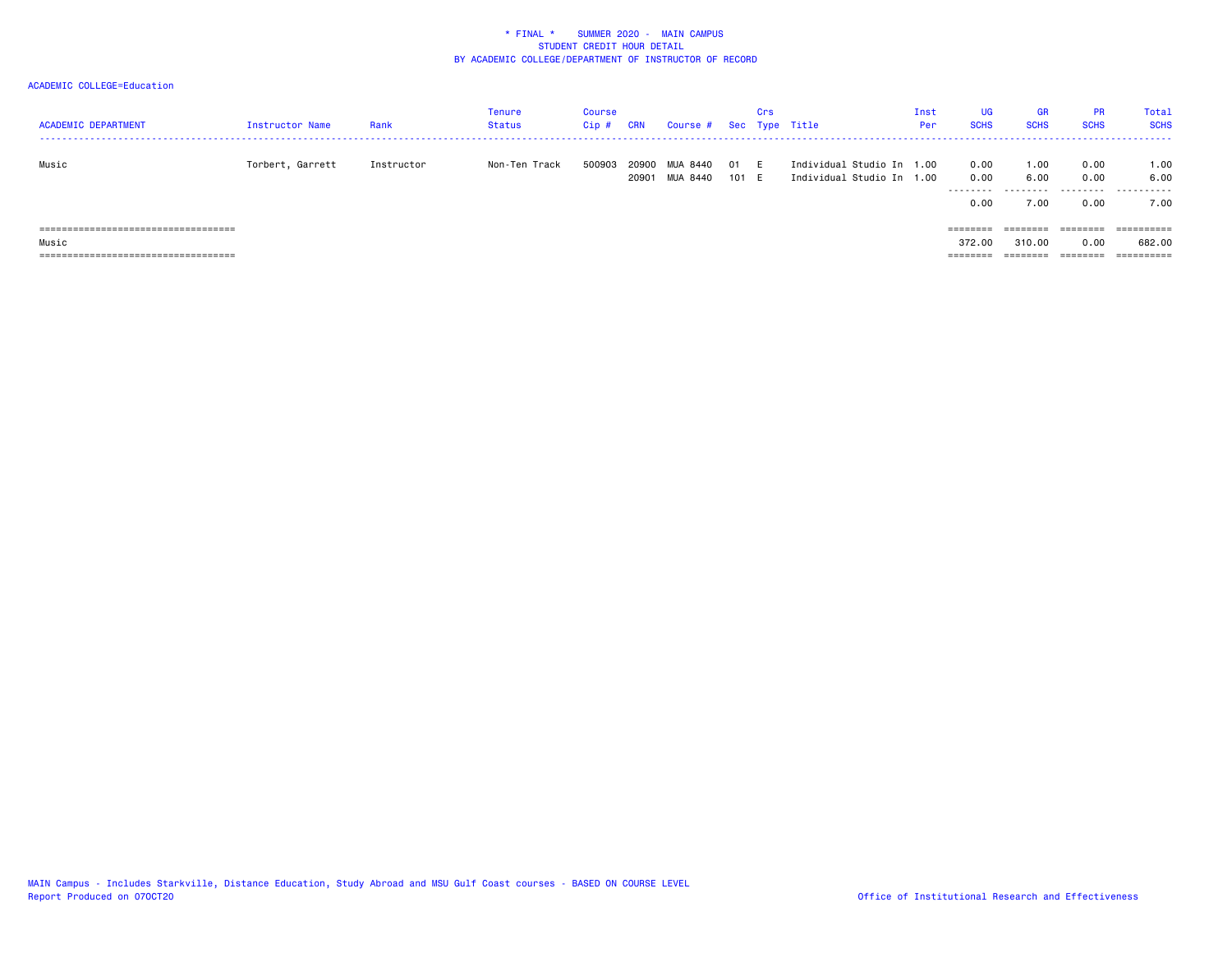* FINAL * SUMMER 2020 - MAIN CAMPUS
STUDENT CREDIT HOUR DETAIL
BY ACADEMIC COLLEGE/DEPARTMENT OF INSTRUCTOR OF RECORD

ACADEMIC COLLEGE=Education

| ACADEMIC DEPARTMENT | Instructor Name | Rank | Tenure Status | Course Cip # | CRN | Course # | Sec | Crs Type | Title | Inst Per | UG SCHS | GR SCHS | PR SCHS | Total SCHS |
|---|---|---|---|---|---|---|---|---|---|---|---|---|---|---|
| Music | Torbert, Garrett | Instructor | Non-Ten Track | 500903 | 20900 | MUA 8440 | 01 | E | Individual Studio In | 1.00 | 0.00 | 1.00 | 0.00 | 1.00 |
| | | | | | 20901 | MUA 8440 | 101 | E | Individual Studio In | 1.00 | 0.00 | 6.00 | 0.00 | 6.00 |
| | | | | | | | | | | | 0.00 | 7.00 | 0.00 | 7.00 |
| Music | | | | | | | | | | | 372.00 | 310.00 | 0.00 | 682.00 |

MAIN Campus - Includes Starkville, Distance Education, Study Abroad and MSU Gulf Coast courses - BASED ON COURSE LEVEL
Report Produced on 07OCT20

Office of Institutional Research and Effectiveness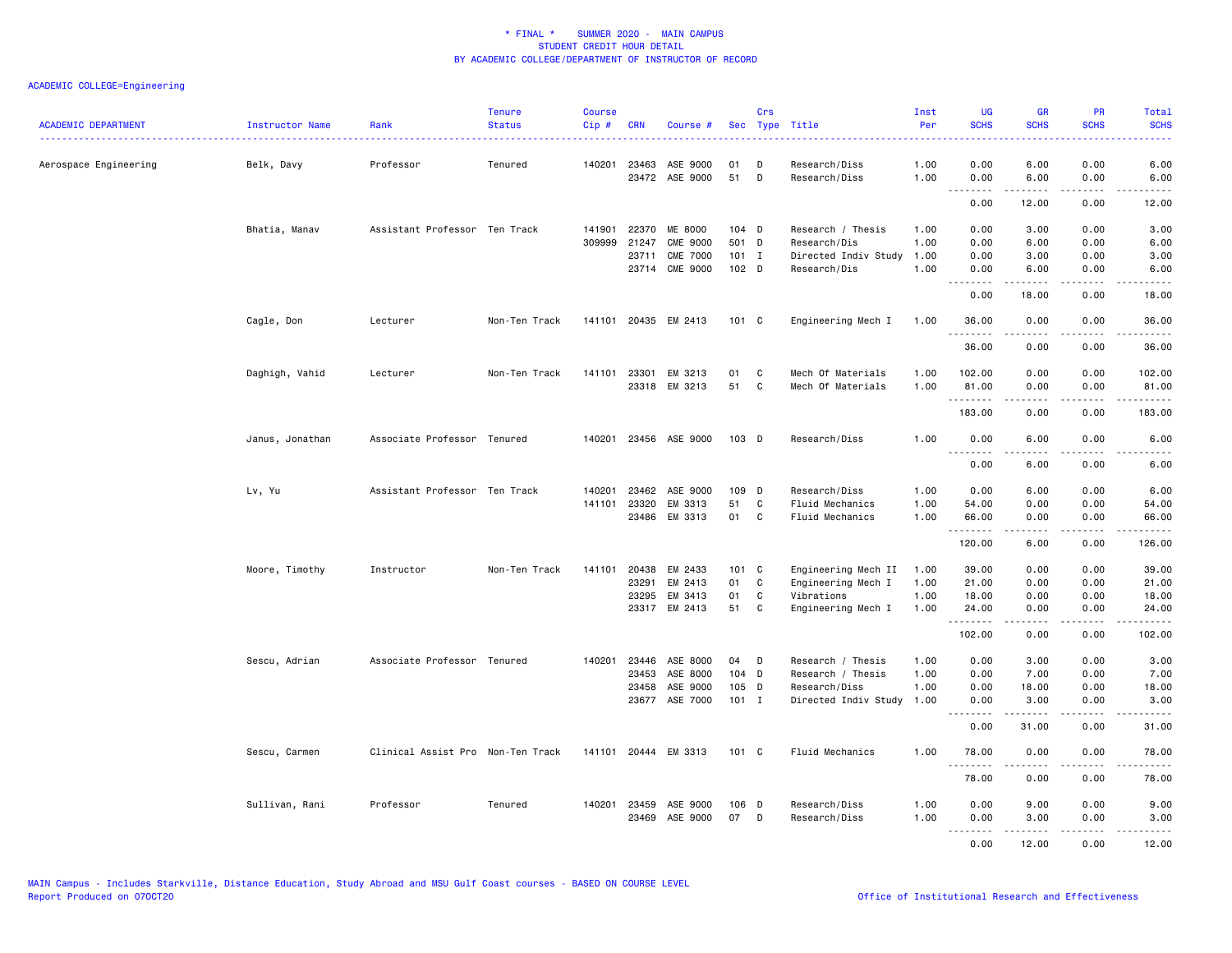\* FINAL \* SUMMER 2020 - MAIN CAMPUS
STUDENT CREDIT HOUR DETAIL
BY ACADEMIC COLLEGE/DEPARTMENT OF INSTRUCTOR OF RECORD

ACADEMIC COLLEGE=Engineering

| ACADEMIC DEPARTMENT | Instructor Name | Rank | Tenure Status | Course Cip # | CRN | Course # | Sec | Crs Type | Title | Inst Per | UG SCHS | GR SCHS | PR SCHS | Total SCHS |
|---|---|---|---|---|---|---|---|---|---|---|---|---|---|---|
| Aerospace Engineering | Belk, Davy | Professor | Tenured | 140201 | 23463 | ASE 9000 | 01 | D | Research/Diss | 1.00 | 0.00 | 6.00 | 0.00 | 6.00 |
| | | | | | 23472 | ASE 9000 | 51 | D | Research/Diss | 1.00 | 0.00 | 6.00 | 0.00 | 6.00 |
| | | | | | | | | | | | 0.00 | 12.00 | 0.00 | 12.00 |
| | Bhatia, Manav | Assistant Professor | Ten Track | 141901 | 22370 | ME 8000 | 104 | D | Research / Thesis | 1.00 | 0.00 | 3.00 | 0.00 | 3.00 |
| | | | | 309999 | 21247 | CME 9000 | 501 | D | Research/Dis | 1.00 | 0.00 | 6.00 | 0.00 | 6.00 |
| | | | | | 23711 | CME 7000 | 101 | I | Directed Indiv Study | 1.00 | 0.00 | 3.00 | 0.00 | 3.00 |
| | | | | | 23714 | CME 9000 | 102 | D | Research/Dis | 1.00 | 0.00 | 6.00 | 0.00 | 6.00 |
| | | | | | | | | | | | 0.00 | 18.00 | 0.00 | 18.00 |
| | Cagle, Don | Lecturer | Non-Ten Track | 141101 | 20435 | EM 2413 | 101 | C | Engineering Mech I | 1.00 | 36.00 | 0.00 | 0.00 | 36.00 |
| | | | | | | | | | | | 36.00 | 0.00 | 0.00 | 36.00 |
| | Daghigh, Vahid | Lecturer | Non-Ten Track | 141101 | 23301 | EM 3213 | 01 | C | Mech Of Materials | 1.00 | 102.00 | 0.00 | 0.00 | 102.00 |
| | | | | | 23318 | EM 3213 | 51 | C | Mech Of Materials | 1.00 | 81.00 | 0.00 | 0.00 | 81.00 |
| | | | | | | | | | | | 183.00 | 0.00 | 0.00 | 183.00 |
| | Janus, Jonathan | Associate Professor | Tenured | 140201 | 23456 | ASE 9000 | 103 | D | Research/Diss | 1.00 | 0.00 | 6.00 | 0.00 | 6.00 |
| | | | | | | | | | | | 0.00 | 6.00 | 0.00 | 6.00 |
| | Lv, Yu | Assistant Professor | Ten Track | 140201 | 23462 | ASE 9000 | 109 | D | Research/Diss | 1.00 | 0.00 | 6.00 | 0.00 | 6.00 |
| | | | | 141101 | 23320 | EM 3313 | 51 | C | Fluid Mechanics | 1.00 | 54.00 | 0.00 | 0.00 | 54.00 |
| | | | | | 23486 | EM 3313 | 01 | C | Fluid Mechanics | 1.00 | 66.00 | 0.00 | 0.00 | 66.00 |
| | | | | | | | | | | | 120.00 | 6.00 | 0.00 | 126.00 |
| | Moore, Timothy | Instructor | Non-Ten Track | 141101 | 20438 | EM 2433 | 101 | C | Engineering Mech II | 1.00 | 39.00 | 0.00 | 0.00 | 39.00 |
| | | | | | 23291 | EM 2413 | 01 | C | Engineering Mech I | 1.00 | 21.00 | 0.00 | 0.00 | 21.00 |
| | | | | | 23295 | EM 3413 | 01 | C | Vibrations | 1.00 | 18.00 | 0.00 | 0.00 | 18.00 |
| | | | | | 23317 | EM 2413 | 51 | C | Engineering Mech I | 1.00 | 24.00 | 0.00 | 0.00 | 24.00 |
| | | | | | | | | | | | 102.00 | 0.00 | 0.00 | 102.00 |
| | Sescu, Adrian | Associate Professor | Tenured | 140201 | 23446 | ASE 8000 | 04 | D | Research / Thesis | 1.00 | 0.00 | 3.00 | 0.00 | 3.00 |
| | | | | | 23453 | ASE 8000 | 104 | D | Research / Thesis | 1.00 | 0.00 | 7.00 | 0.00 | 7.00 |
| | | | | | 23458 | ASE 9000 | 105 | D | Research/Diss | 1.00 | 0.00 | 18.00 | 0.00 | 18.00 |
| | | | | | 23677 | ASE 7000 | 101 | I | Directed Indiv Study | 1.00 | 0.00 | 3.00 | 0.00 | 3.00 |
| | | | | | | | | | | | 0.00 | 31.00 | 0.00 | 31.00 |
| | Sescu, Carmen | Clinical Assist Pro | Non-Ten Track | 141101 | 20444 | EM 3313 | 101 | C | Fluid Mechanics | 1.00 | 78.00 | 0.00 | 0.00 | 78.00 |
| | | | | | | | | | | | 78.00 | 0.00 | 0.00 | 78.00 |
| | Sullivan, Rani | Professor | Tenured | 140201 | 23459 | ASE 9000 | 106 | D | Research/Diss | 1.00 | 0.00 | 9.00 | 0.00 | 9.00 |
| | | | | | 23469 | ASE 9000 | 07 | D | Research/Diss | 1.00 | 0.00 | 3.00 | 0.00 | 3.00 |
| | | | | | | | | | | | 0.00 | 12.00 | 0.00 | 12.00 |

MAIN Campus - Includes Starkville, Distance Education, Study Abroad and MSU Gulf Coast courses - BASED ON COURSE LEVEL
Report Produced on 07OCT20 Office of Institutional Research and Effectiveness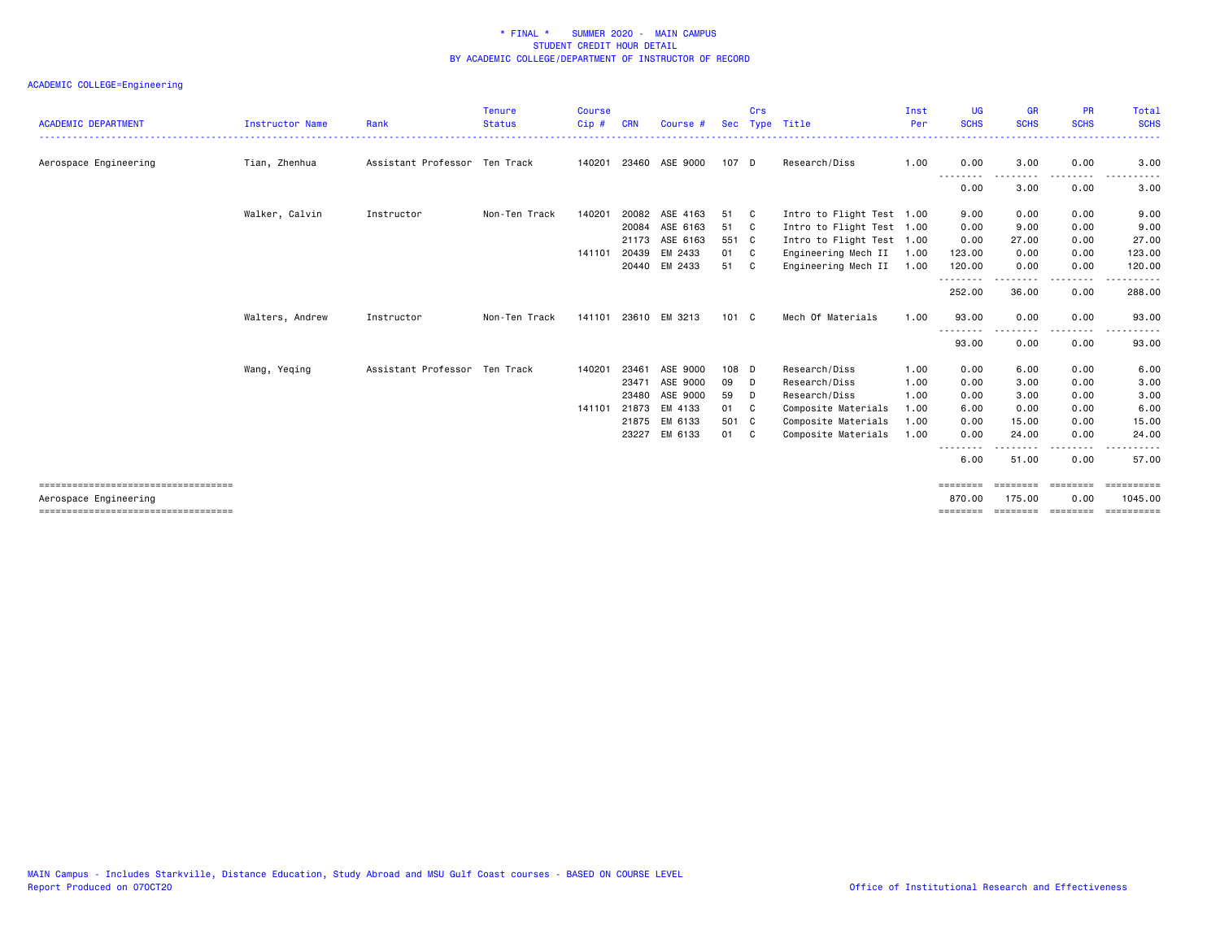**\* FINAL \* SUMMER 2020 - MAIN CAMPUS**
**STUDENT CREDIT HOUR DETAIL**
**BY ACADEMIC COLLEGE/DEPARTMENT OF INSTRUCTOR OF RECORD**

ACADEMIC COLLEGE=Engineering

| ACADEMIC DEPARTMENT | Instructor Name | Rank | Tenure Status | Course Cip # | CRN | Course # | Sec | Crs Type | Title | Inst Per | UG SCHS | GR SCHS | PR SCHS | Total SCHS |
|---|---|---|---|---|---|---|---|---|---|---|---|---|---|---|
| Aerospace Engineering | Tian, Zhenhua | Assistant Professor | Ten Track | 140201 | 23460 | ASE 9000 | 107 | D | Research/Diss | 1.00 | 0.00 | 3.00 | 0.00 | 3.00 |
| | | | | | | | | | | | 0.00 | 3.00 | 0.00 | 3.00 |
| | Walker, Calvin | Instructor | Non-Ten Track | 140201 | 20082 | ASE 4163 | 51 | C | Intro to Flight Test | 1.00 | 9.00 | 0.00 | 0.00 | 9.00 |
| | | | | | 20084 | ASE 6163 | 51 | C | Intro to Flight Test | 1.00 | 0.00 | 9.00 | 0.00 | 9.00 |
| | | | | | 21173 | ASE 6163 | 551 | C | Intro to Flight Test | 1.00 | 0.00 | 27.00 | 0.00 | 27.00 |
| | | | | 141101 | 20439 | EM 2433 | 01 | C | Engineering Mech II | 1.00 | 123.00 | 0.00 | 0.00 | 123.00 |
| | | | | | 20440 | EM 2433 | 51 | C | Engineering Mech II | 1.00 | 120.00 | 0.00 | 0.00 | 120.00 |
| | | | | | | | | | | | 252.00 | 36.00 | 0.00 | 288.00 |
| | Walters, Andrew | Instructor | Non-Ten Track | 141101 | 23610 | EM 3213 | 101 | C | Mech Of Materials | 1.00 | 93.00 | 0.00 | 0.00 | 93.00 |
| | | | | | | | | | | | 93.00 | 0.00 | 0.00 | 93.00 |
| | Wang, Yeqing | Assistant Professor | Ten Track | 140201 | 23461 | ASE 9000 | 108 | D | Research/Diss | 1.00 | 0.00 | 6.00 | 0.00 | 6.00 |
| | | | | | 23471 | ASE 9000 | 09 | D | Research/Diss | 1.00 | 0.00 | 3.00 | 0.00 | 3.00 |
| | | | | | 23480 | ASE 9000 | 59 | D | Research/Diss | 1.00 | 0.00 | 3.00 | 0.00 | 3.00 |
| | | | | 141101 | 21873 | EM 4133 | 01 | C | Composite Materials | 1.00 | 6.00 | 0.00 | 0.00 | 6.00 |
| | | | | | 21875 | EM 6133 | 501 | C | Composite Materials | 1.00 | 0.00 | 15.00 | 0.00 | 15.00 |
| | | | | | 23227 | EM 6133 | 01 | C | Composite Materials | 1.00 | 0.00 | 24.00 | 0.00 | 24.00 |
| | | | | | | | | | | | 6.00 | 51.00 | 0.00 | 57.00 |
| Aerospace Engineering | | | | | | | | | | | 870.00 | 175.00 | 0.00 | 1045.00 |

MAIN Campus - Includes Starkville, Distance Education, Study Abroad and MSU Gulf Coast courses - BASED ON COURSE LEVEL
Report Produced on 07OCT20

Office of Institutional Research and Effectiveness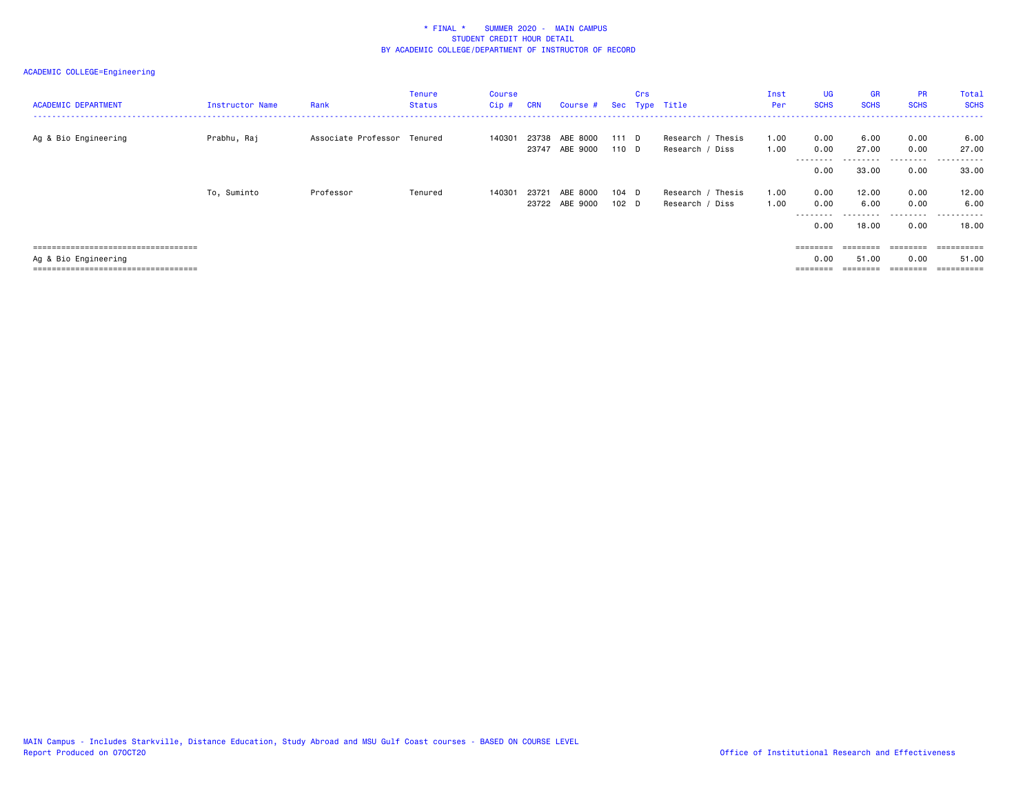\* FINAL \* SUMMER 2020 - MAIN CAMPUS
STUDENT CREDIT HOUR DETAIL
BY ACADEMIC COLLEGE/DEPARTMENT OF INSTRUCTOR OF RECORD

ACADEMIC COLLEGE=Engineering

| ACADEMIC DEPARTMENT | Instructor Name | Rank | Tenure Status | Course Cip # | CRN | Course # | Sec | Crs Type | Title | Inst Per | UG SCHS | GR SCHS | PR SCHS | Total SCHS |
|---|---|---|---|---|---|---|---|---|---|---|---|---|---|---|
| Ag & Bio Engineering | Prabhu, Raj | Associate Professor | Tenured | 140301 | 23738 | ABE 8000 | 111 | D | Research / Thesis | 1.00 | 0.00 | 6.00 | 0.00 | 6.00 |
| | | | | | 23747 | ABE 9000 | 110 | D | Research / Diss | 1.00 | 0.00 | 27.00 | 0.00 | 27.00 |
| | | | | | | | | | | | 0.00 | 33.00 | 0.00 | 33.00 |
| | To, Suminto | Professor | Tenured | 140301 | 23721 | ABE 8000 | 104 | D | Research / Thesis | 1.00 | 0.00 | 12.00 | 0.00 | 12.00 |
| | | | | | 23722 | ABE 9000 | 102 | D | Research / Diss | 1.00 | 0.00 | 6.00 | 0.00 | 6.00 |
| | | | | | | | | | | | 0.00 | 18.00 | 0.00 | 18.00 |
| Ag & Bio Engineering | | | | | | | | | | | 0.00 | 51.00 | 0.00 | 51.00 |

MAIN Campus - Includes Starkville, Distance Education, Study Abroad and MSU Gulf Coast courses - BASED ON COURSE LEVEL
Report Produced on 07OCT20

Office of Institutional Research and Effectiveness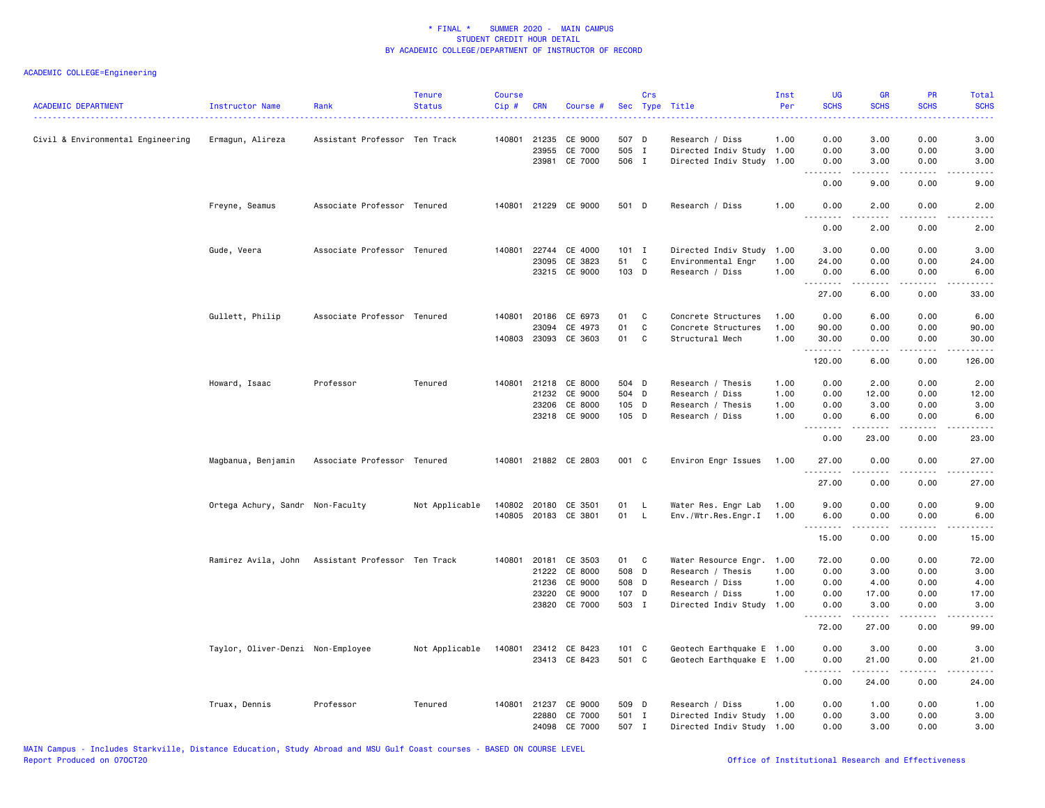# * FINAL * SUMMER 2020 - MAIN CAMPUS
## STUDENT CREDIT HOUR DETAIL
## BY ACADEMIC COLLEGE/DEPARTMENT OF INSTRUCTOR OF RECORD

ACADEMIC COLLEGE=Engineering

| ACADEMIC DEPARTMENT | Instructor Name | Rank | Tenure Status | Course Cip # | CRN | Course # | Sec | Crs Type | Title | Inst Per | UG SCHS | GR SCHS | PR SCHS | Total SCHS |
|---|---|---|---|---|---|---|---|---|---|---|---|---|---|---|
| Civil & Environmental Engineering | Ermagun, Alireza | Assistant Professor | Ten Track | 140801 | 21235 | CE 9000 | 507 | D | Research / Diss | 1.00 | 0.00 | 3.00 | 0.00 | 3.00 |
| | | | | | 23955 | CE 7000 | 505 | I | Directed Indiv Study | 1.00 | 0.00 | 3.00 | 0.00 | 3.00 |
| | | | | | 23981 | CE 7000 | 506 | I | Directed Indiv Study | 1.00 | 0.00 | 3.00 | 0.00 | 3.00 |
| | | | | | | | | | | | 0.00 | 9.00 | 0.00 | 9.00 |
| | Freyne, Seamus | Associate Professor | Tenured | 140801 | 21229 | CE 9000 | 501 | D | Research / Diss | 1.00 | 0.00 | 2.00 | 0.00 | 2.00 |
| | | | | | | | | | | | 0.00 | 2.00 | 0.00 | 2.00 |
| | Gude, Veera | Associate Professor | Tenured | 140801 | 22744 | CE 4000 | 101 | I | Directed Indiv Study | 1.00 | 3.00 | 0.00 | 0.00 | 3.00 |
| | | | | | 23095 | CE 3823 | 51 | C | Environmental Engr | 1.00 | 24.00 | 0.00 | 0.00 | 24.00 |
| | | | | | 23215 | CE 9000 | 103 | D | Research / Diss | 1.00 | 0.00 | 6.00 | 0.00 | 6.00 |
| | | | | | | | | | | | 27.00 | 6.00 | 0.00 | 33.00 |
| | Gullett, Philip | Associate Professor | Tenured | 140801 | 20186 | CE 6973 | 01 | C | Concrete Structures | 1.00 | 0.00 | 6.00 | 0.00 | 6.00 |
| | | | | | 23094 | CE 4973 | 01 | C | Concrete Structures | 1.00 | 90.00 | 0.00 | 0.00 | 90.00 |
| | | | | 140803 | 23093 | CE 3603 | 01 | C | Structural Mech | 1.00 | 30.00 | 0.00 | 0.00 | 30.00 |
| | | | | | | | | | | | 120.00 | 6.00 | 0.00 | 126.00 |
| | Howard, Isaac | Professor | Tenured | 140801 | 21218 | CE 8000 | 504 | D | Research / Thesis | 1.00 | 0.00 | 2.00 | 0.00 | 2.00 |
| | | | | | 21232 | CE 9000 | 504 | D | Research / Diss | 1.00 | 0.00 | 12.00 | 0.00 | 12.00 |
| | | | | | 23206 | CE 8000 | 105 | D | Research / Thesis | 1.00 | 0.00 | 3.00 | 0.00 | 3.00 |
| | | | | | 23218 | CE 9000 | 105 | D | Research / Diss | 1.00 | 0.00 | 6.00 | 0.00 | 6.00 |
| | | | | | | | | | | | 0.00 | 23.00 | 0.00 | 23.00 |
| | Magbanua, Benjamin | Associate Professor | Tenured | 140801 | 21882 | CE 2803 | 001 | C | Environ Engr Issues | 1.00 | 27.00 | 0.00 | 0.00 | 27.00 |
| | | | | | | | | | | | 27.00 | 0.00 | 0.00 | 27.00 |
| | Ortega Achury, Sandr | Non-Faculty | Not Applicable | 140802 | 20180 | CE 3501 | 01 | L | Water Res. Engr Lab | 1.00 | 9.00 | 0.00 | 0.00 | 9.00 |
| | | | | 140805 | 20183 | CE 3801 | 01 | L | Env./Wtr.Res.Engr.I | 1.00 | 6.00 | 0.00 | 0.00 | 6.00 |
| | | | | | | | | | | | 15.00 | 0.00 | 0.00 | 15.00 |
| | Ramirez Avila, John | Assistant Professor | Ten Track | 140801 | 20181 | CE 3503 | 01 | C | Water Resource Engr. | 1.00 | 72.00 | 0.00 | 0.00 | 72.00 |
| | | | | | 21222 | CE 8000 | 508 | D | Research / Thesis | 1.00 | 0.00 | 3.00 | 0.00 | 3.00 |
| | | | | | 21236 | CE 9000 | 508 | D | Research / Diss | 1.00 | 0.00 | 4.00 | 0.00 | 4.00 |
| | | | | | 23220 | CE 9000 | 107 | D | Research / Diss | 1.00 | 0.00 | 17.00 | 0.00 | 17.00 |
| | | | | | 23820 | CE 7000 | 503 | I | Directed Indiv Study | 1.00 | 0.00 | 3.00 | 0.00 | 3.00 |
| | | | | | | | | | | | 72.00 | 27.00 | 0.00 | 99.00 |
| | Taylor, Oliver-Denzi | Non-Employee | Not Applicable | 140801 | 23412 | CE 8423 | 101 | C | Geotech Earthquake E | 1.00 | 0.00 | 3.00 | 0.00 | 3.00 |
| | | | | | 23413 | CE 8423 | 501 | C | Geotech Earthquake E | 1.00 | 0.00 | 21.00 | 0.00 | 21.00 |
| | | | | | | | | | | | 0.00 | 24.00 | 0.00 | 24.00 |
| | Truax, Dennis | Professor | Tenured | 140801 | 21237 | CE 9000 | 509 | D | Research / Diss | 1.00 | 0.00 | 1.00 | 0.00 | 1.00 |
| | | | | | 22880 | CE 7000 | 501 | I | Directed Indiv Study | 1.00 | 0.00 | 3.00 | 0.00 | 3.00 |
| | | | | | 24098 | CE 7000 | 507 | I | Directed Indiv Study | 1.00 | 0.00 | 3.00 | 0.00 | 3.00 |

MAIN Campus - Includes Starkville, Distance Education, Study Abroad and MSU Gulf Coast courses - BASED ON COURSE LEVEL
Report Produced on 07OCT20 | Office of Institutional Research and Effectiveness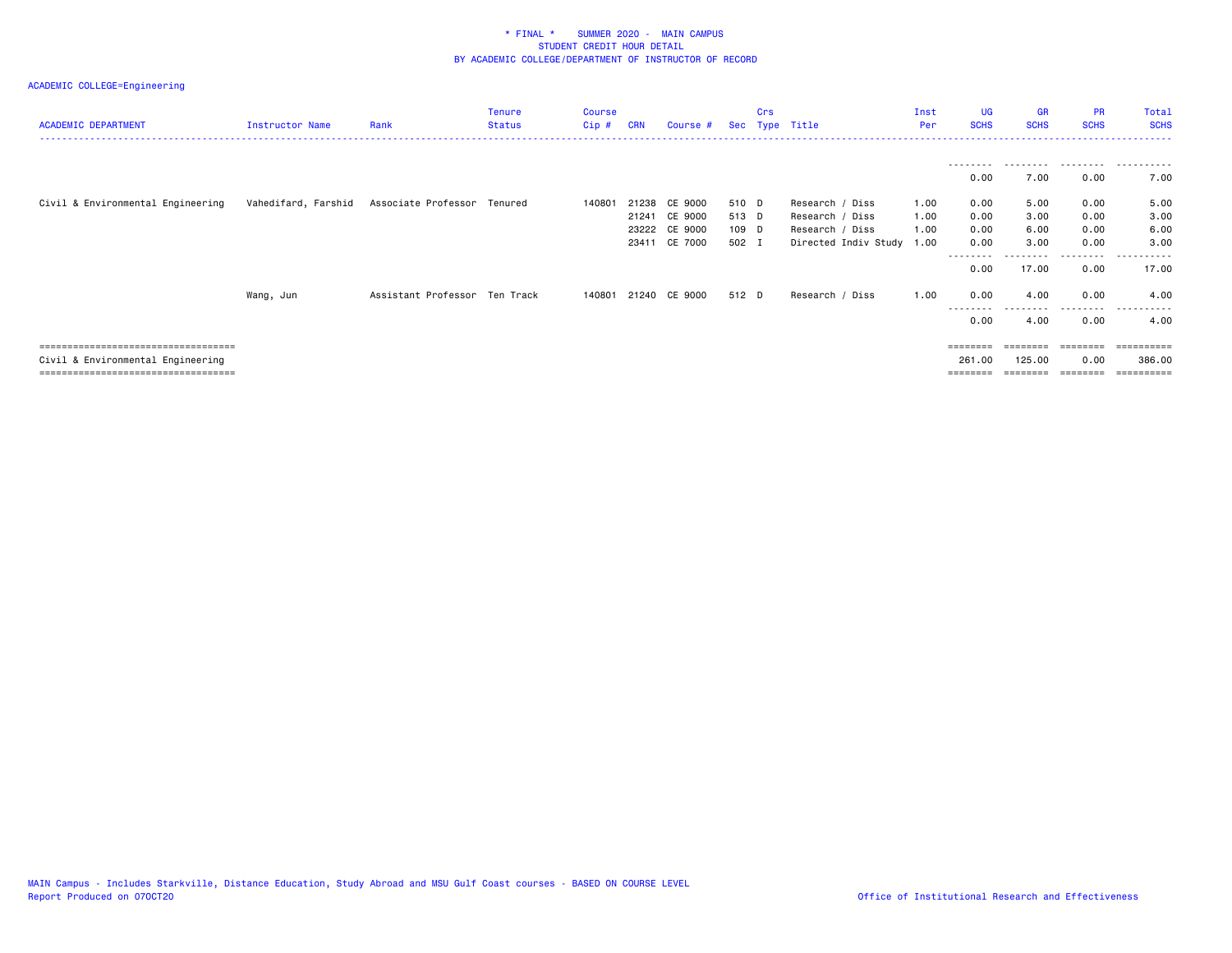\* FINAL \* SUMMER 2020 - MAIN CAMPUS
STUDENT CREDIT HOUR DETAIL
BY ACADEMIC COLLEGE/DEPARTMENT OF INSTRUCTOR OF RECORD

ACADEMIC COLLEGE=Engineering

| ACADEMIC DEPARTMENT | Instructor Name | Rank | Tenure Status | Course Cip # | CRN | Course # | Sec | Crs Type | Title | Inst Per | UG SCHS | GR SCHS | PR SCHS | Total SCHS |
|---|---|---|---|---|---|---|---|---|---|---|---|---|---|---|
| | | | | | | | | | | | 0.00 | 7.00 | 0.00 | 7.00 |
| Civil & Environmental Engineering | Vahedifard, Farshid | Associate Professor | Tenured | 140801 | 21238 | CE 9000 | 510 | D | Research / Diss | 1.00 | 0.00 | 5.00 | 0.00 | 5.00 |
| | | | | | 21241 | CE 9000 | 513 | D | Research / Diss | 1.00 | 0.00 | 3.00 | 0.00 | 3.00 |
| | | | | | 23222 | CE 9000 | 109 | D | Research / Diss | 1.00 | 0.00 | 6.00 | 0.00 | 6.00 |
| | | | | | 23411 | CE 7000 | 502 | I | Directed Indiv Study | 1.00 | 0.00 | 3.00 | 0.00 | 3.00 |
| | | | | | | | | | | | 0.00 | 17.00 | 0.00 | 17.00 |
| | Wang, Jun | Assistant Professor | Ten Track | 140801 | 21240 | CE 9000 | 512 | D | Research / Diss | 1.00 | 0.00 | 4.00 | 0.00 | 4.00 |
| | | | | | | | | | | | 0.00 | 4.00 | 0.00 | 4.00 |
| Civil & Environmental Engineering | | | | | | | | | | | 261.00 | 125.00 | 0.00 | 386.00 |

MAIN Campus - Includes Starkville, Distance Education, Study Abroad and MSU Gulf Coast courses - BASED ON COURSE LEVEL
Report Produced on 07OCT20

Office of Institutional Research and Effectiveness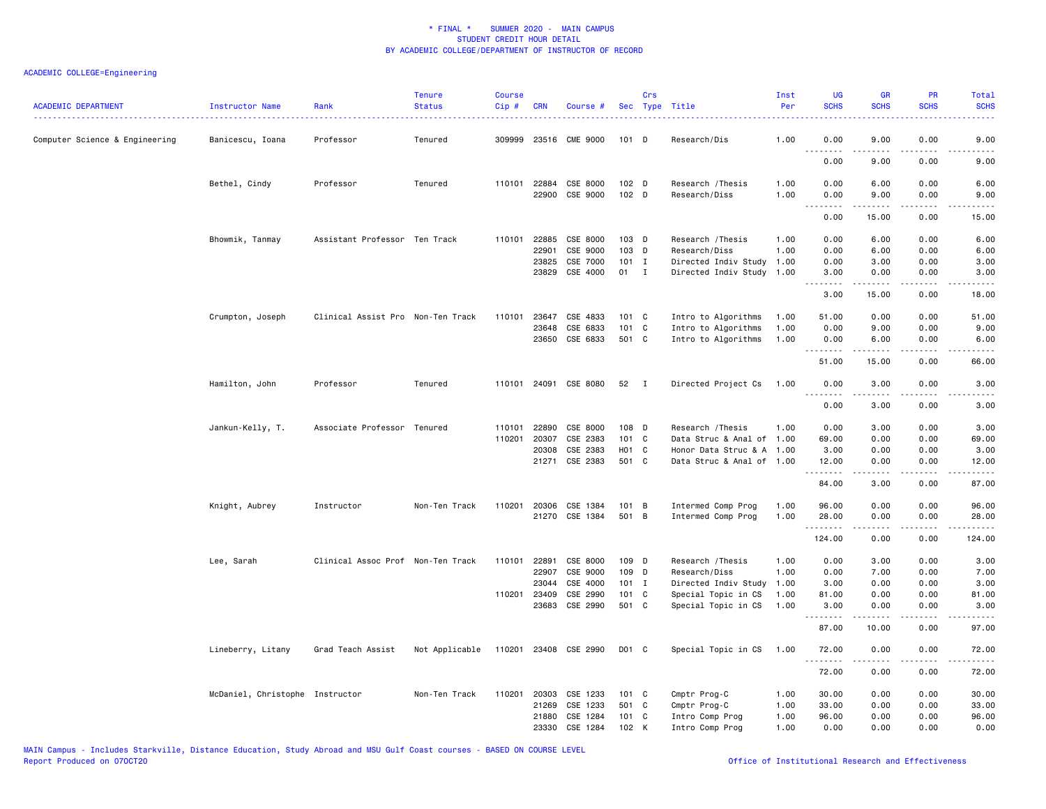* FINAL * SUMMER 2020 - MAIN CAMPUS
STUDENT CREDIT HOUR DETAIL
BY ACADEMIC COLLEGE/DEPARTMENT OF INSTRUCTOR OF RECORD

ACADEMIC COLLEGE=Engineering

| ACADEMIC DEPARTMENT | Instructor Name | Rank | Tenure Status | Course Cip # | CRN | Course # | Sec | Crs Type | Title | Inst Per | UG SCHS | GR SCHS | PR SCHS | Total SCHS |
|---|---|---|---|---|---|---|---|---|---|---|---|---|---|---|
| Computer Science & Engineering | Banicescu, Ioana | Professor | Tenured | 309999 | 23516 | CME 9000 | 101 | D | Research/Dis | 1.00 | 0.00 | 9.00 | 0.00 | 9.00 |
| | | | | | | | | | | | 0.00 | 9.00 | 0.00 | 9.00 |
| | Bethel, Cindy | Professor | Tenured | 110101 | 22884 | CSE 8000 | 102 | D | Research /Thesis | 1.00 | 0.00 | 6.00 | 0.00 | 6.00 |
| | | | | | 22900 | CSE 9000 | 102 | D | Research/Diss | 1.00 | 0.00 | 9.00 | 0.00 | 9.00 |
| | | | | | | | | | | | 0.00 | 15.00 | 0.00 | 15.00 |
| | Bhowmik, Tanmay | Assistant Professor | Ten Track | 110101 | 22885 | CSE 8000 | 103 | D | Research /Thesis | 1.00 | 0.00 | 6.00 | 0.00 | 6.00 |
| | | | | | 22901 | CSE 9000 | 103 | D | Research/Diss | 1.00 | 0.00 | 6.00 | 0.00 | 6.00 |
| | | | | | 23825 | CSE 7000 | 101 | I | Directed Indiv Study | 1.00 | 0.00 | 3.00 | 0.00 | 3.00 |
| | | | | | 23829 | CSE 4000 | 01 | I | Directed Indiv Study | 1.00 | 3.00 | 0.00 | 0.00 | 3.00 |
| | | | | | | | | | | | 3.00 | 15.00 | 0.00 | 18.00 |
| | Crumpton, Joseph | Clinical Assist Pro | Non-Ten Track | 110101 | 23647 | CSE 4833 | 101 | C | Intro to Algorithms | 1.00 | 51.00 | 0.00 | 0.00 | 51.00 |
| | | | | | 23648 | CSE 6833 | 101 | C | Intro to Algorithms | 1.00 | 0.00 | 9.00 | 0.00 | 9.00 |
| | | | | | 23650 | CSE 6833 | 501 | C | Intro to Algorithms | 1.00 | 0.00 | 6.00 | 0.00 | 6.00 |
| | | | | | | | | | | | 51.00 | 15.00 | 0.00 | 66.00 |
| | Hamilton, John | Professor | Tenured | 110101 | 24091 | CSE 8080 | 52 | I | Directed Project Cs | 1.00 | 0.00 | 3.00 | 0.00 | 3.00 |
| | | | | | | | | | | | 0.00 | 3.00 | 0.00 | 3.00 |
| | Jankun-Kelly, T. | Associate Professor | Tenured | 110101 | 22890 | CSE 8000 | 108 | D | Research /Thesis | 1.00 | 0.00 | 3.00 | 0.00 | 3.00 |
| | | | | 110201 | 20307 | CSE 2383 | 101 | C | Data Struc & Anal of | 1.00 | 69.00 | 0.00 | 0.00 | 69.00 |
| | | | | | 20308 | CSE 2383 | H01 | C | Honor Data Struc & A | 1.00 | 3.00 | 0.00 | 0.00 | 3.00 |
| | | | | | 21271 | CSE 2383 | 501 | C | Data Struc & Anal of | 1.00 | 12.00 | 0.00 | 0.00 | 12.00 |
| | | | | | | | | | | | 84.00 | 3.00 | 0.00 | 87.00 |
| | Knight, Aubrey | Instructor | Non-Ten Track | 110201 | 20306 | CSE 1384 | 101 | B | Intermed Comp Prog | 1.00 | 96.00 | 0.00 | 0.00 | 96.00 |
| | | | | | 21270 | CSE 1384 | 501 | B | Intermed Comp Prog | 1.00 | 28.00 | 0.00 | 0.00 | 28.00 |
| | | | | | | | | | | | 124.00 | 0.00 | 0.00 | 124.00 |
| | Lee, Sarah | Clinical Assoc Prof | Non-Ten Track | 110101 | 22891 | CSE 8000 | 109 | D | Research /Thesis | 1.00 | 0.00 | 3.00 | 0.00 | 3.00 |
| | | | | | 22907 | CSE 9000 | 109 | D | Research/Diss | 1.00 | 0.00 | 7.00 | 0.00 | 7.00 |
| | | | | | 23044 | CSE 4000 | 101 | I | Directed Indiv Study | 1.00 | 3.00 | 0.00 | 0.00 | 3.00 |
| | | | | 110201 | 23409 | CSE 2990 | 101 | C | Special Topic in CS | 1.00 | 81.00 | 0.00 | 0.00 | 81.00 |
| | | | | | 23683 | CSE 2990 | 501 | C | Special Topic in CS | 1.00 | 3.00 | 0.00 | 0.00 | 3.00 |
| | | | | | | | | | | | 87.00 | 10.00 | 0.00 | 97.00 |
| | Lineberry, Litany | Grad Teach Assist | Not Applicable | 110201 | 23408 | CSE 2990 | D01 | C | Special Topic in CS | 1.00 | 72.00 | 0.00 | 0.00 | 72.00 |
| | | | | | | | | | | | 72.00 | 0.00 | 0.00 | 72.00 |
| | McDaniel, Christophe | Instructor | Non-Ten Track | 110201 | 20303 | CSE 1233 | 101 | C | Cmptr Prog-C | 1.00 | 30.00 | 0.00 | 0.00 | 30.00 |
| | | | | | 21269 | CSE 1233 | 501 | C | Cmptr Prog-C | 1.00 | 33.00 | 0.00 | 0.00 | 33.00 |
| | | | | | 21880 | CSE 1284 | 101 | C | Intro Comp Prog | 1.00 | 96.00 | 0.00 | 0.00 | 96.00 |
| | | | | | 23330 | CSE 1284 | 102 | K | Intro Comp Prog | 1.00 | 0.00 | 0.00 | 0.00 | 0.00 |

MAIN Campus - Includes Starkville, Distance Education, Study Abroad and MSU Gulf Coast courses - BASED ON COURSE LEVEL
Report Produced on 07OCT20
Office of Institutional Research and Effectiveness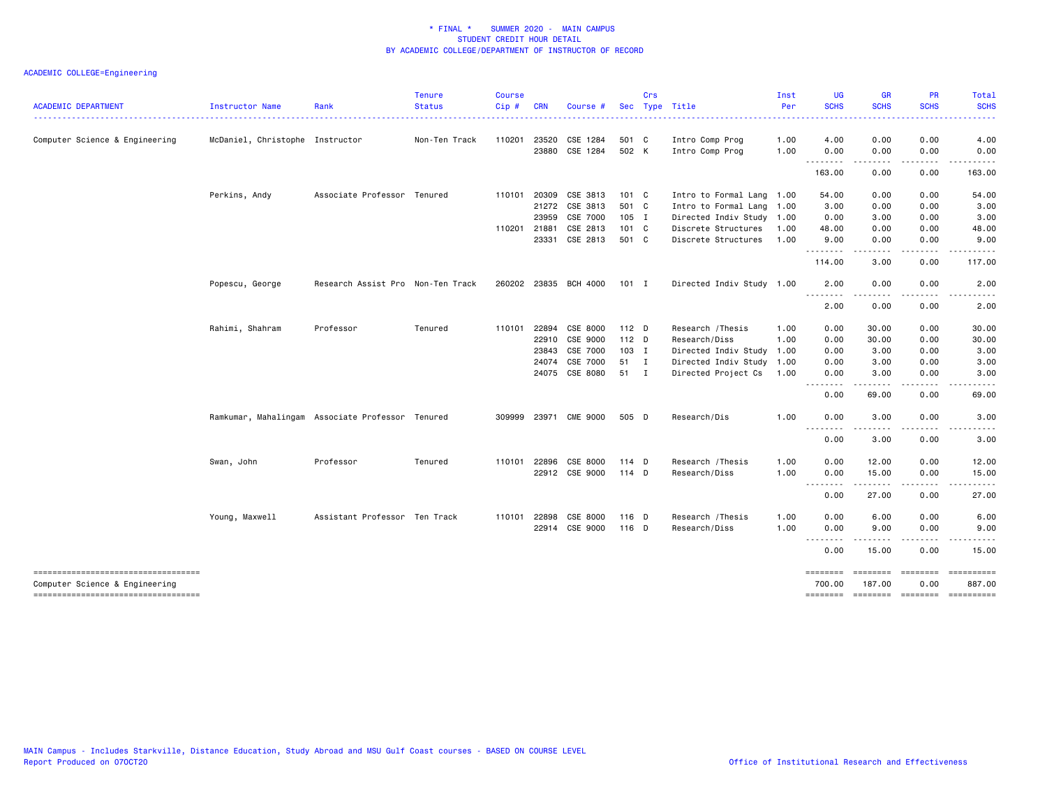\* FINAL \* SUMMER 2020 - MAIN CAMPUS
STUDENT CREDIT HOUR DETAIL
BY ACADEMIC COLLEGE/DEPARTMENT OF INSTRUCTOR OF RECORD

ACADEMIC COLLEGE=Engineering

| ACADEMIC DEPARTMENT | Instructor Name | Rank | Tenure Status | Course Cip # | CRN | Course # | Sec | Crs Type | Title | Inst Per | UG SCHS | GR SCHS | PR SCHS | Total SCHS |
|---|---|---|---|---|---|---|---|---|---|---|---|---|---|---|
| Computer Science & Engineering | McDaniel, Christophe | Instructor | Non-Ten Track | 110201 | 23520 | CSE 1284 | 501 | C | Intro Comp Prog | 1.00 | 4.00 | 0.00 | 0.00 | 4.00 |
| | | | | | 23880 | CSE 1284 | 502 | K | Intro Comp Prog | 1.00 | 0.00 | 0.00 | 0.00 | 0.00 |
| | | | | | | | | | | | 163.00 | 0.00 | 0.00 | 163.00 |
| | Perkins, Andy | Associate Professor | Tenured | 110101 | 20309 | CSE 3813 | 101 | C | Intro to Formal Lang | 1.00 | 54.00 | 0.00 | 0.00 | 54.00 |
| | | | | | 21272 | CSE 3813 | 501 | C | Intro to Formal Lang | 1.00 | 3.00 | 0.00 | 0.00 | 3.00 |
| | | | | | 23959 | CSE 7000 | 105 | I | Directed Indiv Study | 1.00 | 0.00 | 3.00 | 0.00 | 3.00 |
| | | | | 110201 | 21881 | CSE 2813 | 101 | C | Discrete Structures | 1.00 | 48.00 | 0.00 | 0.00 | 48.00 |
| | | | | | 23331 | CSE 2813 | 501 | C | Discrete Structures | 1.00 | 9.00 | 0.00 | 0.00 | 9.00 |
| | | | | | | | | | | | 114.00 | 3.00 | 0.00 | 117.00 |
| | Popescu, George | Research Assist Pro | Non-Ten Track | 260202 | 23835 | BCH 4000 | 101 | I | Directed Indiv Study | 1.00 | 2.00 | 0.00 | 0.00 | 2.00 |
| | | | | | | | | | | | 2.00 | 0.00 | 0.00 | 2.00 |
| | Rahimi, Shahram | Professor | Tenured | 110101 | 22894 | CSE 8000 | 112 | D | Research /Thesis | 1.00 | 0.00 | 30.00 | 0.00 | 30.00 |
| | | | | | 22910 | CSE 9000 | 112 | D | Research/Diss | 1.00 | 0.00 | 30.00 | 0.00 | 30.00 |
| | | | | | 23843 | CSE 7000 | 103 | I | Directed Indiv Study | 1.00 | 0.00 | 3.00 | 0.00 | 3.00 |
| | | | | | 24074 | CSE 7000 | 51 | I | Directed Indiv Study | 1.00 | 0.00 | 3.00 | 0.00 | 3.00 |
| | | | | | 24075 | CSE 8080 | 51 | I | Directed Project Cs | 1.00 | 0.00 | 3.00 | 0.00 | 3.00 |
| | | | | | | | | | | | 0.00 | 69.00 | 0.00 | 69.00 |
| | Ramkumar, Mahalingam | Associate Professor | Tenured | 309999 | 23971 | CME 9000 | 505 | D | Research/Dis | 1.00 | 0.00 | 3.00 | 0.00 | 3.00 |
| | | | | | | | | | | | 0.00 | 3.00 | 0.00 | 3.00 |
| | Swan, John | Professor | Tenured | 110101 | 22896 | CSE 8000 | 114 | D | Research /Thesis | 1.00 | 0.00 | 12.00 | 0.00 | 12.00 |
| | | | | | 22912 | CSE 9000 | 114 | D | Research/Diss | 1.00 | 0.00 | 15.00 | 0.00 | 15.00 |
| | | | | | | | | | | | 0.00 | 27.00 | 0.00 | 27.00 |
| | Young, Maxwell | Assistant Professor | Ten Track | 110101 | 22898 | CSE 8000 | 116 | D | Research /Thesis | 1.00 | 0.00 | 6.00 | 0.00 | 6.00 |
| | | | | | 22914 | CSE 9000 | 116 | D | Research/Diss | 1.00 | 0.00 | 9.00 | 0.00 | 9.00 |
| | | | | | | | | | | | 0.00 | 15.00 | 0.00 | 15.00 |
| Computer Science & Engineering | | | | | | | | | | | 700.00 | 187.00 | 0.00 | 887.00 |

MAIN Campus - Includes Starkville, Distance Education, Study Abroad and MSU Gulf Coast courses - BASED ON COURSE LEVEL
Report Produced on 07OCT20

Office of Institutional Research and Effectiveness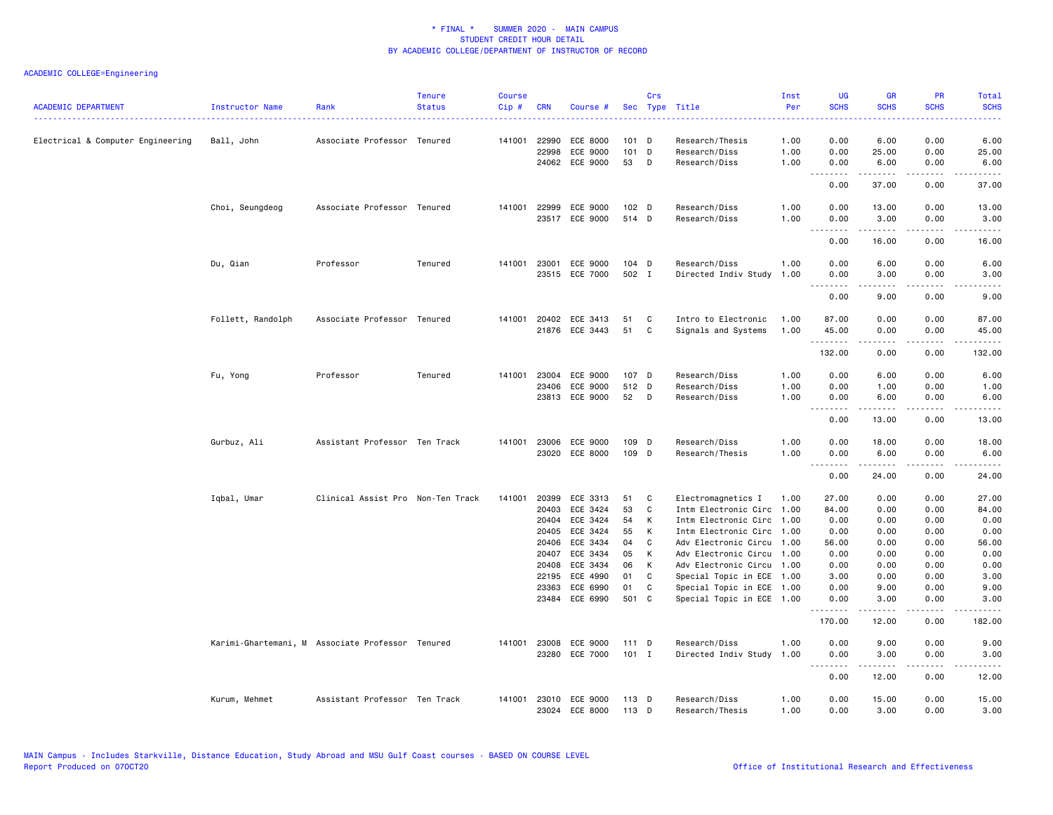# * FINAL * SUMMER 2020 - MAIN CAMPUS
## STUDENT CREDIT HOUR DETAIL
## BY ACADEMIC COLLEGE/DEPARTMENT OF INSTRUCTOR OF RECORD

ACADEMIC COLLEGE=Engineering

| ACADEMIC DEPARTMENT | Instructor Name | Rank | Tenure Status | Course Cip # | CRN | Course # | Sec | Crs Type | Title | Inst Per | UG SCHS | GR SCHS | PR SCHS | Total SCHS |
|---|---|---|---|---|---|---|---|---|---|---|---|---|---|---|
| Electrical & Computer Engineering | Ball, John | Associate Professor | Tenured | 141001 | 22990 | ECE 8000 | 101 | D | Research/Thesis | 1.00 | 0.00 | 6.00 | 0.00 | 6.00 |
| | | | | | 22998 | ECE 9000 | 101 | D | Research/Diss | 1.00 | 0.00 | 25.00 | 0.00 | 25.00 |
| | | | | | 24062 | ECE 9000 | 53 | D | Research/Diss | 1.00 | 0.00 | 6.00 | 0.00 | 6.00 |
| | | | | | | | | | | | 0.00 | 37.00 | 0.00 | 37.00 |
| | Choi, Seungdeog | Associate Professor | Tenured | 141001 | 22999 | ECE 9000 | 102 | D | Research/Diss | 1.00 | 0.00 | 13.00 | 0.00 | 13.00 |
| | | | | | 23517 | ECE 9000 | 514 | D | Research/Diss | 1.00 | 0.00 | 3.00 | 0.00 | 3.00 |
| | | | | | | | | | | | 0.00 | 16.00 | 0.00 | 16.00 |
| | Du, Qian | Professor | Tenured | 141001 | 23001 | ECE 9000 | 104 | D | Research/Diss | 1.00 | 0.00 | 6.00 | 0.00 | 6.00 |
| | | | | | 23515 | ECE 7000 | 502 | I | Directed Indiv Study | 1.00 | 0.00 | 3.00 | 0.00 | 3.00 |
| | | | | | | | | | | | 0.00 | 9.00 | 0.00 | 9.00 |
| | Follett, Randolph | Associate Professor | Tenured | 141001 | 20402 | ECE 3413 | 51 | C | Intro to Electronic | 1.00 | 87.00 | 0.00 | 0.00 | 87.00 |
| | | | | | 21876 | ECE 3443 | 51 | C | Signals and Systems | 1.00 | 45.00 | 0.00 | 0.00 | 45.00 |
| | | | | | | | | | | | 132.00 | 0.00 | 0.00 | 132.00 |
| | Fu, Yong | Professor | Tenured | 141001 | 23004 | ECE 9000 | 107 | D | Research/Diss | 1.00 | 0.00 | 6.00 | 0.00 | 6.00 |
| | | | | | 23406 | ECE 9000 | 512 | D | Research/Diss | 1.00 | 0.00 | 1.00 | 0.00 | 1.00 |
| | | | | | 23813 | ECE 9000 | 52 | D | Research/Diss | 1.00 | 0.00 | 6.00 | 0.00 | 6.00 |
| | | | | | | | | | | | 0.00 | 13.00 | 0.00 | 13.00 |
| | Gurbuz, Ali | Assistant Professor | Ten Track | 141001 | 23006 | ECE 9000 | 109 | D | Research/Diss | 1.00 | 0.00 | 18.00 | 0.00 | 18.00 |
| | | | | | 23020 | ECE 8000 | 109 | D | Research/Thesis | 1.00 | 0.00 | 6.00 | 0.00 | 6.00 |
| | | | | | | | | | | | 0.00 | 24.00 | 0.00 | 24.00 |
| | Iqbal, Umar | Clinical Assist Pro | Non-Ten Track | 141001 | 20399 | ECE 3313 | 51 | C | Electromagnetics I | 1.00 | 27.00 | 0.00 | 0.00 | 27.00 |
| | | | | | 20403 | ECE 3424 | 53 | C | Intm Electronic Circ | 1.00 | 84.00 | 0.00 | 0.00 | 84.00 |
| | | | | | 20404 | ECE 3424 | 54 | K | Intm Electronic Circ | 1.00 | 0.00 | 0.00 | 0.00 | 0.00 |
| | | | | | 20405 | ECE 3424 | 55 | K | Intm Electronic Circ | 1.00 | 0.00 | 0.00 | 0.00 | 0.00 |
| | | | | | 20406 | ECE 3434 | 04 | C | Adv Electronic Circu | 1.00 | 56.00 | 0.00 | 0.00 | 56.00 |
| | | | | | 20407 | ECE 3434 | 05 | K | Adv Electronic Circu | 1.00 | 0.00 | 0.00 | 0.00 | 0.00 |
| | | | | | 20408 | ECE 3434 | 06 | K | Adv Electronic Circu | 1.00 | 0.00 | 0.00 | 0.00 | 0.00 |
| | | | | | 22195 | ECE 4990 | 01 | C | Special Topic in ECE | 1.00 | 3.00 | 0.00 | 0.00 | 3.00 |
| | | | | | 23363 | ECE 6990 | 01 | C | Special Topic in ECE | 1.00 | 0.00 | 9.00 | 0.00 | 9.00 |
| | | | | | 23484 | ECE 6990 | 501 | C | Special Topic in ECE | 1.00 | 0.00 | 3.00 | 0.00 | 3.00 |
| | | | | | | | | | | | 170.00 | 12.00 | 0.00 | 182.00 |
| | Karimi-Ghartemani, M | Associate Professor | Tenured | 141001 | 23008 | ECE 9000 | 111 | D | Research/Diss | 1.00 | 0.00 | 9.00 | 0.00 | 9.00 |
| | | | | | 23280 | ECE 7000 | 101 | I | Directed Indiv Study | 1.00 | 0.00 | 3.00 | 0.00 | 3.00 |
| | | | | | | | | | | | 0.00 | 12.00 | 0.00 | 12.00 |
| | Kurum, Mehmet | Assistant Professor | Ten Track | 141001 | 23010 | ECE 9000 | 113 | D | Research/Diss | 1.00 | 0.00 | 15.00 | 0.00 | 15.00 |
| | | | | | 23024 | ECE 8000 | 113 | D | Research/Thesis | 1.00 | 0.00 | 3.00 | 0.00 | 3.00 |

MAIN Campus - Includes Starkville, Distance Education, Study Abroad and MSU Gulf Coast courses - BASED ON COURSE LEVEL
Report Produced on 07OCT20

Office of Institutional Research and Effectiveness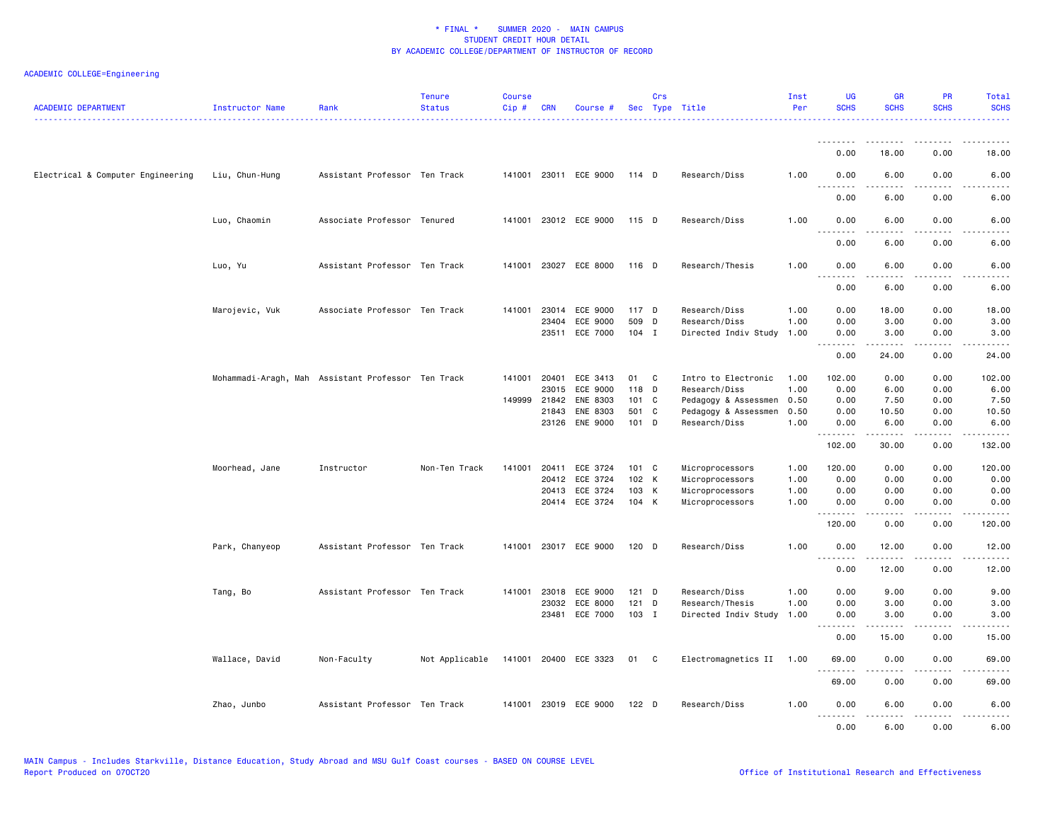\* FINAL \* SUMMER 2020 - MAIN CAMPUS
STUDENT CREDIT HOUR DETAIL
BY ACADEMIC COLLEGE/DEPARTMENT OF INSTRUCTOR OF RECORD

ACADEMIC COLLEGE=Engineering

| ACADEMIC DEPARTMENT | Instructor Name | Rank | Tenure Status | Course Cip # | CRN | Course # | Sec | Crs Type | Title | Inst Per | UG SCHS | GR SCHS | PR SCHS | Total SCHS |
|---|---|---|---|---|---|---|---|---|---|---|---|---|---|---|
| | | | | | | | | | | | 0.00 | 18.00 | 0.00 | 18.00 |
| Electrical & Computer Engineering | Liu, Chun-Hung | Assistant Professor | Ten Track | 141001 | 23011 | ECE 9000 | 114 | D | Research/Diss | 1.00 | 0.00 | 6.00 | 0.00 | 6.00 |
| | | | | | | | | | | | 0.00 | 6.00 | 0.00 | 6.00 |
| | Luo, Chaomin | Associate Professor | Tenured | 141001 | 23012 | ECE 9000 | 115 | D | Research/Diss | 1.00 | 0.00 | 6.00 | 0.00 | 6.00 |
| | | | | | | | | | | | 0.00 | 6.00 | 0.00 | 6.00 |
| | Luo, Yu | Assistant Professor | Ten Track | 141001 | 23027 | ECE 8000 | 116 | D | Research/Thesis | 1.00 | 0.00 | 6.00 | 0.00 | 6.00 |
| | | | | | | | | | | | 0.00 | 6.00 | 0.00 | 6.00 |
| | Marojevic, Vuk | Associate Professor | Ten Track | 141001 | 23014 | ECE 9000 | 117 | D | Research/Diss | 1.00 | 0.00 | 18.00 | 0.00 | 18.00 |
| | | | | | 23404 | ECE 9000 | 509 | D | Research/Diss | 1.00 | 0.00 | 3.00 | 0.00 | 3.00 |
| | | | | | 23511 | ECE 7000 | 104 | I | Directed Indiv Study | 1.00 | 0.00 | 3.00 | 0.00 | 3.00 |
| | | | | | | | | | | | 0.00 | 24.00 | 0.00 | 24.00 |
| | Mohammadi-Aragh, Mah | Assistant Professor | Ten Track | 141001 | 20401 | ECE 3413 | 01 | C | Intro to Electronic | 1.00 | 102.00 | 0.00 | 0.00 | 102.00 |
| | | | | | 23015 | ECE 9000 | 118 | D | Research/Diss | 1.00 | 0.00 | 6.00 | 0.00 | 6.00 |
| | | | | 149999 | 21842 | ENE 8303 | 101 | C | Pedagogy & Assessmen | 0.50 | 0.00 | 7.50 | 0.00 | 7.50 |
| | | | | | 21843 | ENE 8303 | 501 | C | Pedagogy & Assessmen | 0.50 | 0.00 | 10.50 | 0.00 | 10.50 |
| | | | | | 23126 | ENE 9000 | 101 | D | Research/Diss | 1.00 | 0.00 | 6.00 | 0.00 | 6.00 |
| | | | | | | | | | | | 102.00 | 30.00 | 0.00 | 132.00 |
| | Moorhead, Jane | Instructor | Non-Ten Track | 141001 | 20411 | ECE 3724 | 101 | C | Microprocessors | 1.00 | 120.00 | 0.00 | 0.00 | 120.00 |
| | | | | | 20412 | ECE 3724 | 102 | K | Microprocessors | 1.00 | 0.00 | 0.00 | 0.00 | 0.00 |
| | | | | | 20413 | ECE 3724 | 103 | K | Microprocessors | 1.00 | 0.00 | 0.00 | 0.00 | 0.00 |
| | | | | | 20414 | ECE 3724 | 104 | K | Microprocessors | 1.00 | 0.00 | 0.00 | 0.00 | 0.00 |
| | | | | | | | | | | | 120.00 | 0.00 | 0.00 | 120.00 |
| | Park, Chanyeop | Assistant Professor | Ten Track | 141001 | 23017 | ECE 9000 | 120 | D | Research/Diss | 1.00 | 0.00 | 12.00 | 0.00 | 12.00 |
| | | | | | | | | | | | 0.00 | 12.00 | 0.00 | 12.00 |
| | Tang, Bo | Assistant Professor | Ten Track | 141001 | 23018 | ECE 9000 | 121 | D | Research/Diss | 1.00 | 0.00 | 9.00 | 0.00 | 9.00 |
| | | | | | 23032 | ECE 8000 | 121 | D | Research/Thesis | 1.00 | 0.00 | 3.00 | 0.00 | 3.00 |
| | | | | | 23481 | ECE 7000 | 103 | I | Directed Indiv Study | 1.00 | 0.00 | 3.00 | 0.00 | 3.00 |
| | | | | | | | | | | | 0.00 | 15.00 | 0.00 | 15.00 |
| | Wallace, David | Non-Faculty | Not Applicable | 141001 | 20400 | ECE 3323 | 01 | C | Electromagnetics II | 1.00 | 69.00 | 0.00 | 0.00 | 69.00 |
| | | | | | | | | | | | 69.00 | 0.00 | 0.00 | 69.00 |
| | Zhao, Junbo | Assistant Professor | Ten Track | 141001 | 23019 | ECE 9000 | 122 | D | Research/Diss | 1.00 | 0.00 | 6.00 | 0.00 | 6.00 |
| | | | | | | | | | | | 0.00 | 6.00 | 0.00 | 6.00 |

MAIN Campus - Includes Starkville, Distance Education, Study Abroad and MSU Gulf Coast courses - BASED ON COURSE LEVEL
Report Produced on 07OCT20

Office of Institutional Research and Effectiveness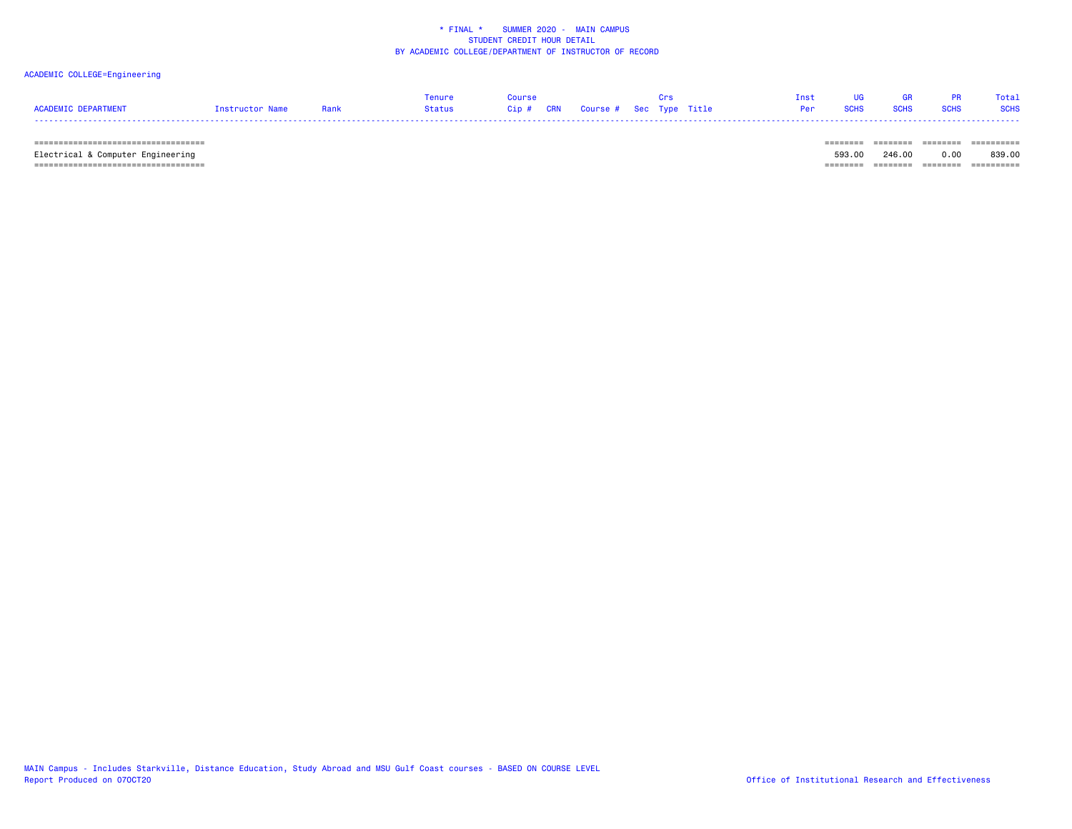\* FINAL \*    SUMMER 2020 -  MAIN CAMPUS
STUDENT CREDIT HOUR DETAIL
BY ACADEMIC COLLEGE/DEPARTMENT OF INSTRUCTOR OF RECORD

ACADEMIC COLLEGE=Engineering

| ACADEMIC DEPARTMENT | Instructor Name | Rank | Tenure Status | Course Cip # | CRN | Course # | Sec | Crs Type | Title | Inst Per | UG SCHS | GR SCHS | PR SCHS | Total SCHS |
|---|---|---|---|---|---|---|---|---|---|---|---|---|---|---|
| Electrical & Computer Engineering | | | | | | | | | | | 593.00 | 246.00 | 0.00 | 839.00 |

MAIN Campus - Includes Starkville, Distance Education, Study Abroad and MSU Gulf Coast courses - BASED ON COURSE LEVEL
Report Produced on 07OCT20

Office of Institutional Research and Effectiveness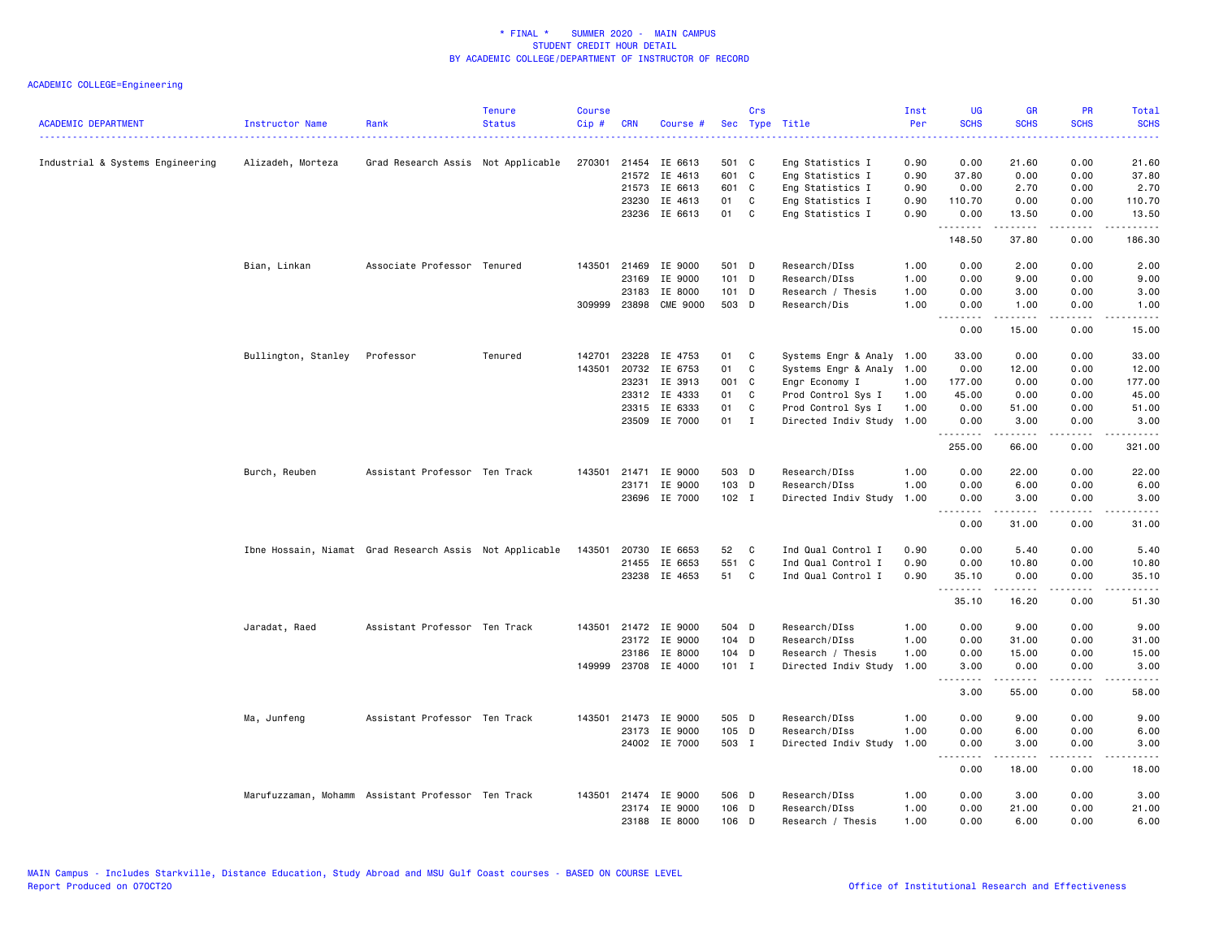# * FINAL * SUMMER 2020 - MAIN CAMPUS
## STUDENT CREDIT HOUR DETAIL
## BY ACADEMIC COLLEGE/DEPARTMENT OF INSTRUCTOR OF RECORD

ACADEMIC COLLEGE=Engineering

| ACADEMIC DEPARTMENT | Instructor Name | Rank | Tenure Status | Course Cip # | CRN | Course # | Sec | Crs Type | Title | Inst Per | UG SCHS | GR SCHS | PR SCHS | Total SCHS |
|---|---|---|---|---|---|---|---|---|---|---|---|---|---|---|
| Industrial & Systems Engineering | Alizadeh, Morteza | Grad Research Assis | Not Applicable | 270301 | 21454 | IE 6613 | 501 | C | Eng Statistics I | 0.90 | 0.00 | 21.60 | 0.00 | 21.60 |
| | | | | | 21572 | IE 4613 | 601 | C | Eng Statistics I | 0.90 | 37.80 | 0.00 | 0.00 | 37.80 |
| | | | | | 21573 | IE 6613 | 601 | C | Eng Statistics I | 0.90 | 0.00 | 2.70 | 0.00 | 2.70 |
| | | | | | 23230 | IE 4613 | 01 | C | Eng Statistics I | 0.90 | 110.70 | 0.00 | 0.00 | 110.70 |
| | | | | | 23236 | IE 6613 | 01 | C | Eng Statistics I | 0.90 | 0.00 | 13.50 | 0.00 | 13.50 |
| | | | | | | | | | | | 148.50 | 37.80 | 0.00 | 186.30 |
| | Bian, Linkan | Associate Professor | Tenured | 143501 | 21469 | IE 9000 | 501 | D | Research/DIss | 1.00 | 0.00 | 2.00 | 0.00 | 2.00 |
| | | | | | 23169 | IE 9000 | 101 | D | Research/DIss | 1.00 | 0.00 | 9.00 | 0.00 | 9.00 |
| | | | | | 23183 | IE 8000 | 101 | D | Research / Thesis | 1.00 | 0.00 | 3.00 | 0.00 | 3.00 |
| | | | | 309999 | 23898 | CME 9000 | 503 | D | Research/Dis | 1.00 | 0.00 | 1.00 | 0.00 | 1.00 |
| | | | | | | | | | | | 0.00 | 15.00 | 0.00 | 15.00 |
| | Bullington, Stanley | Professor | Tenured | 142701 | 23228 | IE 4753 | 01 | C | Systems Engr & Analy | 1.00 | 33.00 | 0.00 | 0.00 | 33.00 |
| | | | | 143501 | 20732 | IE 6753 | 01 | C | Systems Engr & Analy | 1.00 | 0.00 | 12.00 | 0.00 | 12.00 |
| | | | | | 23231 | IE 3913 | 001 | C | Engr Economy I | 1.00 | 177.00 | 0.00 | 0.00 | 177.00 |
| | | | | | 23312 | IE 4333 | 01 | C | Prod Control Sys I | 1.00 | 45.00 | 0.00 | 0.00 | 45.00 |
| | | | | | 23315 | IE 6333 | 01 | C | Prod Control Sys I | 1.00 | 0.00 | 51.00 | 0.00 | 51.00 |
| | | | | | 23509 | IE 7000 | 01 | I | Directed Indiv Study | 1.00 | 0.00 | 3.00 | 0.00 | 3.00 |
| | | | | | | | | | | | 255.00 | 66.00 | 0.00 | 321.00 |
| | Burch, Reuben | Assistant Professor | Ten Track | 143501 | 21471 | IE 9000 | 503 | D | Research/DIss | 1.00 | 0.00 | 22.00 | 0.00 | 22.00 |
| | | | | | 23171 | IE 9000 | 103 | D | Research/DIss | 1.00 | 0.00 | 6.00 | 0.00 | 6.00 |
| | | | | | 23696 | IE 7000 | 102 | I | Directed Indiv Study | 1.00 | 0.00 | 3.00 | 0.00 | 3.00 |
| | | | | | | | | | | | 0.00 | 31.00 | 0.00 | 31.00 |
| | Ibne Hossain, Niamat | Grad Research Assis | Not Applicable | 143501 | 20730 | IE 6653 | 52 | C | Ind Qual Control I | 0.90 | 0.00 | 5.40 | 0.00 | 5.40 |
| | | | | | 21455 | IE 6653 | 551 | C | Ind Qual Control I | 0.90 | 0.00 | 10.80 | 0.00 | 10.80 |
| | | | | | 23238 | IE 4653 | 51 | C | Ind Qual Control I | 0.90 | 35.10 | 0.00 | 0.00 | 35.10 |
| | | | | | | | | | | | 35.10 | 16.20 | 0.00 | 51.30 |
| | Jaradat, Raed | Assistant Professor | Ten Track | 143501 | 21472 | IE 9000 | 504 | D | Research/DIss | 1.00 | 0.00 | 9.00 | 0.00 | 9.00 |
| | | | | | 23172 | IE 9000 | 104 | D | Research/DIss | 1.00 | 0.00 | 31.00 | 0.00 | 31.00 |
| | | | | | 23186 | IE 8000 | 104 | D | Research / Thesis | 1.00 | 0.00 | 15.00 | 0.00 | 15.00 |
| | | | | 149999 | 23708 | IE 4000 | 101 | I | Directed Indiv Study | 1.00 | 3.00 | 0.00 | 0.00 | 3.00 |
| | | | | | | | | | | | 3.00 | 55.00 | 0.00 | 58.00 |
| | Ma, Junfeng | Assistant Professor | Ten Track | 143501 | 21473 | IE 9000 | 505 | D | Research/DIss | 1.00 | 0.00 | 9.00 | 0.00 | 9.00 |
| | | | | | 23173 | IE 9000 | 105 | D | Research/DIss | 1.00 | 0.00 | 6.00 | 0.00 | 6.00 |
| | | | | | 24002 | IE 7000 | 503 | I | Directed Indiv Study | 1.00 | 0.00 | 3.00 | 0.00 | 3.00 |
| | | | | | | | | | | | 0.00 | 18.00 | 0.00 | 18.00 |
| | Marufuzzaman, Mohamm | Assistant Professor | Ten Track | 143501 | 21474 | IE 9000 | 506 | D | Research/DIss | 1.00 | 0.00 | 3.00 | 0.00 | 3.00 |
| | | | | | 23174 | IE 9000 | 106 | D | Research/DIss | 1.00 | 0.00 | 21.00 | 0.00 | 21.00 |
| | | | | | 23188 | IE 8000 | 106 | D | Research / Thesis | 1.00 | 0.00 | 6.00 | 0.00 | 6.00 |

MAIN Campus - Includes Starkville, Distance Education, Study Abroad and MSU Gulf Coast courses - BASED ON COURSE LEVEL
Report Produced on 07OCT20

Office of Institutional Research and Effectiveness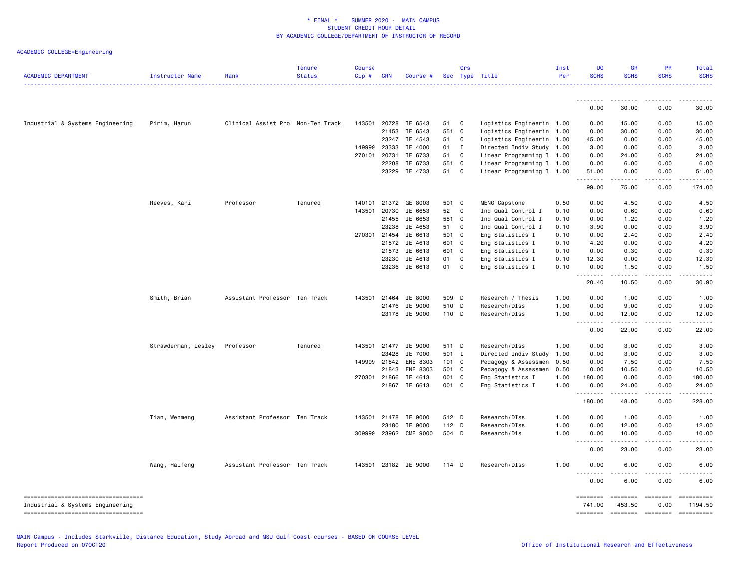\* FINAL \*    SUMMER 2020 -  MAIN CAMPUS
STUDENT CREDIT HOUR DETAIL
BY ACADEMIC COLLEGE/DEPARTMENT OF INSTRUCTOR OF RECORD

ACADEMIC COLLEGE=Engineering

| ACADEMIC DEPARTMENT | Instructor Name | Rank | Tenure Status | Course Cip # | CRN | Course # | Sec | Crs Type | Title | Inst Per | UG SCHS | GR SCHS | PR SCHS | Total SCHS |
|---|---|---|---|---|---|---|---|---|---|---|---|---|---|---|
| | | | | | | | | | | | 0.00 | 30.00 | 0.00 | 30.00 |
| Industrial & Systems Engineering | Pirim, Harun | Clinical Assist Pro | Non-Ten Track | 143501 | 20728 | IE 6543 | 51 | C | Logistics Engineerin | 1.00 | 0.00 | 15.00 | 0.00 | 15.00 |
| | | | | | 21453 | IE 6543 | 551 | C | Logistics Engineerin | 1.00 | 0.00 | 30.00 | 0.00 | 30.00 |
| | | | | | 23247 | IE 4543 | 51 | C | Logistics Engineerin | 1.00 | 45.00 | 0.00 | 0.00 | 45.00 |
| | | | | 149999 | 23333 | IE 4000 | 01 | I | Directed Indiv Study | 1.00 | 3.00 | 0.00 | 0.00 | 3.00 |
| | | | | 270101 | 20731 | IE 6733 | 51 | C | Linear Programming I | 1.00 | 0.00 | 24.00 | 0.00 | 24.00 |
| | | | | | 22208 | IE 6733 | 551 | C | Linear Programming I | 1.00 | 0.00 | 6.00 | 0.00 | 6.00 |
| | | | | | 23229 | IE 4733 | 51 | C | Linear Programming I | 1.00 | 51.00 | 0.00 | 0.00 | 51.00 |
| | | | | | | | | | | | 99.00 | 75.00 | 0.00 | 174.00 |
| | Reeves, Kari | Professor | Tenured | 140101 | 21372 | GE 8003 | 501 | C | MENG Capstone | 0.50 | 0.00 | 4.50 | 0.00 | 4.50 |
| | | | | 143501 | 20730 | IE 6653 | 52 | C | Ind Qual Control I | 0.10 | 0.00 | 0.60 | 0.00 | 0.60 |
| | | | | | 21455 | IE 6653 | 551 | C | Ind Qual Control I | 0.10 | 0.00 | 1.20 | 0.00 | 1.20 |
| | | | | | 23238 | IE 4653 | 51 | C | Ind Qual Control I | 0.10 | 3.90 | 0.00 | 0.00 | 3.90 |
| | | | | 270301 | 21454 | IE 6613 | 501 | C | Eng Statistics I | 0.10 | 0.00 | 2.40 | 0.00 | 2.40 |
| | | | | | 21572 | IE 4613 | 601 | C | Eng Statistics I | 0.10 | 4.20 | 0.00 | 0.00 | 4.20 |
| | | | | | 21573 | IE 6613 | 601 | C | Eng Statistics I | 0.10 | 0.00 | 0.30 | 0.00 | 0.30 |
| | | | | | 23230 | IE 4613 | 01 | C | Eng Statistics I | 0.10 | 12.30 | 0.00 | 0.00 | 12.30 |
| | | | | | 23236 | IE 6613 | 01 | C | Eng Statistics I | 0.10 | 0.00 | 1.50 | 0.00 | 1.50 |
| | | | | | | | | | | | 20.40 | 10.50 | 0.00 | 30.90 |
| | Smith, Brian | Assistant Professor | Ten Track | 143501 | 21464 | IE 8000 | 509 | D | Research / Thesis | 1.00 | 0.00 | 1.00 | 0.00 | 1.00 |
| | | | | | 21476 | IE 9000 | 510 | D | Research/DIss | 1.00 | 0.00 | 9.00 | 0.00 | 9.00 |
| | | | | | 23178 | IE 9000 | 110 | D | Research/DIss | 1.00 | 0.00 | 12.00 | 0.00 | 12.00 |
| | | | | | | | | | | | 0.00 | 22.00 | 0.00 | 22.00 |
| | Strawderman, Lesley | Professor | Tenured | 143501 | 21477 | IE 9000 | 511 | D | Research/DIss | 1.00 | 0.00 | 3.00 | 0.00 | 3.00 |
| | | | | | 23428 | IE 7000 | 501 | I | Directed Indiv Study | 1.00 | 0.00 | 3.00 | 0.00 | 3.00 |
| | | | | 149999 | 21842 | ENE 8303 | 101 | C | Pedagogy & Assessmen | 0.50 | 0.00 | 7.50 | 0.00 | 7.50 |
| | | | | | 21843 | ENE 8303 | 501 | C | Pedagogy & Assessmen | 0.50 | 0.00 | 10.50 | 0.00 | 10.50 |
| | | | | 270301 | 21866 | IE 4613 | 001 | C | Eng Statistics I | 1.00 | 180.00 | 0.00 | 0.00 | 180.00 |
| | | | | | 21867 | IE 6613 | 001 | C | Eng Statistics I | 1.00 | 0.00 | 24.00 | 0.00 | 24.00 |
| | | | | | | | | | | | 180.00 | 48.00 | 0.00 | 228.00 |
| | Tian, Wenmeng | Assistant Professor | Ten Track | 143501 | 21478 | IE 9000 | 512 | D | Research/DIss | 1.00 | 0.00 | 1.00 | 0.00 | 1.00 |
| | | | | | 23180 | IE 9000 | 112 | D | Research/DIss | 1.00 | 0.00 | 12.00 | 0.00 | 12.00 |
| | | | | 309999 | 23962 | CME 9000 | 504 | D | Research/Dis | 1.00 | 0.00 | 10.00 | 0.00 | 10.00 |
| | | | | | | | | | | | 0.00 | 23.00 | 0.00 | 23.00 |
| | Wang, Haifeng | Assistant Professor | Ten Track | 143501 | 23182 | IE 9000 | 114 | D | Research/DIss | 1.00 | 0.00 | 6.00 | 0.00 | 6.00 |
| | | | | | | | | | | | 0.00 | 6.00 | 0.00 | 6.00 |
| Industrial & Systems Engineering | | | | | | | | | | | 741.00 | 453.50 | 0.00 | 1194.50 |

MAIN Campus - Includes Starkville, Distance Education, Study Abroad and MSU Gulf Coast courses - BASED ON COURSE LEVEL
Report Produced on 07OCT20

Office of Institutional Research and Effectiveness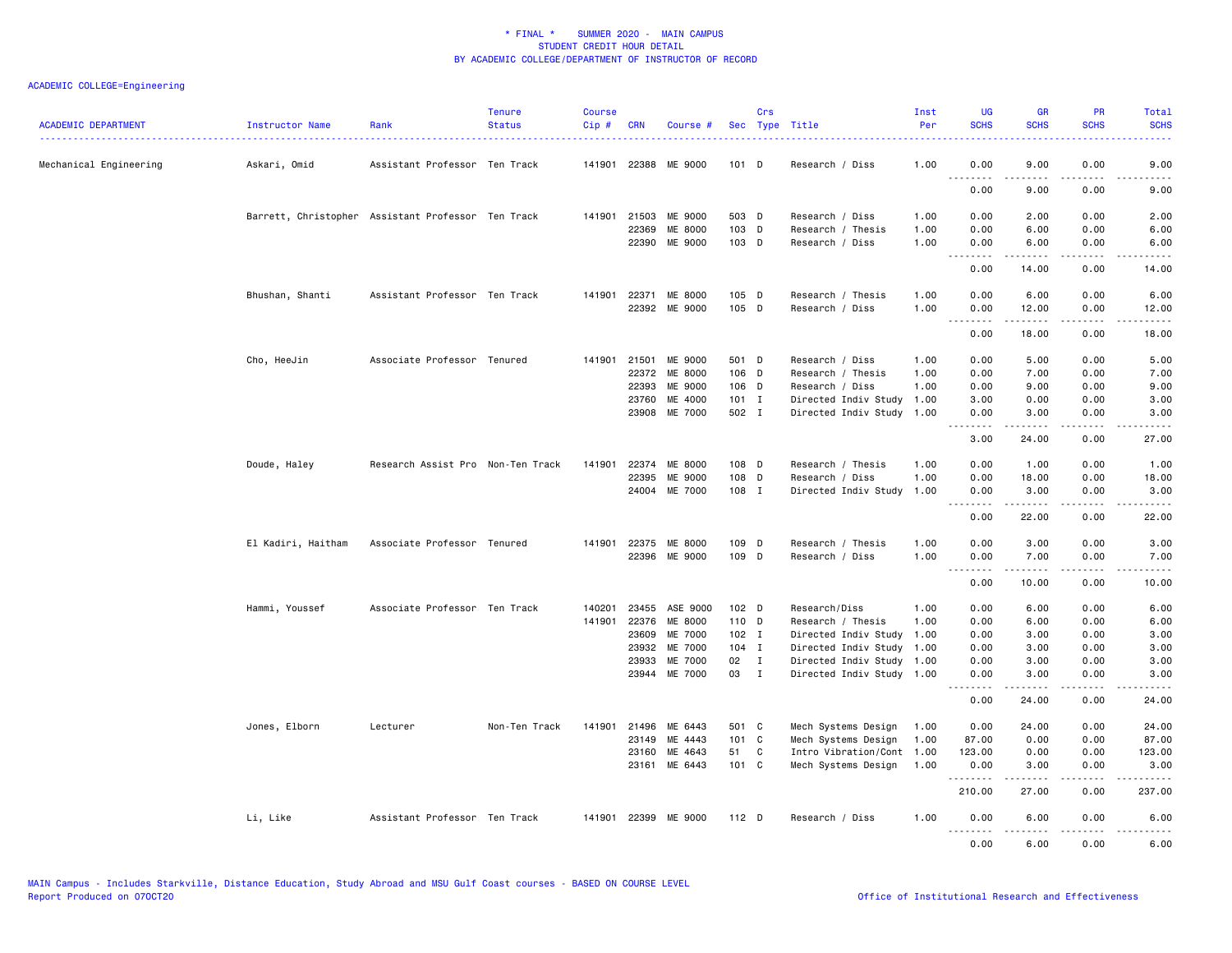# * FINAL * SUMMER 2020 - MAIN CAMPUS
## STUDENT CREDIT HOUR DETAIL
## BY ACADEMIC COLLEGE/DEPARTMENT OF INSTRUCTOR OF RECORD

ACADEMIC COLLEGE=Engineering

| ACADEMIC DEPARTMENT | Instructor Name | Rank | Tenure Status | Course Cip # | CRN | Course # | Sec | Crs Type | Title | Inst Per | UG SCHS | GR SCHS | PR SCHS | Total SCHS |
|---|---|---|---|---|---|---|---|---|---|---|---|---|---|---|
| Mechanical Engineering | Askari, Omid | Assistant Professor | Ten Track | 141901 | 22388 | ME 9000 | 101 | D | Research / Diss | 1.00 | 0.00 | 9.00 | 0.00 | 9.00 |
| | | | | | | | | | | | 0.00 | 9.00 | 0.00 | 9.00 |
| | Barrett, Christopher | Assistant Professor | Ten Track | 141901 | 21503 | ME 9000 | 503 | D | Research / Diss | 1.00 | 0.00 | 2.00 | 0.00 | 2.00 |
| | | | | | 22369 | ME 8000 | 103 | D | Research / Thesis | 1.00 | 0.00 | 6.00 | 0.00 | 6.00 |
| | | | | | 22390 | ME 9000 | 103 | D | Research / Diss | 1.00 | 0.00 | 6.00 | 0.00 | 6.00 |
| | | | | | | | | | | | 0.00 | 14.00 | 0.00 | 14.00 |
| | Bhushan, Shanti | Assistant Professor | Ten Track | 141901 | 22371 | ME 8000 | 105 | D | Research / Thesis | 1.00 | 0.00 | 6.00 | 0.00 | 6.00 |
| | | | | | 22392 | ME 9000 | 105 | D | Research / Diss | 1.00 | 0.00 | 12.00 | 0.00 | 12.00 |
| | | | | | | | | | | | 0.00 | 18.00 | 0.00 | 18.00 |
| | Cho, HeeJin | Associate Professor | Tenured | 141901 | 21501 | ME 9000 | 501 | D | Research / Diss | 1.00 | 0.00 | 5.00 | 0.00 | 5.00 |
| | | | | | 22372 | ME 8000 | 106 | D | Research / Thesis | 1.00 | 0.00 | 7.00 | 0.00 | 7.00 |
| | | | | | 22393 | ME 9000 | 106 | D | Research / Diss | 1.00 | 0.00 | 9.00 | 0.00 | 9.00 |
| | | | | | 23760 | ME 4000 | 101 | I | Directed Indiv Study | 1.00 | 3.00 | 0.00 | 0.00 | 3.00 |
| | | | | | 23908 | ME 7000 | 502 | I | Directed Indiv Study | 1.00 | 0.00 | 3.00 | 0.00 | 3.00 |
| | | | | | | | | | | | 3.00 | 24.00 | 0.00 | 27.00 |
| | Doude, Haley | Research Assist Pro | Non-Ten Track | 141901 | 22374 | ME 8000 | 108 | D | Research / Thesis | 1.00 | 0.00 | 1.00 | 0.00 | 1.00 |
| | | | | | 22395 | ME 9000 | 108 | D | Research / Diss | 1.00 | 0.00 | 18.00 | 0.00 | 18.00 |
| | | | | | 24004 | ME 7000 | 108 | I | Directed Indiv Study | 1.00 | 0.00 | 3.00 | 0.00 | 3.00 |
| | | | | | | | | | | | 0.00 | 22.00 | 0.00 | 22.00 |
| | El Kadiri, Haitham | Associate Professor | Tenured | 141901 | 22375 | ME 8000 | 109 | D | Research / Thesis | 1.00 | 0.00 | 3.00 | 0.00 | 3.00 |
| | | | | | 22396 | ME 9000 | 109 | D | Research / Diss | 1.00 | 0.00 | 7.00 | 0.00 | 7.00 |
| | | | | | | | | | | | 0.00 | 10.00 | 0.00 | 10.00 |
| | Hammi, Youssef | Associate Professor | Ten Track | 140201 | 23455 | ASE 9000 | 102 | D | Research/Diss | 1.00 | 0.00 | 6.00 | 0.00 | 6.00 |
| | | | | 141901 | 22376 | ME 8000 | 110 | D | Research / Thesis | 1.00 | 0.00 | 6.00 | 0.00 | 6.00 |
| | | | | | 23609 | ME 7000 | 102 | I | Directed Indiv Study | 1.00 | 0.00 | 3.00 | 0.00 | 3.00 |
| | | | | | 23932 | ME 7000 | 104 | I | Directed Indiv Study | 1.00 | 0.00 | 3.00 | 0.00 | 3.00 |
| | | | | | 23933 | ME 7000 | 02 | I | Directed Indiv Study | 1.00 | 0.00 | 3.00 | 0.00 | 3.00 |
| | | | | | 23944 | ME 7000 | 03 | I | Directed Indiv Study | 1.00 | 0.00 | 3.00 | 0.00 | 3.00 |
| | | | | | | | | | | | 0.00 | 24.00 | 0.00 | 24.00 |
| | Jones, Elborn | Lecturer | Non-Ten Track | 141901 | 21496 | ME 6443 | 501 | C | Mech Systems Design | 1.00 | 0.00 | 24.00 | 0.00 | 24.00 |
| | | | | | 23149 | ME 4443 | 101 | C | Mech Systems Design | 1.00 | 87.00 | 0.00 | 0.00 | 87.00 |
| | | | | | 23160 | ME 4643 | 51 | C | Intro Vibration/Cont | 1.00 | 123.00 | 0.00 | 0.00 | 123.00 |
| | | | | | 23161 | ME 6443 | 101 | C | Mech Systems Design | 1.00 | 0.00 | 3.00 | 0.00 | 3.00 |
| | | | | | | | | | | | 210.00 | 27.00 | 0.00 | 237.00 |
| | Li, Like | Assistant Professor | Ten Track | 141901 | 22399 | ME 9000 | 112 | D | Research / Diss | 1.00 | 0.00 | 6.00 | 0.00 | 6.00 |
| | | | | | | | | | | | 0.00 | 6.00 | 0.00 | 6.00 |

MAIN Campus - Includes Starkville, Distance Education, Study Abroad and MSU Gulf Coast courses - BASED ON COURSE LEVEL
Report Produced on 07OCT20

Office of Institutional Research and Effectiveness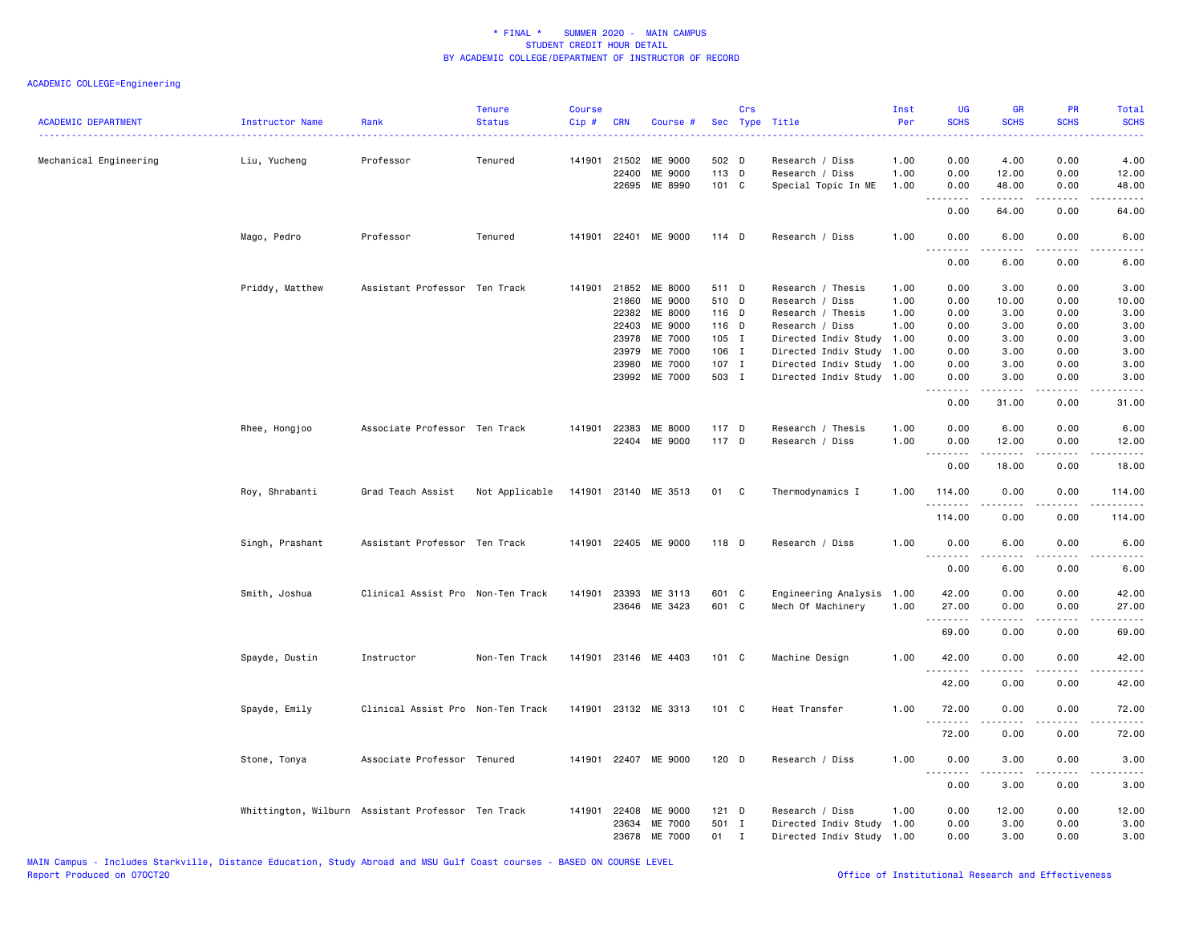# * FINAL * SUMMER 2020 - MAIN CAMPUS
## STUDENT CREDIT HOUR DETAIL
## BY ACADEMIC COLLEGE/DEPARTMENT OF INSTRUCTOR OF RECORD

ACADEMIC COLLEGE=Engineering

| ACADEMIC DEPARTMENT | Instructor Name | Rank | Tenure Status | Course Cip # | CRN | Course # | Sec | Crs Type | Title | Inst Per | UG SCHS | GR SCHS | PR SCHS | Total SCHS |
|---|---|---|---|---|---|---|---|---|---|---|---|---|---|---|
| Mechanical Engineering | Liu, Yucheng | Professor | Tenured | 141901 | 21502 | ME 9000 | 502 | D | Research / Diss | 1.00 | 0.00 | 4.00 | 0.00 | 4.00 |
| | | | | | 22400 | ME 9000 | 113 | D | Research / Diss | 1.00 | 0.00 | 12.00 | 0.00 | 12.00 |
| | | | | | 22695 | ME 8990 | 101 | C | Special Topic In ME | 1.00 | 0.00 | 48.00 | 0.00 | 48.00 |
| | | | | | | | | | | | 0.00 | 64.00 | 0.00 | 64.00 |
| | Mago, Pedro | Professor | Tenured | 141901 | 22401 | ME 9000 | 114 | D | Research / Diss | 1.00 | 0.00 | 6.00 | 0.00 | 6.00 |
| | | | | | | | | | | | 0.00 | 6.00 | 0.00 | 6.00 |
| | Priddy, Matthew | Assistant Professor | Ten Track | 141901 | 21852 | ME 8000 | 511 | D | Research / Thesis | 1.00 | 0.00 | 3.00 | 0.00 | 3.00 |
| | | | | | 21860 | ME 9000 | 510 | D | Research / Diss | 1.00 | 0.00 | 10.00 | 0.00 | 10.00 |
| | | | | | 22382 | ME 8000 | 116 | D | Research / Thesis | 1.00 | 0.00 | 3.00 | 0.00 | 3.00 |
| | | | | | 22403 | ME 9000 | 116 | D | Research / Diss | 1.00 | 0.00 | 3.00 | 0.00 | 3.00 |
| | | | | | 23978 | ME 7000 | 105 | I | Directed Indiv Study | 1.00 | 0.00 | 3.00 | 0.00 | 3.00 |
| | | | | | 23979 | ME 7000 | 106 | I | Directed Indiv Study | 1.00 | 0.00 | 3.00 | 0.00 | 3.00 |
| | | | | | 23980 | ME 7000 | 107 | I | Directed Indiv Study | 1.00 | 0.00 | 3.00 | 0.00 | 3.00 |
| | | | | | 23992 | ME 7000 | 503 | I | Directed Indiv Study | 1.00 | 0.00 | 3.00 | 0.00 | 3.00 |
| | | | | | | | | | | | 0.00 | 31.00 | 0.00 | 31.00 |
| | Rhee, Hongjoo | Associate Professor | Ten Track | 141901 | 22383 | ME 8000 | 117 | D | Research / Thesis | 1.00 | 0.00 | 6.00 | 0.00 | 6.00 |
| | | | | | 22404 | ME 9000 | 117 | D | Research / Diss | 1.00 | 0.00 | 12.00 | 0.00 | 12.00 |
| | | | | | | | | | | | 0.00 | 18.00 | 0.00 | 18.00 |
| | Roy, Shrabanti | Grad Teach Assist | Not Applicable | 141901 | 23140 | ME 3513 | 01 | C | Thermodynamics I | 1.00 | 114.00 | 0.00 | 0.00 | 114.00 |
| | | | | | | | | | | | 114.00 | 0.00 | 0.00 | 114.00 |
| | Singh, Prashant | Assistant Professor | Ten Track | 141901 | 22405 | ME 9000 | 118 | D | Research / Diss | 1.00 | 0.00 | 6.00 | 0.00 | 6.00 |
| | | | | | | | | | | | 0.00 | 6.00 | 0.00 | 6.00 |
| | Smith, Joshua | Clinical Assist Pro | Non-Ten Track | 141901 | 23393 | ME 3113 | 601 | C | Engineering Analysis | 1.00 | 42.00 | 0.00 | 0.00 | 42.00 |
| | | | | | 23646 | ME 3423 | 601 | C | Mech Of Machinery | 1.00 | 27.00 | 0.00 | 0.00 | 27.00 |
| | | | | | | | | | | | 69.00 | 0.00 | 0.00 | 69.00 |
| | Spayde, Dustin | Instructor | Non-Ten Track | 141901 | 23146 | ME 4403 | 101 | C | Machine Design | 1.00 | 42.00 | 0.00 | 0.00 | 42.00 |
| | | | | | | | | | | | 42.00 | 0.00 | 0.00 | 42.00 |
| | Spayde, Emily | Clinical Assist Pro | Non-Ten Track | 141901 | 23132 | ME 3313 | 101 | C | Heat Transfer | 1.00 | 72.00 | 0.00 | 0.00 | 72.00 |
| | | | | | | | | | | | 72.00 | 0.00 | 0.00 | 72.00 |
| | Stone, Tonya | Associate Professor | Tenured | 141901 | 22407 | ME 9000 | 120 | D | Research / Diss | 1.00 | 0.00 | 3.00 | 0.00 | 3.00 |
| | | | | | | | | | | | 0.00 | 3.00 | 0.00 | 3.00 |
| | Whittington, Wilburn | Assistant Professor | Ten Track | 141901 | 22408 | ME 9000 | 121 | D | Research / Diss | 1.00 | 0.00 | 12.00 | 0.00 | 12.00 |
| | | | | | 23634 | ME 7000 | 501 | I | Directed Indiv Study | 1.00 | 0.00 | 3.00 | 0.00 | 3.00 |
| | | | | | 23678 | ME 7000 | 01 | I | Directed Indiv Study | 1.00 | 0.00 | 3.00 | 0.00 | 3.00 |

MAIN Campus - Includes Starkville, Distance Education, Study Abroad and MSU Gulf Coast courses - BASED ON COURSE LEVEL
Report Produced on 07OCT20 — Office of Institutional Research and Effectiveness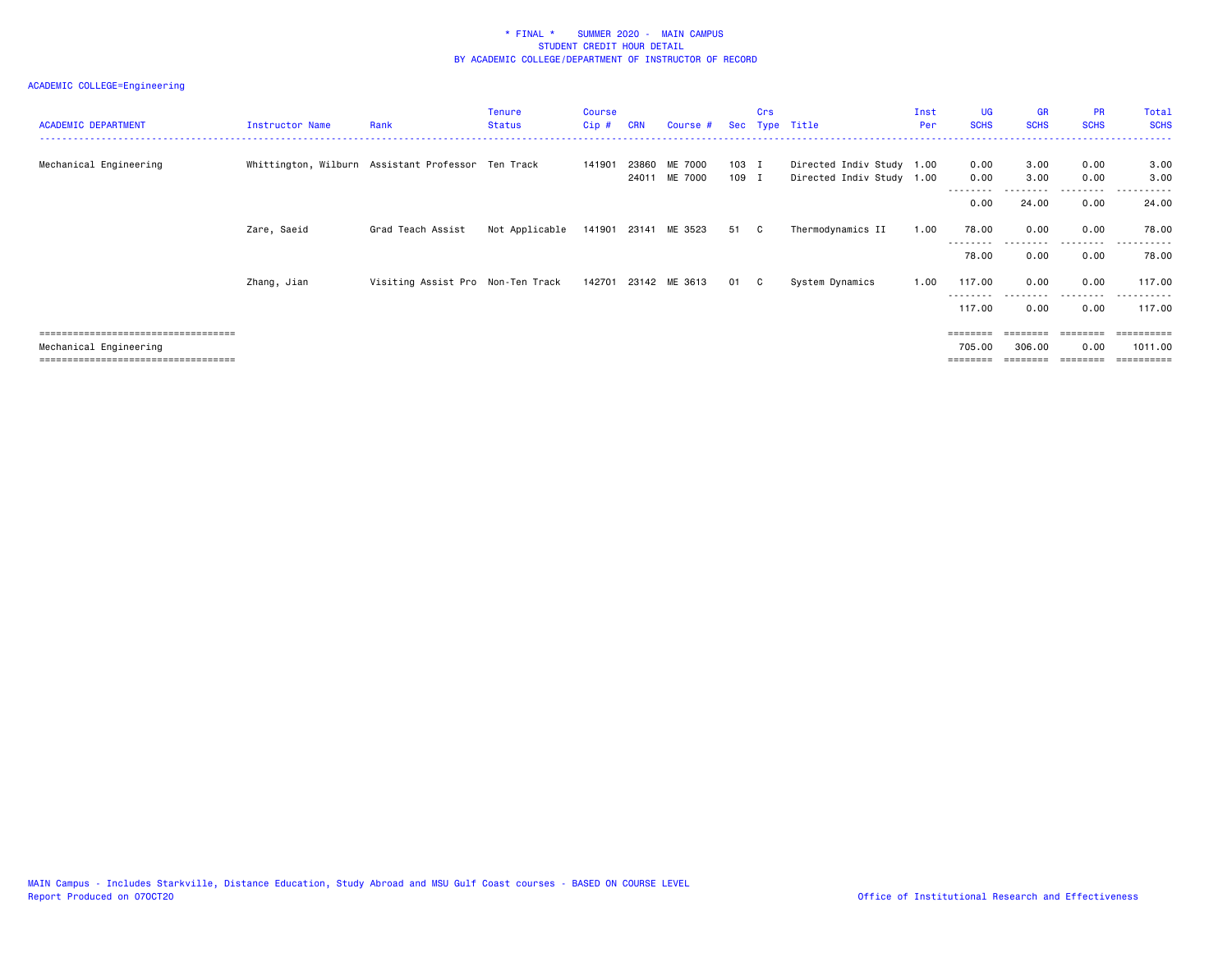\* FINAL \*    SUMMER 2020 - MAIN CAMPUS
STUDENT CREDIT HOUR DETAIL
BY ACADEMIC COLLEGE/DEPARTMENT OF INSTRUCTOR OF RECORD

ACADEMIC COLLEGE=Engineering

| ACADEMIC DEPARTMENT | Instructor Name | Rank | Tenure Status | Course Cip # | CRN | Course # | Sec | Crs Type | Title | Inst Per | UG SCHS | GR SCHS | PR SCHS | Total SCHS |
|---|---|---|---|---|---|---|---|---|---|---|---|---|---|---|
| Mechanical Engineering | Whittington, Wilburn | Assistant Professor | Ten Track | 141901 | 23860 | ME 7000 | 103 | I | Directed Indiv Study | 1.00 | 0.00 | 3.00 | 0.00 | 3.00 |
| | | | | | 24011 | ME 7000 | 109 | I | Directed Indiv Study | 1.00 | 0.00 | 3.00 | 0.00 | 3.00 |
| | | | | | | | | | | | 0.00 | 24.00 | 0.00 | 24.00 |
| | Zare, Saeid | Grad Teach Assist | Not Applicable | 141901 | 23141 | ME 3523 | 51 | C | Thermodynamics II | 1.00 | 78.00 | 0.00 | 0.00 | 78.00 |
| | | | | | | | | | | | 78.00 | 0.00 | 0.00 | 78.00 |
| | Zhang, Jian | Visiting Assist Pro | Non-Ten Track | 142701 | 23142 | ME 3613 | 01 | C | System Dynamics | 1.00 | 117.00 | 0.00 | 0.00 | 117.00 |
| | | | | | | | | | | | 117.00 | 0.00 | 0.00 | 117.00 |
| Mechanical Engineering | | | | | | | | | | | 705.00 | 306.00 | 0.00 | 1011.00 |

MAIN Campus - Includes Starkville, Distance Education, Study Abroad and MSU Gulf Coast courses - BASED ON COURSE LEVEL
Report Produced on 07OCT20

Office of Institutional Research and Effectiveness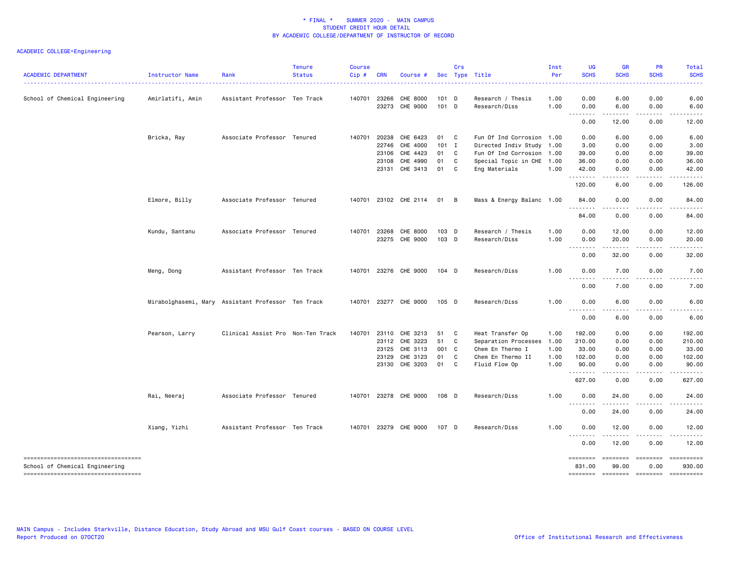* FINAL * SUMMER 2020 - MAIN CAMPUS
STUDENT CREDIT HOUR DETAIL
BY ACADEMIC COLLEGE/DEPARTMENT OF INSTRUCTOR OF RECORD

ACADEMIC COLLEGE=Engineering

| ACADEMIC DEPARTMENT | Instructor Name | Rank | Tenure Status | Course Cip # | CRN | Course # | Sec | Crs Type | Title | Inst Per | UG SCHS | GR SCHS | PR SCHS | Total SCHS |
|---|---|---|---|---|---|---|---|---|---|---|---|---|---|---|
| School of Chemical Engineering | Amirlatifi, Amin | Assistant Professor | Ten Track | 140701 | 23266 | CHE 8000 | 101 | D | Research / Thesis | 1.00 | 0.00 | 6.00 | 0.00 | 6.00 |
| | | | | | 23273 | CHE 9000 | 101 | D | Research/Diss | 1.00 | 0.00 | 6.00 | 0.00 | 6.00 |
| | | | | | | | | | | | 0.00 | 12.00 | 0.00 | 12.00 |
| | Bricka, Ray | Associate Professor | Tenured | 140701 | 20238 | CHE 6423 | 01 | C | Fun Of Ind Corrosion | 1.00 | 0.00 | 6.00 | 0.00 | 6.00 |
| | | | | | 22746 | CHE 4000 | 101 | I | Directed Indiv Study | 1.00 | 3.00 | 0.00 | 0.00 | 3.00 |
| | | | | | 23106 | CHE 4423 | 01 | C | Fun Of Ind Corrosion | 1.00 | 39.00 | 0.00 | 0.00 | 39.00 |
| | | | | | 23108 | CHE 4990 | 01 | C | Special Topic in CHE | 1.00 | 36.00 | 0.00 | 0.00 | 36.00 |
| | | | | | 23131 | CHE 3413 | 01 | C | Eng Materials | 1.00 | 42.00 | 0.00 | 0.00 | 42.00 |
| | | | | | | | | | | | 120.00 | 6.00 | 0.00 | 126.00 |
| | Elmore, Billy | Associate Professor | Tenured | 140701 | 23102 | CHE 2114 | 01 | B | Mass & Energy Balanc | 1.00 | 84.00 | 0.00 | 0.00 | 84.00 |
| | | | | | | | | | | | 84.00 | 0.00 | 0.00 | 84.00 |
| | Kundu, Santanu | Associate Professor | Tenured | 140701 | 23268 | CHE 8000 | 103 | D | Research / Thesis | 1.00 | 0.00 | 12.00 | 0.00 | 12.00 |
| | | | | | 23275 | CHE 9000 | 103 | D | Research/Diss | 1.00 | 0.00 | 20.00 | 0.00 | 20.00 |
| | | | | | | | | | | | 0.00 | 32.00 | 0.00 | 32.00 |
| | Meng, Dong | Assistant Professor | Ten Track | 140701 | 23276 | CHE 9000 | 104 | D | Research/Diss | 1.00 | 0.00 | 7.00 | 0.00 | 7.00 |
| | | | | | | | | | | | 0.00 | 7.00 | 0.00 | 7.00 |
| | Mirabolghasemi, Mary | Assistant Professor | Ten Track | 140701 | 23277 | CHE 9000 | 105 | D | Research/Diss | 1.00 | 0.00 | 6.00 | 0.00 | 6.00 |
| | | | | | | | | | | | 0.00 | 6.00 | 0.00 | 6.00 |
| | Pearson, Larry | Clinical Assist Pro | Non-Ten Track | 140701 | 23110 | CHE 3213 | 51 | C | Heat Transfer Op | 1.00 | 192.00 | 0.00 | 0.00 | 192.00 |
| | | | | | 23112 | CHE 3223 | 51 | C | Separation Processes | 1.00 | 210.00 | 0.00 | 0.00 | 210.00 |
| | | | | | 23125 | CHE 3113 | 001 | C | Chem En Thermo I | 1.00 | 33.00 | 0.00 | 0.00 | 33.00 |
| | | | | | 23129 | CHE 3123 | 01 | C | Chem En Thermo II | 1.00 | 102.00 | 0.00 | 0.00 | 102.00 |
| | | | | | 23130 | CHE 3203 | 01 | C | Fluid Flow Op | 1.00 | 90.00 | 0.00 | 0.00 | 90.00 |
| | | | | | | | | | | | 627.00 | 0.00 | 0.00 | 627.00 |
| | Rai, Neeraj | Associate Professor | Tenured | 140701 | 23278 | CHE 9000 | 106 | D | Research/Diss | 1.00 | 0.00 | 24.00 | 0.00 | 24.00 |
| | | | | | | | | | | | 0.00 | 24.00 | 0.00 | 24.00 |
| | Xiang, Yizhi | Assistant Professor | Ten Track | 140701 | 23279 | CHE 9000 | 107 | D | Research/Diss | 1.00 | 0.00 | 12.00 | 0.00 | 12.00 |
| | | | | | | | | | | | 0.00 | 12.00 | 0.00 | 12.00 |
| School of Chemical Engineering | | | | | | | | | | | 831.00 | 99.00 | 0.00 | 930.00 |

MAIN Campus - Includes Starkville, Distance Education, Study Abroad and MSU Gulf Coast courses - BASED ON COURSE LEVEL
Report Produced on 07OCT20

Office of Institutional Research and Effectiveness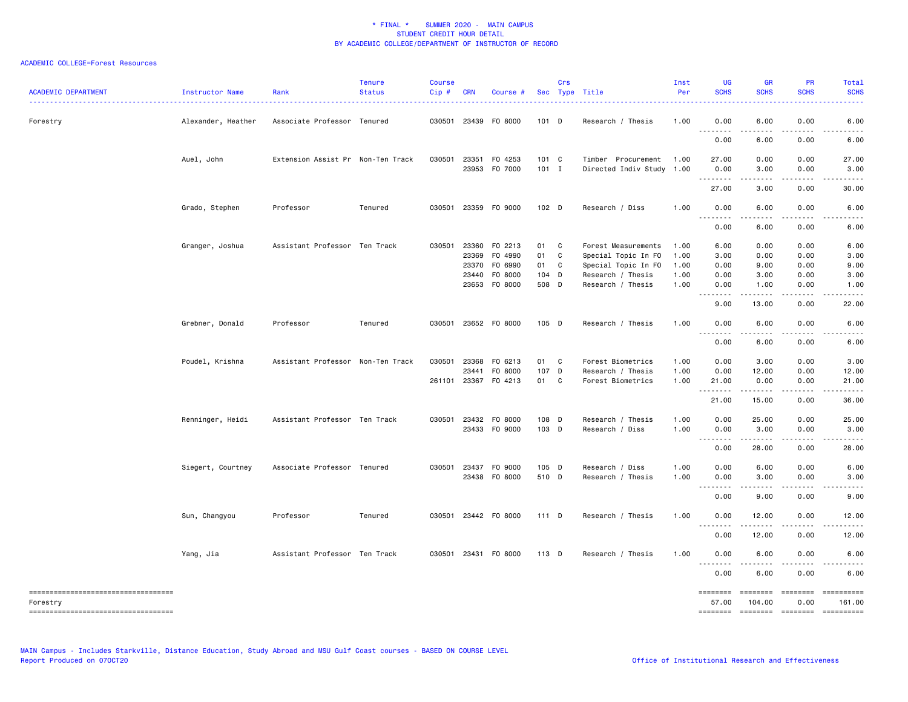\* FINAL \* SUMMER 2020 - MAIN CAMPUS
STUDENT CREDIT HOUR DETAIL
BY ACADEMIC COLLEGE/DEPARTMENT OF INSTRUCTOR OF RECORD

ACADEMIC COLLEGE=Forest Resources

| ACADEMIC DEPARTMENT | Instructor Name | Rank | Tenure Status | Course Cip # | CRN | Course # | Sec | Crs Type | Title | Inst Per | UG SCHS | GR SCHS | PR SCHS | Total SCHS |
|---|---|---|---|---|---|---|---|---|---|---|---|---|---|---|
| Forestry | Alexander, Heather | Associate Professor | Tenured | 030501 | 23439 | FO 8000 | 101 | D | Research / Thesis | 1.00 | 0.00 | 6.00 | 0.00 | 6.00 |
| | | | | | | | | | | | 0.00 | 6.00 | 0.00 | 6.00 |
| | Auel, John | Extension Assist Pr | Non-Ten Track | 030501 | 23351 | FO 4253 | 101 | C | Timber Procurement | 1.00 | 27.00 | 0.00 | 0.00 | 27.00 |
| | | | | | 23953 | FO 7000 | 101 | I | Directed Indiv Study | 1.00 | 0.00 | 3.00 | 0.00 | 3.00 |
| | | | | | | | | | | | 27.00 | 3.00 | 0.00 | 30.00 |
| | Grado, Stephen | Professor | Tenured | 030501 | 23359 | FO 9000 | 102 | D | Research / Diss | 1.00 | 0.00 | 6.00 | 0.00 | 6.00 |
| | | | | | | | | | | | 0.00 | 6.00 | 0.00 | 6.00 |
| | Granger, Joshua | Assistant Professor | Ten Track | 030501 | 23360 | FO 2213 | 01 | C | Forest Measurements | 1.00 | 6.00 | 0.00 | 0.00 | 6.00 |
| | | | | | 23369 | FO 4990 | 01 | C | Special Topic In FO | 1.00 | 3.00 | 0.00 | 0.00 | 3.00 |
| | | | | | 23370 | FO 6990 | 01 | C | Special Topic In FO | 1.00 | 0.00 | 9.00 | 0.00 | 9.00 |
| | | | | | 23440 | FO 8000 | 104 | D | Research / Thesis | 1.00 | 0.00 | 3.00 | 0.00 | 3.00 |
| | | | | | 23653 | FO 8000 | 508 | D | Research / Thesis | 1.00 | 0.00 | 1.00 | 0.00 | 1.00 |
| | | | | | | | | | | | 9.00 | 13.00 | 0.00 | 22.00 |
| | Grebner, Donald | Professor | Tenured | 030501 | 23652 | FO 8000 | 105 | D | Research / Thesis | 1.00 | 0.00 | 6.00 | 0.00 | 6.00 |
| | | | | | | | | | | | 0.00 | 6.00 | 0.00 | 6.00 |
| | Poudel, Krishna | Assistant Professor | Non-Ten Track | 030501 | 23368 | FO 6213 | 01 | C | Forest Biometrics | 1.00 | 0.00 | 3.00 | 0.00 | 3.00 |
| | | | | | 23441 | FO 8000 | 107 | D | Research / Thesis | 1.00 | 0.00 | 12.00 | 0.00 | 12.00 |
| | | | | 261101 | 23367 | FO 4213 | 01 | C | Forest Biometrics | 1.00 | 21.00 | 0.00 | 0.00 | 21.00 |
| | | | | | | | | | | | 21.00 | 15.00 | 0.00 | 36.00 |
| | Renninger, Heidi | Assistant Professor | Ten Track | 030501 | 23432 | FO 8000 | 108 | D | Research / Thesis | 1.00 | 0.00 | 25.00 | 0.00 | 25.00 |
| | | | | | 23433 | FO 9000 | 103 | D | Research / Diss | 1.00 | 0.00 | 3.00 | 0.00 | 3.00 |
| | | | | | | | | | | | 0.00 | 28.00 | 0.00 | 28.00 |
| | Siegert, Courtney | Associate Professor | Tenured | 030501 | 23437 | FO 9000 | 105 | D | Research / Diss | 1.00 | 0.00 | 6.00 | 0.00 | 6.00 |
| | | | | | 23438 | FO 8000 | 510 | D | Research / Thesis | 1.00 | 0.00 | 3.00 | 0.00 | 3.00 |
| | | | | | | | | | | | 0.00 | 9.00 | 0.00 | 9.00 |
| | Sun, Changyou | Professor | Tenured | 030501 | 23442 | FO 8000 | 111 | D | Research / Thesis | 1.00 | 0.00 | 12.00 | 0.00 | 12.00 |
| | | | | | | | | | | | 0.00 | 12.00 | 0.00 | 12.00 |
| | Yang, Jia | Assistant Professor | Ten Track | 030501 | 23431 | FO 8000 | 113 | D | Research / Thesis | 1.00 | 0.00 | 6.00 | 0.00 | 6.00 |
| | | | | | | | | | | | 0.00 | 6.00 | 0.00 | 6.00 |
| Forestry | | | | | | | | | | | 57.00 | 104.00 | 0.00 | 161.00 |

MAIN Campus - Includes Starkville, Distance Education, Study Abroad and MSU Gulf Coast courses - BASED ON COURSE LEVEL
Report Produced on 07OCT20 Office of Institutional Research and Effectiveness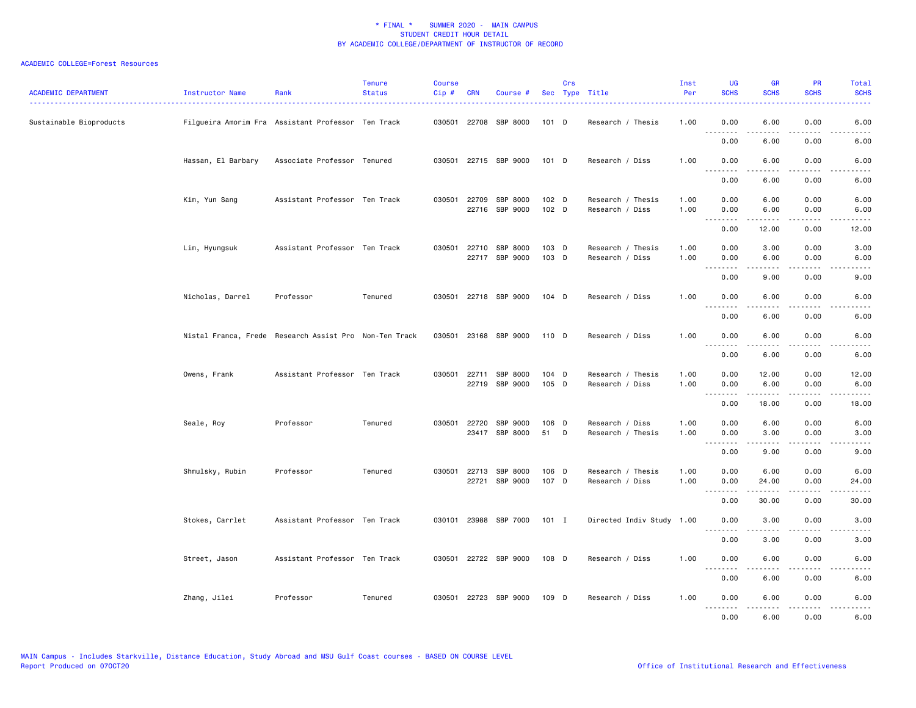\* FINAL \*    SUMMER 2020 -  MAIN CAMPUS
STUDENT CREDIT HOUR DETAIL
BY ACADEMIC COLLEGE/DEPARTMENT OF INSTRUCTOR OF RECORD

ACADEMIC COLLEGE=Forest Resources

| ACADEMIC DEPARTMENT | Instructor Name | Rank | Tenure Status | Course Cip # | CRN | Course # | Sec | Crs Type | Title | Inst Per | UG SCHS | GR SCHS | PR SCHS | Total SCHS |
|---|---|---|---|---|---|---|---|---|---|---|---|---|---|---|
| Sustainable Bioproducts | Filgueira Amorim Fra | Assistant Professor | Ten Track | 030501 | 22708 | SBP 8000 | 101 | D | Research / Thesis | 1.00 | 0.00 | 6.00 | 0.00 | 6.00 |
| | | | | | | | | | | | 0.00 | 6.00 | 0.00 | 6.00 |
| | Hassan, El Barbary | Associate Professor | Tenured | 030501 | 22715 | SBP 9000 | 101 | D | Research / Diss | 1.00 | 0.00 | 6.00 | 0.00 | 6.00 |
| | | | | | | | | | | | 0.00 | 6.00 | 0.00 | 6.00 |
| | Kim, Yun Sang | Assistant Professor | Ten Track | 030501 | 22709 | SBP 8000 | 102 | D | Research / Thesis | 1.00 | 0.00 | 6.00 | 0.00 | 6.00 |
| | | | | | 22716 | SBP 9000 | 102 | D | Research / Diss | 1.00 | 0.00 | 6.00 | 0.00 | 6.00 |
| | | | | | | | | | | | 0.00 | 12.00 | 0.00 | 12.00 |
| | Lim, Hyungsuk | Assistant Professor | Ten Track | 030501 | 22710 | SBP 8000 | 103 | D | Research / Thesis | 1.00 | 0.00 | 3.00 | 0.00 | 3.00 |
| | | | | | 22717 | SBP 9000 | 103 | D | Research / Diss | 1.00 | 0.00 | 6.00 | 0.00 | 6.00 |
| | | | | | | | | | | | 0.00 | 9.00 | 0.00 | 9.00 |
| | Nicholas, Darrel | Professor | Tenured | 030501 | 22718 | SBP 9000 | 104 | D | Research / Diss | 1.00 | 0.00 | 6.00 | 0.00 | 6.00 |
| | | | | | | | | | | | 0.00 | 6.00 | 0.00 | 6.00 |
| | Nistal Franca, Frede | Research Assist Pro | Non-Ten Track | 030501 | 23168 | SBP 9000 | 110 | D | Research / Diss | 1.00 | 0.00 | 6.00 | 0.00 | 6.00 |
| | | | | | | | | | | | 0.00 | 6.00 | 0.00 | 6.00 |
| | Owens, Frank | Assistant Professor | Ten Track | 030501 | 22711 | SBP 8000 | 104 | D | Research / Thesis | 1.00 | 0.00 | 12.00 | 0.00 | 12.00 |
| | | | | | 22719 | SBP 9000 | 105 | D | Research / Diss | 1.00 | 0.00 | 6.00 | 0.00 | 6.00 |
| | | | | | | | | | | | 0.00 | 18.00 | 0.00 | 18.00 |
| | Seale, Roy | Professor | Tenured | 030501 | 22720 | SBP 9000 | 106 | D | Research / Diss | 1.00 | 0.00 | 6.00 | 0.00 | 6.00 |
| | | | | | 23417 | SBP 8000 | 51 | D | Research / Thesis | 1.00 | 0.00 | 3.00 | 0.00 | 3.00 |
| | | | | | | | | | | | 0.00 | 9.00 | 0.00 | 9.00 |
| | Shmulsky, Rubin | Professor | Tenured | 030501 | 22713 | SBP 8000 | 106 | D | Research / Thesis | 1.00 | 0.00 | 6.00 | 0.00 | 6.00 |
| | | | | | 22721 | SBP 9000 | 107 | D | Research / Diss | 1.00 | 0.00 | 24.00 | 0.00 | 24.00 |
| | | | | | | | | | | | 0.00 | 30.00 | 0.00 | 30.00 |
| | Stokes, Carrlet | Assistant Professor | Ten Track | 030101 | 23988 | SBP 7000 | 101 | I | Directed Indiv Study | 1.00 | 0.00 | 3.00 | 0.00 | 3.00 |
| | | | | | | | | | | | 0.00 | 3.00 | 0.00 | 3.00 |
| | Street, Jason | Assistant Professor | Ten Track | 030501 | 22722 | SBP 9000 | 108 | D | Research / Diss | 1.00 | 0.00 | 6.00 | 0.00 | 6.00 |
| | | | | | | | | | | | 0.00 | 6.00 | 0.00 | 6.00 |
| | Zhang, Jilei | Professor | Tenured | 030501 | 22723 | SBP 9000 | 109 | D | Research / Diss | 1.00 | 0.00 | 6.00 | 0.00 | 6.00 |
| | | | | | | | | | | | 0.00 | 6.00 | 0.00 | 6.00 |

MAIN Campus - Includes Starkville, Distance Education, Study Abroad and MSU Gulf Coast courses - BASED ON COURSE LEVEL
Report Produced on 07OCT20
Office of Institutional Research and Effectiveness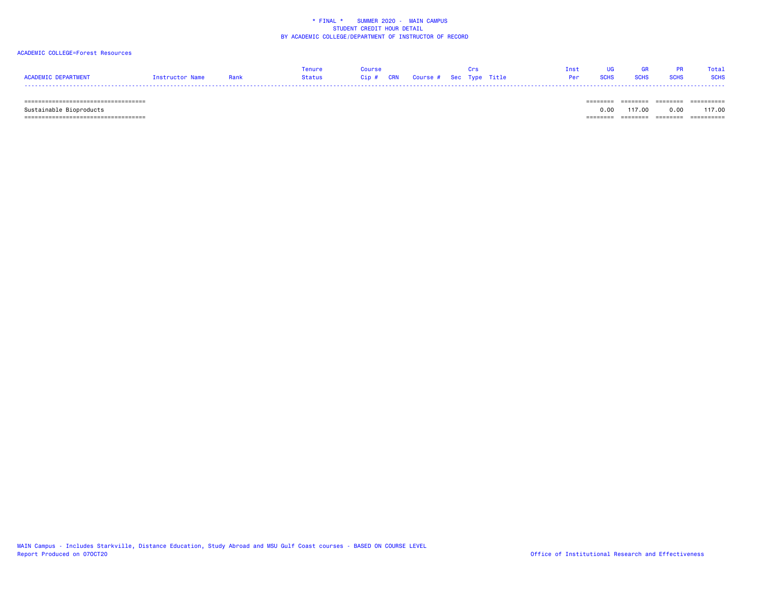\* FINAL \* SUMMER 2020 - MAIN CAMPUS
STUDENT CREDIT HOUR DETAIL
BY ACADEMIC COLLEGE/DEPARTMENT OF INSTRUCTOR OF RECORD

ACADEMIC COLLEGE=Forest Resources

| ACADEMIC DEPARTMENT | Instructor Name | Rank | Tenure Status | Course Cip # | CRN | Course # | Sec | Crs Type | Title | Inst Per | UG SCHS | GR SCHS | PR SCHS | Total SCHS |
|---|---|---|---|---|---|---|---|---|---|---|---|---|---|---|
| Sustainable Bioproducts | | | | | | | | | | | 0.00 | 117.00 | 0.00 | 117.00 |

MAIN Campus - Includes Starkville, Distance Education, Study Abroad and MSU Gulf Coast courses - BASED ON COURSE LEVEL
Report Produced on 07OCT20

Office of Institutional Research and Effectiveness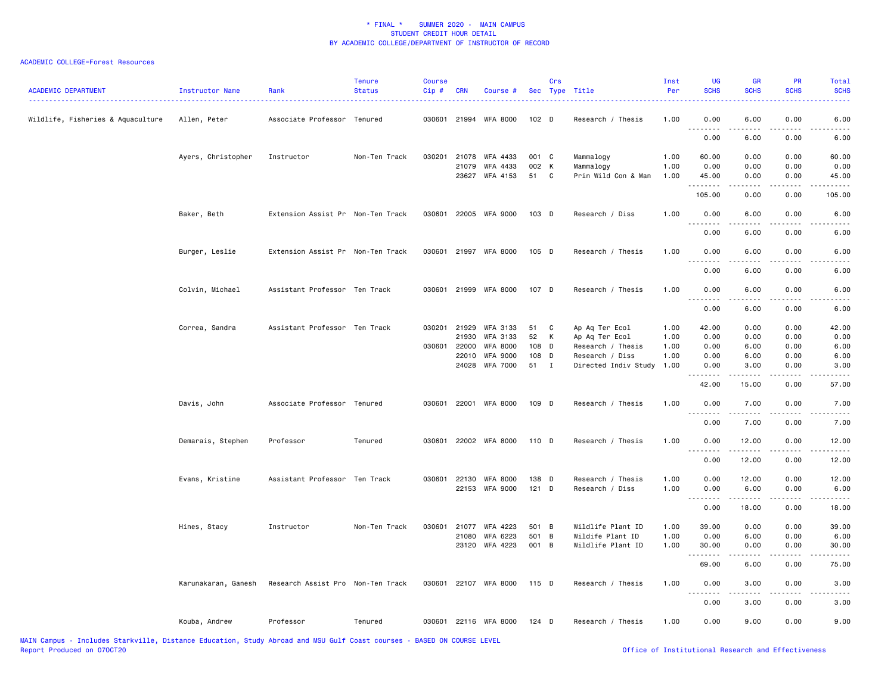\* FINAL \* SUMMER 2020 - MAIN CAMPUS
STUDENT CREDIT HOUR DETAIL
BY ACADEMIC COLLEGE/DEPARTMENT OF INSTRUCTOR OF RECORD

ACADEMIC COLLEGE=Forest Resources

| ACADEMIC DEPARTMENT | Instructor Name | Rank | Tenure Status | Course Cip # | CRN | Course # | Sec | Crs Type | Title | Inst Per | UG SCHS | GR SCHS | PR SCHS | Total SCHS |
|---|---|---|---|---|---|---|---|---|---|---|---|---|---|---|
| Wildlife, Fisheries & Aquaculture | Allen, Peter | Associate Professor | Tenured | 030601 | 21994 | WFA 8000 | 102 | D | Research / Thesis | 1.00 | 0.00 | 6.00 | 0.00 | 6.00 |
| | | | | | | | | | | | 0.00 | 6.00 | 0.00 | 6.00 |
| | Ayers, Christopher | Instructor | Non-Ten Track | 030201 | 21078 | WFA 4433 | 001 | C | Mammalogy | 1.00 | 60.00 | 0.00 | 0.00 | 60.00 |
| | | | | | 21079 | WFA 4433 | 002 | K | Mammalogy | 1.00 | 0.00 | 0.00 | 0.00 | 0.00 |
| | | | | | 23627 | WFA 4153 | 51 | C | Prin Wild Con & Man | 1.00 | 45.00 | 0.00 | 0.00 | 45.00 |
| | | | | | | | | | | | 105.00 | 0.00 | 0.00 | 105.00 |
| | Baker, Beth | Extension Assist Pr | Non-Ten Track | 030601 | 22005 | WFA 9000 | 103 | D | Research / Diss | 1.00 | 0.00 | 6.00 | 0.00 | 6.00 |
| | | | | | | | | | | | 0.00 | 6.00 | 0.00 | 6.00 |
| | Burger, Leslie | Extension Assist Pr | Non-Ten Track | 030601 | 21997 | WFA 8000 | 105 | D | Research / Thesis | 1.00 | 0.00 | 6.00 | 0.00 | 6.00 |
| | | | | | | | | | | | 0.00 | 6.00 | 0.00 | 6.00 |
| | Colvin, Michael | Assistant Professor | Ten Track | 030601 | 21999 | WFA 8000 | 107 | D | Research / Thesis | 1.00 | 0.00 | 6.00 | 0.00 | 6.00 |
| | | | | | | | | | | | 0.00 | 6.00 | 0.00 | 6.00 |
| | Correa, Sandra | Assistant Professor | Ten Track | 030201 | 21929 | WFA 3133 | 51 | C | Ap Aq Ter Ecol | 1.00 | 42.00 | 0.00 | 0.00 | 42.00 |
| | | | | | 21930 | WFA 3133 | 52 | K | Ap Aq Ter Ecol | 1.00 | 0.00 | 0.00 | 0.00 | 0.00 |
| | | | | 030601 | 22000 | WFA 8000 | 108 | D | Research / Thesis | 1.00 | 0.00 | 6.00 | 0.00 | 6.00 |
| | | | | | 22010 | WFA 9000 | 108 | D | Research / Diss | 1.00 | 0.00 | 6.00 | 0.00 | 6.00 |
| | | | | | 24028 | WFA 7000 | 51 | I | Directed Indiv Study | 1.00 | 0.00 | 3.00 | 0.00 | 3.00 |
| | | | | | | | | | | | 42.00 | 15.00 | 0.00 | 57.00 |
| | Davis, John | Associate Professor | Tenured | 030601 | 22001 | WFA 8000 | 109 | D | Research / Thesis | 1.00 | 0.00 | 7.00 | 0.00 | 7.00 |
| | | | | | | | | | | | 0.00 | 7.00 | 0.00 | 7.00 |
| | Demarais, Stephen | Professor | Tenured | 030601 | 22002 | WFA 8000 | 110 | D | Research / Thesis | 1.00 | 0.00 | 12.00 | 0.00 | 12.00 |
| | | | | | | | | | | | 0.00 | 12.00 | 0.00 | 12.00 |
| | Evans, Kristine | Assistant Professor | Ten Track | 030601 | 22130 | WFA 8000 | 138 | D | Research / Thesis | 1.00 | 0.00 | 12.00 | 0.00 | 12.00 |
| | | | | | 22153 | WFA 9000 | 121 | D | Research / Diss | 1.00 | 0.00 | 6.00 | 0.00 | 6.00 |
| | | | | | | | | | | | 0.00 | 18.00 | 0.00 | 18.00 |
| | Hines, Stacy | Instructor | Non-Ten Track | 030601 | 21077 | WFA 4223 | 501 | B | Wildlife Plant ID | 1.00 | 39.00 | 0.00 | 0.00 | 39.00 |
| | | | | | 21080 | WFA 6223 | 501 | B | Wildife Plant ID | 1.00 | 0.00 | 6.00 | 0.00 | 6.00 |
| | | | | | 23120 | WFA 4223 | 001 | B | Wildlife Plant ID | 1.00 | 30.00 | 0.00 | 0.00 | 30.00 |
| | | | | | | | | | | | 69.00 | 6.00 | 0.00 | 75.00 |
| | Karunakaran, Ganesh | Research Assist Pro | Non-Ten Track | 030601 | 22107 | WFA 8000 | 115 | D | Research / Thesis | 1.00 | 0.00 | 3.00 | 0.00 | 3.00 |
| | | | | | | | | | | | 0.00 | 3.00 | 0.00 | 3.00 |
| | Kouba, Andrew | Professor | Tenured | 030601 | 22116 | WFA 8000 | 124 | D | Research / Thesis | 1.00 | 0.00 | 9.00 | 0.00 | 9.00 |

MAIN Campus - Includes Starkville, Distance Education, Study Abroad and MSU Gulf Coast courses - BASED ON COURSE LEVEL
Report Produced on 07OCT20 Office of Institutional Research and Effectiveness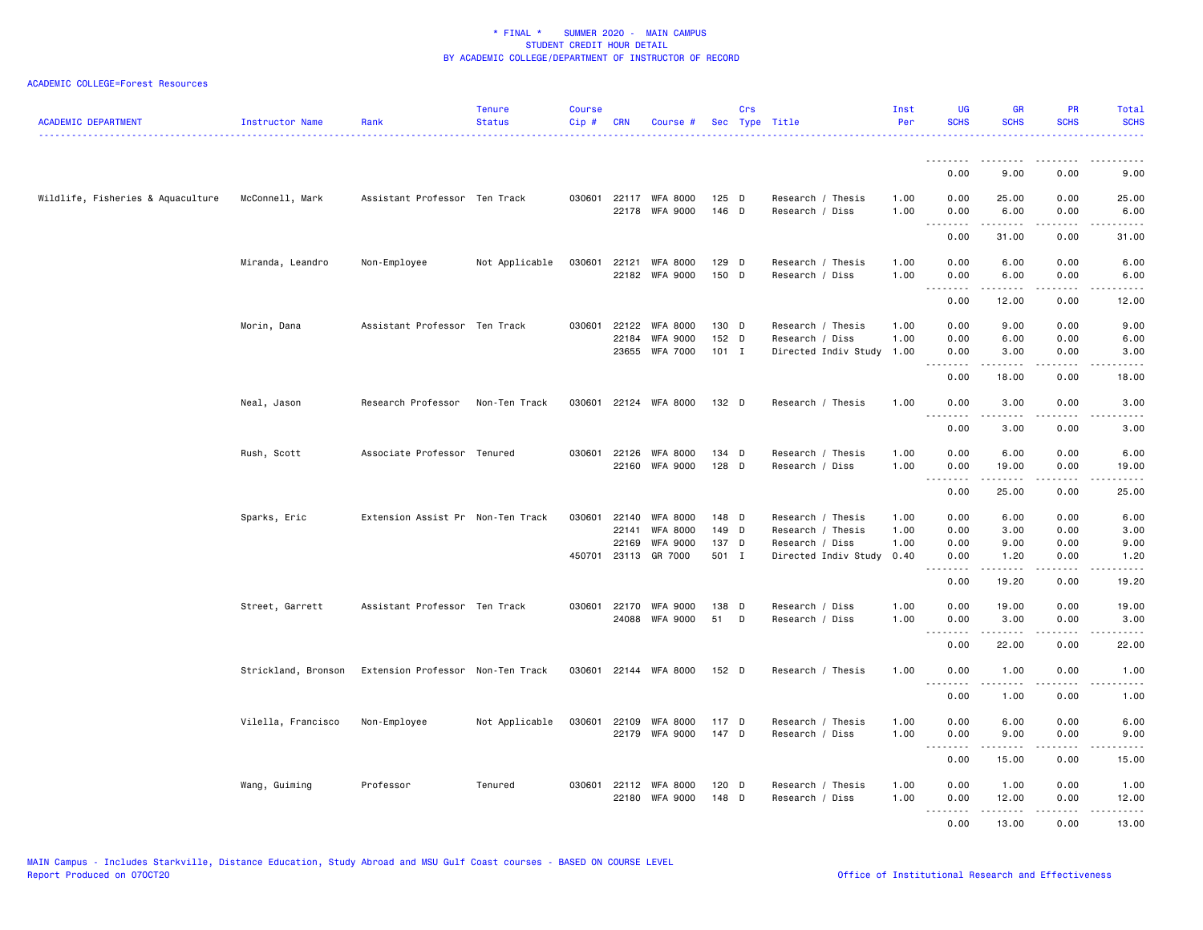\* FINAL \* SUMMER 2020 - MAIN CAMPUS
STUDENT CREDIT HOUR DETAIL
BY ACADEMIC COLLEGE/DEPARTMENT OF INSTRUCTOR OF RECORD

ACADEMIC COLLEGE=Forest Resources

| ACADEMIC DEPARTMENT | Instructor Name | Rank | Tenure Status | Course Cip # | CRN | Course # | Sec | Crs Type | Title | Inst Per | UG SCHS | GR SCHS | PR SCHS | Total SCHS |
|---|---|---|---|---|---|---|---|---|---|---|---|---|---|---|
| | | | | | | | | | | | 0.00 | 9.00 | 0.00 | 9.00 |
| Wildlife, Fisheries & Aquaculture | McConnell, Mark | Assistant Professor | Ten Track | 030601 | 22117 | WFA 8000 | 125 | D | Research / Thesis | 1.00 | 0.00 | 25.00 | 0.00 | 25.00 |
| | | | | | 22178 | WFA 9000 | 146 | D | Research / Diss | 1.00 | 0.00 | 6.00 | 0.00 | 6.00 |
| | | | | | | | | | | | 0.00 | 31.00 | 0.00 | 31.00 |
| | Miranda, Leandro | Non-Employee | Not Applicable | 030601 | 22121 | WFA 8000 | 129 | D | Research / Thesis | 1.00 | 0.00 | 6.00 | 0.00 | 6.00 |
| | | | | | 22182 | WFA 9000 | 150 | D | Research / Diss | 1.00 | 0.00 | 6.00 | 0.00 | 6.00 |
| | | | | | | | | | | | 0.00 | 12.00 | 0.00 | 12.00 |
| | Morin, Dana | Assistant Professor | Ten Track | 030601 | 22122 | WFA 8000 | 130 | D | Research / Thesis | 1.00 | 0.00 | 9.00 | 0.00 | 9.00 |
| | | | | | 22184 | WFA 9000 | 152 | D | Research / Diss | 1.00 | 0.00 | 6.00 | 0.00 | 6.00 |
| | | | | | 23655 | WFA 7000 | 101 | I | Directed Indiv Study | 1.00 | 0.00 | 3.00 | 0.00 | 3.00 |
| | | | | | | | | | | | 0.00 | 18.00 | 0.00 | 18.00 |
| | Neal, Jason | Research Professor | Non-Ten Track | 030601 | 22124 | WFA 8000 | 132 | D | Research / Thesis | 1.00 | 0.00 | 3.00 | 0.00 | 3.00 |
| | | | | | | | | | | | 0.00 | 3.00 | 0.00 | 3.00 |
| | Rush, Scott | Associate Professor | Tenured | 030601 | 22126 | WFA 8000 | 134 | D | Research / Thesis | 1.00 | 0.00 | 6.00 | 0.00 | 6.00 |
| | | | | | 22160 | WFA 9000 | 128 | D | Research / Diss | 1.00 | 0.00 | 19.00 | 0.00 | 19.00 |
| | | | | | | | | | | | 0.00 | 25.00 | 0.00 | 25.00 |
| | Sparks, Eric | Extension Assist Pr | Non-Ten Track | 030601 | 22140 | WFA 8000 | 148 | D | Research / Thesis | 1.00 | 0.00 | 6.00 | 0.00 | 6.00 |
| | | | | | 22141 | WFA 8000 | 149 | D | Research / Thesis | 1.00 | 0.00 | 3.00 | 0.00 | 3.00 |
| | | | | | 22169 | WFA 9000 | 137 | D | Research / Diss | 1.00 | 0.00 | 9.00 | 0.00 | 9.00 |
| | | | | 450701 | 23113 | GR 7000 | 501 | I | Directed Indiv Study | 0.40 | 0.00 | 1.20 | 0.00 | 1.20 |
| | | | | | | | | | | | 0.00 | 19.20 | 0.00 | 19.20 |
| | Street, Garrett | Assistant Professor | Ten Track | 030601 | 22170 | WFA 9000 | 138 | D | Research / Diss | 1.00 | 0.00 | 19.00 | 0.00 | 19.00 |
| | | | | | 24088 | WFA 9000 | 51 | D | Research / Diss | 1.00 | 0.00 | 3.00 | 0.00 | 3.00 |
| | | | | | | | | | | | 0.00 | 22.00 | 0.00 | 22.00 |
| | Strickland, Bronson | Extension Professor | Non-Ten Track | 030601 | 22144 | WFA 8000 | 152 | D | Research / Thesis | 1.00 | 0.00 | 1.00 | 0.00 | 1.00 |
| | | | | | | | | | | | 0.00 | 1.00 | 0.00 | 1.00 |
| | Vilella, Francisco | Non-Employee | Not Applicable | 030601 | 22109 | WFA 8000 | 117 | D | Research / Thesis | 1.00 | 0.00 | 6.00 | 0.00 | 6.00 |
| | | | | | 22179 | WFA 9000 | 147 | D | Research / Diss | 1.00 | 0.00 | 9.00 | 0.00 | 9.00 |
| | | | | | | | | | | | 0.00 | 15.00 | 0.00 | 15.00 |
| | Wang, Guiming | Professor | Tenured | 030601 | 22112 | WFA 8000 | 120 | D | Research / Thesis | 1.00 | 0.00 | 1.00 | 0.00 | 1.00 |
| | | | | | 22180 | WFA 9000 | 148 | D | Research / Diss | 1.00 | 0.00 | 12.00 | 0.00 | 12.00 |
| | | | | | | | | | | | 0.00 | 13.00 | 0.00 | 13.00 |

MAIN Campus - Includes Starkville, Distance Education, Study Abroad and MSU Gulf Coast courses - BASED ON COURSE LEVEL
Report Produced on 07OCT20

Office of Institutional Research and Effectiveness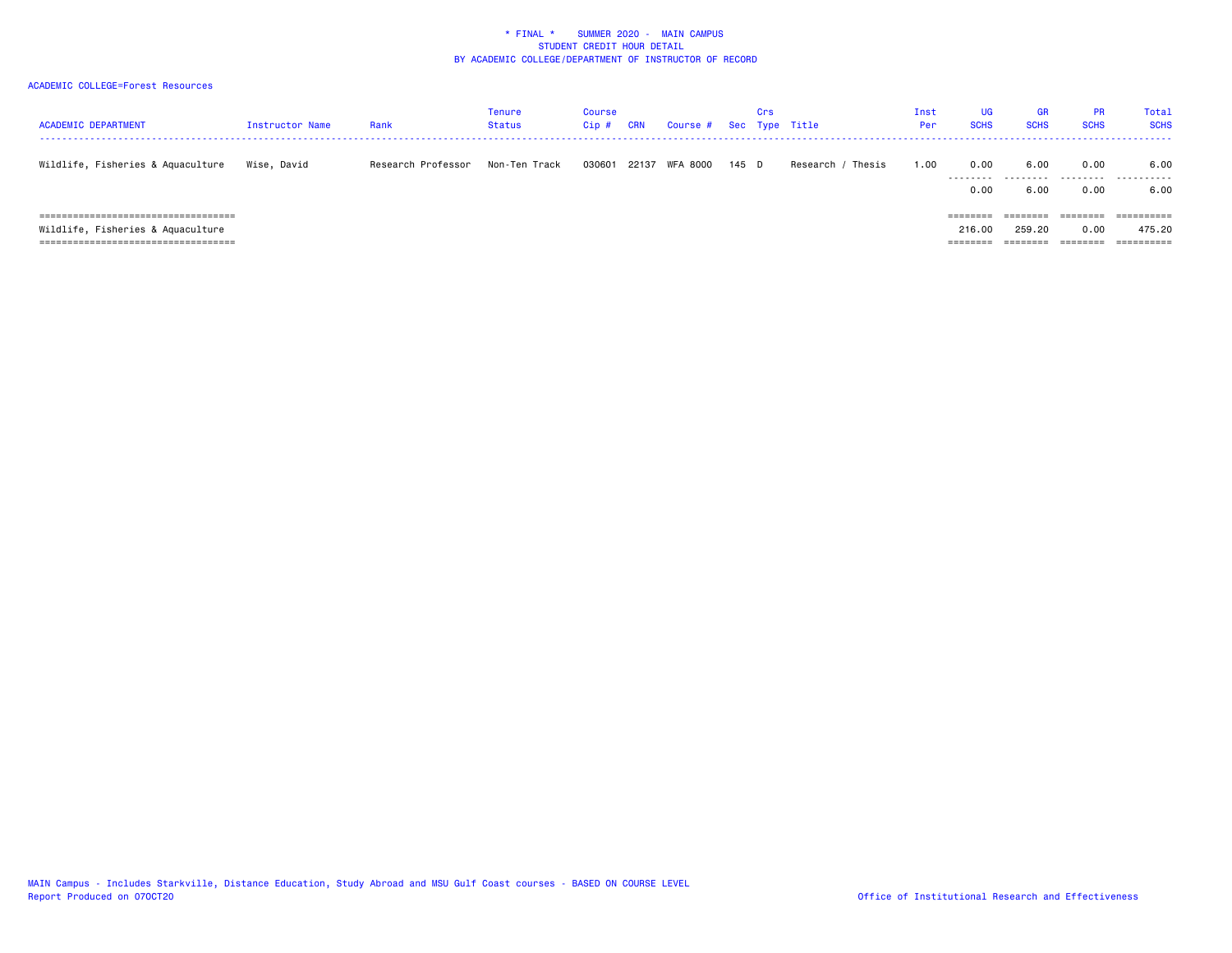\* FINAL \* SUMMER 2020 - MAIN CAMPUS
STUDENT CREDIT HOUR DETAIL
BY ACADEMIC COLLEGE/DEPARTMENT OF INSTRUCTOR OF RECORD

ACADEMIC COLLEGE=Forest Resources

| ACADEMIC DEPARTMENT | Instructor Name | Rank | Tenure Status | Course Cip # | CRN | Course # | Sec | Crs Type | Title | Inst Per | UG SCHS | GR SCHS | PR SCHS | Total SCHS |
|---|---|---|---|---|---|---|---|---|---|---|---|---|---|---|
| Wildlife, Fisheries & Aquaculture | Wise, David | Research Professor | Non-Ten Track | 030601 | 22137 | WFA 8000 | 145 | D | Research / Thesis | 1.00 | 0.00 | 6.00 | 0.00 | 6.00 |
| | | | | | | | | | | | 0.00 | 6.00 | 0.00 | 6.00 |
| Wildlife, Fisheries & Aquaculture | | | | | | | | | | | 216.00 | 259.20 | 0.00 | 475.20 |

MAIN Campus - Includes Starkville, Distance Education, Study Abroad and MSU Gulf Coast courses - BASED ON COURSE LEVEL
Report Produced on 07OCT20

Office of Institutional Research and Effectiveness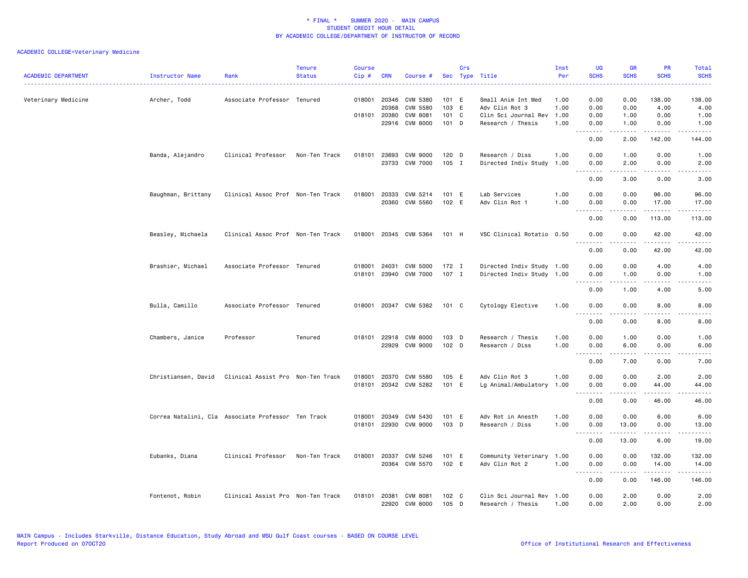\* FINAL \* SUMMER 2020 - MAIN CAMPUS
STUDENT CREDIT HOUR DETAIL
BY ACADEMIC COLLEGE/DEPARTMENT OF INSTRUCTOR OF RECORD

ACADEMIC COLLEGE=Veterinary Medicine

| ACADEMIC DEPARTMENT | Instructor Name | Rank | Tenure Status | Course Cip # | CRN | Course # | Sec | Crs Type | Title | Inst Per | UG SCHS | GR SCHS | PR SCHS | Total SCHS |
|---|---|---|---|---|---|---|---|---|---|---|---|---|---|---|
| Veterinary Medicine | Archer, Todd | Associate Professor | Tenured | 018001 | 20346 | CVM 5380 | 101 | E | Small Anim Int Med | 1.00 | 0.00 | 0.00 | 138.00 | 138.00 |
| | | | | | 20368 | CVM 5580 | 103 | E | Adv Clin Rot 3 | 1.00 | 0.00 | 0.00 | 4.00 | 4.00 |
| | | | | 018101 | 20380 | CVM 8081 | 101 | C | Clin Sci Journal Rev | 1.00 | 0.00 | 1.00 | 0.00 | 1.00 |
| | | | | | 22916 | CVM 8000 | 101 | D | Research / Thesis | 1.00 | 0.00 | 1.00 | 0.00 | 1.00 |
| | | | | | | | | | | | 0.00 | 2.00 | 142.00 | 144.00 |
| | Banda, Alejandro | Clinical Professor | Non-Ten Track | 018101 | 23693 | CVM 9000 | 120 | D | Research / Diss | 1.00 | 0.00 | 1.00 | 0.00 | 1.00 |
| | | | | | 23733 | CVM 7000 | 105 | I | Directed Indiv Study | 1.00 | 0.00 | 2.00 | 0.00 | 2.00 |
| | | | | | | | | | | | 0.00 | 3.00 | 0.00 | 3.00 |
| | Baughman, Brittany | Clinical Assoc Prof | Non-Ten Track | 018001 | 20333 | CVM 5214 | 101 | E | Lab Services | 1.00 | 0.00 | 0.00 | 96.00 | 96.00 |
| | | | | | 20360 | CVM 5560 | 102 | E | Adv Clin Rot 1 | 1.00 | 0.00 | 0.00 | 17.00 | 17.00 |
| | | | | | | | | | | | 0.00 | 0.00 | 113.00 | 113.00 |
| | Beasley, Michaela | Clinical Assoc Prof | Non-Ten Track | 018001 | 20345 | CVM 5364 | 101 | H | VSC Clinical Rotatio | 0.50 | 0.00 | 0.00 | 42.00 | 42.00 |
| | | | | | | | | | | | 0.00 | 0.00 | 42.00 | 42.00 |
| | Brashier, Michael | Associate Professor | Tenured | 018001 | 24031 | CVM 5000 | 172 | I | Directed Indiv Study | 1.00 | 0.00 | 0.00 | 4.00 | 4.00 |
| | | | | 018101 | 23940 | CVM 7000 | 107 | I | Directed Indiv Study | 1.00 | 0.00 | 1.00 | 0.00 | 1.00 |
| | | | | | | | | | | | 0.00 | 1.00 | 4.00 | 5.00 |
| | Bulla, Camillo | Associate Professor | Tenured | 018001 | 20347 | CVM 5382 | 101 | C | Cytology Elective | 1.00 | 0.00 | 0.00 | 8.00 | 8.00 |
| | | | | | | | | | | | 0.00 | 0.00 | 8.00 | 8.00 |
| | Chambers, Janice | Professor | Tenured | 018101 | 22918 | CVM 8000 | 103 | D | Research / Thesis | 1.00 | 0.00 | 1.00 | 0.00 | 1.00 |
| | | | | | 22929 | CVM 9000 | 102 | D | Research / Diss | 1.00 | 0.00 | 6.00 | 0.00 | 6.00 |
| | | | | | | | | | | | 0.00 | 7.00 | 0.00 | 7.00 |
| | Christiansen, David | Clinical Assist Pro | Non-Ten Track | 018001 | 20370 | CVM 5580 | 105 | E | Adv Clin Rot 3 | 1.00 | 0.00 | 0.00 | 2.00 | 2.00 |
| | | | | 018101 | 20342 | CVM 5282 | 101 | E | Lg Animal/Ambulatory | 1.00 | 0.00 | 0.00 | 44.00 | 44.00 |
| | | | | | | | | | | | 0.00 | 0.00 | 46.00 | 46.00 |
| | Correa Natalini, Cla | Associate Professor | Ten Track | 018001 | 20349 | CVM 5430 | 101 | E | Adv Rot in Anesth | 1.00 | 0.00 | 0.00 | 6.00 | 6.00 |
| | | | | 018101 | 22930 | CVM 9000 | 103 | D | Research / Diss | 1.00 | 0.00 | 13.00 | 0.00 | 13.00 |
| | | | | | | | | | | | 0.00 | 13.00 | 6.00 | 19.00 |
| | Eubanks, Diana | Clinical Professor | Non-Ten Track | 018001 | 20337 | CVM 5246 | 101 | E | Community Veterinary | 1.00 | 0.00 | 0.00 | 132.00 | 132.00 |
| | | | | | 20364 | CVM 5570 | 102 | E | Adv Clin Rot 2 | 1.00 | 0.00 | 0.00 | 14.00 | 14.00 |
| | | | | | | | | | | | 0.00 | 0.00 | 146.00 | 146.00 |
| | Fontenot, Robin | Clinical Assist Pro | Non-Ten Track | 018101 | 20381 | CVM 8081 | 102 | C | Clin Sci Journal Rev | 1.00 | 0.00 | 2.00 | 0.00 | 2.00 |
| | | | | | 22920 | CVM 8000 | 105 | D | Research / Thesis | 1.00 | 0.00 | 2.00 | 0.00 | 2.00 |

MAIN Campus - Includes Starkville, Distance Education, Study Abroad and MSU Gulf Coast courses - BASED ON COURSE LEVEL
Report Produced on 07OCT20 Office of Institutional Research and Effectiveness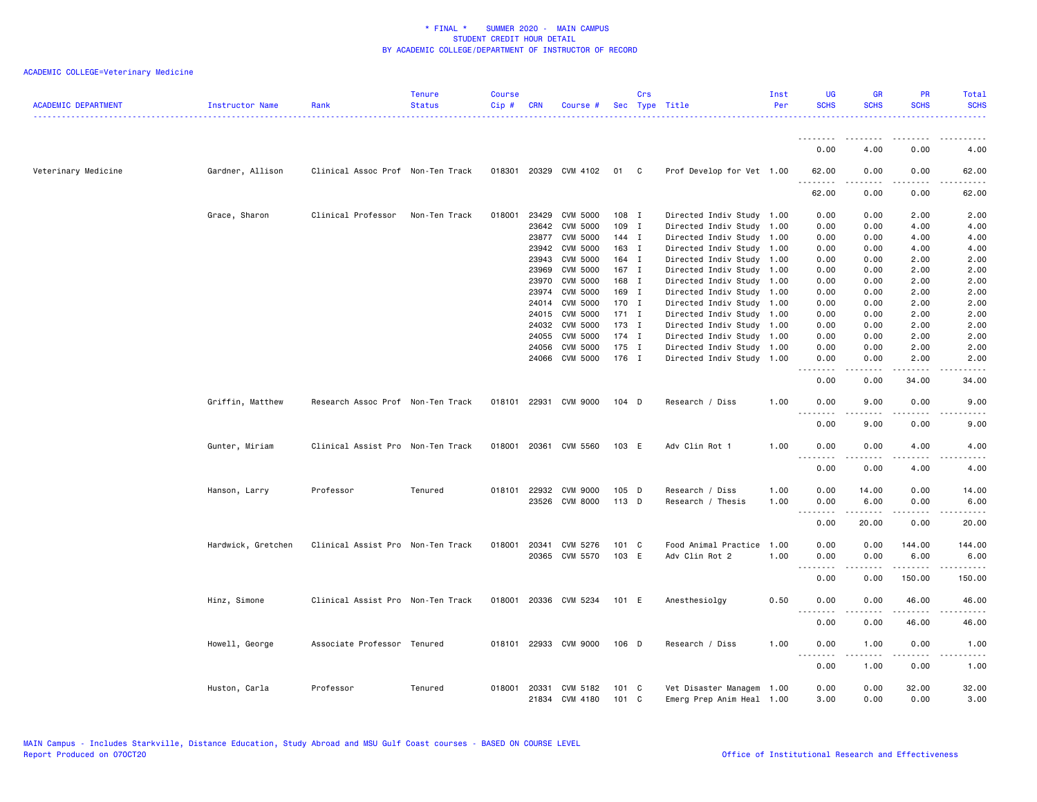\* FINAL \* SUMMER 2020 - MAIN CAMPUS
STUDENT CREDIT HOUR DETAIL
BY ACADEMIC COLLEGE/DEPARTMENT OF INSTRUCTOR OF RECORD

ACADEMIC COLLEGE=Veterinary Medicine

| ACADEMIC DEPARTMENT | Instructor Name | Rank | Tenure Status | Course Cip # | CRN | Course # | Sec | Crs Type | Title | Inst Per | UG SCHS | GR SCHS | PR SCHS | Total SCHS |
|---|---|---|---|---|---|---|---|---|---|---|---|---|---|---|
| | | | | | | | | | | | 0.00 | 4.00 | 0.00 | 4.00 |
| Veterinary Medicine | Gardner, Allison | Clinical Assoc Prof | Non-Ten Track | 018301 | 20329 | CVM 4102 | 01 | C | Prof Develop for Vet | 1.00 | 62.00 | 0.00 | 0.00 | 62.00 |
| | | | | | | | | | | | 62.00 | 0.00 | 0.00 | 62.00 |
| | Grace, Sharon | Clinical Professor | Non-Ten Track | 018001 | 23429 | CVM 5000 | 108 | I | Directed Indiv Study | 1.00 | 0.00 | 0.00 | 2.00 | 2.00 |
| | | | | | 23642 | CVM 5000 | 109 | I | Directed Indiv Study | 1.00 | 0.00 | 0.00 | 4.00 | 4.00 |
| | | | | | 23877 | CVM 5000 | 144 | I | Directed Indiv Study | 1.00 | 0.00 | 0.00 | 4.00 | 4.00 |
| | | | | | 23942 | CVM 5000 | 163 | I | Directed Indiv Study | 1.00 | 0.00 | 0.00 | 4.00 | 4.00 |
| | | | | | 23943 | CVM 5000 | 164 | I | Directed Indiv Study | 1.00 | 0.00 | 0.00 | 2.00 | 2.00 |
| | | | | | 23969 | CVM 5000 | 167 | I | Directed Indiv Study | 1.00 | 0.00 | 0.00 | 2.00 | 2.00 |
| | | | | | 23970 | CVM 5000 | 168 | I | Directed Indiv Study | 1.00 | 0.00 | 0.00 | 2.00 | 2.00 |
| | | | | | 23974 | CVM 5000 | 169 | I | Directed Indiv Study | 1.00 | 0.00 | 0.00 | 2.00 | 2.00 |
| | | | | | 24014 | CVM 5000 | 170 | I | Directed Indiv Study | 1.00 | 0.00 | 0.00 | 2.00 | 2.00 |
| | | | | | 24015 | CVM 5000 | 171 | I | Directed Indiv Study | 1.00 | 0.00 | 0.00 | 2.00 | 2.00 |
| | | | | | 24032 | CVM 5000 | 173 | I | Directed Indiv Study | 1.00 | 0.00 | 0.00 | 2.00 | 2.00 |
| | | | | | 24055 | CVM 5000 | 174 | I | Directed Indiv Study | 1.00 | 0.00 | 0.00 | 2.00 | 2.00 |
| | | | | | 24056 | CVM 5000 | 175 | I | Directed Indiv Study | 1.00 | 0.00 | 0.00 | 2.00 | 2.00 |
| | | | | | 24066 | CVM 5000 | 176 | I | Directed Indiv Study | 1.00 | 0.00 | 0.00 | 2.00 | 2.00 |
| | | | | | | | | | | | 0.00 | 0.00 | 34.00 | 34.00 |
| | Griffin, Matthew | Research Assoc Prof | Non-Ten Track | 018101 | 22931 | CVM 9000 | 104 | D | Research / Diss | 1.00 | 0.00 | 9.00 | 0.00 | 9.00 |
| | | | | | | | | | | | 0.00 | 9.00 | 0.00 | 9.00 |
| | Gunter, Miriam | Clinical Assist Pro | Non-Ten Track | 018001 | 20361 | CVM 5560 | 103 | E | Adv Clin Rot 1 | 1.00 | 0.00 | 0.00 | 4.00 | 4.00 |
| | | | | | | | | | | | 0.00 | 0.00 | 4.00 | 4.00 |
| | Hanson, Larry | Professor | Tenured | 018101 | 22932 | CVM 9000 | 105 | D | Research / Diss | 1.00 | 0.00 | 14.00 | 0.00 | 14.00 |
| | | | | | 23526 | CVM 8000 | 113 | D | Research / Thesis | 1.00 | 0.00 | 6.00 | 0.00 | 6.00 |
| | | | | | | | | | | | 0.00 | 20.00 | 0.00 | 20.00 |
| | Hardwick, Gretchen | Clinical Assist Pro | Non-Ten Track | 018001 | 20341 | CVM 5276 | 101 | C | Food Animal Practice | 1.00 | 0.00 | 0.00 | 144.00 | 144.00 |
| | | | | | 20365 | CVM 5570 | 103 | E | Adv Clin Rot 2 | 1.00 | 0.00 | 0.00 | 6.00 | 6.00 |
| | | | | | | | | | | | 0.00 | 0.00 | 150.00 | 150.00 |
| | Hinz, Simone | Clinical Assist Pro | Non-Ten Track | 018001 | 20336 | CVM 5234 | 101 | E | Anesthesiolgy | 0.50 | 0.00 | 0.00 | 46.00 | 46.00 |
| | | | | | | | | | | | 0.00 | 0.00 | 46.00 | 46.00 |
| | Howell, George | Associate Professor | Tenured | 018101 | 22933 | CVM 9000 | 106 | D | Research / Diss | 1.00 | 0.00 | 1.00 | 0.00 | 1.00 |
| | | | | | | | | | | | 0.00 | 1.00 | 0.00 | 1.00 |
| | Huston, Carla | Professor | Tenured | 018001 | 20331 | CVM 5182 | 101 | C | Vet Disaster Managem | 1.00 | 0.00 | 0.00 | 32.00 | 32.00 |
| | | | | | 21834 | CVM 4180 | 101 | C | Emerg Prep Anim Heal | 1.00 | 3.00 | 0.00 | 0.00 | 3.00 |

MAIN Campus - Includes Starkville, Distance Education, Study Abroad and MSU Gulf Coast courses - BASED ON COURSE LEVEL
Report Produced on 07OCT20

Office of Institutional Research and Effectiveness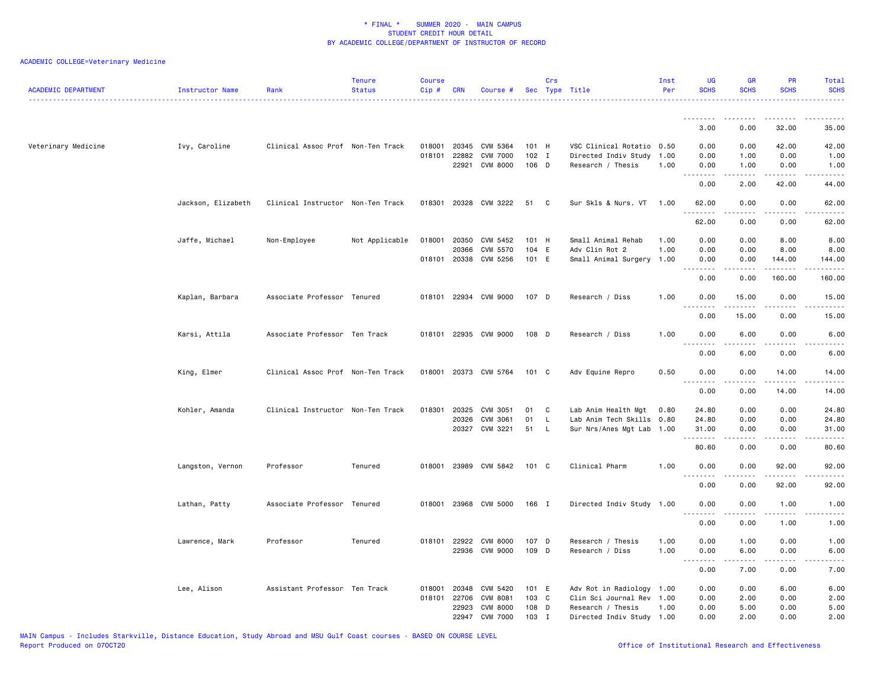# * FINAL * SUMMER 2020 - MAIN CAMPUS
## STUDENT CREDIT HOUR DETAIL
### BY ACADEMIC COLLEGE/DEPARTMENT OF INSTRUCTOR OF RECORD

ACADEMIC COLLEGE=Veterinary Medicine

| ACADEMIC DEPARTMENT | Instructor Name | Rank | Tenure Status | Course Cip # | CRN | Course # | Sec | Crs Type | Title | Inst Per | UG SCHS | GR SCHS | PR SCHS | Total SCHS |
|---|---|---|---|---|---|---|---|---|---|---|---|---|---|---|
| | | | | | | | | | | | 3.00 | 0.00 | 32.00 | 35.00 |
| Veterinary Medicine | Ivy, Caroline | Clinical Assoc Prof | Non-Ten Track | 018001 | 20345 | CVM 5364 | 101 | H | VSC Clinical Rotatio | 0.50 | 0.00 | 0.00 | 42.00 | 42.00 |
| | | | | 018101 | 22882 | CVM 7000 | 102 | I | Directed Indiv Study | 1.00 | 0.00 | 1.00 | 0.00 | 1.00 |
| | | | | | 22921 | CVM 8000 | 106 | D | Research / Thesis | 1.00 | 0.00 | 1.00 | 0.00 | 1.00 |
| | | | | | | | | | | | 0.00 | 2.00 | 42.00 | 44.00 |
| | Jackson, Elizabeth | Clinical Instructor | Non-Ten Track | 018301 | 20328 | CVM 3222 | 51 | C | Sur Skls & Nurs. VT | 1.00 | 62.00 | 0.00 | 0.00 | 62.00 |
| | | | | | | | | | | | 62.00 | 0.00 | 0.00 | 62.00 |
| | Jaffe, Michael | Non-Employee | Not Applicable | 018001 | 20350 | CVM 5452 | 101 | H | Small Animal Rehab | 1.00 | 0.00 | 0.00 | 8.00 | 8.00 |
| | | | | | 20366 | CVM 5570 | 104 | E | Adv Clin Rot 2 | 1.00 | 0.00 | 0.00 | 8.00 | 8.00 |
| | | | | 018101 | 20338 | CVM 5256 | 101 | E | Small Animal Surgery | 1.00 | 0.00 | 0.00 | 144.00 | 144.00 |
| | | | | | | | | | | | 0.00 | 0.00 | 160.00 | 160.00 |
| | Kaplan, Barbara | Associate Professor | Tenured | 018101 | 22934 | CVM 9000 | 107 | D | Research / Diss | 1.00 | 0.00 | 15.00 | 0.00 | 15.00 |
| | | | | | | | | | | | 0.00 | 15.00 | 0.00 | 15.00 |
| | Karsi, Attila | Associate Professor | Ten Track | 018101 | 22935 | CVM 9000 | 108 | D | Research / Diss | 1.00 | 0.00 | 6.00 | 0.00 | 6.00 |
| | | | | | | | | | | | 0.00 | 6.00 | 0.00 | 6.00 |
| | King, Elmer | Clinical Assoc Prof | Non-Ten Track | 018001 | 20373 | CVM 5764 | 101 | C | Adv Equine Repro | 0.50 | 0.00 | 0.00 | 14.00 | 14.00 |
| | | | | | | | | | | | 0.00 | 0.00 | 14.00 | 14.00 |
| | Kohler, Amanda | Clinical Instructor | Non-Ten Track | 018301 | 20325 | CVM 3051 | 01 | C | Lab Anim Health Mgt | 0.80 | 24.80 | 0.00 | 0.00 | 24.80 |
| | | | | | 20326 | CVM 3061 | 01 | L | Lab Anim Tech Skills | 0.80 | 24.80 | 0.00 | 0.00 | 24.80 |
| | | | | | 20327 | CVM 3221 | 51 | L | Sur Nrs/Anes Mgt Lab | 1.00 | 31.00 | 0.00 | 0.00 | 31.00 |
| | | | | | | | | | | | 80.60 | 0.00 | 0.00 | 80.60 |
| | Langston, Vernon | Professor | Tenured | 018001 | 23989 | CVM 5842 | 101 | C | Clinical Pharm | 1.00 | 0.00 | 0.00 | 92.00 | 92.00 |
| | | | | | | | | | | | 0.00 | 0.00 | 92.00 | 92.00 |
| | Lathan, Patty | Associate Professor | Tenured | 018001 | 23968 | CVM 5000 | 166 | I | Directed Indiv Study | 1.00 | 0.00 | 0.00 | 1.00 | 1.00 |
| | | | | | | | | | | | 0.00 | 0.00 | 1.00 | 1.00 |
| | Lawrence, Mark | Professor | Tenured | 018101 | 22922 | CVM 8000 | 107 | D | Research / Thesis | 1.00 | 0.00 | 1.00 | 0.00 | 1.00 |
| | | | | | 22936 | CVM 9000 | 109 | D | Research / Diss | 1.00 | 0.00 | 6.00 | 0.00 | 6.00 |
| | | | | | | | | | | | 0.00 | 7.00 | 0.00 | 7.00 |
| | Lee, Alison | Assistant Professor | Ten Track | 018001 | 20348 | CVM 5420 | 101 | E | Adv Rot in Radiology | 1.00 | 0.00 | 0.00 | 6.00 | 6.00 |
| | | | | 018101 | 22706 | CVM 8081 | 103 | C | Clin Sci Journal Rev | 1.00 | 0.00 | 2.00 | 0.00 | 2.00 |
| | | | | | 22923 | CVM 8000 | 108 | D | Research / Thesis | 1.00 | 0.00 | 5.00 | 0.00 | 5.00 |
| | | | | | 22947 | CVM 7000 | 103 | I | Directed Indiv Study | 1.00 | 0.00 | 2.00 | 0.00 | 2.00 |

MAIN Campus - Includes Starkville, Distance Education, Study Abroad and MSU Gulf Coast courses - BASED ON COURSE LEVEL
Report Produced on 07OCT20 Office of Institutional Research and Effectiveness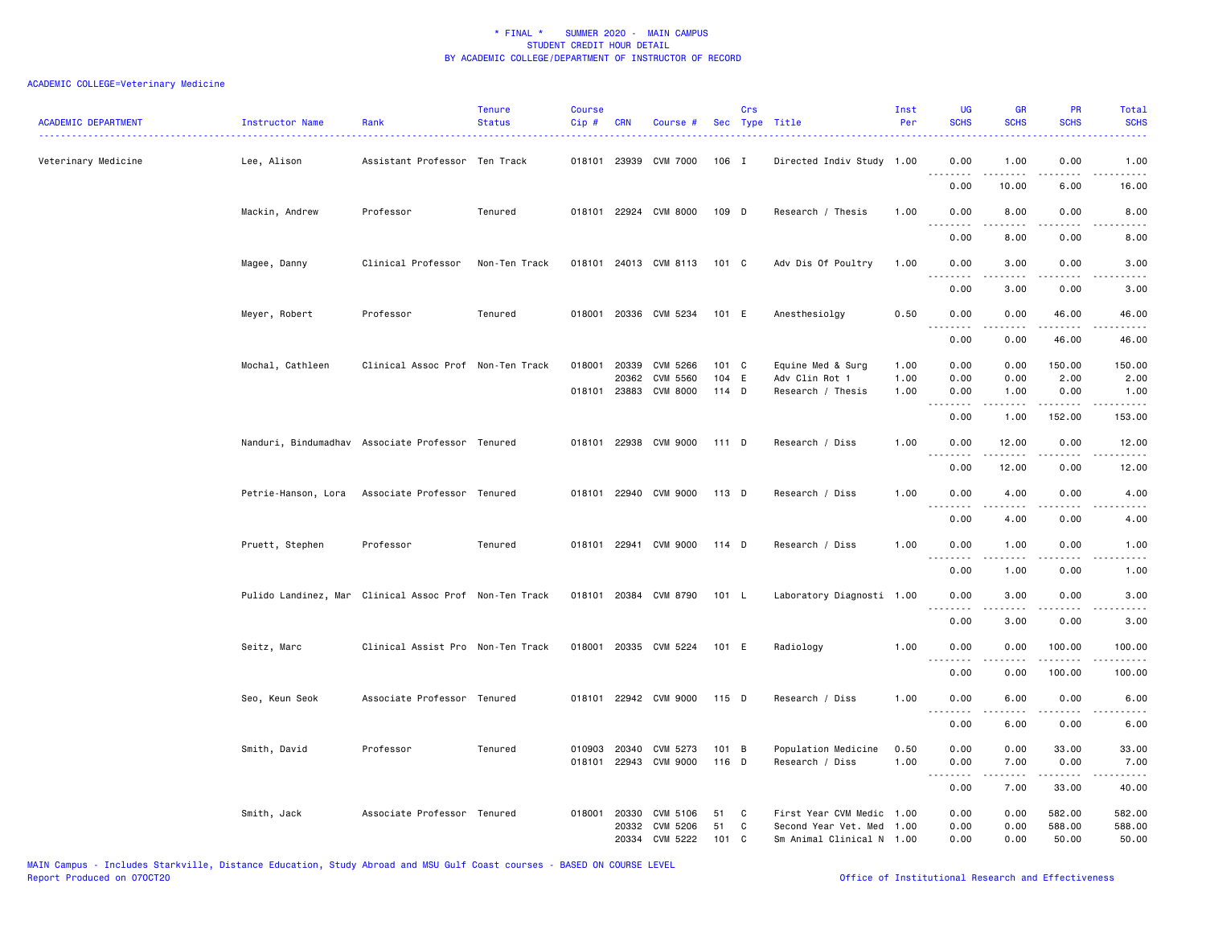\* FINAL \* SUMMER 2020 - MAIN CAMPUS
STUDENT CREDIT HOUR DETAIL
BY ACADEMIC COLLEGE/DEPARTMENT OF INSTRUCTOR OF RECORD

ACADEMIC COLLEGE=Veterinary Medicine

| ACADEMIC DEPARTMENT | Instructor Name | Rank | Tenure Status | Course Cip # | CRN | Course # | Sec | Crs Type | Title | Inst Per | UG SCHS | GR SCHS | PR SCHS | Total SCHS |
|---|---|---|---|---|---|---|---|---|---|---|---|---|---|---|
| Veterinary Medicine | Lee, Alison | Assistant Professor | Ten Track | 018101 | 23939 | CVM 7000 | 106 | I | Directed Indiv Study | 1.00 | 0.00 | 1.00 | 0.00 | 1.00 |
| | | | | | | | | | | | 0.00 | 10.00 | 6.00 | 16.00 |
| | Mackin, Andrew | Professor | Tenured | 018101 | 22924 | CVM 8000 | 109 | D | Research / Thesis | 1.00 | 0.00 | 8.00 | 0.00 | 8.00 |
| | | | | | | | | | | | 0.00 | 8.00 | 0.00 | 8.00 |
| | Magee, Danny | Clinical Professor | Non-Ten Track | 018101 | 24013 | CVM 8113 | 101 | C | Adv Dis Of Poultry | 1.00 | 0.00 | 3.00 | 0.00 | 3.00 |
| | | | | | | | | | | | 0.00 | 3.00 | 0.00 | 3.00 |
| | Meyer, Robert | Professor | Tenured | 018001 | 20336 | CVM 5234 | 101 | E | Anesthesiolgy | 0.50 | 0.00 | 0.00 | 46.00 | 46.00 |
| | | | | | | | | | | | 0.00 | 0.00 | 46.00 | 46.00 |
| | Mochal, Cathleen | Clinical Assoc Prof | Non-Ten Track | 018001 | 20339 | CVM 5266 | 101 | C | Equine Med & Surg | 1.00 | 0.00 | 0.00 | 150.00 | 150.00 |
| | | | | | 20362 | CVM 5560 | 104 | E | Adv Clin Rot 1 | 1.00 | 0.00 | 0.00 | 2.00 | 2.00 |
| | | | | 018101 | 23883 | CVM 8000 | 114 | D | Research / Thesis | 1.00 | 0.00 | 1.00 | 0.00 | 1.00 |
| | | | | | | | | | | | 0.00 | 1.00 | 152.00 | 153.00 |
| | Nanduri, Bindumadhav | Associate Professor | Tenured | 018101 | 22938 | CVM 9000 | 111 | D | Research / Diss | 1.00 | 0.00 | 12.00 | 0.00 | 12.00 |
| | | | | | | | | | | | 0.00 | 12.00 | 0.00 | 12.00 |
| | Petrie-Hanson, Lora | Associate Professor | Tenured | 018101 | 22940 | CVM 9000 | 113 | D | Research / Diss | 1.00 | 0.00 | 4.00 | 0.00 | 4.00 |
| | | | | | | | | | | | 0.00 | 4.00 | 0.00 | 4.00 |
| | Pruett, Stephen | Professor | Tenured | 018101 | 22941 | CVM 9000 | 114 | D | Research / Diss | 1.00 | 0.00 | 1.00 | 0.00 | 1.00 |
| | | | | | | | | | | | 0.00 | 1.00 | 0.00 | 1.00 |
| | Pulido Landinez, Mar | Clinical Assoc Prof | Non-Ten Track | 018101 | 20384 | CVM 8790 | 101 | L | Laboratory Diagnosti | 1.00 | 0.00 | 3.00 | 0.00 | 3.00 |
| | | | | | | | | | | | 0.00 | 3.00 | 0.00 | 3.00 |
| | Seitz, Marc | Clinical Assist Pro | Non-Ten Track | 018001 | 20335 | CVM 5224 | 101 | E | Radiology | 1.00 | 0.00 | 0.00 | 100.00 | 100.00 |
| | | | | | | | | | | | 0.00 | 0.00 | 100.00 | 100.00 |
| | Seo, Keun Seok | Associate Professor | Tenured | 018101 | 22942 | CVM 9000 | 115 | D | Research / Diss | 1.00 | 0.00 | 6.00 | 0.00 | 6.00 |
| | | | | | | | | | | | 0.00 | 6.00 | 0.00 | 6.00 |
| | Smith, David | Professor | Tenured | 010903 | 20340 | CVM 5273 | 101 | B | Population Medicine | 0.50 | 0.00 | 0.00 | 33.00 | 33.00 |
| | | | | 018101 | 22943 | CVM 9000 | 116 | D | Research / Diss | 1.00 | 0.00 | 7.00 | 0.00 | 7.00 |
| | | | | | | | | | | | 0.00 | 7.00 | 33.00 | 40.00 |
| | Smith, Jack | Associate Professor | Tenured | 018001 | 20330 | CVM 5106 | 51 | C | First Year CVM Medic | 1.00 | 0.00 | 0.00 | 582.00 | 582.00 |
| | | | | | 20332 | CVM 5206 | 51 | C | Second Year Vet. Med | 1.00 | 0.00 | 0.00 | 588.00 | 588.00 |
| | | | | | 20334 | CVM 5222 | 101 | C | Sm Animal Clinical N | 1.00 | 0.00 | 0.00 | 50.00 | 50.00 |

MAIN Campus - Includes Starkville, Distance Education, Study Abroad and MSU Gulf Coast courses - BASED ON COURSE LEVEL
Report Produced on 07OCT20 Office of Institutional Research and Effectiveness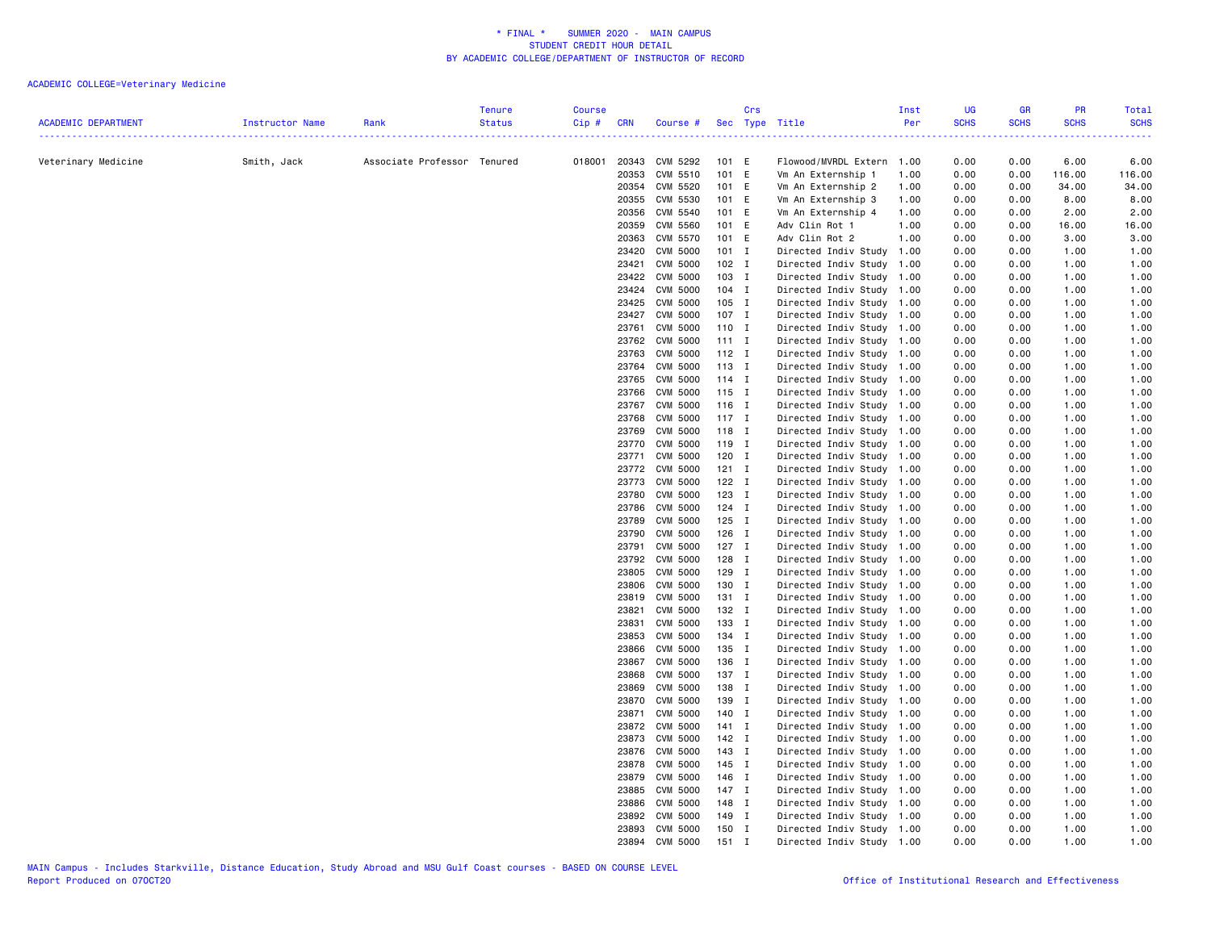\* FINAL \* SUMMER 2020 - MAIN CAMPUS
STUDENT CREDIT HOUR DETAIL
BY ACADEMIC COLLEGE/DEPARTMENT OF INSTRUCTOR OF RECORD

ACADEMIC COLLEGE=Veterinary Medicine

| ACADEMIC DEPARTMENT | Instructor Name | Rank | Tenure Status | Course Cip # | CRN | Course # | Sec | Crs Type | Title | Inst Per | UG SCHS | GR SCHS | PR SCHS | Total SCHS |
|---|---|---|---|---|---|---|---|---|---|---|---|---|---|---|
| Veterinary Medicine | Smith, Jack | Associate Professor | Tenured | 018001 | 20343 | CVM 5292 | 101 | E | Flowood/MVRDL Extern | 1.00 | 0.00 | 0.00 | 6.00 | 6.00 |
| | | | | | 20353 | CVM 5510 | 101 | E | Vm An Externship 1 | 1.00 | 0.00 | 0.00 | 116.00 | 116.00 |
| | | | | | 20354 | CVM 5520 | 101 | E | Vm An Externship 2 | 1.00 | 0.00 | 0.00 | 34.00 | 34.00 |
| | | | | | 20355 | CVM 5530 | 101 | E | Vm An Externship 3 | 1.00 | 0.00 | 0.00 | 8.00 | 8.00 |
| | | | | | 20356 | CVM 5540 | 101 | E | Vm An Externship 4 | 1.00 | 0.00 | 0.00 | 2.00 | 2.00 |
| | | | | | 20359 | CVM 5560 | 101 | E | Adv Clin Rot 1 | 1.00 | 0.00 | 0.00 | 16.00 | 16.00 |
| | | | | | 20363 | CVM 5570 | 101 | E | Adv Clin Rot 2 | 1.00 | 0.00 | 0.00 | 3.00 | 3.00 |
| | | | | | 23420 | CVM 5000 | 101 | I | Directed Indiv Study | 1.00 | 0.00 | 0.00 | 1.00 | 1.00 |
| | | | | | 23421 | CVM 5000 | 102 | I | Directed Indiv Study | 1.00 | 0.00 | 0.00 | 1.00 | 1.00 |
| | | | | | 23422 | CVM 5000 | 103 | I | Directed Indiv Study | 1.00 | 0.00 | 0.00 | 1.00 | 1.00 |
| | | | | | 23424 | CVM 5000 | 104 | I | Directed Indiv Study | 1.00 | 0.00 | 0.00 | 1.00 | 1.00 |
| | | | | | 23425 | CVM 5000 | 105 | I | Directed Indiv Study | 1.00 | 0.00 | 0.00 | 1.00 | 1.00 |
| | | | | | 23427 | CVM 5000 | 107 | I | Directed Indiv Study | 1.00 | 0.00 | 0.00 | 1.00 | 1.00 |
| | | | | | 23761 | CVM 5000 | 110 | I | Directed Indiv Study | 1.00 | 0.00 | 0.00 | 1.00 | 1.00 |
| | | | | | 23762 | CVM 5000 | 111 | I | Directed Indiv Study | 1.00 | 0.00 | 0.00 | 1.00 | 1.00 |
| | | | | | 23763 | CVM 5000 | 112 | I | Directed Indiv Study | 1.00 | 0.00 | 0.00 | 1.00 | 1.00 |
| | | | | | 23764 | CVM 5000 | 113 | I | Directed Indiv Study | 1.00 | 0.00 | 0.00 | 1.00 | 1.00 |
| | | | | | 23765 | CVM 5000 | 114 | I | Directed Indiv Study | 1.00 | 0.00 | 0.00 | 1.00 | 1.00 |
| | | | | | 23766 | CVM 5000 | 115 | I | Directed Indiv Study | 1.00 | 0.00 | 0.00 | 1.00 | 1.00 |
| | | | | | 23767 | CVM 5000 | 116 | I | Directed Indiv Study | 1.00 | 0.00 | 0.00 | 1.00 | 1.00 |
| | | | | | 23768 | CVM 5000 | 117 | I | Directed Indiv Study | 1.00 | 0.00 | 0.00 | 1.00 | 1.00 |
| | | | | | 23769 | CVM 5000 | 118 | I | Directed Indiv Study | 1.00 | 0.00 | 0.00 | 1.00 | 1.00 |
| | | | | | 23770 | CVM 5000 | 119 | I | Directed Indiv Study | 1.00 | 0.00 | 0.00 | 1.00 | 1.00 |
| | | | | | 23771 | CVM 5000 | 120 | I | Directed Indiv Study | 1.00 | 0.00 | 0.00 | 1.00 | 1.00 |
| | | | | | 23772 | CVM 5000 | 121 | I | Directed Indiv Study | 1.00 | 0.00 | 0.00 | 1.00 | 1.00 |
| | | | | | 23773 | CVM 5000 | 122 | I | Directed Indiv Study | 1.00 | 0.00 | 0.00 | 1.00 | 1.00 |
| | | | | | 23780 | CVM 5000 | 123 | I | Directed Indiv Study | 1.00 | 0.00 | 0.00 | 1.00 | 1.00 |
| | | | | | 23786 | CVM 5000 | 124 | I | Directed Indiv Study | 1.00 | 0.00 | 0.00 | 1.00 | 1.00 |
| | | | | | 23789 | CVM 5000 | 125 | I | Directed Indiv Study | 1.00 | 0.00 | 0.00 | 1.00 | 1.00 |
| | | | | | 23790 | CVM 5000 | 126 | I | Directed Indiv Study | 1.00 | 0.00 | 0.00 | 1.00 | 1.00 |
| | | | | | 23791 | CVM 5000 | 127 | I | Directed Indiv Study | 1.00 | 0.00 | 0.00 | 1.00 | 1.00 |
| | | | | | 23792 | CVM 5000 | 128 | I | Directed Indiv Study | 1.00 | 0.00 | 0.00 | 1.00 | 1.00 |
| | | | | | 23805 | CVM 5000 | 129 | I | Directed Indiv Study | 1.00 | 0.00 | 0.00 | 1.00 | 1.00 |
| | | | | | 23806 | CVM 5000 | 130 | I | Directed Indiv Study | 1.00 | 0.00 | 0.00 | 1.00 | 1.00 |
| | | | | | 23819 | CVM 5000 | 131 | I | Directed Indiv Study | 1.00 | 0.00 | 0.00 | 1.00 | 1.00 |
| | | | | | 23821 | CVM 5000 | 132 | I | Directed Indiv Study | 1.00 | 0.00 | 0.00 | 1.00 | 1.00 |
| | | | | | 23831 | CVM 5000 | 133 | I | Directed Indiv Study | 1.00 | 0.00 | 0.00 | 1.00 | 1.00 |
| | | | | | 23853 | CVM 5000 | 134 | I | Directed Indiv Study | 1.00 | 0.00 | 0.00 | 1.00 | 1.00 |
| | | | | | 23866 | CVM 5000 | 135 | I | Directed Indiv Study | 1.00 | 0.00 | 0.00 | 1.00 | 1.00 |
| | | | | | 23867 | CVM 5000 | 136 | I | Directed Indiv Study | 1.00 | 0.00 | 0.00 | 1.00 | 1.00 |
| | | | | | 23868 | CVM 5000 | 137 | I | Directed Indiv Study | 1.00 | 0.00 | 0.00 | 1.00 | 1.00 |
| | | | | | 23869 | CVM 5000 | 138 | I | Directed Indiv Study | 1.00 | 0.00 | 0.00 | 1.00 | 1.00 |
| | | | | | 23870 | CVM 5000 | 139 | I | Directed Indiv Study | 1.00 | 0.00 | 0.00 | 1.00 | 1.00 |
| | | | | | 23871 | CVM 5000 | 140 | I | Directed Indiv Study | 1.00 | 0.00 | 0.00 | 1.00 | 1.00 |
| | | | | | 23872 | CVM 5000 | 141 | I | Directed Indiv Study | 1.00 | 0.00 | 0.00 | 1.00 | 1.00 |
| | | | | | 23873 | CVM 5000 | 142 | I | Directed Indiv Study | 1.00 | 0.00 | 0.00 | 1.00 | 1.00 |
| | | | | | 23876 | CVM 5000 | 143 | I | Directed Indiv Study | 1.00 | 0.00 | 0.00 | 1.00 | 1.00 |
| | | | | | 23878 | CVM 5000 | 145 | I | Directed Indiv Study | 1.00 | 0.00 | 0.00 | 1.00 | 1.00 |
| | | | | | 23879 | CVM 5000 | 146 | I | Directed Indiv Study | 1.00 | 0.00 | 0.00 | 1.00 | 1.00 |
| | | | | | 23885 | CVM 5000 | 147 | I | Directed Indiv Study | 1.00 | 0.00 | 0.00 | 1.00 | 1.00 |
| | | | | | 23886 | CVM 5000 | 148 | I | Directed Indiv Study | 1.00 | 0.00 | 0.00 | 1.00 | 1.00 |
| | | | | | 23892 | CVM 5000 | 149 | I | Directed Indiv Study | 1.00 | 0.00 | 0.00 | 1.00 | 1.00 |
| | | | | | 23893 | CVM 5000 | 150 | I | Directed Indiv Study | 1.00 | 0.00 | 0.00 | 1.00 | 1.00 |
| | | | | | 23894 | CVM 5000 | 151 | I | Directed Indiv Study | 1.00 | 0.00 | 0.00 | 1.00 | 1.00 |

MAIN Campus - Includes Starkville, Distance Education, Study Abroad and MSU Gulf Coast courses - BASED ON COURSE LEVEL
Report Produced on 07OCT20

Office of Institutional Research and Effectiveness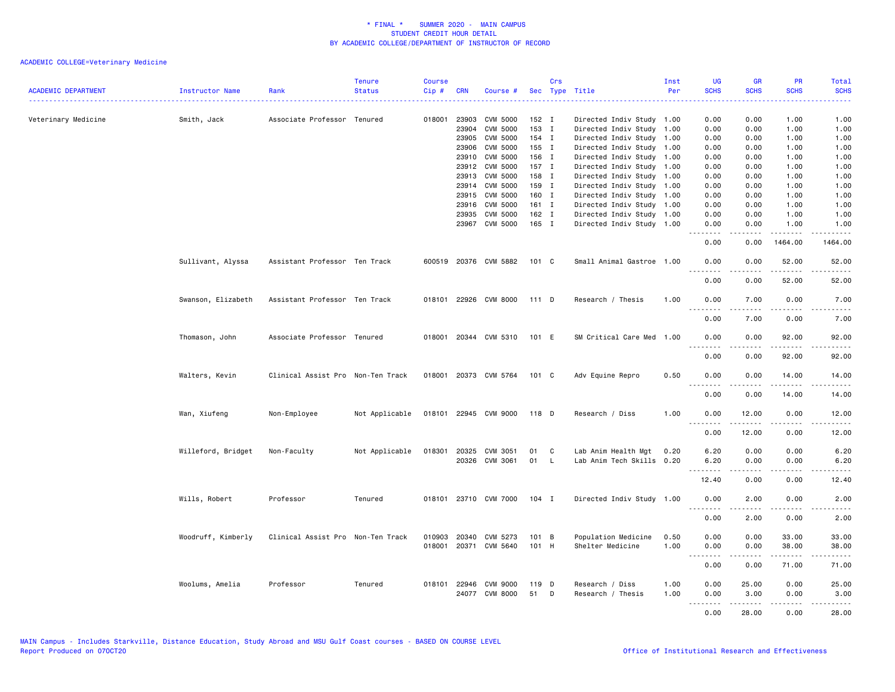\* FINAL \* SUMMER 2020 - MAIN CAMPUS
STUDENT CREDIT HOUR DETAIL
BY ACADEMIC COLLEGE/DEPARTMENT OF INSTRUCTOR OF RECORD

ACADEMIC COLLEGE=Veterinary Medicine

| ACADEMIC DEPARTMENT | Instructor Name | Rank | Tenure Status | Course Cip # | CRN | Course # | Sec | Crs Type | Title | Inst Per | UG SCHS | GR SCHS | PR SCHS | Total SCHS |
|---|---|---|---|---|---|---|---|---|---|---|---|---|---|---|
| Veterinary Medicine | Smith, Jack | Associate Professor | Tenured | 018001 | 23903 | CVM 5000 | 152 | I | Directed Indiv Study | 1.00 | 0.00 | 0.00 | 1.00 | 1.00 |
| | | | | | 23904 | CVM 5000 | 153 | I | Directed Indiv Study | 1.00 | 0.00 | 0.00 | 1.00 | 1.00 |
| | | | | | 23905 | CVM 5000 | 154 | I | Directed Indiv Study | 1.00 | 0.00 | 0.00 | 1.00 | 1.00 |
| | | | | | 23906 | CVM 5000 | 155 | I | Directed Indiv Study | 1.00 | 0.00 | 0.00 | 1.00 | 1.00 |
| | | | | | 23910 | CVM 5000 | 156 | I | Directed Indiv Study | 1.00 | 0.00 | 0.00 | 1.00 | 1.00 |
| | | | | | 23912 | CVM 5000 | 157 | I | Directed Indiv Study | 1.00 | 0.00 | 0.00 | 1.00 | 1.00 |
| | | | | | 23913 | CVM 5000 | 158 | I | Directed Indiv Study | 1.00 | 0.00 | 0.00 | 1.00 | 1.00 |
| | | | | | 23914 | CVM 5000 | 159 | I | Directed Indiv Study | 1.00 | 0.00 | 0.00 | 1.00 | 1.00 |
| | | | | | 23915 | CVM 5000 | 160 | I | Directed Indiv Study | 1.00 | 0.00 | 0.00 | 1.00 | 1.00 |
| | | | | | 23916 | CVM 5000 | 161 | I | Directed Indiv Study | 1.00 | 0.00 | 0.00 | 1.00 | 1.00 |
| | | | | | 23935 | CVM 5000 | 162 | I | Directed Indiv Study | 1.00 | 0.00 | 0.00 | 1.00 | 1.00 |
| | | | | | 23967 | CVM 5000 | 165 | I | Directed Indiv Study | 1.00 | 0.00 | 0.00 | 1.00 | 1.00 |
| | | | | | | | | | | | 0.00 | 0.00 | 1464.00 | 1464.00 |
| | Sullivant, Alyssa | Assistant Professor | Ten Track | 600519 | 20376 | CVM 5882 | 101 | C | Small Animal Gastroe | 1.00 | 0.00 | 0.00 | 52.00 | 52.00 |
| | | | | | | | | | | | 0.00 | 0.00 | 52.00 | 52.00 |
| | Swanson, Elizabeth | Assistant Professor | Ten Track | 018101 | 22926 | CVM 8000 | 111 | D | Research / Thesis | 1.00 | 0.00 | 7.00 | 0.00 | 7.00 |
| | | | | | | | | | | | 0.00 | 7.00 | 0.00 | 7.00 |
| | Thomason, John | Associate Professor | Tenured | 018001 | 20344 | CVM 5310 | 101 | E | SM Critical Care Med | 1.00 | 0.00 | 0.00 | 92.00 | 92.00 |
| | | | | | | | | | | | 0.00 | 0.00 | 92.00 | 92.00 |
| | Walters, Kevin | Clinical Assist Pro | Non-Ten Track | 018001 | 20373 | CVM 5764 | 101 | C | Adv Equine Repro | 0.50 | 0.00 | 0.00 | 14.00 | 14.00 |
| | | | | | | | | | | | 0.00 | 0.00 | 14.00 | 14.00 |
| | Wan, Xiufeng | Non-Employee | Not Applicable | 018101 | 22945 | CVM 9000 | 118 | D | Research / Diss | 1.00 | 0.00 | 12.00 | 0.00 | 12.00 |
| | | | | | | | | | | | 0.00 | 12.00 | 0.00 | 12.00 |
| | Willeford, Bridget | Non-Faculty | Not Applicable | 018301 | 20325 | CVM 3051 | 01 | C | Lab Anim Health Mgt | 0.20 | 6.20 | 0.00 | 0.00 | 6.20 |
| | | | | | 20326 | CVM 3061 | 01 | L | Lab Anim Tech Skills | 0.20 | 6.20 | 0.00 | 0.00 | 6.20 |
| | | | | | | | | | | | 12.40 | 0.00 | 0.00 | 12.40 |
| | Wills, Robert | Professor | Tenured | 018101 | 23710 | CVM 7000 | 104 | I | Directed Indiv Study | 1.00 | 0.00 | 2.00 | 0.00 | 2.00 |
| | | | | | | | | | | | 0.00 | 2.00 | 0.00 | 2.00 |
| | Woodruff, Kimberly | Clinical Assist Pro | Non-Ten Track | 010903 | 20340 | CVM 5273 | 101 | B | Population Medicine | 0.50 | 0.00 | 0.00 | 33.00 | 33.00 |
| | | | | 018001 | 20371 | CVM 5640 | 101 | H | Shelter Medicine | 1.00 | 0.00 | 0.00 | 38.00 | 38.00 |
| | | | | | | | | | | | 0.00 | 0.00 | 71.00 | 71.00 |
| | Woolums, Amelia | Professor | Tenured | 018101 | 22946 | CVM 9000 | 119 | D | Research / Diss | 1.00 | 0.00 | 25.00 | 0.00 | 25.00 |
| | | | | | 24077 | CVM 8000 | 51 | D | Research / Thesis | 1.00 | 0.00 | 3.00 | 0.00 | 3.00 |
| | | | | | | | | | | | 0.00 | 28.00 | 0.00 | 28.00 |

MAIN Campus - Includes Starkville, Distance Education, Study Abroad and MSU Gulf Coast courses - BASED ON COURSE LEVEL
Report Produced on 07OCT20 Office of Institutional Research and Effectiveness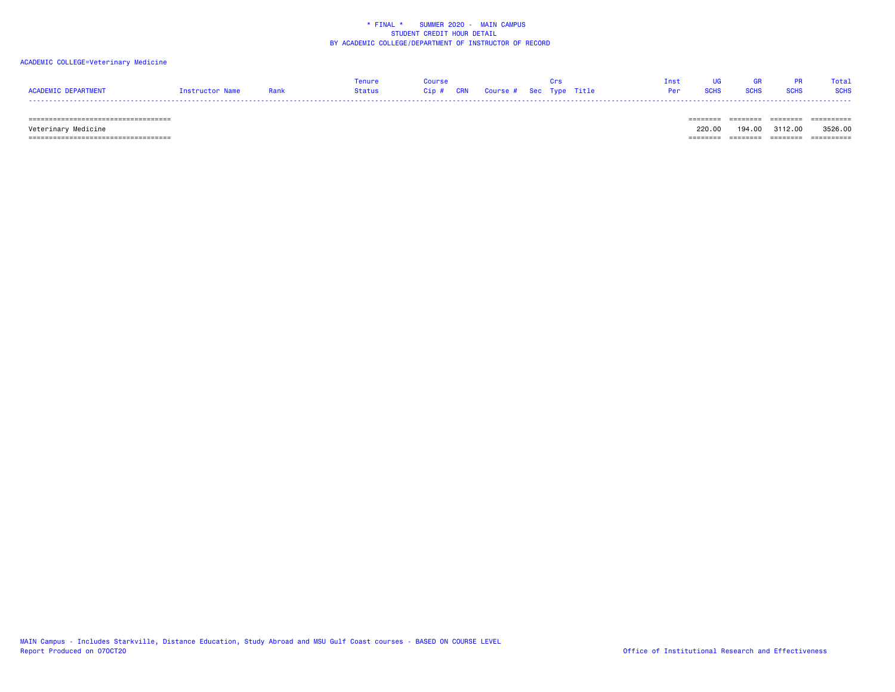\* FINAL \*    SUMMER 2020 - MAIN CAMPUS
STUDENT CREDIT HOUR DETAIL
BY ACADEMIC COLLEGE/DEPARTMENT OF INSTRUCTOR OF RECORD

ACADEMIC COLLEGE=Veterinary Medicine

| ACADEMIC DEPARTMENT | Instructor Name | Rank | Tenure Status | Course Cip # | CRN | Course # | Sec | Crs Type | Title | Inst Per | UG SCHS | GR SCHS | PR SCHS | Total SCHS |
|---|---|---|---|---|---|---|---|---|---|---|---|---|---|---|
| Veterinary Medicine | | | | | | | | | | | 220.00 | 194.00 | 3112.00 | 3526.00 |

MAIN Campus - Includes Starkville, Distance Education, Study Abroad and MSU Gulf Coast courses - BASED ON COURSE LEVEL
Report Produced on 07OCT20

Office of Institutional Research and Effectiveness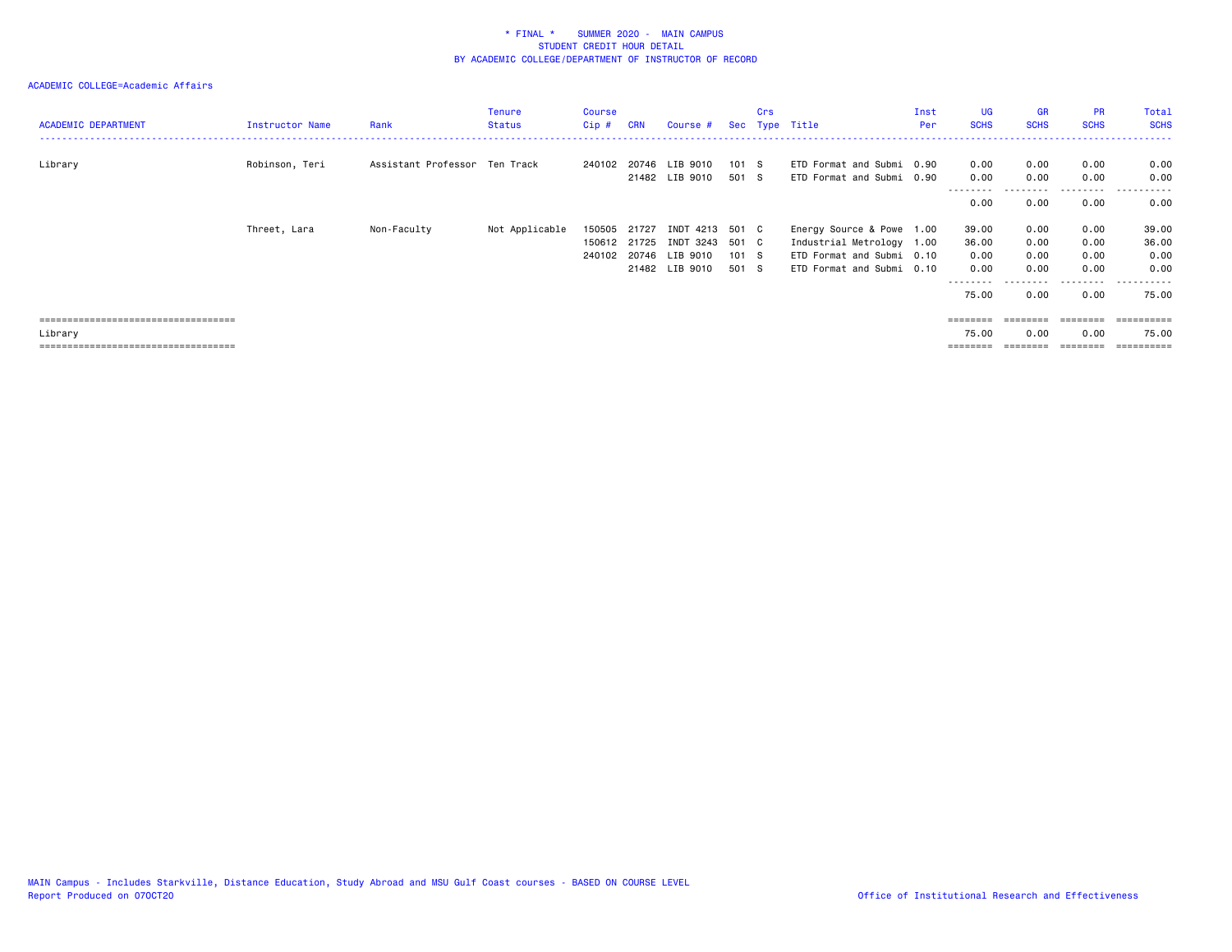\* FINAL \* SUMMER 2020 - MAIN CAMPUS
STUDENT CREDIT HOUR DETAIL
BY ACADEMIC COLLEGE/DEPARTMENT OF INSTRUCTOR OF RECORD

ACADEMIC COLLEGE=Academic Affairs

| ACADEMIC DEPARTMENT | Instructor Name | Rank | Tenure Status | Course Cip # | CRN | Course # | Sec | Crs Type | Title | Inst Per | UG SCHS | GR SCHS | PR SCHS | Total SCHS |
|---|---|---|---|---|---|---|---|---|---|---|---|---|---|---|
| Library | Robinson, Teri | Assistant Professor | Ten Track | 240102 | 20746 | LIB 9010 | 101 | S | ETD Format and Submi | 0.90 | 0.00 | 0.00 | 0.00 | 0.00 |
| | | | | | 21482 | LIB 9010 | 501 | S | ETD Format and Submi | 0.90 | 0.00 | 0.00 | 0.00 | 0.00 |
| | | | | | | | | | | | 0.00 | 0.00 | 0.00 | 0.00 |
| | Threet, Lara | Non-Faculty | Not Applicable | 150505 | 21727 | INDT 4213 | 501 | C | Energy Source & Powe | 1.00 | 39.00 | 0.00 | 0.00 | 39.00 |
| | | | | 150612 | 21725 | INDT 3243 | 501 | C | Industrial Metrology | 1.00 | 36.00 | 0.00 | 0.00 | 36.00 |
| | | | | 240102 | 20746 | LIB 9010 | 101 | S | ETD Format and Submi | 0.10 | 0.00 | 0.00 | 0.00 | 0.00 |
| | | | | | 21482 | LIB 9010 | 501 | S | ETD Format and Submi | 0.10 | 0.00 | 0.00 | 0.00 | 0.00 |
| | | | | | | | | | | | 75.00 | 0.00 | 0.00 | 75.00 |
| Library | | | | | | | | | | | 75.00 | 0.00 | 0.00 | 75.00 |

MAIN Campus - Includes Starkville, Distance Education, Study Abroad and MSU Gulf Coast courses - BASED ON COURSE LEVEL
Report Produced on 07OCT20

Office of Institutional Research and Effectiveness